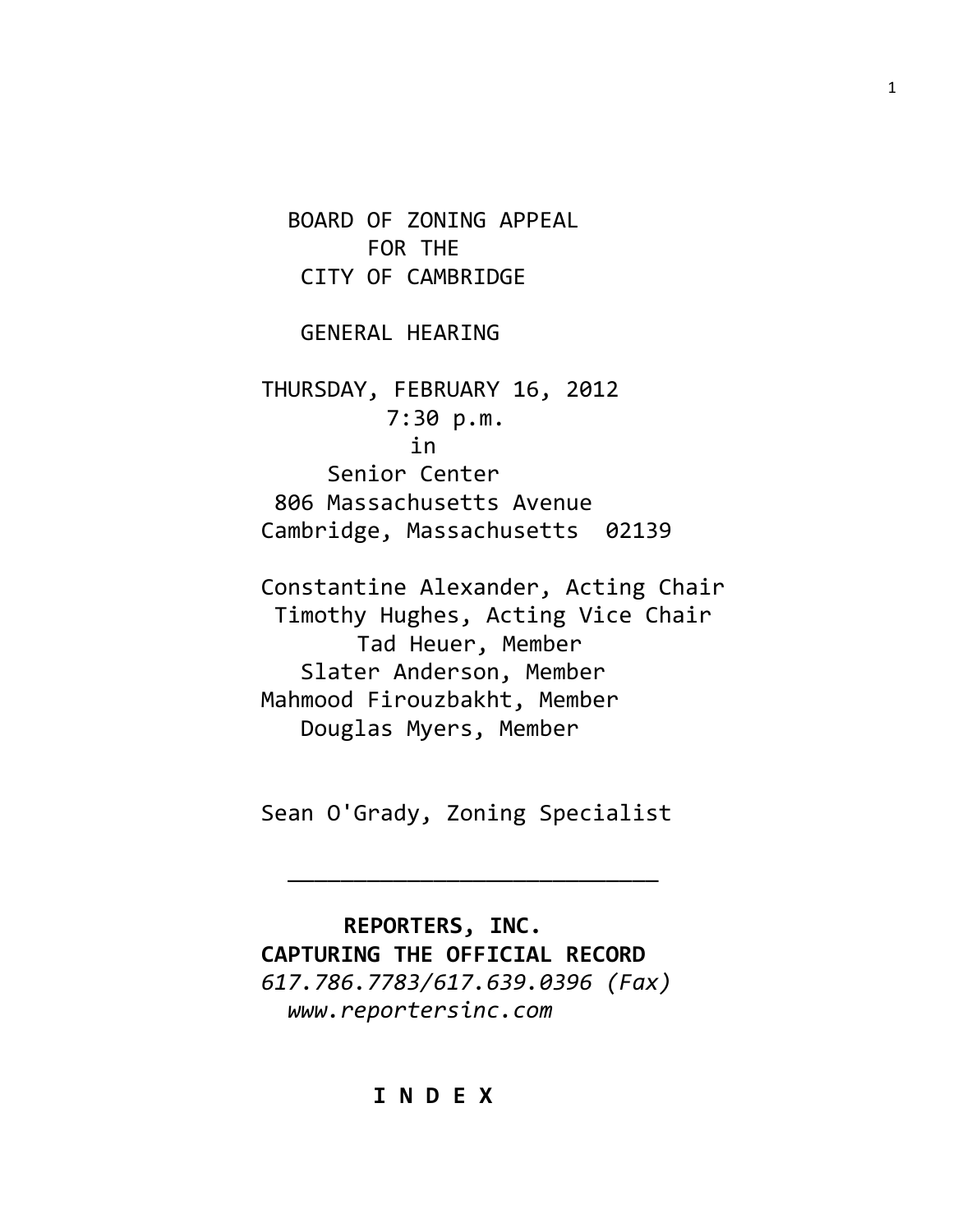BOARD OF ZONING APPEAL
FOR THE
CITY OF CAMBRIDGE

GENERAL HEARING

THURSDAY, FEBRUARY 16, 2012
7:30 p.m.
in
Senior Center
806 Massachusetts Avenue
Cambridge, Massachusetts 02139

Constantine Alexander, Acting Chair
Timothy Hughes, Acting Vice Chair
Tad Heuer, Member
Slater Anderson, Member
Mahmood Firouzbakht, Member
Douglas Myers, Member

Sean O'Grady, Zoning Specialist

---

**REPORTERS, INC.**
**CAPTURING THE OFFICIAL RECORD**
*617.786.7783/617.639.0396 (Fax)*
*www.reportersinc.com*

**I N D E X**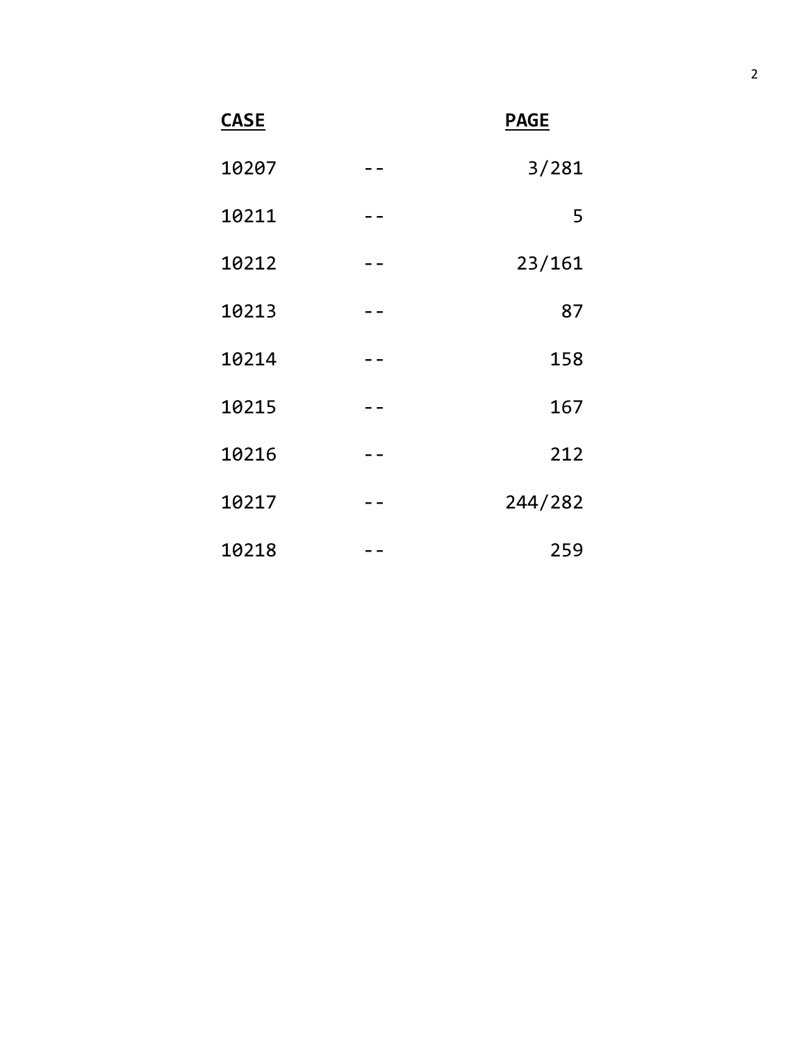| CASE | | PAGE |
| --- | --- | --- |
| 10207 | -- | 3/281 |
| 10211 | -- | 5 |
| 10212 | -- | 23/161 |
| 10213 | -- | 87 |
| 10214 | -- | 158 |
| 10215 | -- | 167 |
| 10216 | -- | 212 |
| 10217 | -- | 244/282 |
| 10218 | -- | 259 |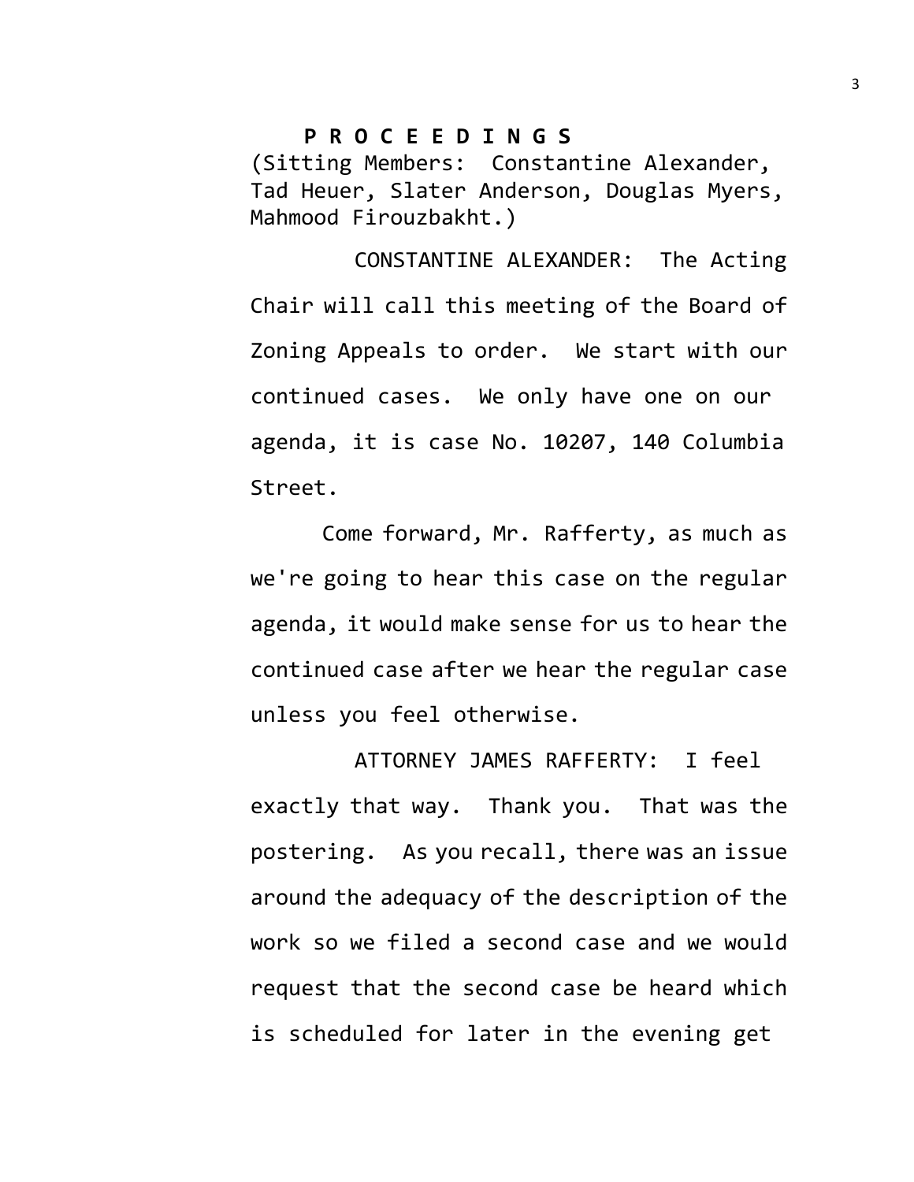**P R O C E E D I N G S**

(Sitting Members: Constantine Alexander, Tad Heuer, Slater Anderson, Douglas Myers, Mahmood Firouzbakht.)

CONSTANTINE ALEXANDER: The Acting Chair will call this meeting of the Board of Zoning Appeals to order. We start with our continued cases. We only have one on our agenda, it is case No. 10207, 140 Columbia Street.

Come forward, Mr. Rafferty, as much as we're going to hear this case on the regular agenda, it would make sense for us to hear the continued case after we hear the regular case unless you feel otherwise.

ATTORNEY JAMES RAFFERTY: I feel exactly that way. Thank you. That was the postering. As you recall, there was an issue around the adequacy of the description of the work so we filed a second case and we would request that the second case be heard which is scheduled for later in the evening get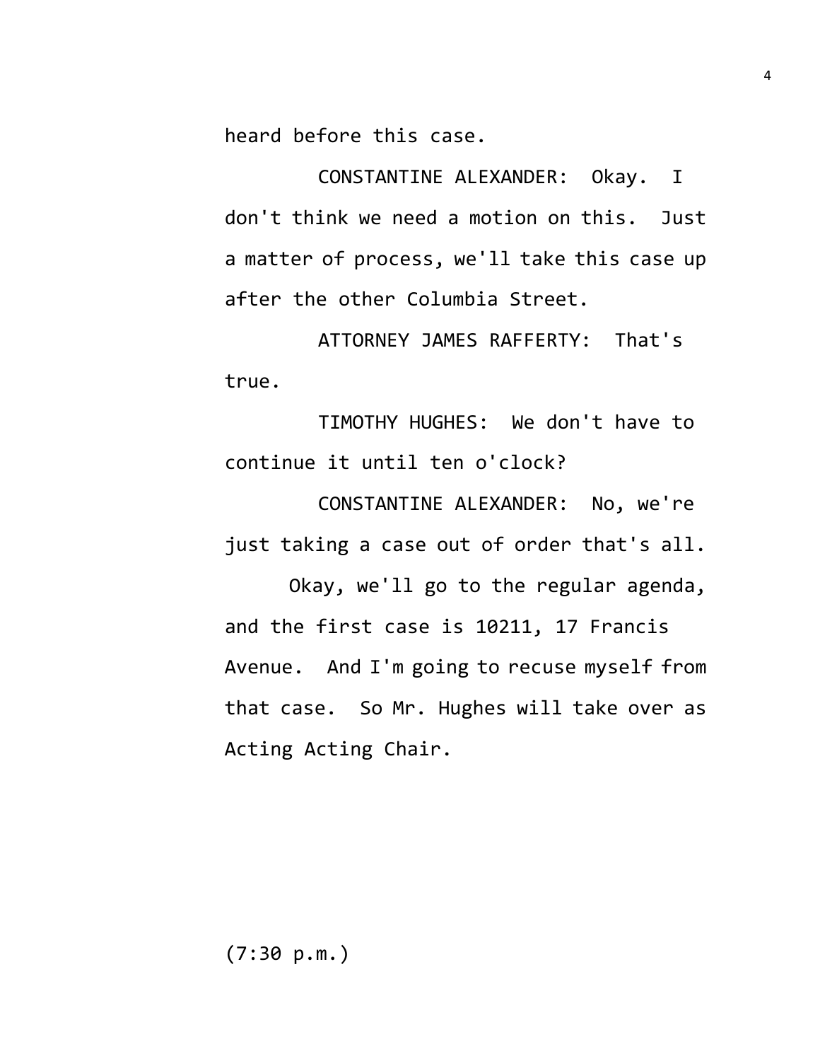heard before this case.

CONSTANTINE ALEXANDER: Okay. I don't think we need a motion on this. Just a matter of process, we'll take this case up after the other Columbia Street.

ATTORNEY JAMES RAFFERTY: That's true.

TIMOTHY HUGHES: We don't have to continue it until ten o'clock?

CONSTANTINE ALEXANDER: No, we're just taking a case out of order that's all.

Okay, we'll go to the regular agenda, and the first case is 10211, 17 Francis Avenue. And I'm going to recuse myself from that case. So Mr. Hughes will take over as Acting Acting Chair.

(7:30 p.m.)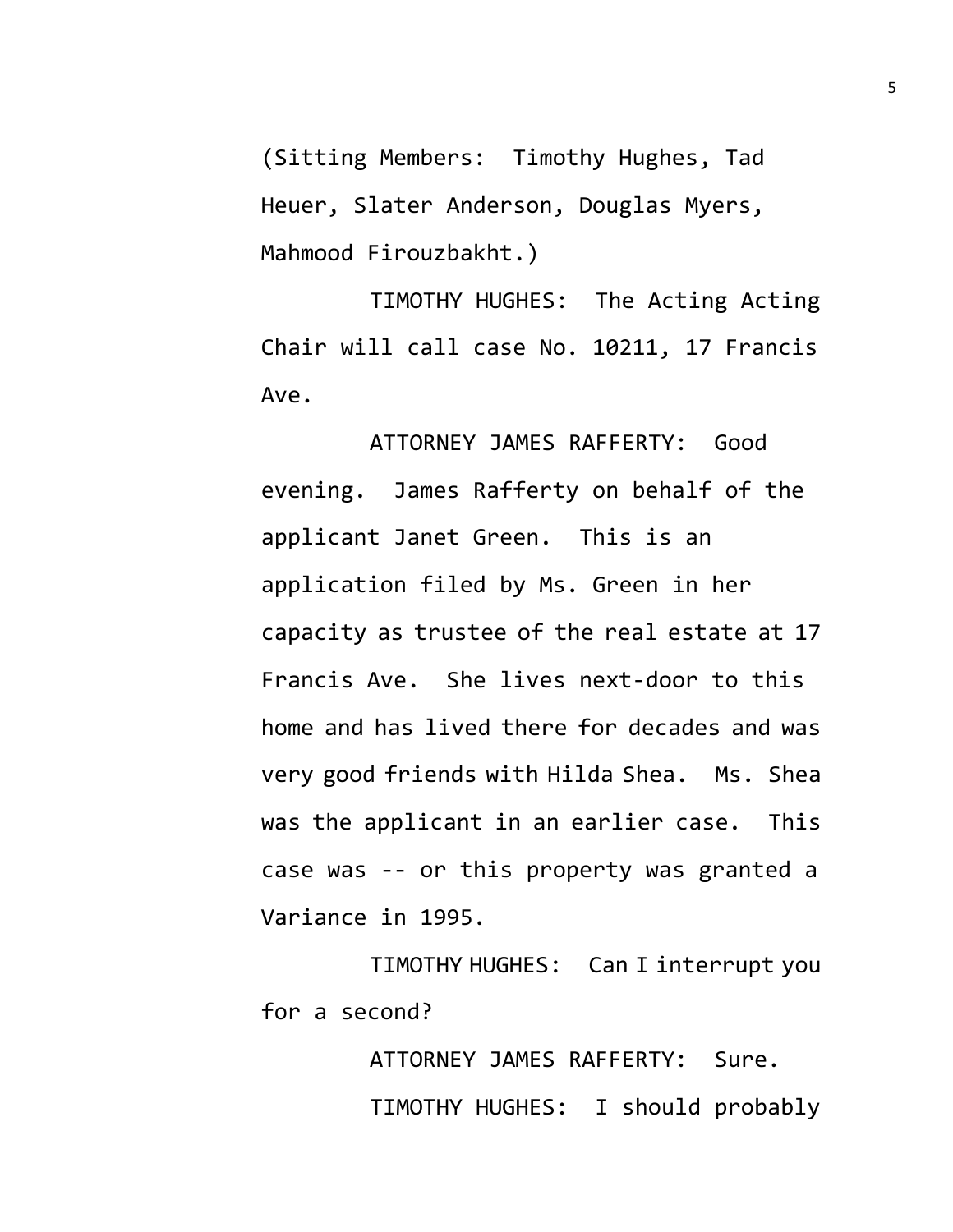(Sitting Members: Timothy Hughes, Tad Heuer, Slater Anderson, Douglas Myers, Mahmood Firouzbakht.)

TIMOTHY HUGHES: The Acting Acting Chair will call case No. 10211, 17 Francis Ave.

ATTORNEY JAMES RAFFERTY: Good evening. James Rafferty on behalf of the applicant Janet Green. This is an application filed by Ms. Green in her capacity as trustee of the real estate at 17 Francis Ave. She lives next-door to this home and has lived there for decades and was very good friends with Hilda Shea. Ms. Shea was the applicant in an earlier case. This case was -- or this property was granted a Variance in 1995.

TIMOTHY HUGHES: Can I interrupt you for a second?

ATTORNEY JAMES RAFFERTY: Sure.

TIMOTHY HUGHES: I should probably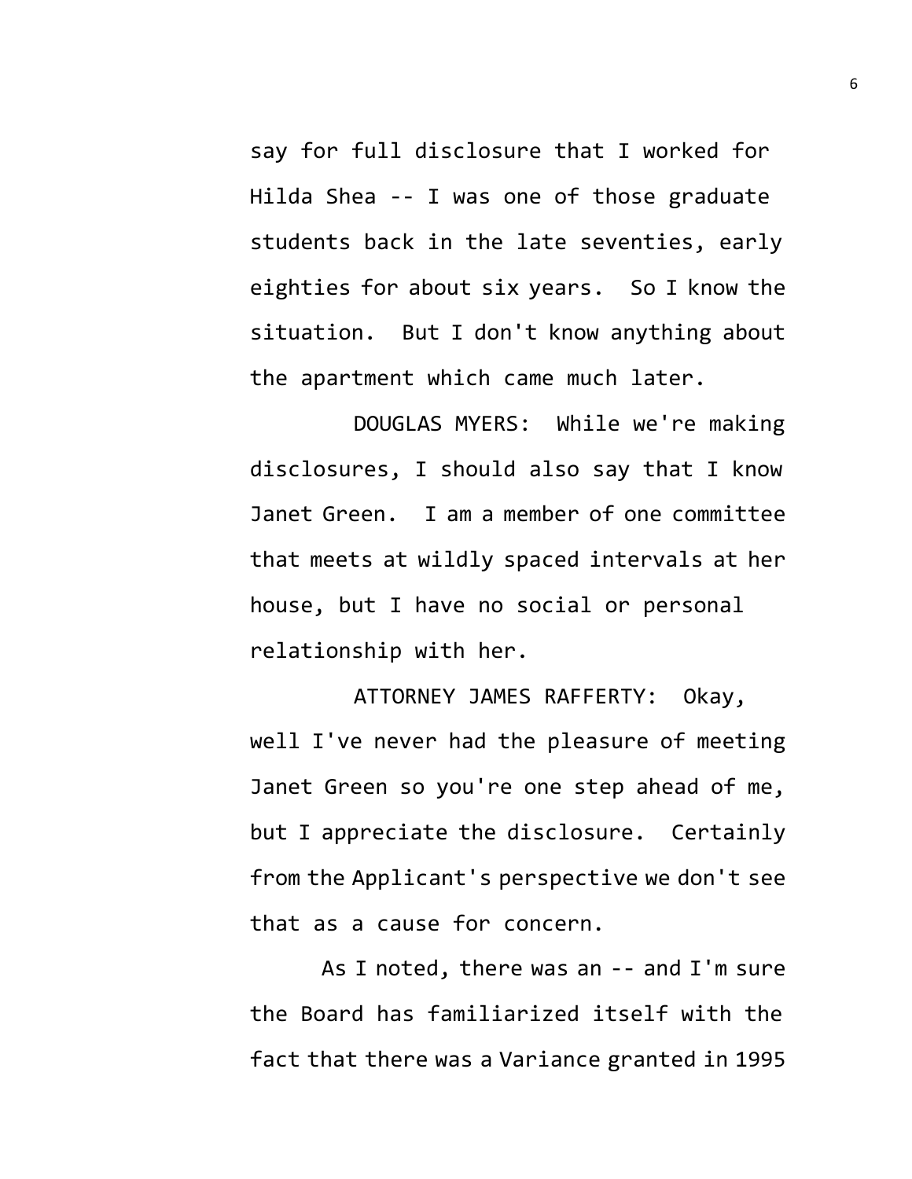say for full disclosure that I worked for Hilda Shea -- I was one of those graduate students back in the late seventies, early eighties for about six years. So I know the situation. But I don't know anything about the apartment which came much later.

DOUGLAS MYERS: While we're making disclosures, I should also say that I know Janet Green. I am a member of one committee that meets at wildly spaced intervals at her house, but I have no social or personal relationship with her.

ATTORNEY JAMES RAFFERTY: Okay, well I've never had the pleasure of meeting Janet Green so you're one step ahead of me, but I appreciate the disclosure. Certainly from the Applicant's perspective we don't see that as a cause for concern.

As I noted, there was an -- and I'm sure the Board has familiarized itself with the fact that there was a Variance granted in 1995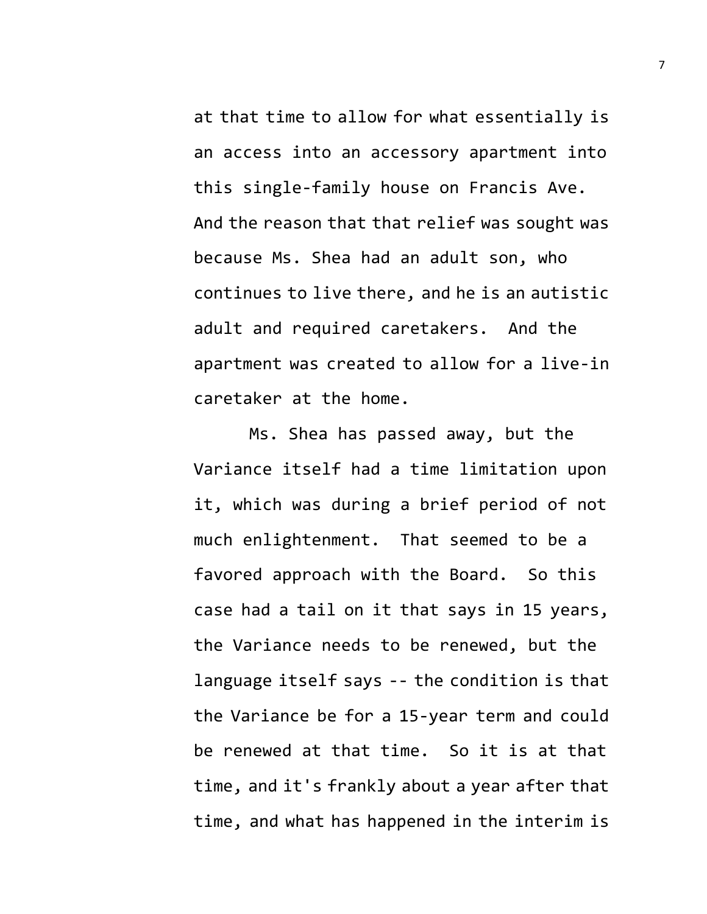at that time to allow for what essentially is an access into an accessory apartment into this single-family house on Francis Ave. And the reason that that relief was sought was because Ms. Shea had an adult son, who continues to live there, and he is an autistic adult and required caretakers. And the apartment was created to allow for a live-in caretaker at the home.

Ms. Shea has passed away, but the Variance itself had a time limitation upon it, which was during a brief period of not much enlightenment. That seemed to be a favored approach with the Board. So this case had a tail on it that says in 15 years, the Variance needs to be renewed, but the language itself says -- the condition is that the Variance be for a 15-year term and could be renewed at that time. So it is at that time, and it's frankly about a year after that time, and what has happened in the interim is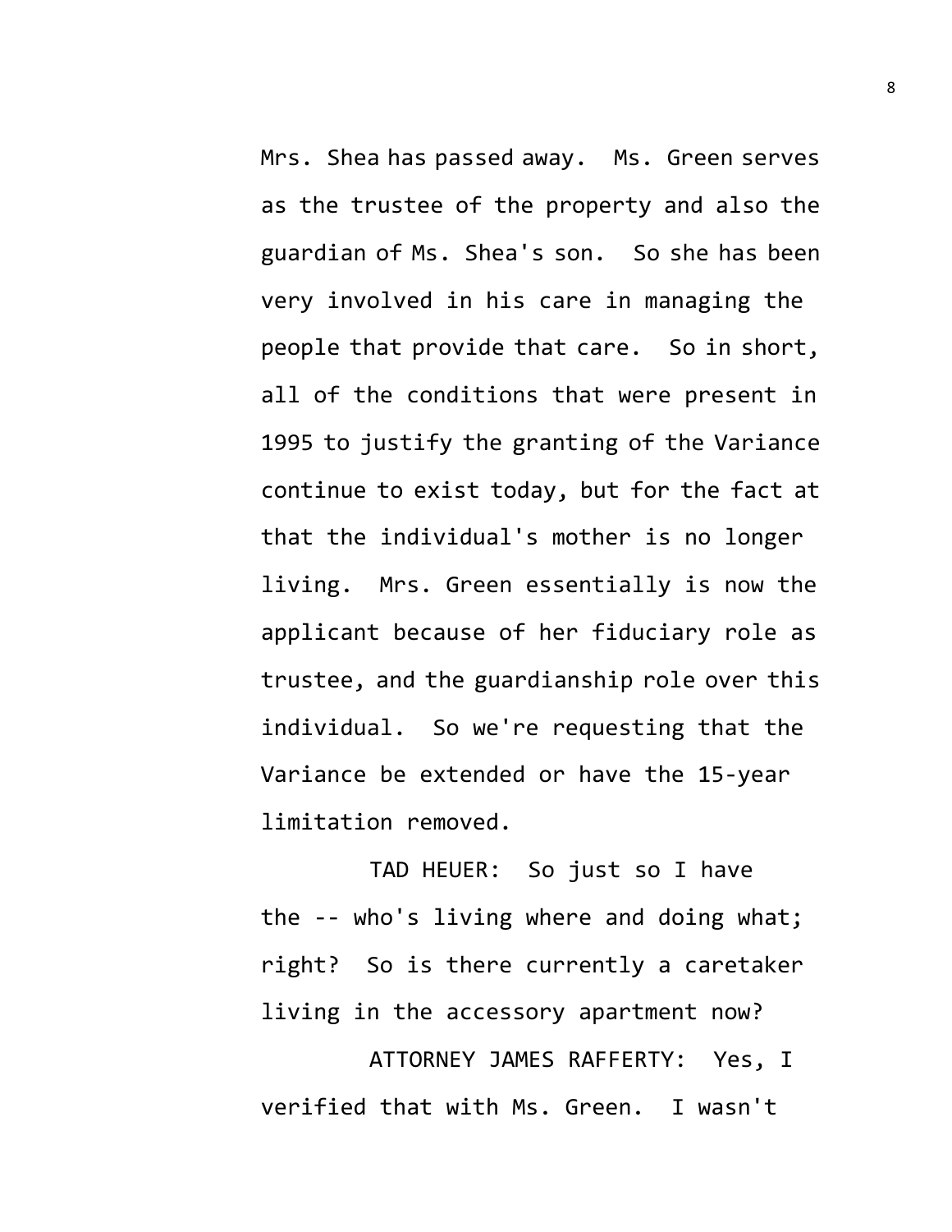Mrs. Shea has passed away. Ms. Green serves as the trustee of the property and also the guardian of Ms. Shea's son. So she has been very involved in his care in managing the people that provide that care. So in short, all of the conditions that were present in 1995 to justify the granting of the Variance continue to exist today, but for the fact at that the individual's mother is no longer living. Mrs. Green essentially is now the applicant because of her fiduciary role as trustee, and the guardianship role over this individual. So we're requesting that the Variance be extended or have the 15-year limitation removed.

TAD HEUER: So just so I have the -- who's living where and doing what; right? So is there currently a caretaker living in the accessory apartment now?

ATTORNEY JAMES RAFFERTY: Yes, I verified that with Ms. Green. I wasn't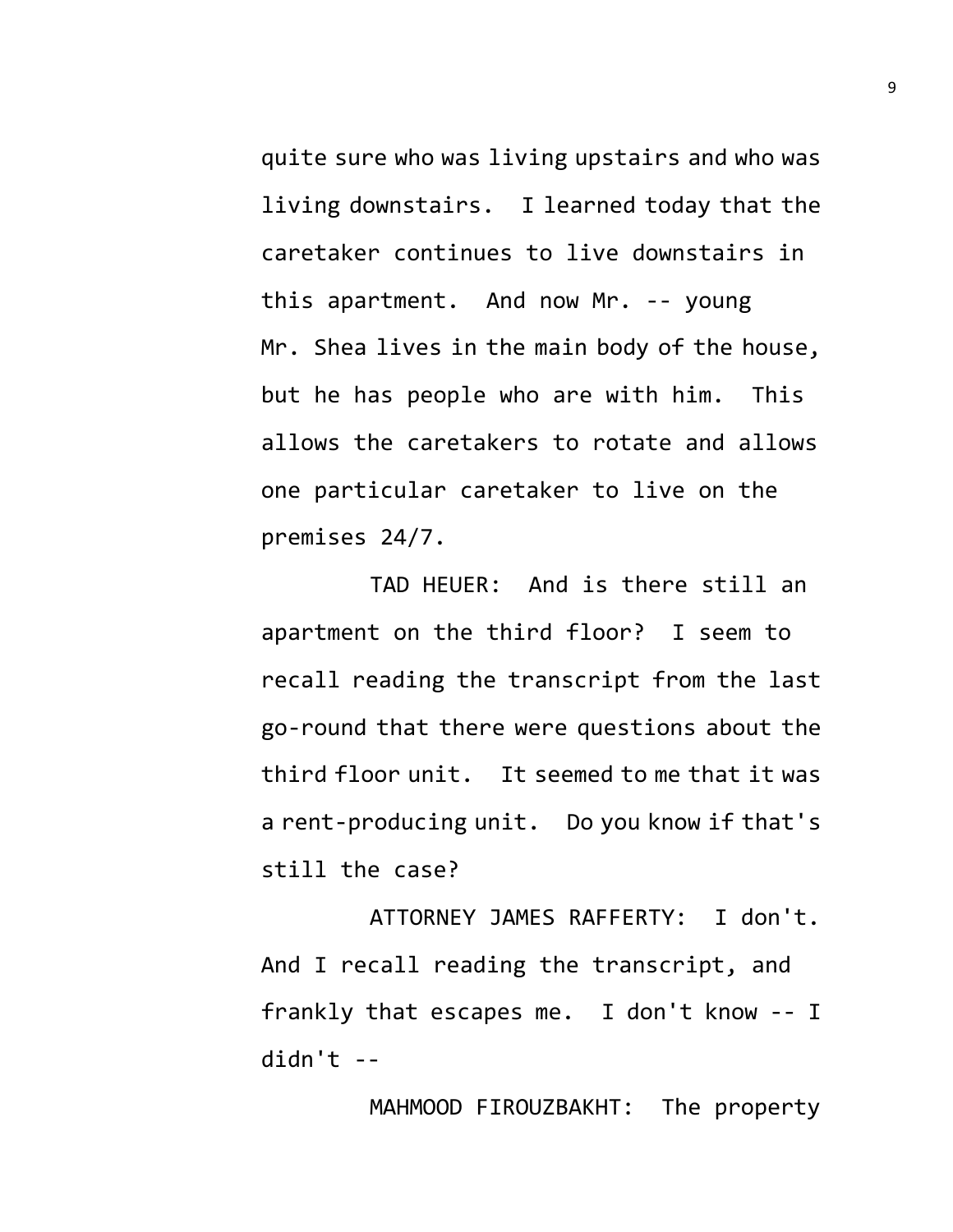quite sure who was living upstairs and who was living downstairs. I learned today that the caretaker continues to live downstairs in this apartment. And now Mr. -- young Mr. Shea lives in the main body of the house, but he has people who are with him. This allows the caretakers to rotate and allows one particular caretaker to live on the premises 24/7.

TAD HEUER: And is there still an apartment on the third floor? I seem to recall reading the transcript from the last go-round that there were questions about the third floor unit. It seemed to me that it was a rent-producing unit. Do you know if that's still the case?

ATTORNEY JAMES RAFFERTY: I don't. And I recall reading the transcript, and frankly that escapes me. I don't know -- I didn't --

MAHMOOD FIROUZBAKHT: The property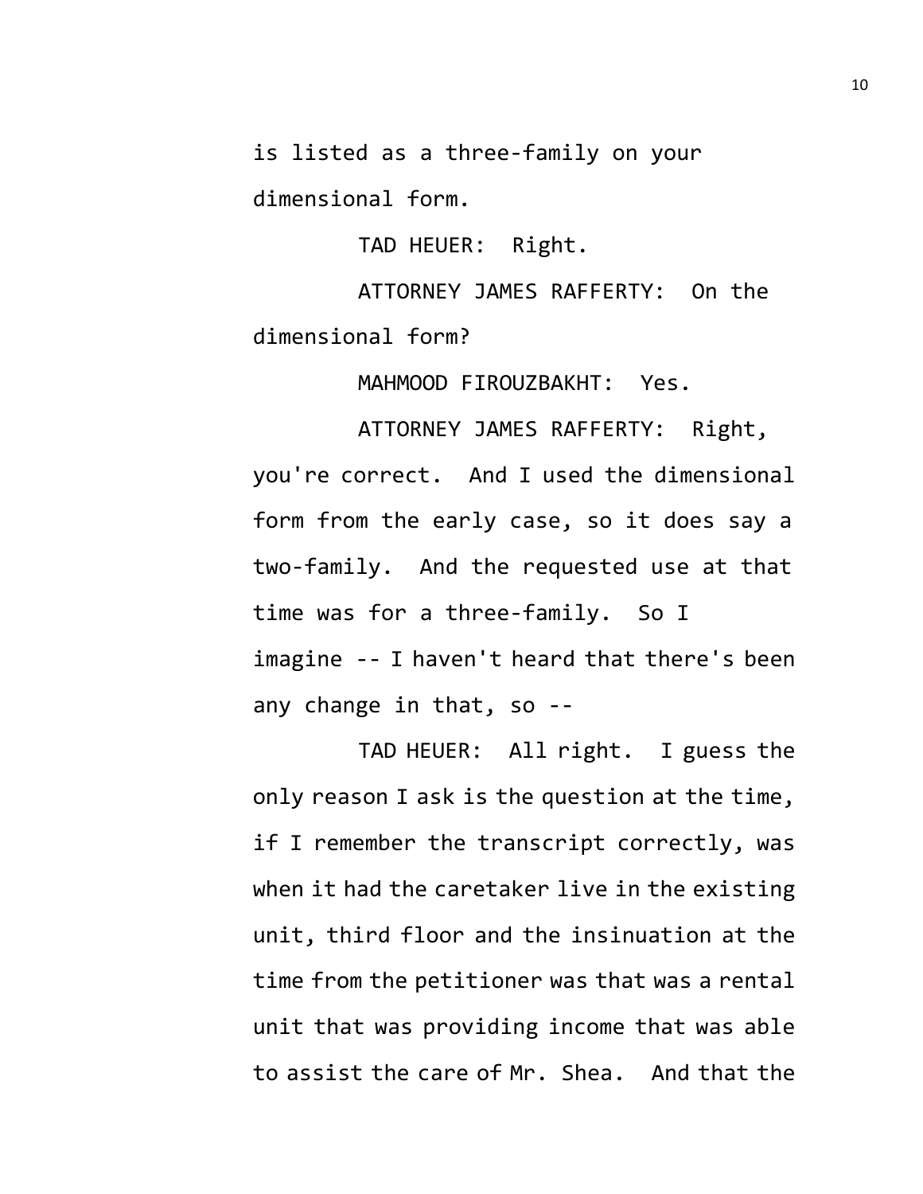is listed as a three-family on your dimensional form.

TAD HEUER: Right.

ATTORNEY JAMES RAFFERTY: On the dimensional form?

MAHMOOD FIROUZBAKHT: Yes.

ATTORNEY JAMES RAFFERTY: Right, you're correct. And I used the dimensional form from the early case, so it does say a two-family. And the requested use at that time was for a three-family. So I imagine -- I haven't heard that there's been any change in that, so --

TAD HEUER: All right. I guess the only reason I ask is the question at the time, if I remember the transcript correctly, was when it had the caretaker live in the existing unit, third floor and the insinuation at the time from the petitioner was that was a rental unit that was providing income that was able to assist the care of Mr. Shea. And that the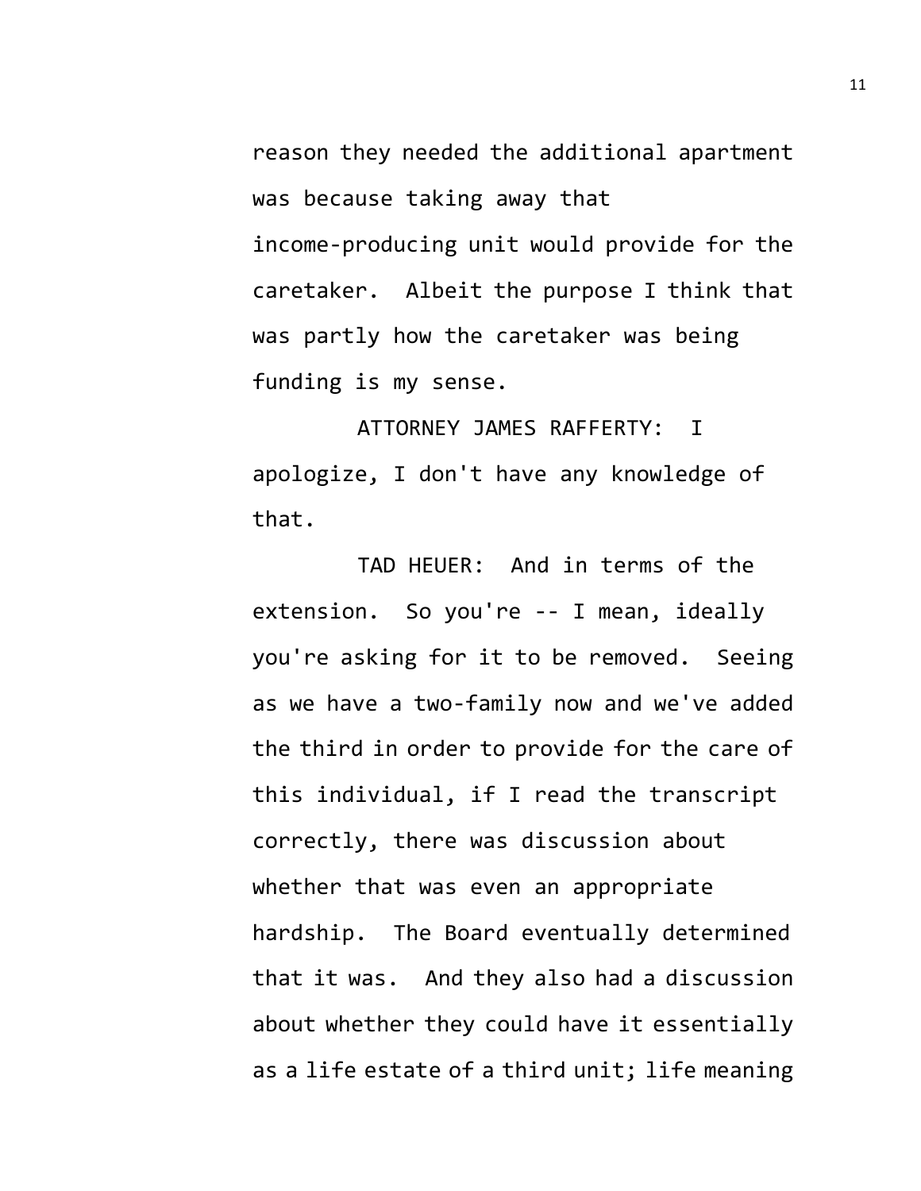reason they needed the additional apartment was because taking away that income-producing unit would provide for the caretaker. Albeit the purpose I think that was partly how the caretaker was being funding is my sense.

ATTORNEY JAMES RAFFERTY: I apologize, I don't have any knowledge of that.

TAD HEUER: And in terms of the extension. So you're -- I mean, ideally you're asking for it to be removed. Seeing as we have a two-family now and we've added the third in order to provide for the care of this individual, if I read the transcript correctly, there was discussion about whether that was even an appropriate hardship. The Board eventually determined that it was. And they also had a discussion about whether they could have it essentially as a life estate of a third unit; life meaning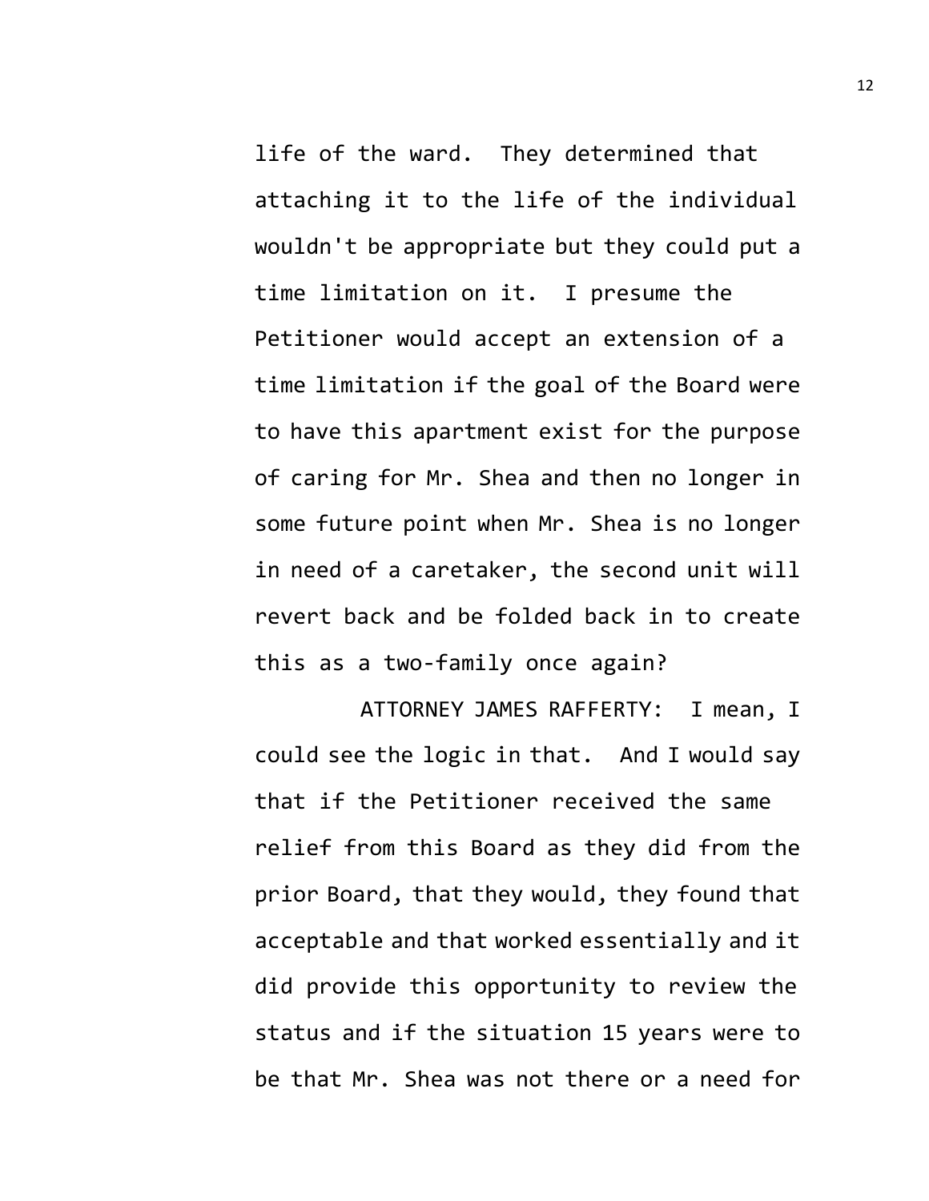life of the ward. They determined that attaching it to the life of the individual wouldn't be appropriate but they could put a time limitation on it. I presume the Petitioner would accept an extension of a time limitation if the goal of the Board were to have this apartment exist for the purpose of caring for Mr. Shea and then no longer in some future point when Mr. Shea is no longer in need of a caretaker, the second unit will revert back and be folded back in to create this as a two-family once again?

ATTORNEY JAMES RAFFERTY: I mean, I could see the logic in that. And I would say that if the Petitioner received the same relief from this Board as they did from the prior Board, that they would, they found that acceptable and that worked essentially and it did provide this opportunity to review the status and if the situation 15 years were to be that Mr. Shea was not there or a need for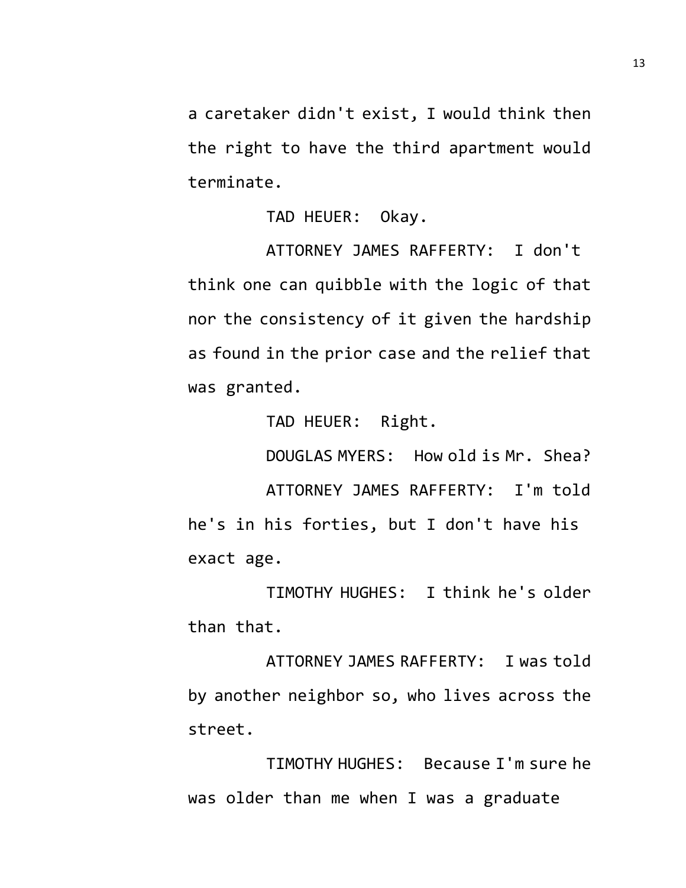a caretaker didn't exist, I would think then the right to have the third apartment would terminate.

TAD HEUER: Okay.

ATTORNEY JAMES RAFFERTY: I don't think one can quibble with the logic of that nor the consistency of it given the hardship as found in the prior case and the relief that was granted.

TAD HEUER: Right.

DOUGLAS MYERS: How old is Mr. Shea?

ATTORNEY JAMES RAFFERTY: I'm told he's in his forties, but I don't have his exact age.

TIMOTHY HUGHES: I think he's older than that.

ATTORNEY JAMES RAFFERTY: I was told by another neighbor so, who lives across the street.

TIMOTHY HUGHES: Because I'm sure he was older than me when I was a graduate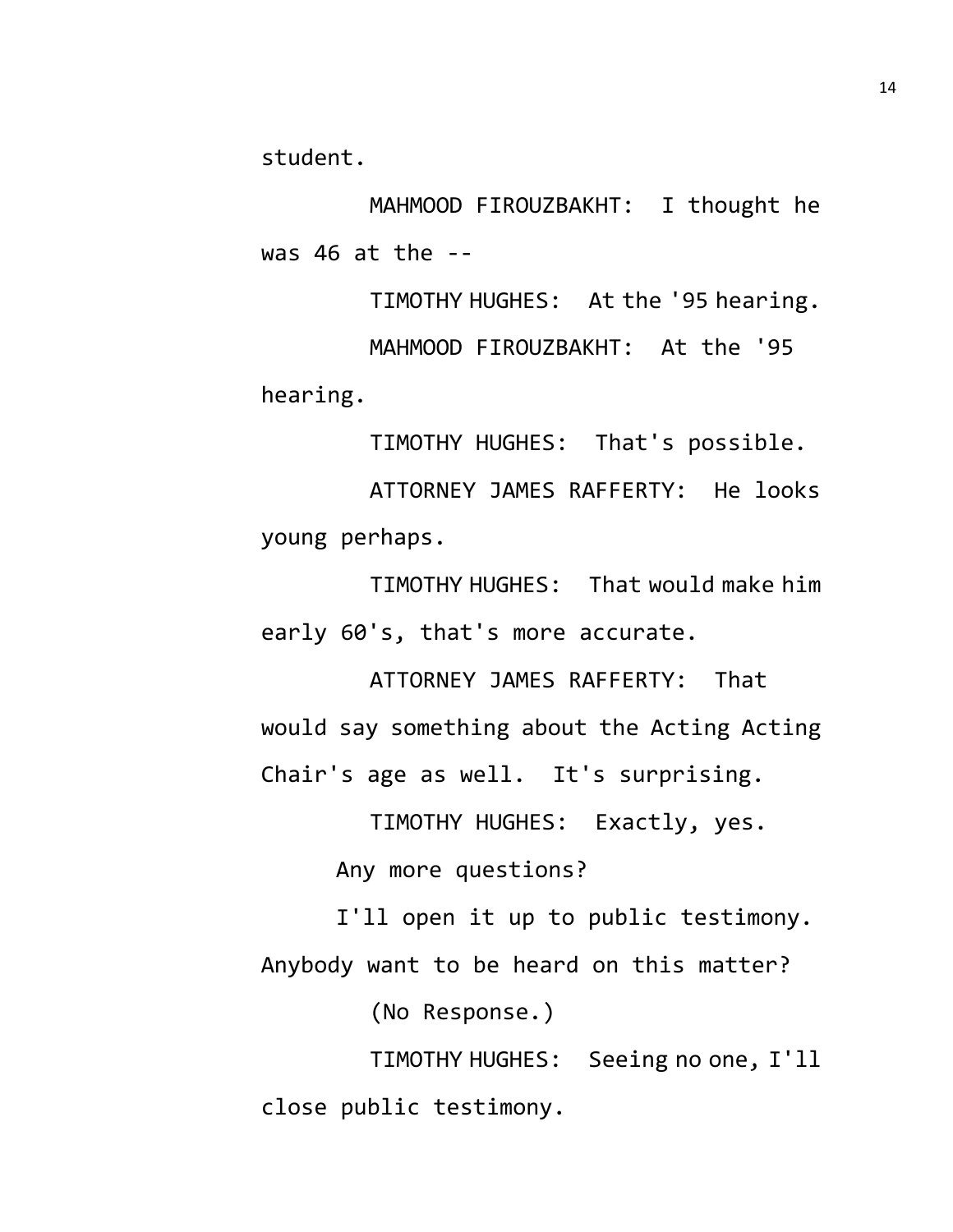student.

MAHMOOD FIROUZBAKHT: I thought he was 46 at the --

TIMOTHY HUGHES: At the '95 hearing.

MAHMOOD FIROUZBAKHT: At the '95 hearing.

TIMOTHY HUGHES: That's possible.

ATTORNEY JAMES RAFFERTY: He looks young perhaps.

TIMOTHY HUGHES: That would make him early 60's, that's more accurate.

ATTORNEY JAMES RAFFERTY: That would say something about the Acting Acting Chair's age as well. It's surprising.

TIMOTHY HUGHES: Exactly, yes.

Any more questions?

I'll open it up to public testimony. Anybody want to be heard on this matter?

(No Response.)

TIMOTHY HUGHES: Seeing no one, I'll close public testimony.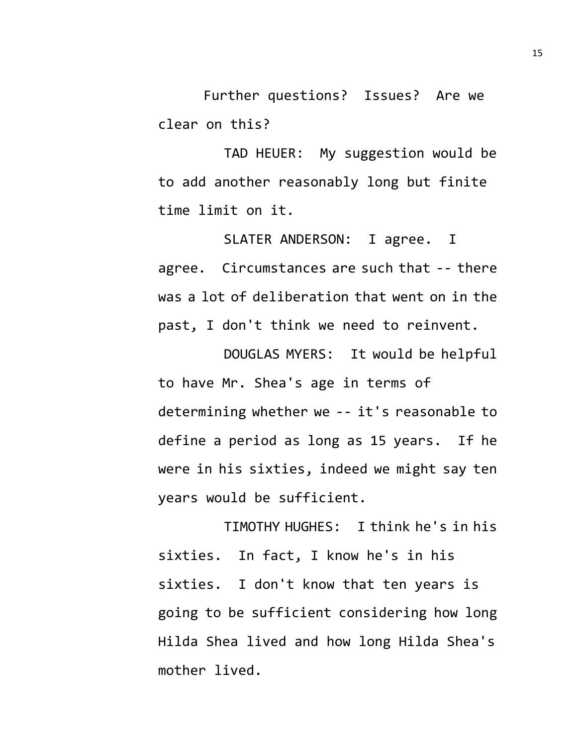Further questions? Issues? Are we clear on this?

TAD HEUER: My suggestion would be to add another reasonably long but finite time limit on it.

SLATER ANDERSON: I agree. I agree. Circumstances are such that -- there was a lot of deliberation that went on in the past, I don't think we need to reinvent.

DOUGLAS MYERS: It would be helpful to have Mr. Shea's age in terms of determining whether we -- it's reasonable to define a period as long as 15 years. If he were in his sixties, indeed we might say ten years would be sufficient.

TIMOTHY HUGHES: I think he's in his sixties. In fact, I know he's in his sixties. I don't know that ten years is going to be sufficient considering how long Hilda Shea lived and how long Hilda Shea's mother lived.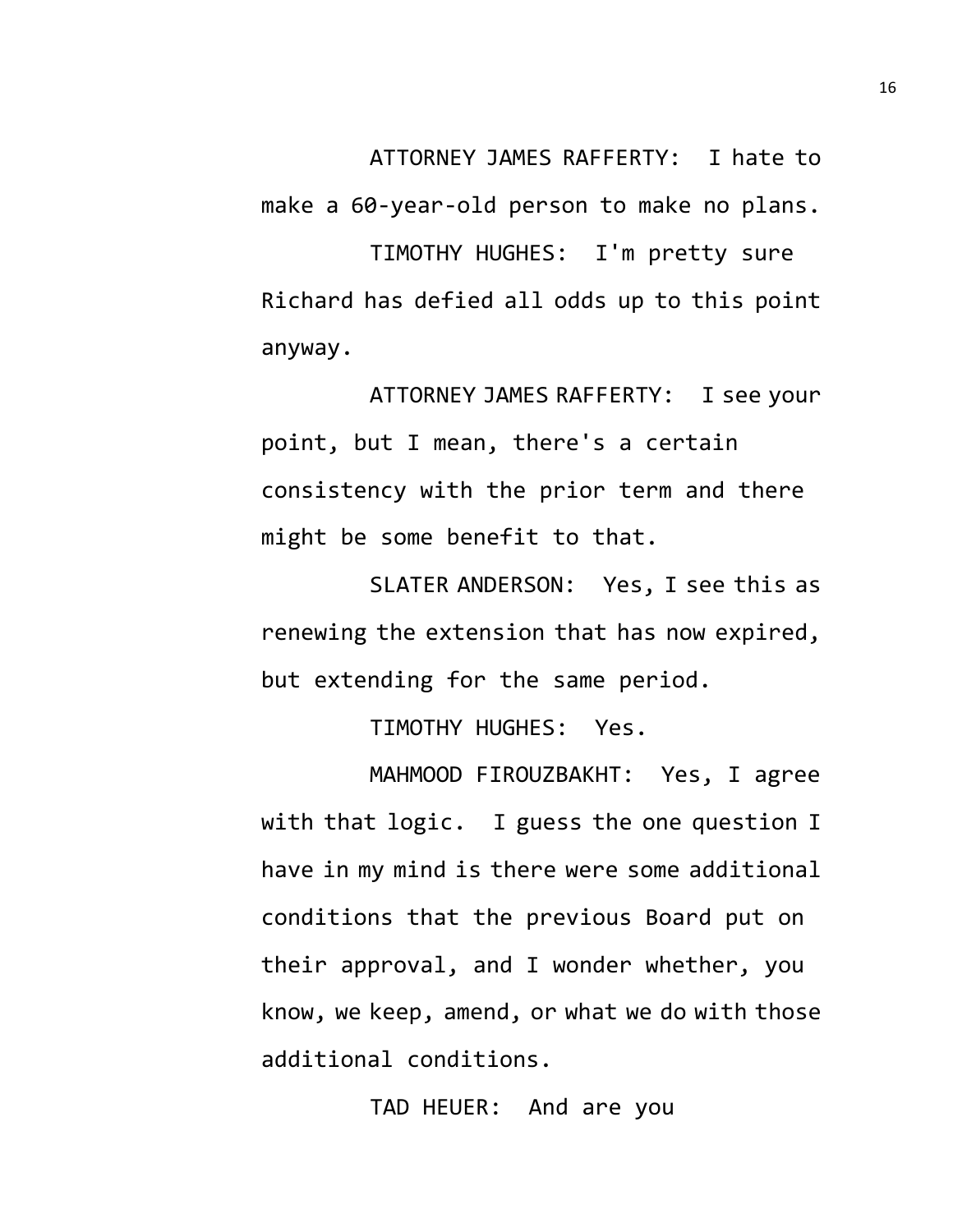ATTORNEY JAMES RAFFERTY: I hate to make a 60-year-old person to make no plans.

TIMOTHY HUGHES: I'm pretty sure Richard has defied all odds up to this point anyway.

ATTORNEY JAMES RAFFERTY: I see your point, but I mean, there's a certain consistency with the prior term and there might be some benefit to that.

SLATER ANDERSON: Yes, I see this as renewing the extension that has now expired, but extending for the same period.

TIMOTHY HUGHES: Yes.

MAHMOOD FIROUZBAKHT: Yes, I agree with that logic. I guess the one question I have in my mind is there were some additional conditions that the previous Board put on their approval, and I wonder whether, you know, we keep, amend, or what we do with those additional conditions.

TAD HEUER: And are you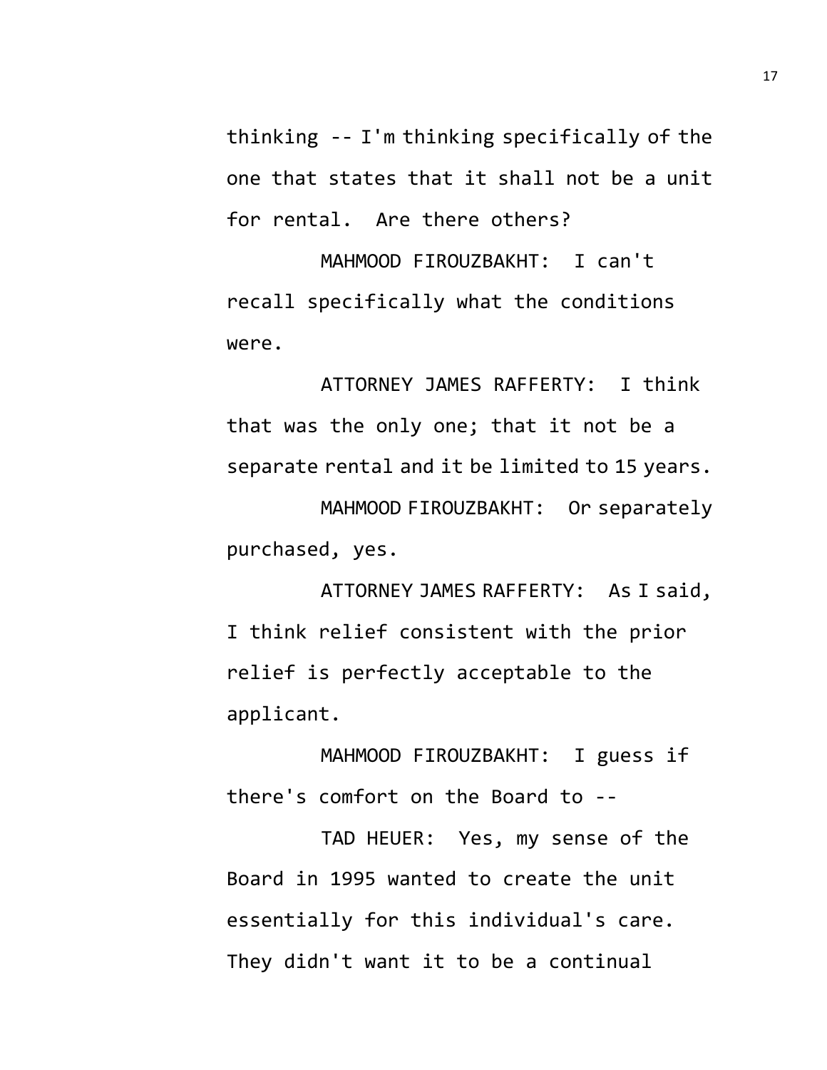thinking -- I'm thinking specifically of the one that states that it shall not be a unit for rental. Are there others?

MAHMOOD FIROUZBAKHT: I can't recall specifically what the conditions were.

ATTORNEY JAMES RAFFERTY: I think that was the only one; that it not be a separate rental and it be limited to 15 years.

MAHMOOD FIROUZBAKHT: Or separately purchased, yes.

ATTORNEY JAMES RAFFERTY: As I said, I think relief consistent with the prior relief is perfectly acceptable to the applicant.

MAHMOOD FIROUZBAKHT: I guess if there's comfort on the Board to --

TAD HEUER: Yes, my sense of the Board in 1995 wanted to create the unit essentially for this individual's care. They didn't want it to be a continual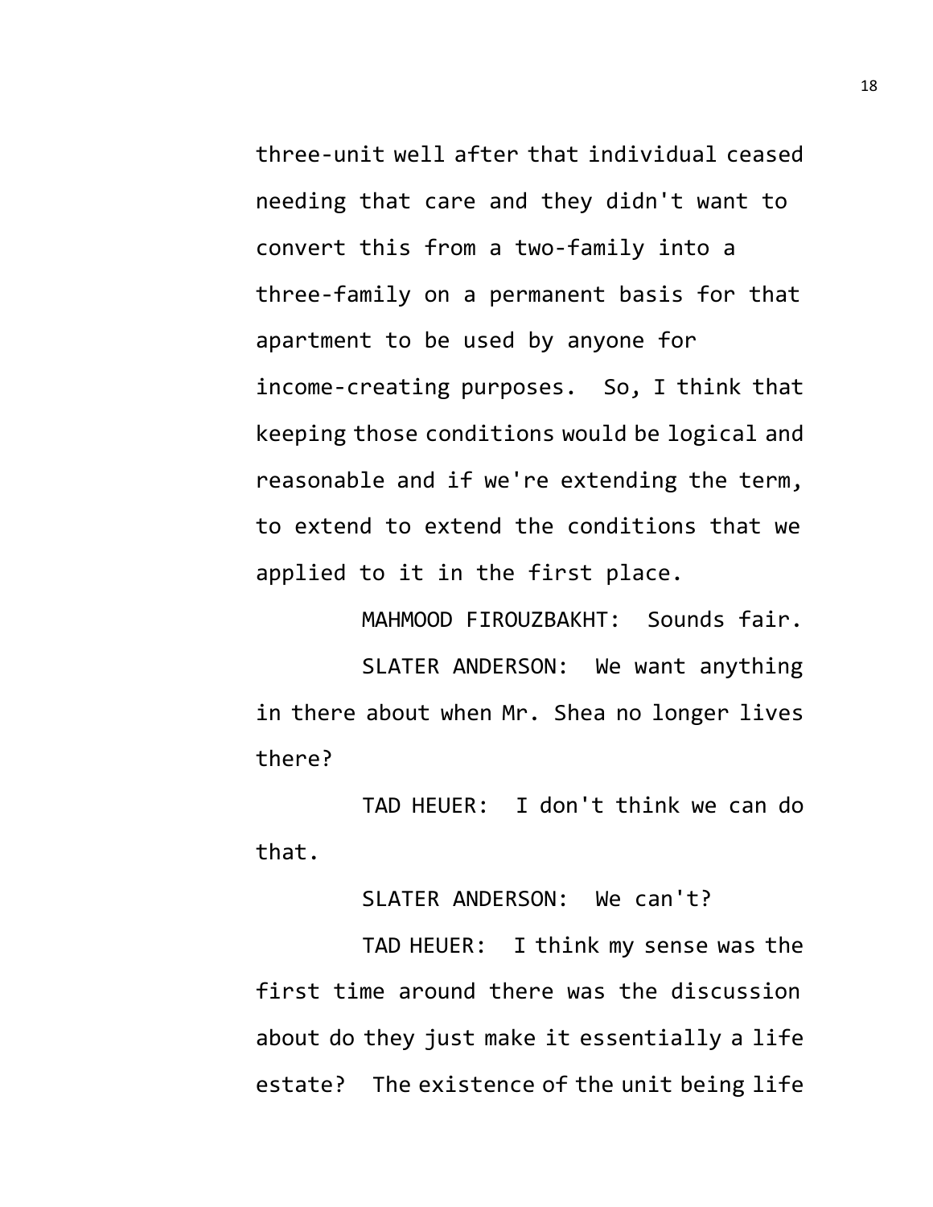three-unit well after that individual ceased needing that care and they didn't want to convert this from a two-family into a three-family on a permanent basis for that apartment to be used by anyone for income-creating purposes. So, I think that keeping those conditions would be logical and reasonable and if we're extending the term, to extend to extend the conditions that we applied to it in the first place.

MAHMOOD FIROUZBAKHT: Sounds fair.

SLATER ANDERSON: We want anything in there about when Mr. Shea no longer lives there?

TAD HEUER: I don't think we can do that.

SLATER ANDERSON: We can't?

TAD HEUER: I think my sense was the first time around there was the discussion about do they just make it essentially a life estate? The existence of the unit being life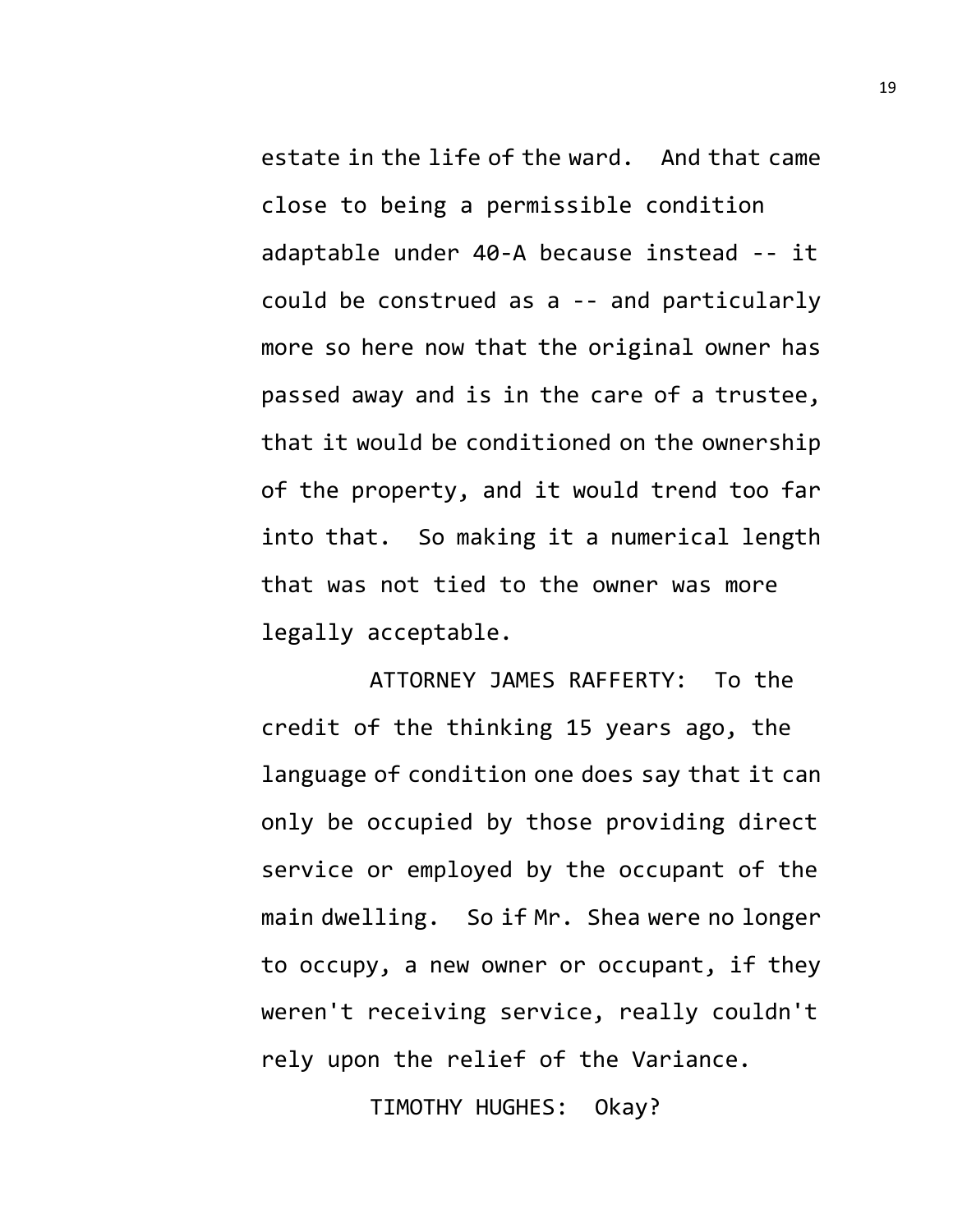estate in the life of the ward. And that came close to being a permissible condition adaptable under 40-A because instead -- it could be construed as a -- and particularly more so here now that the original owner has passed away and is in the care of a trustee, that it would be conditioned on the ownership of the property, and it would trend too far into that. So making it a numerical length that was not tied to the owner was more legally acceptable.

ATTORNEY JAMES RAFFERTY: To the credit of the thinking 15 years ago, the language of condition one does say that it can only be occupied by those providing direct service or employed by the occupant of the main dwelling. So if Mr. Shea were no longer to occupy, a new owner or occupant, if they weren't receiving service, really couldn't rely upon the relief of the Variance.

TIMOTHY HUGHES: Okay?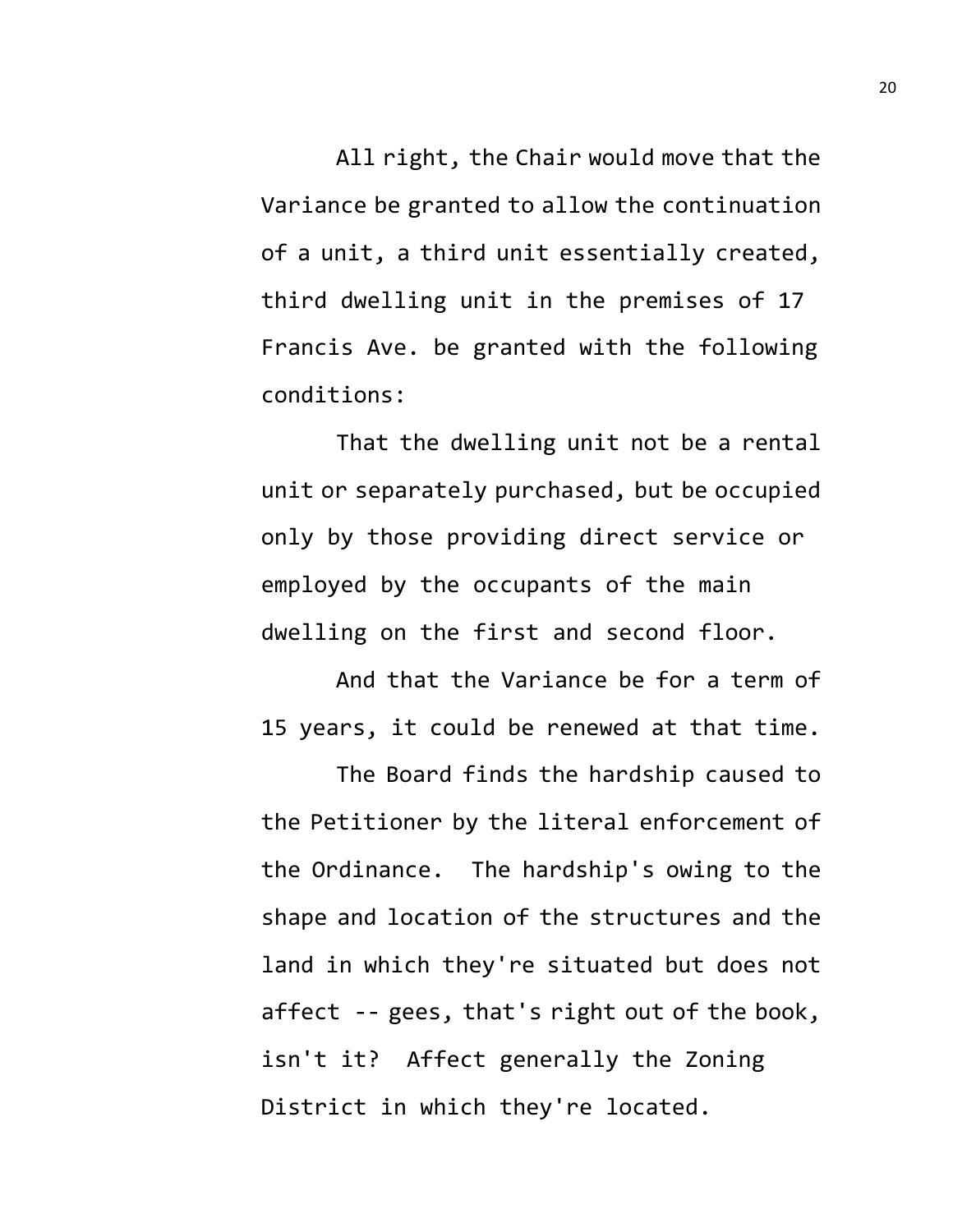All right, the Chair would move that the Variance be granted to allow the continuation of a unit, a third unit essentially created, third dwelling unit in the premises of 17 Francis Ave. be granted with the following conditions:

That the dwelling unit not be a rental unit or separately purchased, but be occupied only by those providing direct service or employed by the occupants of the main dwelling on the first and second floor.

And that the Variance be for a term of 15 years, it could be renewed at that time.

The Board finds the hardship caused to the Petitioner by the literal enforcement of the Ordinance. The hardship's owing to the shape and location of the structures and the land in which they're situated but does not affect -- gees, that's right out of the book, isn't it? Affect generally the Zoning District in which they're located.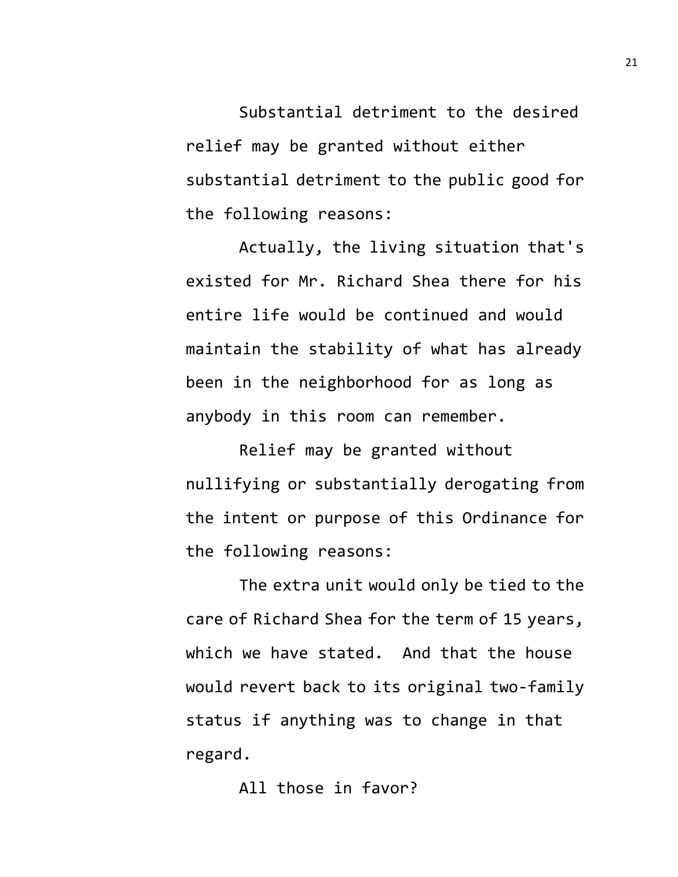Substantial detriment to the desired relief may be granted without either substantial detriment to the public good for the following reasons:

Actually, the living situation that's existed for Mr. Richard Shea there for his entire life would be continued and would maintain the stability of what has already been in the neighborhood for as long as anybody in this room can remember.

Relief may be granted without nullifying or substantially derogating from the intent or purpose of this Ordinance for the following reasons:

The extra unit would only be tied to the care of Richard Shea for the term of 15 years, which we have stated. And that the house would revert back to its original two-family status if anything was to change in that regard.

All those in favor?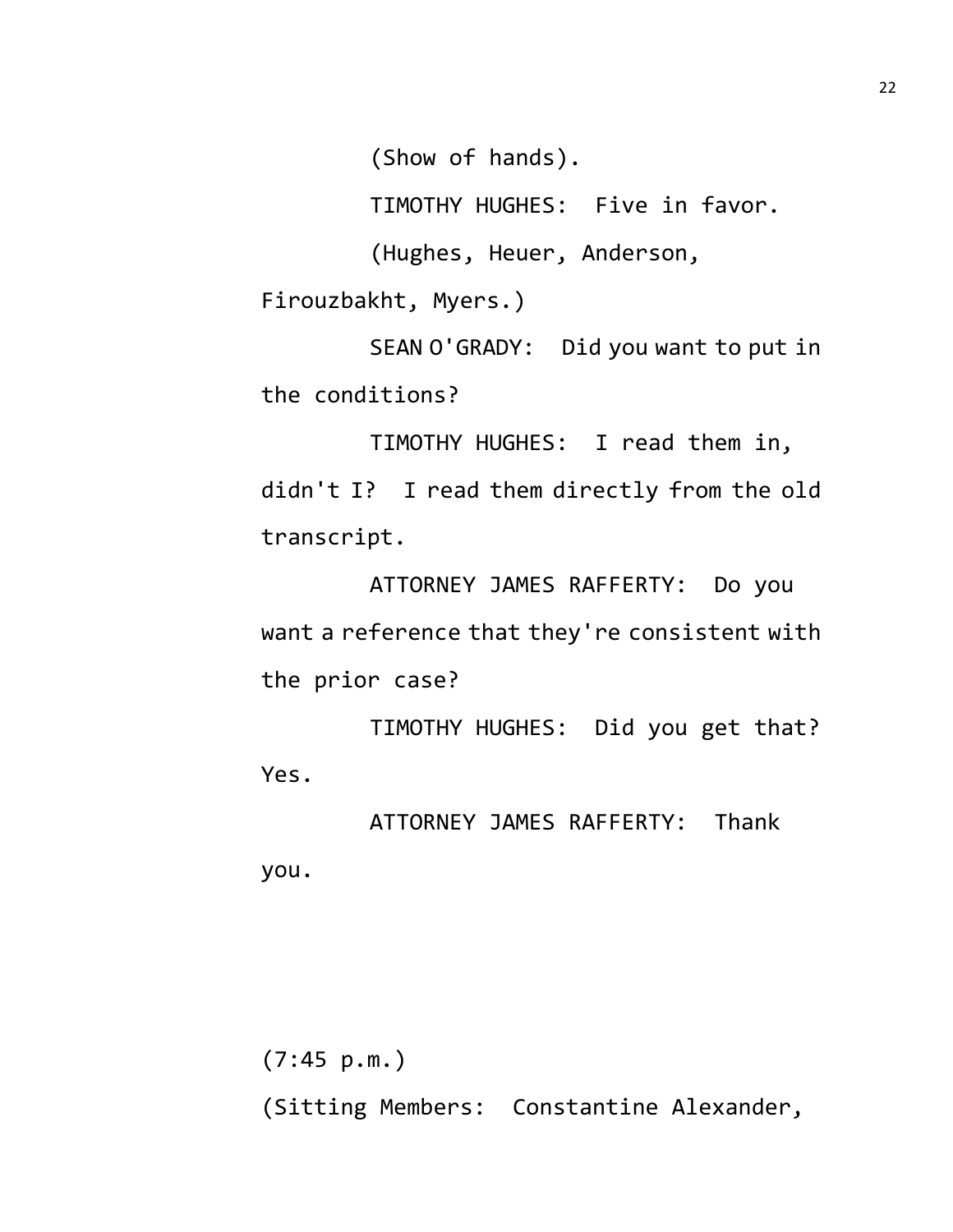(Show of hands).

TIMOTHY HUGHES: Five in favor.

(Hughes, Heuer, Anderson, Firouzbakht, Myers.)

SEAN O'GRADY: Did you want to put in the conditions?

TIMOTHY HUGHES: I read them in, didn't I? I read them directly from the old transcript.

ATTORNEY JAMES RAFFERTY: Do you want a reference that they're consistent with the prior case?

TIMOTHY HUGHES: Did you get that? Yes.

ATTORNEY JAMES RAFFERTY: Thank you.

(7:45 p.m.)

(Sitting Members: Constantine Alexander,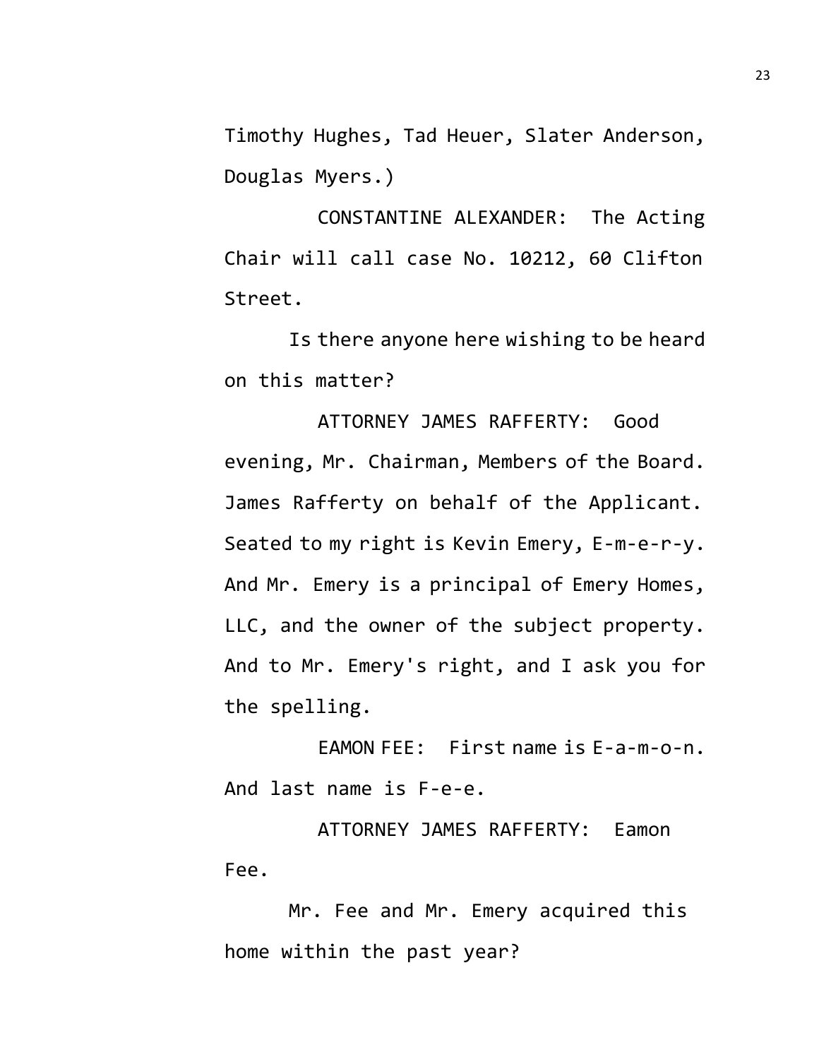Timothy Hughes, Tad Heuer, Slater Anderson, Douglas Myers.)

CONSTANTINE ALEXANDER: The Acting Chair will call case No. 10212, 60 Clifton Street.

Is there anyone here wishing to be heard on this matter?

ATTORNEY JAMES RAFFERTY: Good evening, Mr. Chairman, Members of the Board. James Rafferty on behalf of the Applicant. Seated to my right is Kevin Emery, E-m-e-r-y. And Mr. Emery is a principal of Emery Homes, LLC, and the owner of the subject property. And to Mr. Emery's right, and I ask you for the spelling.

EAMON FEE: First name is E-a-m-o-n. And last name is F-e-e.

ATTORNEY JAMES RAFFERTY: Eamon Fee.

Mr. Fee and Mr. Emery acquired this home within the past year?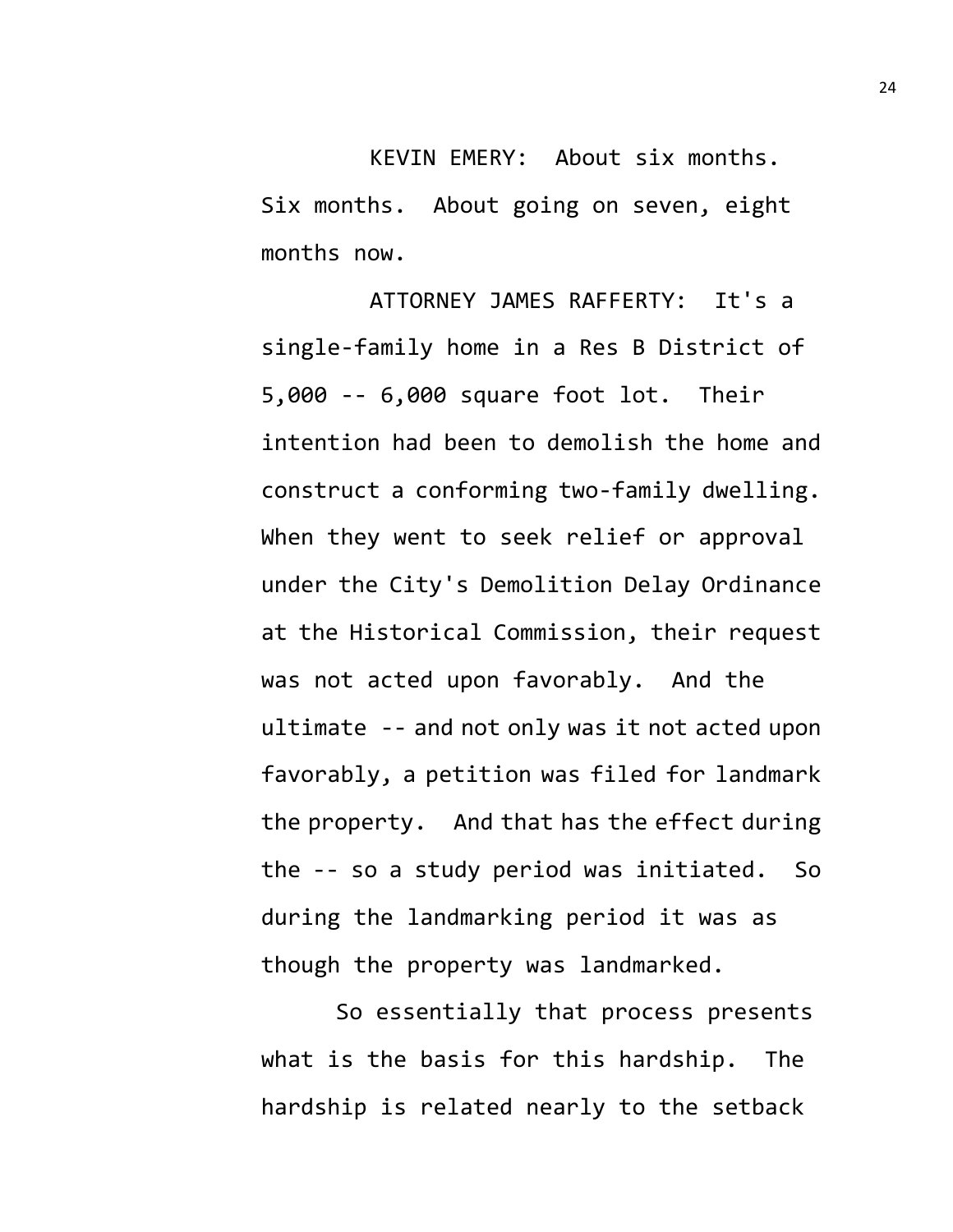KEVIN EMERY: About six months. Six months. About going on seven, eight months now.

ATTORNEY JAMES RAFFERTY: It's a single-family home in a Res B District of 5,000 -- 6,000 square foot lot. Their intention had been to demolish the home and construct a conforming two-family dwelling. When they went to seek relief or approval under the City's Demolition Delay Ordinance at the Historical Commission, their request was not acted upon favorably. And the ultimate -- and not only was it not acted upon favorably, a petition was filed for landmark the property. And that has the effect during the -- so a study period was initiated. So during the landmarking period it was as though the property was landmarked.

So essentially that process presents what is the basis for this hardship. The hardship is related nearly to the setback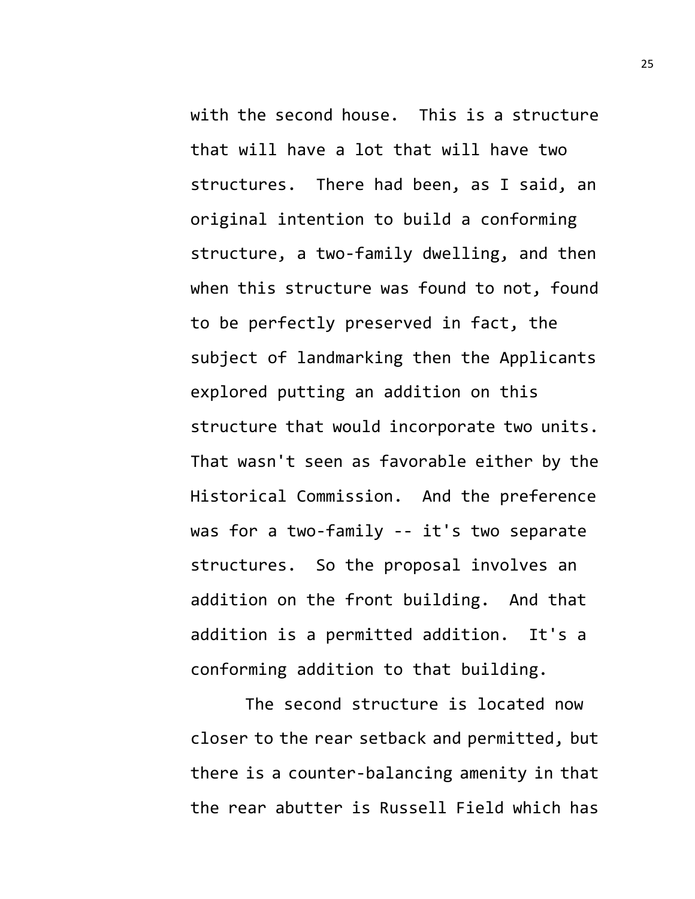with the second house. This is a structure that will have a lot that will have two structures. There had been, as I said, an original intention to build a conforming structure, a two-family dwelling, and then when this structure was found to not, found to be perfectly preserved in fact, the subject of landmarking then the Applicants explored putting an addition on this structure that would incorporate two units. That wasn't seen as favorable either by the Historical Commission. And the preference was for a two-family -- it's two separate structures. So the proposal involves an addition on the front building. And that addition is a permitted addition. It's a conforming addition to that building.

The second structure is located now closer to the rear setback and permitted, but there is a counter-balancing amenity in that the rear abutter is Russell Field which has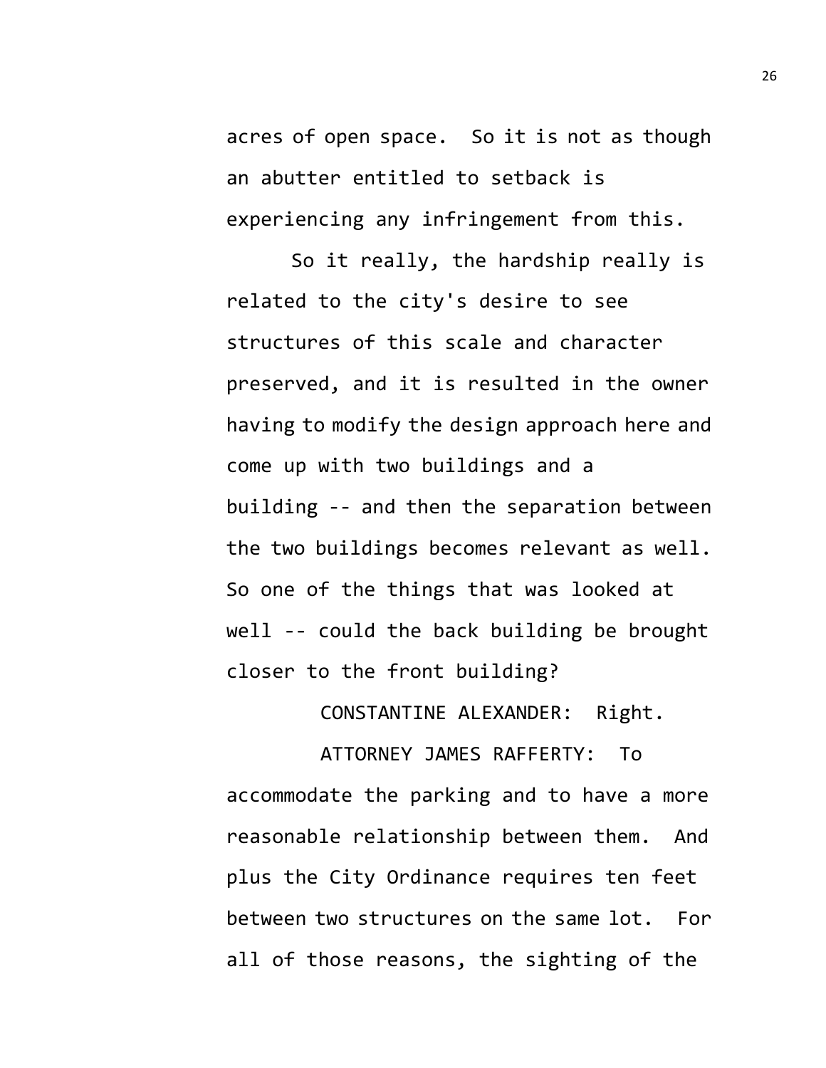acres of open space. So it is not as though an abutter entitled to setback is experiencing any infringement from this.

So it really, the hardship really is related to the city's desire to see structures of this scale and character preserved, and it is resulted in the owner having to modify the design approach here and come up with two buildings and a building -- and then the separation between the two buildings becomes relevant as well. So one of the things that was looked at well -- could the back building be brought closer to the front building?

CONSTANTINE ALEXANDER: Right.

ATTORNEY JAMES RAFFERTY: To accommodate the parking and to have a more reasonable relationship between them. And plus the City Ordinance requires ten feet between two structures on the same lot. For all of those reasons, the sighting of the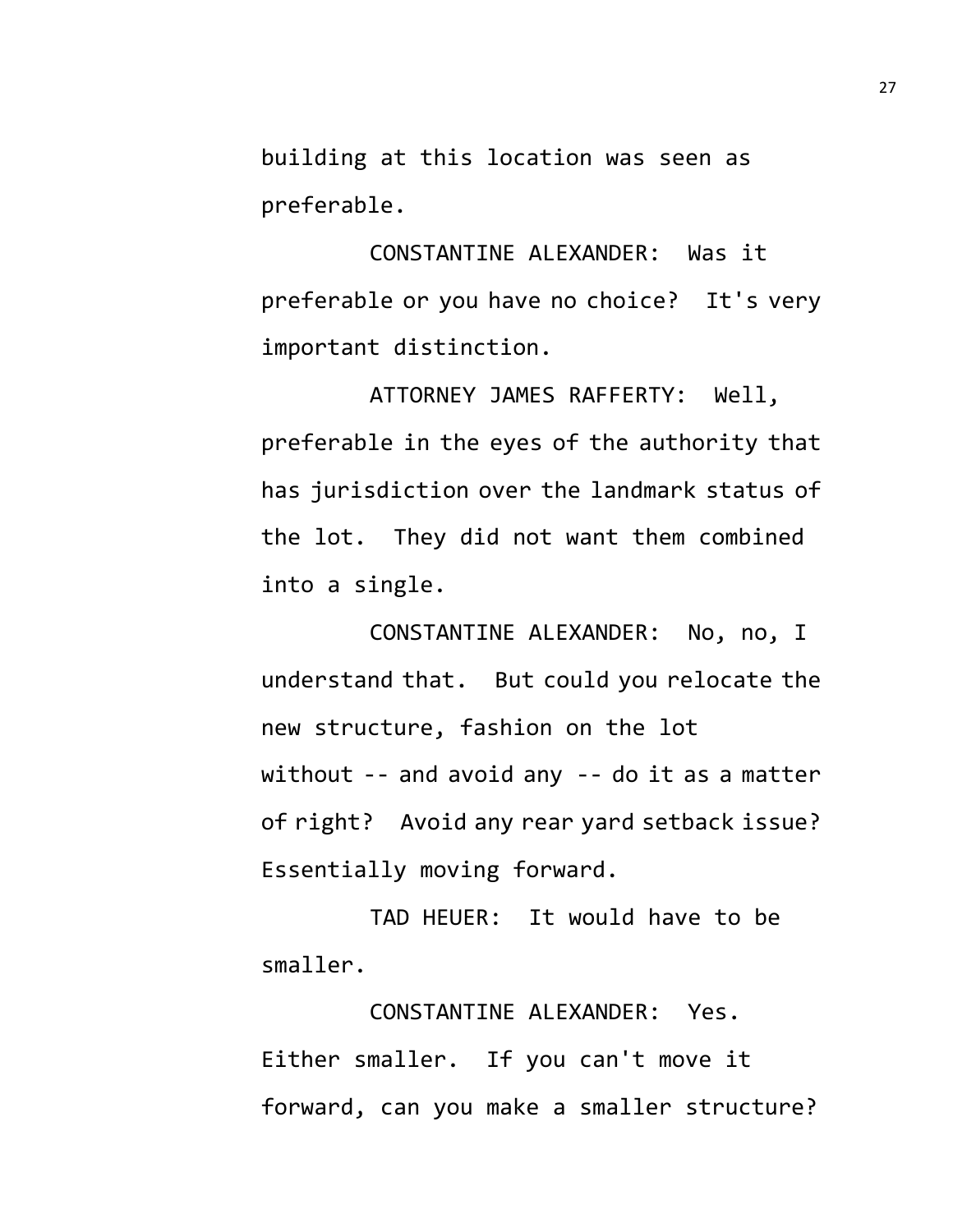building at this location was seen as preferable.

CONSTANTINE ALEXANDER: Was it preferable or you have no choice? It's very important distinction.

ATTORNEY JAMES RAFFERTY: Well, preferable in the eyes of the authority that has jurisdiction over the landmark status of the lot. They did not want them combined into a single.

CONSTANTINE ALEXANDER: No, no, I understand that. But could you relocate the new structure, fashion on the lot without -- and avoid any -- do it as a matter of right? Avoid any rear yard setback issue? Essentially moving forward.

TAD HEUER: It would have to be smaller.

CONSTANTINE ALEXANDER: Yes. Either smaller. If you can't move it forward, can you make a smaller structure?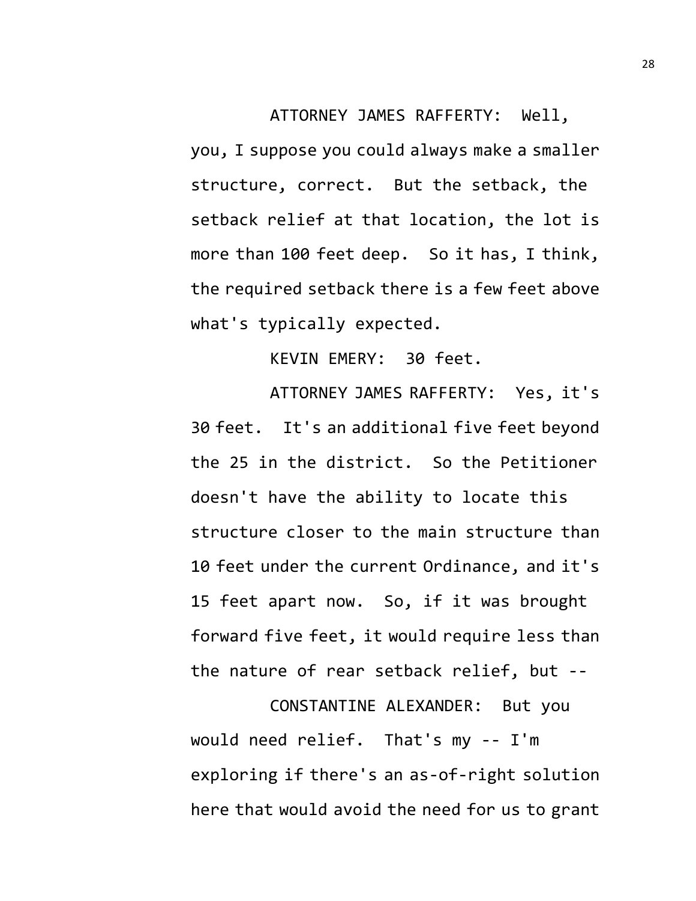ATTORNEY JAMES RAFFERTY: Well, you, I suppose you could always make a smaller structure, correct. But the setback, the setback relief at that location, the lot is more than 100 feet deep. So it has, I think, the required setback there is a few feet above what's typically expected.

KEVIN EMERY: 30 feet.

ATTORNEY JAMES RAFFERTY: Yes, it's 30 feet. It's an additional five feet beyond the 25 in the district. So the Petitioner doesn't have the ability to locate this structure closer to the main structure than 10 feet under the current Ordinance, and it's 15 feet apart now. So, if it was brought forward five feet, it would require less than the nature of rear setback relief, but --

CONSTANTINE ALEXANDER: But you would need relief. That's my -- I'm exploring if there's an as-of-right solution here that would avoid the need for us to grant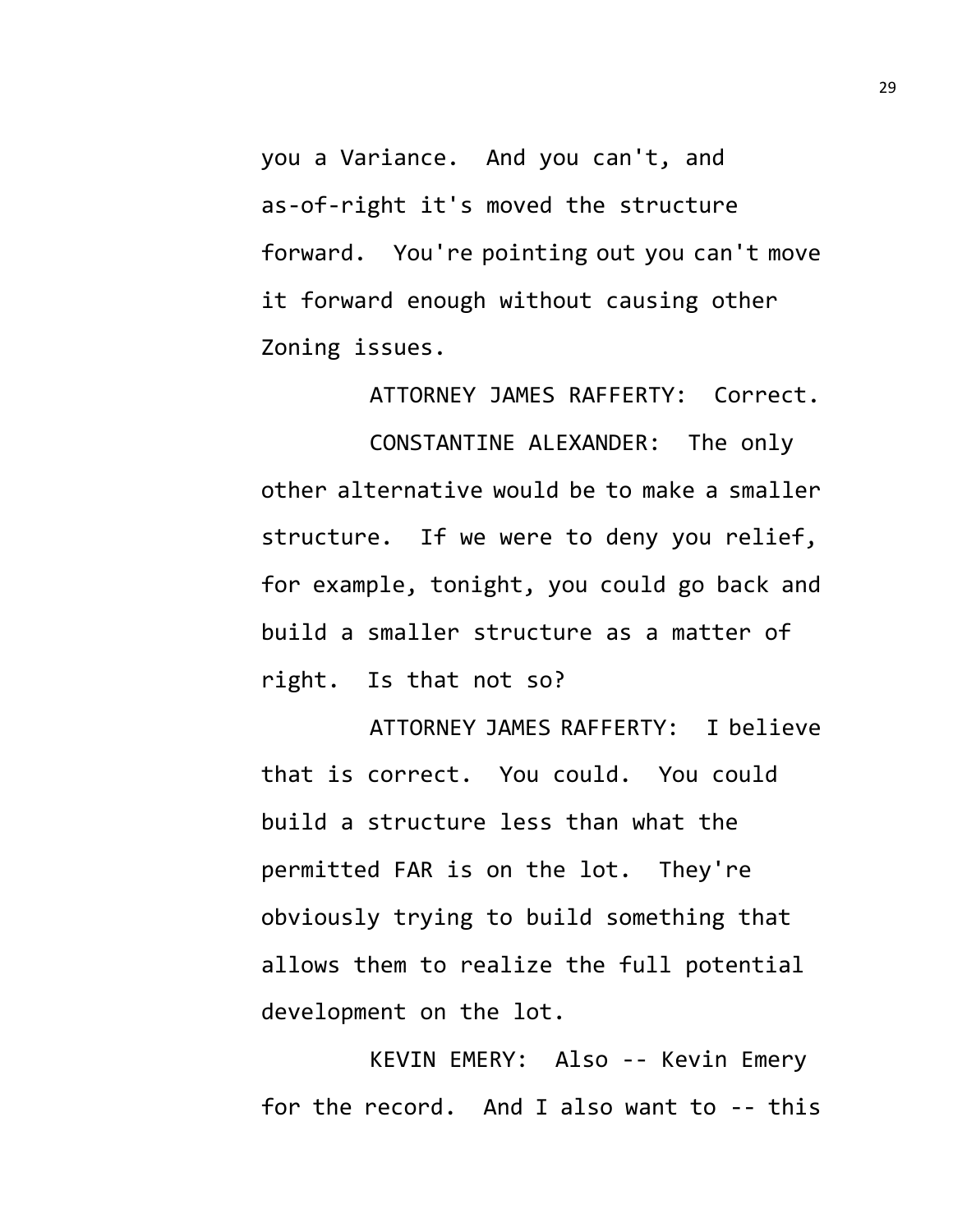you a Variance. And you can't, and as-of-right it's moved the structure forward. You're pointing out you can't move it forward enough without causing other Zoning issues.

ATTORNEY JAMES RAFFERTY: Correct.

CONSTANTINE ALEXANDER: The only other alternative would be to make a smaller structure. If we were to deny you relief, for example, tonight, you could go back and build a smaller structure as a matter of right. Is that not so?

ATTORNEY JAMES RAFFERTY: I believe that is correct. You could. You could build a structure less than what the permitted FAR is on the lot. They're obviously trying to build something that allows them to realize the full potential development on the lot.

KEVIN EMERY: Also -- Kevin Emery for the record. And I also want to -- this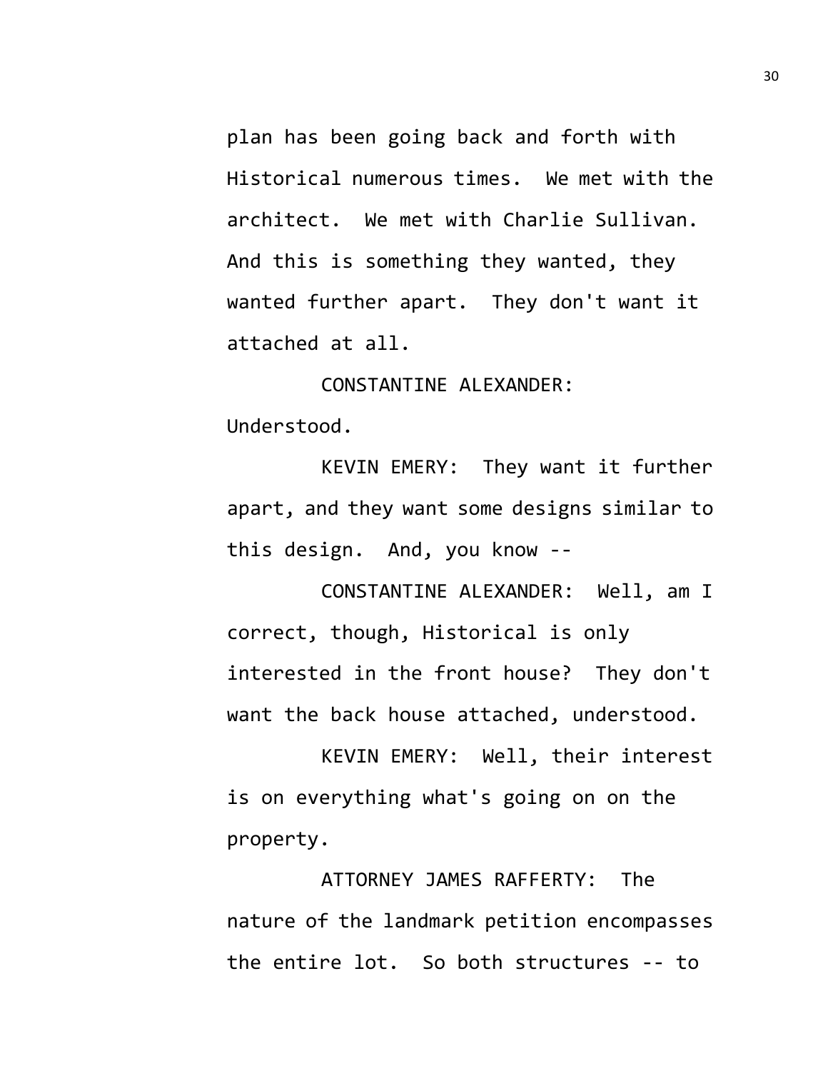plan has been going back and forth with Historical numerous times. We met with the architect. We met with Charlie Sullivan. And this is something they wanted, they wanted further apart. They don't want it attached at all.

CONSTANTINE ALEXANDER: Understood.

KEVIN EMERY: They want it further apart, and they want some designs similar to this design. And, you know --

CONSTANTINE ALEXANDER: Well, am I correct, though, Historical is only interested in the front house? They don't want the back house attached, understood.

KEVIN EMERY: Well, their interest is on everything what's going on on the property.

ATTORNEY JAMES RAFFERTY: The nature of the landmark petition encompasses the entire lot. So both structures -- to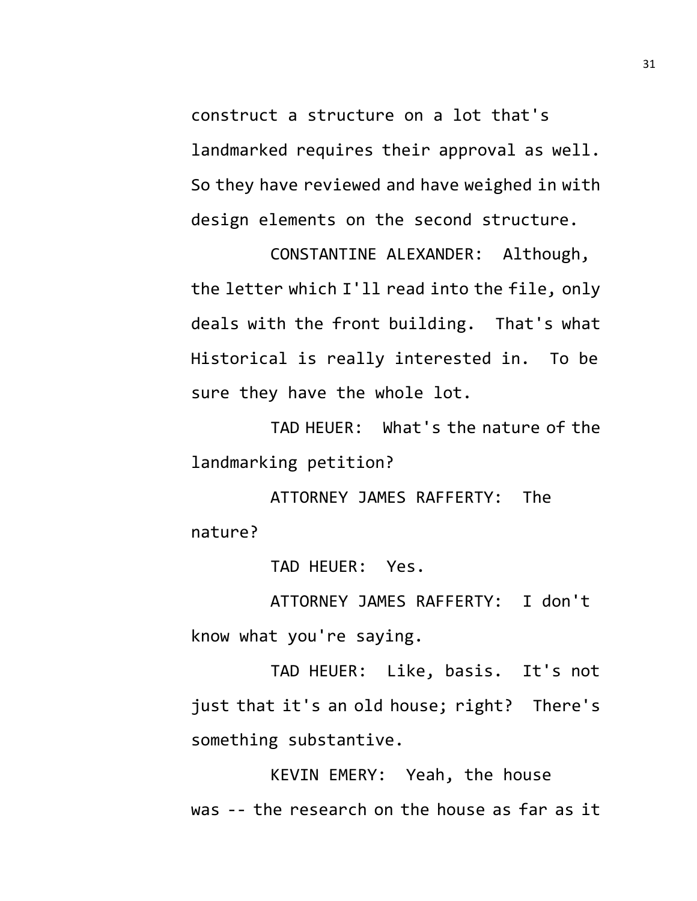construct a structure on a lot that's landmarked requires their approval as well. So they have reviewed and have weighed in with design elements on the second structure.

CONSTANTINE ALEXANDER: Although, the letter which I'll read into the file, only deals with the front building. That's what Historical is really interested in. To be sure they have the whole lot.

TAD HEUER: What's the nature of the landmarking petition?

ATTORNEY JAMES RAFFERTY: The nature?

TAD HEUER: Yes.

ATTORNEY JAMES RAFFERTY: I don't know what you're saying.

TAD HEUER: Like, basis. It's not just that it's an old house; right? There's something substantive.

KEVIN EMERY: Yeah, the house was -- the research on the house as far as it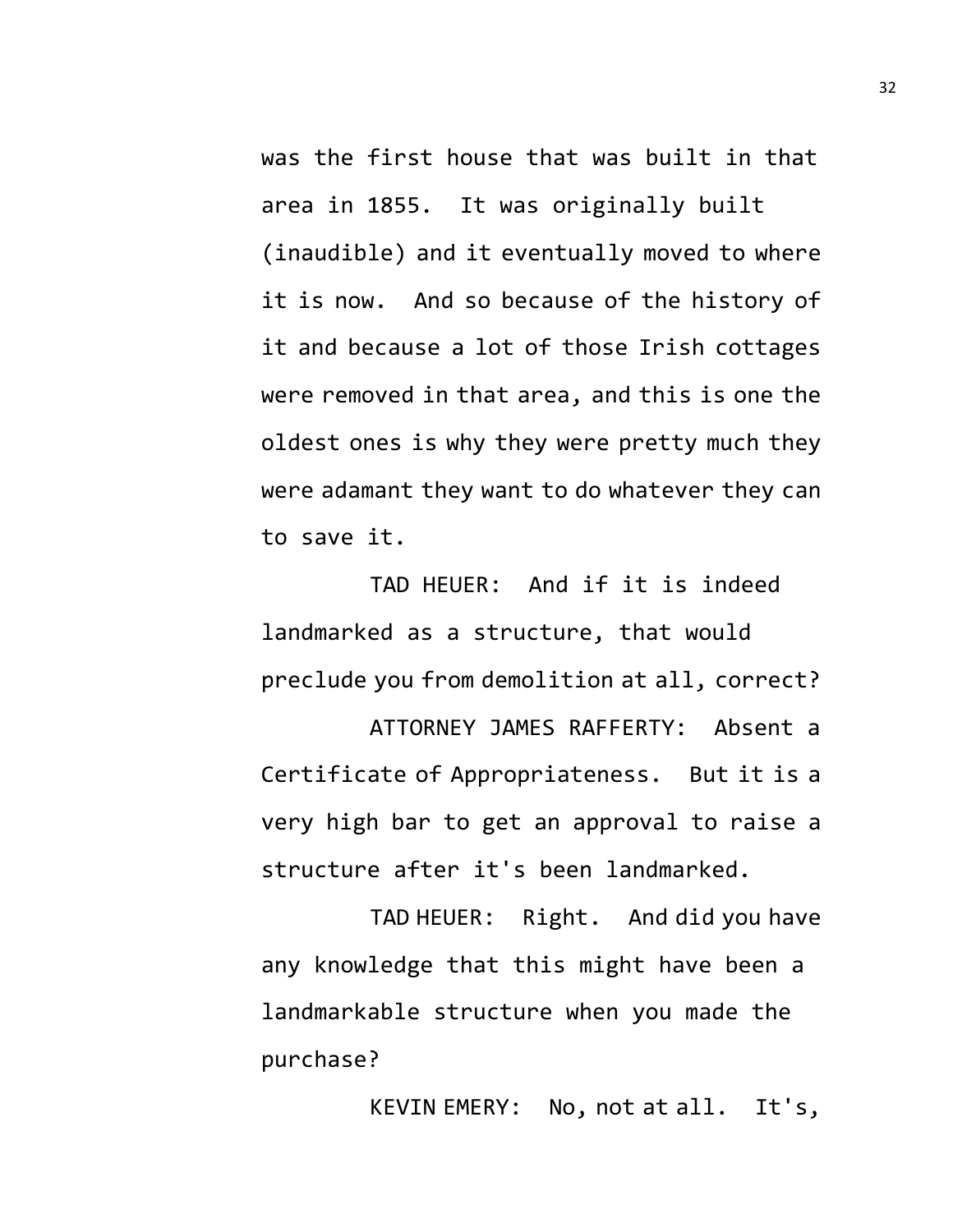was the first house that was built in that area in 1855. It was originally built (inaudible) and it eventually moved to where it is now. And so because of the history of it and because a lot of those Irish cottages were removed in that area, and this is one the oldest ones is why they were pretty much they were adamant they want to do whatever they can to save it.

TAD HEUER: And if it is indeed landmarked as a structure, that would preclude you from demolition at all, correct?

ATTORNEY JAMES RAFFERTY: Absent a Certificate of Appropriateness. But it is a very high bar to get an approval to raise a structure after it's been landmarked.

TAD HEUER: Right. And did you have any knowledge that this might have been a landmarkable structure when you made the purchase?

KEVIN EMERY: No, not at all. It's,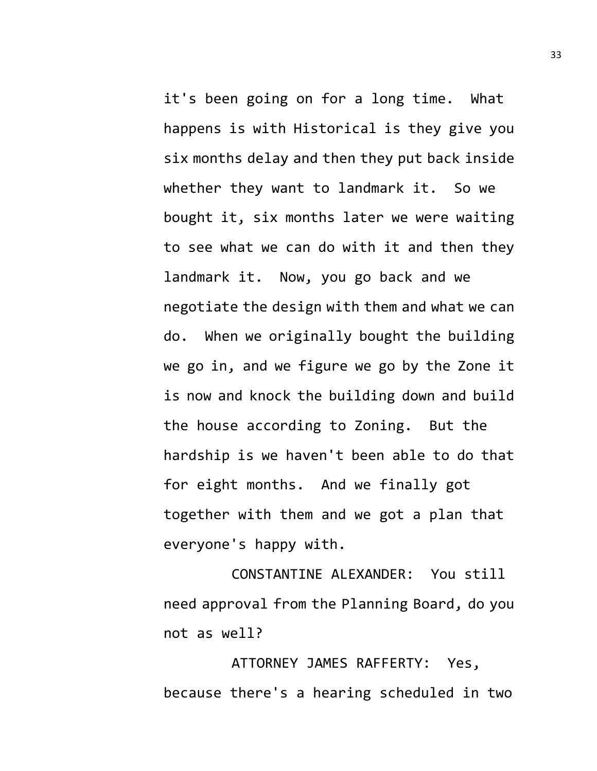it's been going on for a long time. What happens is with Historical is they give you six months delay and then they put back inside whether they want to landmark it. So we bought it, six months later we were waiting to see what we can do with it and then they landmark it. Now, you go back and we negotiate the design with them and what we can do. When we originally bought the building we go in, and we figure we go by the Zone it is now and knock the building down and build the house according to Zoning. But the hardship is we haven't been able to do that for eight months. And we finally got together with them and we got a plan that everyone's happy with.

CONSTANTINE ALEXANDER: You still need approval from the Planning Board, do you not as well?

ATTORNEY JAMES RAFFERTY: Yes, because there's a hearing scheduled in two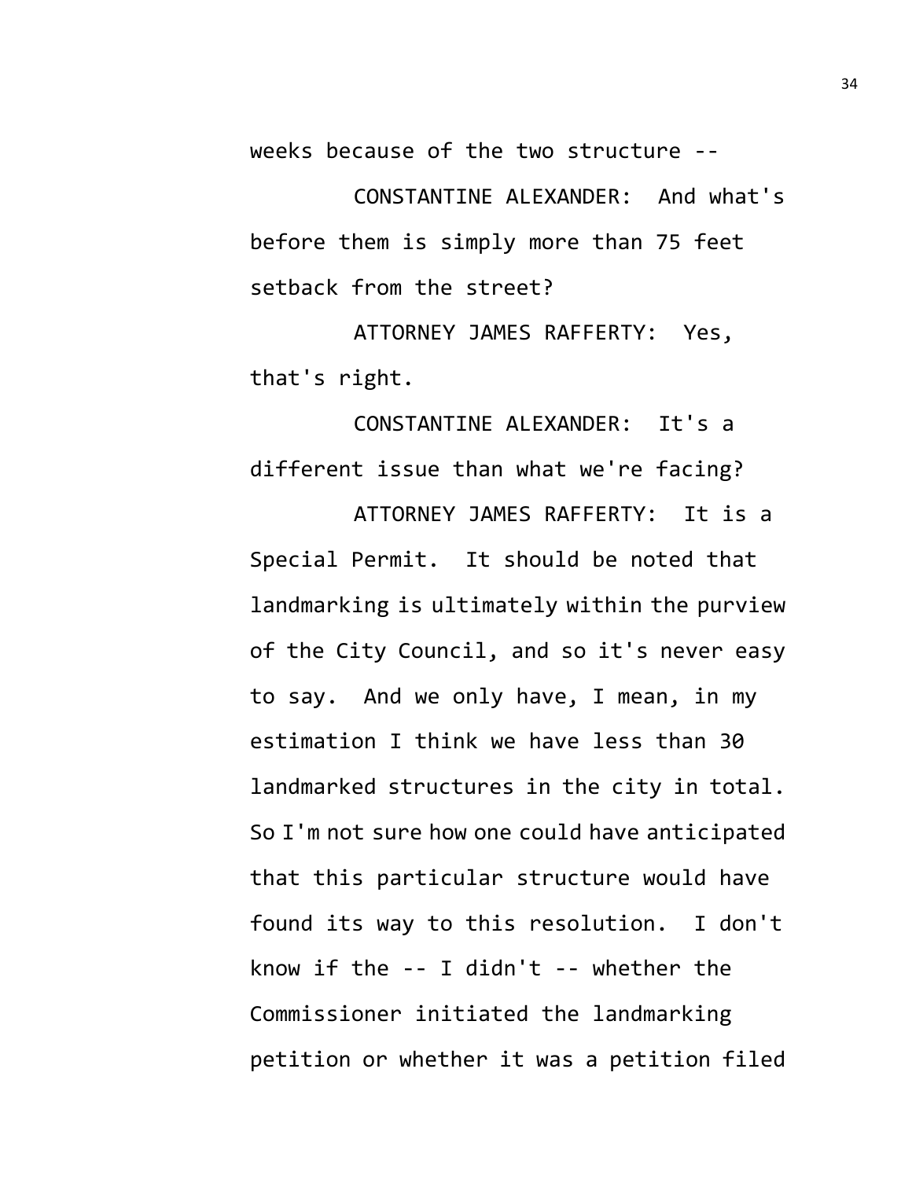weeks because of the two structure --

CONSTANTINE ALEXANDER: And what's before them is simply more than 75 feet setback from the street?

ATTORNEY JAMES RAFFERTY: Yes, that's right.

CONSTANTINE ALEXANDER: It's a different issue than what we're facing?

ATTORNEY JAMES RAFFERTY: It is a Special Permit. It should be noted that landmarking is ultimately within the purview of the City Council, and so it's never easy to say. And we only have, I mean, in my estimation I think we have less than 30 landmarked structures in the city in total. So I'm not sure how one could have anticipated that this particular structure would have found its way to this resolution. I don't know if the -- I didn't -- whether the Commissioner initiated the landmarking petition or whether it was a petition filed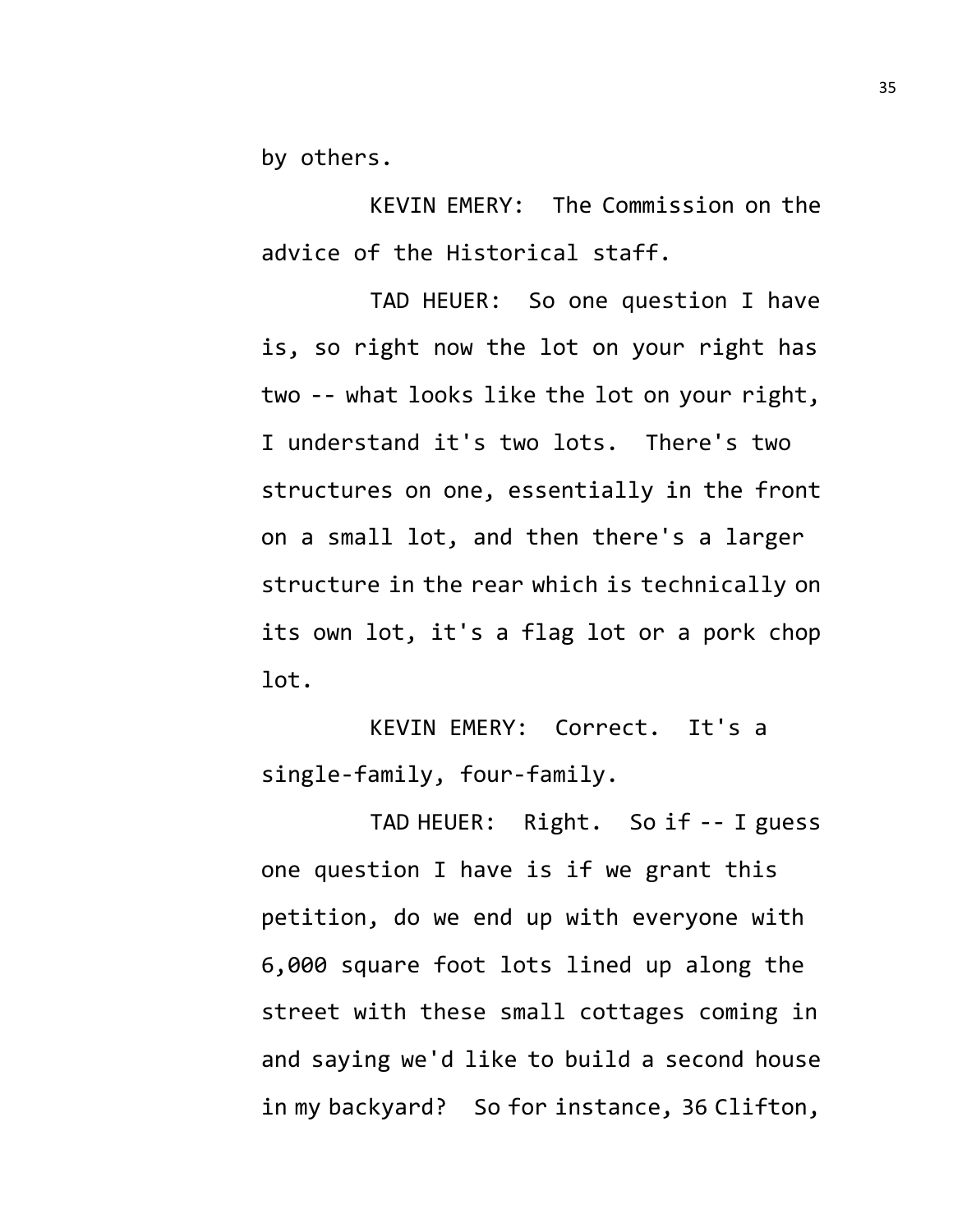by others.

KEVIN EMERY: The Commission on the advice of the Historical staff.

TAD HEUER: So one question I have is, so right now the lot on your right has two -- what looks like the lot on your right, I understand it's two lots. There's two structures on one, essentially in the front on a small lot, and then there's a larger structure in the rear which is technically on its own lot, it's a flag lot or a pork chop lot.

KEVIN EMERY: Correct. It's a single-family, four-family.

TAD HEUER: Right. So if -- I guess one question I have is if we grant this petition, do we end up with everyone with 6,000 square foot lots lined up along the street with these small cottages coming in and saying we'd like to build a second house in my backyard? So for instance, 36 Clifton,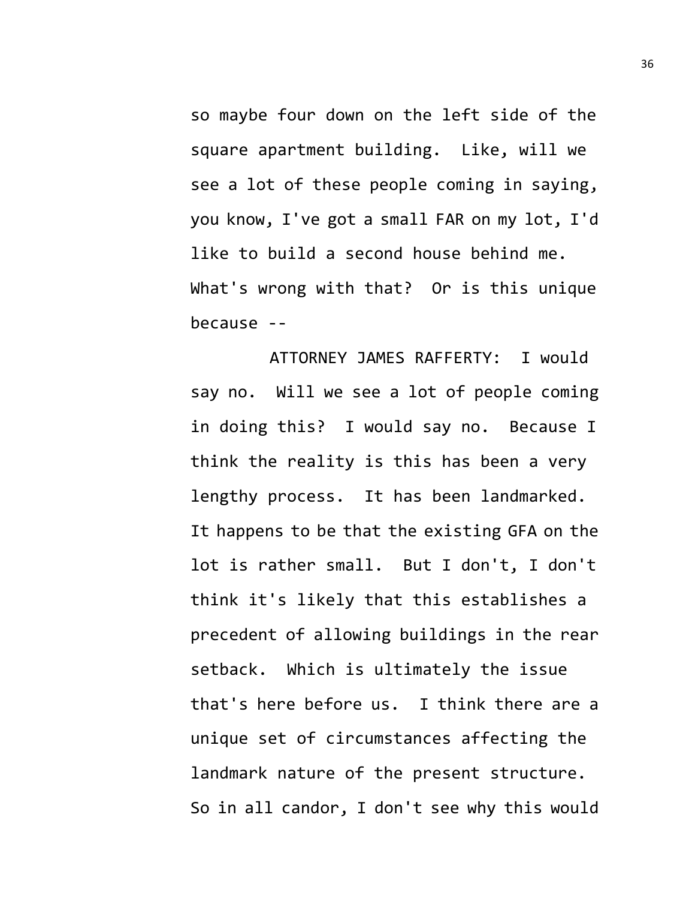so maybe four down on the left side of the square apartment building. Like, will we see a lot of these people coming in saying, you know, I've got a small FAR on my lot, I'd like to build a second house behind me. What's wrong with that? Or is this unique because --

ATTORNEY JAMES RAFFERTY: I would say no. Will we see a lot of people coming in doing this? I would say no. Because I think the reality is this has been a very lengthy process. It has been landmarked. It happens to be that the existing GFA on the lot is rather small. But I don't, I don't think it's likely that this establishes a precedent of allowing buildings in the rear setback. Which is ultimately the issue that's here before us. I think there are a unique set of circumstances affecting the landmark nature of the present structure. So in all candor, I don't see why this would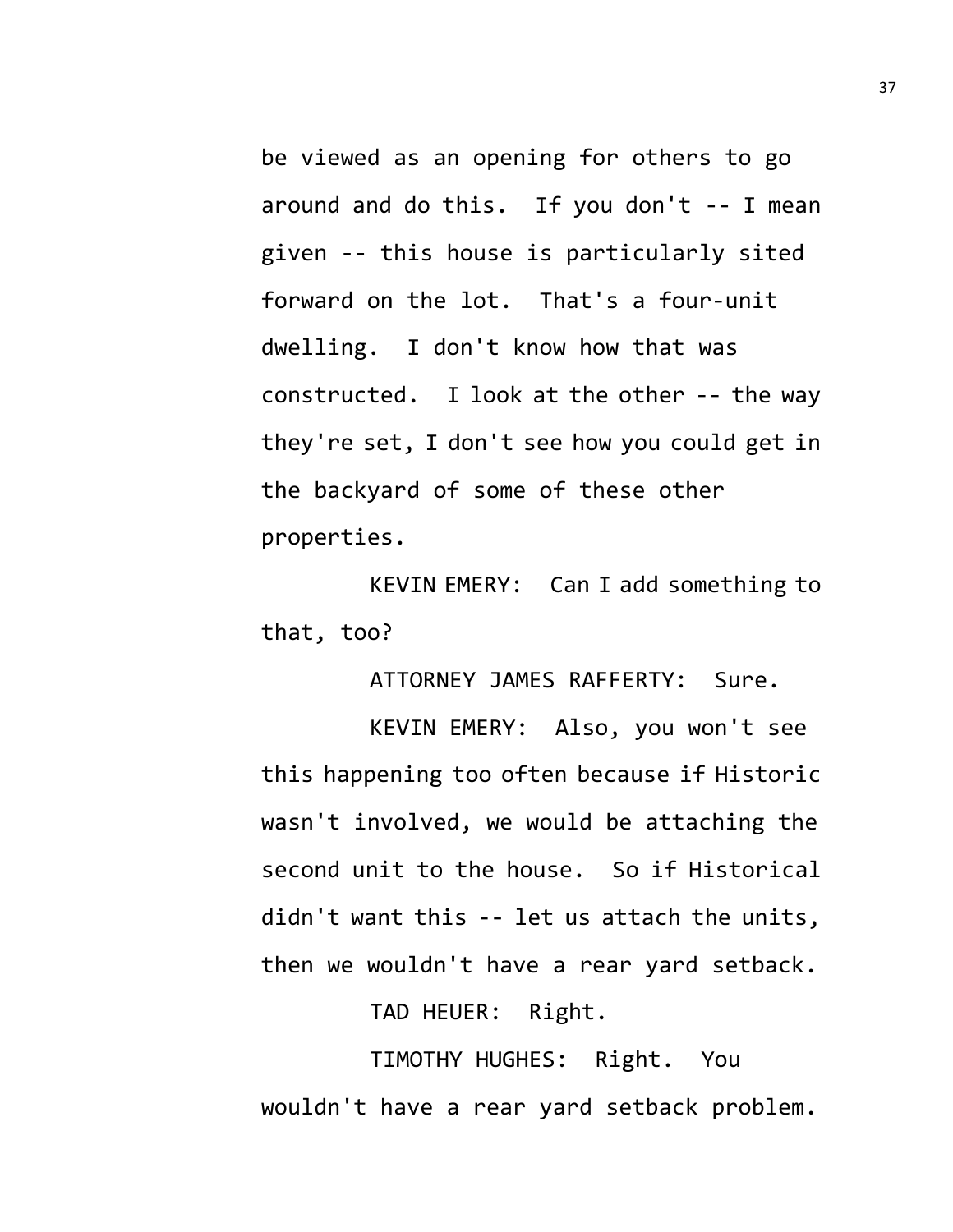be viewed as an opening for others to go around and do this. If you don't -- I mean given -- this house is particularly sited forward on the lot. That's a four-unit dwelling. I don't know how that was constructed. I look at the other -- the way they're set, I don't see how you could get in the backyard of some of these other properties.

KEVIN EMERY: Can I add something to that, too?

ATTORNEY JAMES RAFFERTY: Sure.

KEVIN EMERY: Also, you won't see this happening too often because if Historic wasn't involved, we would be attaching the second unit to the house. So if Historical didn't want this -- let us attach the units, then we wouldn't have a rear yard setback.

TAD HEUER: Right.

TIMOTHY HUGHES: Right. You wouldn't have a rear yard setback problem.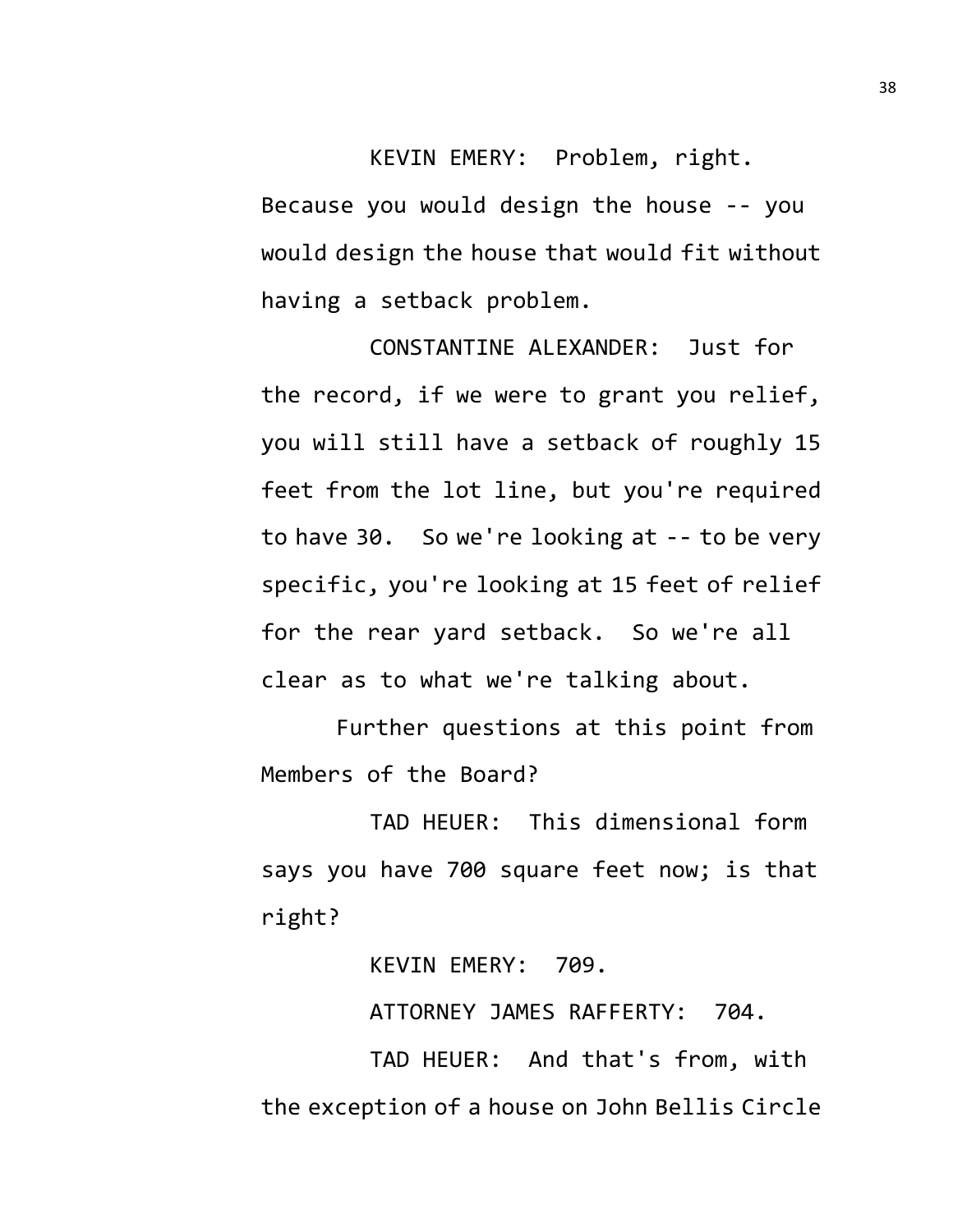KEVIN EMERY: Problem, right. Because you would design the house -- you would design the house that would fit without having a setback problem.

CONSTANTINE ALEXANDER: Just for the record, if we were to grant you relief, you will still have a setback of roughly 15 feet from the lot line, but you're required to have 30. So we're looking at -- to be very specific, you're looking at 15 feet of relief for the rear yard setback. So we're all clear as to what we're talking about.

Further questions at this point from Members of the Board?

TAD HEUER: This dimensional form says you have 700 square feet now; is that right?

KEVIN EMERY: 709.

ATTORNEY JAMES RAFFERTY: 704.

TAD HEUER: And that's from, with the exception of a house on John Bellis Circle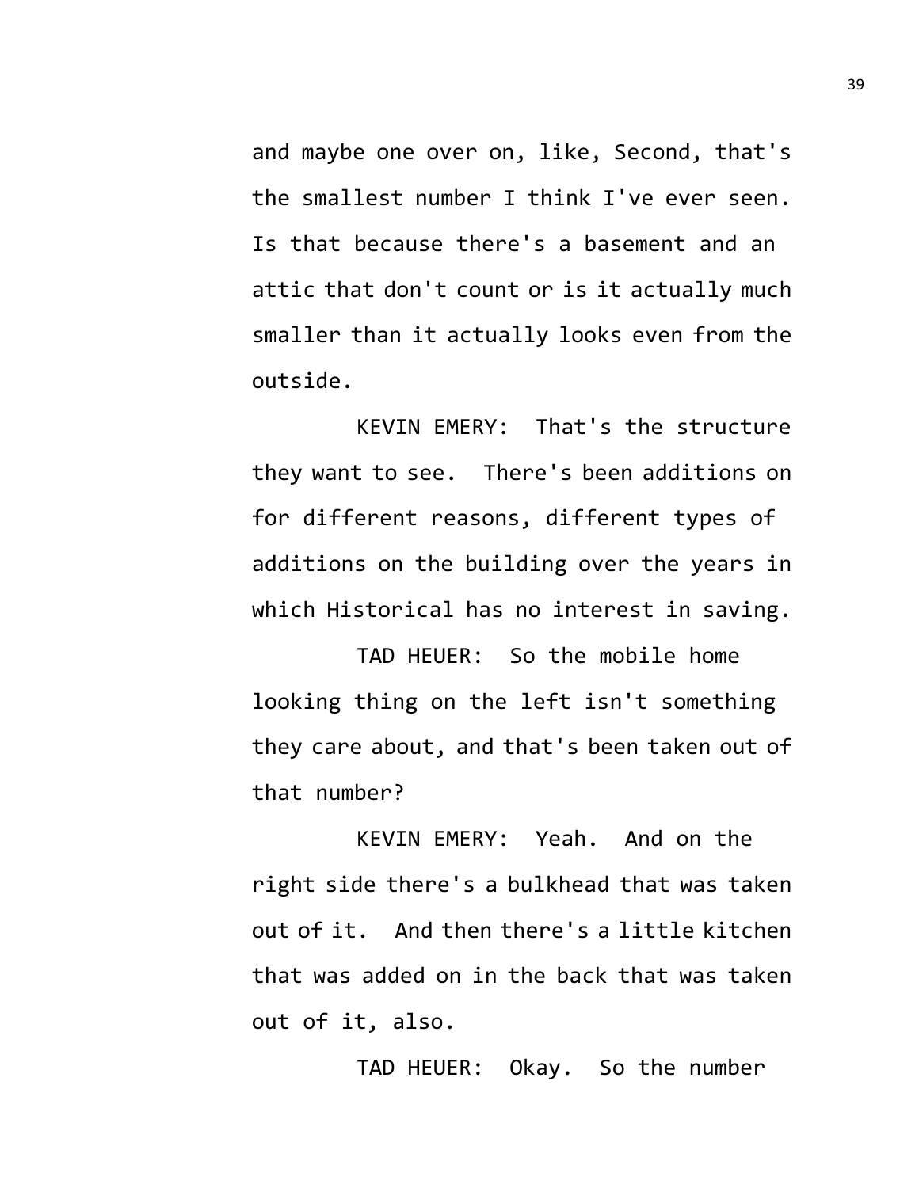and maybe one over on, like, Second, that's the smallest number I think I've ever seen. Is that because there's a basement and an attic that don't count or is it actually much smaller than it actually looks even from the outside.

KEVIN EMERY: That's the structure they want to see. There's been additions on for different reasons, different types of additions on the building over the years in which Historical has no interest in saving.

TAD HEUER: So the mobile home looking thing on the left isn't something they care about, and that's been taken out of that number?

KEVIN EMERY: Yeah. And on the right side there's a bulkhead that was taken out of it. And then there's a little kitchen that was added on in the back that was taken out of it, also.

TAD HEUER: Okay. So the number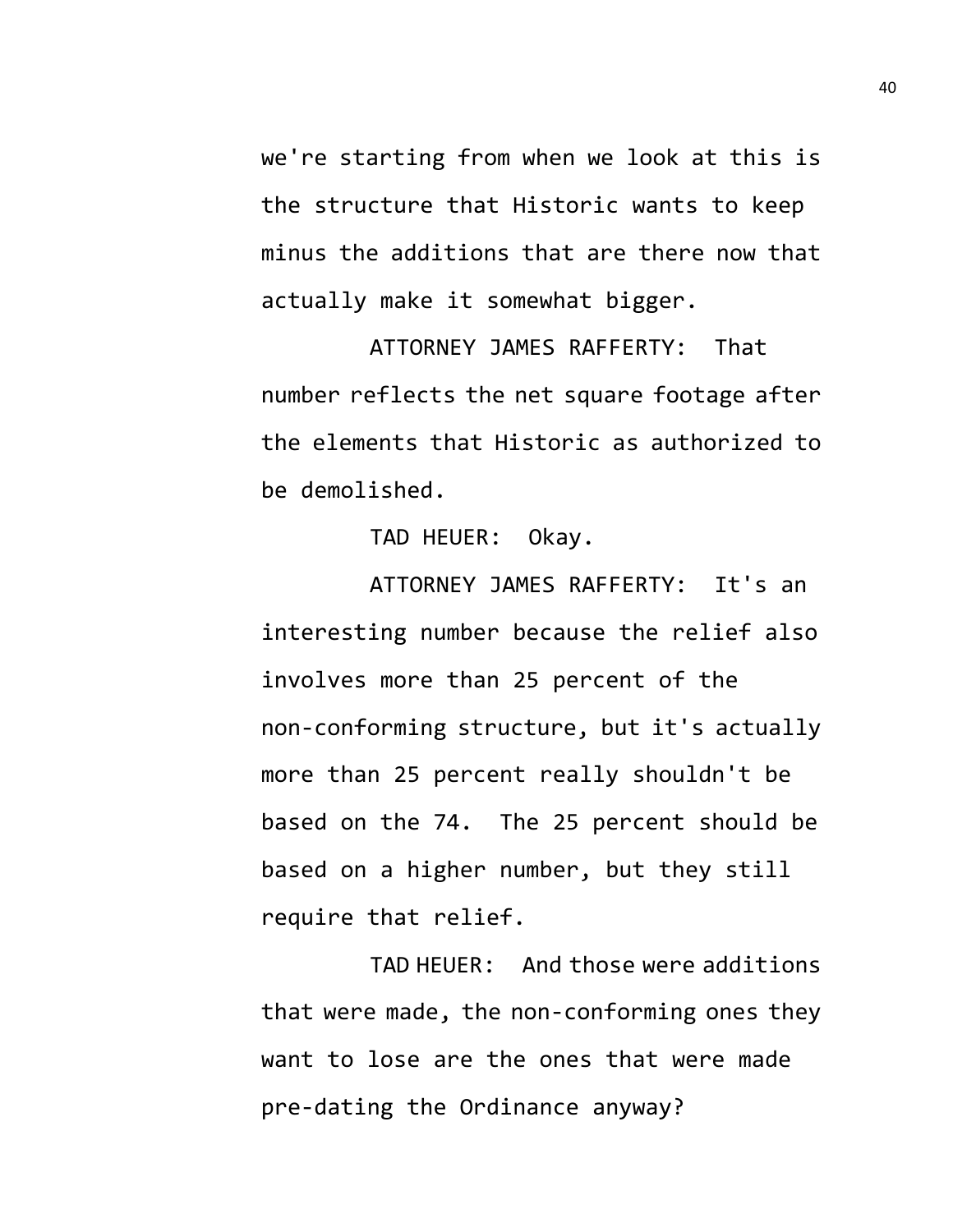we're starting from when we look at this is the structure that Historic wants to keep minus the additions that are there now that actually make it somewhat bigger.

ATTORNEY JAMES RAFFERTY: That number reflects the net square footage after the elements that Historic as authorized to be demolished.

TAD HEUER: Okay.

ATTORNEY JAMES RAFFERTY: It's an interesting number because the relief also involves more than 25 percent of the non-conforming structure, but it's actually more than 25 percent really shouldn't be based on the 74. The 25 percent should be based on a higher number, but they still require that relief.

TAD HEUER: And those were additions that were made, the non-conforming ones they want to lose are the ones that were made pre-dating the Ordinance anyway?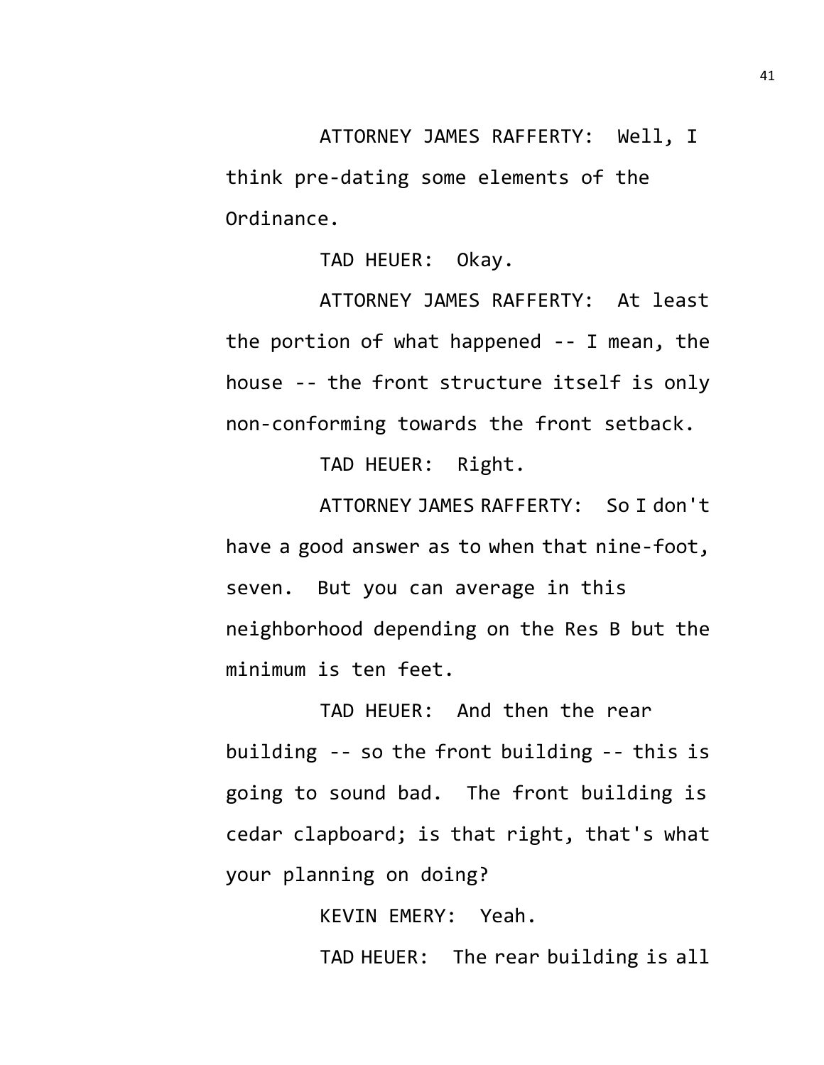ATTORNEY JAMES RAFFERTY: Well, I think pre-dating some elements of the Ordinance.

TAD HEUER: Okay.

ATTORNEY JAMES RAFFERTY: At least the portion of what happened -- I mean, the house -- the front structure itself is only non-conforming towards the front setback.

TAD HEUER: Right.

ATTORNEY JAMES RAFFERTY: So I don't have a good answer as to when that nine-foot, seven. But you can average in this neighborhood depending on the Res B but the minimum is ten feet.

TAD HEUER: And then the rear building -- so the front building -- this is going to sound bad. The front building is cedar clapboard; is that right, that's what your planning on doing?

KEVIN EMERY: Yeah.

TAD HEUER: The rear building is all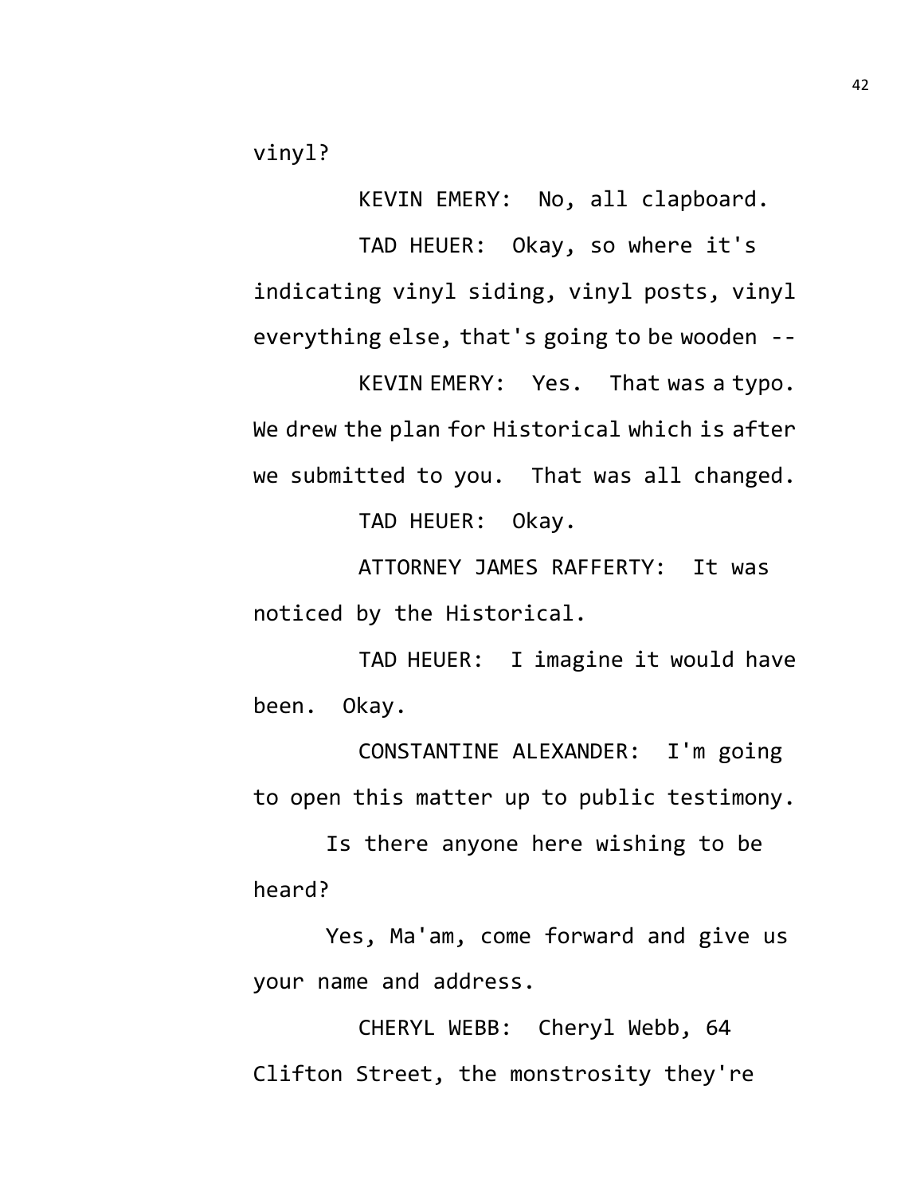vinyl?

KEVIN EMERY: No, all clapboard.

TAD HEUER: Okay, so where it's indicating vinyl siding, vinyl posts, vinyl everything else, that's going to be wooden --

KEVIN EMERY: Yes. That was a typo. We drew the plan for Historical which is after we submitted to you. That was all changed.

TAD HEUER: Okay.

ATTORNEY JAMES RAFFERTY: It was noticed by the Historical.

TAD HEUER: I imagine it would have been. Okay.

CONSTANTINE ALEXANDER: I'm going to open this matter up to public testimony.

Is there anyone here wishing to be heard?

Yes, Ma'am, come forward and give us your name and address.

CHERYL WEBB: Cheryl Webb, 64 Clifton Street, the monstrosity they're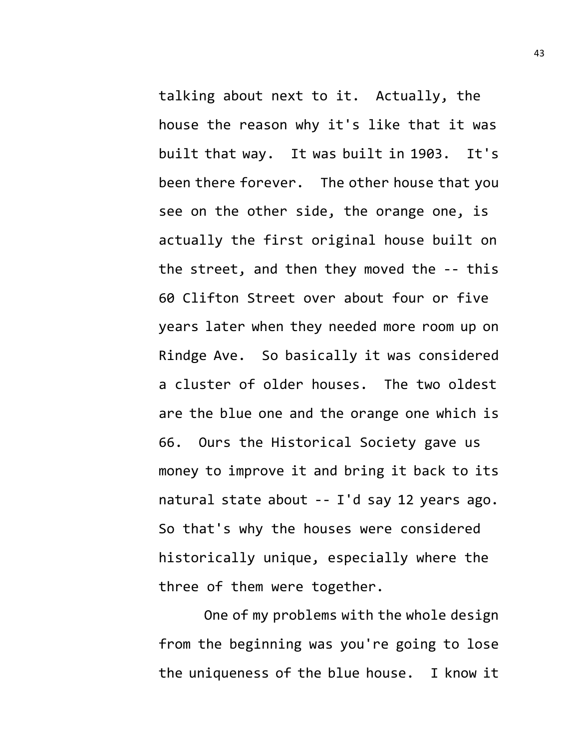talking about next to it. Actually, the house the reason why it's like that it was built that way. It was built in 1903. It's been there forever. The other house that you see on the other side, the orange one, is actually the first original house built on the street, and then they moved the -- this 60 Clifton Street over about four or five years later when they needed more room up on Rindge Ave. So basically it was considered a cluster of older houses. The two oldest are the blue one and the orange one which is 66. Ours the Historical Society gave us money to improve it and bring it back to its natural state about -- I'd say 12 years ago. So that's why the houses were considered historically unique, especially where the three of them were together.

One of my problems with the whole design from the beginning was you're going to lose the uniqueness of the blue house. I know it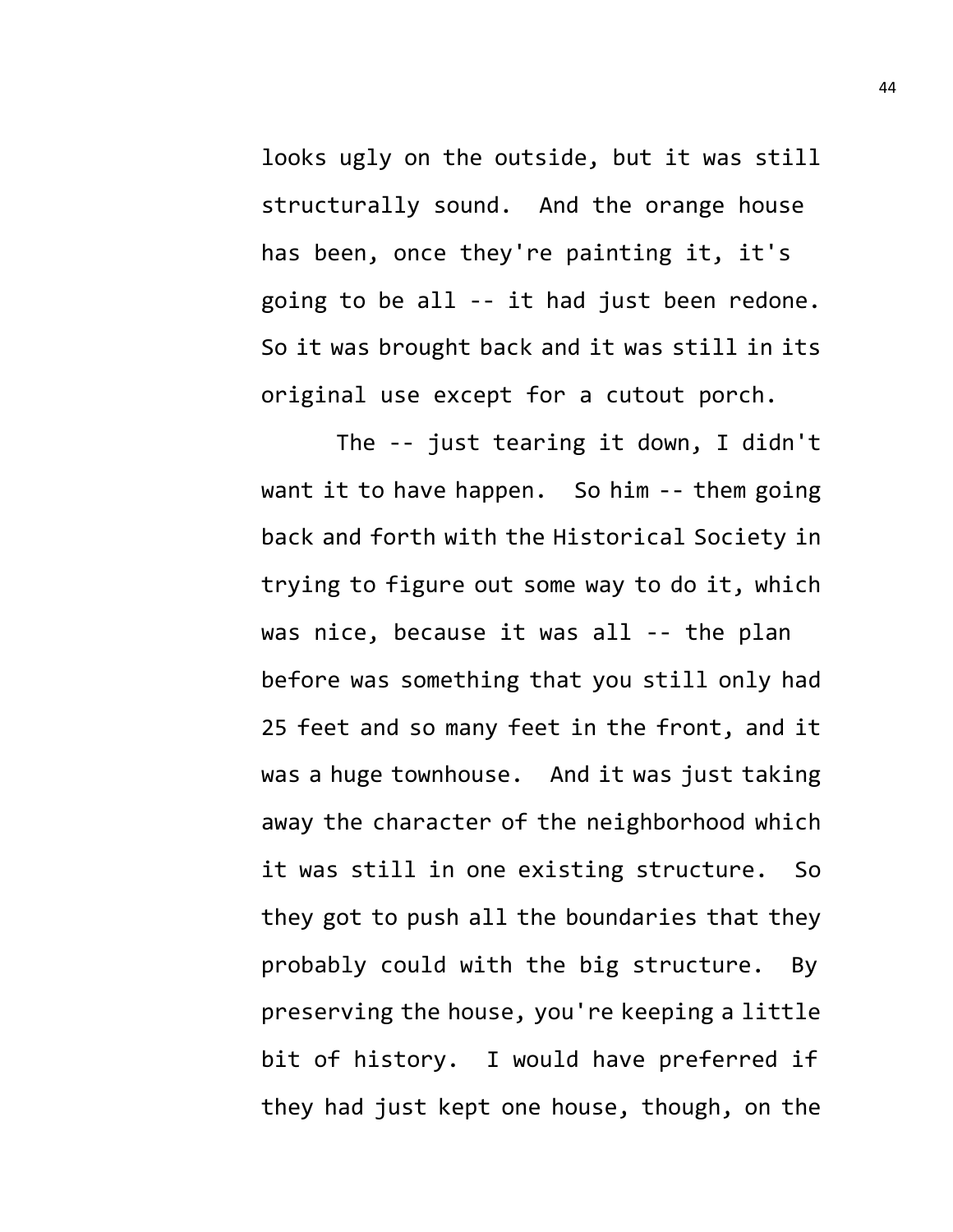looks ugly on the outside, but it was still structurally sound. And the orange house has been, once they're painting it, it's going to be all -- it had just been redone. So it was brought back and it was still in its original use except for a cutout porch.

The -- just tearing it down, I didn't want it to have happen. So him -- them going back and forth with the Historical Society in trying to figure out some way to do it, which was nice, because it was all -- the plan before was something that you still only had 25 feet and so many feet in the front, and it was a huge townhouse. And it was just taking away the character of the neighborhood which it was still in one existing structure. So they got to push all the boundaries that they probably could with the big structure. By preserving the house, you're keeping a little bit of history. I would have preferred if they had just kept one house, though, on the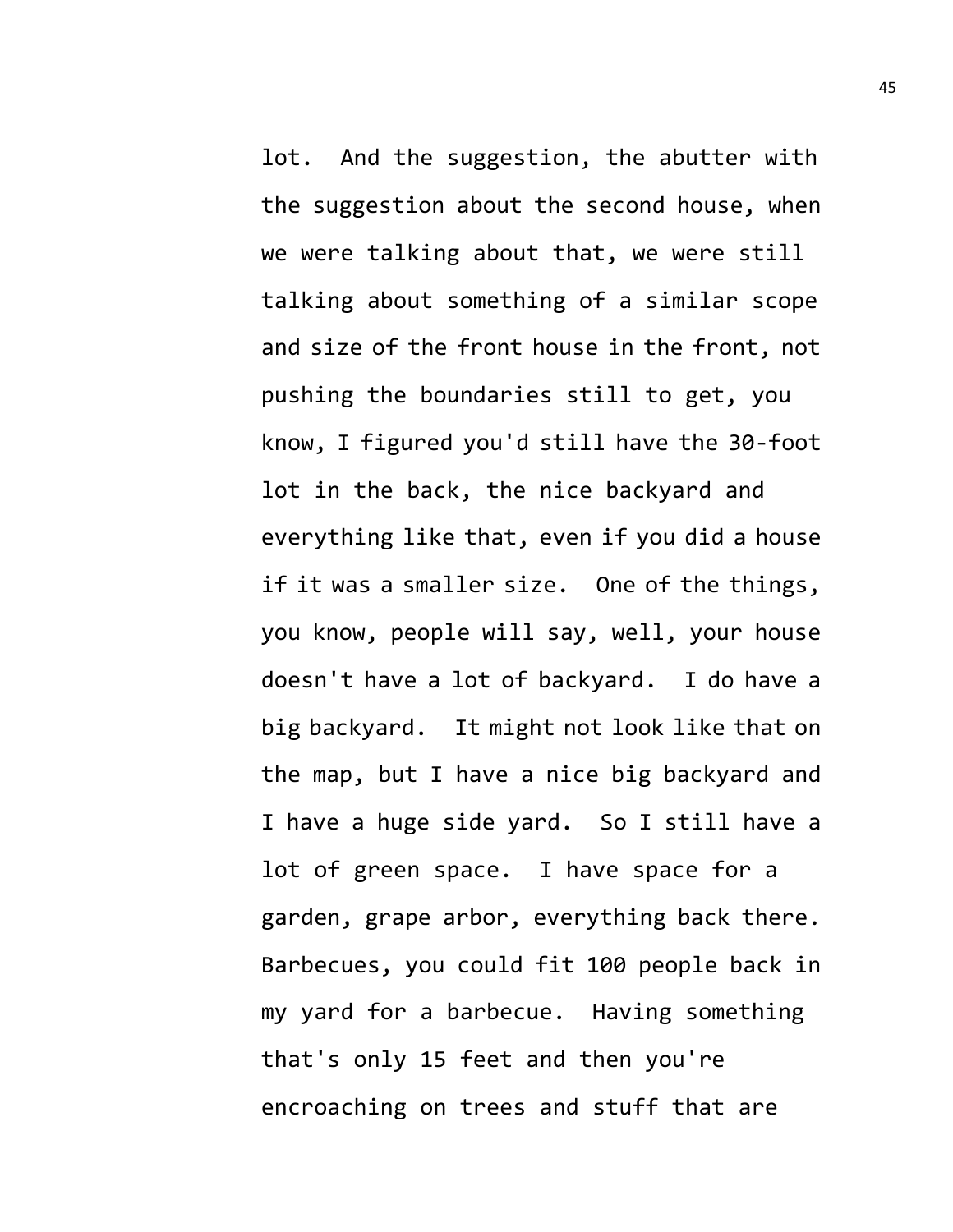lot. And the suggestion, the abutter with the suggestion about the second house, when we were talking about that, we were still talking about something of a similar scope and size of the front house in the front, not pushing the boundaries still to get, you know, I figured you'd still have the 30-foot lot in the back, the nice backyard and everything like that, even if you did a house if it was a smaller size. One of the things, you know, people will say, well, your house doesn't have a lot of backyard. I do have a big backyard. It might not look like that on the map, but I have a nice big backyard and I have a huge side yard. So I still have a lot of green space. I have space for a garden, grape arbor, everything back there. Barbecues, you could fit 100 people back in my yard for a barbecue. Having something that's only 15 feet and then you're encroaching on trees and stuff that are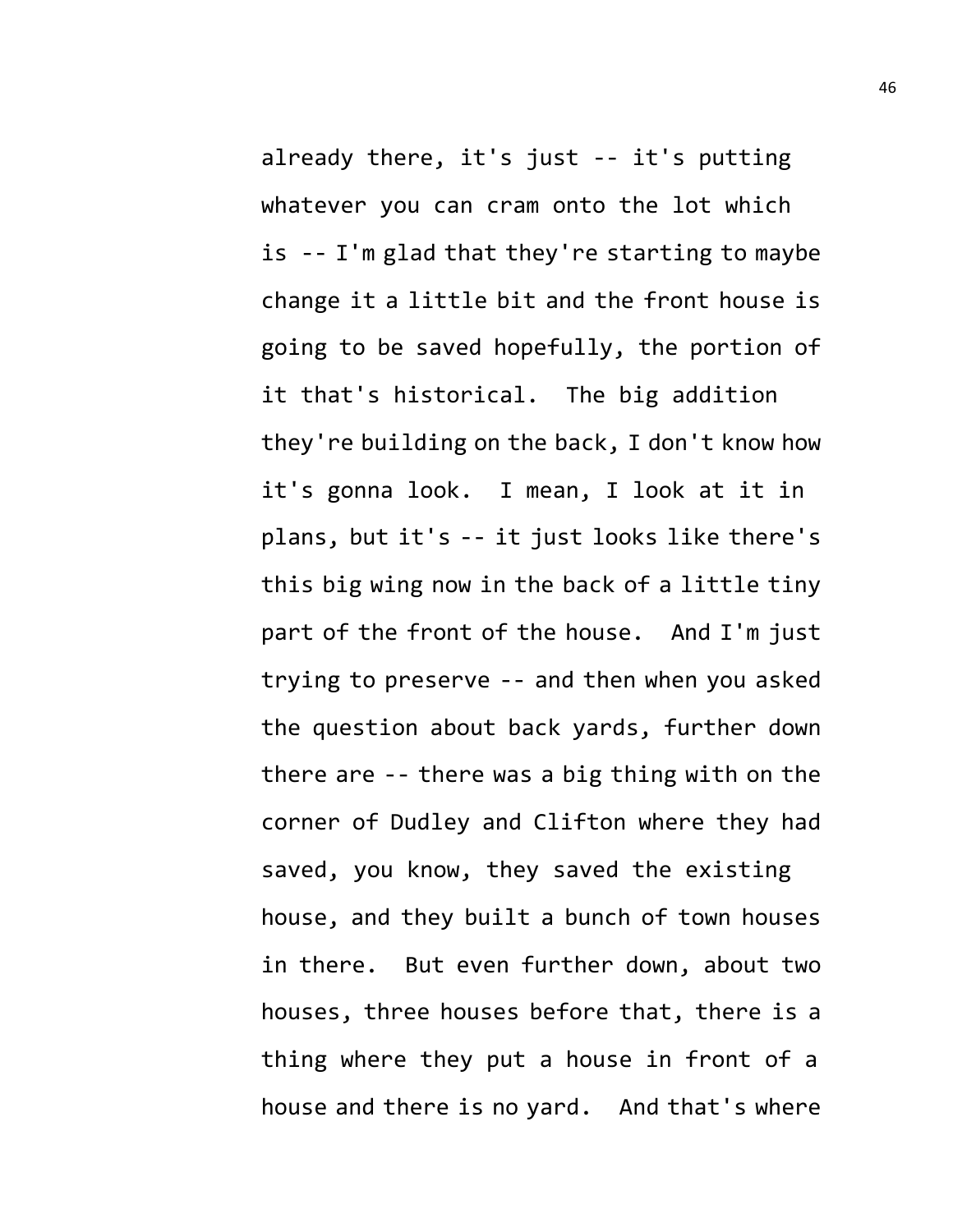already there, it's just -- it's putting whatever you can cram onto the lot which is -- I'm glad that they're starting to maybe change it a little bit and the front house is going to be saved hopefully, the portion of it that's historical. The big addition they're building on the back, I don't know how it's gonna look. I mean, I look at it in plans, but it's -- it just looks like there's this big wing now in the back of a little tiny part of the front of the house. And I'm just trying to preserve -- and then when you asked the question about back yards, further down there are -- there was a big thing with on the corner of Dudley and Clifton where they had saved, you know, they saved the existing house, and they built a bunch of town houses in there. But even further down, about two houses, three houses before that, there is a thing where they put a house in front of a house and there is no yard. And that's where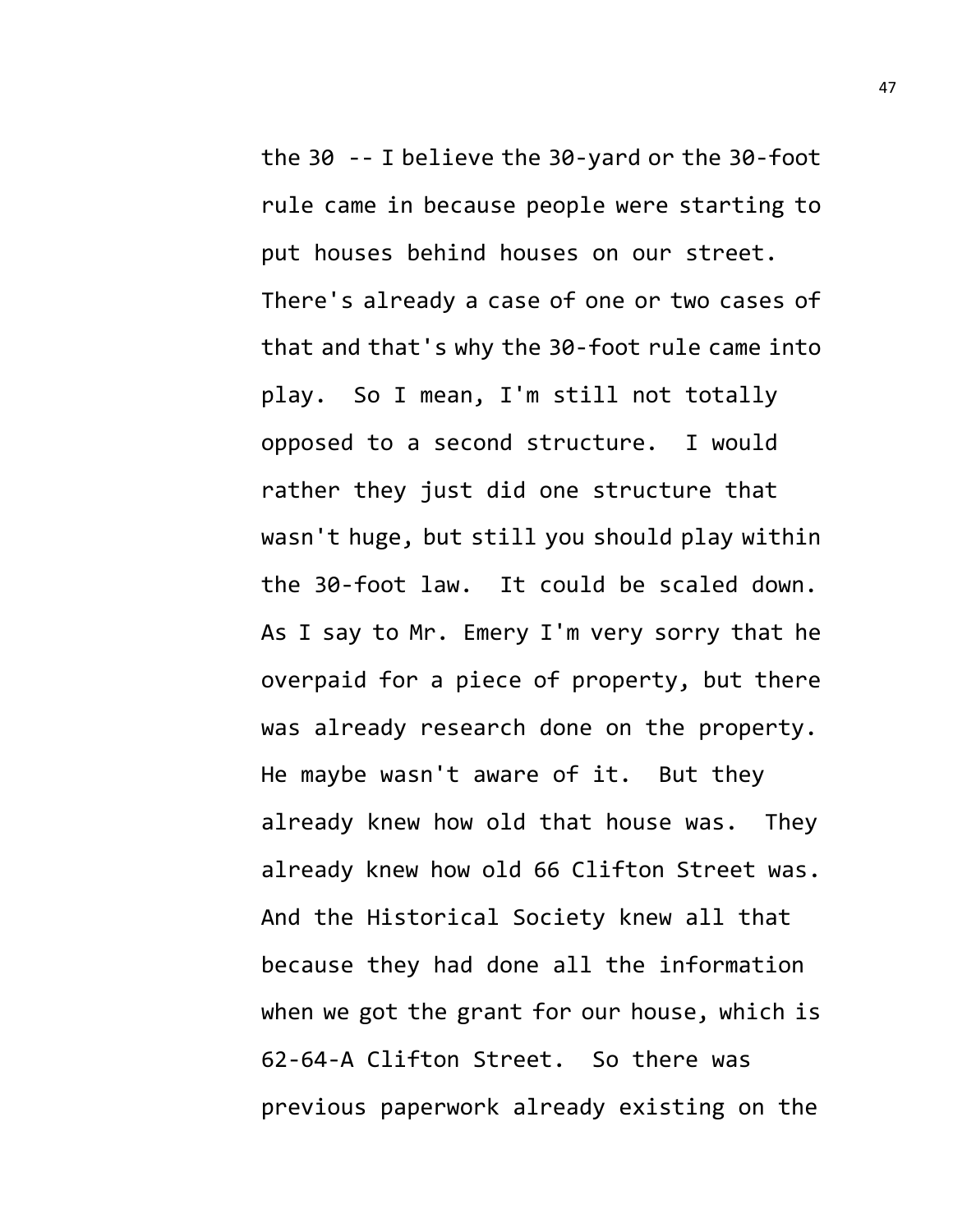the 30 -- I believe the 30-yard or the 30-foot rule came in because people were starting to put houses behind houses on our street. There's already a case of one or two cases of that and that's why the 30-foot rule came into play. So I mean, I'm still not totally opposed to a second structure. I would rather they just did one structure that wasn't huge, but still you should play within the 30-foot law. It could be scaled down. As I say to Mr. Emery I'm very sorry that he overpaid for a piece of property, but there was already research done on the property. He maybe wasn't aware of it. But they already knew how old that house was. They already knew how old 66 Clifton Street was. And the Historical Society knew all that because they had done all the information when we got the grant for our house, which is 62-64-A Clifton Street. So there was previous paperwork already existing on the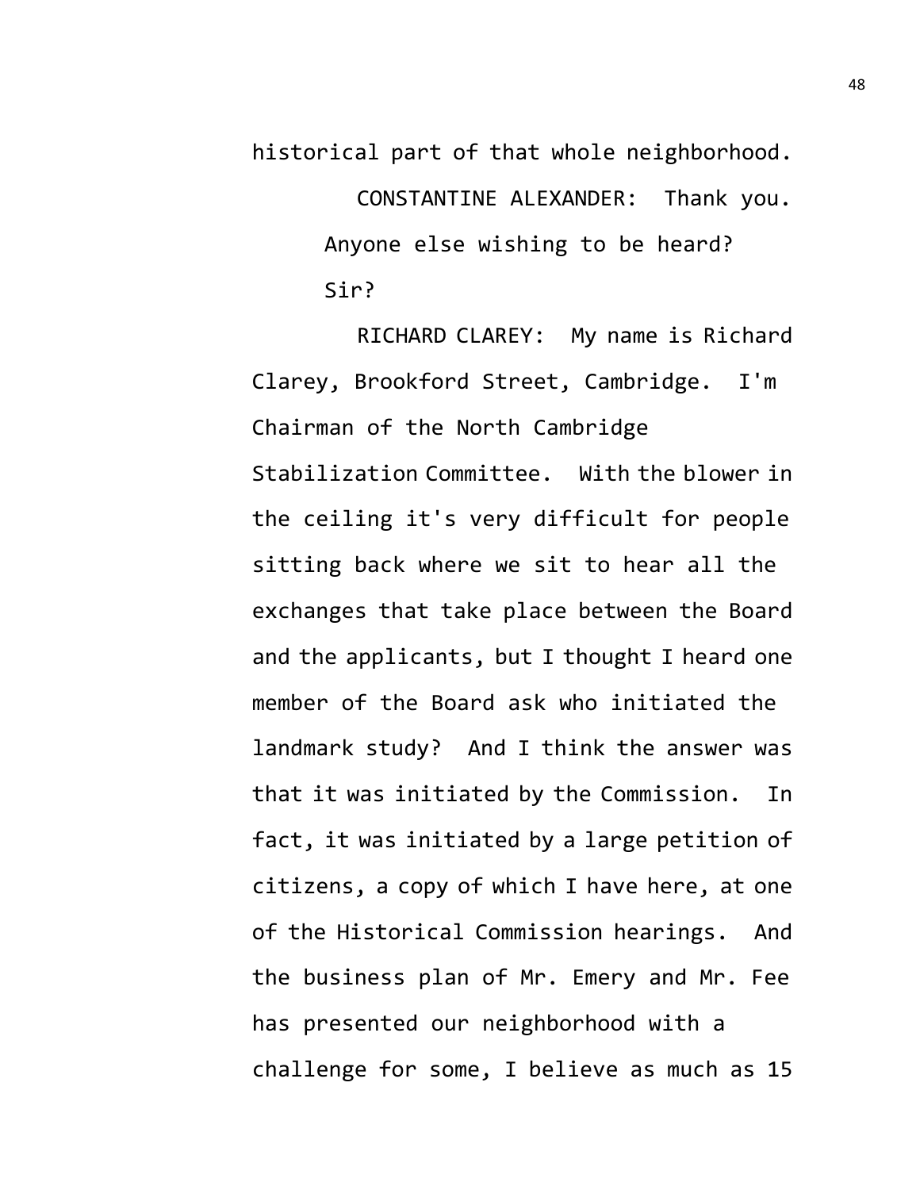historical part of that whole neighborhood.

CONSTANTINE ALEXANDER: Thank you.

Anyone else wishing to be heard?

Sir?

RICHARD CLAREY: My name is Richard Clarey, Brookford Street, Cambridge. I'm Chairman of the North Cambridge Stabilization Committee. With the blower in the ceiling it's very difficult for people sitting back where we sit to hear all the exchanges that take place between the Board and the applicants, but I thought I heard one member of the Board ask who initiated the landmark study? And I think the answer was that it was initiated by the Commission. In fact, it was initiated by a large petition of citizens, a copy of which I have here, at one of the Historical Commission hearings. And the business plan of Mr. Emery and Mr. Fee has presented our neighborhood with a challenge for some, I believe as much as 15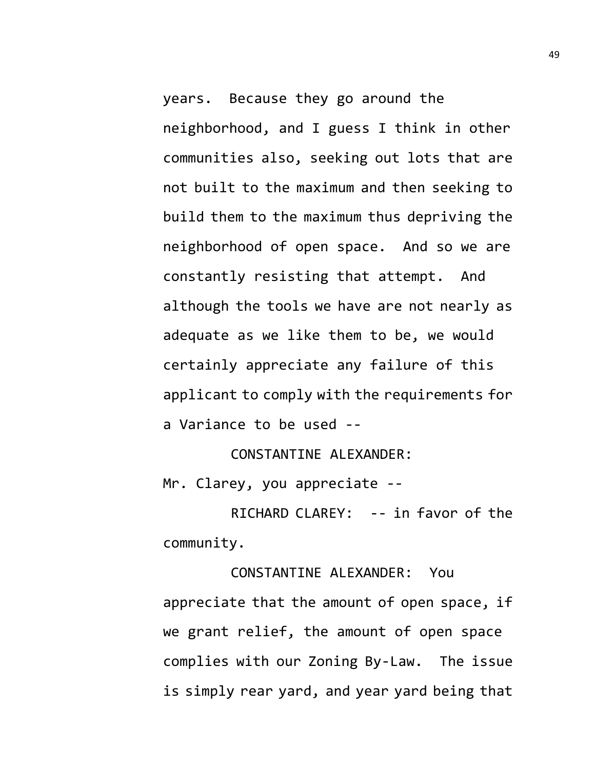years. Because they go around the neighborhood, and I guess I think in other communities also, seeking out lots that are not built to the maximum and then seeking to build them to the maximum thus depriving the neighborhood of open space. And so we are constantly resisting that attempt. And although the tools we have are not nearly as adequate as we like them to be, we would certainly appreciate any failure of this applicant to comply with the requirements for a Variance to be used --

CONSTANTINE ALEXANDER: Mr. Clarey, you appreciate --

RICHARD CLAREY: -- in favor of the community.

CONSTANTINE ALEXANDER: You appreciate that the amount of open space, if we grant relief, the amount of open space complies with our Zoning By-Law. The issue is simply rear yard, and year yard being that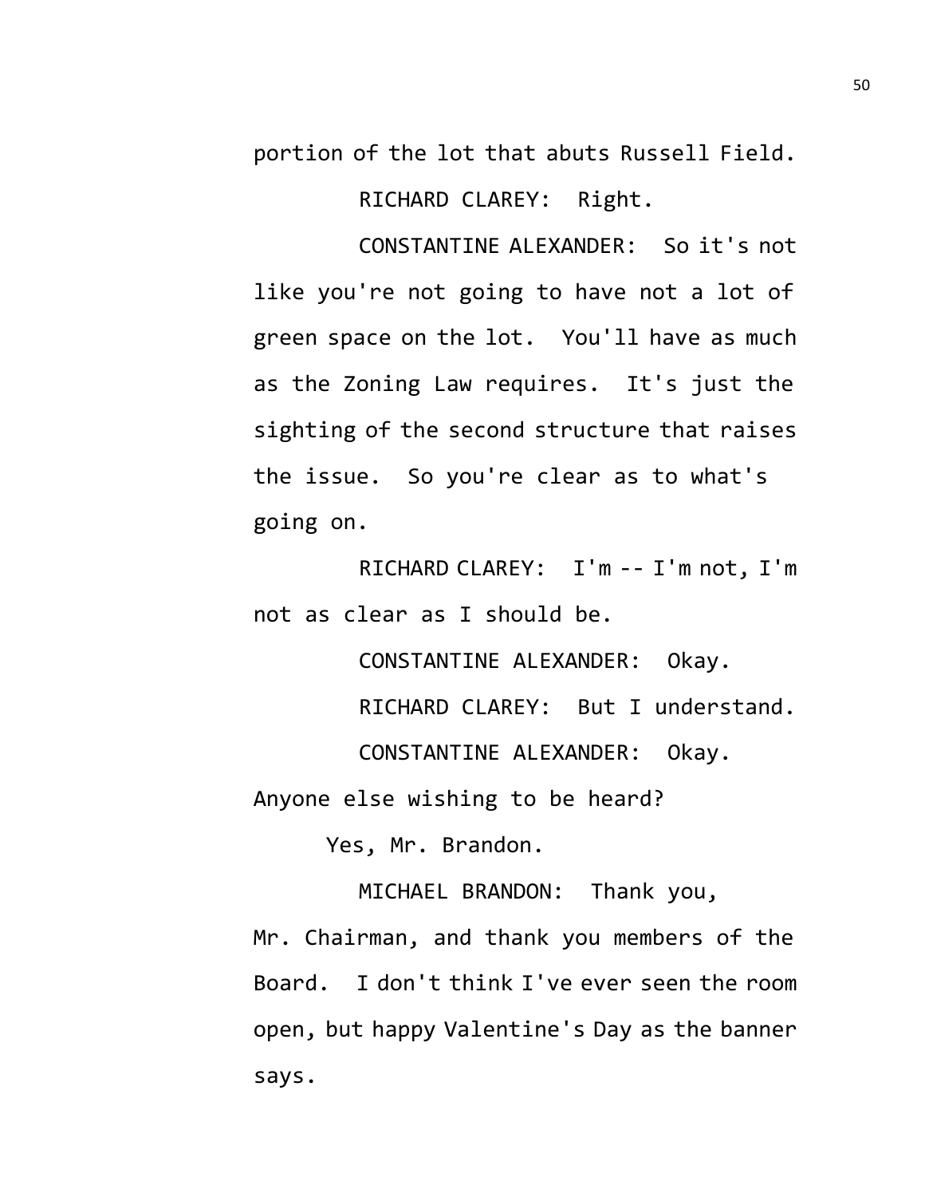portion of the lot that abuts Russell Field.

RICHARD CLAREY: Right.

CONSTANTINE ALEXANDER: So it's not like you're not going to have not a lot of green space on the lot. You'll have as much as the Zoning Law requires. It's just the sighting of the second structure that raises the issue. So you're clear as to what's going on.

RICHARD CLAREY: I'm -- I'm not, I'm not as clear as I should be.

CONSTANTINE ALEXANDER: Okay.

RICHARD CLAREY: But I understand.

CONSTANTINE ALEXANDER: Okay. Anyone else wishing to be heard?

Yes, Mr. Brandon.

MICHAEL BRANDON: Thank you, Mr. Chairman, and thank you members of the Board. I don't think I've ever seen the room open, but happy Valentine's Day as the banner says.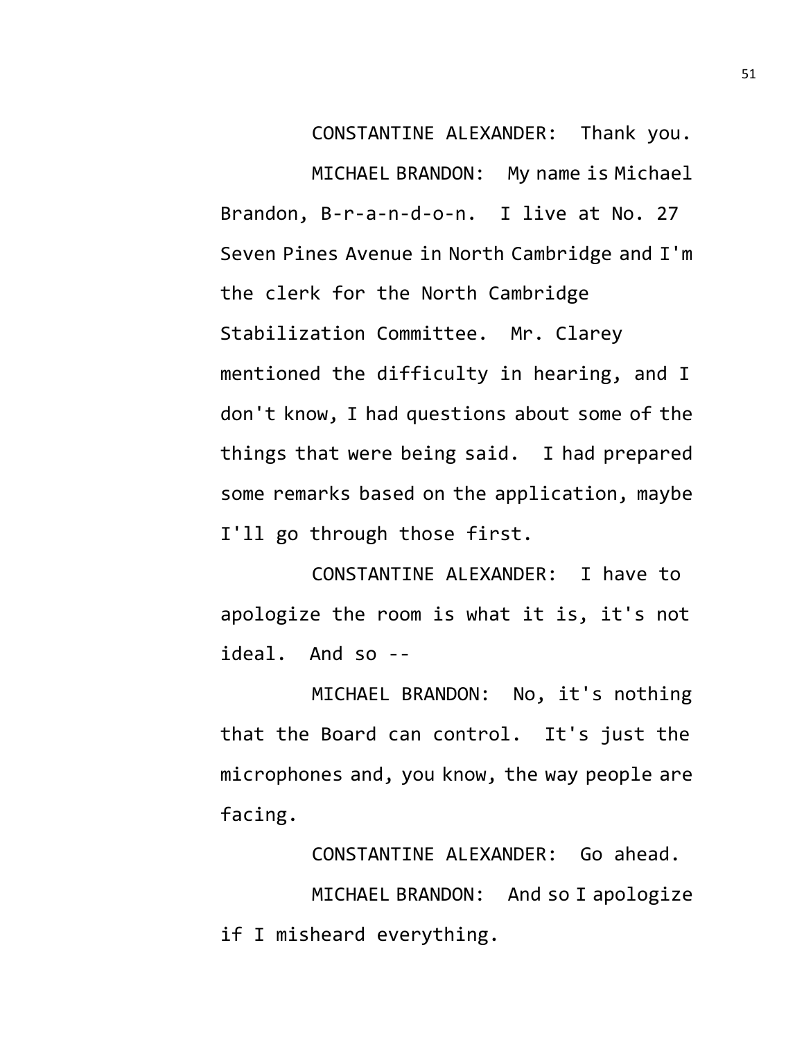CONSTANTINE ALEXANDER: Thank you.

MICHAEL BRANDON: My name is Michael Brandon, B-r-a-n-d-o-n. I live at No. 27 Seven Pines Avenue in North Cambridge and I'm the clerk for the North Cambridge Stabilization Committee. Mr. Clarey mentioned the difficulty in hearing, and I don't know, I had questions about some of the things that were being said. I had prepared some remarks based on the application, maybe I'll go through those first.

CONSTANTINE ALEXANDER: I have to apologize the room is what it is, it's not ideal. And so --

MICHAEL BRANDON: No, it's nothing that the Board can control. It's just the microphones and, you know, the way people are facing.

CONSTANTINE ALEXANDER: Go ahead.

MICHAEL BRANDON: And so I apologize if I misheard everything.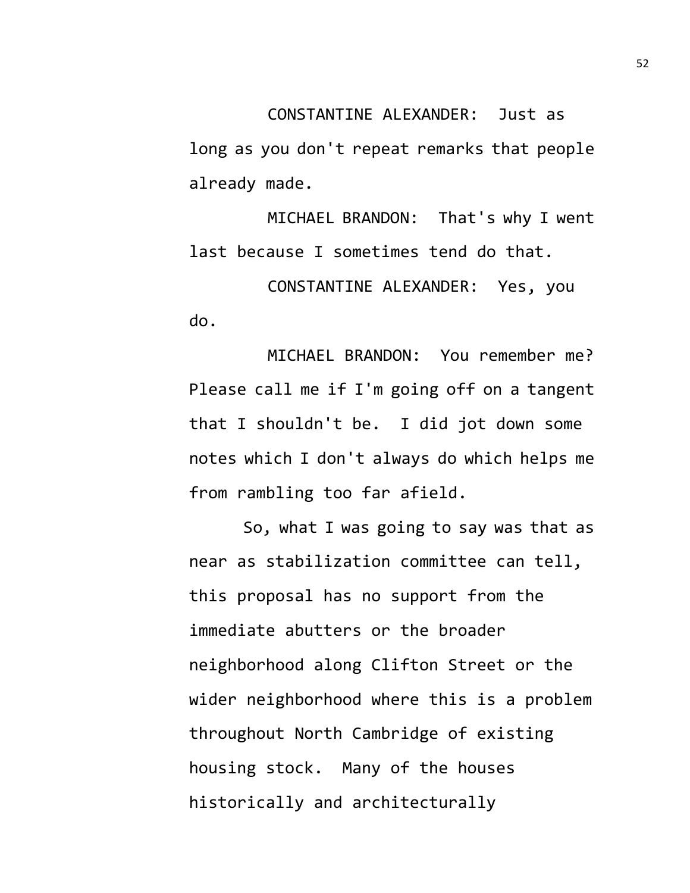CONSTANTINE ALEXANDER: Just as long as you don't repeat remarks that people already made.

MICHAEL BRANDON: That's why I went last because I sometimes tend do that.

CONSTANTINE ALEXANDER: Yes, you do.

MICHAEL BRANDON: You remember me? Please call me if I'm going off on a tangent that I shouldn't be. I did jot down some notes which I don't always do which helps me from rambling too far afield.

So, what I was going to say was that as near as stabilization committee can tell, this proposal has no support from the immediate abutters or the broader neighborhood along Clifton Street or the wider neighborhood where this is a problem throughout North Cambridge of existing housing stock. Many of the houses historically and architecturally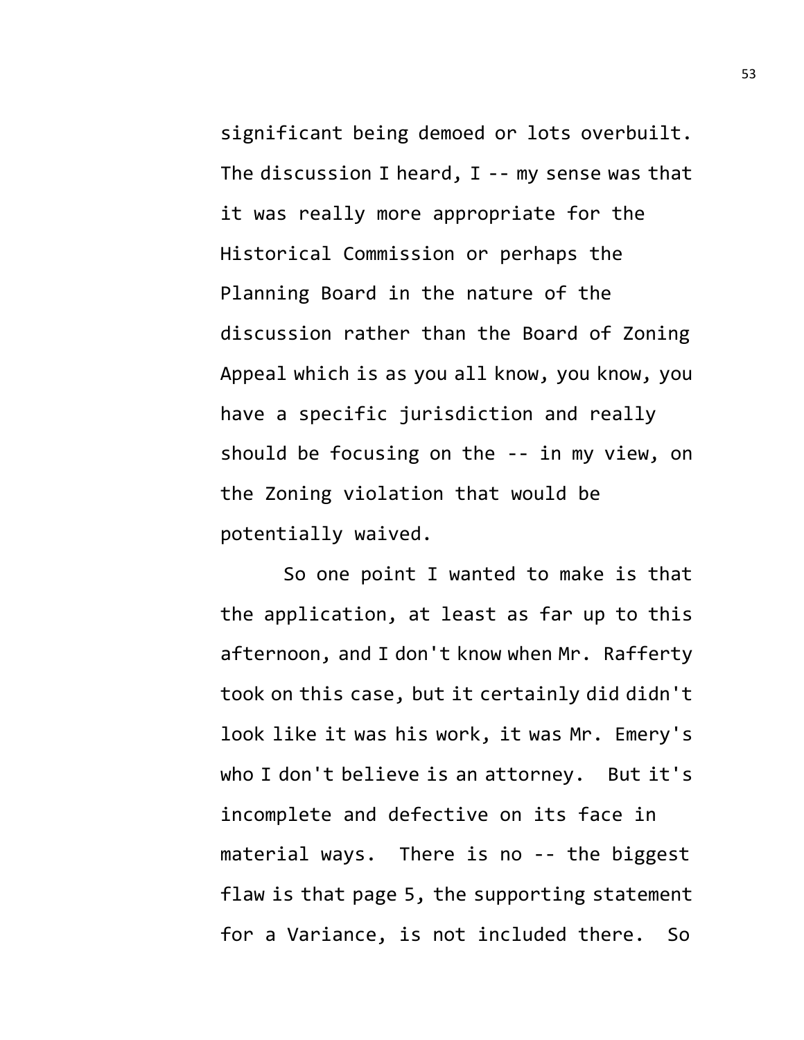significant being demoed or lots overbuilt. The discussion I heard, I -- my sense was that it was really more appropriate for the Historical Commission or perhaps the Planning Board in the nature of the discussion rather than the Board of Zoning Appeal which is as you all know, you know, you have a specific jurisdiction and really should be focusing on the -- in my view, on the Zoning violation that would be potentially waived.

So one point I wanted to make is that the application, at least as far up to this afternoon, and I don't know when Mr. Rafferty took on this case, but it certainly did didn't look like it was his work, it was Mr. Emery's who I don't believe is an attorney. But it's incomplete and defective on its face in material ways. There is no -- the biggest flaw is that page 5, the supporting statement for a Variance, is not included there. So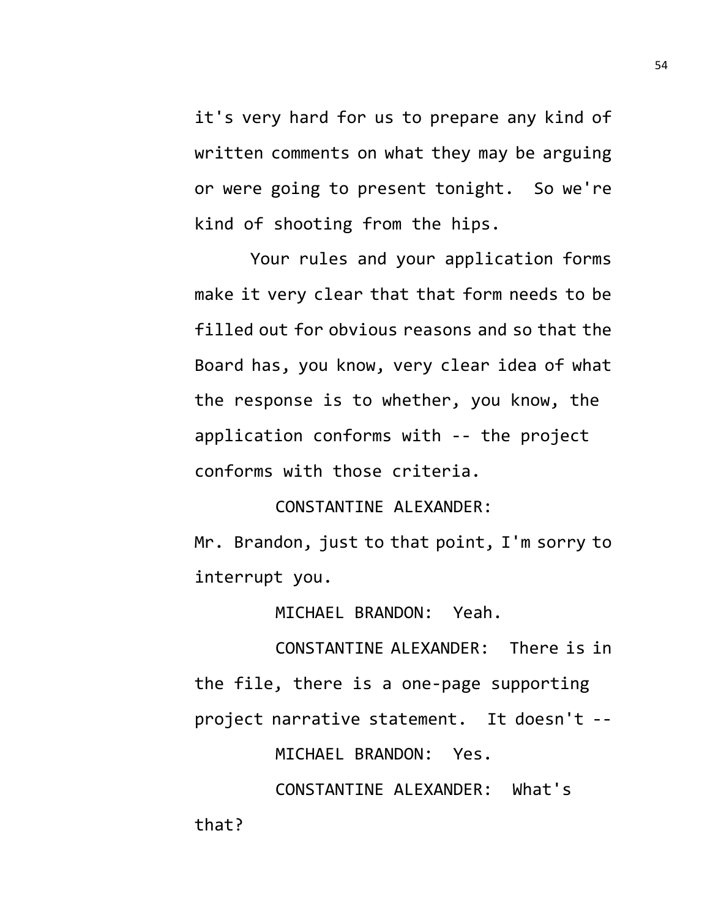it's very hard for us to prepare any kind of written comments on what they may be arguing or were going to present tonight. So we're kind of shooting from the hips.

Your rules and your application forms make it very clear that that form needs to be filled out for obvious reasons and so that the Board has, you know, very clear idea of what the response is to whether, you know, the application conforms with -- the project conforms with those criteria.

CONSTANTINE ALEXANDER: Mr. Brandon, just to that point, I'm sorry to interrupt you.

MICHAEL BRANDON: Yeah.

CONSTANTINE ALEXANDER: There is in the file, there is a one-page supporting project narrative statement. It doesn't --

MICHAEL BRANDON: Yes.

CONSTANTINE ALEXANDER: What's that?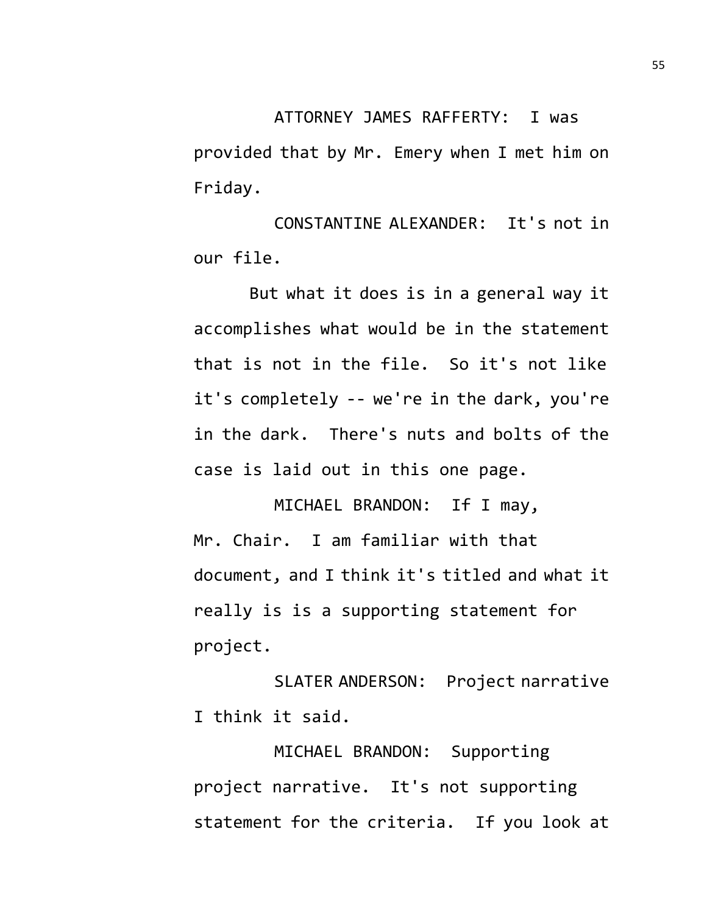ATTORNEY JAMES RAFFERTY: I was provided that by Mr. Emery when I met him on Friday.

CONSTANTINE ALEXANDER: It's not in our file.

But what it does is in a general way it accomplishes what would be in the statement that is not in the file. So it's not like it's completely -- we're in the dark, you're in the dark. There's nuts and bolts of the case is laid out in this one page.

MICHAEL BRANDON: If I may, Mr. Chair. I am familiar with that document, and I think it's titled and what it really is is a supporting statement for project.

SLATER ANDERSON: Project narrative I think it said.

MICHAEL BRANDON: Supporting project narrative. It's not supporting statement for the criteria. If you look at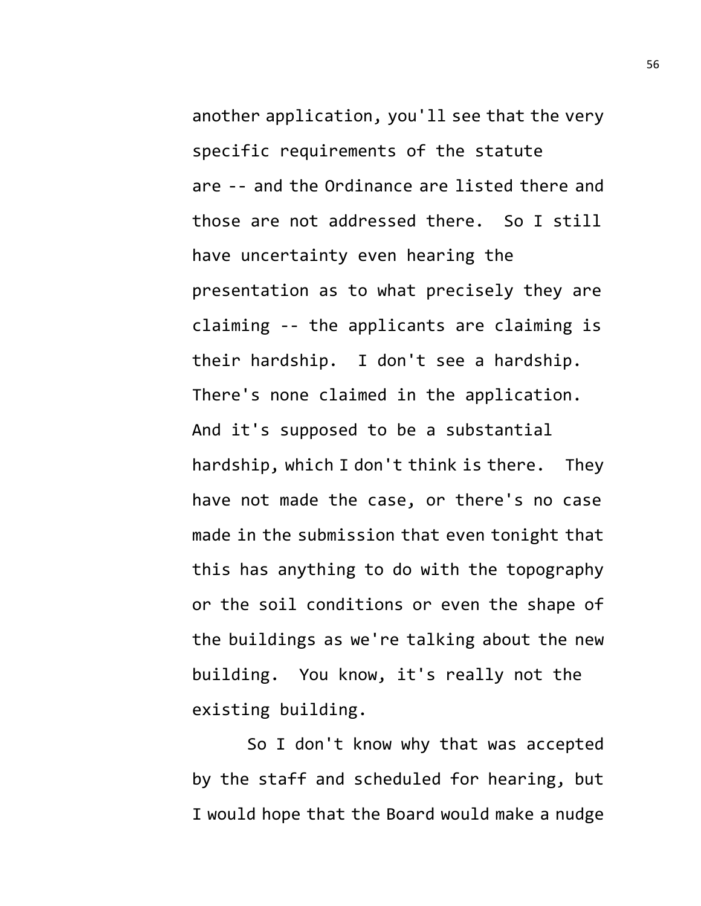another application, you'll see that the very specific requirements of the statute are -- and the Ordinance are listed there and those are not addressed there. So I still have uncertainty even hearing the presentation as to what precisely they are claiming -- the applicants are claiming is their hardship. I don't see a hardship. There's none claimed in the application. And it's supposed to be a substantial hardship, which I don't think is there. They have not made the case, or there's no case made in the submission that even tonight that this has anything to do with the topography or the soil conditions or even the shape of the buildings as we're talking about the new building. You know, it's really not the existing building.

So I don't know why that was accepted by the staff and scheduled for hearing, but I would hope that the Board would make a nudge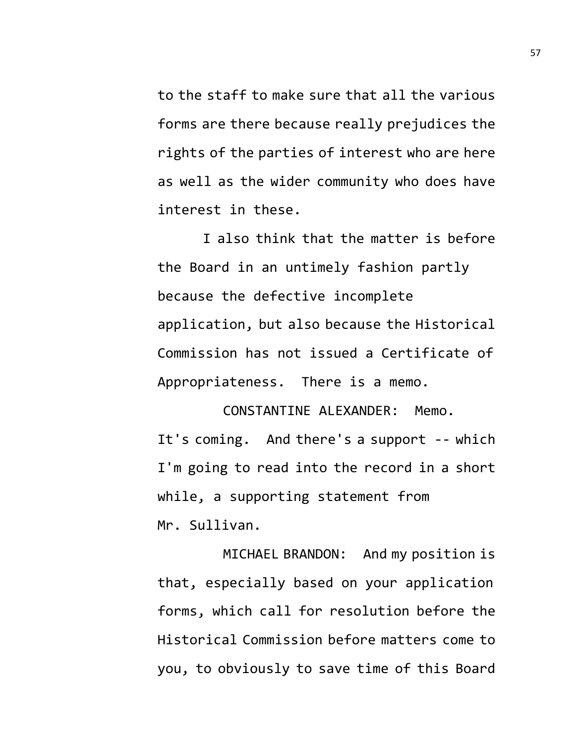to the staff to make sure that all the various forms are there because really prejudices the rights of the parties of interest who are here as well as the wider community who does have interest in these.

I also think that the matter is before the Board in an untimely fashion partly because the defective incomplete application, but also because the Historical Commission has not issued a Certificate of Appropriateness. There is a memo.

CONSTANTINE ALEXANDER: Memo. It's coming. And there's a support -- which I'm going to read into the record in a short while, a supporting statement from Mr. Sullivan.

MICHAEL BRANDON: And my position is that, especially based on your application forms, which call for resolution before the Historical Commission before matters come to you, to obviously to save time of this Board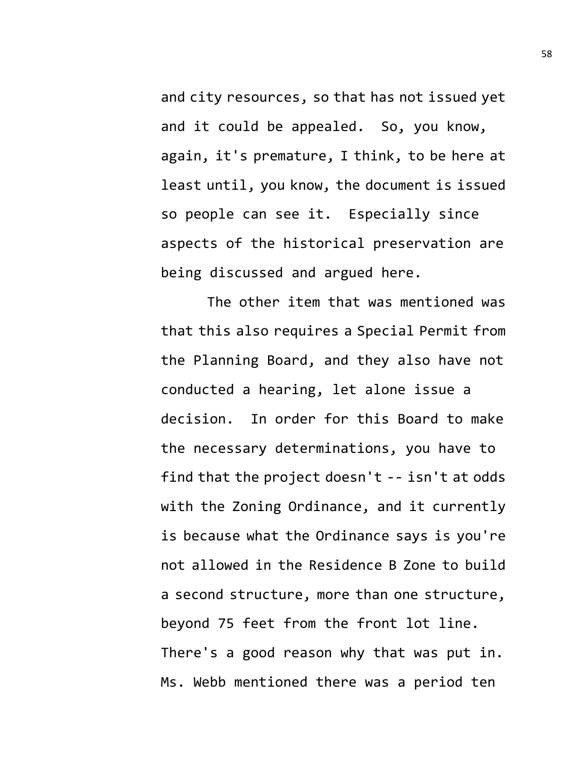and city resources, so that has not issued yet and it could be appealed. So, you know, again, it's premature, I think, to be here at least until, you know, the document is issued so people can see it. Especially since aspects of the historical preservation are being discussed and argued here.

The other item that was mentioned was that this also requires a Special Permit from the Planning Board, and they also have not conducted a hearing, let alone issue a decision. In order for this Board to make the necessary determinations, you have to find that the project doesn't -- isn't at odds with the Zoning Ordinance, and it currently is because what the Ordinance says is you're not allowed in the Residence B Zone to build a second structure, more than one structure, beyond 75 feet from the front lot line. There's a good reason why that was put in. Ms. Webb mentioned there was a period ten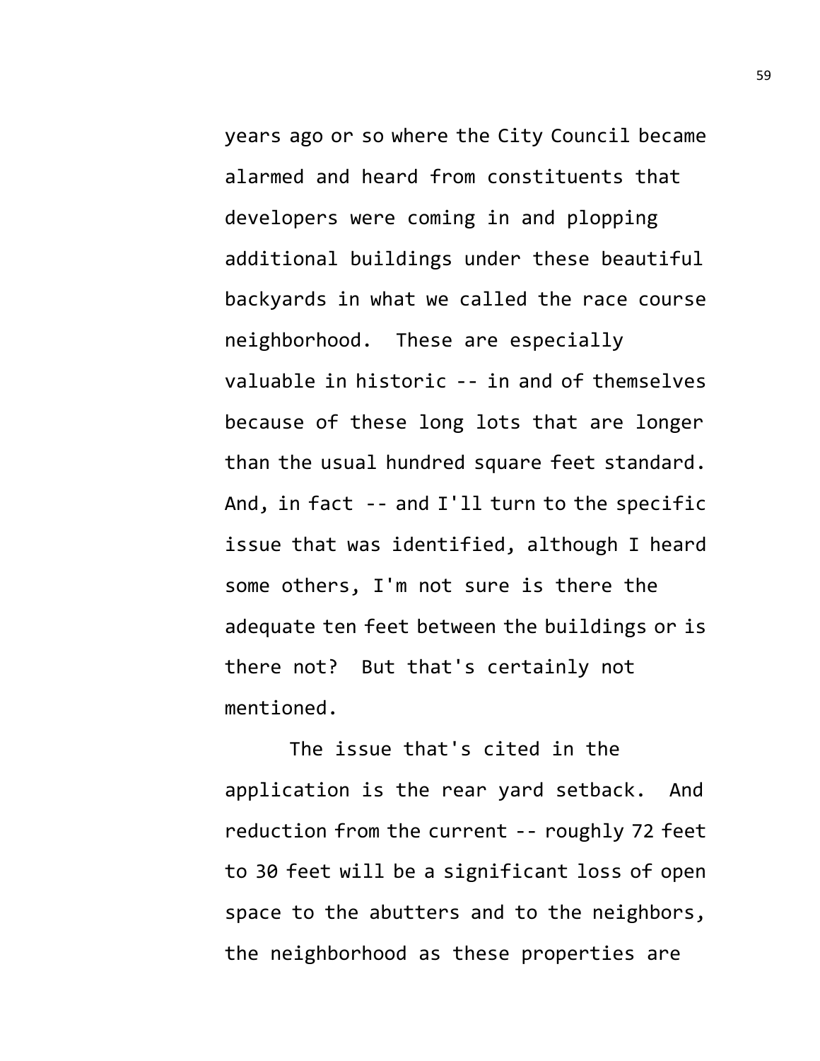years ago or so where the City Council became alarmed and heard from constituents that developers were coming in and plopping additional buildings under these beautiful backyards in what we called the race course neighborhood. These are especially valuable in historic -- in and of themselves because of these long lots that are longer than the usual hundred square feet standard. And, in fact -- and I'll turn to the specific issue that was identified, although I heard some others, I'm not sure is there the adequate ten feet between the buildings or is there not? But that's certainly not mentioned.

The issue that's cited in the application is the rear yard setback. And reduction from the current -- roughly 72 feet to 30 feet will be a significant loss of open space to the abutters and to the neighbors, the neighborhood as these properties are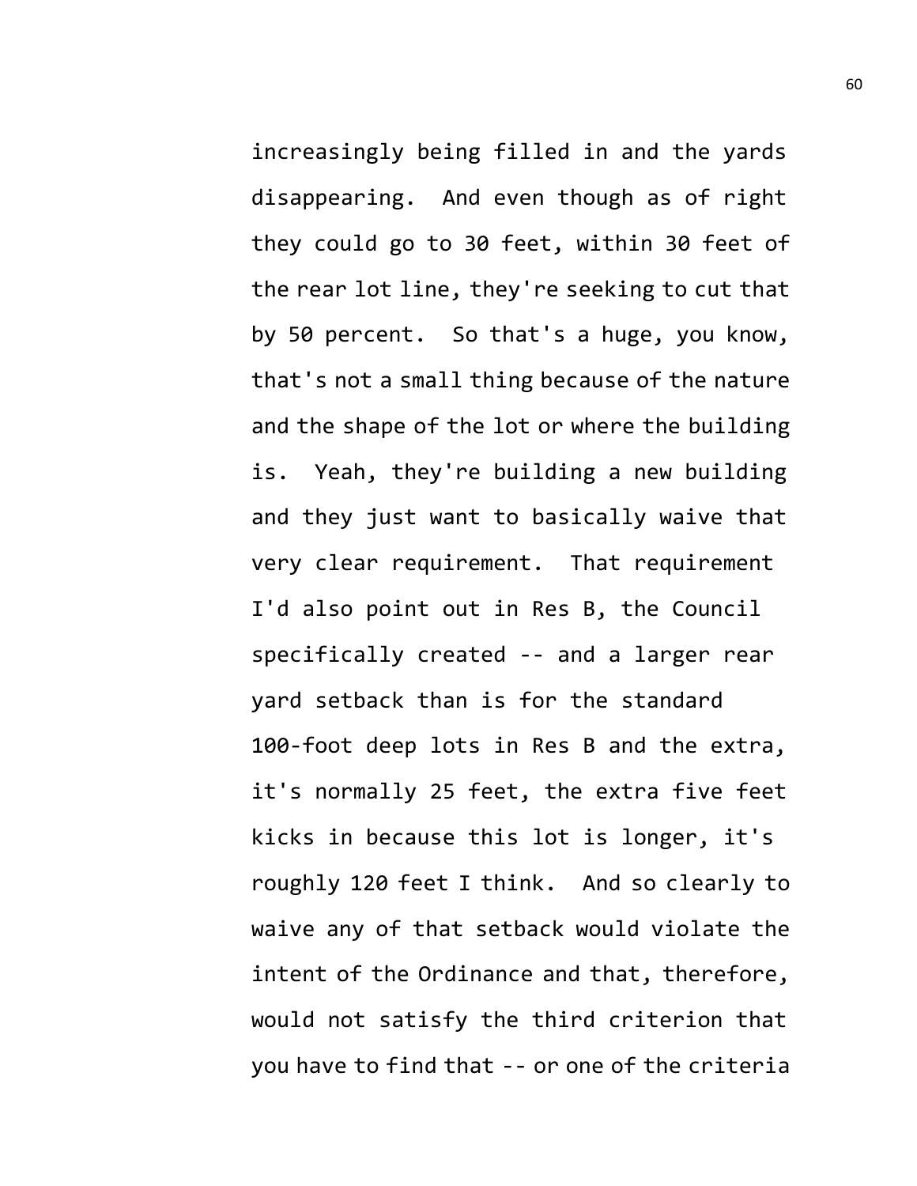increasingly being filled in and the yards disappearing. And even though as of right they could go to 30 feet, within 30 feet of the rear lot line, they're seeking to cut that by 50 percent. So that's a huge, you know, that's not a small thing because of the nature and the shape of the lot or where the building is. Yeah, they're building a new building and they just want to basically waive that very clear requirement. That requirement I'd also point out in Res B, the Council specifically created -- and a larger rear yard setback than is for the standard 100-foot deep lots in Res B and the extra, it's normally 25 feet, the extra five feet kicks in because this lot is longer, it's roughly 120 feet I think. And so clearly to waive any of that setback would violate the intent of the Ordinance and that, therefore, would not satisfy the third criterion that you have to find that -- or one of the criteria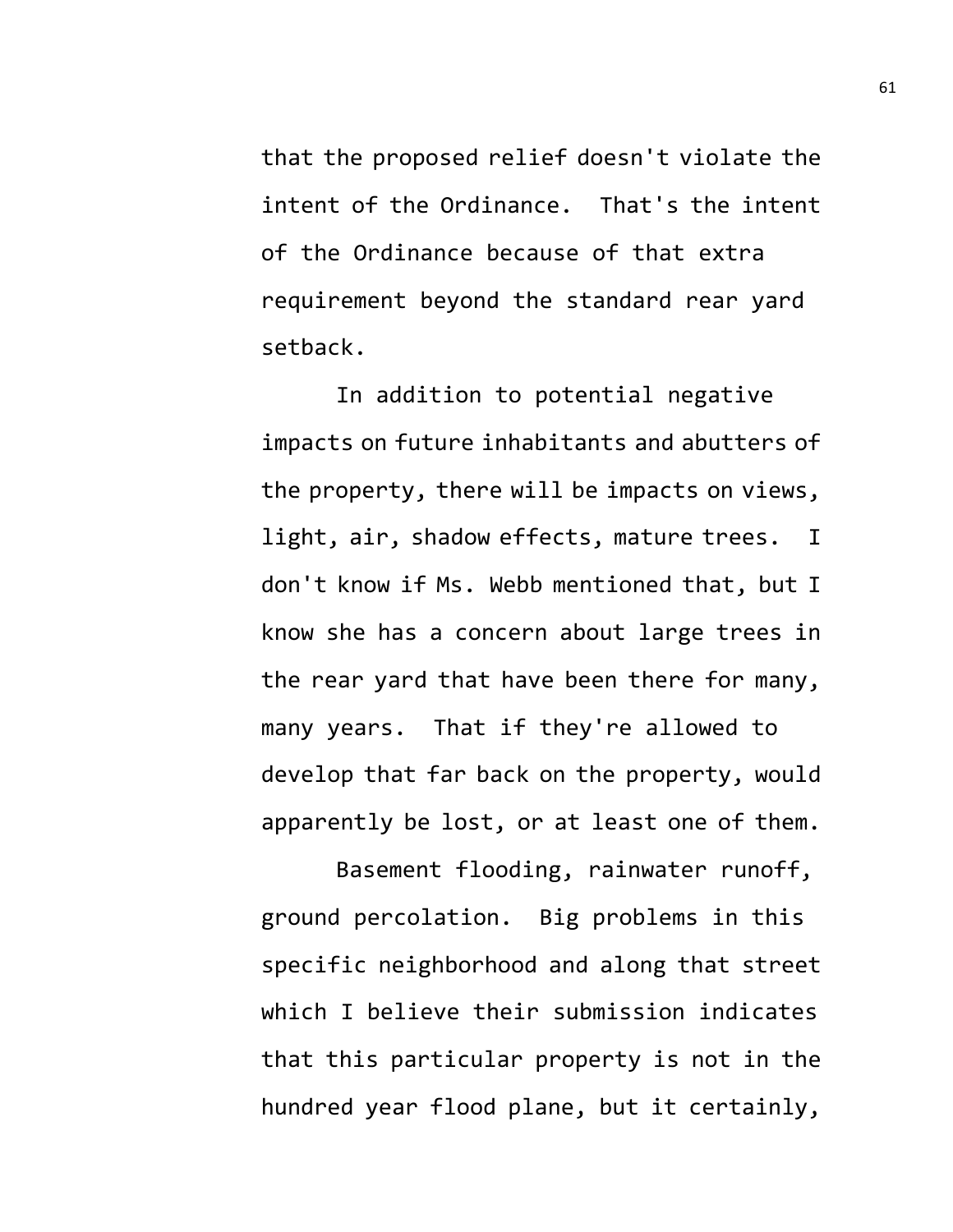that the proposed relief doesn't violate the intent of the Ordinance. That's the intent of the Ordinance because of that extra requirement beyond the standard rear yard setback.

In addition to potential negative impacts on future inhabitants and abutters of the property, there will be impacts on views, light, air, shadow effects, mature trees. I don't know if Ms. Webb mentioned that, but I know she has a concern about large trees in the rear yard that have been there for many, many years. That if they're allowed to develop that far back on the property, would apparently be lost, or at least one of them.

Basement flooding, rainwater runoff, ground percolation. Big problems in this specific neighborhood and along that street which I believe their submission indicates that this particular property is not in the hundred year flood plane, but it certainly,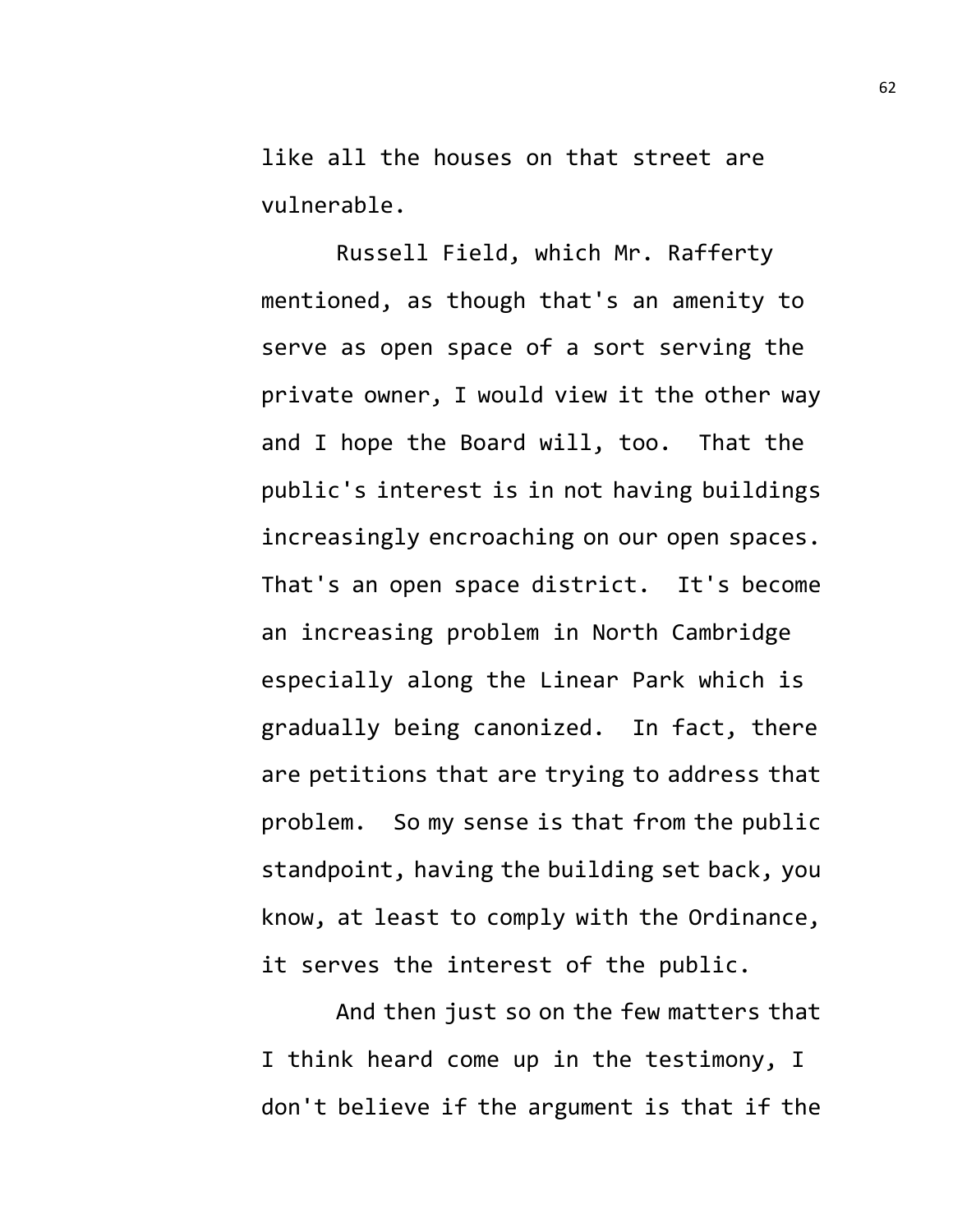like all the houses on that street are vulnerable.

Russell Field, which Mr. Rafferty mentioned, as though that's an amenity to serve as open space of a sort serving the private owner, I would view it the other way and I hope the Board will, too. That the public's interest is in not having buildings increasingly encroaching on our open spaces. That's an open space district. It's become an increasing problem in North Cambridge especially along the Linear Park which is gradually being canonized. In fact, there are petitions that are trying to address that problem. So my sense is that from the public standpoint, having the building set back, you know, at least to comply with the Ordinance, it serves the interest of the public.

And then just so on the few matters that I think heard come up in the testimony, I don't believe if the argument is that if the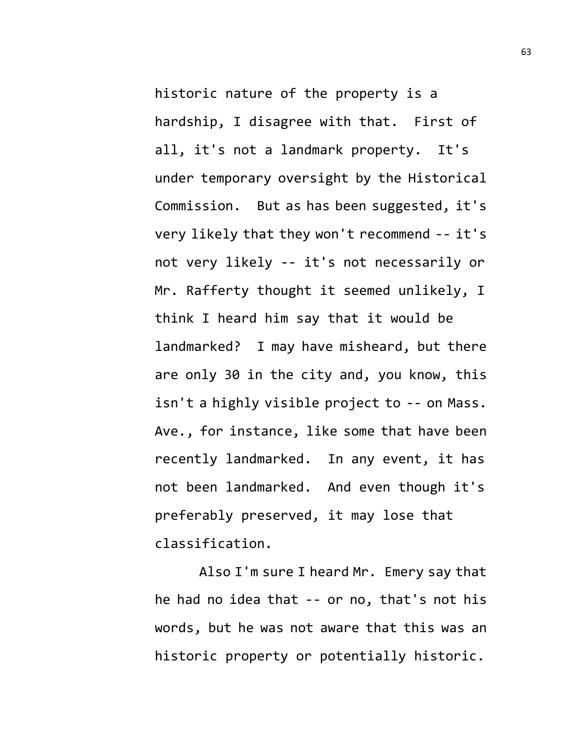historic nature of the property is a hardship, I disagree with that. First of all, it's not a landmark property. It's under temporary oversight by the Historical Commission. But as has been suggested, it's very likely that they won't recommend -- it's not very likely -- it's not necessarily or Mr. Rafferty thought it seemed unlikely, I think I heard him say that it would be landmarked? I may have misheard, but there are only 30 in the city and, you know, this isn't a highly visible project to -- on Mass. Ave., for instance, like some that have been recently landmarked. In any event, it has not been landmarked. And even though it's preferably preserved, it may lose that classification.

Also I'm sure I heard Mr. Emery say that he had no idea that -- or no, that's not his words, but he was not aware that this was an historic property or potentially historic.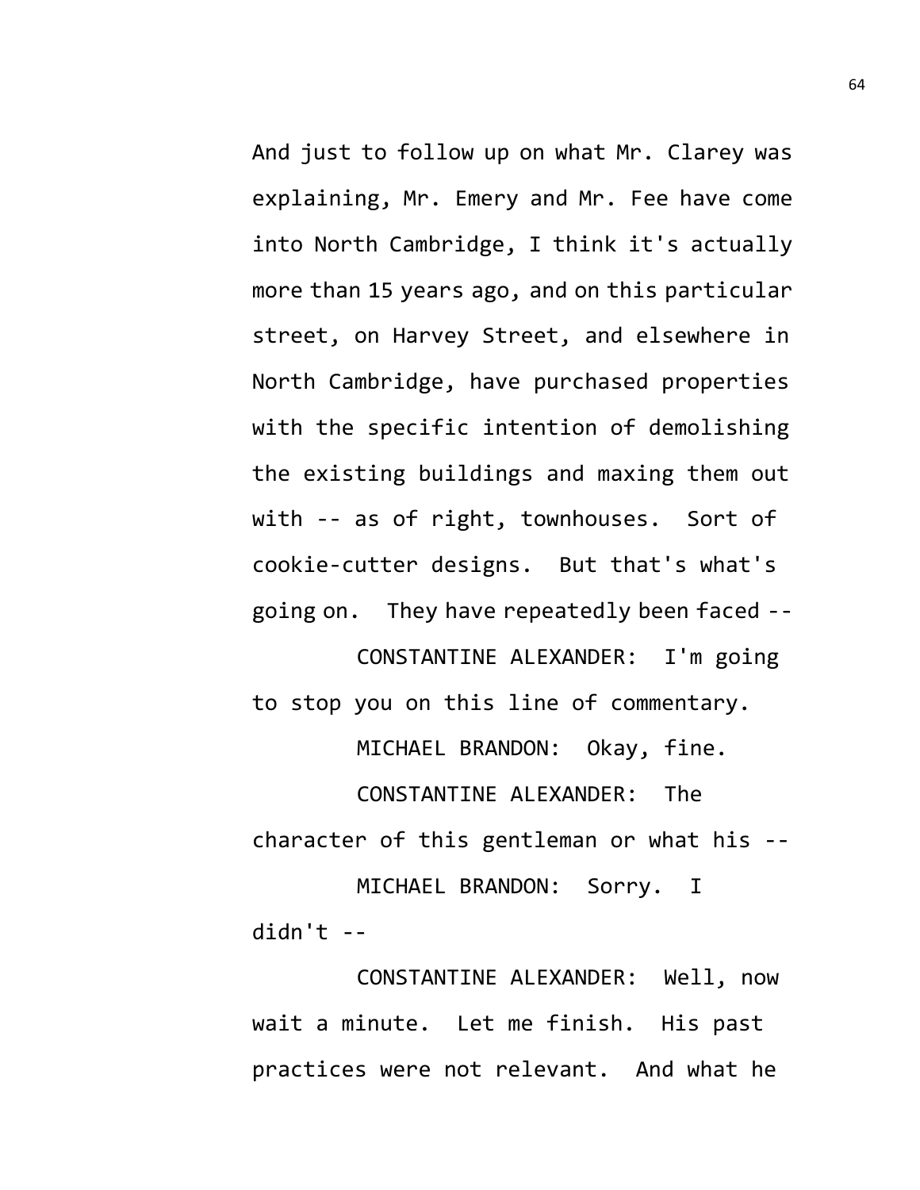And just to follow up on what Mr. Clarey was explaining, Mr. Emery and Mr. Fee have come into North Cambridge, I think it's actually more than 15 years ago, and on this particular street, on Harvey Street, and elsewhere in North Cambridge, have purchased properties with the specific intention of demolishing the existing buildings and maxing them out with -- as of right, townhouses. Sort of cookie-cutter designs. But that's what's going on. They have repeatedly been faced --

CONSTANTINE ALEXANDER: I'm going to stop you on this line of commentary.

MICHAEL BRANDON: Okay, fine.

CONSTANTINE ALEXANDER: The character of this gentleman or what his --

MICHAEL BRANDON: Sorry. I didn't --

CONSTANTINE ALEXANDER: Well, now wait a minute. Let me finish. His past practices were not relevant. And what he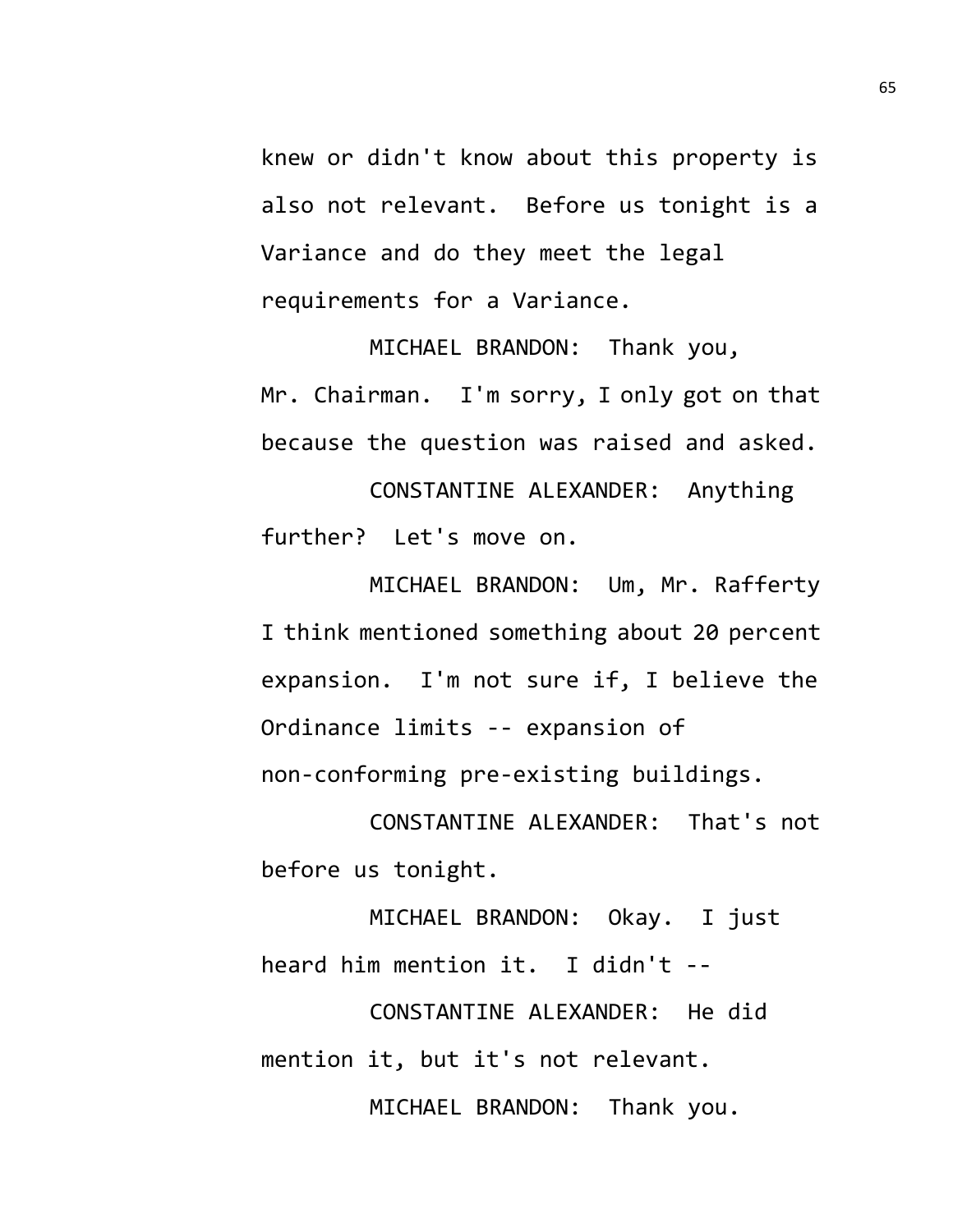knew or didn't know about this property is also not relevant. Before us tonight is a Variance and do they meet the legal requirements for a Variance.

MICHAEL BRANDON: Thank you, Mr. Chairman. I'm sorry, I only got on that because the question was raised and asked.

CONSTANTINE ALEXANDER: Anything further? Let's move on.

MICHAEL BRANDON: Um, Mr. Rafferty I think mentioned something about 20 percent expansion. I'm not sure if, I believe the Ordinance limits -- expansion of non-conforming pre-existing buildings.

CONSTANTINE ALEXANDER: That's not before us tonight.

MICHAEL BRANDON: Okay. I just heard him mention it. I didn't --

CONSTANTINE ALEXANDER: He did mention it, but it's not relevant.

MICHAEL BRANDON: Thank you.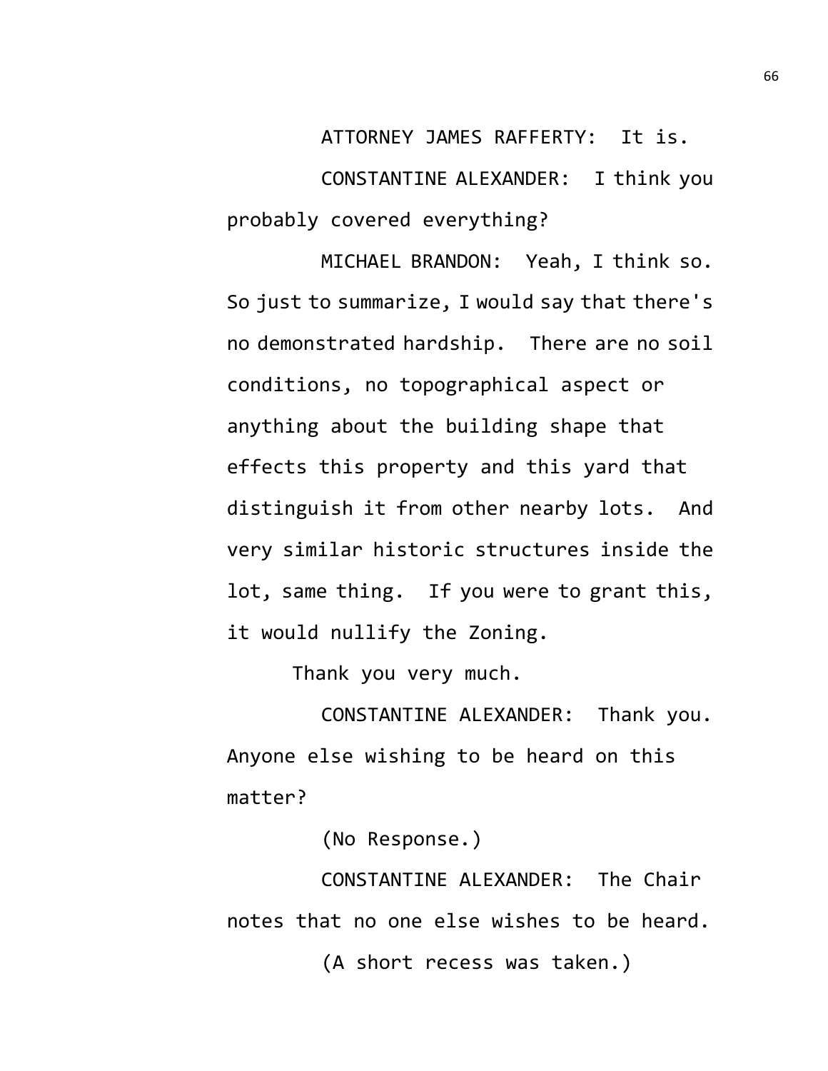ATTORNEY JAMES RAFFERTY: It is.

CONSTANTINE ALEXANDER: I think you probably covered everything?

MICHAEL BRANDON: Yeah, I think so. So just to summarize, I would say that there's no demonstrated hardship. There are no soil conditions, no topographical aspect or anything about the building shape that effects this property and this yard that distinguish it from other nearby lots. And very similar historic structures inside the lot, same thing. If you were to grant this, it would nullify the Zoning.

Thank you very much.

CONSTANTINE ALEXANDER: Thank you. Anyone else wishing to be heard on this matter?

(No Response.)

CONSTANTINE ALEXANDER: The Chair notes that no one else wishes to be heard.

(A short recess was taken.)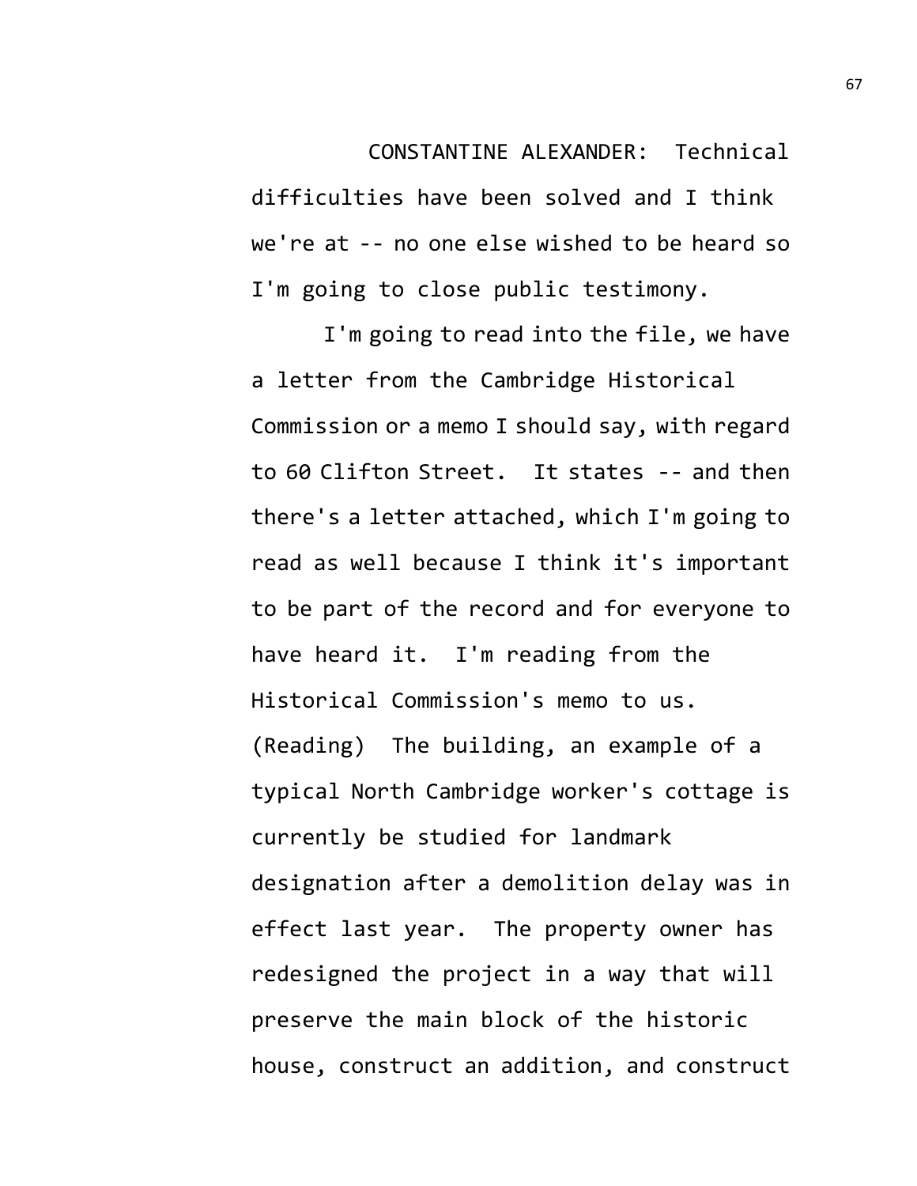CONSTANTINE ALEXANDER: Technical difficulties have been solved and I think we're at -- no one else wished to be heard so I'm going to close public testimony.

I'm going to read into the file, we have a letter from the Cambridge Historical Commission or a memo I should say, with regard to 60 Clifton Street. It states -- and then there's a letter attached, which I'm going to read as well because I think it's important to be part of the record and for everyone to have heard it. I'm reading from the Historical Commission's memo to us. (Reading) The building, an example of a typical North Cambridge worker's cottage is currently be studied for landmark designation after a demolition delay was in effect last year. The property owner has redesigned the project in a way that will preserve the main block of the historic house, construct an addition, and construct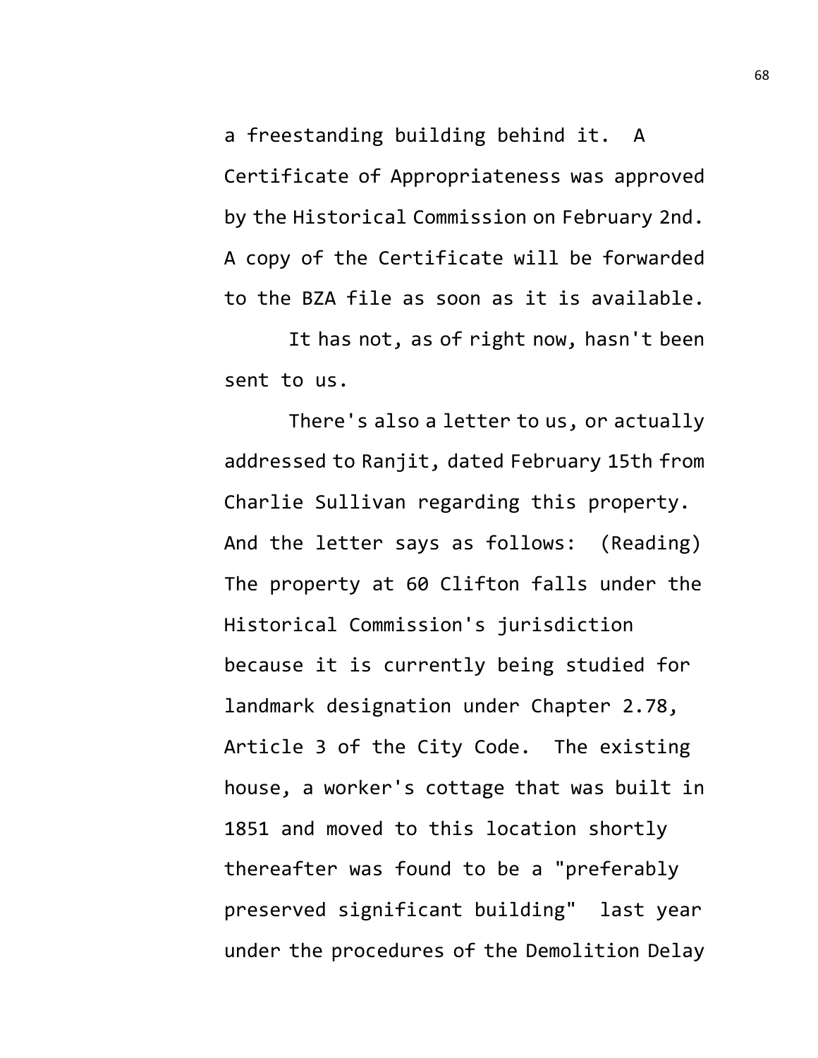a freestanding building behind it. A Certificate of Appropriateness was approved by the Historical Commission on February 2nd. A copy of the Certificate will be forwarded to the BZA file as soon as it is available.

It has not, as of right now, hasn't been sent to us.

There's also a letter to us, or actually addressed to Ranjit, dated February 15th from Charlie Sullivan regarding this property. And the letter says as follows: (Reading) The property at 60 Clifton falls under the Historical Commission's jurisdiction because it is currently being studied for landmark designation under Chapter 2.78, Article 3 of the City Code. The existing house, a worker's cottage that was built in 1851 and moved to this location shortly thereafter was found to be a "preferably preserved significant building" last year under the procedures of the Demolition Delay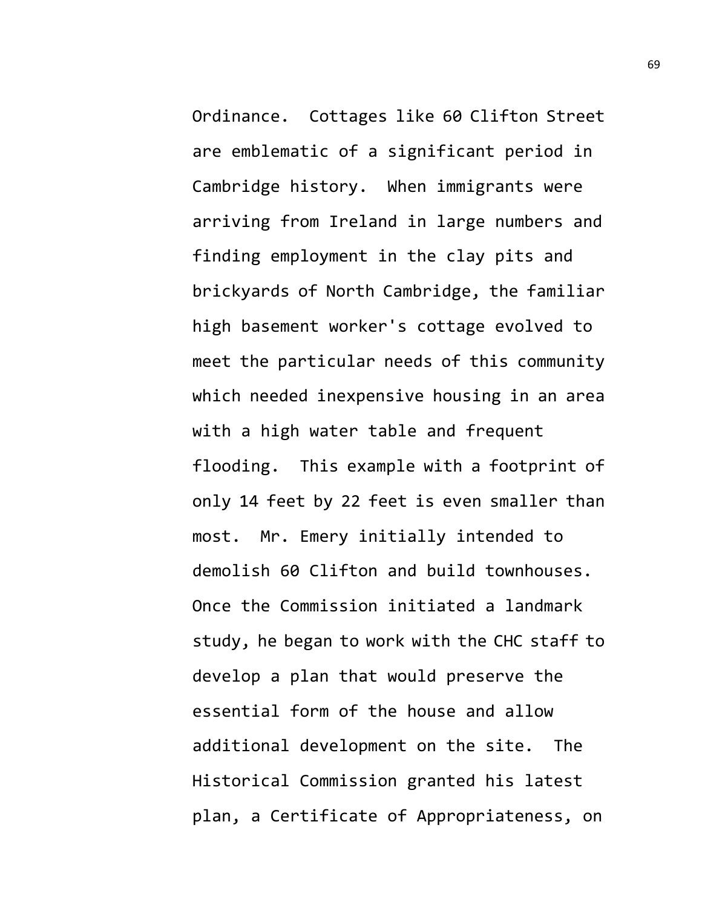Ordinance. Cottages like 60 Clifton Street are emblematic of a significant period in Cambridge history. When immigrants were arriving from Ireland in large numbers and finding employment in the clay pits and brickyards of North Cambridge, the familiar high basement worker's cottage evolved to meet the particular needs of this community which needed inexpensive housing in an area with a high water table and frequent flooding. This example with a footprint of only 14 feet by 22 feet is even smaller than most. Mr. Emery initially intended to demolish 60 Clifton and build townhouses. Once the Commission initiated a landmark study, he began to work with the CHC staff to develop a plan that would preserve the essential form of the house and allow additional development on the site. The Historical Commission granted his latest plan, a Certificate of Appropriateness, on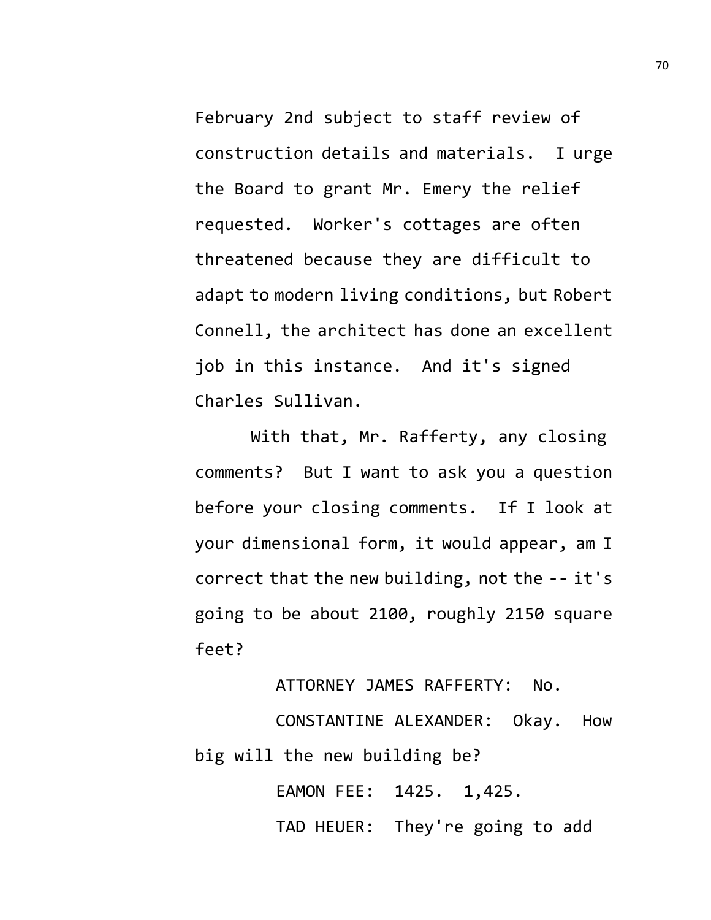February 2nd subject to staff review of construction details and materials. I urge the Board to grant Mr. Emery the relief requested. Worker's cottages are often threatened because they are difficult to adapt to modern living conditions, but Robert Connell, the architect has done an excellent job in this instance. And it's signed Charles Sullivan.

With that, Mr. Rafferty, any closing comments? But I want to ask you a question before your closing comments. If I look at your dimensional form, it would appear, am I correct that the new building, not the -- it's going to be about 2100, roughly 2150 square feet?

ATTORNEY JAMES RAFFERTY: No.

CONSTANTINE ALEXANDER: Okay. How big will the new building be?

EAMON FEE: 1425. 1,425.

TAD HEUER: They're going to add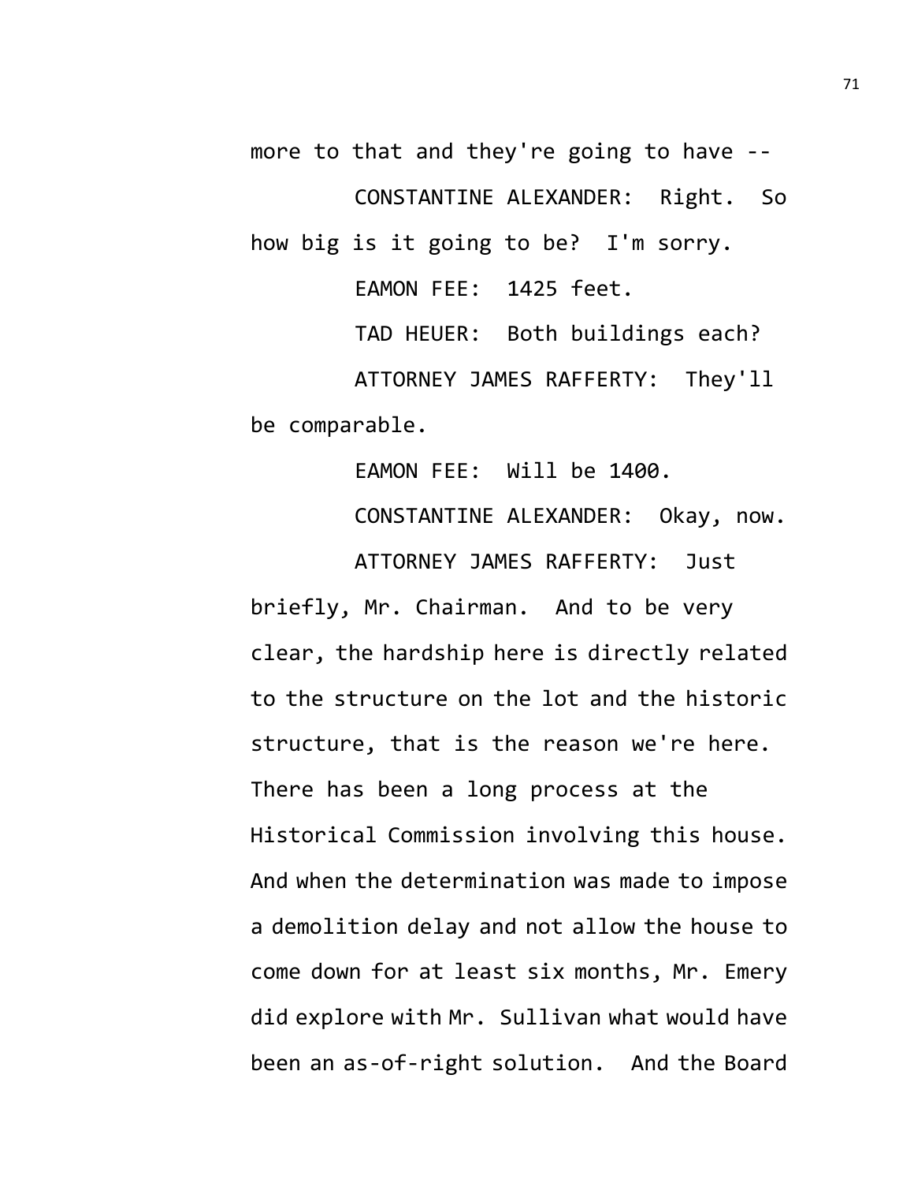more to that and they're going to have --

CONSTANTINE ALEXANDER: Right. So how big is it going to be? I'm sorry.

EAMON FEE: 1425 feet.

TAD HEUER: Both buildings each?

ATTORNEY JAMES RAFFERTY: They'll be comparable.

EAMON FEE: Will be 1400.

CONSTANTINE ALEXANDER: Okay, now.

ATTORNEY JAMES RAFFERTY: Just briefly, Mr. Chairman. And to be very clear, the hardship here is directly related to the structure on the lot and the historic structure, that is the reason we're here. There has been a long process at the Historical Commission involving this house. And when the determination was made to impose a demolition delay and not allow the house to come down for at least six months, Mr. Emery did explore with Mr. Sullivan what would have been an as-of-right solution. And the Board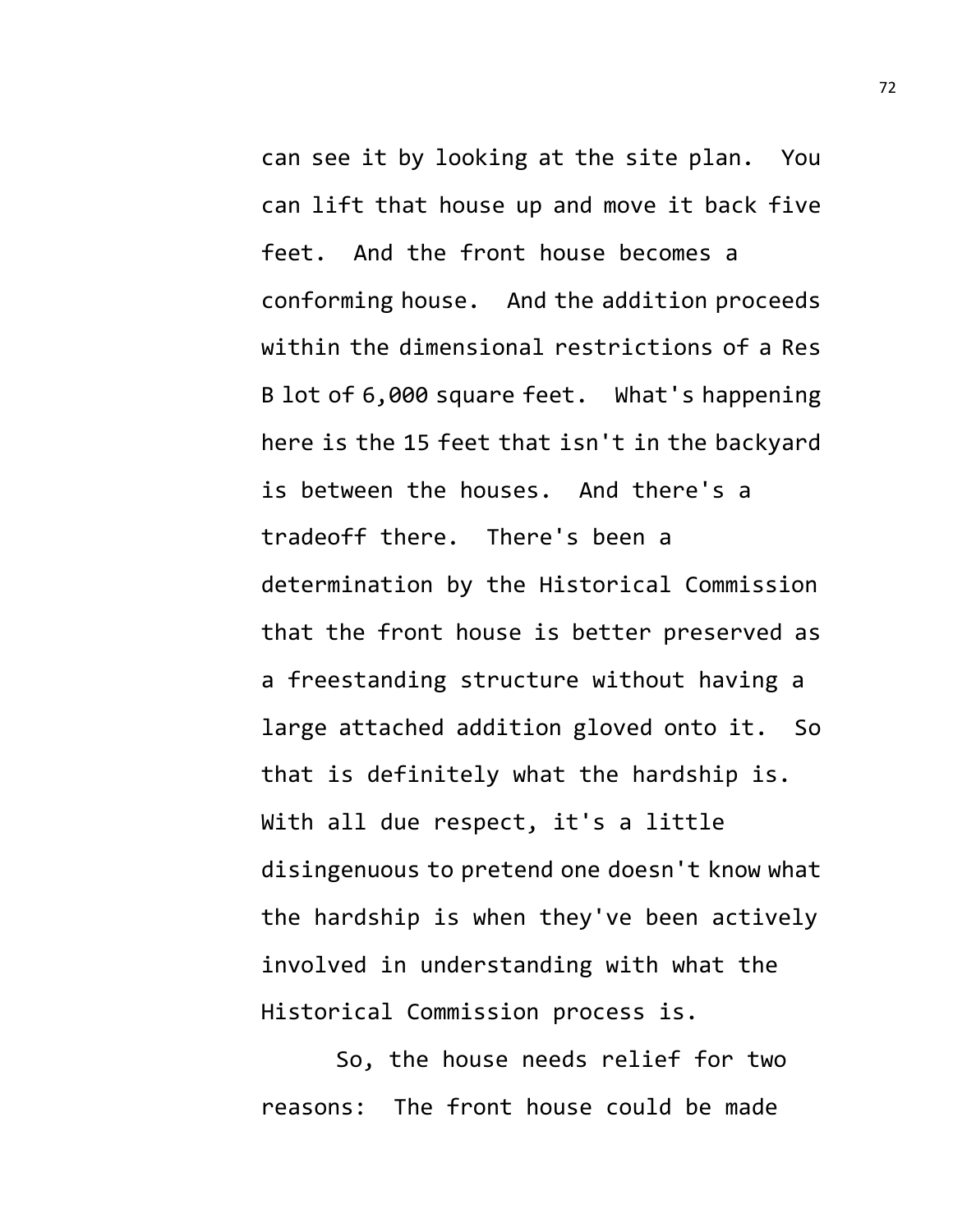can see it by looking at the site plan. You can lift that house up and move it back five feet. And the front house becomes a conforming house. And the addition proceeds within the dimensional restrictions of a Res B lot of 6,000 square feet. What's happening here is the 15 feet that isn't in the backyard is between the houses. And there's a tradeoff there. There's been a determination by the Historical Commission that the front house is better preserved as a freestanding structure without having a large attached addition gloved onto it. So that is definitely what the hardship is. With all due respect, it's a little disingenuous to pretend one doesn't know what the hardship is when they've been actively involved in understanding with what the Historical Commission process is.

So, the house needs relief for two reasons: The front house could be made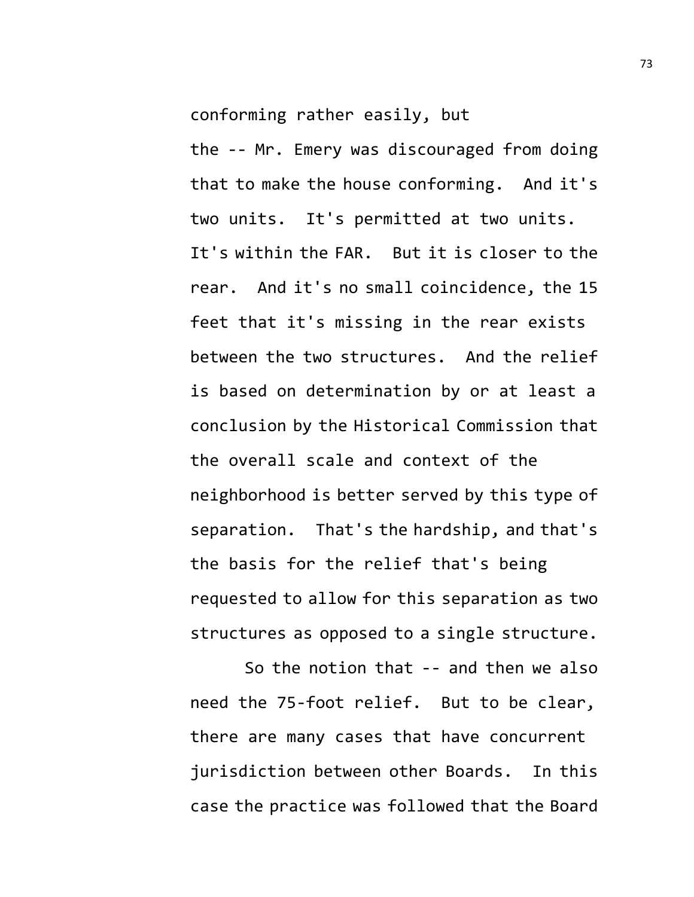conforming rather easily, but the -- Mr. Emery was discouraged from doing that to make the house conforming. And it's two units. It's permitted at two units. It's within the FAR. But it is closer to the rear. And it's no small coincidence, the 15 feet that it's missing in the rear exists between the two structures. And the relief is based on determination by or at least a conclusion by the Historical Commission that the overall scale and context of the neighborhood is better served by this type of separation. That's the hardship, and that's the basis for the relief that's being requested to allow for this separation as two structures as opposed to a single structure.

So the notion that -- and then we also need the 75-foot relief. But to be clear, there are many cases that have concurrent jurisdiction between other Boards. In this case the practice was followed that the Board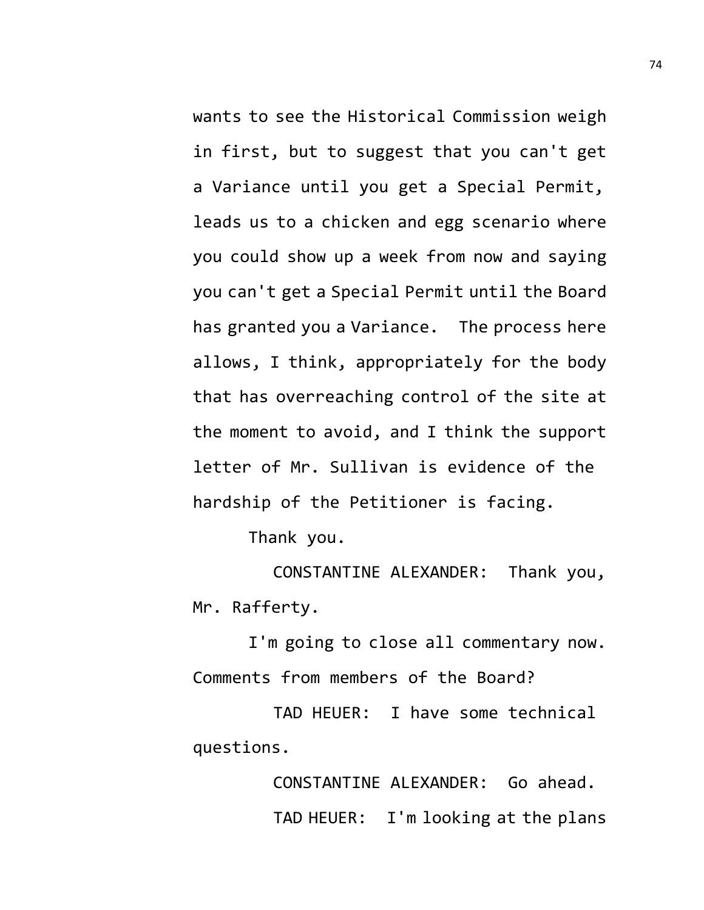wants to see the Historical Commission weigh in first, but to suggest that you can't get a Variance until you get a Special Permit, leads us to a chicken and egg scenario where you could show up a week from now and saying you can't get a Special Permit until the Board has granted you a Variance. The process here allows, I think, appropriately for the body that has overreaching control of the site at the moment to avoid, and I think the support letter of Mr. Sullivan is evidence of the hardship of the Petitioner is facing.

Thank you.

CONSTANTINE ALEXANDER: Thank you, Mr. Rafferty.

I'm going to close all commentary now. Comments from members of the Board?

TAD HEUER: I have some technical questions.

CONSTANTINE ALEXANDER: Go ahead.

TAD HEUER: I'm looking at the plans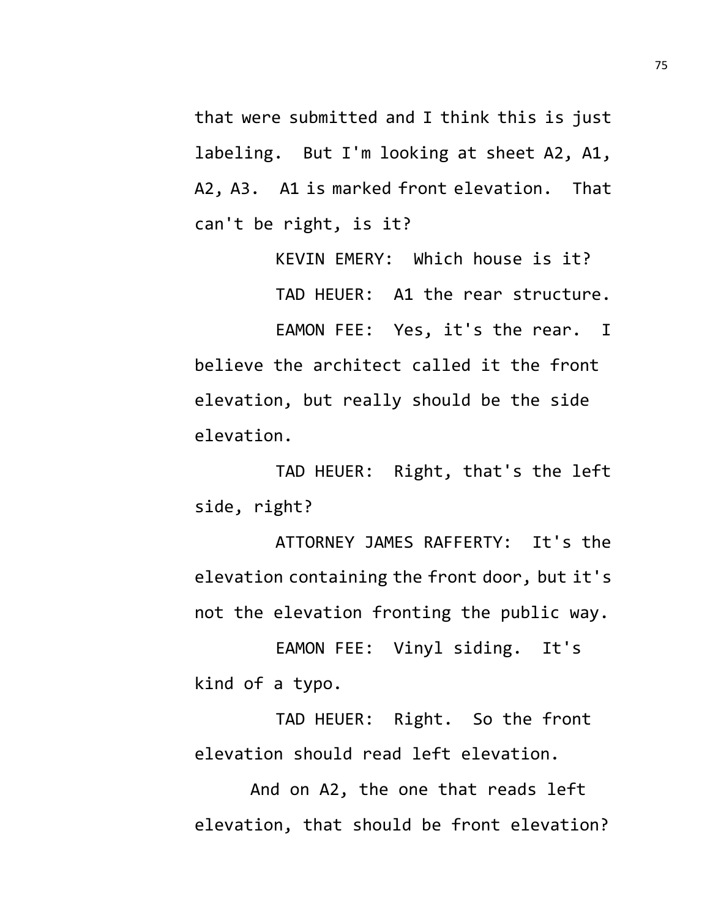that were submitted and I think this is just labeling. But I'm looking at sheet A2, A1, A2, A3. A1 is marked front elevation. That can't be right, is it?

KEVIN EMERY: Which house is it?

TAD HEUER: A1 the rear structure.

EAMON FEE: Yes, it's the rear. I believe the architect called it the front elevation, but really should be the side elevation.

TAD HEUER: Right, that's the left side, right?

ATTORNEY JAMES RAFFERTY: It's the elevation containing the front door, but it's not the elevation fronting the public way.

EAMON FEE: Vinyl siding. It's kind of a typo.

TAD HEUER: Right. So the front elevation should read left elevation.

And on A2, the one that reads left elevation, that should be front elevation?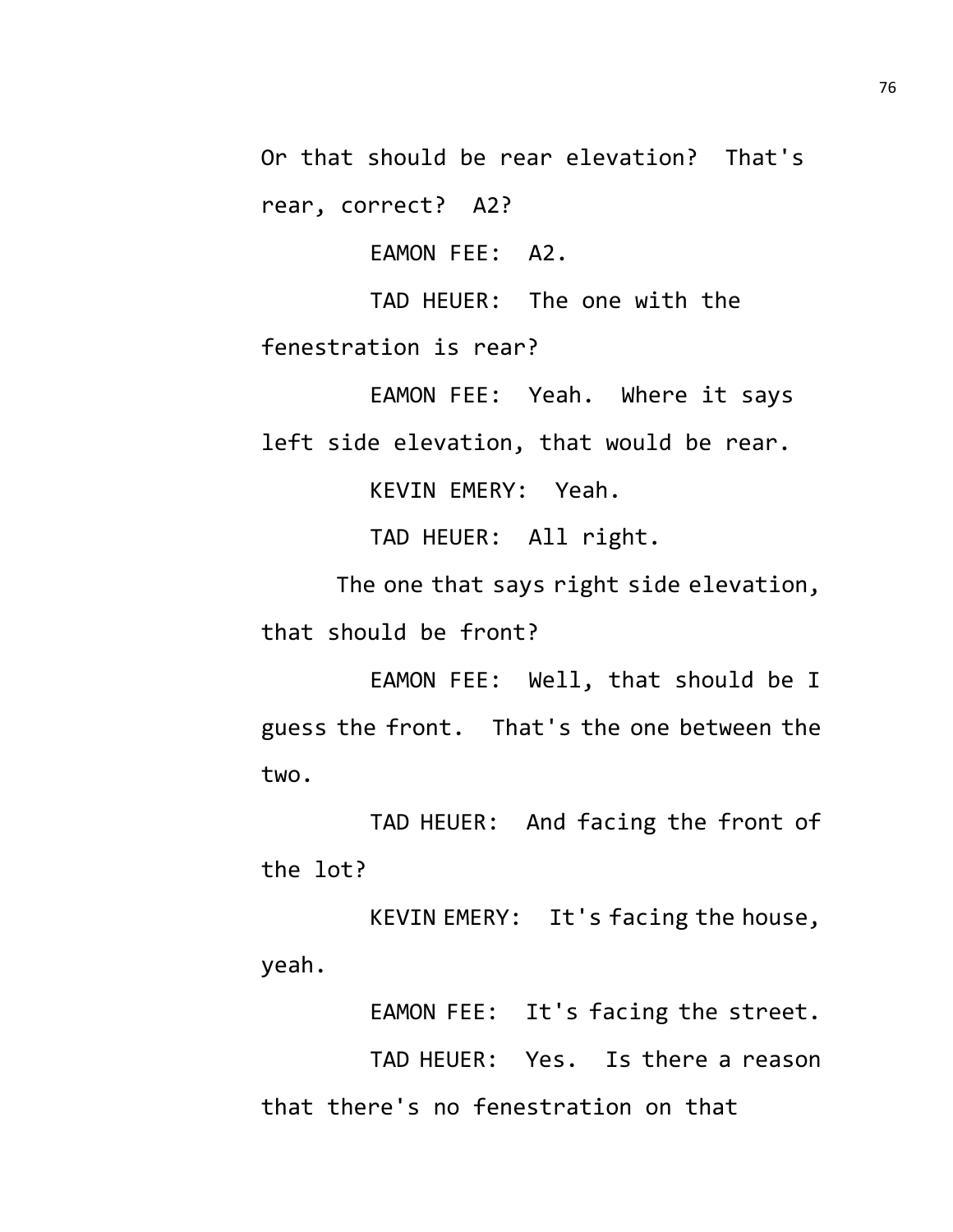Or that should be rear elevation? That's rear, correct? A2?

EAMON FEE: A2.

TAD HEUER: The one with the fenestration is rear?

EAMON FEE: Yeah. Where it says left side elevation, that would be rear.

KEVIN EMERY: Yeah.

TAD HEUER: All right.

The one that says right side elevation, that should be front?

EAMON FEE: Well, that should be I guess the front. That's the one between the two.

TAD HEUER: And facing the front of the lot?

KEVIN EMERY: It's facing the house, yeah.

EAMON FEE: It's facing the street.

TAD HEUER: Yes. Is there a reason that there's no fenestration on that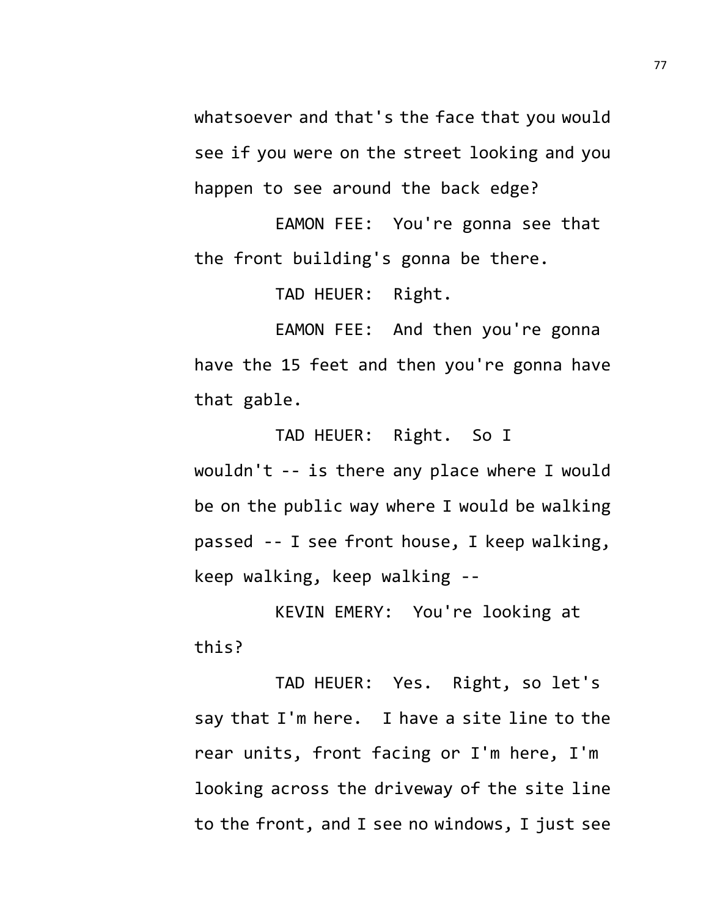whatsoever and that's the face that you would see if you were on the street looking and you happen to see around the back edge?

EAMON FEE: You're gonna see that the front building's gonna be there.

TAD HEUER: Right.

EAMON FEE: And then you're gonna have the 15 feet and then you're gonna have that gable.

TAD HEUER: Right. So I wouldn't -- is there any place where I would be on the public way where I would be walking passed -- I see front house, I keep walking, keep walking, keep walking --

KEVIN EMERY: You're looking at this?

TAD HEUER: Yes. Right, so let's say that I'm here. I have a site line to the rear units, front facing or I'm here, I'm looking across the driveway of the site line to the front, and I see no windows, I just see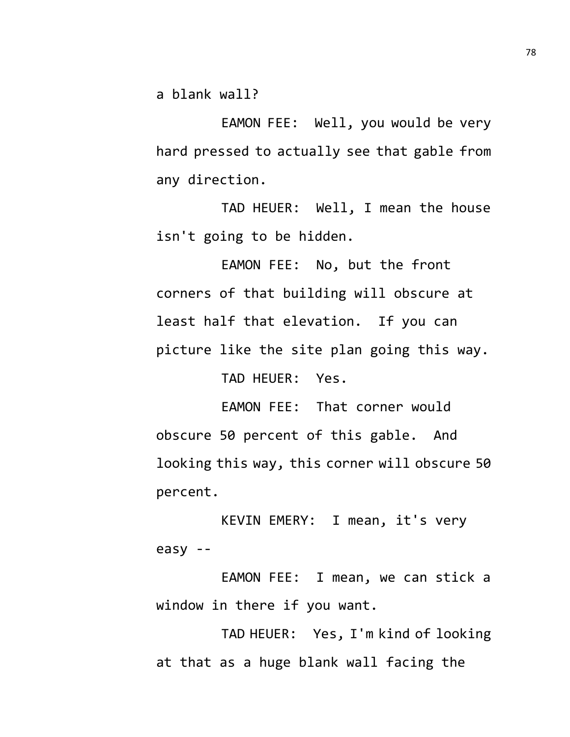a blank wall?

EAMON FEE: Well, you would be very hard pressed to actually see that gable from any direction.

TAD HEUER: Well, I mean the house isn't going to be hidden.

EAMON FEE: No, but the front corners of that building will obscure at least half that elevation. If you can picture like the site plan going this way.

TAD HEUER: Yes.

EAMON FEE: That corner would obscure 50 percent of this gable. And looking this way, this corner will obscure 50 percent.

KEVIN EMERY: I mean, it's very easy --

EAMON FEE: I mean, we can stick a window in there if you want.

TAD HEUER: Yes, I'm kind of looking at that as a huge blank wall facing the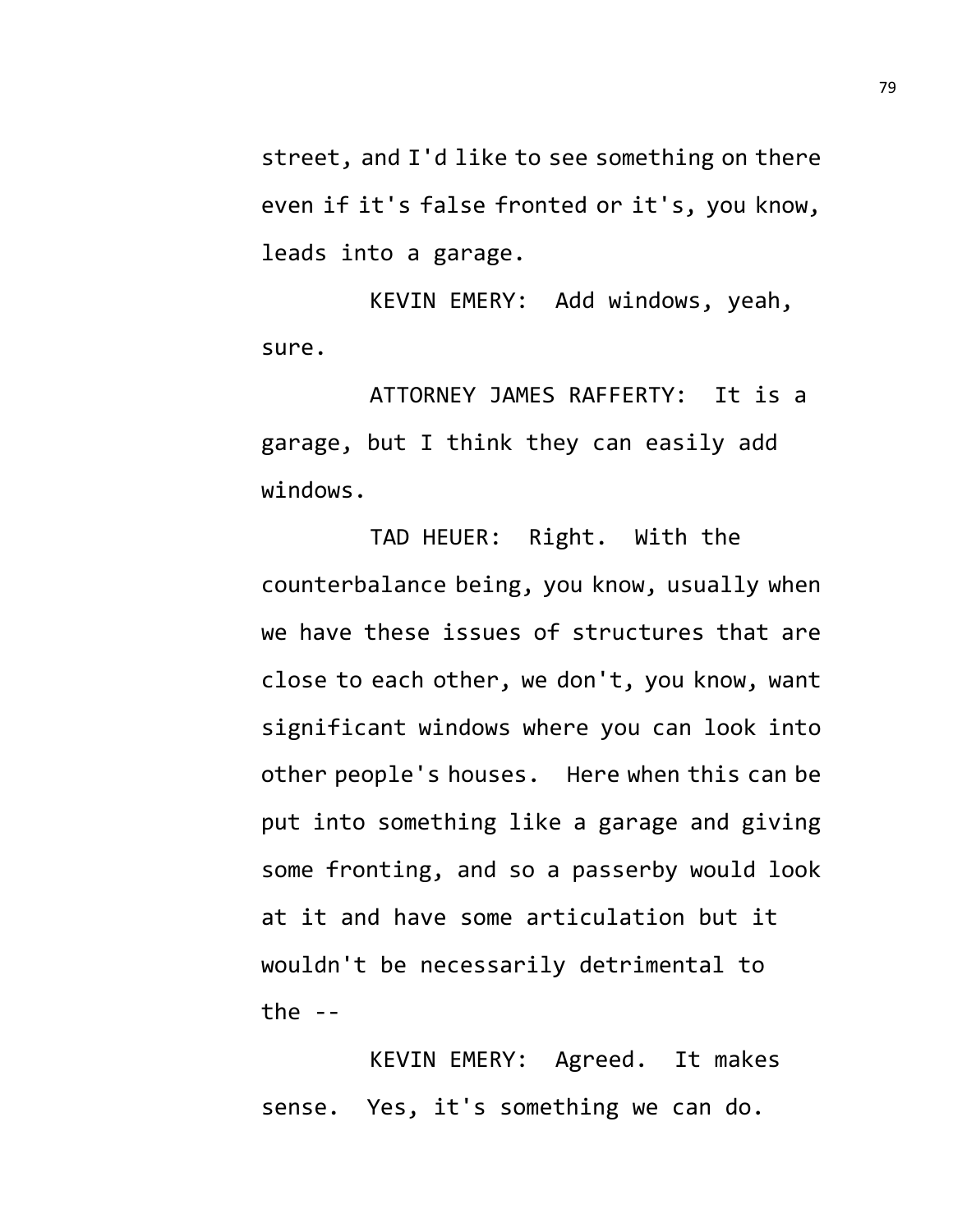street, and I'd like to see something on there even if it's false fronted or it's, you know, leads into a garage.

KEVIN EMERY: Add windows, yeah, sure.

ATTORNEY JAMES RAFFERTY: It is a garage, but I think they can easily add windows.

TAD HEUER: Right. With the counterbalance being, you know, usually when we have these issues of structures that are close to each other, we don't, you know, want significant windows where you can look into other people's houses. Here when this can be put into something like a garage and giving some fronting, and so a passerby would look at it and have some articulation but it wouldn't be necessarily detrimental to the --

KEVIN EMERY: Agreed. It makes sense. Yes, it's something we can do.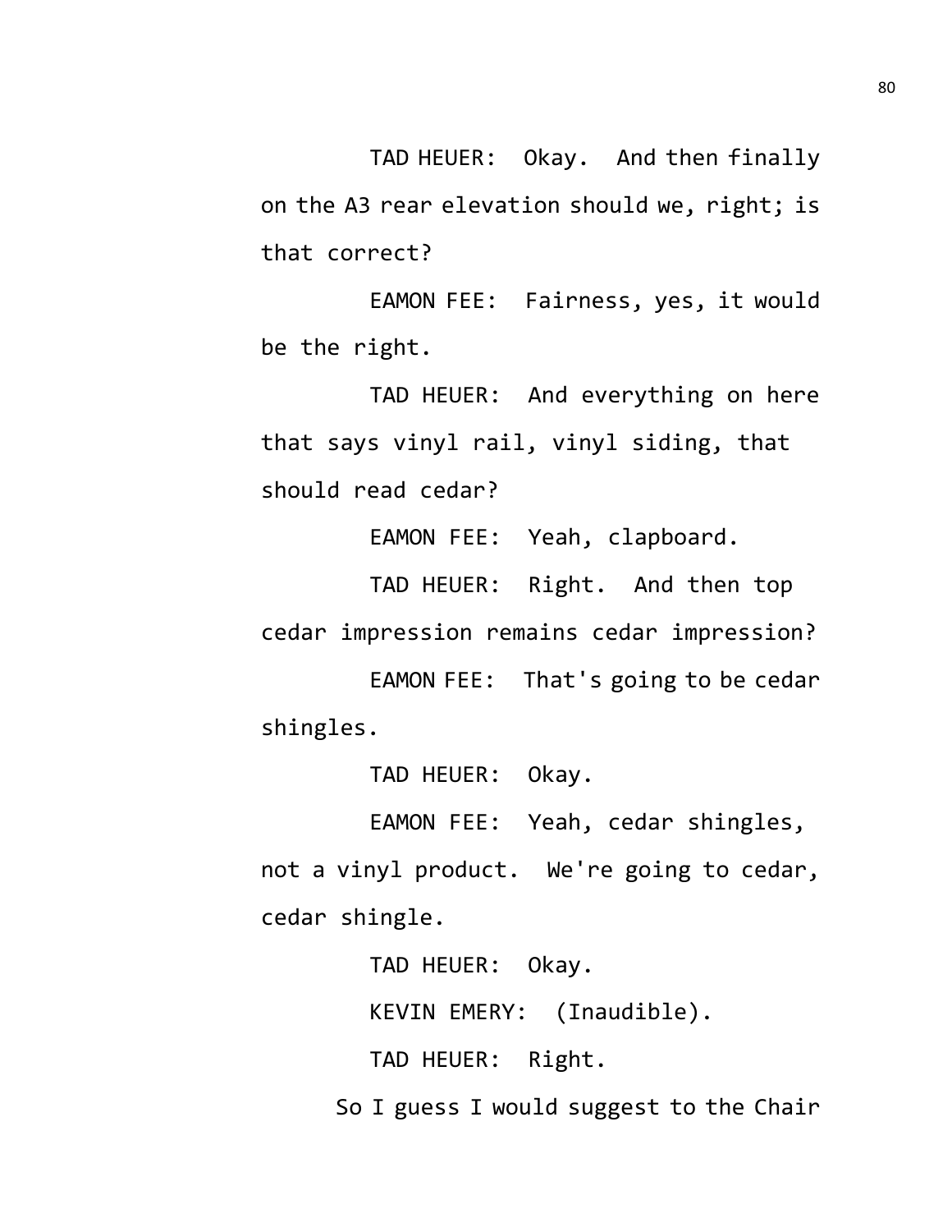TAD HEUER: Okay. And then finally on the A3 rear elevation should we, right; is that correct?

EAMON FEE: Fairness, yes, it would be the right.

TAD HEUER: And everything on here that says vinyl rail, vinyl siding, that should read cedar?

EAMON FEE: Yeah, clapboard.

TAD HEUER: Right. And then top cedar impression remains cedar impression?

EAMON FEE: That's going to be cedar shingles.

TAD HEUER: Okay.

EAMON FEE: Yeah, cedar shingles, not a vinyl product. We're going to cedar, cedar shingle.

TAD HEUER: Okay.

KEVIN EMERY: (Inaudible).

TAD HEUER: Right.

So I guess I would suggest to the Chair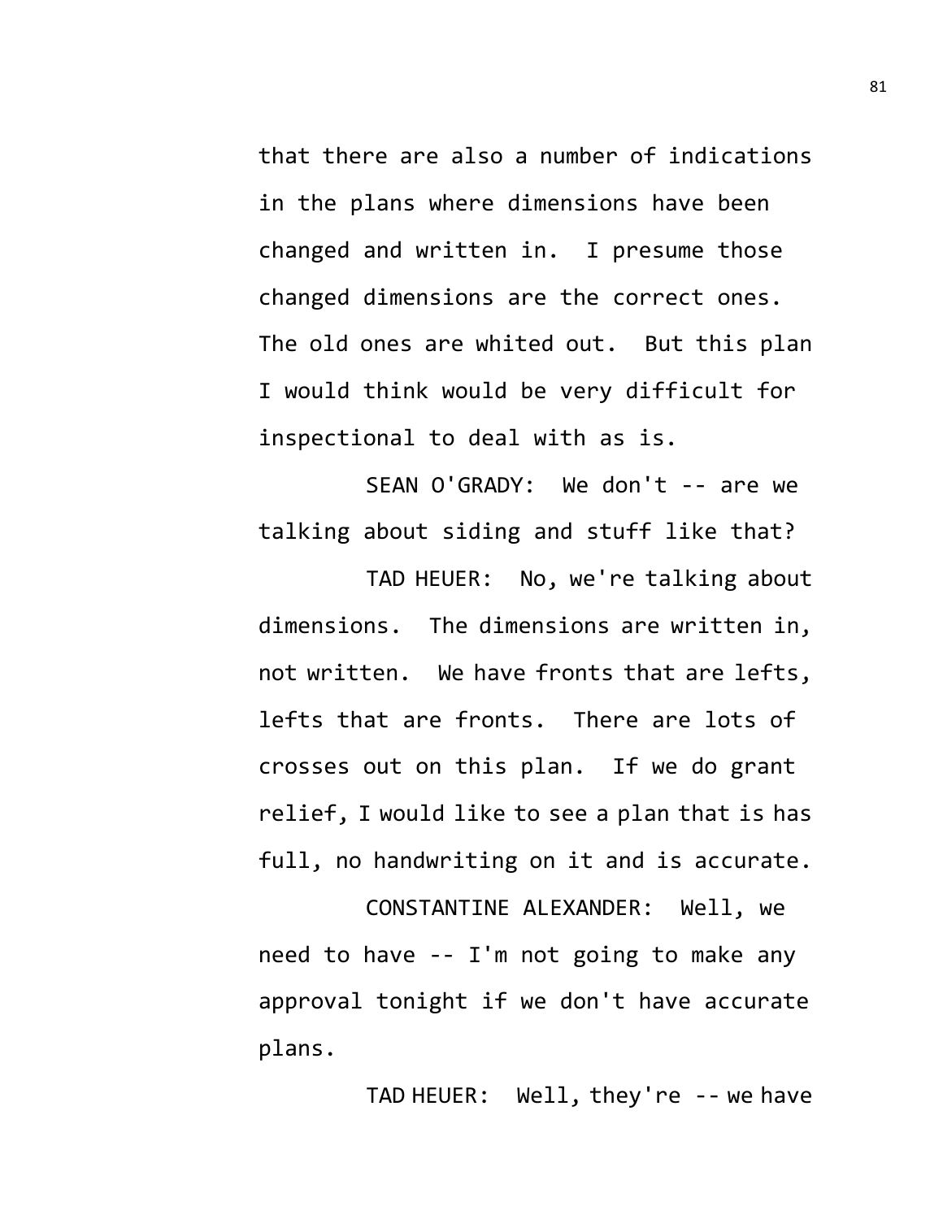that there are also a number of indications in the plans where dimensions have been changed and written in. I presume those changed dimensions are the correct ones. The old ones are whited out. But this plan I would think would be very difficult for inspectional to deal with as is.

SEAN O'GRADY: We don't -- are we talking about siding and stuff like that?

TAD HEUER: No, we're talking about dimensions. The dimensions are written in, not written. We have fronts that are lefts, lefts that are fronts. There are lots of crosses out on this plan. If we do grant relief, I would like to see a plan that is has full, no handwriting on it and is accurate.

CONSTANTINE ALEXANDER: Well, we need to have -- I'm not going to make any approval tonight if we don't have accurate plans.

TAD HEUER: Well, they're -- we have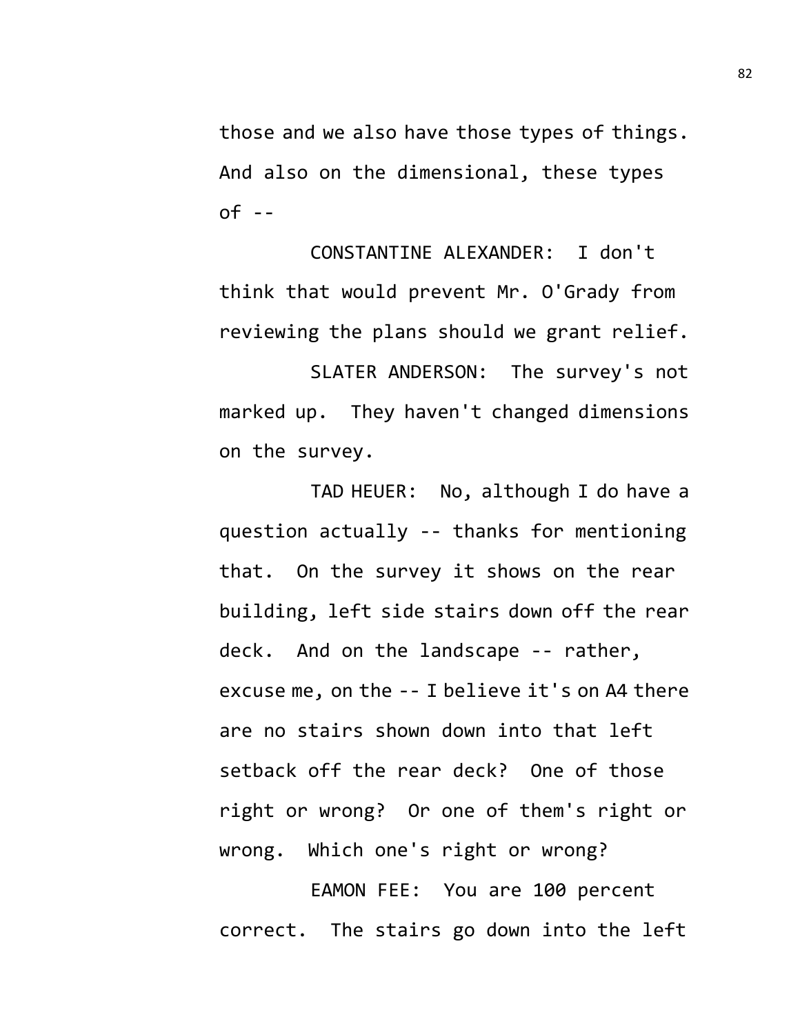those and we also have those types of things. And also on the dimensional, these types of --

CONSTANTINE ALEXANDER: I don't think that would prevent Mr. O'Grady from reviewing the plans should we grant relief.

SLATER ANDERSON: The survey's not marked up. They haven't changed dimensions on the survey.

TAD HEUER: No, although I do have a question actually -- thanks for mentioning that. On the survey it shows on the rear building, left side stairs down off the rear deck. And on the landscape -- rather, excuse me, on the -- I believe it's on A4 there are no stairs shown down into that left setback off the rear deck? One of those right or wrong? Or one of them's right or wrong. Which one's right or wrong?

EAMON FEE: You are 100 percent correct. The stairs go down into the left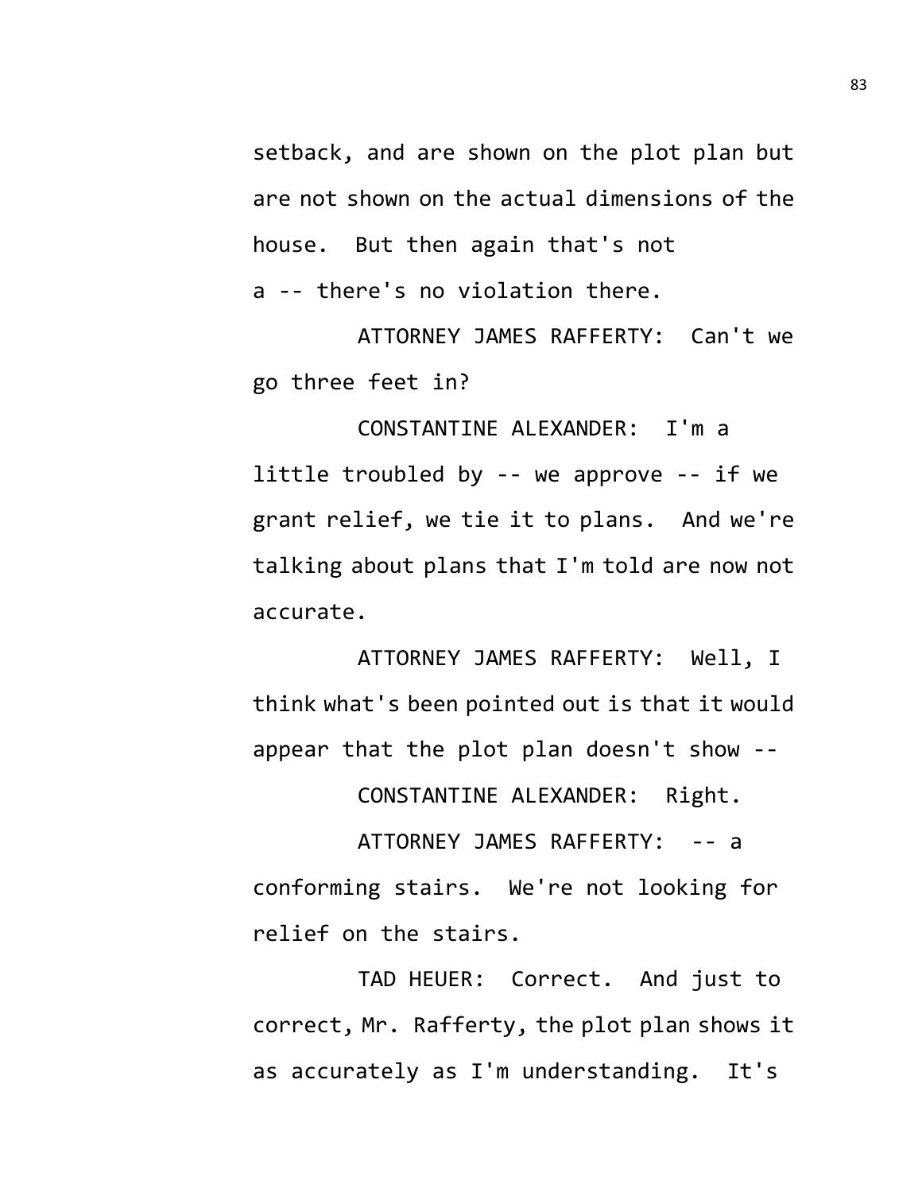setback, and are shown on the plot plan but are not shown on the actual dimensions of the house. But then again that's not a -- there's no violation there.

ATTORNEY JAMES RAFFERTY: Can't we go three feet in?

CONSTANTINE ALEXANDER: I'm a little troubled by -- we approve -- if we grant relief, we tie it to plans. And we're talking about plans that I'm told are now not accurate.

ATTORNEY JAMES RAFFERTY: Well, I think what's been pointed out is that it would appear that the plot plan doesn't show --

CONSTANTINE ALEXANDER: Right.

ATTORNEY JAMES RAFFERTY: -- a conforming stairs. We're not looking for relief on the stairs.

TAD HEUER: Correct. And just to correct, Mr. Rafferty, the plot plan shows it as accurately as I'm understanding. It's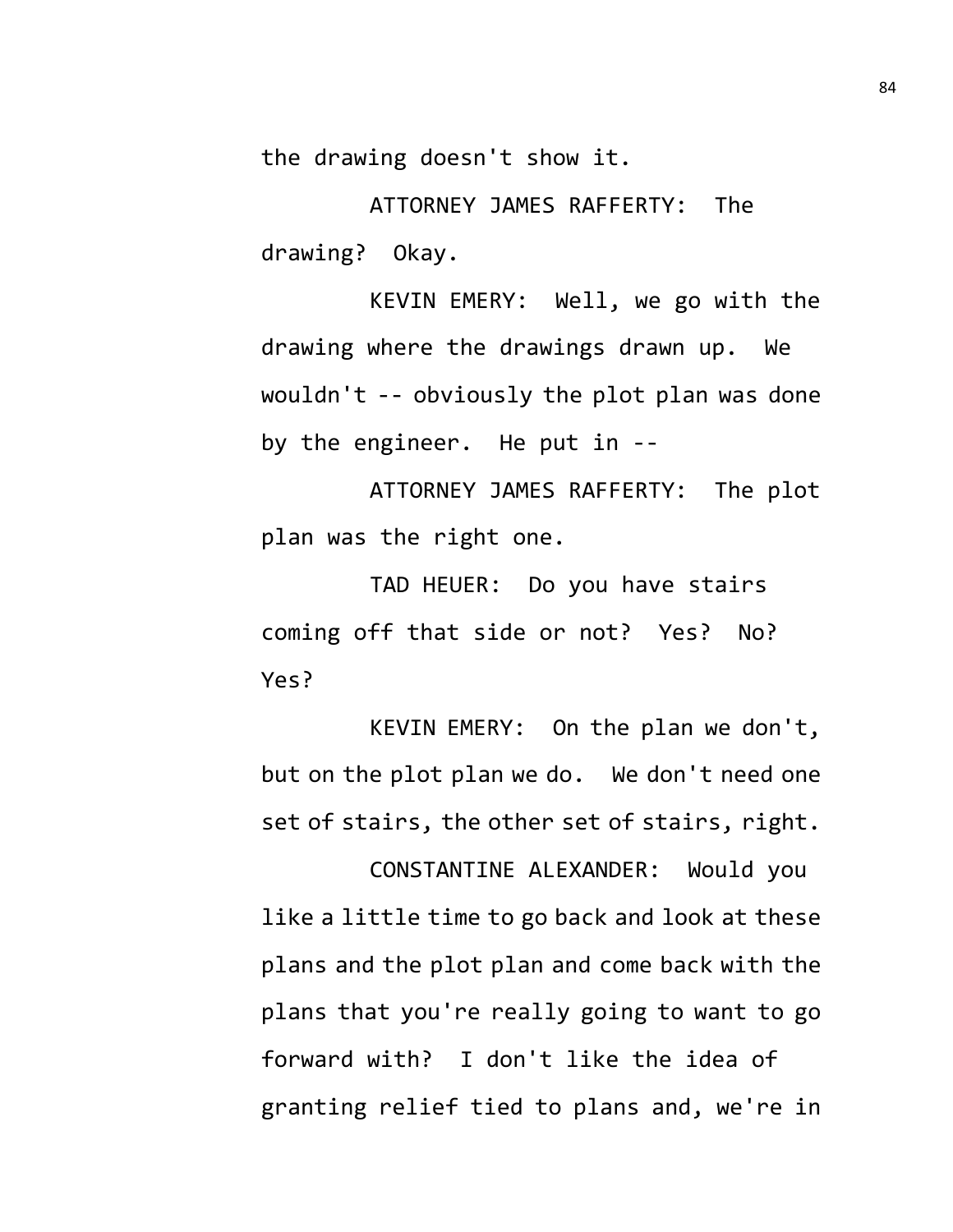the drawing doesn't show it.

ATTORNEY JAMES RAFFERTY: The drawing? Okay.

KEVIN EMERY: Well, we go with the drawing where the drawings drawn up. We wouldn't -- obviously the plot plan was done by the engineer. He put in --

ATTORNEY JAMES RAFFERTY: The plot plan was the right one.

TAD HEUER: Do you have stairs coming off that side or not? Yes? No? Yes?

KEVIN EMERY: On the plan we don't, but on the plot plan we do. We don't need one set of stairs, the other set of stairs, right.

CONSTANTINE ALEXANDER: Would you like a little time to go back and look at these plans and the plot plan and come back with the plans that you're really going to want to go forward with? I don't like the idea of granting relief tied to plans and, we're in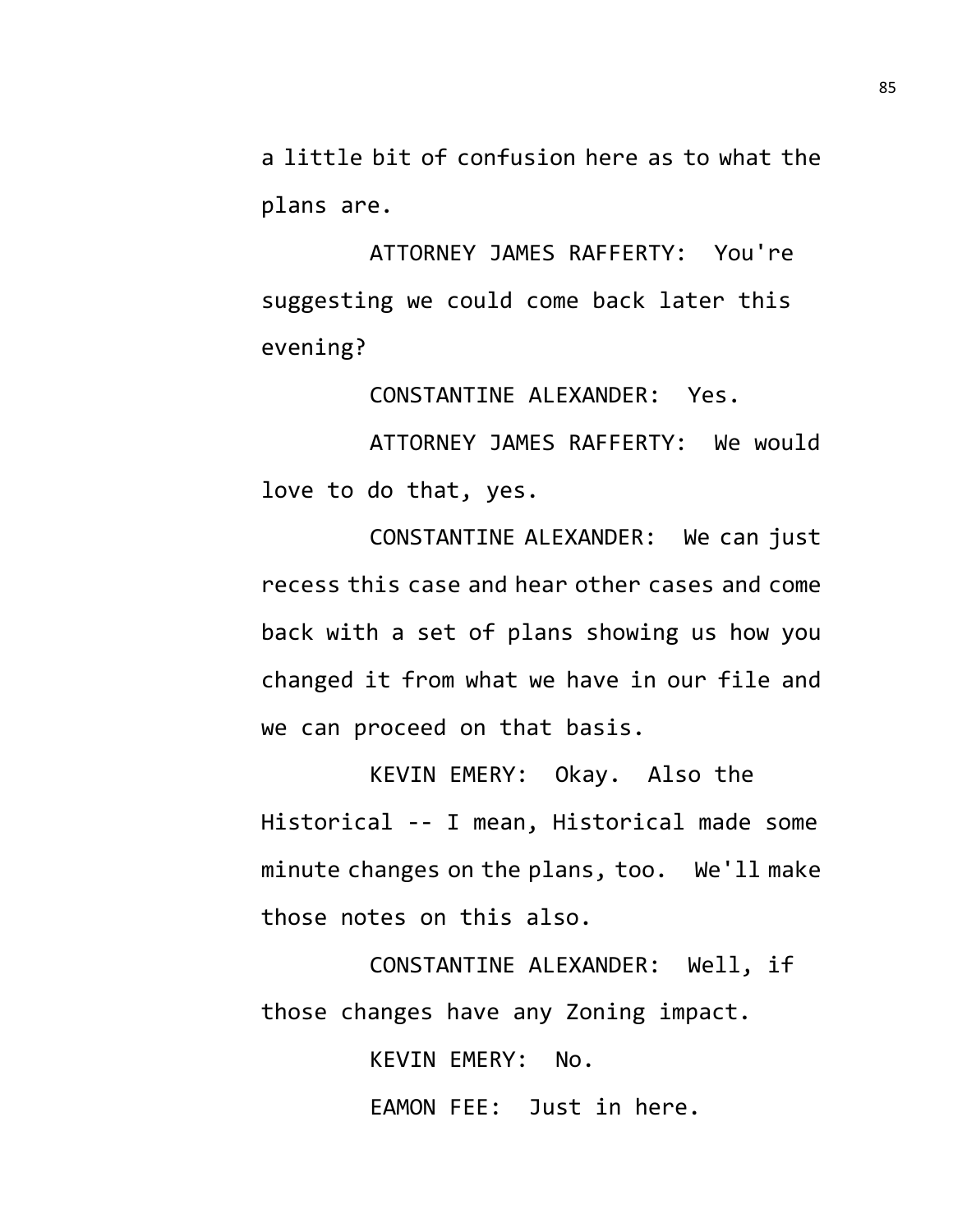a little bit of confusion here as to what the plans are.

ATTORNEY JAMES RAFFERTY: You're suggesting we could come back later this evening?

CONSTANTINE ALEXANDER: Yes.

ATTORNEY JAMES RAFFERTY: We would love to do that, yes.

CONSTANTINE ALEXANDER: We can just recess this case and hear other cases and come back with a set of plans showing us how you changed it from what we have in our file and we can proceed on that basis.

KEVIN EMERY: Okay. Also the Historical -- I mean, Historical made some minute changes on the plans, too. We'll make those notes on this also.

CONSTANTINE ALEXANDER: Well, if those changes have any Zoning impact.

KEVIN EMERY: No.

EAMON FEE: Just in here.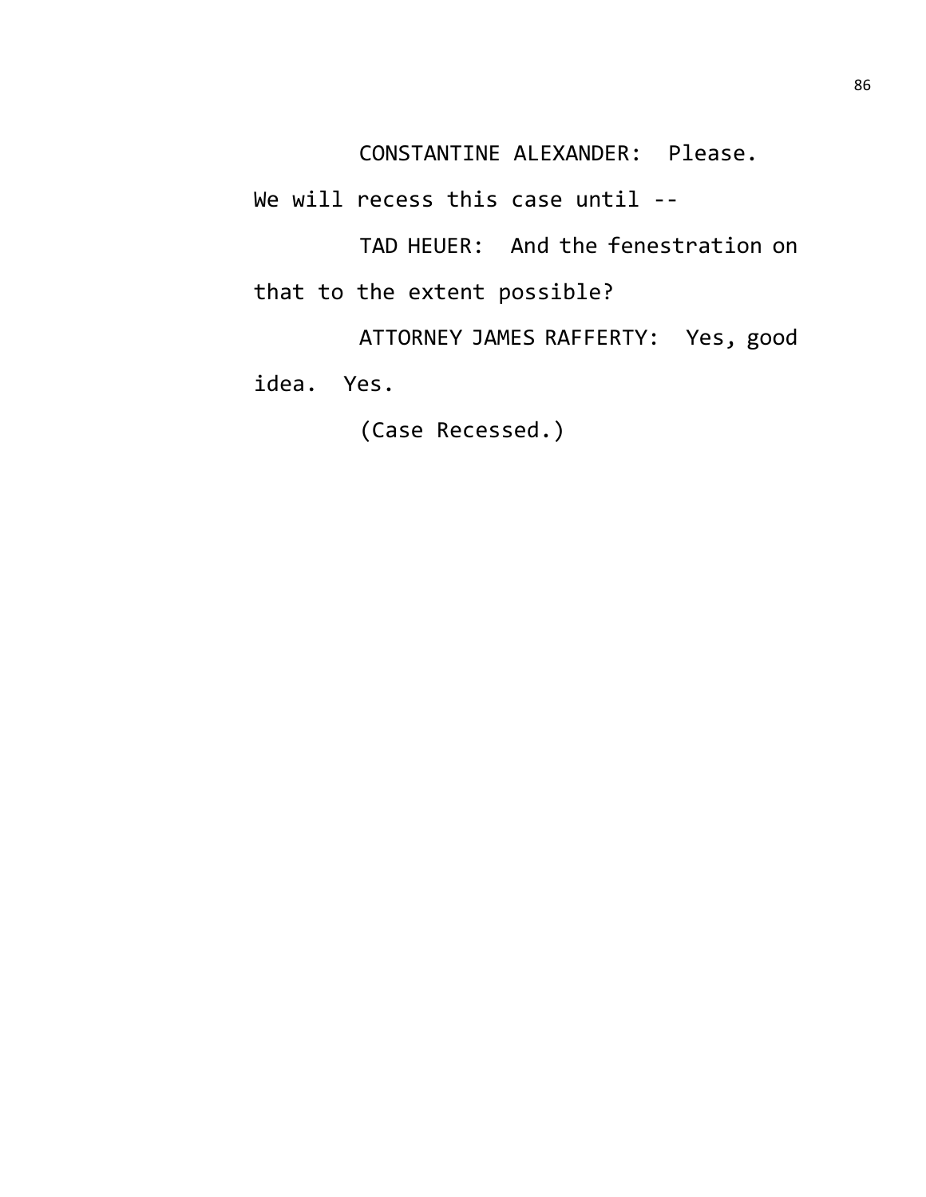CONSTANTINE ALEXANDER: Please. We will recess this case until --

TAD HEUER: And the fenestration on that to the extent possible?

ATTORNEY JAMES RAFFERTY: Yes, good idea. Yes.

(Case Recessed.)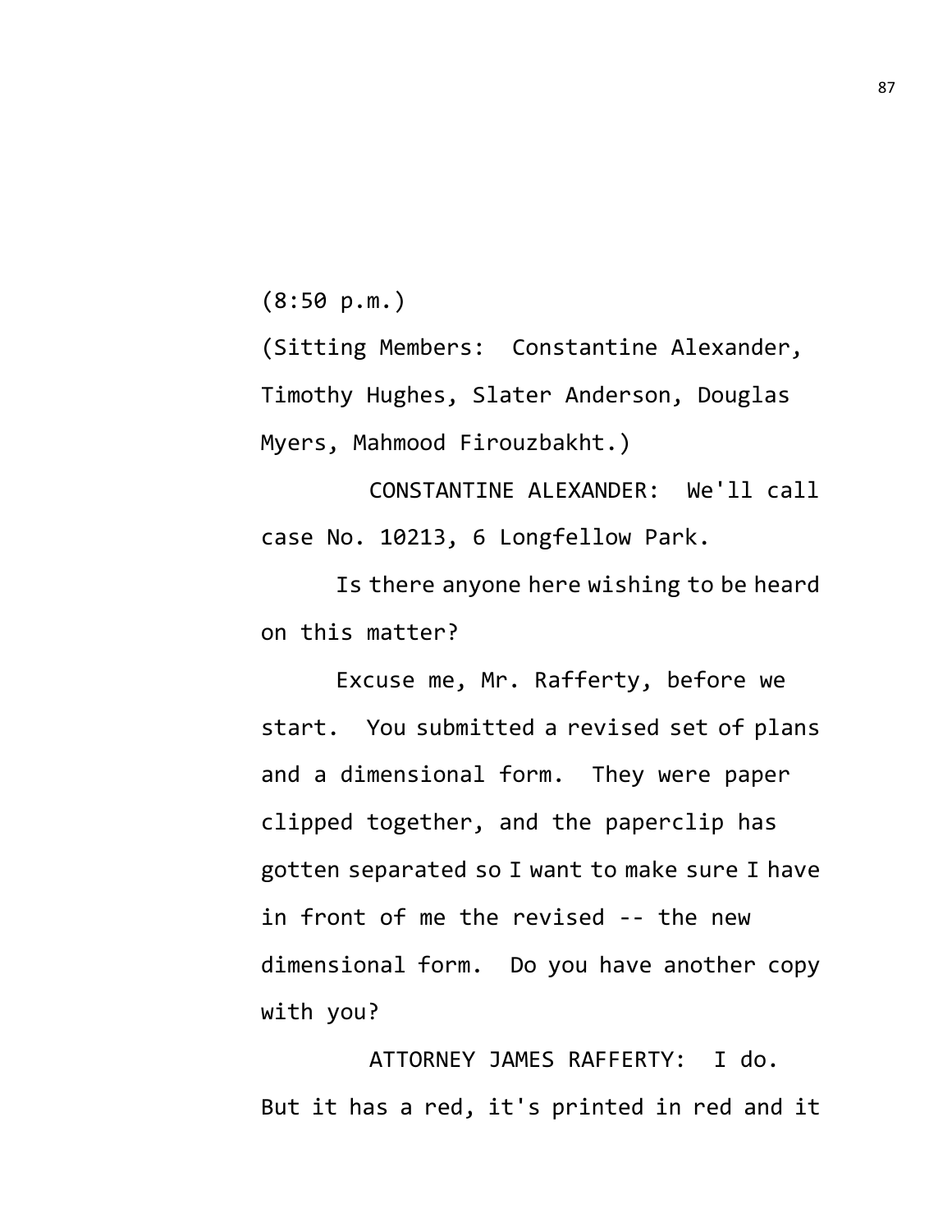(8:50 p.m.)

(Sitting Members: Constantine Alexander, Timothy Hughes, Slater Anderson, Douglas Myers, Mahmood Firouzbakht.)

CONSTANTINE ALEXANDER: We'll call case No. 10213, 6 Longfellow Park.

Is there anyone here wishing to be heard on this matter?

Excuse me, Mr. Rafferty, before we start. You submitted a revised set of plans and a dimensional form. They were paper clipped together, and the paperclip has gotten separated so I want to make sure I have in front of me the revised -- the new dimensional form. Do you have another copy with you?

ATTORNEY JAMES RAFFERTY: I do. But it has a red, it's printed in red and it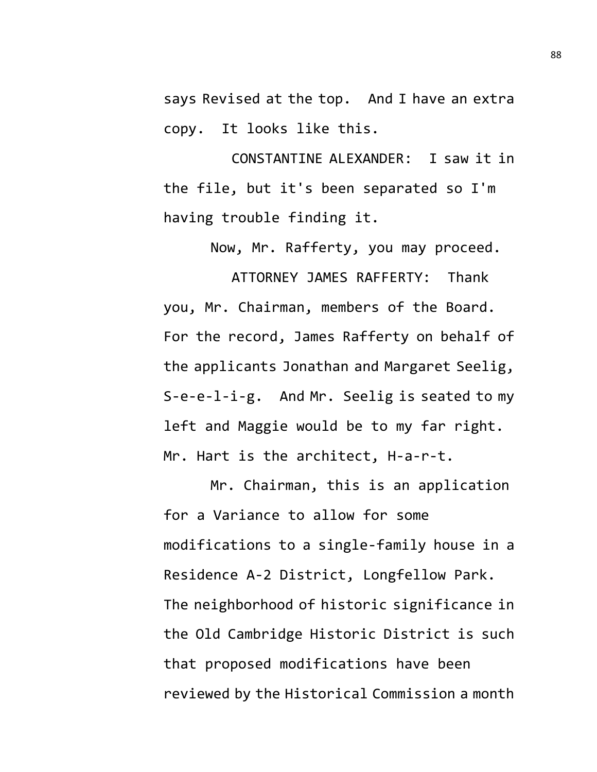says Revised at the top. And I have an extra copy. It looks like this.

CONSTANTINE ALEXANDER: I saw it in the file, but it's been separated so I'm having trouble finding it.

Now, Mr. Rafferty, you may proceed.

ATTORNEY JAMES RAFFERTY: Thank you, Mr. Chairman, members of the Board. For the record, James Rafferty on behalf of the applicants Jonathan and Margaret Seelig, S-e-e-l-i-g. And Mr. Seelig is seated to my left and Maggie would be to my far right. Mr. Hart is the architect, H-a-r-t.

Mr. Chairman, this is an application for a Variance to allow for some modifications to a single-family house in a Residence A-2 District, Longfellow Park. The neighborhood of historic significance in the Old Cambridge Historic District is such that proposed modifications have been reviewed by the Historical Commission a month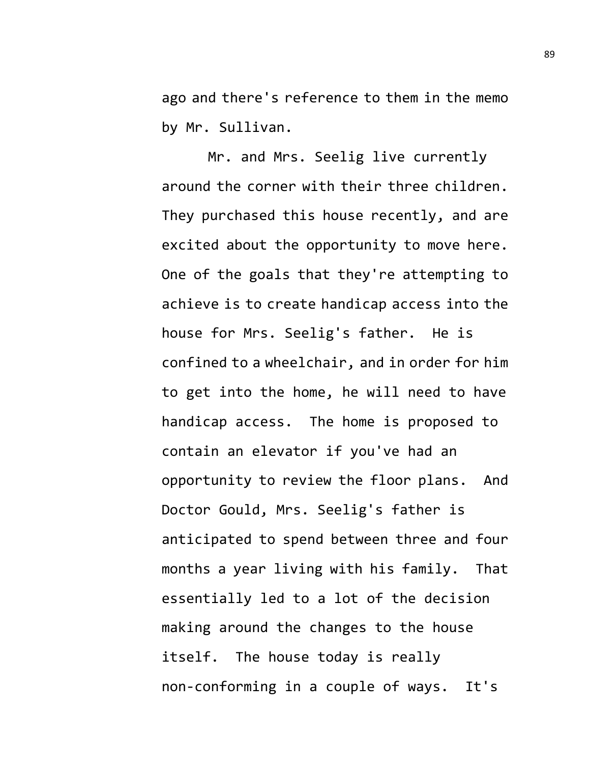ago and there's reference to them in the memo by Mr. Sullivan.

Mr. and Mrs. Seelig live currently around the corner with their three children. They purchased this house recently, and are excited about the opportunity to move here. One of the goals that they're attempting to achieve is to create handicap access into the house for Mrs. Seelig's father. He is confined to a wheelchair, and in order for him to get into the home, he will need to have handicap access. The home is proposed to contain an elevator if you've had an opportunity to review the floor plans. And Doctor Gould, Mrs. Seelig's father is anticipated to spend between three and four months a year living with his family. That essentially led to a lot of the decision making around the changes to the house itself. The house today is really non-conforming in a couple of ways. It's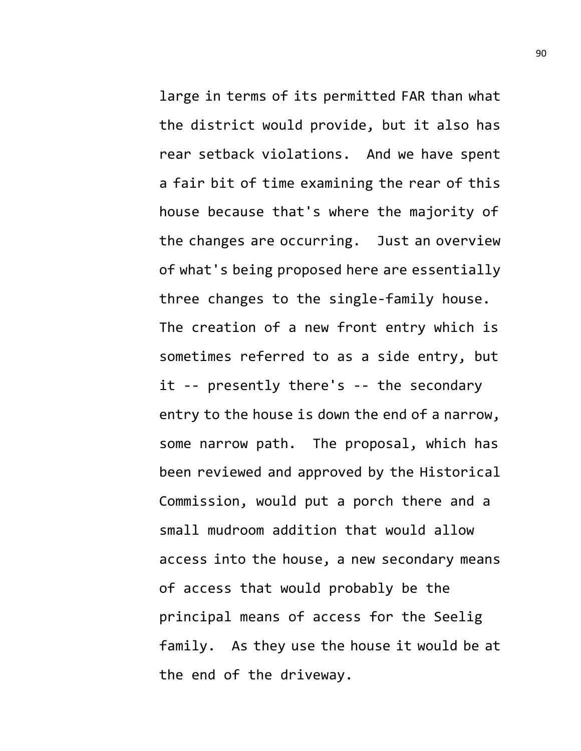large in terms of its permitted FAR than what the district would provide, but it also has rear setback violations. And we have spent a fair bit of time examining the rear of this house because that's where the majority of the changes are occurring. Just an overview of what's being proposed here are essentially three changes to the single-family house. The creation of a new front entry which is sometimes referred to as a side entry, but it -- presently there's -- the secondary entry to the house is down the end of a narrow, some narrow path. The proposal, which has been reviewed and approved by the Historical Commission, would put a porch there and a small mudroom addition that would allow access into the house, a new secondary means of access that would probably be the principal means of access for the Seelig family. As they use the house it would be at the end of the driveway.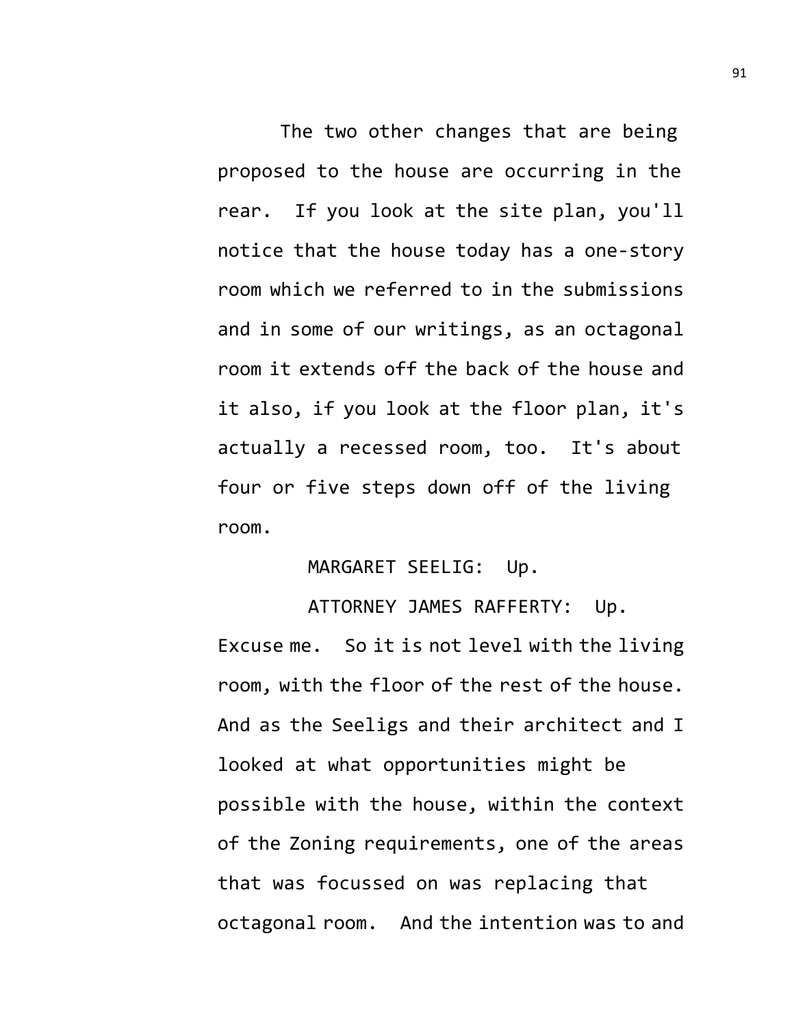The two other changes that are being proposed to the house are occurring in the rear. If you look at the site plan, you'll notice that the house today has a one-story room which we referred to in the submissions and in some of our writings, as an octagonal room it extends off the back of the house and it also, if you look at the floor plan, it's actually a recessed room, too. It's about four or five steps down off of the living room.

MARGARET SEELIG: Up.

ATTORNEY JAMES RAFFERTY: Up. Excuse me. So it is not level with the living room, with the floor of the rest of the house. And as the Seeligs and their architect and I looked at what opportunities might be possible with the house, within the context of the Zoning requirements, one of the areas that was focussed on was replacing that octagonal room. And the intention was to and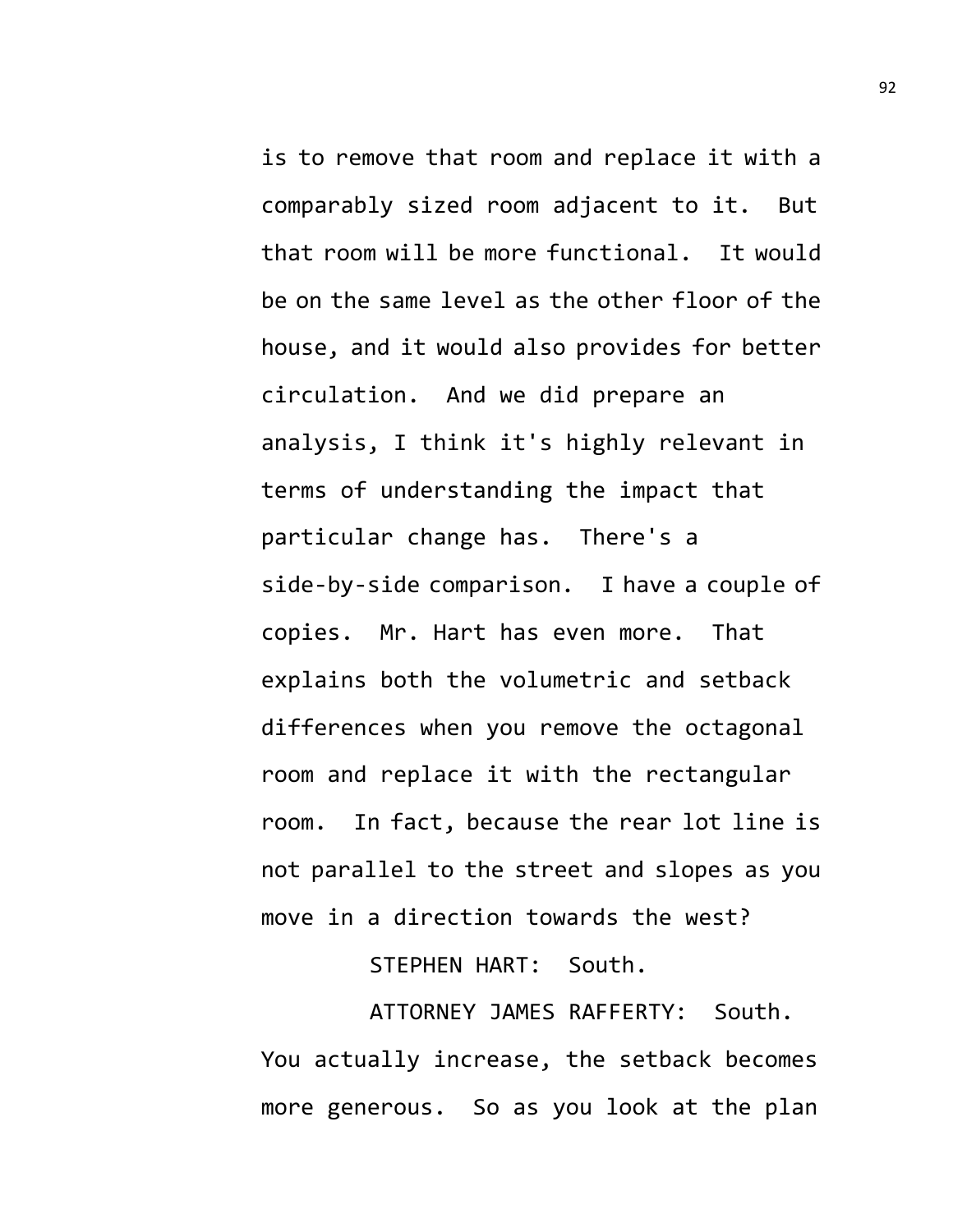is to remove that room and replace it with a comparably sized room adjacent to it. But that room will be more functional. It would be on the same level as the other floor of the house, and it would also provides for better circulation. And we did prepare an analysis, I think it's highly relevant in terms of understanding the impact that particular change has. There's a side-by-side comparison. I have a couple of copies. Mr. Hart has even more. That explains both the volumetric and setback differences when you remove the octagonal room and replace it with the rectangular room. In fact, because the rear lot line is not parallel to the street and slopes as you move in a direction towards the west?

STEPHEN HART: South.

ATTORNEY JAMES RAFFERTY: South. You actually increase, the setback becomes more generous. So as you look at the plan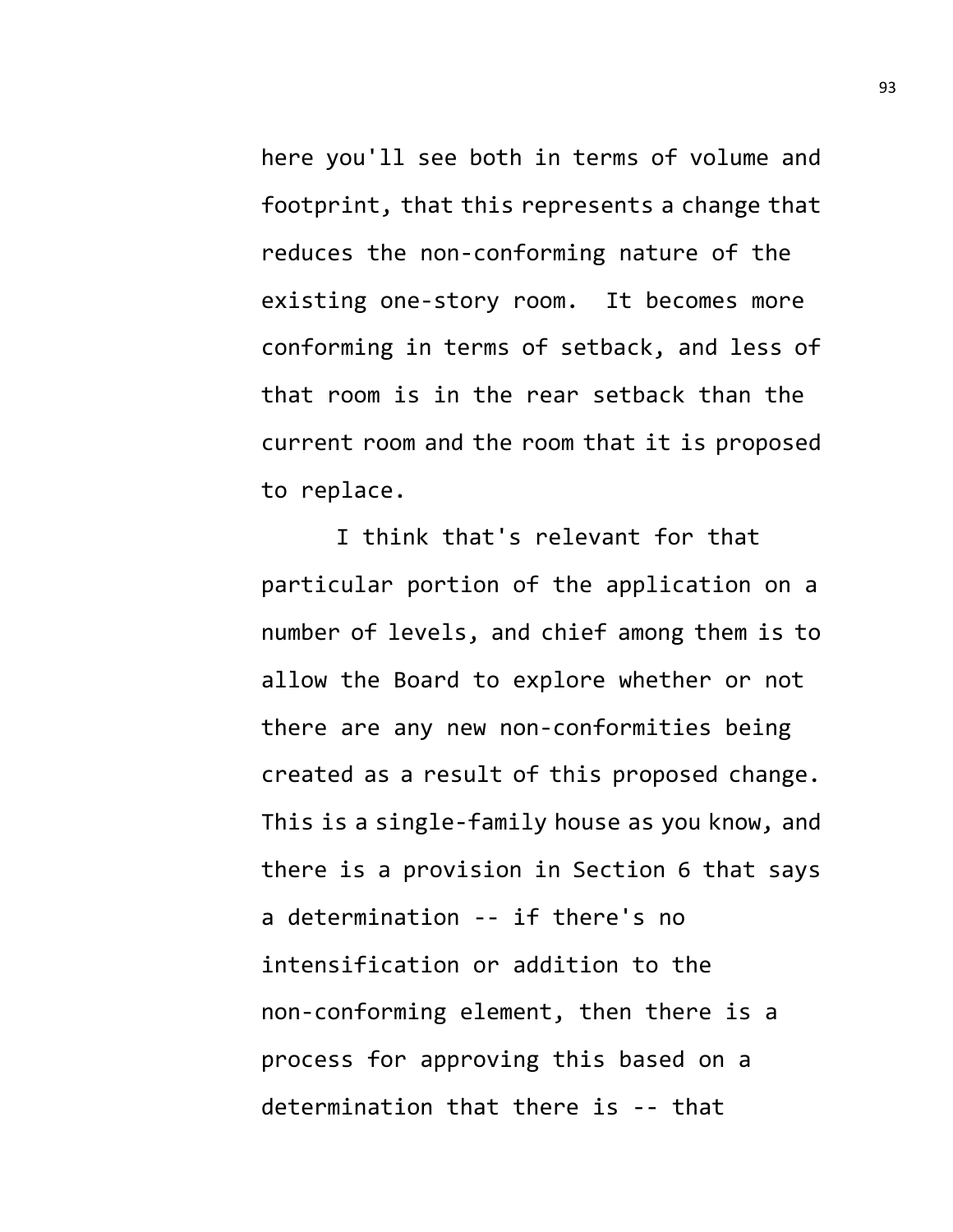here you'll see both in terms of volume and footprint, that this represents a change that reduces the non-conforming nature of the existing one-story room. It becomes more conforming in terms of setback, and less of that room is in the rear setback than the current room and the room that it is proposed to replace.

I think that's relevant for that particular portion of the application on a number of levels, and chief among them is to allow the Board to explore whether or not there are any new non-conformities being created as a result of this proposed change. This is a single-family house as you know, and there is a provision in Section 6 that says a determination -- if there's no intensification or addition to the non-conforming element, then there is a process for approving this based on a determination that there is -- that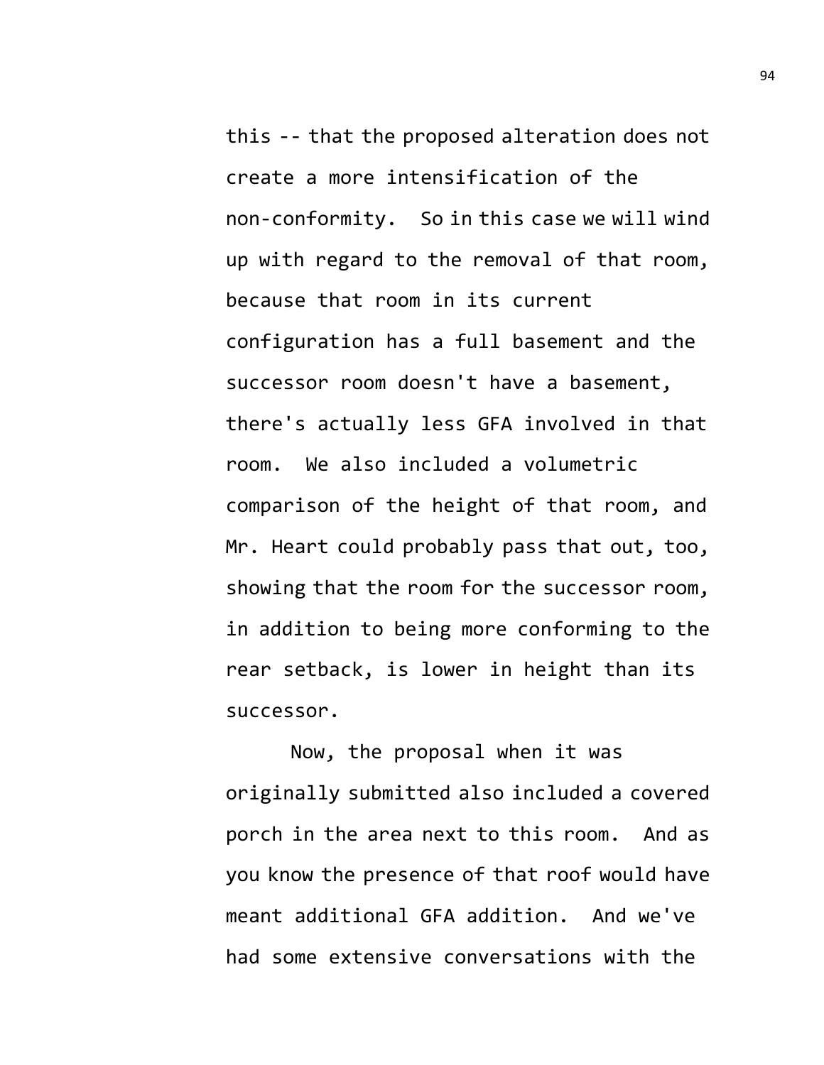this -- that the proposed alteration does not create a more intensification of the non-conformity. So in this case we will wind up with regard to the removal of that room, because that room in its current configuration has a full basement and the successor room doesn't have a basement, there's actually less GFA involved in that room. We also included a volumetric comparison of the height of that room, and Mr. Heart could probably pass that out, too, showing that the room for the successor room, in addition to being more conforming to the rear setback, is lower in height than its successor.

Now, the proposal when it was originally submitted also included a covered porch in the area next to this room. And as you know the presence of that roof would have meant additional GFA addition. And we've had some extensive conversations with the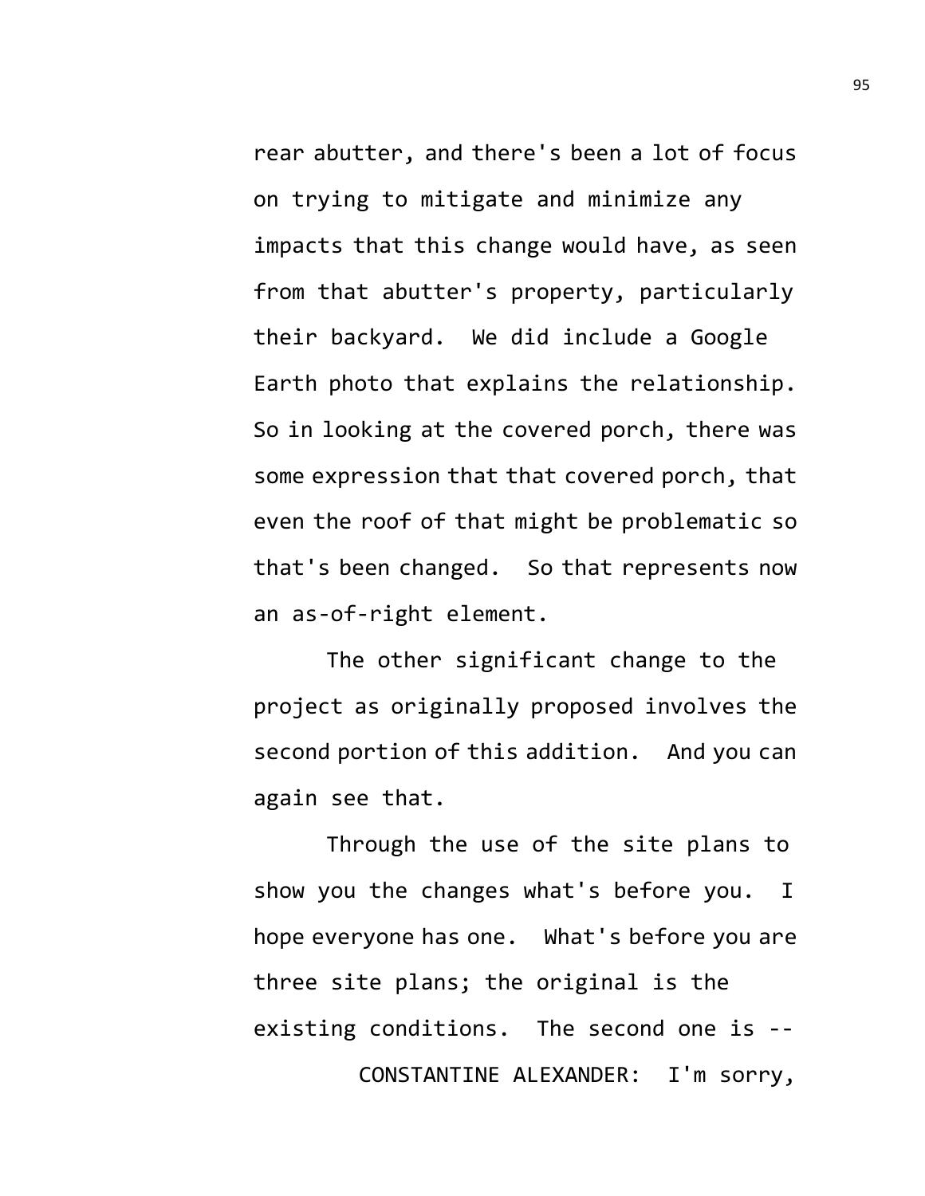rear abutter, and there's been a lot of focus on trying to mitigate and minimize any impacts that this change would have, as seen from that abutter's property, particularly their backyard. We did include a Google Earth photo that explains the relationship. So in looking at the covered porch, there was some expression that that covered porch, that even the roof of that might be problematic so that's been changed. So that represents now an as-of-right element.

The other significant change to the project as originally proposed involves the second portion of this addition. And you can again see that.

Through the use of the site plans to show you the changes what's before you. I hope everyone has one. What's before you are three site plans; the original is the existing conditions. The second one is --

CONSTANTINE ALEXANDER: I'm sorry,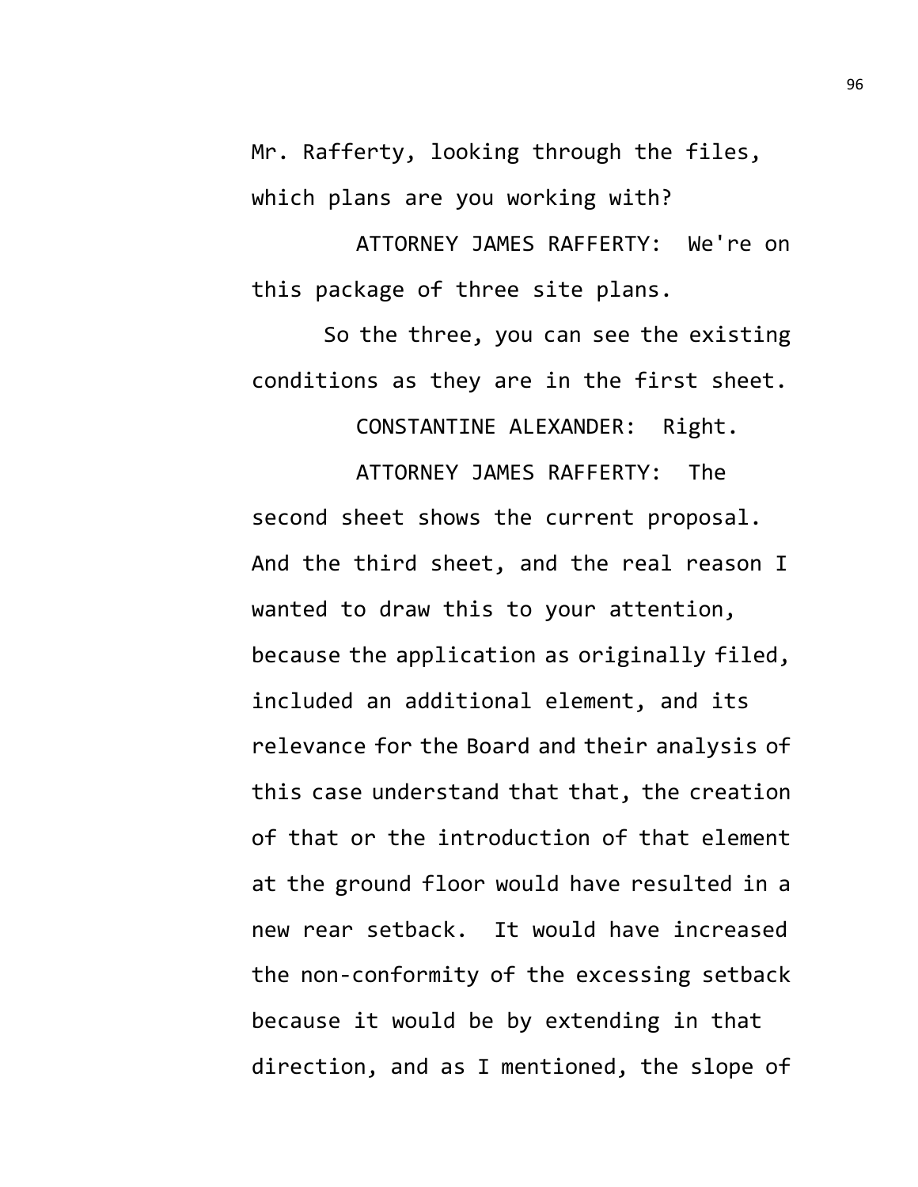Mr. Rafferty, looking through the files, which plans are you working with?

ATTORNEY JAMES RAFFERTY: We're on this package of three site plans.

So the three, you can see the existing conditions as they are in the first sheet.

CONSTANTINE ALEXANDER: Right.

ATTORNEY JAMES RAFFERTY: The second sheet shows the current proposal. And the third sheet, and the real reason I wanted to draw this to your attention, because the application as originally filed, included an additional element, and its relevance for the Board and their analysis of this case understand that that, the creation of that or the introduction of that element at the ground floor would have resulted in a new rear setback. It would have increased the non-conformity of the excessing setback because it would be by extending in that direction, and as I mentioned, the slope of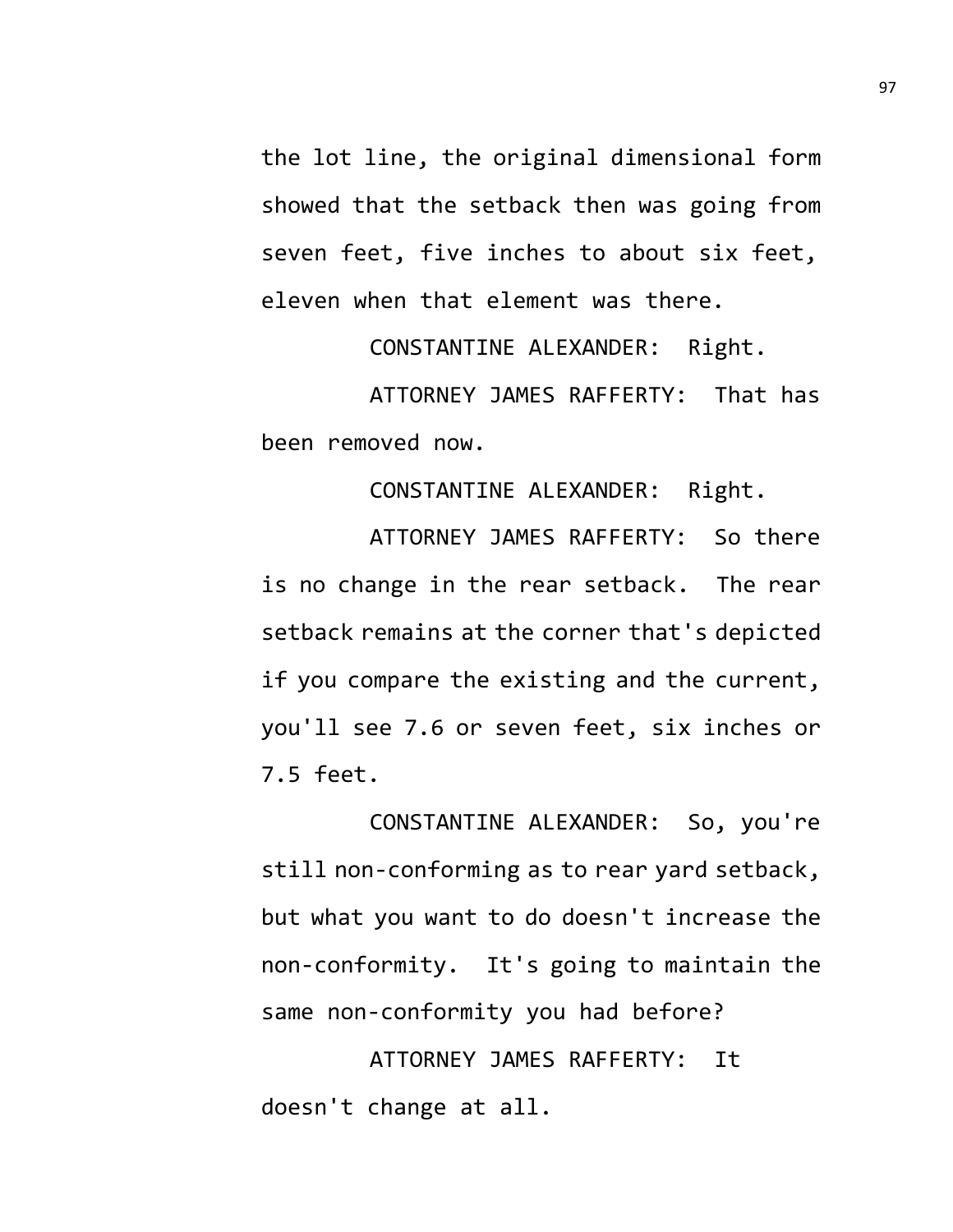the lot line, the original dimensional form showed that the setback then was going from seven feet, five inches to about six feet, eleven when that element was there.

CONSTANTINE ALEXANDER: Right.

ATTORNEY JAMES RAFFERTY: That has been removed now.

CONSTANTINE ALEXANDER: Right.

ATTORNEY JAMES RAFFERTY: So there is no change in the rear setback. The rear setback remains at the corner that's depicted if you compare the existing and the current, you'll see 7.6 or seven feet, six inches or 7.5 feet.

CONSTANTINE ALEXANDER: So, you're still non-conforming as to rear yard setback, but what you want to do doesn't increase the non-conformity. It's going to maintain the same non-conformity you had before?

ATTORNEY JAMES RAFFERTY: It doesn't change at all.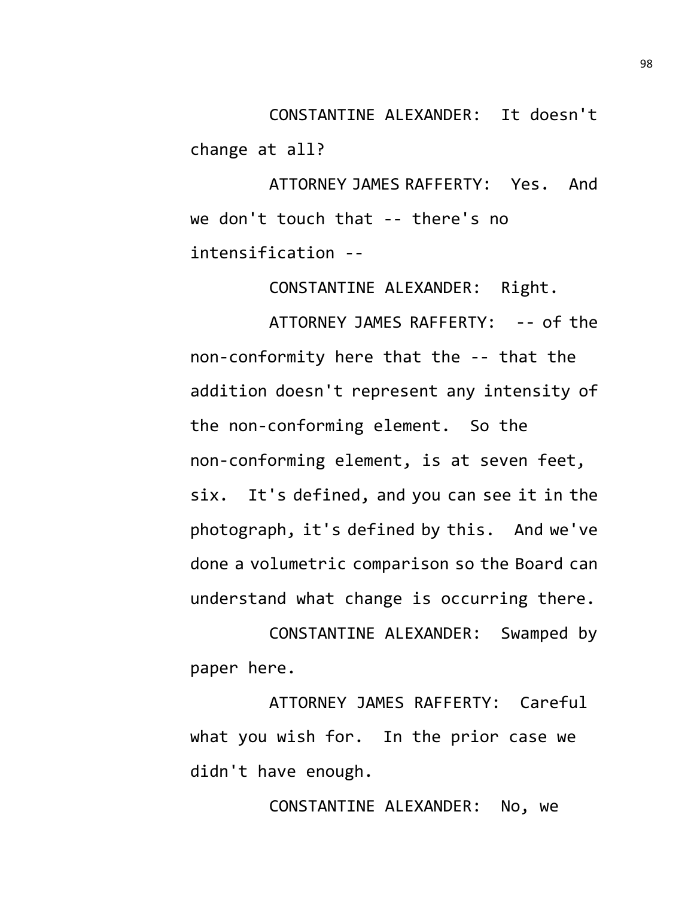CONSTANTINE ALEXANDER: It doesn't change at all?

ATTORNEY JAMES RAFFERTY: Yes. And we don't touch that -- there's no intensification --

CONSTANTINE ALEXANDER: Right.

ATTORNEY JAMES RAFFERTY: -- of the non-conformity here that the -- that the addition doesn't represent any intensity of the non-conforming element. So the non-conforming element, is at seven feet, six. It's defined, and you can see it in the photograph, it's defined by this. And we've done a volumetric comparison so the Board can understand what change is occurring there.

CONSTANTINE ALEXANDER: Swamped by paper here.

ATTORNEY JAMES RAFFERTY: Careful what you wish for. In the prior case we didn't have enough.

CONSTANTINE ALEXANDER: No, we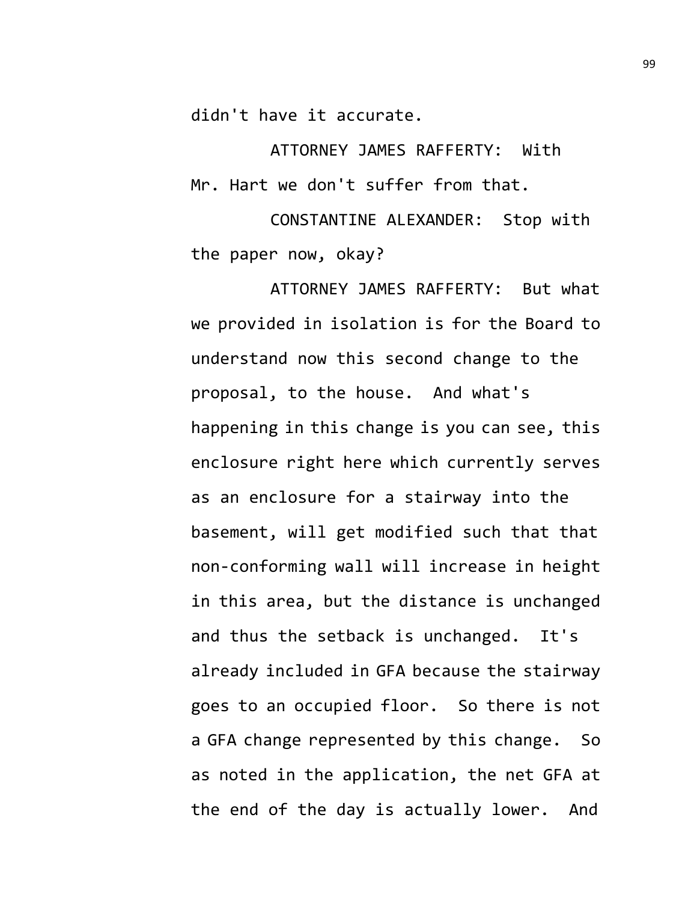didn't have it accurate.

ATTORNEY JAMES RAFFERTY: With Mr. Hart we don't suffer from that.

CONSTANTINE ALEXANDER: Stop with the paper now, okay?

ATTORNEY JAMES RAFFERTY: But what we provided in isolation is for the Board to understand now this second change to the proposal, to the house. And what's happening in this change is you can see, this enclosure right here which currently serves as an enclosure for a stairway into the basement, will get modified such that that non-conforming wall will increase in height in this area, but the distance is unchanged and thus the setback is unchanged. It's already included in GFA because the stairway goes to an occupied floor. So there is not a GFA change represented by this change. So as noted in the application, the net GFA at the end of the day is actually lower. And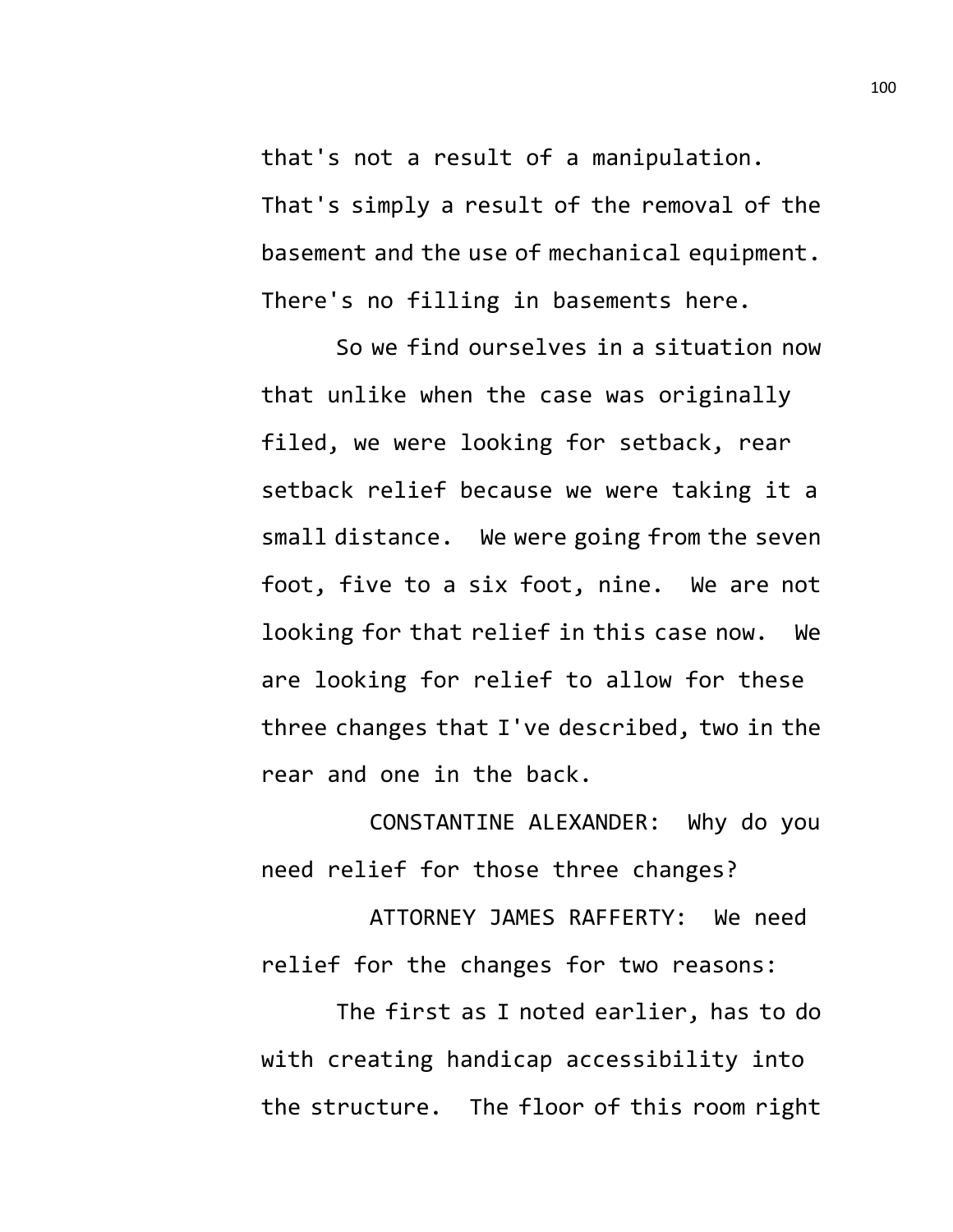that's not a result of a manipulation. That's simply a result of the removal of the basement and the use of mechanical equipment. There's no filling in basements here.

So we find ourselves in a situation now that unlike when the case was originally filed, we were looking for setback, rear setback relief because we were taking it a small distance. We were going from the seven foot, five to a six foot, nine. We are not looking for that relief in this case now. We are looking for relief to allow for these three changes that I've described, two in the rear and one in the back.

CONSTANTINE ALEXANDER: Why do you need relief for those three changes?

ATTORNEY JAMES RAFFERTY: We need relief for the changes for two reasons:

The first as I noted earlier, has to do with creating handicap accessibility into the structure. The floor of this room right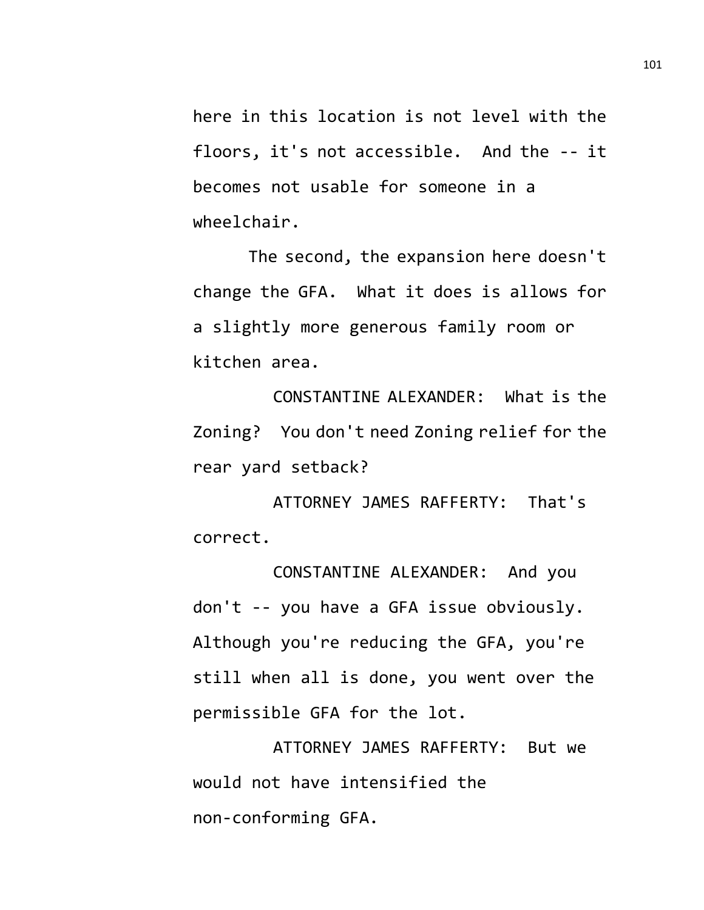here in this location is not level with the floors, it's not accessible. And the -- it becomes not usable for someone in a wheelchair.

The second, the expansion here doesn't change the GFA. What it does is allows for a slightly more generous family room or kitchen area.

CONSTANTINE ALEXANDER: What is the Zoning? You don't need Zoning relief for the rear yard setback?

ATTORNEY JAMES RAFFERTY: That's correct.

CONSTANTINE ALEXANDER: And you don't -- you have a GFA issue obviously. Although you're reducing the GFA, you're still when all is done, you went over the permissible GFA for the lot.

ATTORNEY JAMES RAFFERTY: But we would not have intensified the non-conforming GFA.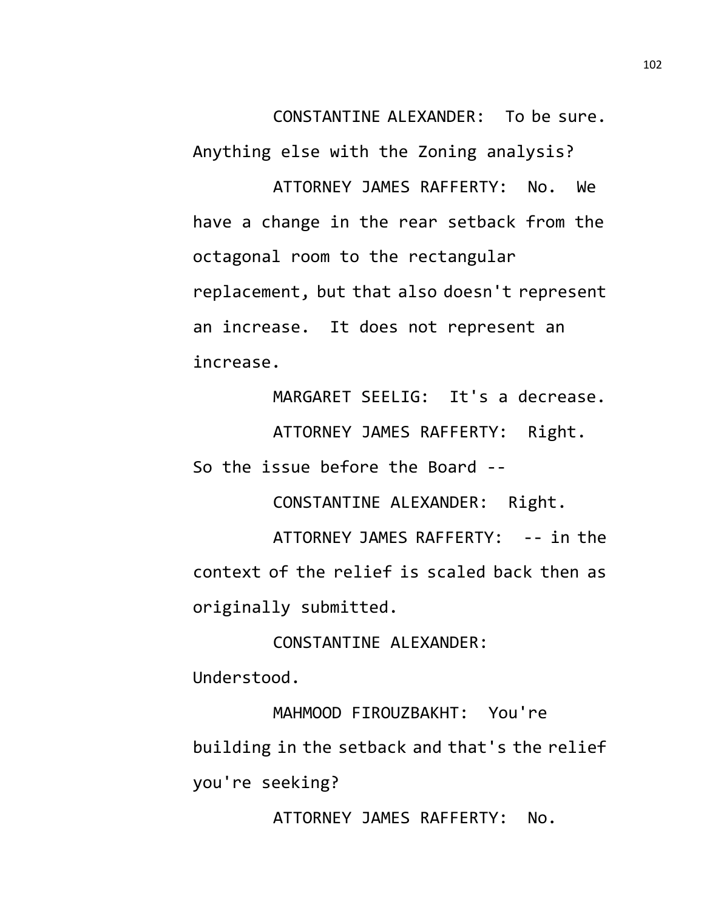CONSTANTINE ALEXANDER: To be sure. Anything else with the Zoning analysis?

ATTORNEY JAMES RAFFERTY: No. We have a change in the rear setback from the octagonal room to the rectangular replacement, but that also doesn't represent an increase. It does not represent an increase.

MARGARET SEELIG: It's a decrease.

ATTORNEY JAMES RAFFERTY: Right. So the issue before the Board --

CONSTANTINE ALEXANDER: Right.

ATTORNEY JAMES RAFFERTY: -- in the context of the relief is scaled back then as originally submitted.

CONSTANTINE ALEXANDER: Understood.

MAHMOOD FIROUZBAKHT: You're building in the setback and that's the relief you're seeking?

ATTORNEY JAMES RAFFERTY: No.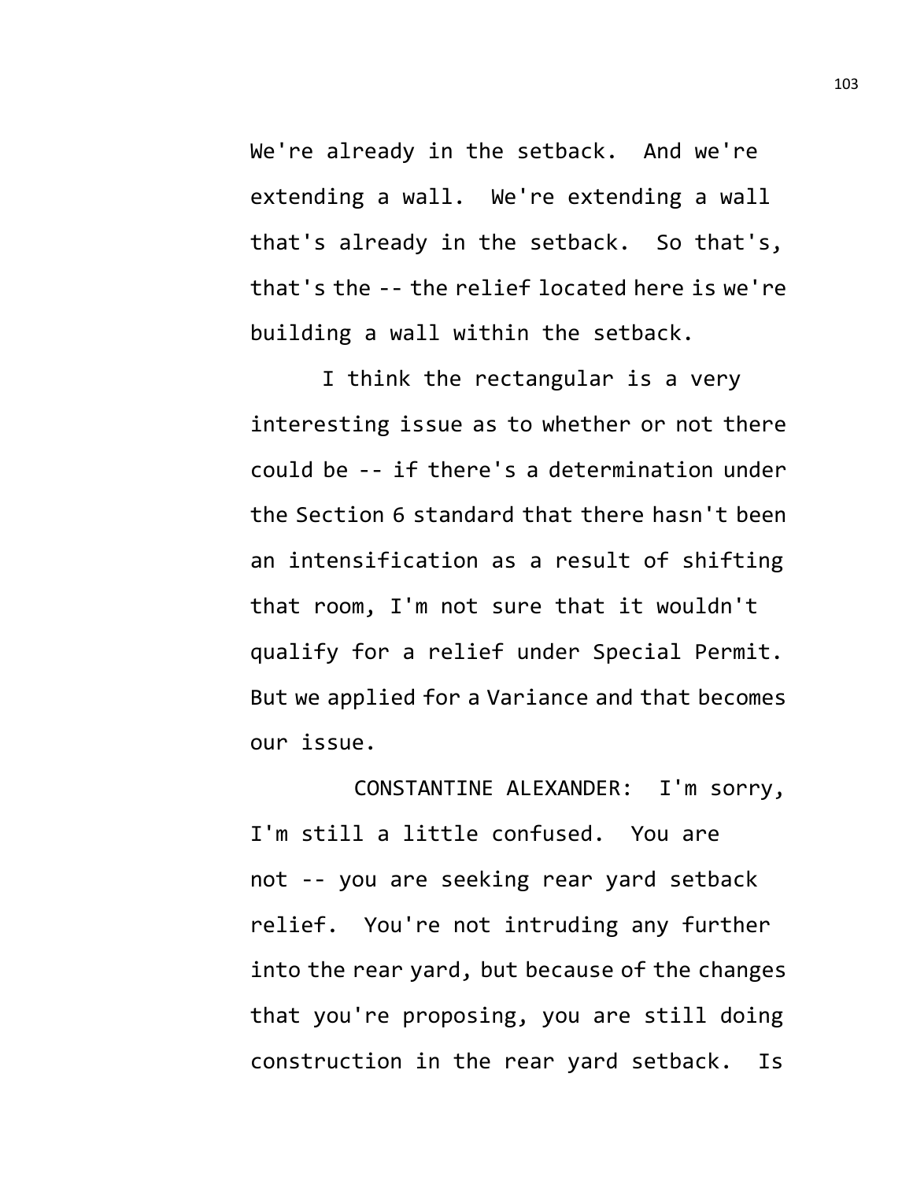We're already in the setback. And we're extending a wall. We're extending a wall that's already in the setback. So that's, that's the -- the relief located here is we're building a wall within the setback.

I think the rectangular is a very interesting issue as to whether or not there could be -- if there's a determination under the Section 6 standard that there hasn't been an intensification as a result of shifting that room, I'm not sure that it wouldn't qualify for a relief under Special Permit. But we applied for a Variance and that becomes our issue.

CONSTANTINE ALEXANDER: I'm sorry, I'm still a little confused. You are not -- you are seeking rear yard setback relief. You're not intruding any further into the rear yard, but because of the changes that you're proposing, you are still doing construction in the rear yard setback. Is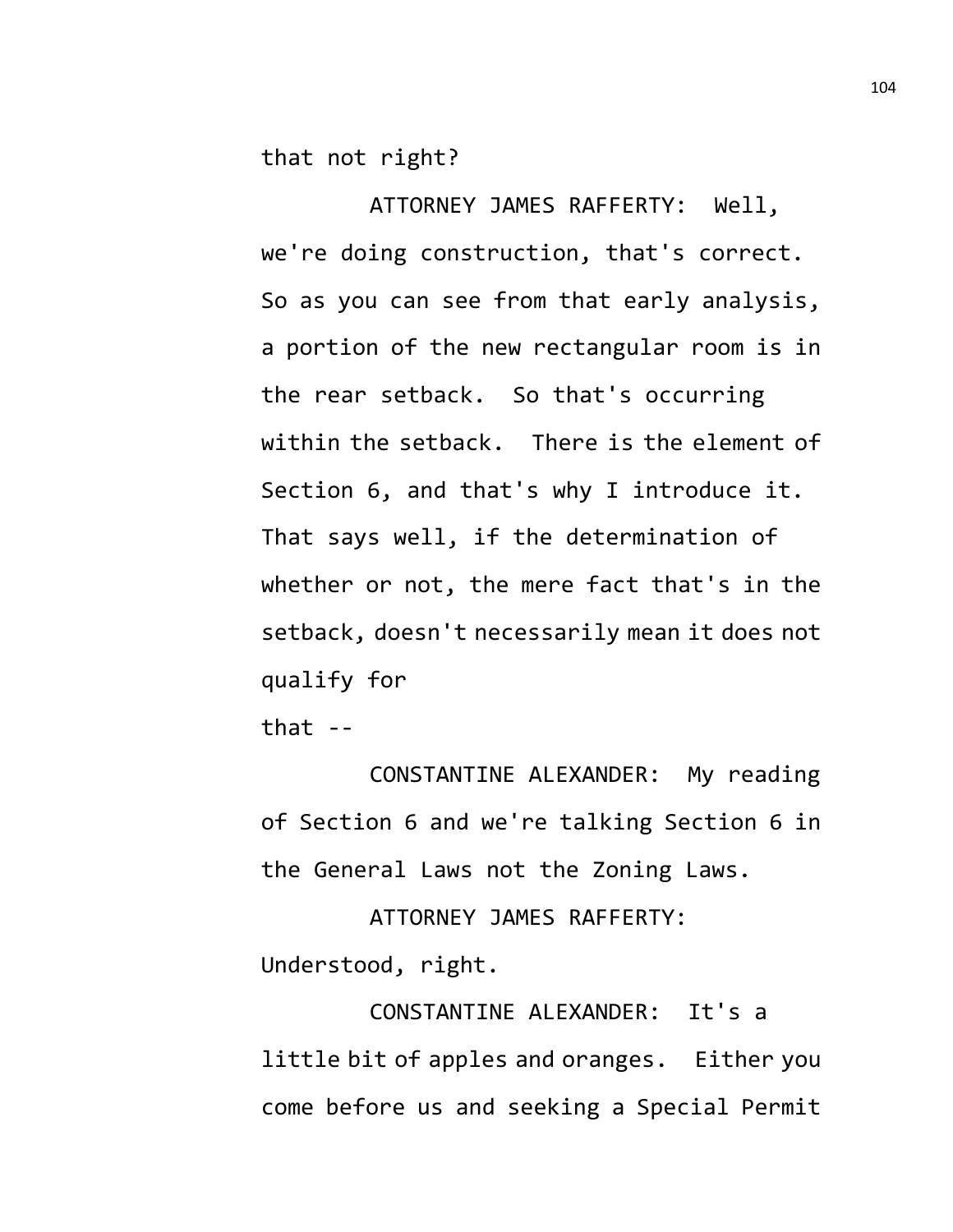that not right?

ATTORNEY JAMES RAFFERTY: Well, we're doing construction, that's correct. So as you can see from that early analysis, a portion of the new rectangular room is in the rear setback. So that's occurring within the setback. There is the element of Section 6, and that's why I introduce it. That says well, if the determination of whether or not, the mere fact that's in the setback, doesn't necessarily mean it does not qualify for that --

CONSTANTINE ALEXANDER: My reading of Section 6 and we're talking Section 6 in the General Laws not the Zoning Laws.

ATTORNEY JAMES RAFFERTY: Understood, right.

CONSTANTINE ALEXANDER: It's a little bit of apples and oranges. Either you come before us and seeking a Special Permit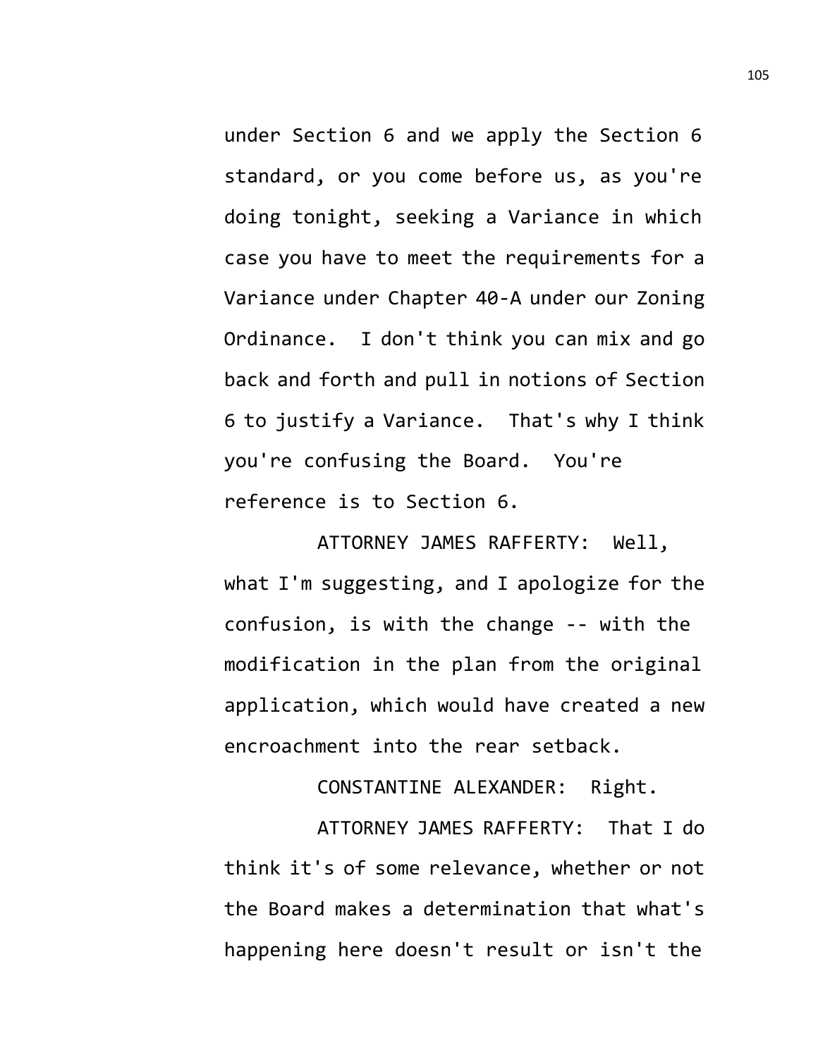under Section 6 and we apply the Section 6 standard, or you come before us, as you're doing tonight, seeking a Variance in which case you have to meet the requirements for a Variance under Chapter 40-A under our Zoning Ordinance. I don't think you can mix and go back and forth and pull in notions of Section 6 to justify a Variance. That's why I think you're confusing the Board. You're reference is to Section 6.

ATTORNEY JAMES RAFFERTY: Well, what I'm suggesting, and I apologize for the confusion, is with the change -- with the modification in the plan from the original application, which would have created a new encroachment into the rear setback.

CONSTANTINE ALEXANDER: Right.

ATTORNEY JAMES RAFFERTY: That I do think it's of some relevance, whether or not the Board makes a determination that what's happening here doesn't result or isn't the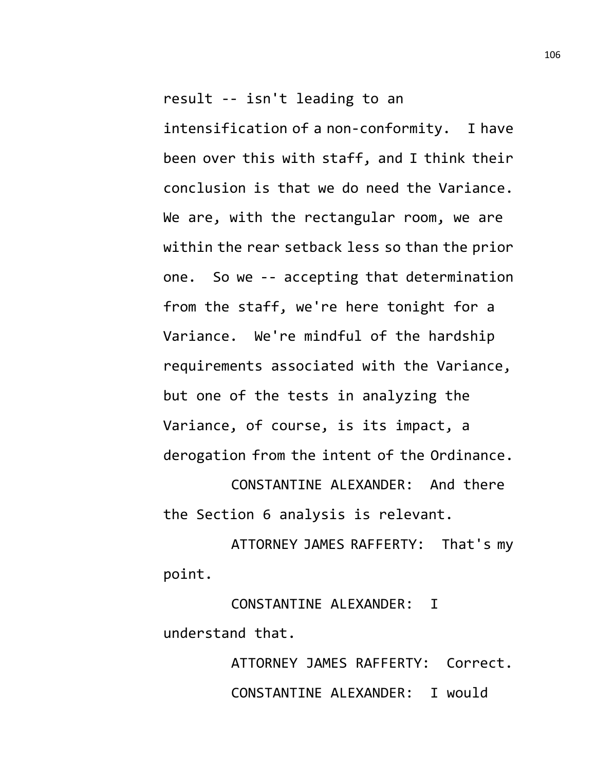result -- isn't leading to an intensification of a non-conformity. I have been over this with staff, and I think their conclusion is that we do need the Variance. We are, with the rectangular room, we are within the rear setback less so than the prior one. So we -- accepting that determination from the staff, we're here tonight for a Variance. We're mindful of the hardship requirements associated with the Variance, but one of the tests in analyzing the Variance, of course, is its impact, a derogation from the intent of the Ordinance.

CONSTANTINE ALEXANDER: And there the Section 6 analysis is relevant.

ATTORNEY JAMES RAFFERTY: That's my point.

CONSTANTINE ALEXANDER: I understand that.

ATTORNEY JAMES RAFFERTY: Correct.

CONSTANTINE ALEXANDER: I would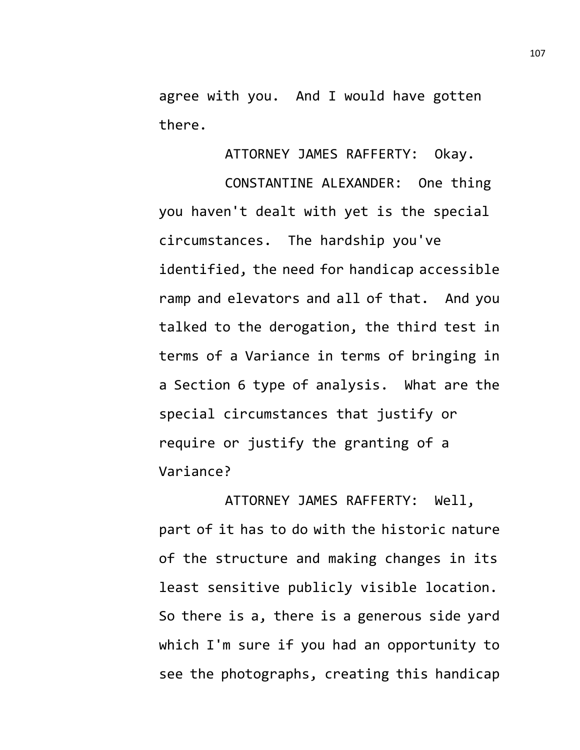agree with you. And I would have gotten there.

ATTORNEY JAMES RAFFERTY: Okay.

CONSTANTINE ALEXANDER: One thing you haven't dealt with yet is the special circumstances. The hardship you've identified, the need for handicap accessible ramp and elevators and all of that. And you talked to the derogation, the third test in terms of a Variance in terms of bringing in a Section 6 type of analysis. What are the special circumstances that justify or require or justify the granting of a Variance?

ATTORNEY JAMES RAFFERTY: Well, part of it has to do with the historic nature of the structure and making changes in its least sensitive publicly visible location. So there is a, there is a generous side yard which I'm sure if you had an opportunity to see the photographs, creating this handicap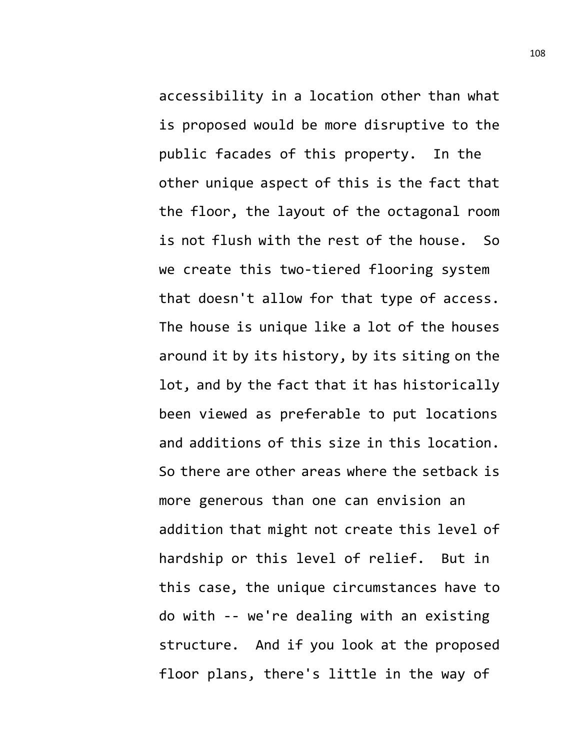accessibility in a location other than what is proposed would be more disruptive to the public facades of this property. In the other unique aspect of this is the fact that the floor, the layout of the octagonal room is not flush with the rest of the house. So we create this two-tiered flooring system that doesn't allow for that type of access. The house is unique like a lot of the houses around it by its history, by its siting on the lot, and by the fact that it has historically been viewed as preferable to put locations and additions of this size in this location. So there are other areas where the setback is more generous than one can envision an addition that might not create this level of hardship or this level of relief. But in this case, the unique circumstances have to do with -- we're dealing with an existing structure. And if you look at the proposed floor plans, there's little in the way of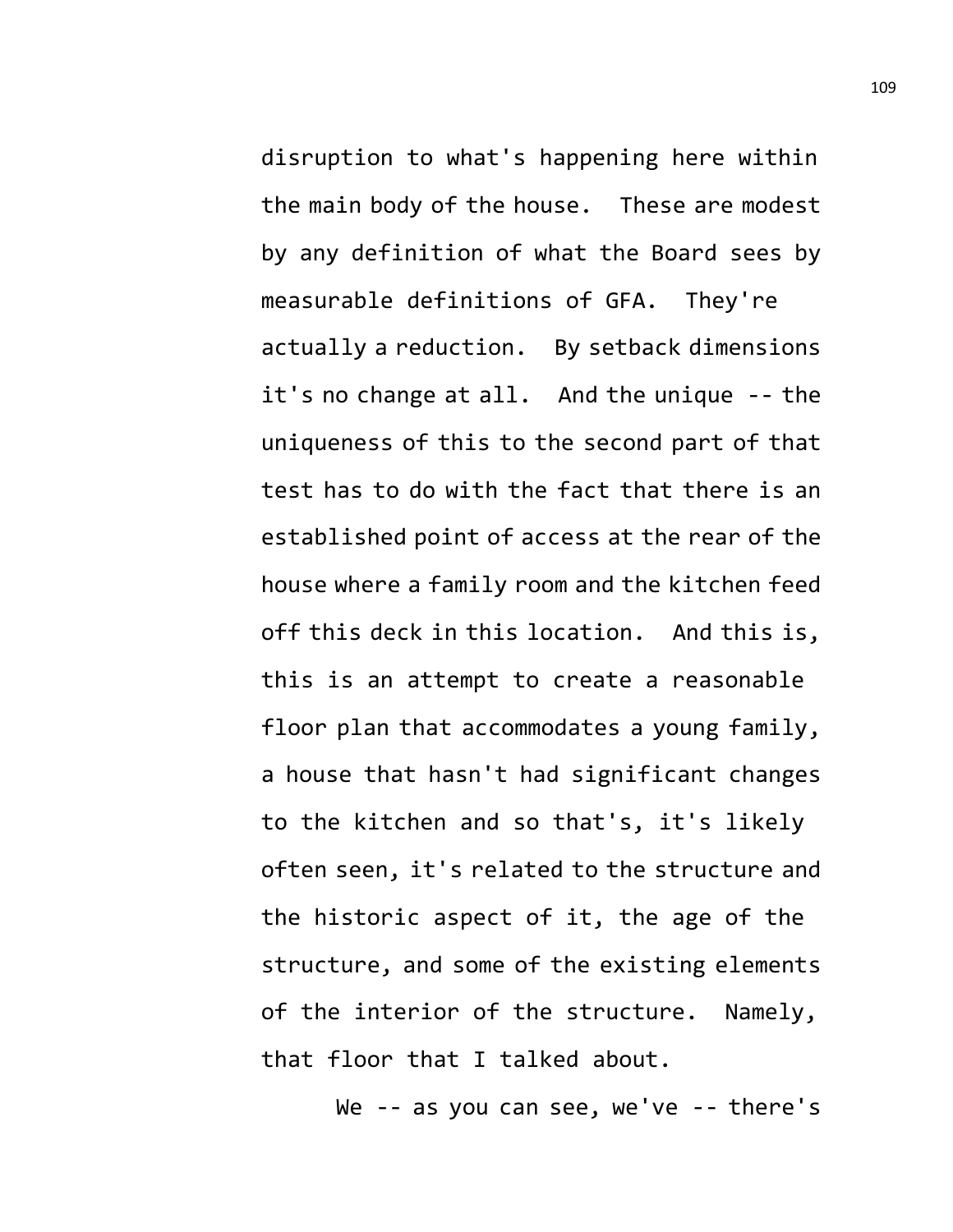disruption to what's happening here within the main body of the house. These are modest by any definition of what the Board sees by measurable definitions of GFA. They're actually a reduction. By setback dimensions it's no change at all. And the unique -- the uniqueness of this to the second part of that test has to do with the fact that there is an established point of access at the rear of the house where a family room and the kitchen feed off this deck in this location. And this is, this is an attempt to create a reasonable floor plan that accommodates a young family, a house that hasn't had significant changes to the kitchen and so that's, it's likely often seen, it's related to the structure and the historic aspect of it, the age of the structure, and some of the existing elements of the interior of the structure. Namely, that floor that I talked about.

We -- as you can see, we've -- there's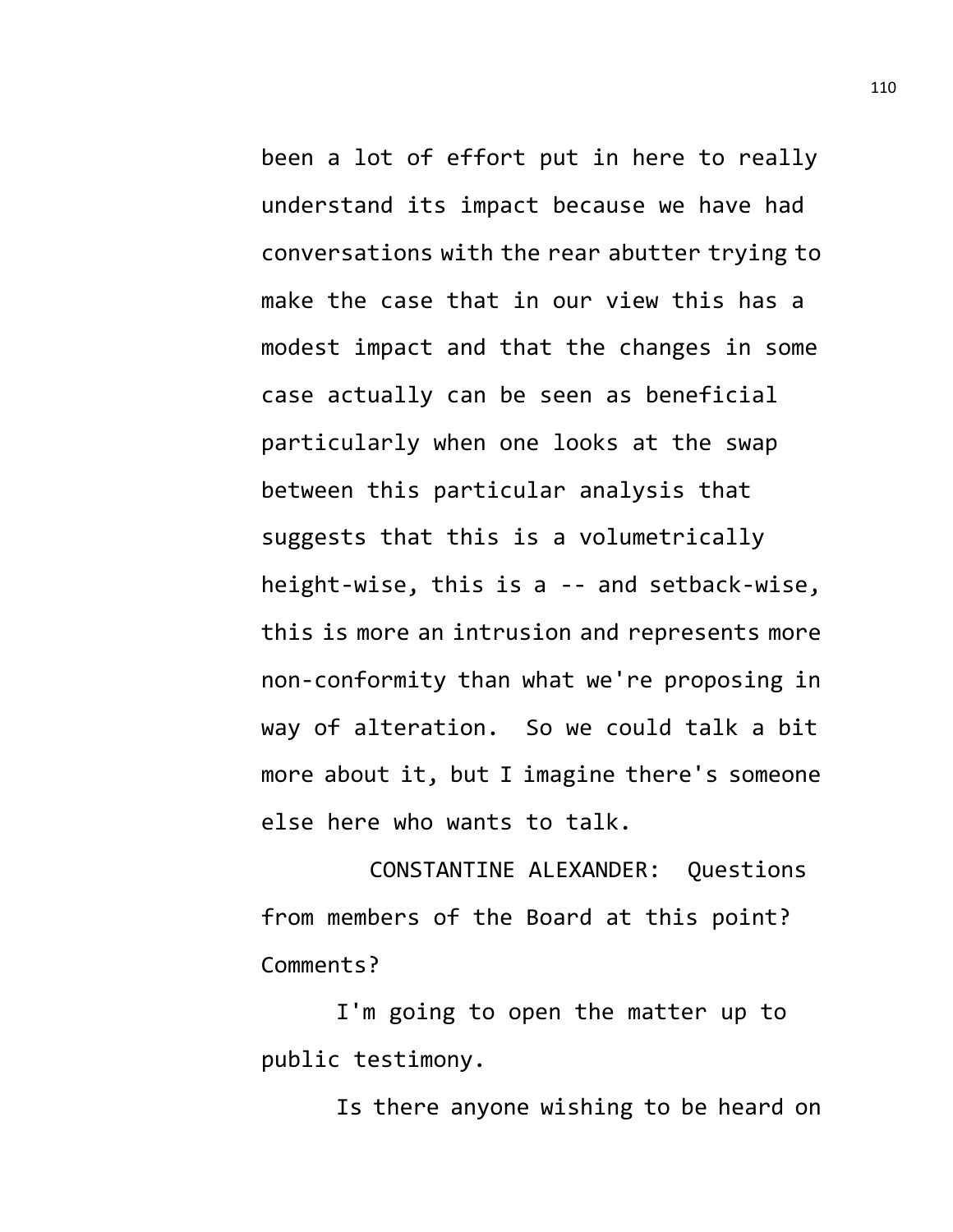been a lot of effort put in here to really understand its impact because we have had conversations with the rear abutter trying to make the case that in our view this has a modest impact and that the changes in some case actually can be seen as beneficial particularly when one looks at the swap between this particular analysis that suggests that this is a volumetrically height-wise, this is a -- and setback-wise, this is more an intrusion and represents more non-conformity than what we're proposing in way of alteration. So we could talk a bit more about it, but I imagine there's someone else here who wants to talk.

CONSTANTINE ALEXANDER: Questions from members of the Board at this point? Comments?

I'm going to open the matter up to public testimony.

Is there anyone wishing to be heard on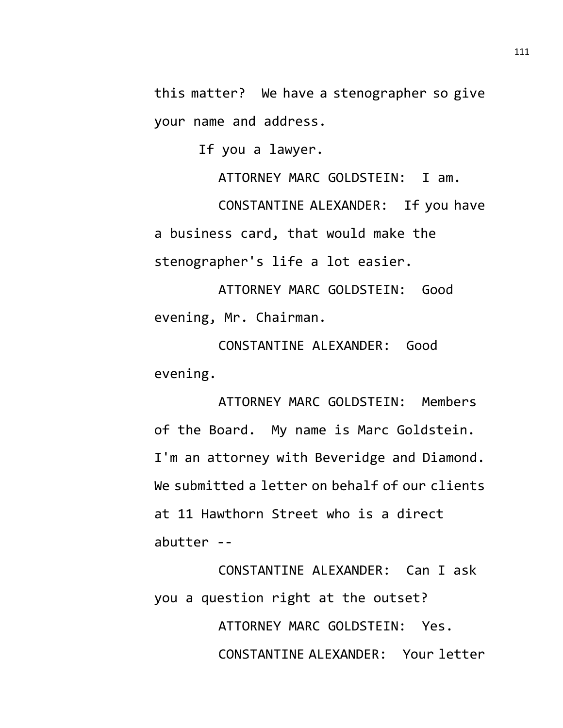this matter? We have a stenographer so give your name and address.

If you a lawyer.

ATTORNEY MARC GOLDSTEIN: I am.

CONSTANTINE ALEXANDER: If you have a business card, that would make the stenographer's life a lot easier.

ATTORNEY MARC GOLDSTEIN: Good evening, Mr. Chairman.

CONSTANTINE ALEXANDER: Good evening.

ATTORNEY MARC GOLDSTEIN: Members of the Board. My name is Marc Goldstein. I'm an attorney with Beveridge and Diamond. We submitted a letter on behalf of our clients at 11 Hawthorn Street who is a direct abutter --

CONSTANTINE ALEXANDER: Can I ask you a question right at the outset?

ATTORNEY MARC GOLDSTEIN: Yes.

CONSTANTINE ALEXANDER: Your letter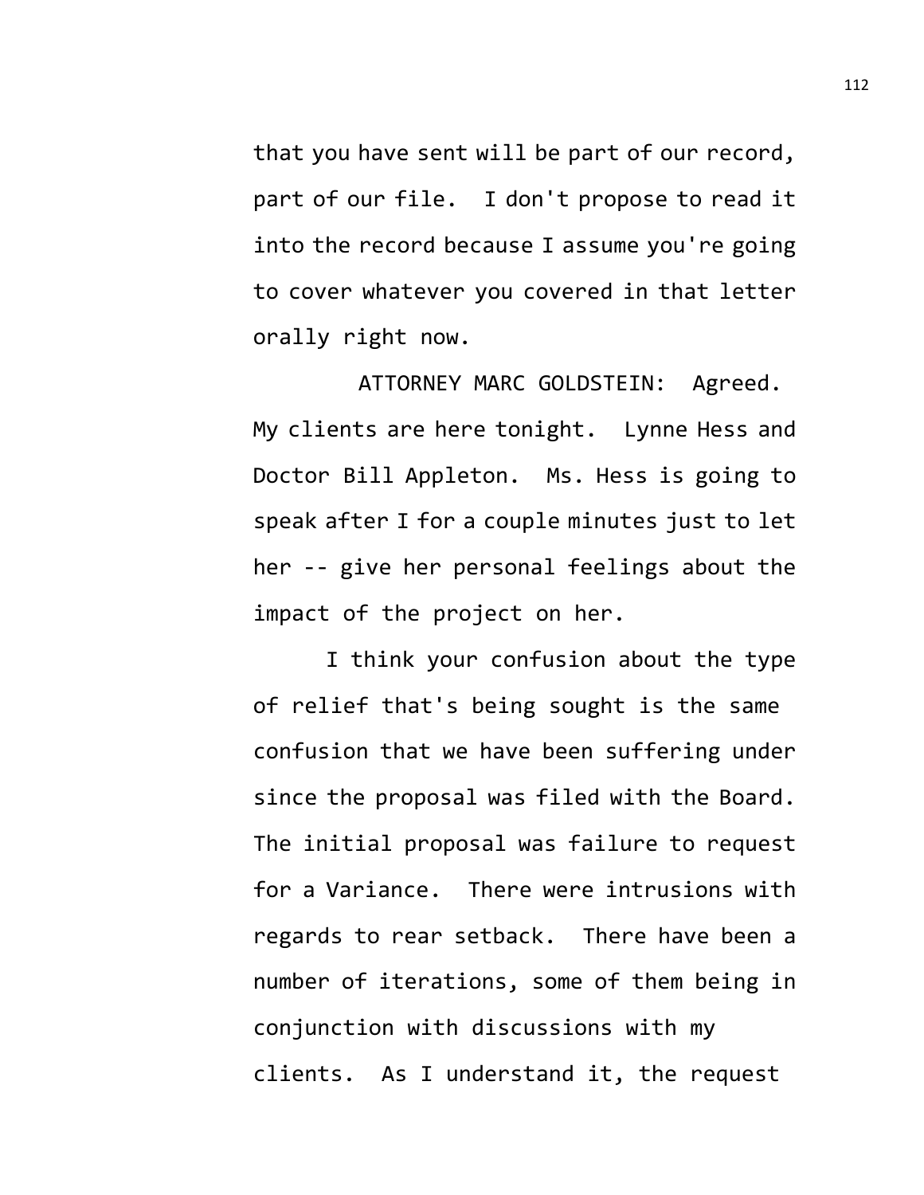that you have sent will be part of our record, part of our file. I don't propose to read it into the record because I assume you're going to cover whatever you covered in that letter orally right now.

ATTORNEY MARC GOLDSTEIN: Agreed. My clients are here tonight. Lynne Hess and Doctor Bill Appleton. Ms. Hess is going to speak after I for a couple minutes just to let her -- give her personal feelings about the impact of the project on her.

I think your confusion about the type of relief that's being sought is the same confusion that we have been suffering under since the proposal was filed with the Board. The initial proposal was failure to request for a Variance. There were intrusions with regards to rear setback. There have been a number of iterations, some of them being in conjunction with discussions with my clients. As I understand it, the request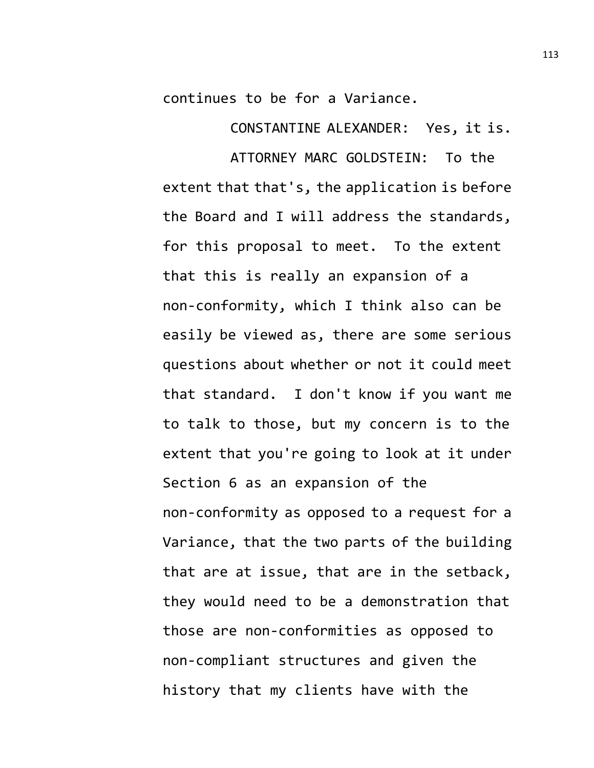continues to be for a Variance.

CONSTANTINE ALEXANDER: Yes, it is.

ATTORNEY MARC GOLDSTEIN: To the extent that that's, the application is before the Board and I will address the standards, for this proposal to meet. To the extent that this is really an expansion of a non-conformity, which I think also can be easily be viewed as, there are some serious questions about whether or not it could meet that standard. I don't know if you want me to talk to those, but my concern is to the extent that you're going to look at it under Section 6 as an expansion of the non-conformity as opposed to a request for a Variance, that the two parts of the building that are at issue, that are in the setback, they would need to be a demonstration that those are non-conformities as opposed to non-compliant structures and given the history that my clients have with the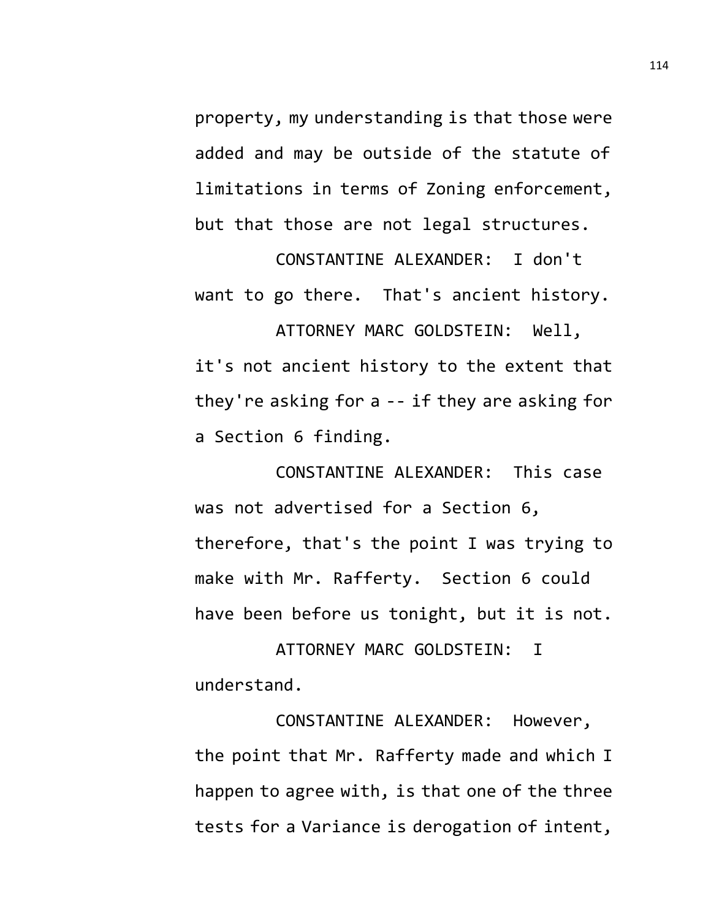property, my understanding is that those were added and may be outside of the statute of limitations in terms of Zoning enforcement, but that those are not legal structures.

CONSTANTINE ALEXANDER: I don't want to go there. That's ancient history.

ATTORNEY MARC GOLDSTEIN: Well, it's not ancient history to the extent that they're asking for a -- if they are asking for a Section 6 finding.

CONSTANTINE ALEXANDER: This case was not advertised for a Section 6, therefore, that's the point I was trying to make with Mr. Rafferty. Section 6 could have been before us tonight, but it is not.

ATTORNEY MARC GOLDSTEIN: I understand.

CONSTANTINE ALEXANDER: However, the point that Mr. Rafferty made and which I happen to agree with, is that one of the three tests for a Variance is derogation of intent,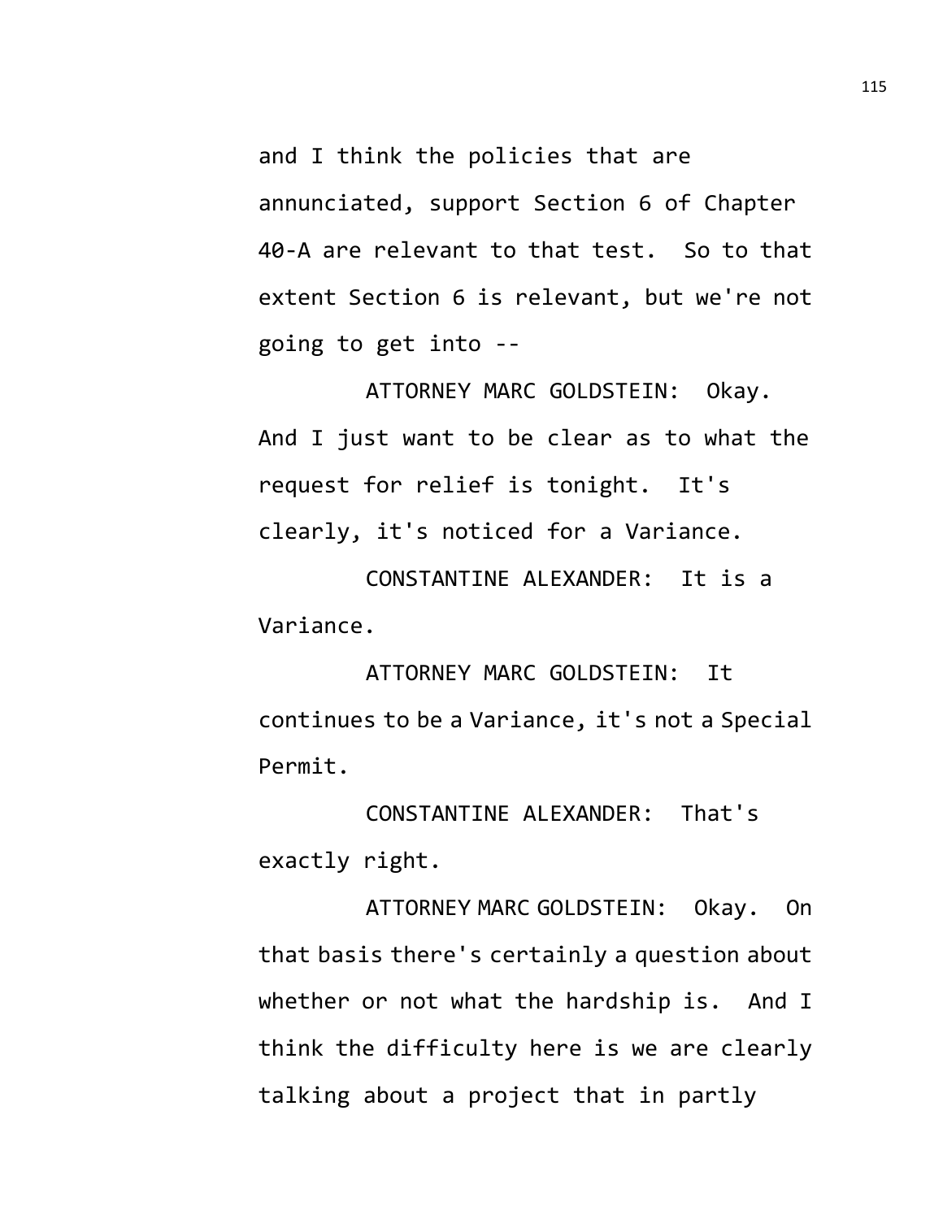and I think the policies that are annunciated, support Section 6 of Chapter 40-A are relevant to that test. So to that extent Section 6 is relevant, but we're not going to get into --

ATTORNEY MARC GOLDSTEIN: Okay. And I just want to be clear as to what the request for relief is tonight. It's clearly, it's noticed for a Variance.

CONSTANTINE ALEXANDER: It is a Variance.

ATTORNEY MARC GOLDSTEIN: It continues to be a Variance, it's not a Special Permit.

CONSTANTINE ALEXANDER: That's exactly right.

ATTORNEY MARC GOLDSTEIN: Okay. On that basis there's certainly a question about whether or not what the hardship is. And I think the difficulty here is we are clearly talking about a project that in partly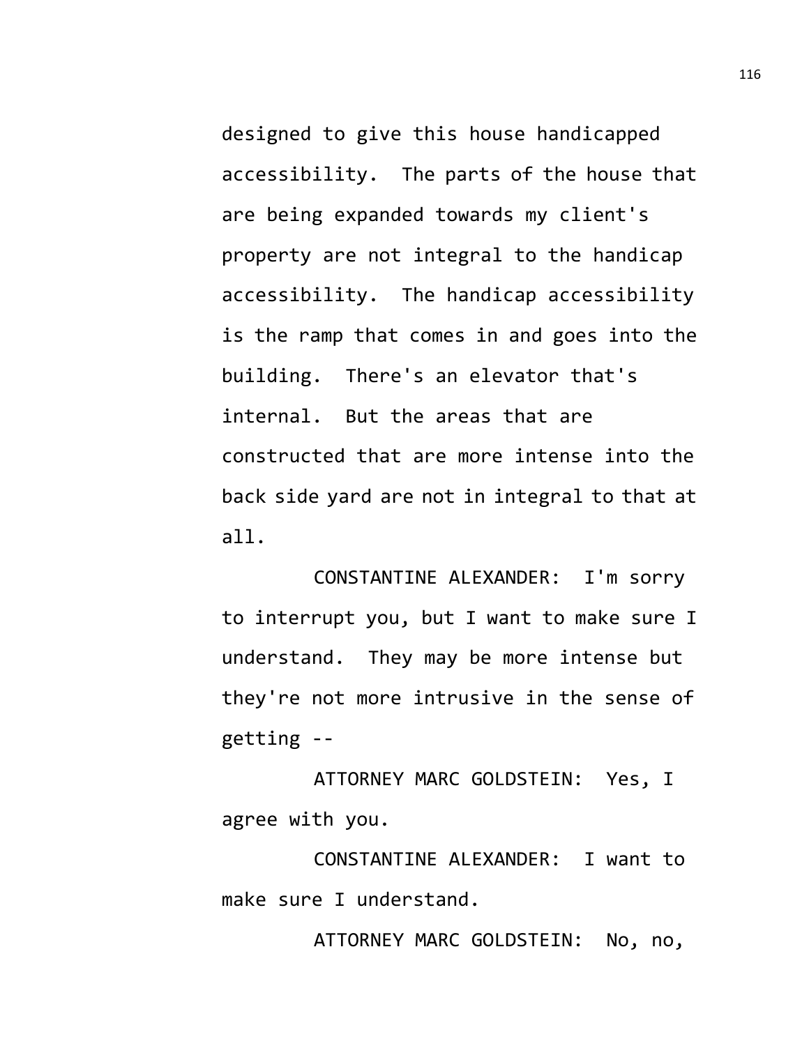designed to give this house handicapped accessibility. The parts of the house that are being expanded towards my client's property are not integral to the handicap accessibility. The handicap accessibility is the ramp that comes in and goes into the building. There's an elevator that's internal. But the areas that are constructed that are more intense into the back side yard are not in integral to that at all.

CONSTANTINE ALEXANDER: I'm sorry to interrupt you, but I want to make sure I understand. They may be more intense but they're not more intrusive in the sense of getting --

ATTORNEY MARC GOLDSTEIN: Yes, I agree with you.

CONSTANTINE ALEXANDER: I want to make sure I understand.

ATTORNEY MARC GOLDSTEIN: No, no,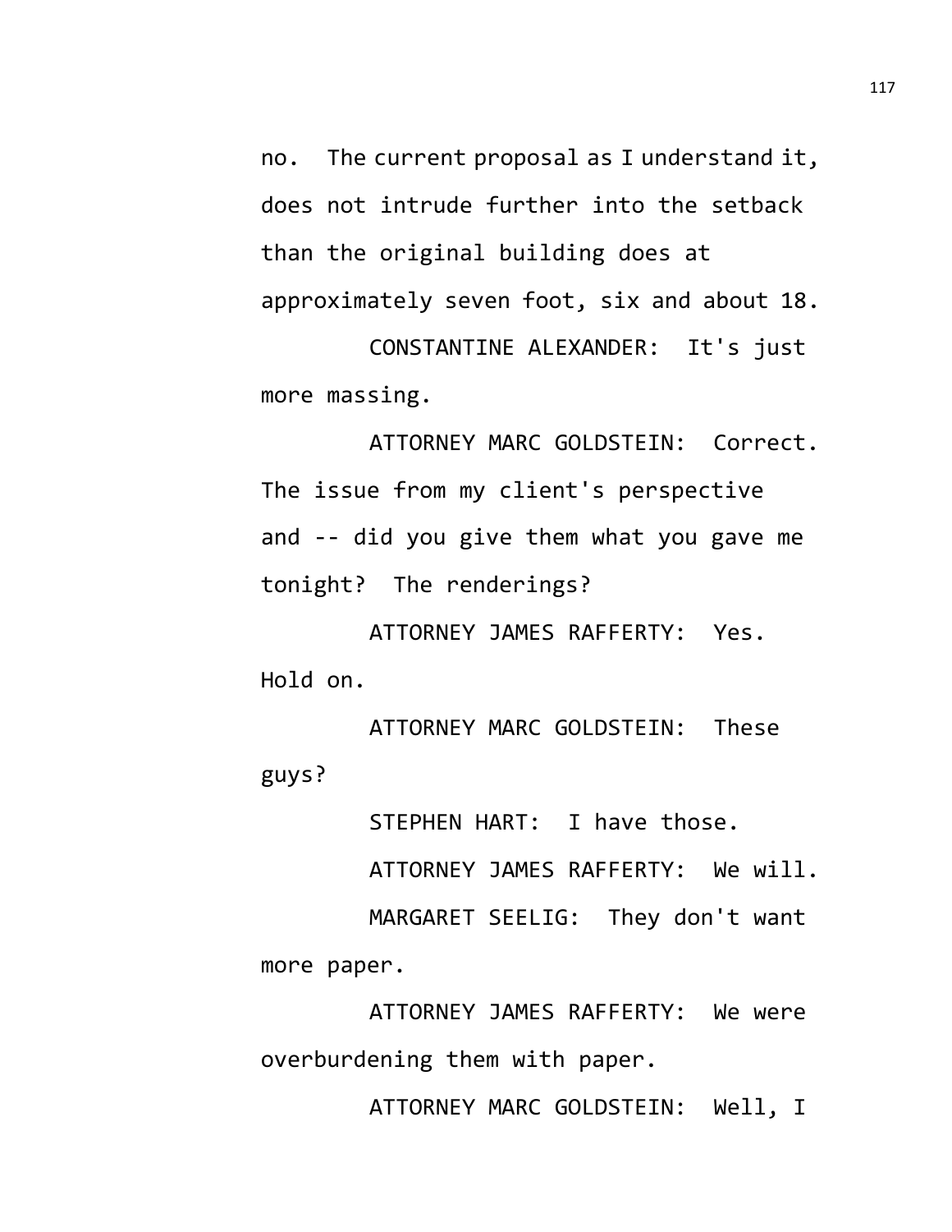no. The current proposal as I understand it, does not intrude further into the setback than the original building does at approximately seven foot, six and about 18.

CONSTANTINE ALEXANDER: It's just more massing.

ATTORNEY MARC GOLDSTEIN: Correct. The issue from my client's perspective and -- did you give them what you gave me tonight? The renderings?

ATTORNEY JAMES RAFFERTY: Yes. Hold on.

ATTORNEY MARC GOLDSTEIN: These guys?

STEPHEN HART: I have those.

ATTORNEY JAMES RAFFERTY: We will.

MARGARET SEELIG: They don't want more paper.

ATTORNEY JAMES RAFFERTY: We were overburdening them with paper.

ATTORNEY MARC GOLDSTEIN: Well, I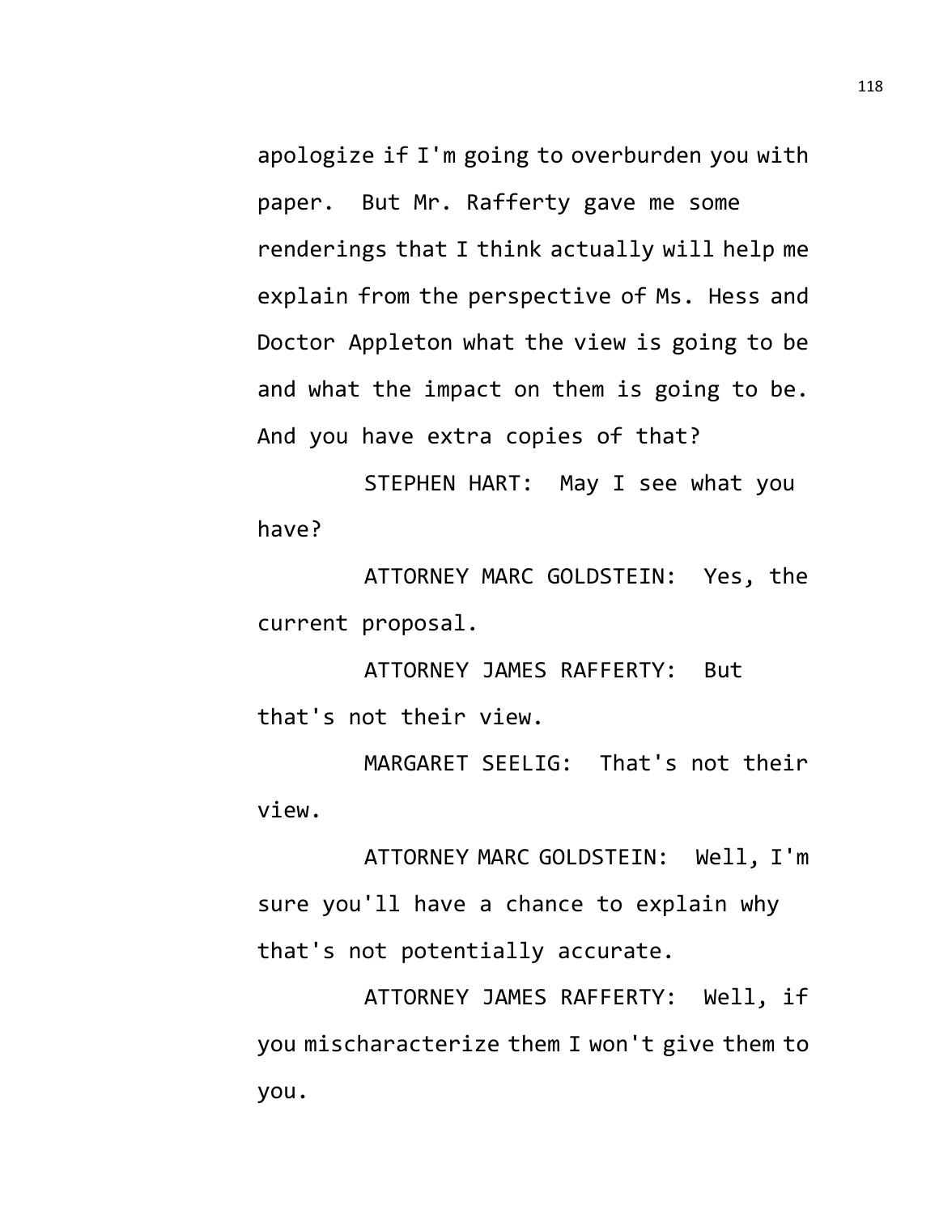apologize if I'm going to overburden you with paper. But Mr. Rafferty gave me some renderings that I think actually will help me explain from the perspective of Ms. Hess and Doctor Appleton what the view is going to be and what the impact on them is going to be. And you have extra copies of that?

STEPHEN HART: May I see what you have?

ATTORNEY MARC GOLDSTEIN: Yes, the current proposal.

ATTORNEY JAMES RAFFERTY: But that's not their view.

MARGARET SEELIG: That's not their view.

ATTORNEY MARC GOLDSTEIN: Well, I'm sure you'll have a chance to explain why that's not potentially accurate.

ATTORNEY JAMES RAFFERTY: Well, if you mischaracterize them I won't give them to you.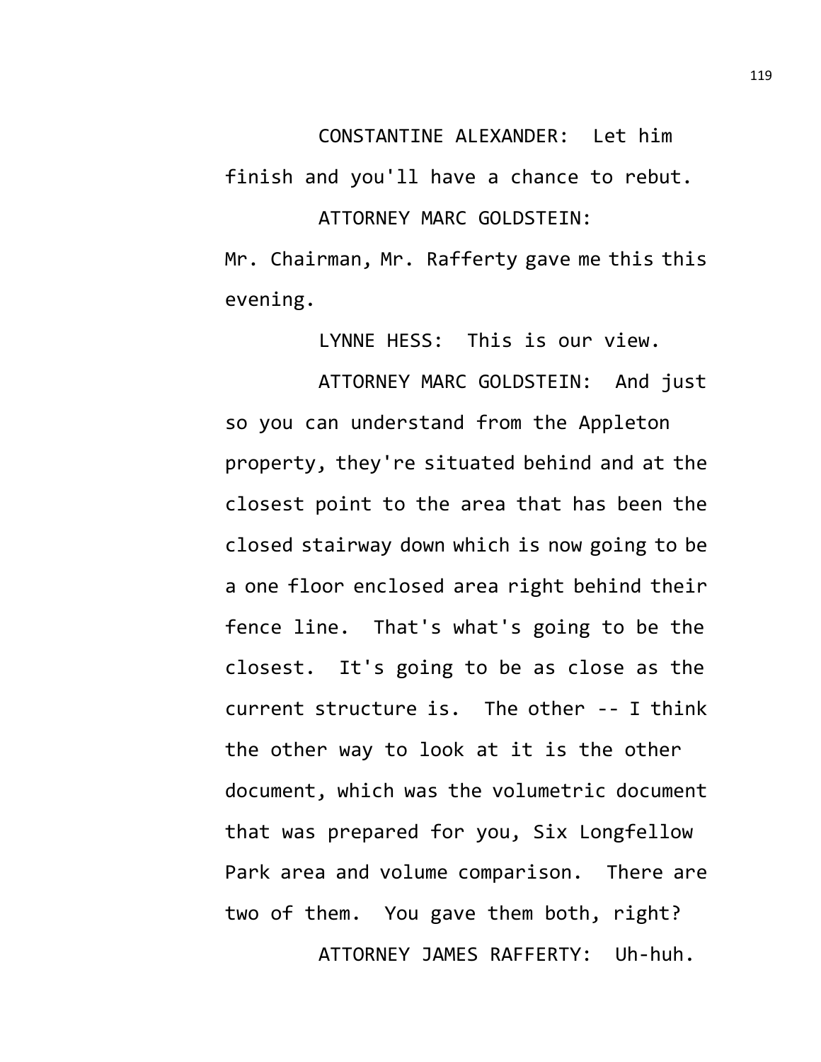CONSTANTINE ALEXANDER: Let him finish and you'll have a chance to rebut.

ATTORNEY MARC GOLDSTEIN: Mr. Chairman, Mr. Rafferty gave me this this evening.

LYNNE HESS: This is our view.

ATTORNEY MARC GOLDSTEIN: And just so you can understand from the Appleton property, they're situated behind and at the closest point to the area that has been the closed stairway down which is now going to be a one floor enclosed area right behind their fence line. That's what's going to be the closest. It's going to be as close as the current structure is. The other -- I think the other way to look at it is the other document, which was the volumetric document that was prepared for you, Six Longfellow Park area and volume comparison. There are two of them. You gave them both, right?

ATTORNEY JAMES RAFFERTY: Uh-huh.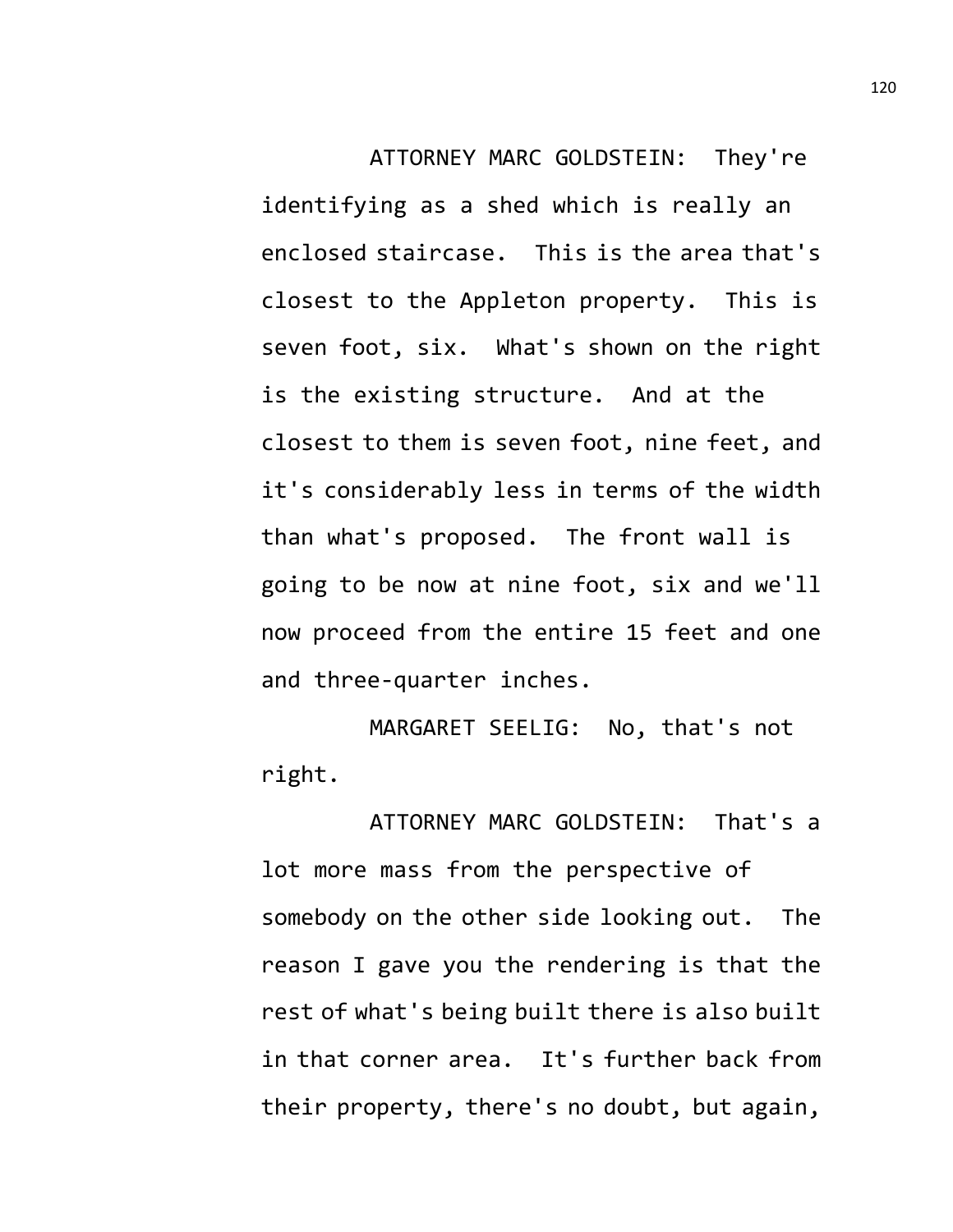ATTORNEY MARC GOLDSTEIN: They're identifying as a shed which is really an enclosed staircase. This is the area that's closest to the Appleton property. This is seven foot, six. What's shown on the right is the existing structure. And at the closest to them is seven foot, nine feet, and it's considerably less in terms of the width than what's proposed. The front wall is going to be now at nine foot, six and we'll now proceed from the entire 15 feet and one and three-quarter inches.

MARGARET SEELIG: No, that's not right.

ATTORNEY MARC GOLDSTEIN: That's a lot more mass from the perspective of somebody on the other side looking out. The reason I gave you the rendering is that the rest of what's being built there is also built in that corner area. It's further back from their property, there's no doubt, but again,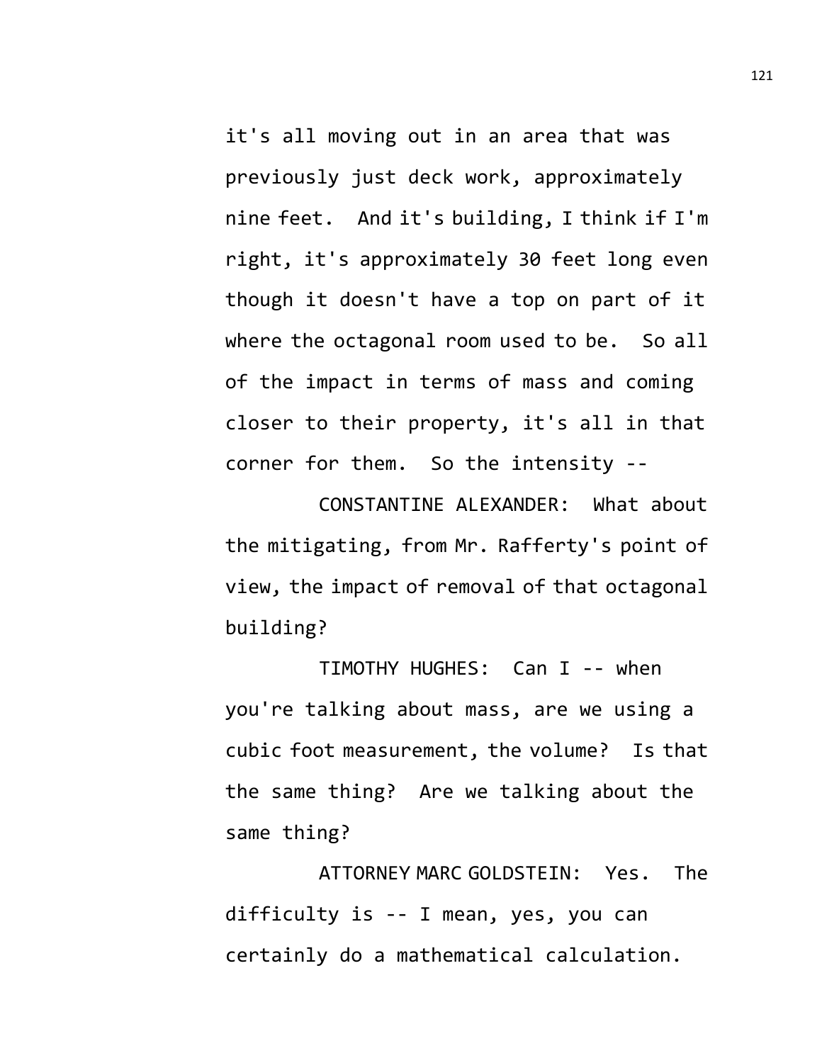it's all moving out in an area that was previously just deck work, approximately nine feet. And it's building, I think if I'm right, it's approximately 30 feet long even though it doesn't have a top on part of it where the octagonal room used to be. So all of the impact in terms of mass and coming closer to their property, it's all in that corner for them. So the intensity --

CONSTANTINE ALEXANDER: What about the mitigating, from Mr. Rafferty's point of view, the impact of removal of that octagonal building?

TIMOTHY HUGHES: Can I -- when you're talking about mass, are we using a cubic foot measurement, the volume? Is that the same thing? Are we talking about the same thing?

ATTORNEY MARC GOLDSTEIN: Yes. The difficulty is -- I mean, yes, you can certainly do a mathematical calculation.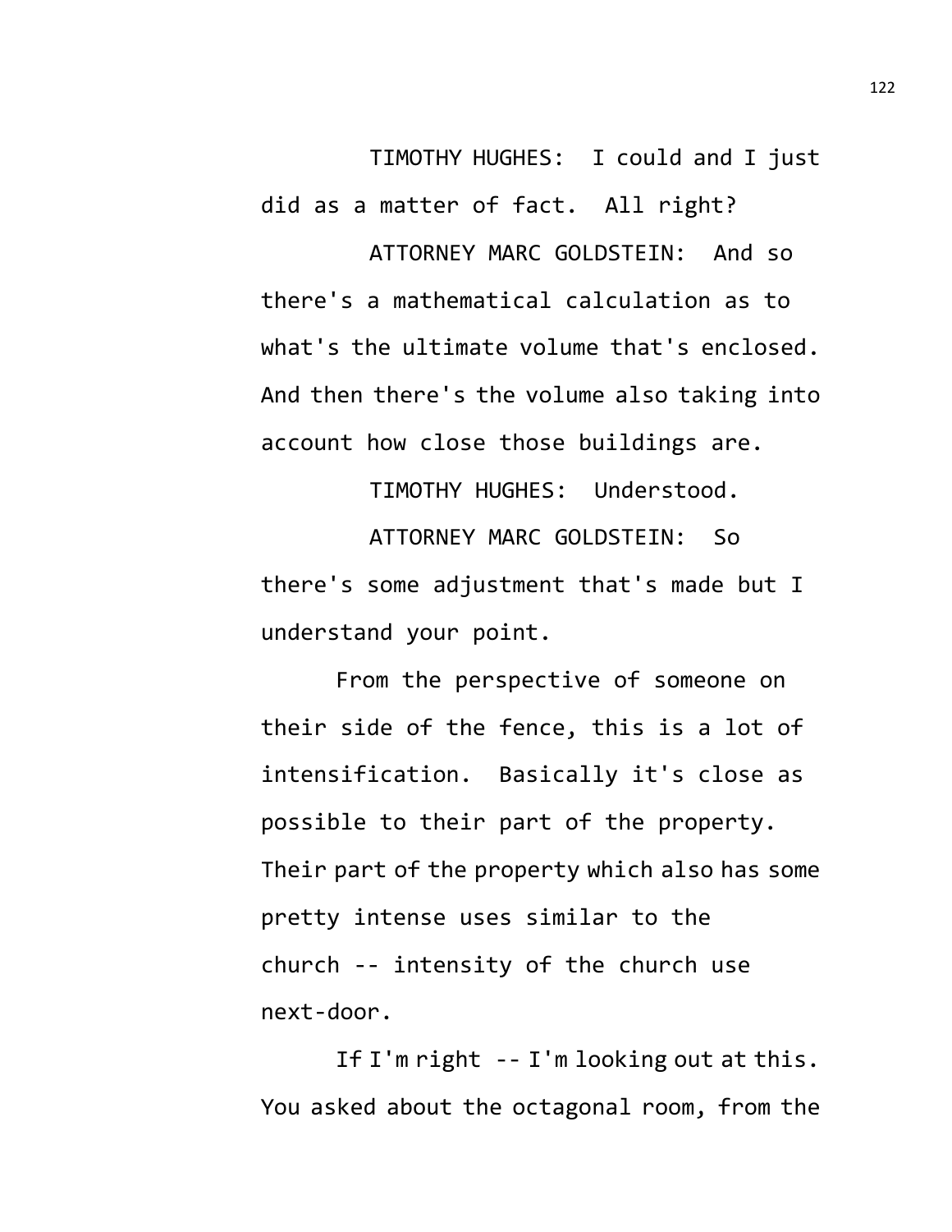TIMOTHY HUGHES: I could and I just did as a matter of fact. All right?

ATTORNEY MARC GOLDSTEIN: And so there's a mathematical calculation as to what's the ultimate volume that's enclosed. And then there's the volume also taking into account how close those buildings are.

TIMOTHY HUGHES: Understood.

ATTORNEY MARC GOLDSTEIN: So there's some adjustment that's made but I understand your point.

From the perspective of someone on their side of the fence, this is a lot of intensification. Basically it's close as possible to their part of the property. Their part of the property which also has some pretty intense uses similar to the church -- intensity of the church use next-door.

If I'm right -- I'm looking out at this. You asked about the octagonal room, from the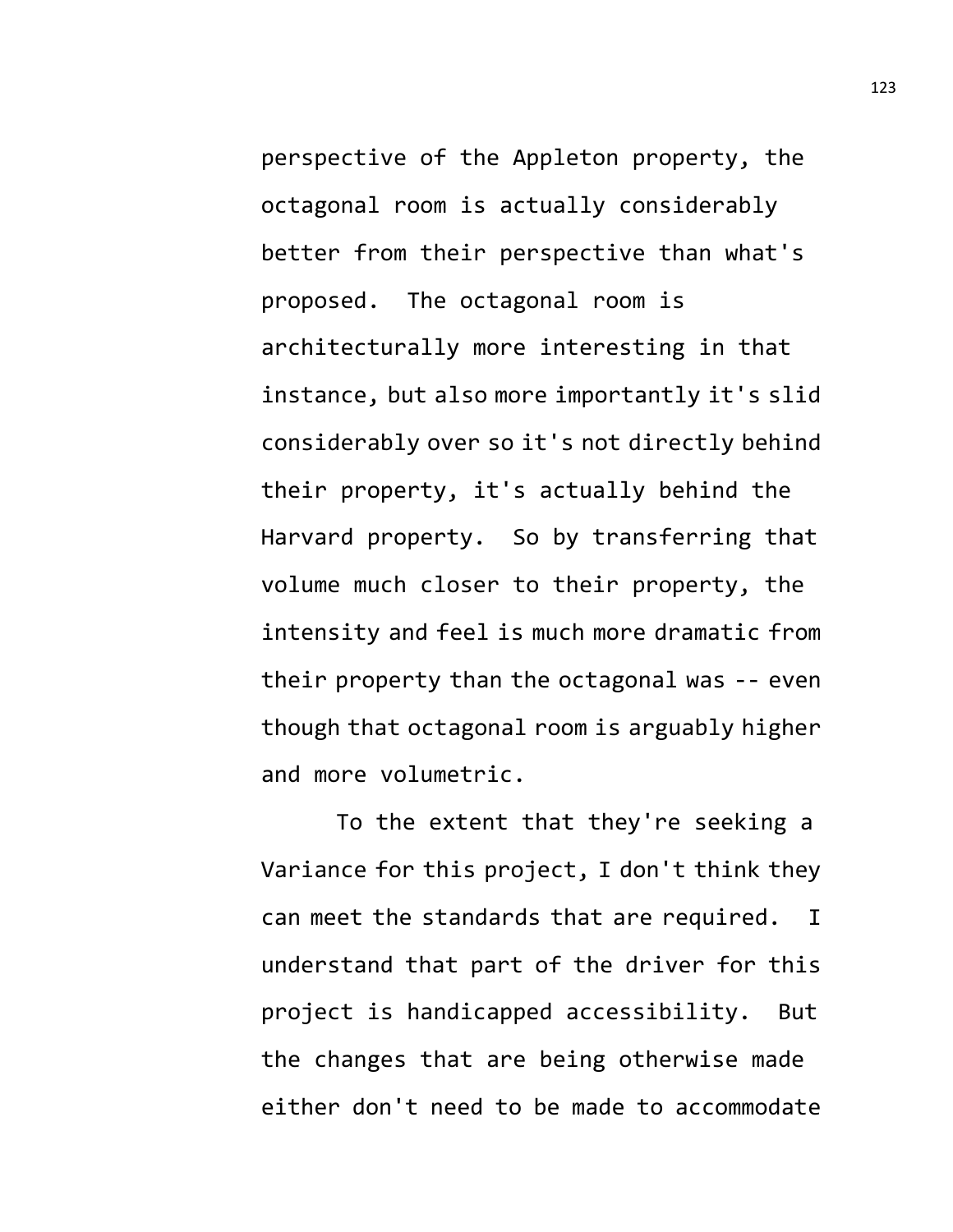perspective of the Appleton property, the octagonal room is actually considerably better from their perspective than what's proposed. The octagonal room is architecturally more interesting in that instance, but also more importantly it's slid considerably over so it's not directly behind their property, it's actually behind the Harvard property. So by transferring that volume much closer to their property, the intensity and feel is much more dramatic from their property than the octagonal was -- even though that octagonal room is arguably higher and more volumetric.

To the extent that they're seeking a Variance for this project, I don't think they can meet the standards that are required. I understand that part of the driver for this project is handicapped accessibility. But the changes that are being otherwise made either don't need to be made to accommodate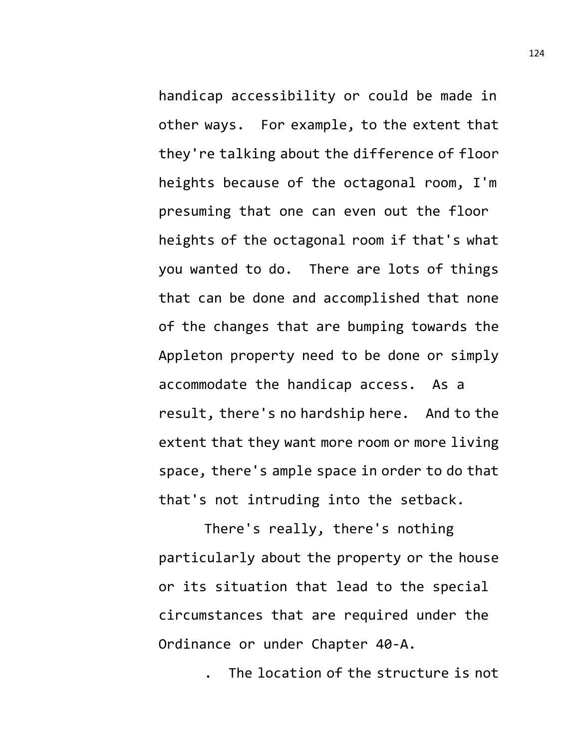handicap accessibility or could be made in other ways. For example, to the extent that they're talking about the difference of floor heights because of the octagonal room, I'm presuming that one can even out the floor heights of the octagonal room if that's what you wanted to do. There are lots of things that can be done and accomplished that none of the changes that are bumping towards the Appleton property need to be done or simply accommodate the handicap access. As a result, there's no hardship here. And to the extent that they want more room or more living space, there's ample space in order to do that that's not intruding into the setback.

There's really, there's nothing particularly about the property or the house or its situation that lead to the special circumstances that are required under the Ordinance or under Chapter 40-A.

. The location of the structure is not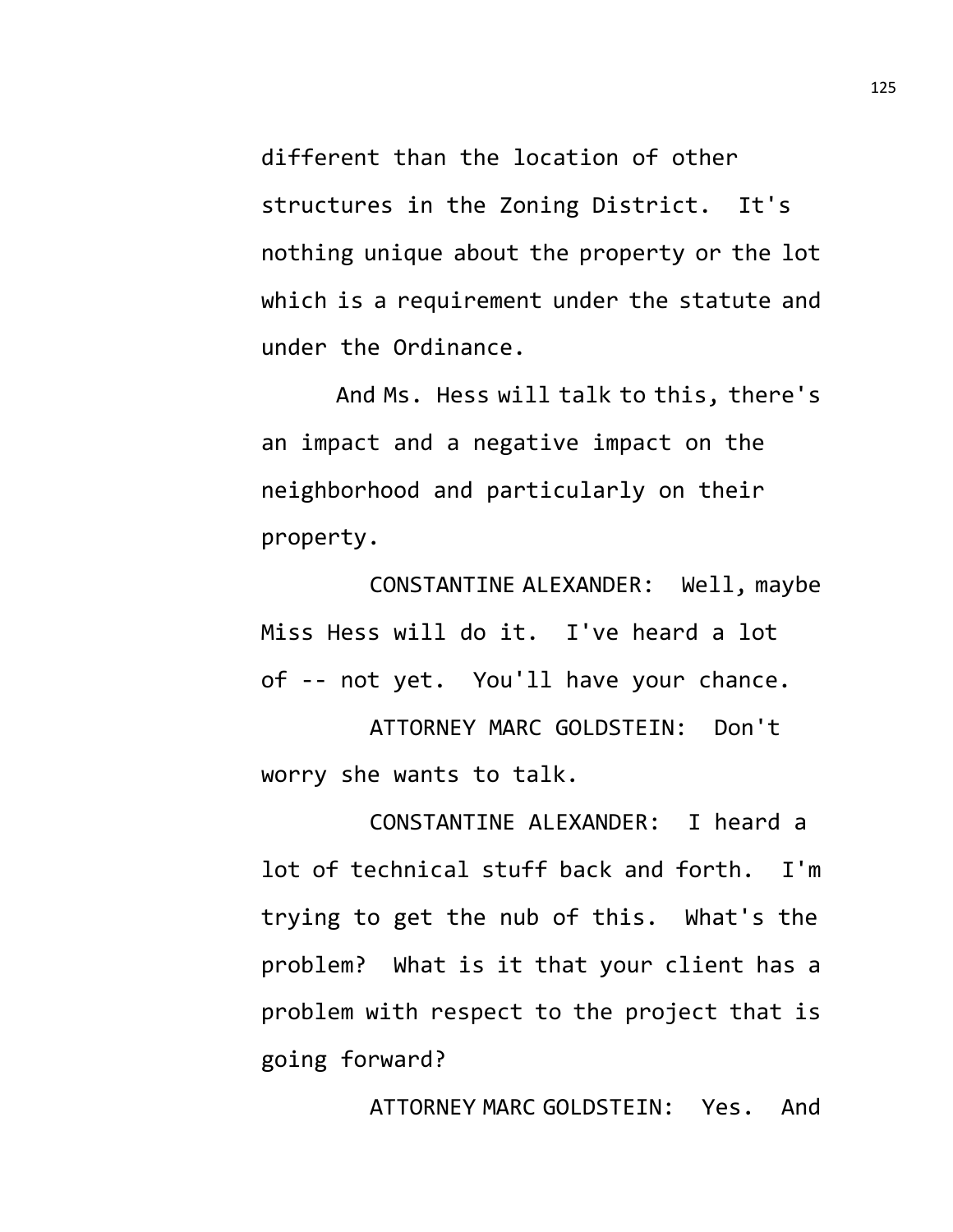different than the location of other structures in the Zoning District. It's nothing unique about the property or the lot which is a requirement under the statute and under the Ordinance.

And Ms. Hess will talk to this, there's an impact and a negative impact on the neighborhood and particularly on their property.

CONSTANTINE ALEXANDER: Well, maybe Miss Hess will do it. I've heard a lot of -- not yet. You'll have your chance.

ATTORNEY MARC GOLDSTEIN: Don't worry she wants to talk.

CONSTANTINE ALEXANDER: I heard a lot of technical stuff back and forth. I'm trying to get the nub of this. What's the problem? What is it that your client has a problem with respect to the project that is going forward?

ATTORNEY MARC GOLDSTEIN: Yes. And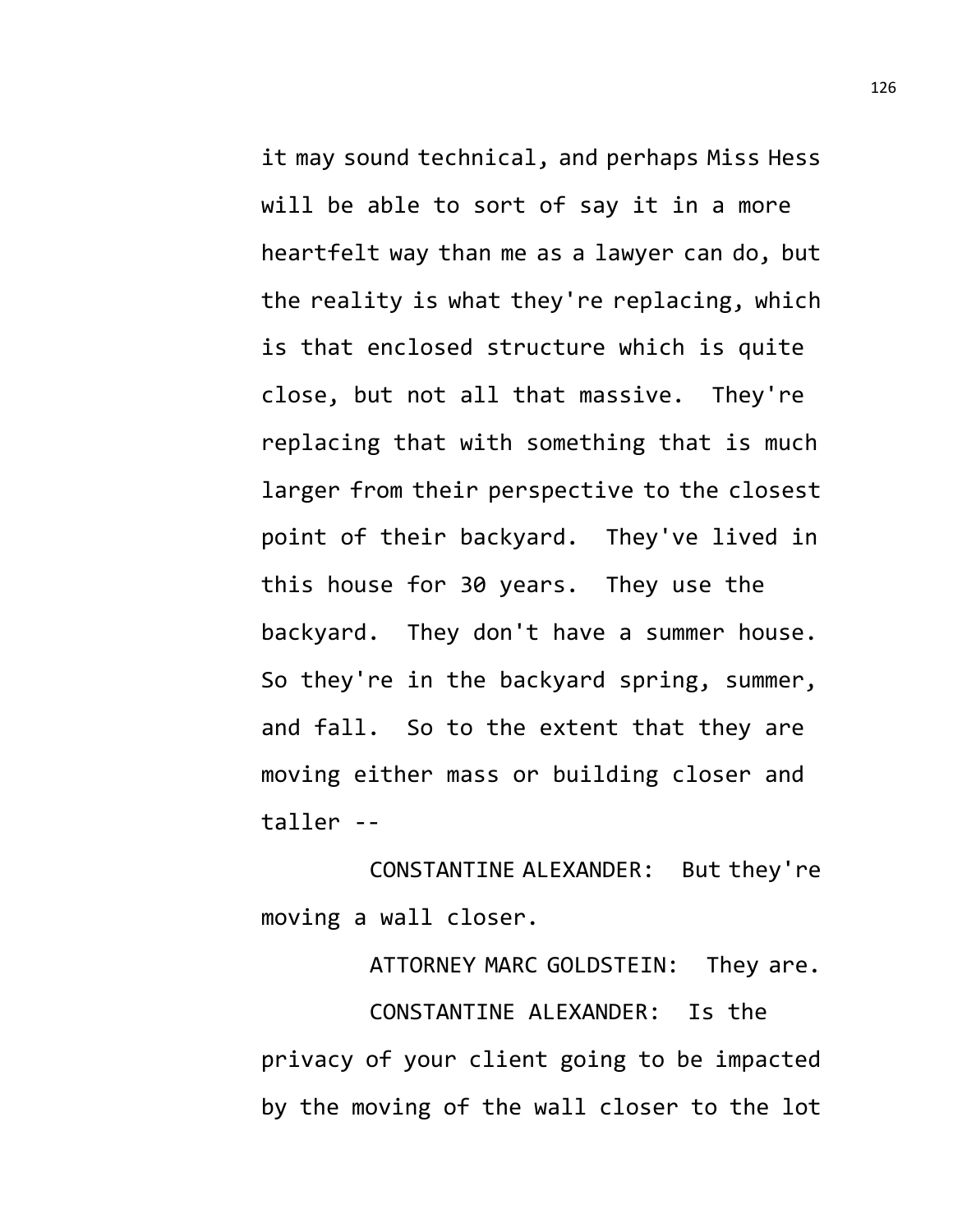it may sound technical, and perhaps Miss Hess will be able to sort of say it in a more heartfelt way than me as a lawyer can do, but the reality is what they're replacing, which is that enclosed structure which is quite close, but not all that massive. They're replacing that with something that is much larger from their perspective to the closest point of their backyard. They've lived in this house for 30 years. They use the backyard. They don't have a summer house. So they're in the backyard spring, summer, and fall. So to the extent that they are moving either mass or building closer and taller --

CONSTANTINE ALEXANDER: But they're moving a wall closer.

ATTORNEY MARC GOLDSTEIN: They are.

CONSTANTINE ALEXANDER: Is the privacy of your client going to be impacted by the moving of the wall closer to the lot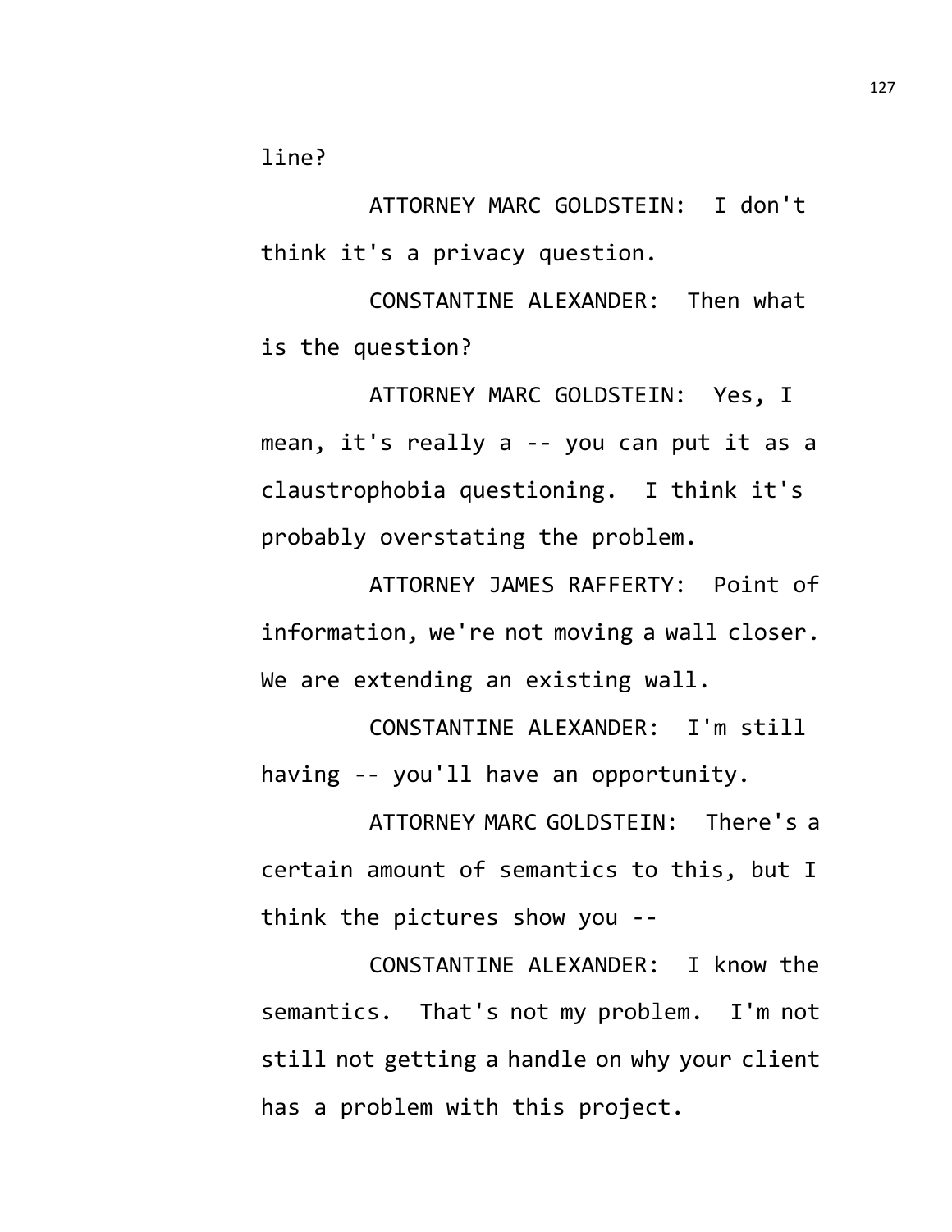line?

ATTORNEY MARC GOLDSTEIN: I don't think it's a privacy question.

CONSTANTINE ALEXANDER: Then what is the question?

ATTORNEY MARC GOLDSTEIN: Yes, I mean, it's really a -- you can put it as a claustrophobia questioning. I think it's probably overstating the problem.

ATTORNEY JAMES RAFFERTY: Point of information, we're not moving a wall closer. We are extending an existing wall.

CONSTANTINE ALEXANDER: I'm still having -- you'll have an opportunity.

ATTORNEY MARC GOLDSTEIN: There's a certain amount of semantics to this, but I think the pictures show you --

CONSTANTINE ALEXANDER: I know the semantics. That's not my problem. I'm not still not getting a handle on why your client has a problem with this project.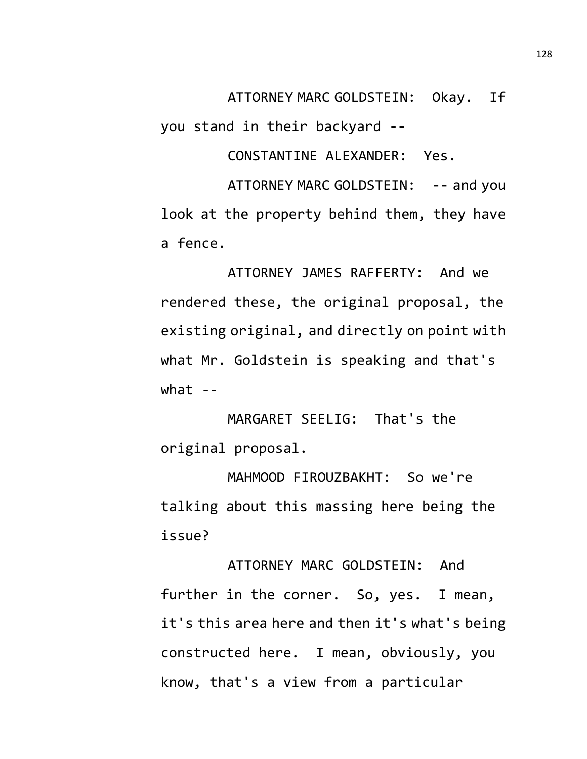ATTORNEY MARC GOLDSTEIN: Okay. If you stand in their backyard --

CONSTANTINE ALEXANDER: Yes.

ATTORNEY MARC GOLDSTEIN: -- and you look at the property behind them, they have a fence.

ATTORNEY JAMES RAFFERTY: And we rendered these, the original proposal, the existing original, and directly on point with what Mr. Goldstein is speaking and that's what --

MARGARET SEELIG: That's the original proposal.

MAHMOOD FIROUZBAKHT: So we're talking about this massing here being the issue?

ATTORNEY MARC GOLDSTEIN: And further in the corner. So, yes. I mean, it's this area here and then it's what's being constructed here. I mean, obviously, you know, that's a view from a particular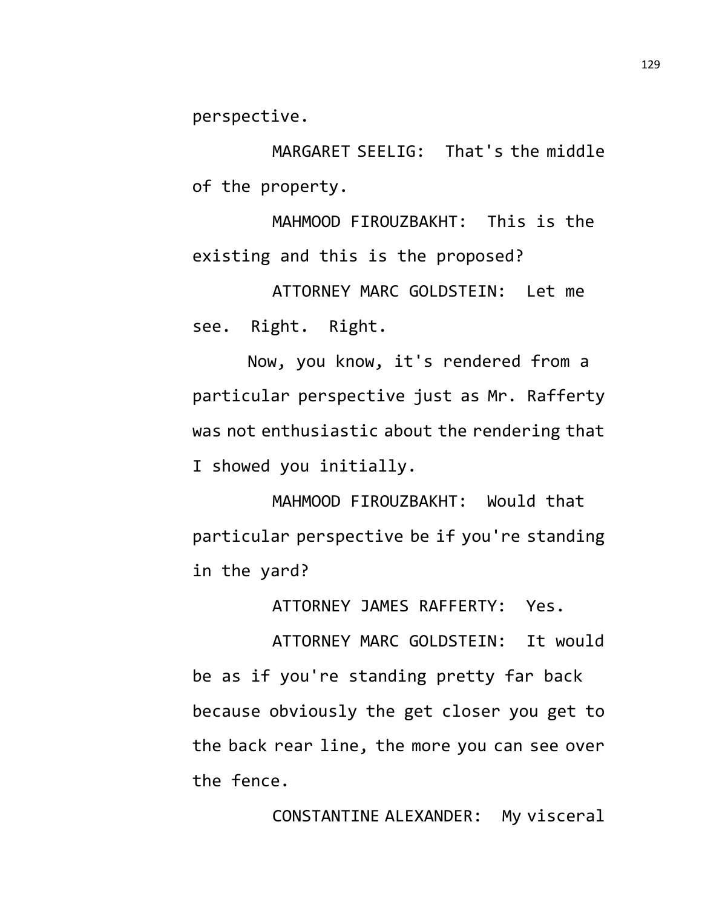perspective.

MARGARET SEELIG: That's the middle of the property.

MAHMOOD FIROUZBAKHT: This is the existing and this is the proposed?

ATTORNEY MARC GOLDSTEIN: Let me see. Right. Right.

Now, you know, it's rendered from a particular perspective just as Mr. Rafferty was not enthusiastic about the rendering that I showed you initially.

MAHMOOD FIROUZBAKHT: Would that particular perspective be if you're standing in the yard?

ATTORNEY JAMES RAFFERTY: Yes.

ATTORNEY MARC GOLDSTEIN: It would be as if you're standing pretty far back because obviously the get closer you get to the back rear line, the more you can see over the fence.

CONSTANTINE ALEXANDER: My visceral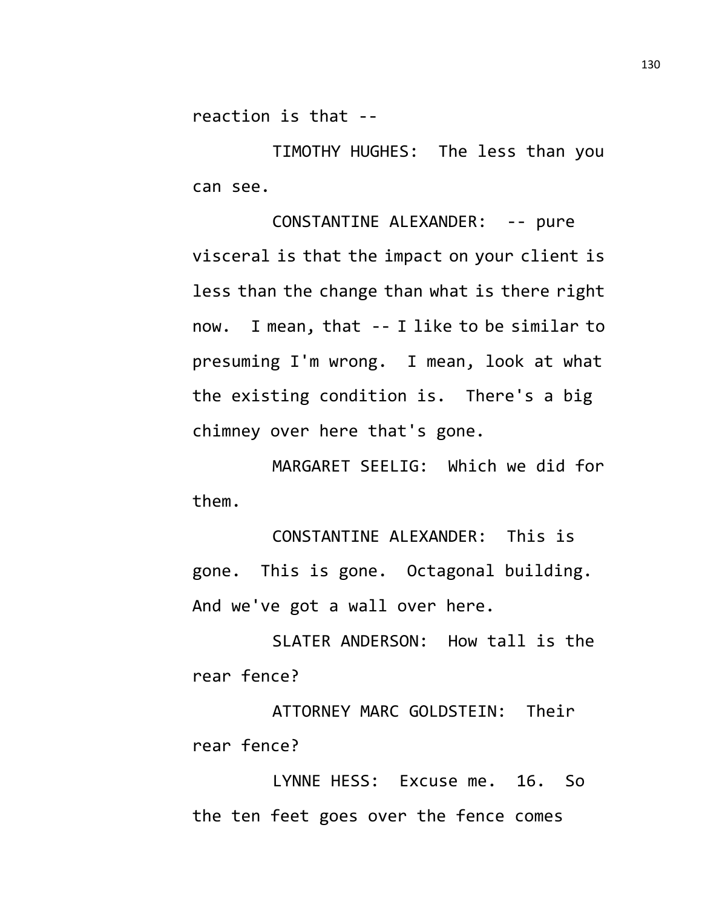reaction is that --

TIMOTHY HUGHES: The less than you can see.

CONSTANTINE ALEXANDER: -- pure visceral is that the impact on your client is less than the change than what is there right now. I mean, that -- I like to be similar to presuming I'm wrong. I mean, look at what the existing condition is. There's a big chimney over here that's gone.

MARGARET SEELIG: Which we did for them.

CONSTANTINE ALEXANDER: This is gone. This is gone. Octagonal building. And we've got a wall over here.

SLATER ANDERSON: How tall is the rear fence?

ATTORNEY MARC GOLDSTEIN: Their rear fence?

LYNNE HESS: Excuse me. 16. So the ten feet goes over the fence comes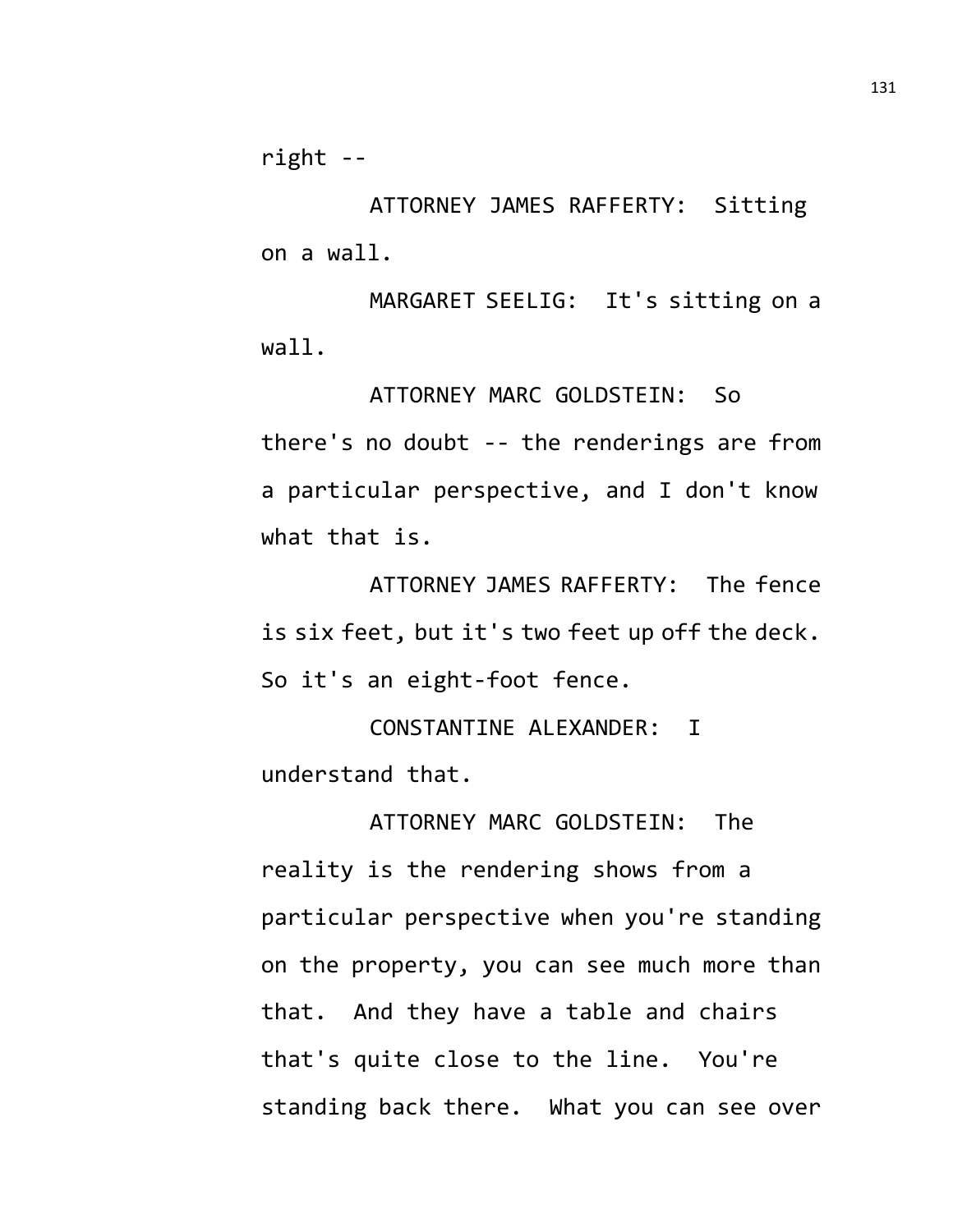right --

ATTORNEY JAMES RAFFERTY: Sitting on a wall.

MARGARET SEELIG: It's sitting on a wall.

ATTORNEY MARC GOLDSTEIN: So there's no doubt -- the renderings are from a particular perspective, and I don't know what that is.

ATTORNEY JAMES RAFFERTY: The fence is six feet, but it's two feet up off the deck. So it's an eight-foot fence.

CONSTANTINE ALEXANDER: I understand that.

ATTORNEY MARC GOLDSTEIN: The reality is the rendering shows from a particular perspective when you're standing on the property, you can see much more than that. And they have a table and chairs that's quite close to the line. You're standing back there. What you can see over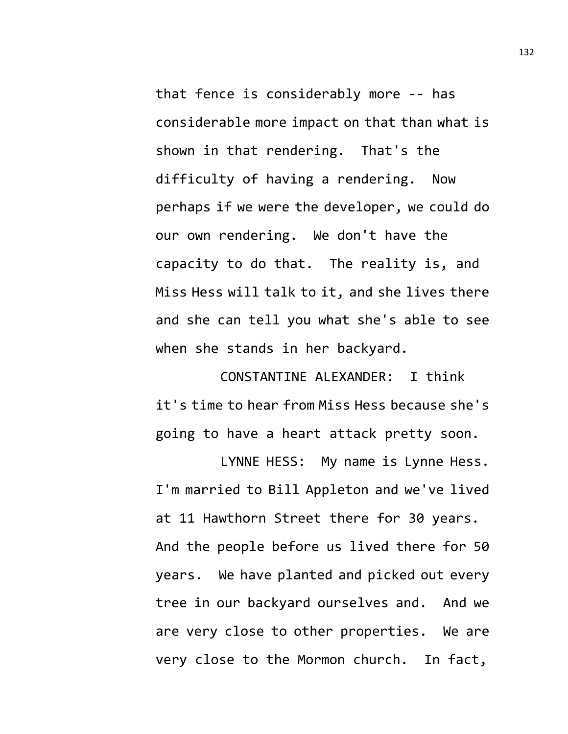that fence is considerably more -- has considerable more impact on that than what is shown in that rendering. That's the difficulty of having a rendering. Now perhaps if we were the developer, we could do our own rendering. We don't have the capacity to do that. The reality is, and Miss Hess will talk to it, and she lives there and she can tell you what she's able to see when she stands in her backyard.

CONSTANTINE ALEXANDER: I think it's time to hear from Miss Hess because she's going to have a heart attack pretty soon.

LYNNE HESS: My name is Lynne Hess. I'm married to Bill Appleton and we've lived at 11 Hawthorn Street there for 30 years. And the people before us lived there for 50 years. We have planted and picked out every tree in our backyard ourselves and. And we are very close to other properties. We are very close to the Mormon church. In fact,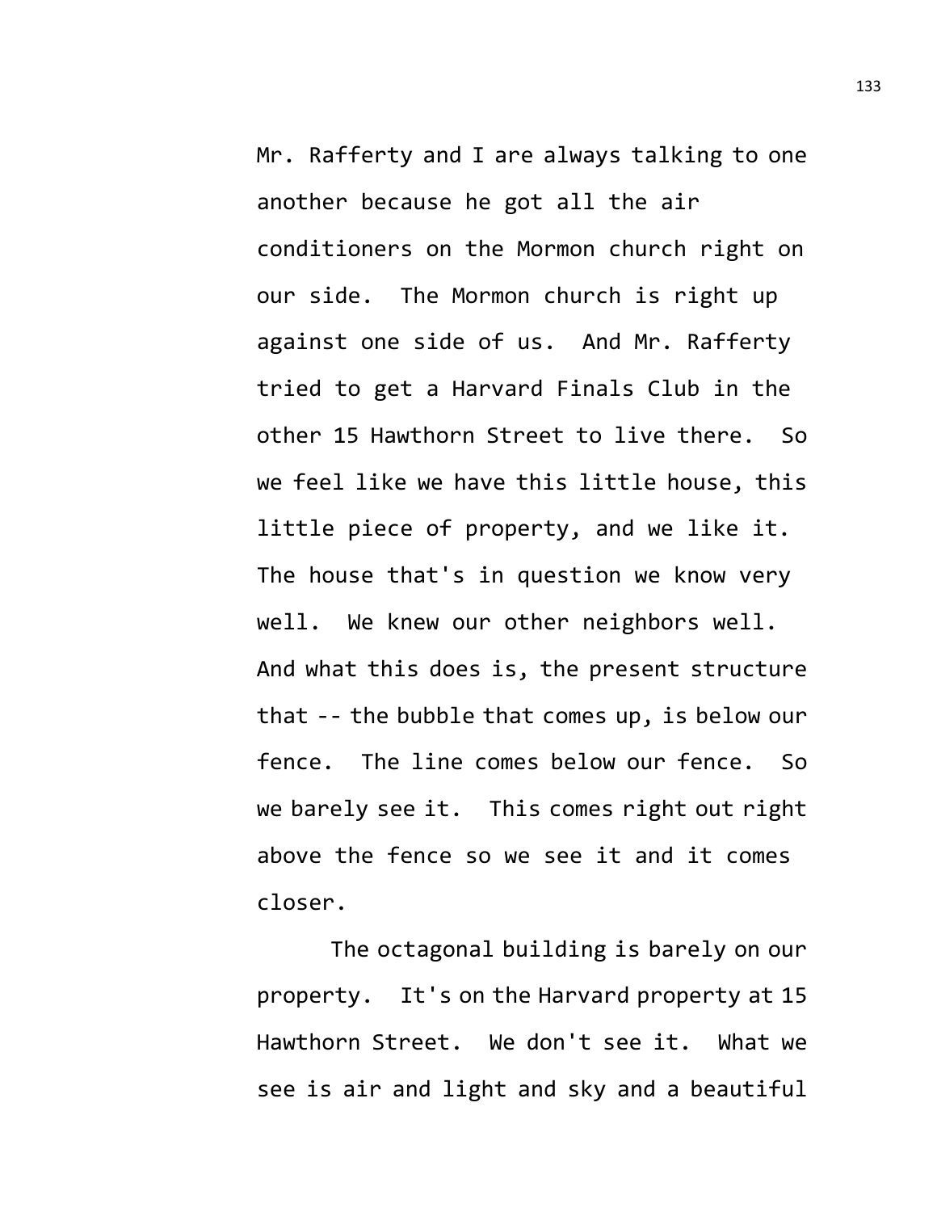Mr. Rafferty and I are always talking to one another because he got all the air conditioners on the Mormon church right on our side. The Mormon church is right up against one side of us. And Mr. Rafferty tried to get a Harvard Finals Club in the other 15 Hawthorn Street to live there. So we feel like we have this little house, this little piece of property, and we like it. The house that's in question we know very well. We knew our other neighbors well. And what this does is, the present structure that -- the bubble that comes up, is below our fence. The line comes below our fence. So we barely see it. This comes right out right above the fence so we see it and it comes closer.

The octagonal building is barely on our property. It's on the Harvard property at 15 Hawthorn Street. We don't see it. What we see is air and light and sky and a beautiful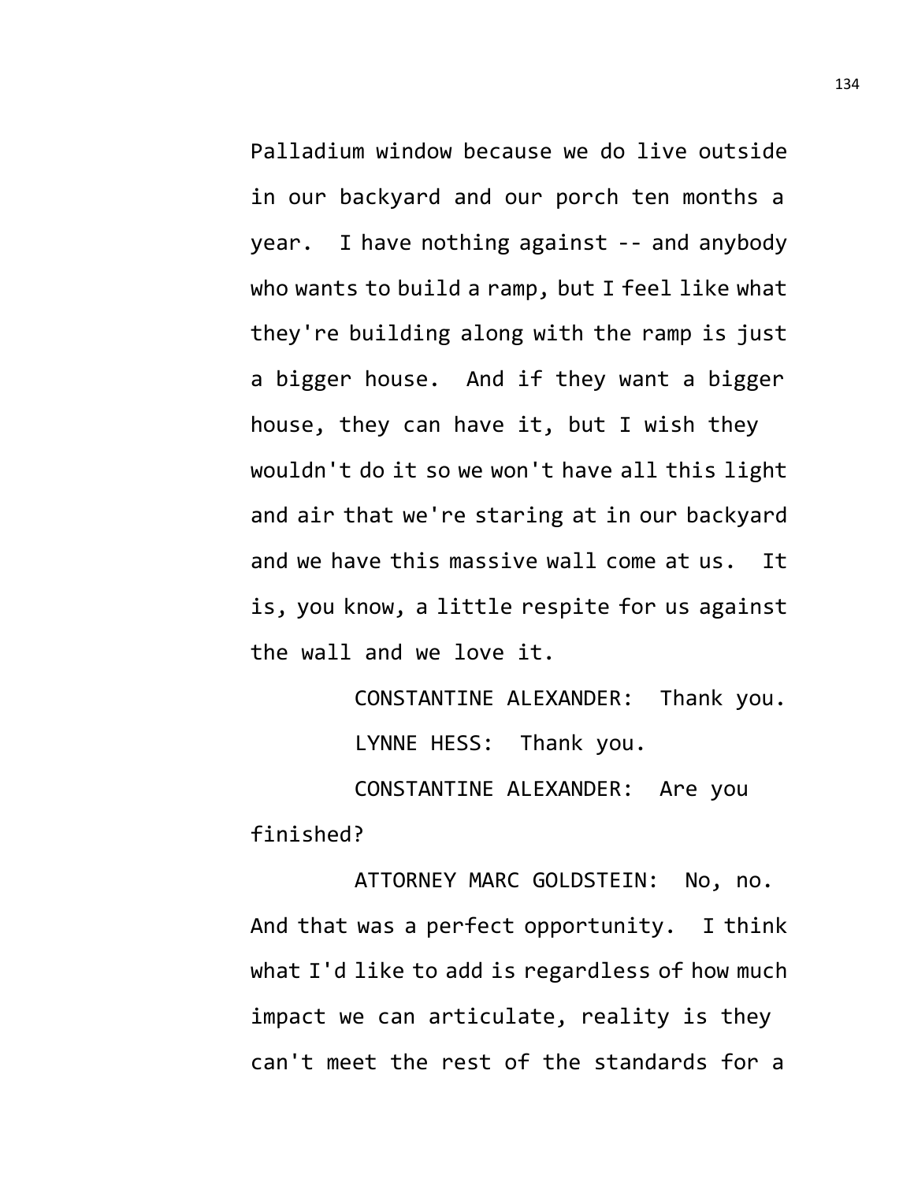Palladium window because we do live outside in our backyard and our porch ten months a year. I have nothing against -- and anybody who wants to build a ramp, but I feel like what they're building along with the ramp is just a bigger house. And if they want a bigger house, they can have it, but I wish they wouldn't do it so we won't have all this light and air that we're staring at in our backyard and we have this massive wall come at us. It is, you know, a little respite for us against the wall and we love it.

CONSTANTINE ALEXANDER: Thank you.

LYNNE HESS: Thank you.

CONSTANTINE ALEXANDER: Are you finished?

ATTORNEY MARC GOLDSTEIN: No, no. And that was a perfect opportunity. I think what I'd like to add is regardless of how much impact we can articulate, reality is they can't meet the rest of the standards for a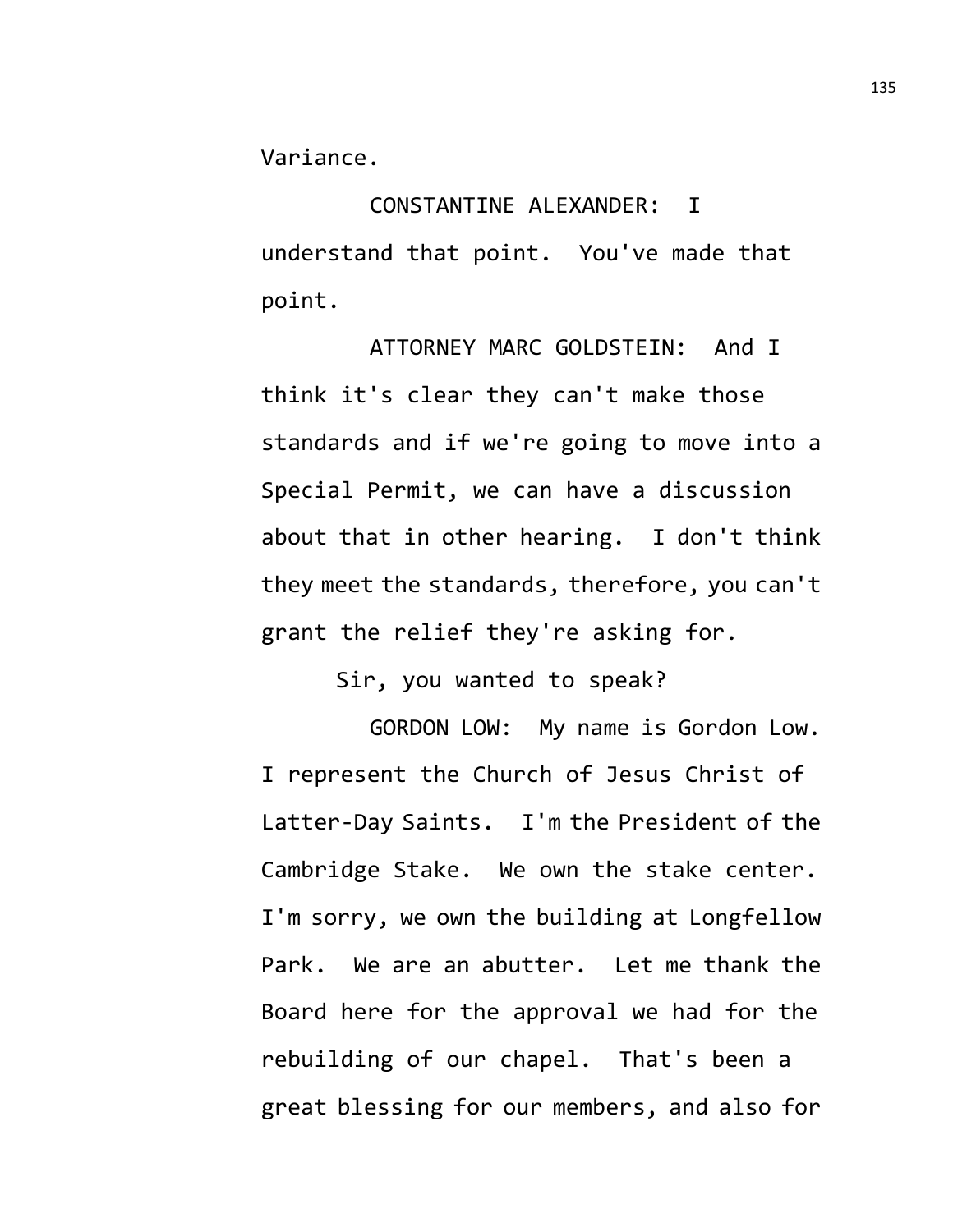Variance.

CONSTANTINE ALEXANDER: I understand that point. You've made that point.

ATTORNEY MARC GOLDSTEIN: And I think it's clear they can't make those standards and if we're going to move into a Special Permit, we can have a discussion about that in other hearing. I don't think they meet the standards, therefore, you can't grant the relief they're asking for.

Sir, you wanted to speak?

GORDON LOW: My name is Gordon Low. I represent the Church of Jesus Christ of Latter-Day Saints. I'm the President of the Cambridge Stake. We own the stake center. I'm sorry, we own the building at Longfellow Park. We are an abutter. Let me thank the Board here for the approval we had for the rebuilding of our chapel. That's been a great blessing for our members, and also for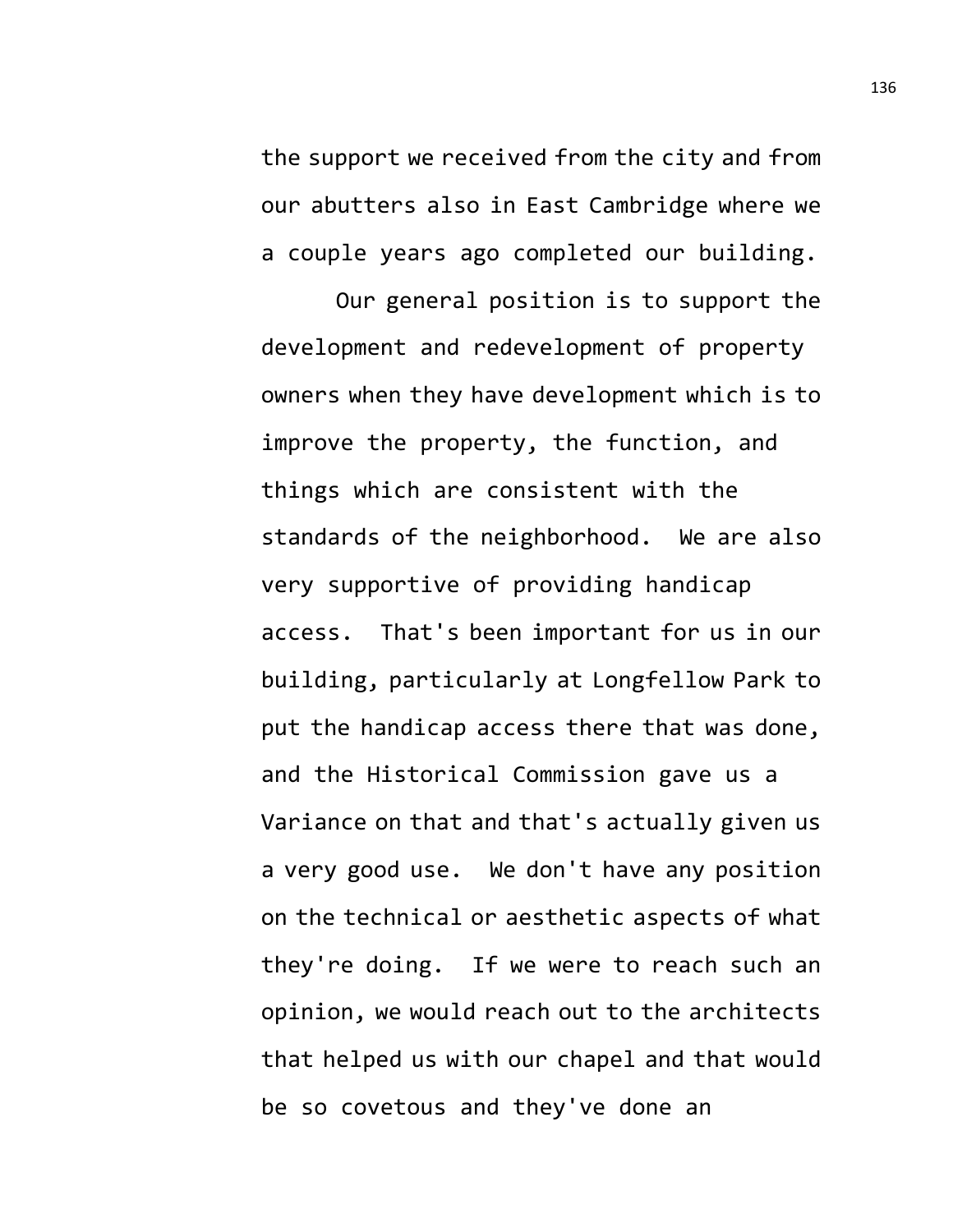the support we received from the city and from our abutters also in East Cambridge where we a couple years ago completed our building.

Our general position is to support the development and redevelopment of property owners when they have development which is to improve the property, the function, and things which are consistent with the standards of the neighborhood. We are also very supportive of providing handicap access. That's been important for us in our building, particularly at Longfellow Park to put the handicap access there that was done, and the Historical Commission gave us a Variance on that and that's actually given us a very good use. We don't have any position on the technical or aesthetic aspects of what they're doing. If we were to reach such an opinion, we would reach out to the architects that helped us with our chapel and that would be so covetous and they've done an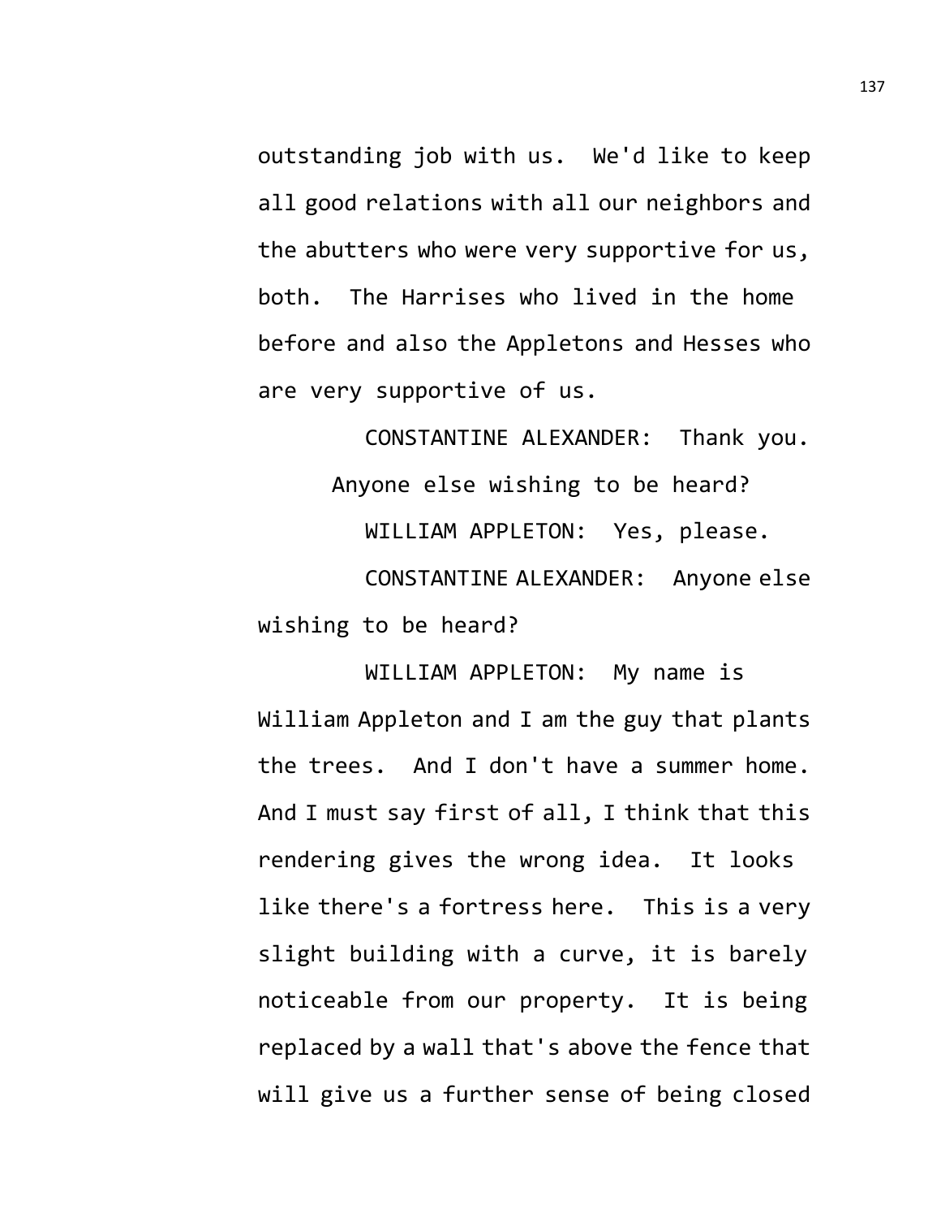outstanding job with us. We'd like to keep all good relations with all our neighbors and the abutters who were very supportive for us, both. The Harrises who lived in the home before and also the Appletons and Hesses who are very supportive of us.

CONSTANTINE ALEXANDER: Thank you. Anyone else wishing to be heard?

WILLIAM APPLETON: Yes, please.

CONSTANTINE ALEXANDER: Anyone else wishing to be heard?

WILLIAM APPLETON: My name is William Appleton and I am the guy that plants the trees. And I don't have a summer home. And I must say first of all, I think that this rendering gives the wrong idea. It looks like there's a fortress here. This is a very slight building with a curve, it is barely noticeable from our property. It is being replaced by a wall that's above the fence that will give us a further sense of being closed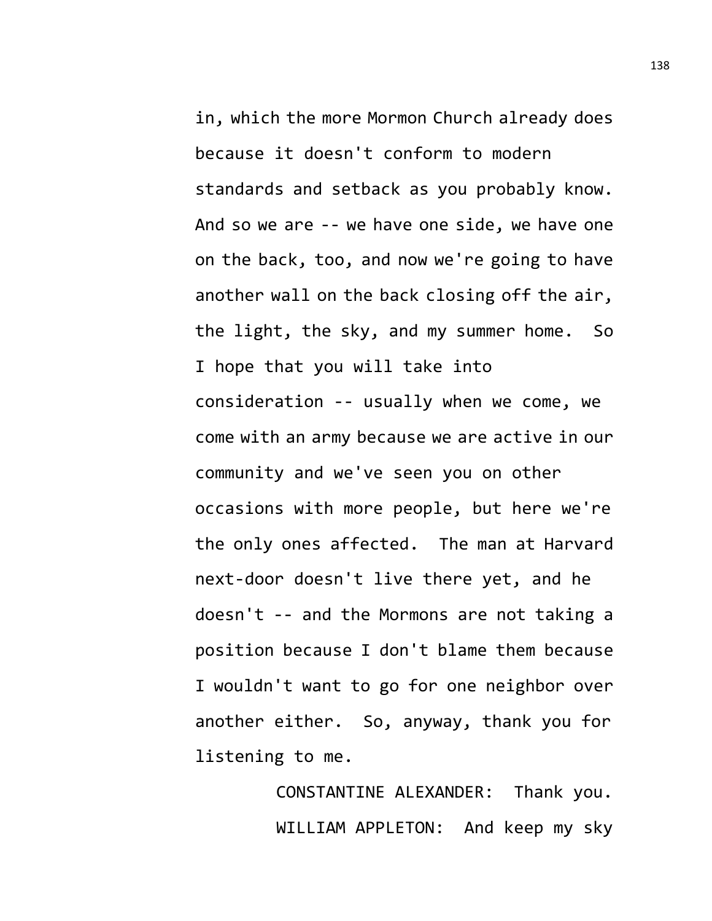in, which the more Mormon Church already does because it doesn't conform to modern standards and setback as you probably know. And so we are -- we have one side, we have one on the back, too, and now we're going to have another wall on the back closing off the air, the light, the sky, and my summer home. So I hope that you will take into consideration -- usually when we come, we come with an army because we are active in our community and we've seen you on other occasions with more people, but here we're the only ones affected. The man at Harvard next-door doesn't live there yet, and he doesn't -- and the Mormons are not taking a position because I don't blame them because I wouldn't want to go for one neighbor over another either. So, anyway, thank you for listening to me.

CONSTANTINE ALEXANDER: Thank you.

WILLIAM APPLETON: And keep my sky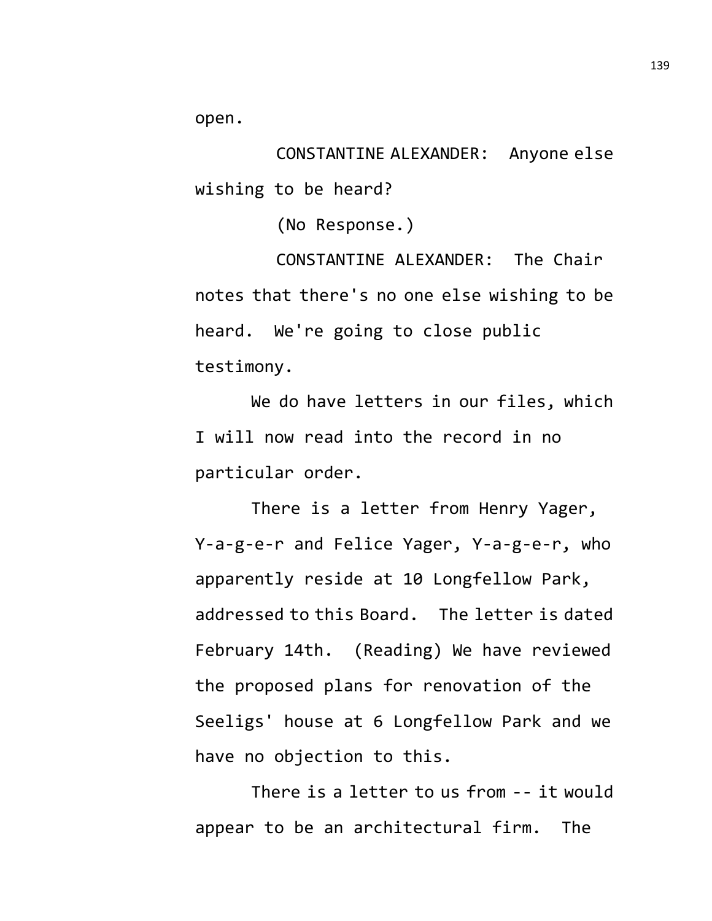open.

CONSTANTINE ALEXANDER: Anyone else wishing to be heard?

(No Response.)

CONSTANTINE ALEXANDER: The Chair notes that there's no one else wishing to be heard. We're going to close public testimony.

We do have letters in our files, which I will now read into the record in no particular order.

There is a letter from Henry Yager, Y-a-g-e-r and Felice Yager, Y-a-g-e-r, who apparently reside at 10 Longfellow Park, addressed to this Board. The letter is dated February 14th. (Reading) We have reviewed the proposed plans for renovation of the Seeligs' house at 6 Longfellow Park and we have no objection to this.

There is a letter to us from -- it would appear to be an architectural firm. The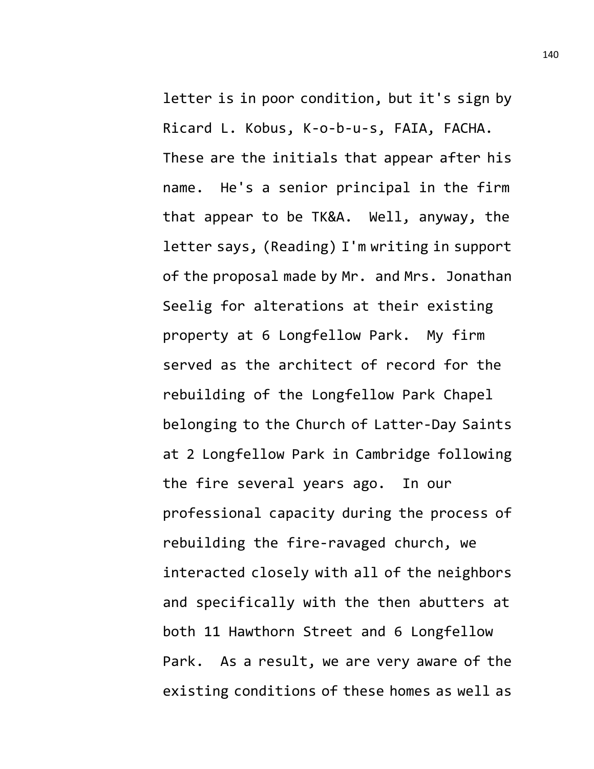letter is in poor condition, but it's sign by Ricard L. Kobus, K-o-b-u-s, FAIA, FACHA. These are the initials that appear after his name. He's a senior principal in the firm that appear to be TK&A. Well, anyway, the letter says, (Reading) I'm writing in support of the proposal made by Mr. and Mrs. Jonathan Seelig for alterations at their existing property at 6 Longfellow Park. My firm served as the architect of record for the rebuilding of the Longfellow Park Chapel belonging to the Church of Latter-Day Saints at 2 Longfellow Park in Cambridge following the fire several years ago. In our professional capacity during the process of rebuilding the fire-ravaged church, we interacted closely with all of the neighbors and specifically with the then abutters at both 11 Hawthorn Street and 6 Longfellow Park. As a result, we are very aware of the existing conditions of these homes as well as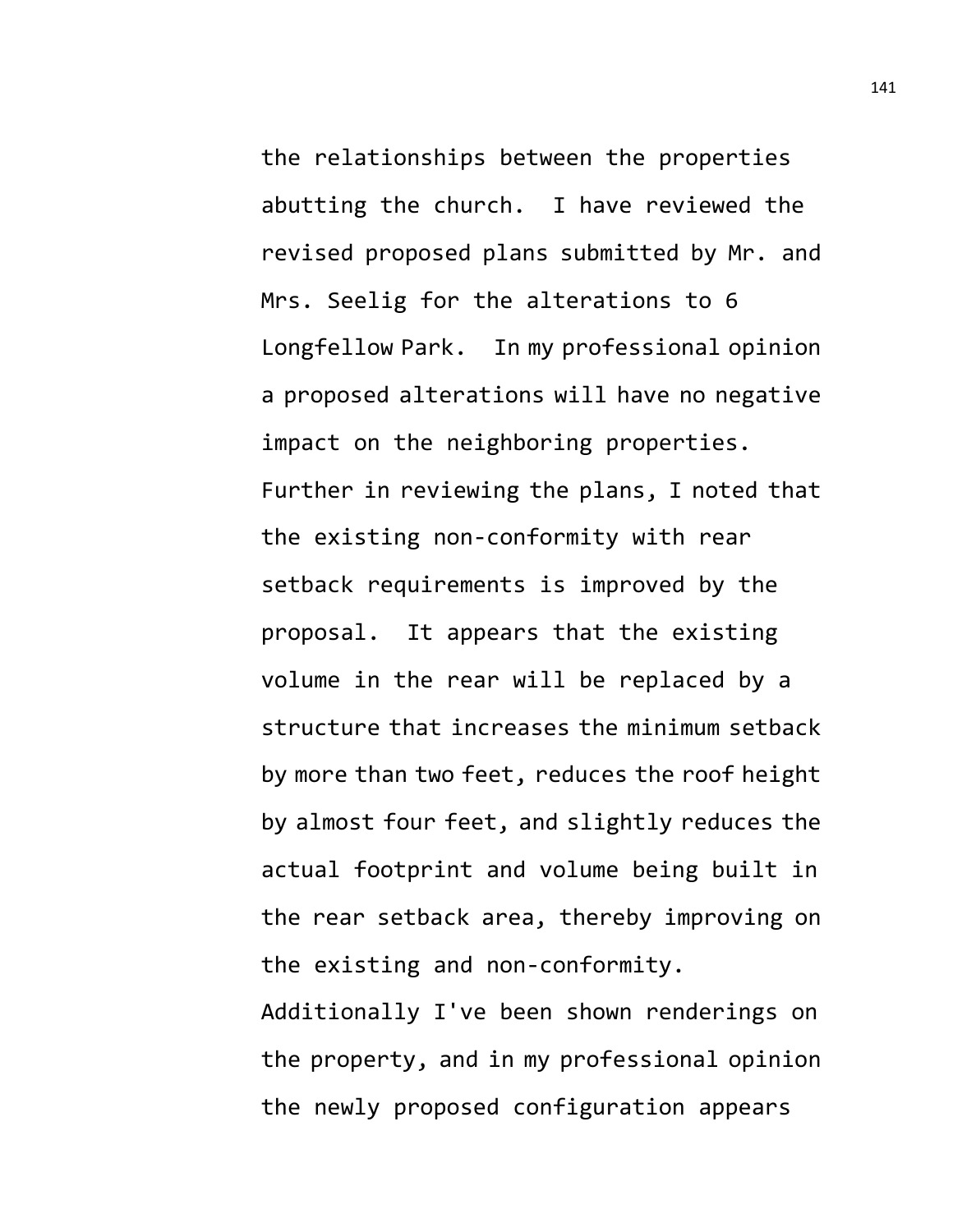the relationships between the properties abutting the church. I have reviewed the revised proposed plans submitted by Mr. and Mrs. Seelig for the alterations to 6 Longfellow Park. In my professional opinion a proposed alterations will have no negative impact on the neighboring properties. Further in reviewing the plans, I noted that the existing non-conformity with rear setback requirements is improved by the proposal. It appears that the existing volume in the rear will be replaced by a structure that increases the minimum setback by more than two feet, reduces the roof height by almost four feet, and slightly reduces the actual footprint and volume being built in the rear setback area, thereby improving on the existing and non-conformity. Additionally I've been shown renderings on the property, and in my professional opinion the newly proposed configuration appears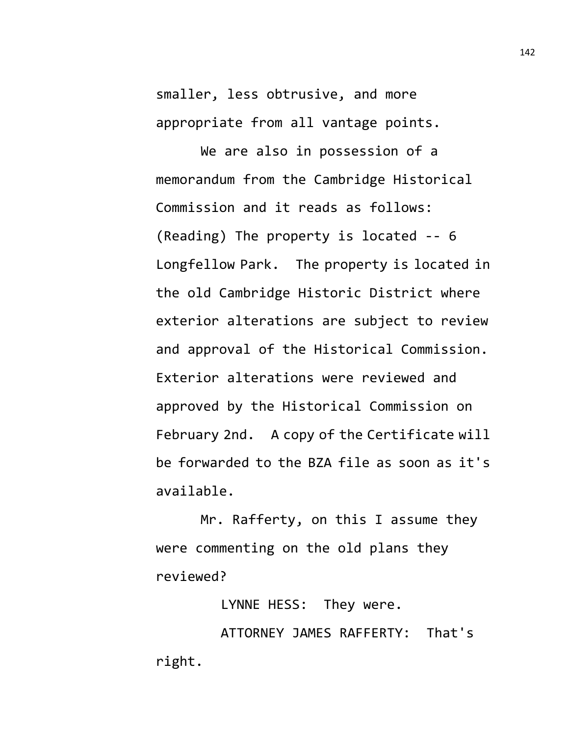smaller, less obtrusive, and more appropriate from all vantage points.

We are also in possession of a memorandum from the Cambridge Historical Commission and it reads as follows: (Reading) The property is located -- 6 Longfellow Park. The property is located in the old Cambridge Historic District where exterior alterations are subject to review and approval of the Historical Commission. Exterior alterations were reviewed and approved by the Historical Commission on February 2nd. A copy of the Certificate will be forwarded to the BZA file as soon as it's available.

Mr. Rafferty, on this I assume they were commenting on the old plans they reviewed?

LYNNE HESS: They were.

ATTORNEY JAMES RAFFERTY: That's right.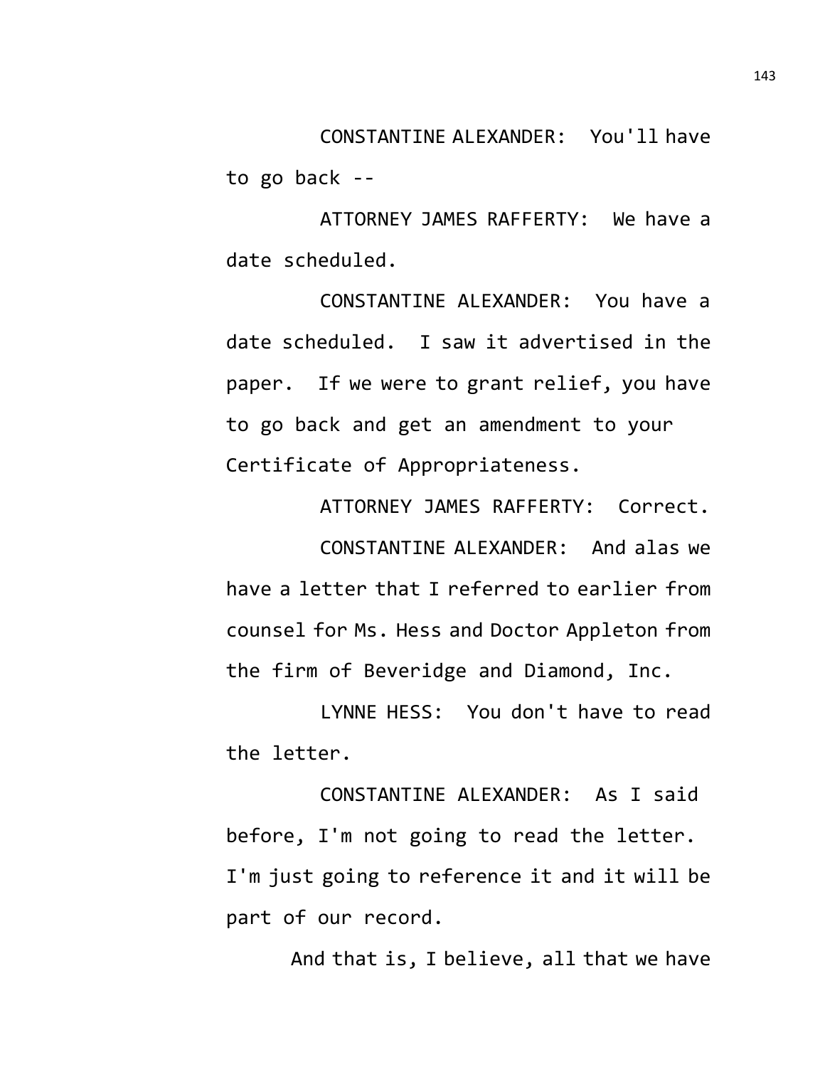CONSTANTINE ALEXANDER: You'll have to go back --

ATTORNEY JAMES RAFFERTY: We have a date scheduled.

CONSTANTINE ALEXANDER: You have a date scheduled. I saw it advertised in the paper. If we were to grant relief, you have to go back and get an amendment to your Certificate of Appropriateness.

ATTORNEY JAMES RAFFERTY: Correct.

CONSTANTINE ALEXANDER: And alas we have a letter that I referred to earlier from counsel for Ms. Hess and Doctor Appleton from the firm of Beveridge and Diamond, Inc.

LYNNE HESS: You don't have to read the letter.

CONSTANTINE ALEXANDER: As I said before, I'm not going to read the letter. I'm just going to reference it and it will be part of our record.

And that is, I believe, all that we have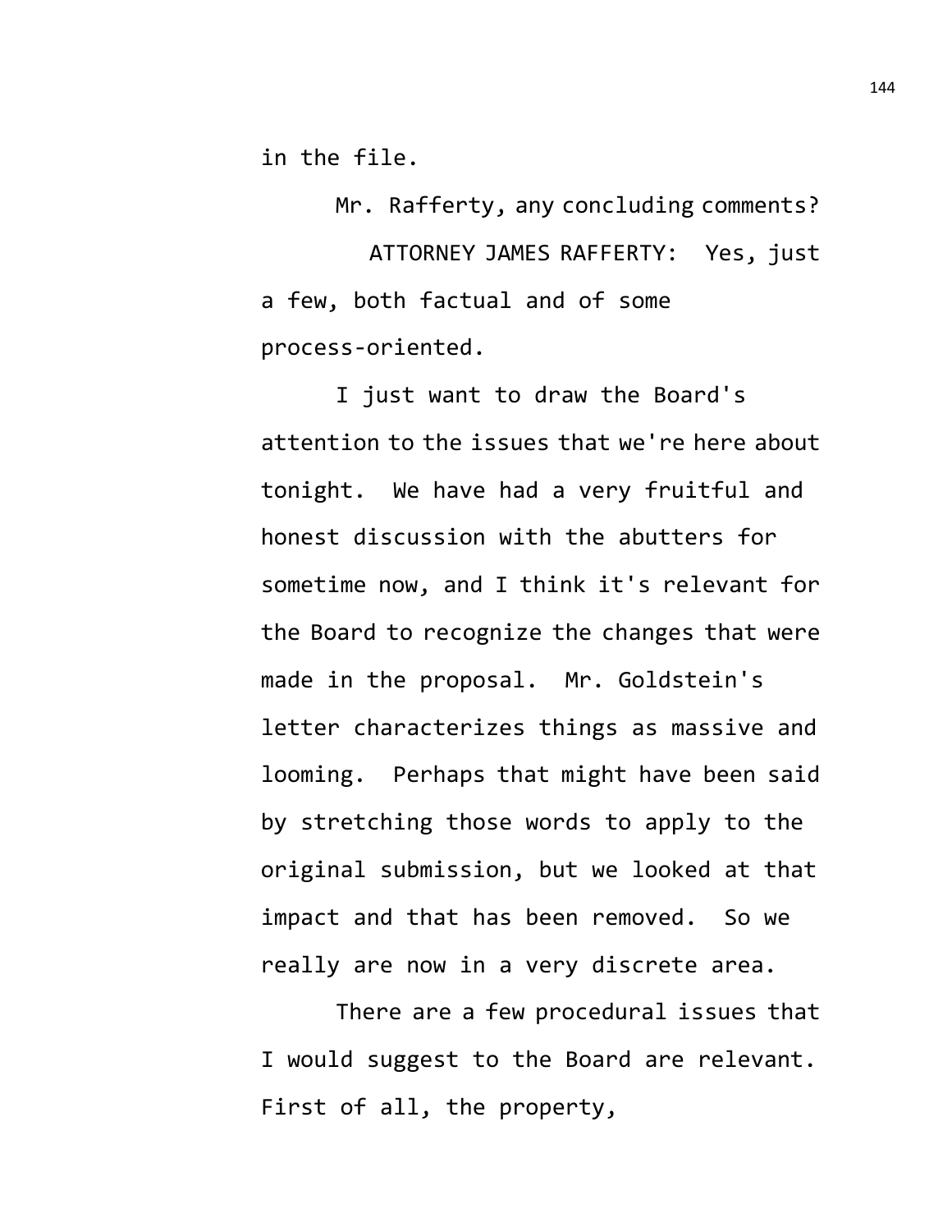in the file.

Mr. Rafferty, any concluding comments?

ATTORNEY JAMES RAFFERTY: Yes, just a few, both factual and of some process-oriented.

I just want to draw the Board's attention to the issues that we're here about tonight. We have had a very fruitful and honest discussion with the abutters for sometime now, and I think it's relevant for the Board to recognize the changes that were made in the proposal. Mr. Goldstein's letter characterizes things as massive and looming. Perhaps that might have been said by stretching those words to apply to the original submission, but we looked at that impact and that has been removed. So we really are now in a very discrete area.

There are a few procedural issues that I would suggest to the Board are relevant. First of all, the property,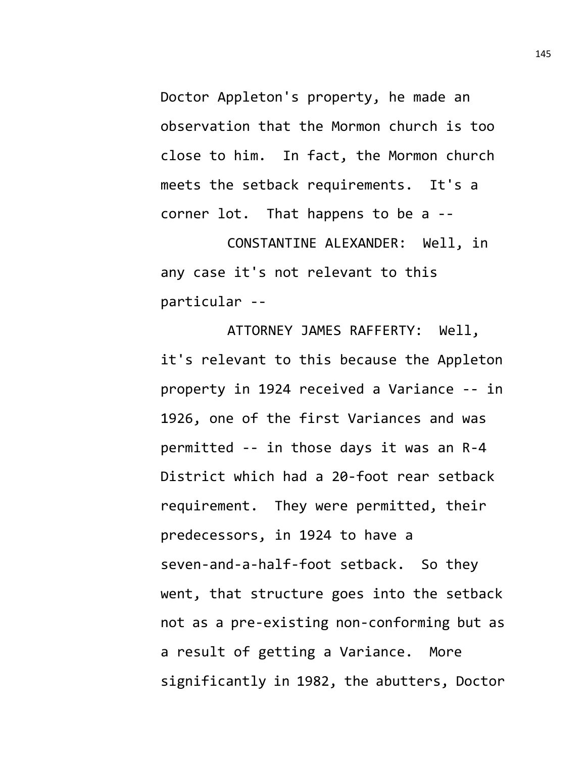Doctor Appleton's property, he made an observation that the Mormon church is too close to him. In fact, the Mormon church meets the setback requirements. It's a corner lot. That happens to be a --

CONSTANTINE ALEXANDER: Well, in any case it's not relevant to this particular --

ATTORNEY JAMES RAFFERTY: Well, it's relevant to this because the Appleton property in 1924 received a Variance -- in 1926, one of the first Variances and was permitted -- in those days it was an R-4 District which had a 20-foot rear setback requirement. They were permitted, their predecessors, in 1924 to have a seven-and-a-half-foot setback. So they went, that structure goes into the setback not as a pre-existing non-conforming but as a result of getting a Variance. More significantly in 1982, the abutters, Doctor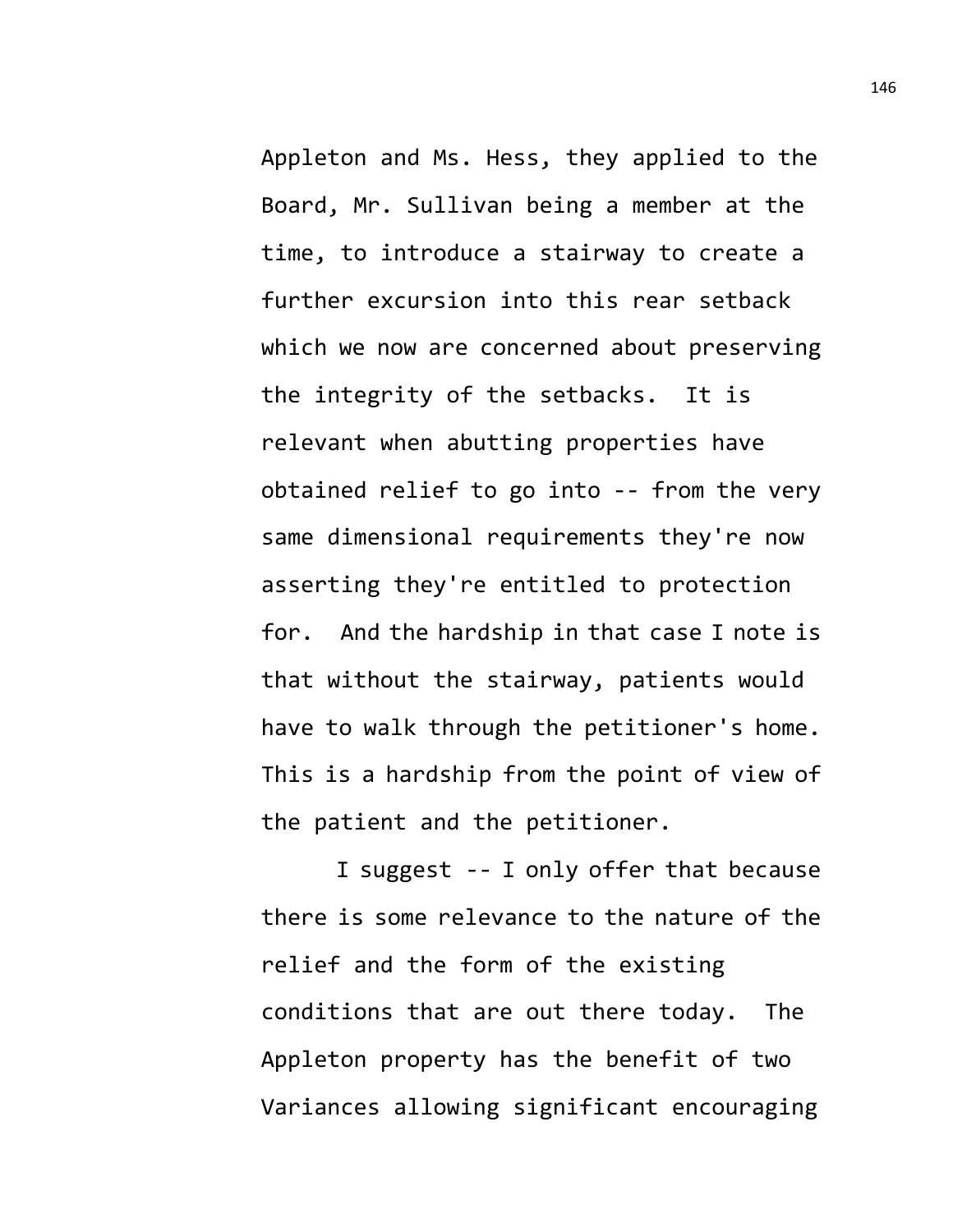Appleton and Ms. Hess, they applied to the Board, Mr. Sullivan being a member at the time, to introduce a stairway to create a further excursion into this rear setback which we now are concerned about preserving the integrity of the setbacks. It is relevant when abutting properties have obtained relief to go into -- from the very same dimensional requirements they're now asserting they're entitled to protection for. And the hardship in that case I note is that without the stairway, patients would have to walk through the petitioner's home. This is a hardship from the point of view of the patient and the petitioner.

I suggest -- I only offer that because there is some relevance to the nature of the relief and the form of the existing conditions that are out there today. The Appleton property has the benefit of two Variances allowing significant encouraging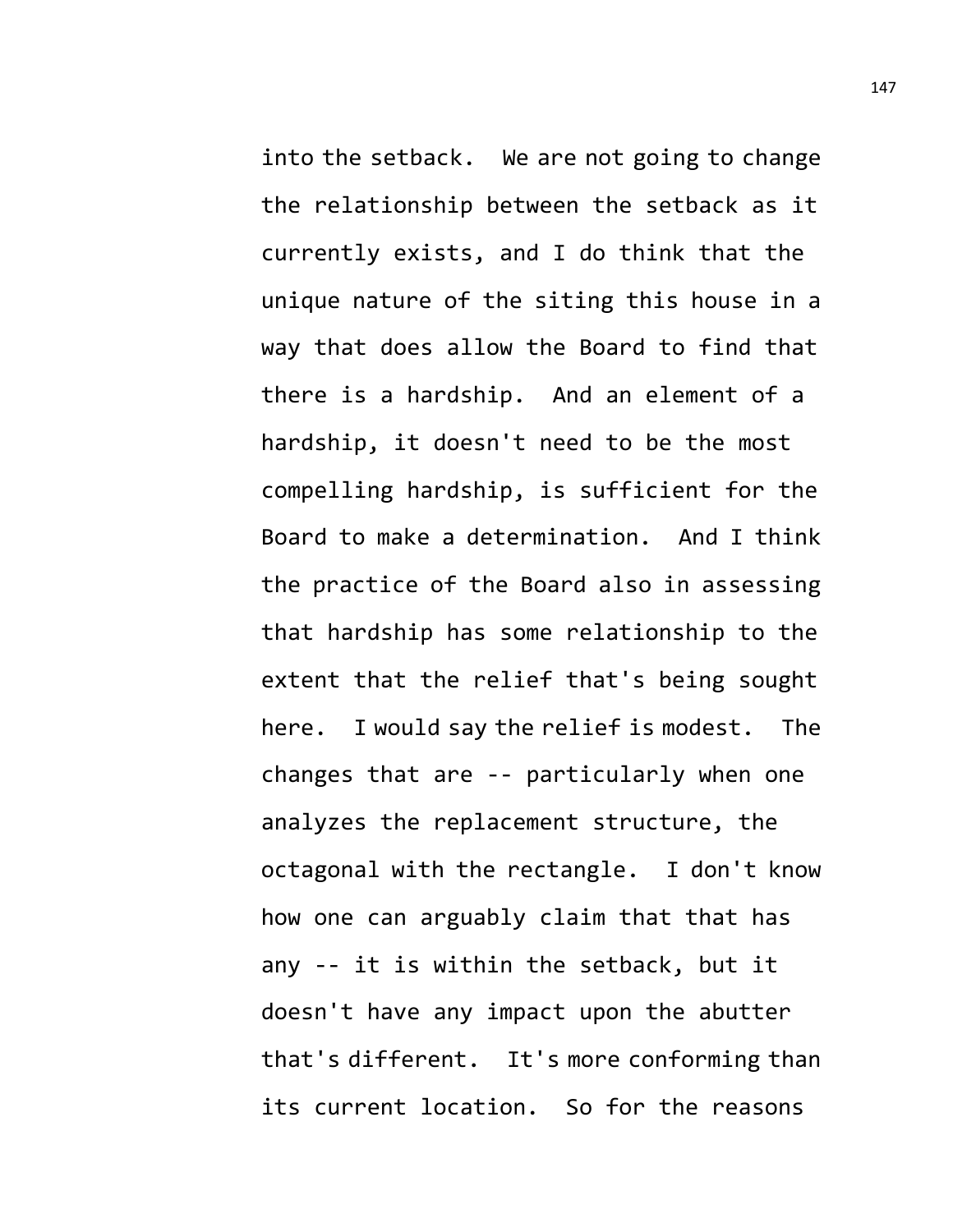into the setback. We are not going to change the relationship between the setback as it currently exists, and I do think that the unique nature of the siting this house in a way that does allow the Board to find that there is a hardship. And an element of a hardship, it doesn't need to be the most compelling hardship, is sufficient for the Board to make a determination. And I think the practice of the Board also in assessing that hardship has some relationship to the extent that the relief that's being sought here. I would say the relief is modest. The changes that are -- particularly when one analyzes the replacement structure, the octagonal with the rectangle. I don't know how one can arguably claim that that has any -- it is within the setback, but it doesn't have any impact upon the abutter that's different. It's more conforming than its current location. So for the reasons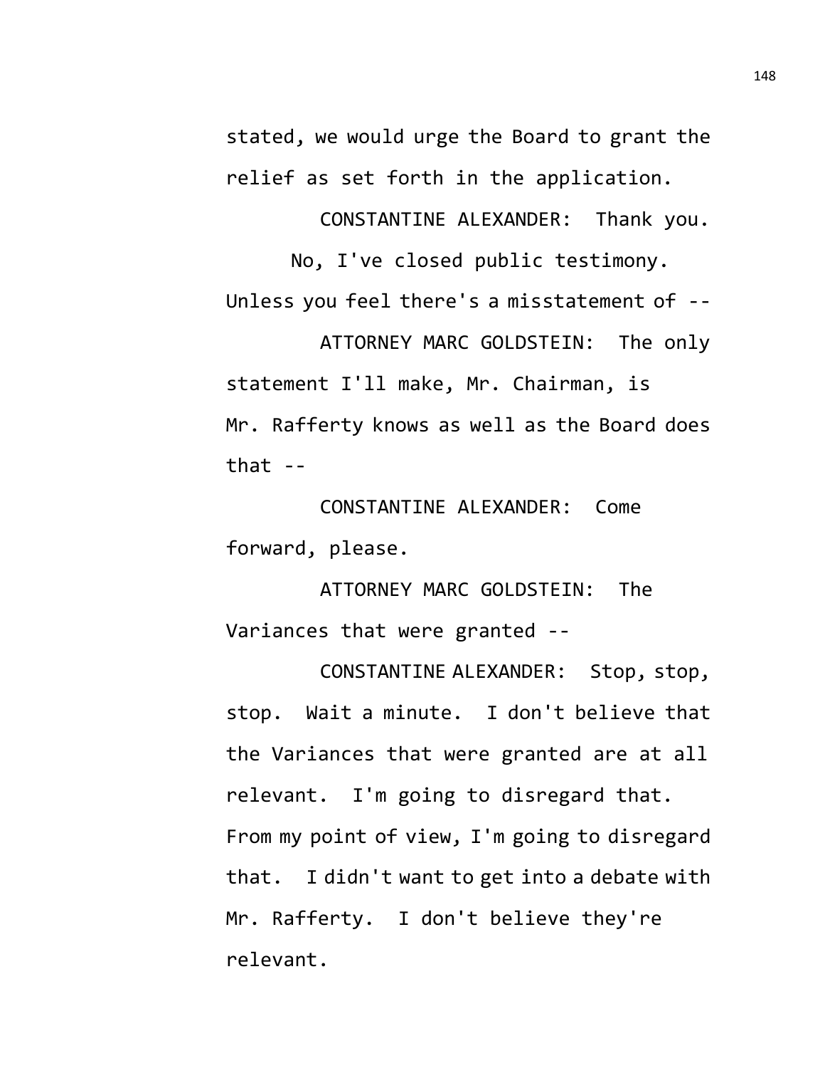stated, we would urge the Board to grant the relief as set forth in the application.

CONSTANTINE ALEXANDER: Thank you.

No, I've closed public testimony. Unless you feel there's a misstatement of --

ATTORNEY MARC GOLDSTEIN: The only statement I'll make, Mr. Chairman, is Mr. Rafferty knows as well as the Board does that --

CONSTANTINE ALEXANDER: Come forward, please.

ATTORNEY MARC GOLDSTEIN: The Variances that were granted --

CONSTANTINE ALEXANDER: Stop, stop, stop. Wait a minute. I don't believe that the Variances that were granted are at all relevant. I'm going to disregard that. From my point of view, I'm going to disregard that. I didn't want to get into a debate with Mr. Rafferty. I don't believe they're relevant.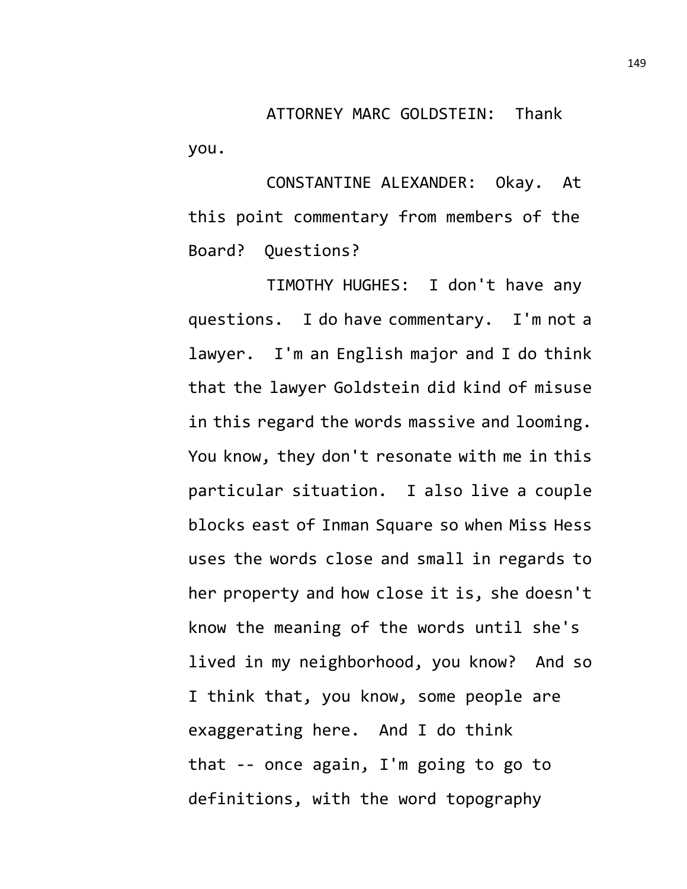ATTORNEY MARC GOLDSTEIN: Thank you.

CONSTANTINE ALEXANDER: Okay. At this point commentary from members of the Board? Questions?

TIMOTHY HUGHES: I don't have any questions. I do have commentary. I'm not a lawyer. I'm an English major and I do think that the lawyer Goldstein did kind of misuse in this regard the words massive and looming. You know, they don't resonate with me in this particular situation. I also live a couple blocks east of Inman Square so when Miss Hess uses the words close and small in regards to her property and how close it is, she doesn't know the meaning of the words until she's lived in my neighborhood, you know? And so I think that, you know, some people are exaggerating here. And I do think that -- once again, I'm going to go to definitions, with the word topography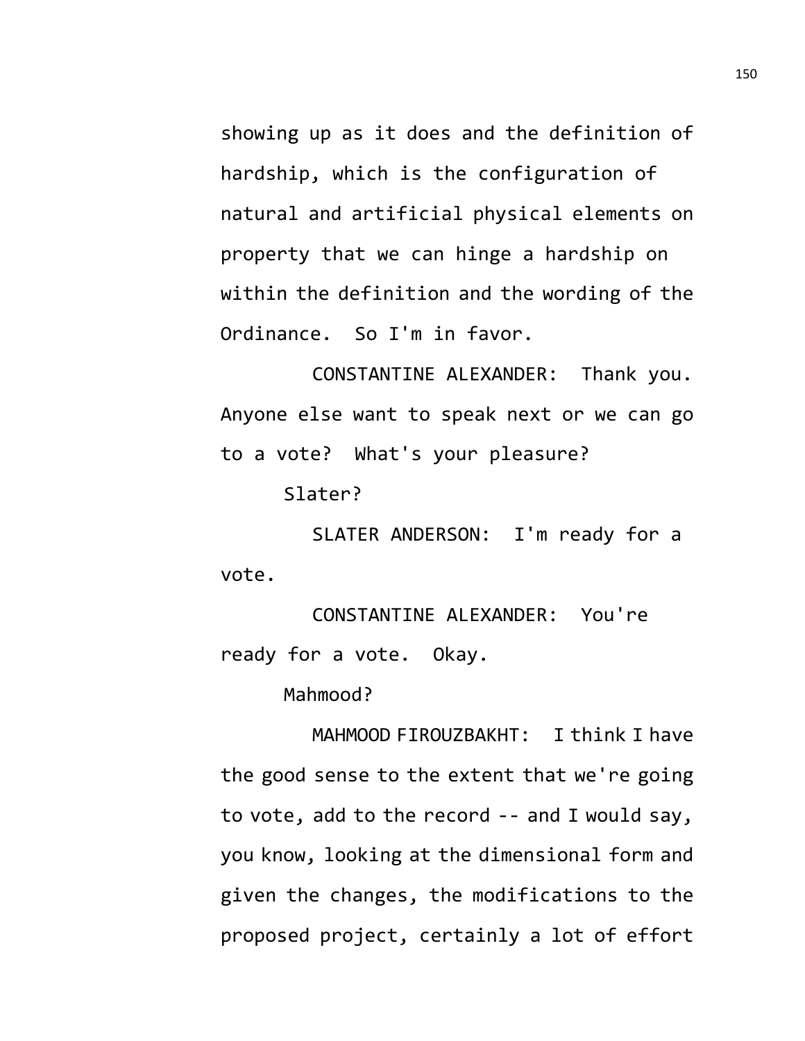showing up as it does and the definition of hardship, which is the configuration of natural and artificial physical elements on property that we can hinge a hardship on within the definition and the wording of the Ordinance. So I'm in favor.

CONSTANTINE ALEXANDER: Thank you. Anyone else want to speak next or we can go to a vote? What's your pleasure?

Slater?

SLATER ANDERSON: I'm ready for a vote.

CONSTANTINE ALEXANDER: You're ready for a vote. Okay.

Mahmood?

MAHMOOD FIROUZBAKHT: I think I have the good sense to the extent that we're going to vote, add to the record -- and I would say, you know, looking at the dimensional form and given the changes, the modifications to the proposed project, certainly a lot of effort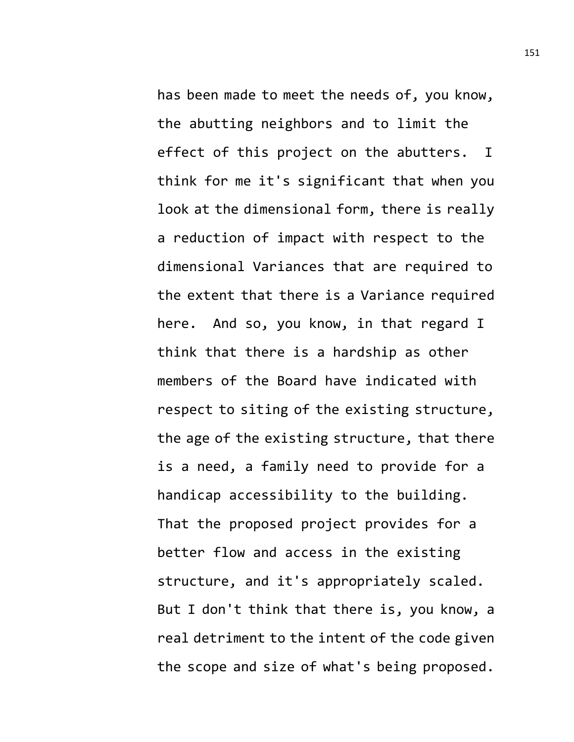has been made to meet the needs of, you know, the abutting neighbors and to limit the effect of this project on the abutters. I think for me it's significant that when you look at the dimensional form, there is really a reduction of impact with respect to the dimensional Variances that are required to the extent that there is a Variance required here. And so, you know, in that regard I think that there is a hardship as other members of the Board have indicated with respect to siting of the existing structure, the age of the existing structure, that there is a need, a family need to provide for a handicap accessibility to the building. That the proposed project provides for a better flow and access in the existing structure, and it's appropriately scaled. But I don't think that there is, you know, a real detriment to the intent of the code given the scope and size of what's being proposed.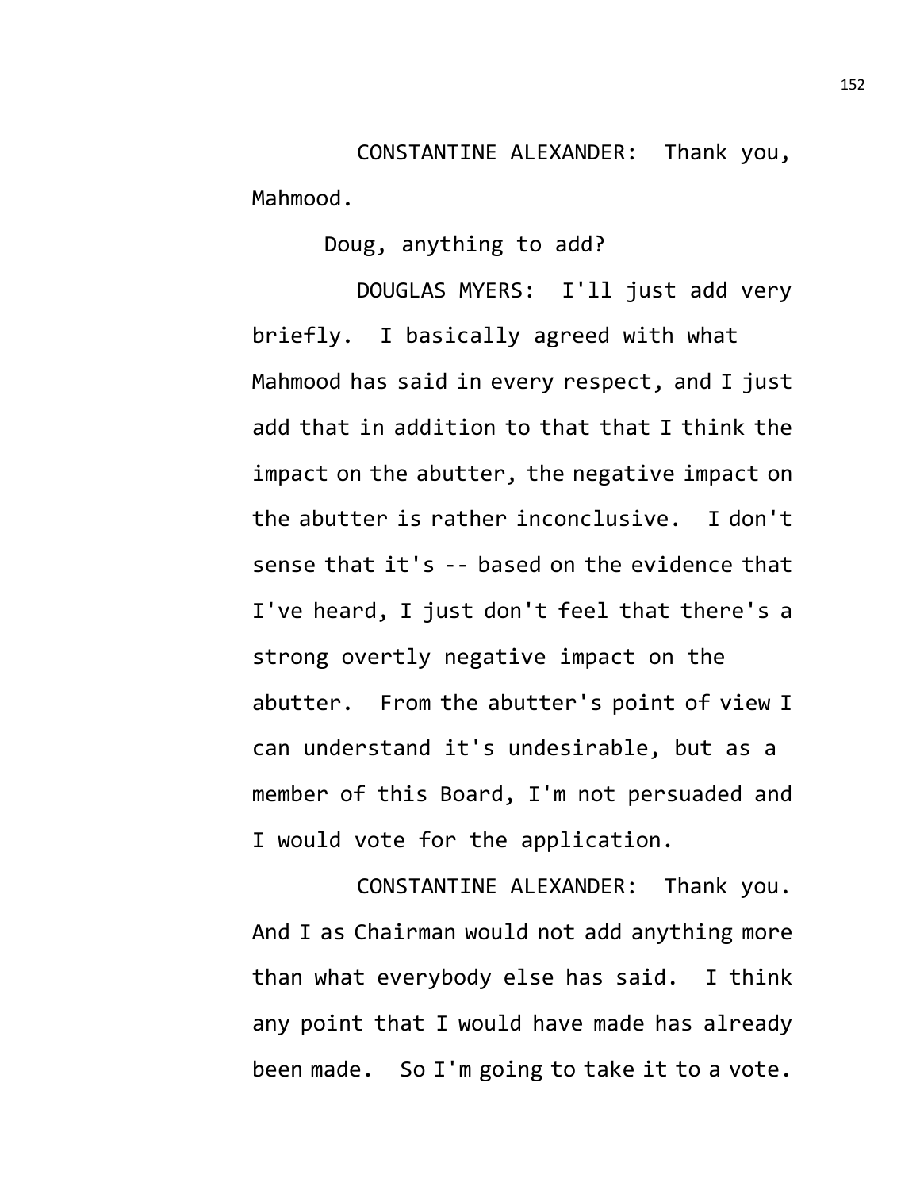CONSTANTINE ALEXANDER: Thank you, Mahmood.

Doug, anything to add?

DOUGLAS MYERS: I'll just add very briefly. I basically agreed with what Mahmood has said in every respect, and I just add that in addition to that that I think the impact on the abutter, the negative impact on the abutter is rather inconclusive. I don't sense that it's -- based on the evidence that I've heard, I just don't feel that there's a strong overtly negative impact on the abutter. From the abutter's point of view I can understand it's undesirable, but as a member of this Board, I'm not persuaded and I would vote for the application.

CONSTANTINE ALEXANDER: Thank you. And I as Chairman would not add anything more than what everybody else has said. I think any point that I would have made has already been made. So I'm going to take it to a vote.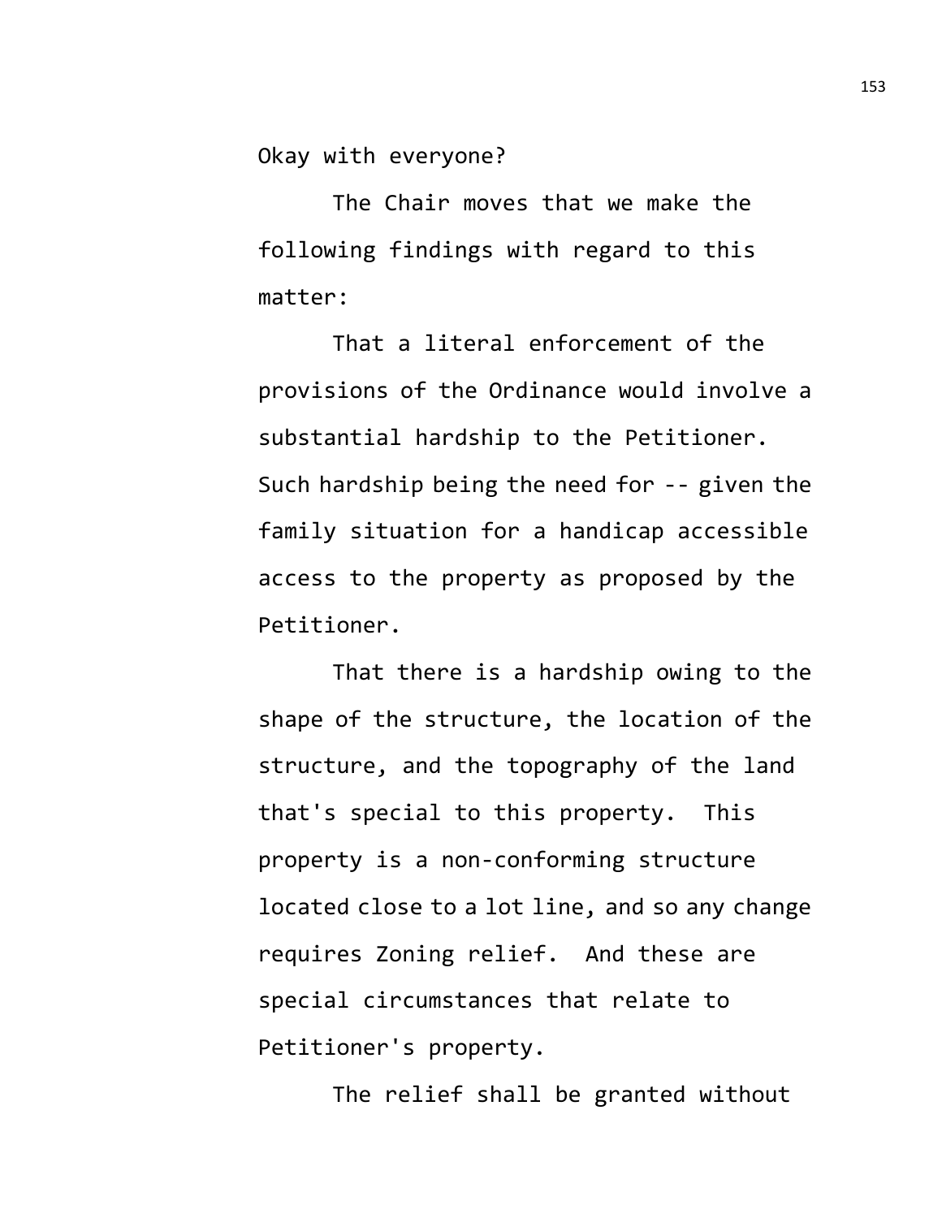Okay with everyone?

The Chair moves that we make the following findings with regard to this matter:

That a literal enforcement of the provisions of the Ordinance would involve a substantial hardship to the Petitioner. Such hardship being the need for -- given the family situation for a handicap accessible access to the property as proposed by the Petitioner.

That there is a hardship owing to the shape of the structure, the location of the structure, and the topography of the land that's special to this property. This property is a non-conforming structure located close to a lot line, and so any change requires Zoning relief. And these are special circumstances that relate to Petitioner's property.

The relief shall be granted without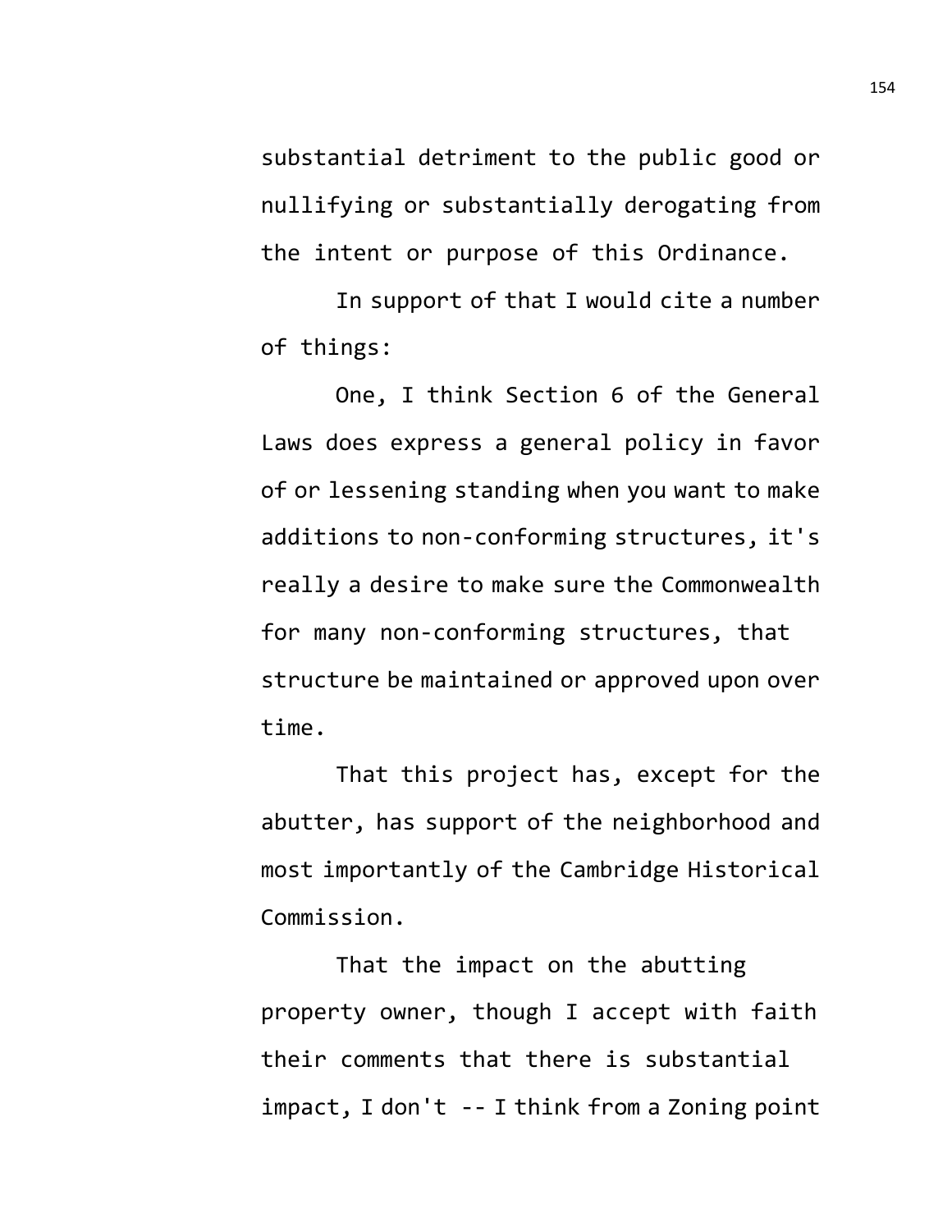substantial detriment to the public good or nullifying or substantially derogating from the intent or purpose of this Ordinance.

In support of that I would cite a number of things:

One, I think Section 6 of the General Laws does express a general policy in favor of or lessening standing when you want to make additions to non-conforming structures, it's really a desire to make sure the Commonwealth for many non-conforming structures, that structure be maintained or approved upon over time.

That this project has, except for the abutter, has support of the neighborhood and most importantly of the Cambridge Historical Commission.

That the impact on the abutting property owner, though I accept with faith their comments that there is substantial impact, I don't -- I think from a Zoning point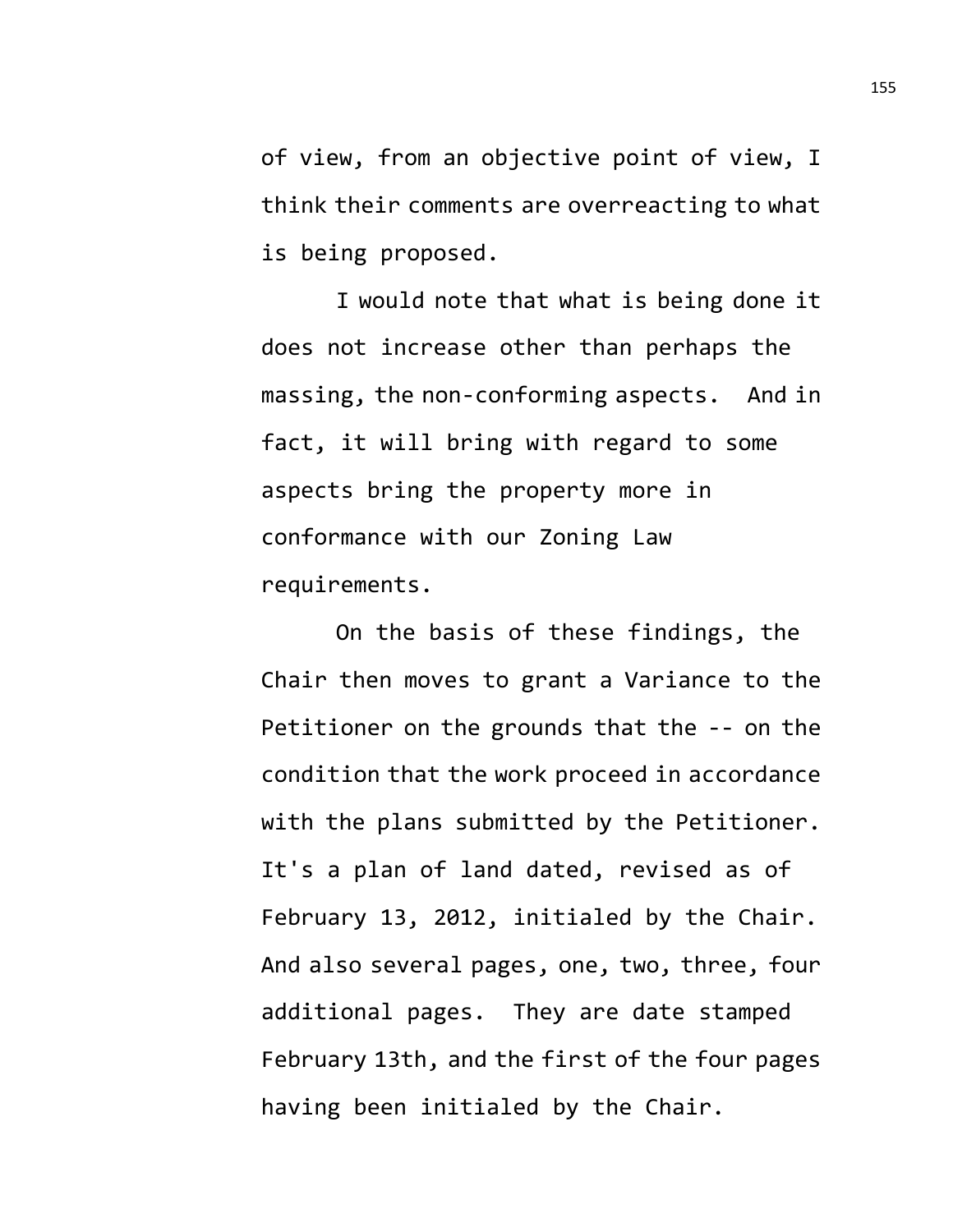of view, from an objective point of view, I think their comments are overreacting to what is being proposed.

I would note that what is being done it does not increase other than perhaps the massing, the non-conforming aspects. And in fact, it will bring with regard to some aspects bring the property more in conformance with our Zoning Law requirements.

On the basis of these findings, the Chair then moves to grant a Variance to the Petitioner on the grounds that the -- on the condition that the work proceed in accordance with the plans submitted by the Petitioner. It's a plan of land dated, revised as of February 13, 2012, initialed by the Chair. And also several pages, one, two, three, four additional pages. They are date stamped February 13th, and the first of the four pages having been initialed by the Chair.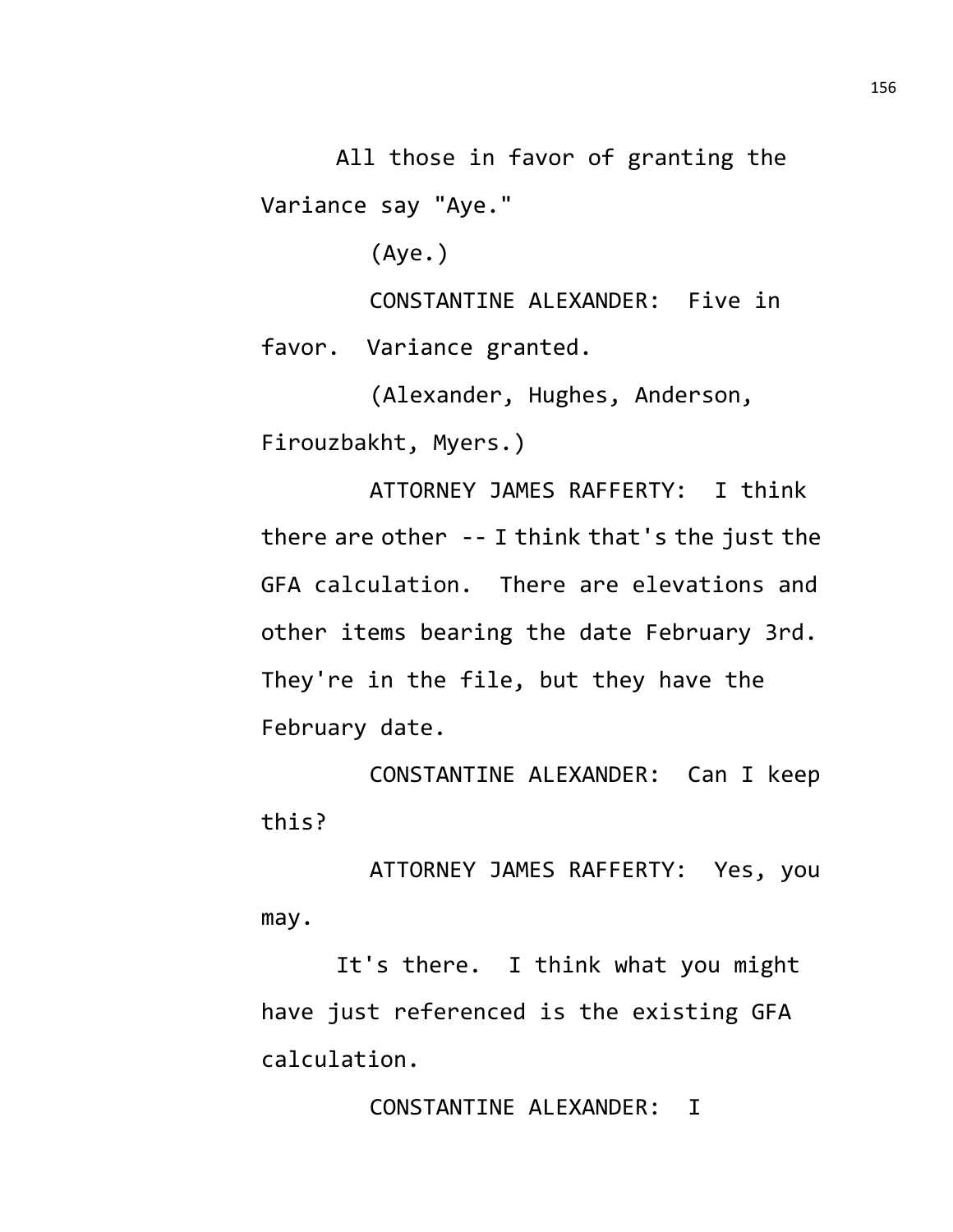All those in favor of granting the Variance say "Aye."

(Aye.)

CONSTANTINE ALEXANDER: Five in favor. Variance granted.

(Alexander, Hughes, Anderson, Firouzbakht, Myers.)

ATTORNEY JAMES RAFFERTY: I think there are other -- I think that's the just the GFA calculation. There are elevations and other items bearing the date February 3rd. They're in the file, but they have the February date.

CONSTANTINE ALEXANDER: Can I keep this?

ATTORNEY JAMES RAFFERTY: Yes, you may.

It's there. I think what you might have just referenced is the existing GFA calculation.

CONSTANTINE ALEXANDER: I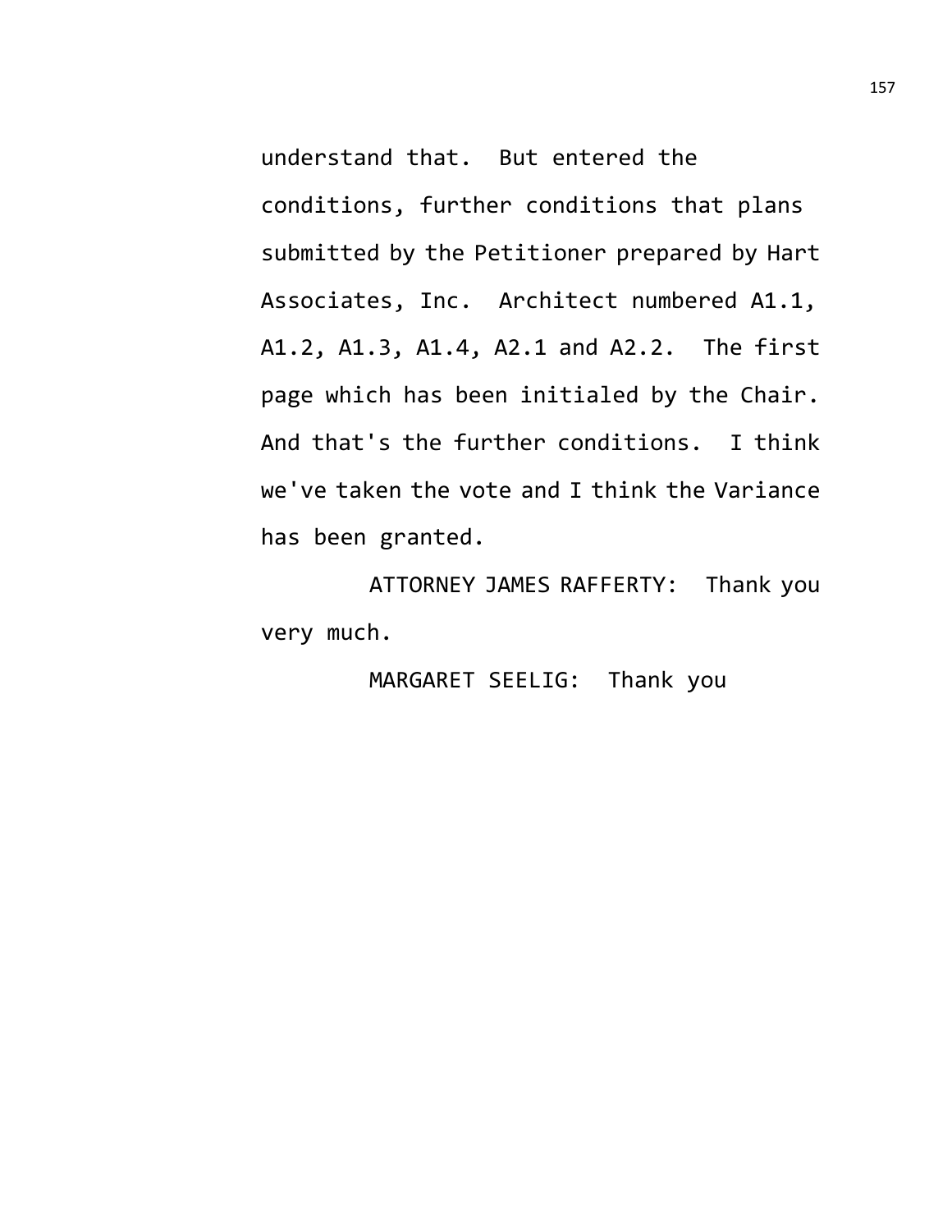understand that. But entered the conditions, further conditions that plans submitted by the Petitioner prepared by Hart Associates, Inc. Architect numbered A1.1, A1.2, A1.3, A1.4, A2.1 and A2.2. The first page which has been initialed by the Chair. And that's the further conditions. I think we've taken the vote and I think the Variance has been granted.

ATTORNEY JAMES RAFFERTY: Thank you very much.

MARGARET SEELIG: Thank you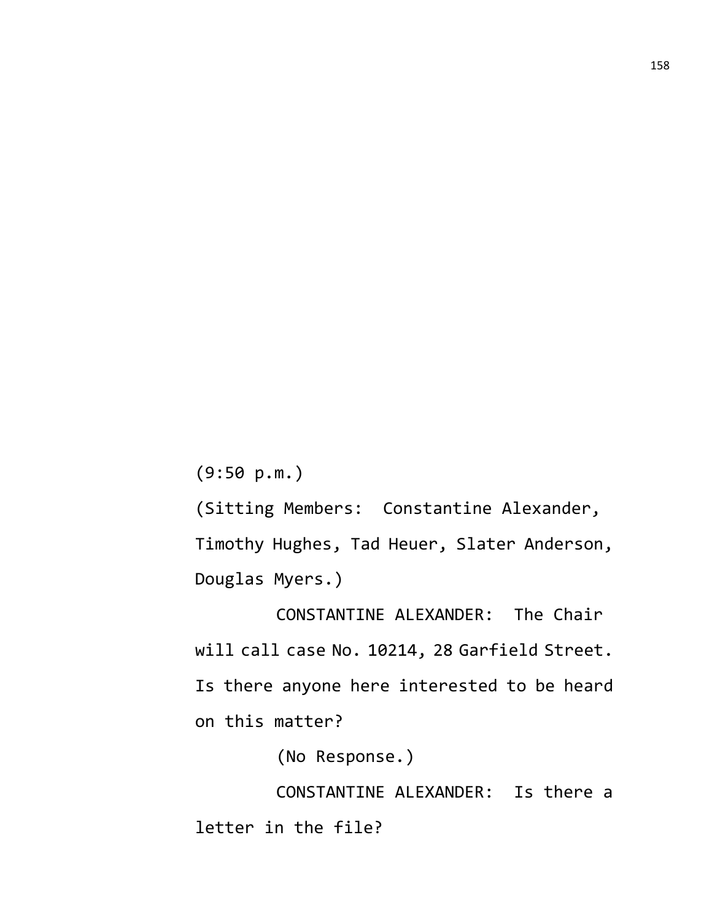(9:50 p.m.)

(Sitting Members: Constantine Alexander, Timothy Hughes, Tad Heuer, Slater Anderson, Douglas Myers.)

CONSTANTINE ALEXANDER: The Chair will call case No. 10214, 28 Garfield Street. Is there anyone here interested to be heard on this matter?

(No Response.)

CONSTANTINE ALEXANDER: Is there a letter in the file?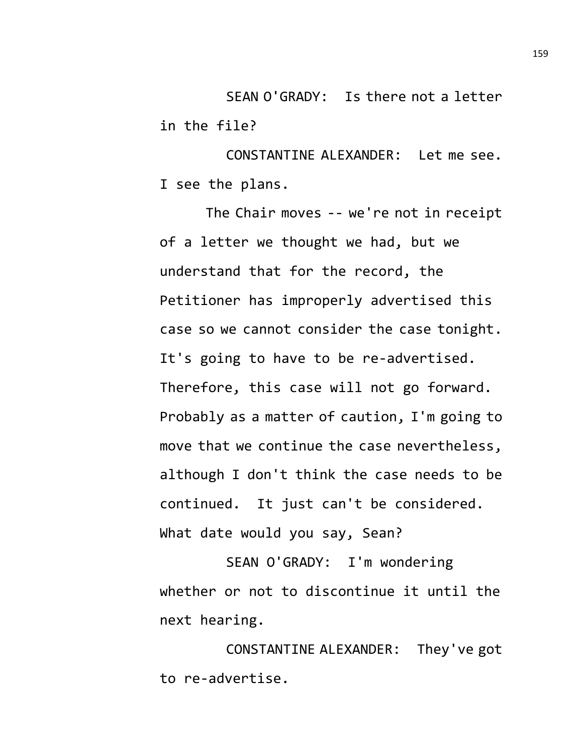SEAN O'GRADY: Is there not a letter in the file?

CONSTANTINE ALEXANDER: Let me see. I see the plans.

The Chair moves -- we're not in receipt of a letter we thought we had, but we understand that for the record, the Petitioner has improperly advertised this case so we cannot consider the case tonight. It's going to have to be re-advertised. Therefore, this case will not go forward. Probably as a matter of caution, I'm going to move that we continue the case nevertheless, although I don't think the case needs to be continued. It just can't be considered. What date would you say, Sean?

SEAN O'GRADY: I'm wondering whether or not to discontinue it until the next hearing.

CONSTANTINE ALEXANDER: They've got to re-advertise.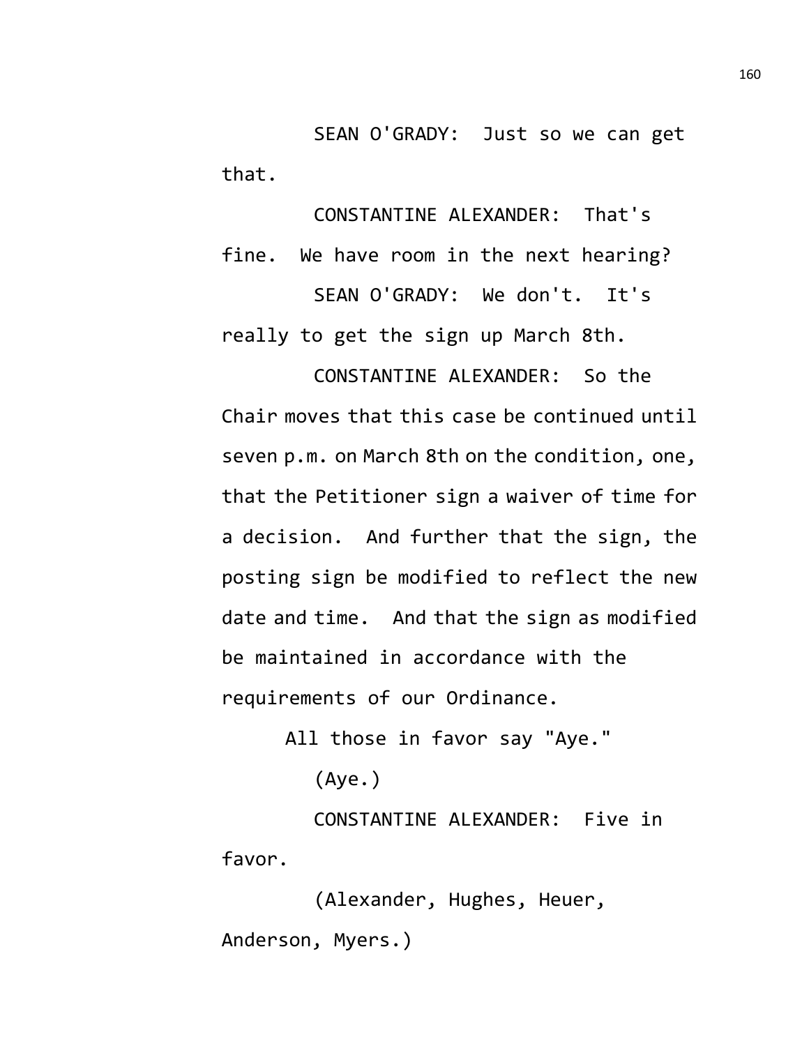SEAN O'GRADY: Just so we can get that.

CONSTANTINE ALEXANDER: That's fine. We have room in the next hearing?

SEAN O'GRADY: We don't. It's really to get the sign up March 8th.

CONSTANTINE ALEXANDER: So the Chair moves that this case be continued until seven p.m. on March 8th on the condition, one, that the Petitioner sign a waiver of time for a decision. And further that the sign, the posting sign be modified to reflect the new date and time. And that the sign as modified be maintained in accordance with the requirements of our Ordinance.

All those in favor say "Aye."

(Aye.)

CONSTANTINE ALEXANDER: Five in favor.

(Alexander, Hughes, Heuer, Anderson, Myers.)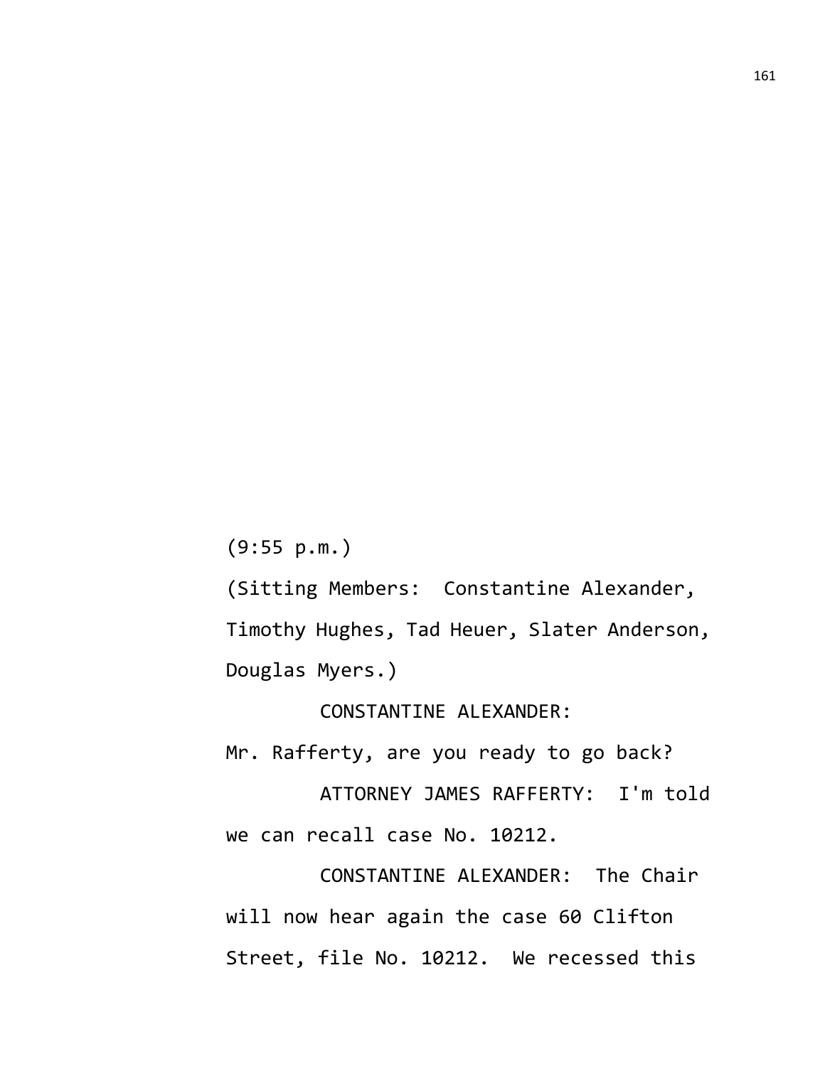(9:55 p.m.)

(Sitting Members: Constantine Alexander, Timothy Hughes, Tad Heuer, Slater Anderson, Douglas Myers.)

CONSTANTINE ALEXANDER: Mr. Rafferty, are you ready to go back?

ATTORNEY JAMES RAFFERTY: I'm told we can recall case No. 10212.

CONSTANTINE ALEXANDER: The Chair will now hear again the case 60 Clifton Street, file No. 10212. We recessed this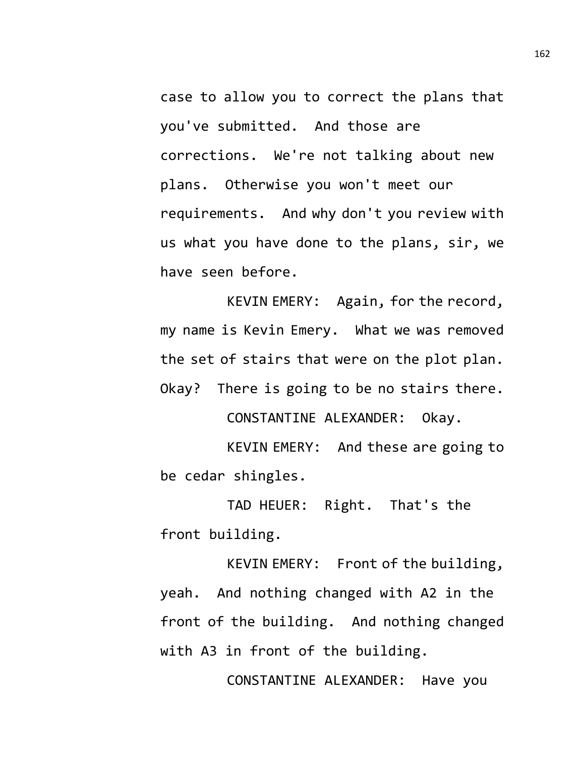case to allow you to correct the plans that you've submitted. And those are corrections. We're not talking about new plans. Otherwise you won't meet our requirements. And why don't you review with us what you have done to the plans, sir, we have seen before.

KEVIN EMERY: Again, for the record, my name is Kevin Emery. What we was removed the set of stairs that were on the plot plan. Okay? There is going to be no stairs there.

CONSTANTINE ALEXANDER: Okay.

KEVIN EMERY: And these are going to be cedar shingles.

TAD HEUER: Right. That's the front building.

KEVIN EMERY: Front of the building, yeah. And nothing changed with A2 in the front of the building. And nothing changed with A3 in front of the building.

CONSTANTINE ALEXANDER: Have you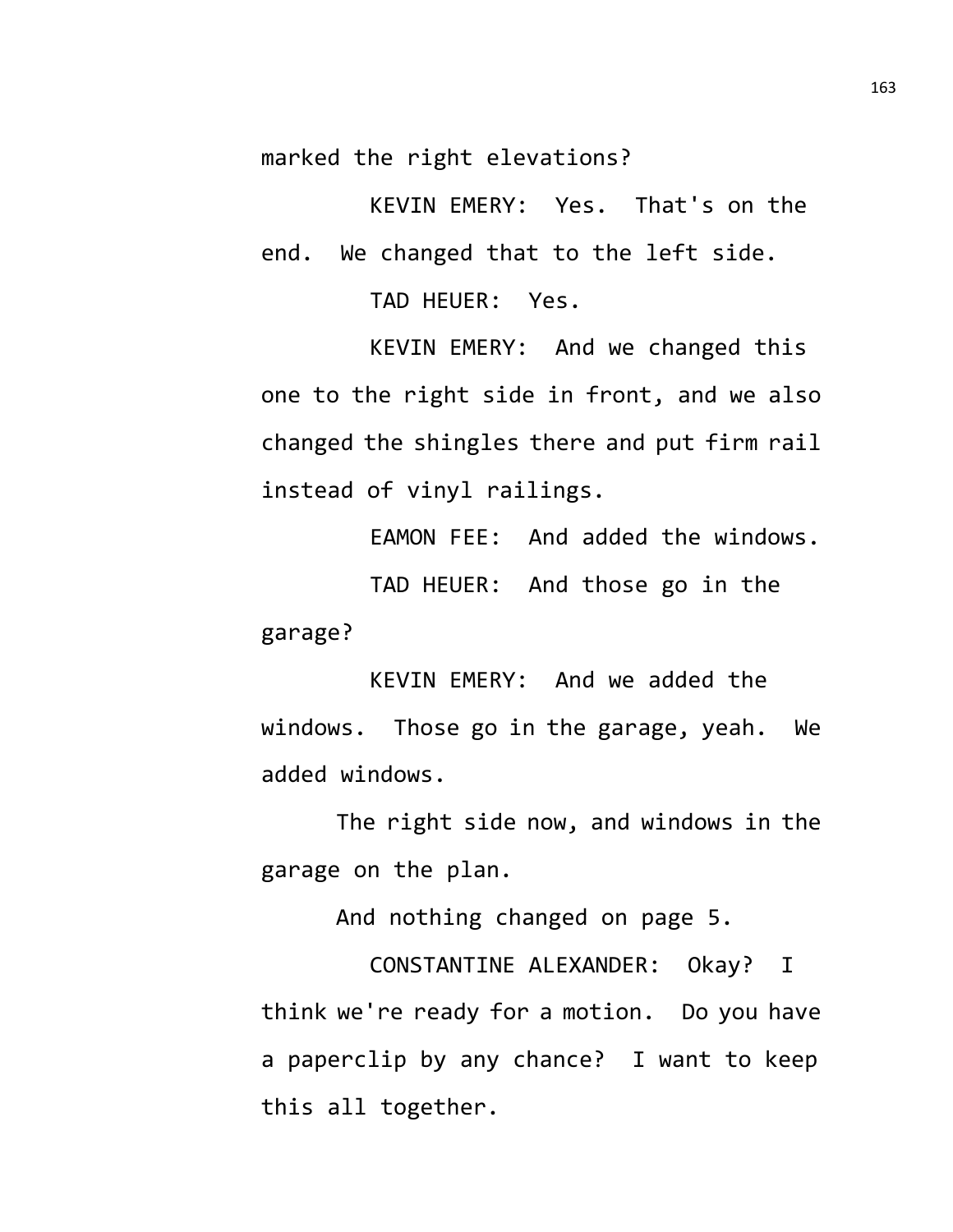marked the right elevations?

KEVIN EMERY: Yes. That's on the end. We changed that to the left side.

TAD HEUER: Yes.

KEVIN EMERY: And we changed this one to the right side in front, and we also changed the shingles there and put firm rail instead of vinyl railings.

EAMON FEE: And added the windows.

TAD HEUER: And those go in the garage?

KEVIN EMERY: And we added the windows. Those go in the garage, yeah. We added windows.

The right side now, and windows in the garage on the plan.

And nothing changed on page 5.

CONSTANTINE ALEXANDER: Okay? I think we're ready for a motion. Do you have a paperclip by any chance? I want to keep this all together.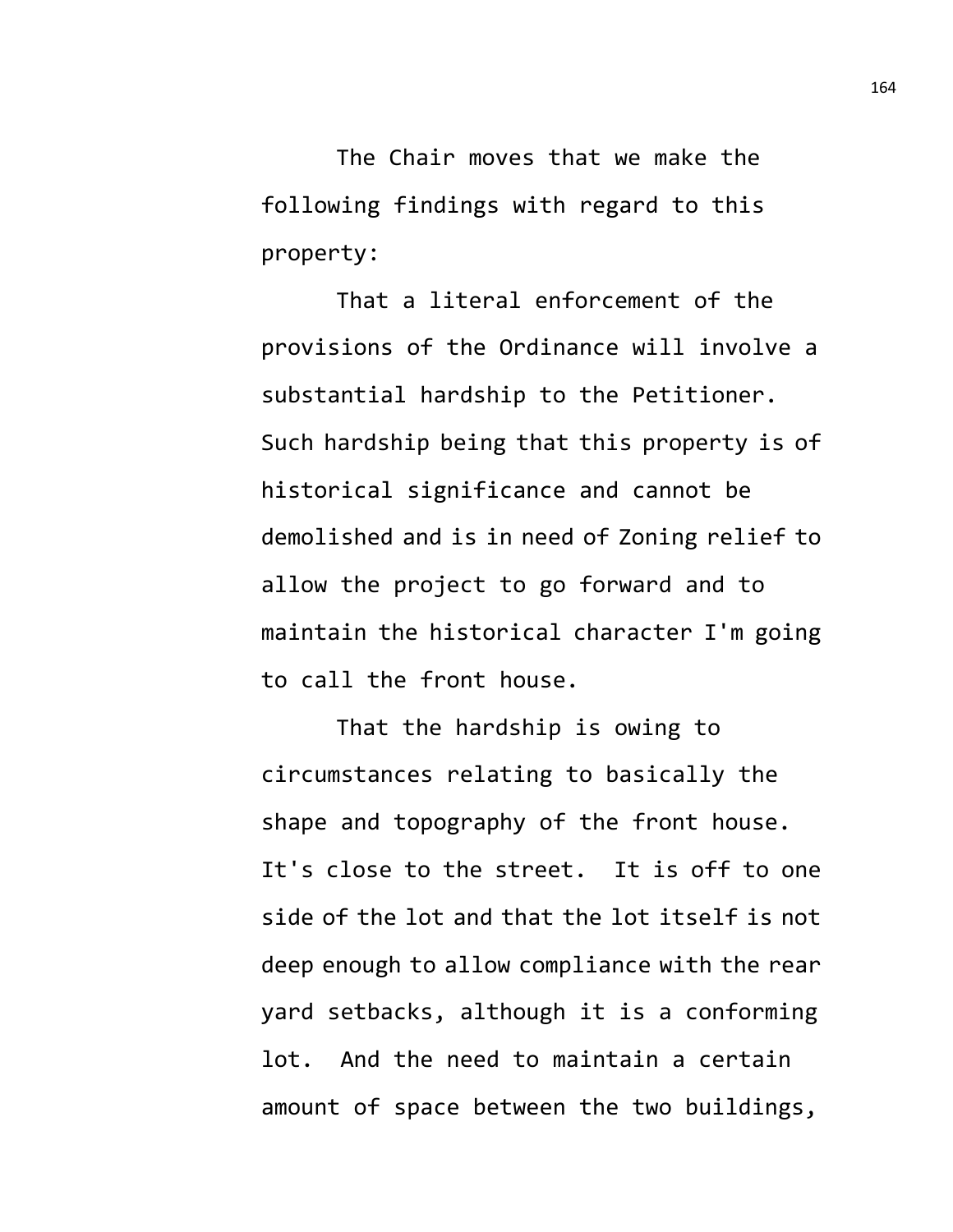The Chair moves that we make the following findings with regard to this property:

That a literal enforcement of the provisions of the Ordinance will involve a substantial hardship to the Petitioner. Such hardship being that this property is of historical significance and cannot be demolished and is in need of Zoning relief to allow the project to go forward and to maintain the historical character I'm going to call the front house.

That the hardship is owing to circumstances relating to basically the shape and topography of the front house. It's close to the street. It is off to one side of the lot and that the lot itself is not deep enough to allow compliance with the rear yard setbacks, although it is a conforming lot. And the need to maintain a certain amount of space between the two buildings,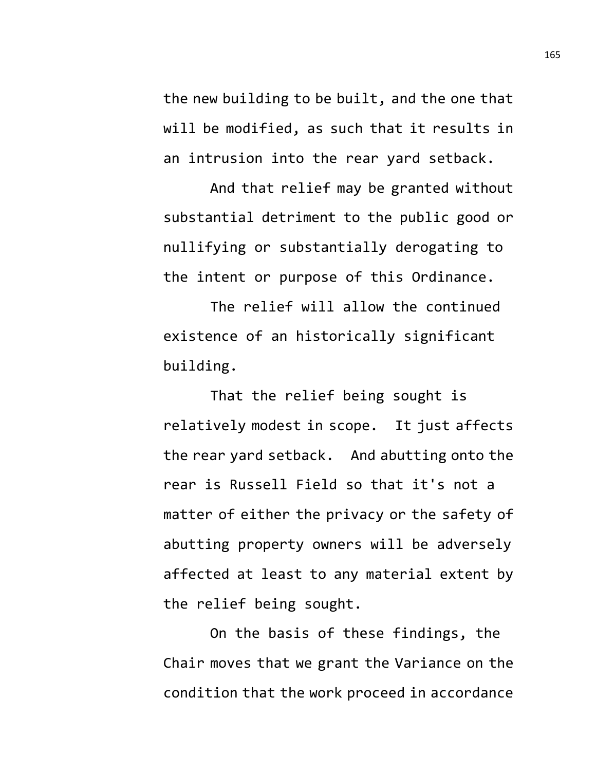the new building to be built, and the one that will be modified, as such that it results in an intrusion into the rear yard setback.

And that relief may be granted without substantial detriment to the public good or nullifying or substantially derogating to the intent or purpose of this Ordinance.

The relief will allow the continued existence of an historically significant building.

That the relief being sought is relatively modest in scope. It just affects the rear yard setback. And abutting onto the rear is Russell Field so that it's not a matter of either the privacy or the safety of abutting property owners will be adversely affected at least to any material extent by the relief being sought.

On the basis of these findings, the Chair moves that we grant the Variance on the condition that the work proceed in accordance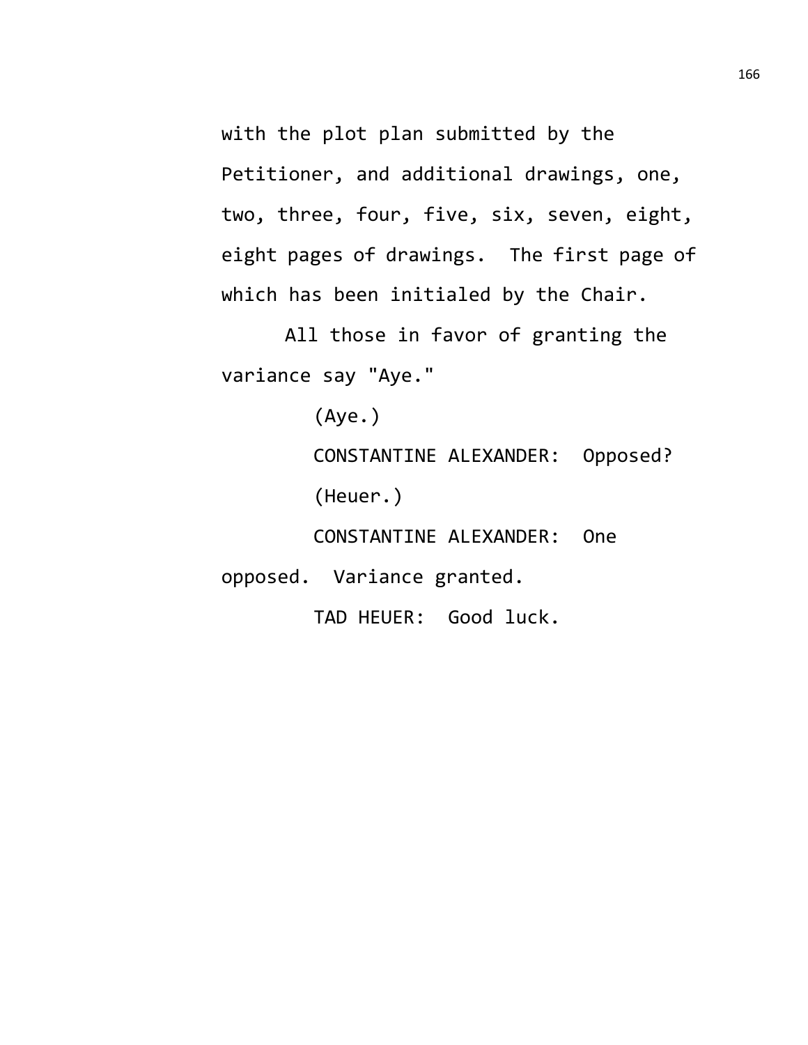with the plot plan submitted by the Petitioner, and additional drawings, one, two, three, four, five, six, seven, eight, eight pages of drawings. The first page of which has been initialed by the Chair.

All those in favor of granting the variance say "Aye."

(Aye.)

CONSTANTINE ALEXANDER: Opposed?

(Heuer.)

CONSTANTINE ALEXANDER: One opposed. Variance granted.

TAD HEUER: Good luck.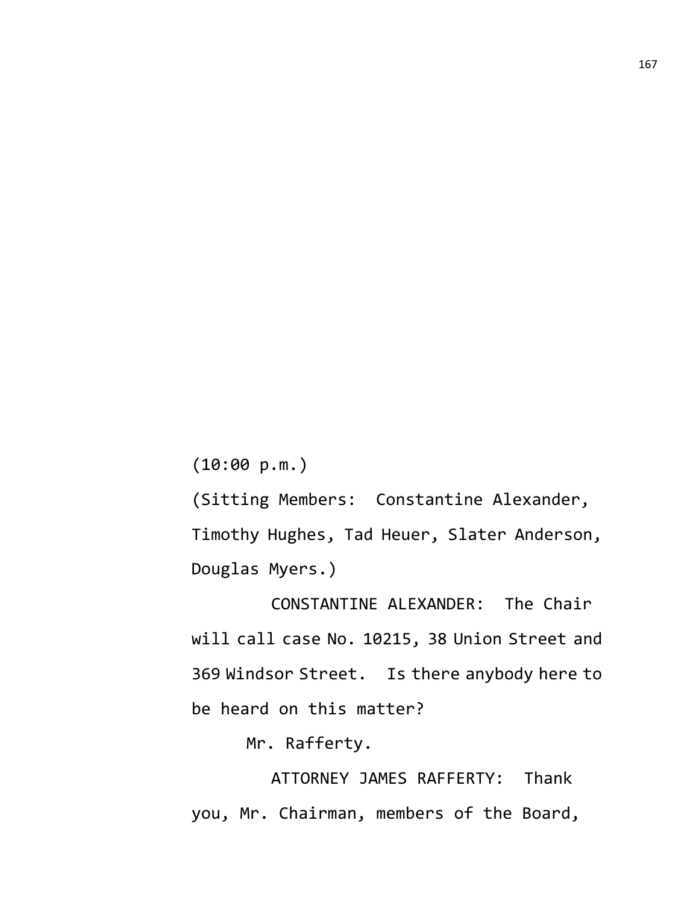(10:00 p.m.)

(Sitting Members: Constantine Alexander, Timothy Hughes, Tad Heuer, Slater Anderson, Douglas Myers.)

CONSTANTINE ALEXANDER: The Chair will call case No. 10215, 38 Union Street and 369 Windsor Street. Is there anybody here to be heard on this matter?

Mr. Rafferty.

ATTORNEY JAMES RAFFERTY: Thank you, Mr. Chairman, members of the Board,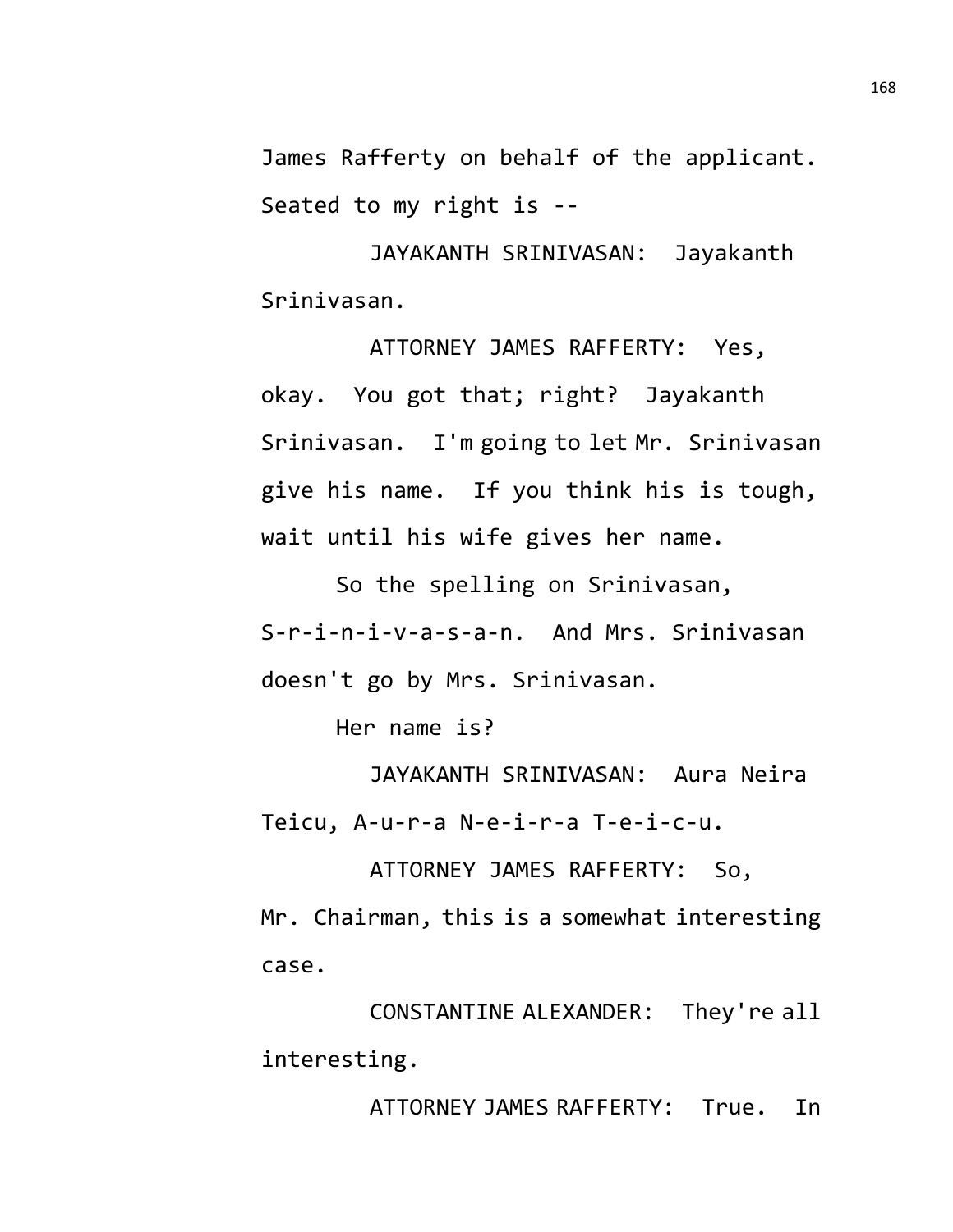James Rafferty on behalf of the applicant. Seated to my right is --

JAYAKANTH SRINIVASAN: Jayakanth Srinivasan.

ATTORNEY JAMES RAFFERTY: Yes, okay. You got that; right? Jayakanth Srinivasan. I'm going to let Mr. Srinivasan give his name. If you think his is tough, wait until his wife gives her name.

So the spelling on Srinivasan, S-r-i-n-i-v-a-s-a-n. And Mrs. Srinivasan doesn't go by Mrs. Srinivasan.

Her name is?

JAYAKANTH SRINIVASAN: Aura Neira Teicu, A-u-r-a N-e-i-r-a T-e-i-c-u.

ATTORNEY JAMES RAFFERTY: So, Mr. Chairman, this is a somewhat interesting case.

CONSTANTINE ALEXANDER: They're all interesting.

ATTORNEY JAMES RAFFERTY: True. In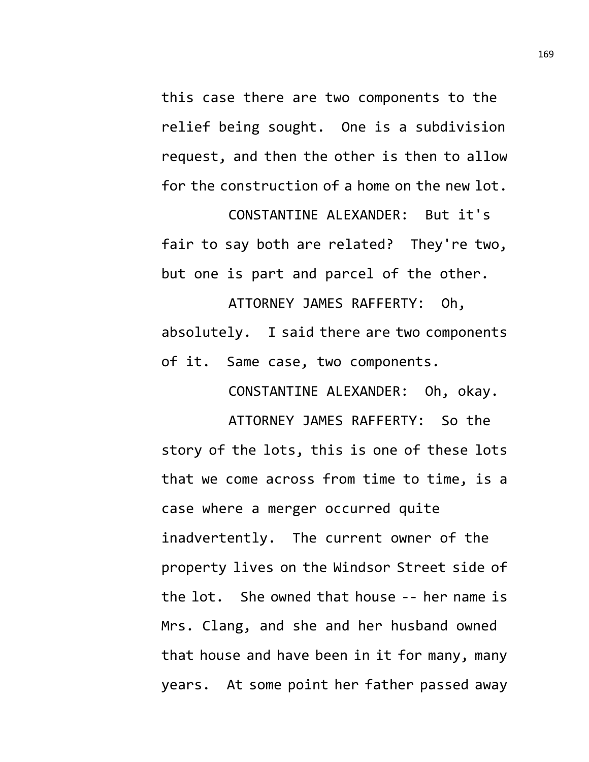this case there are two components to the relief being sought. One is a subdivision request, and then the other is then to allow for the construction of a home on the new lot.

CONSTANTINE ALEXANDER: But it's fair to say both are related? They're two, but one is part and parcel of the other.

ATTORNEY JAMES RAFFERTY: Oh, absolutely. I said there are two components of it. Same case, two components.

CONSTANTINE ALEXANDER: Oh, okay.

ATTORNEY JAMES RAFFERTY: So the story of the lots, this is one of these lots that we come across from time to time, is a case where a merger occurred quite inadvertently. The current owner of the property lives on the Windsor Street side of the lot. She owned that house -- her name is Mrs. Clang, and she and her husband owned that house and have been in it for many, many years. At some point her father passed away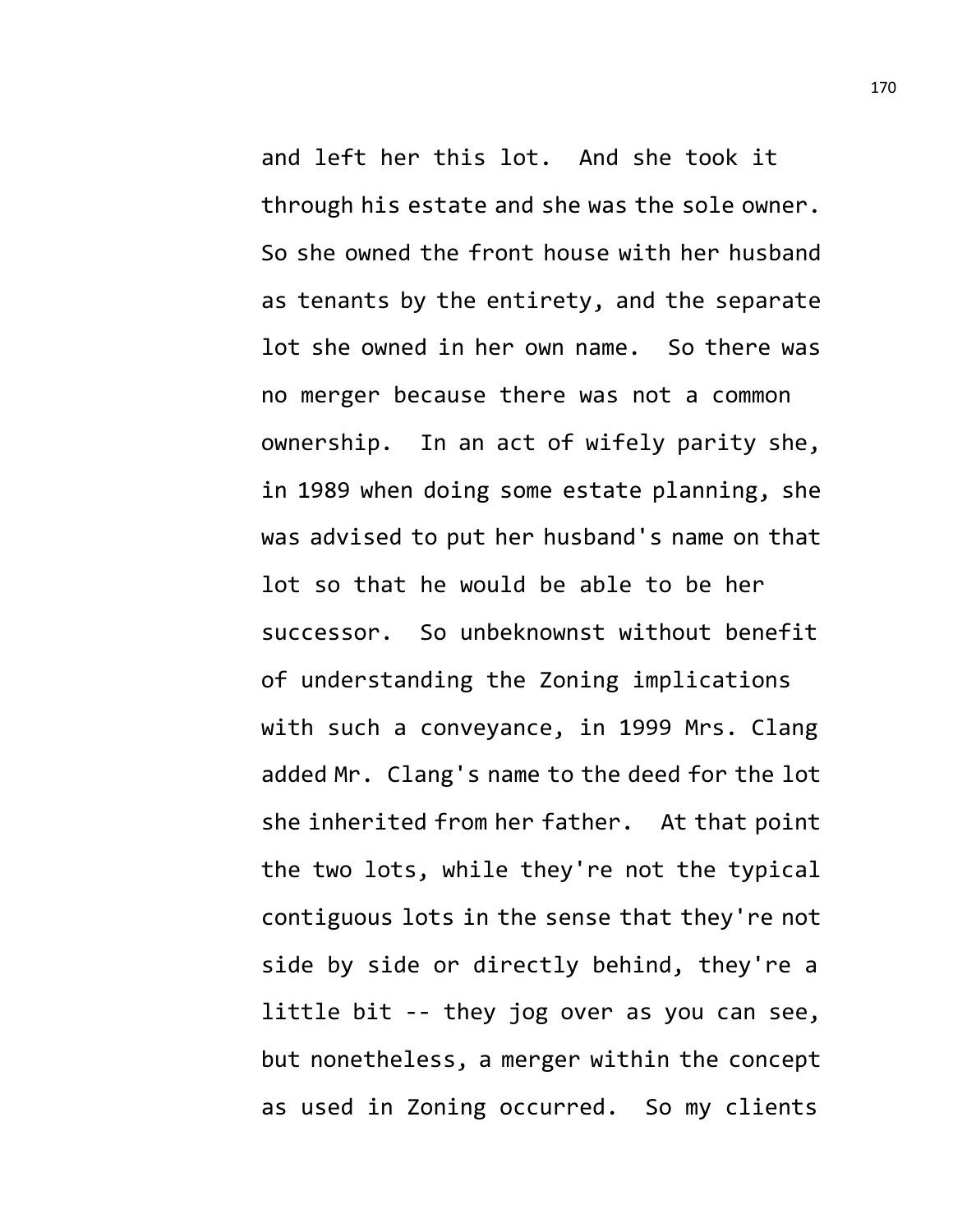and left her this lot. And she took it through his estate and she was the sole owner. So she owned the front house with her husband as tenants by the entirety, and the separate lot she owned in her own name. So there was no merger because there was not a common ownership. In an act of wifely parity she, in 1989 when doing some estate planning, she was advised to put her husband's name on that lot so that he would be able to be her successor. So unbeknownst without benefit of understanding the Zoning implications with such a conveyance, in 1999 Mrs. Clang added Mr. Clang's name to the deed for the lot she inherited from her father. At that point the two lots, while they're not the typical contiguous lots in the sense that they're not side by side or directly behind, they're a little bit -- they jog over as you can see, but nonetheless, a merger within the concept as used in Zoning occurred. So my clients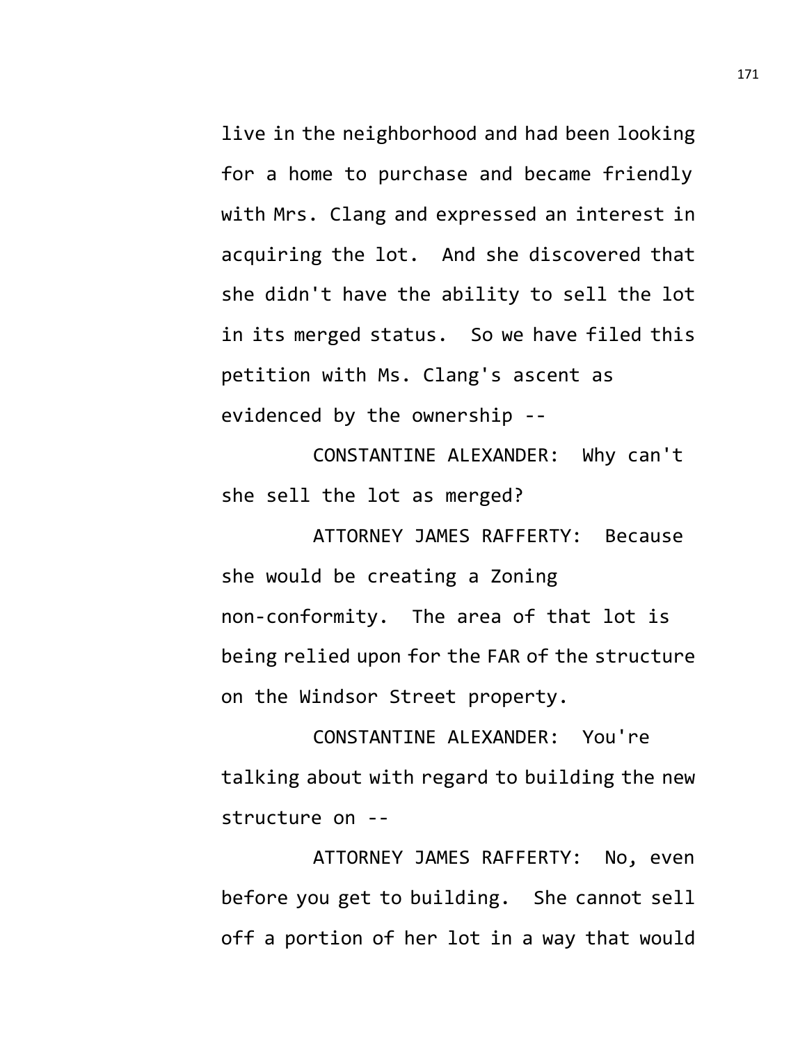live in the neighborhood and had been looking for a home to purchase and became friendly with Mrs. Clang and expressed an interest in acquiring the lot. And she discovered that she didn't have the ability to sell the lot in its merged status. So we have filed this petition with Ms. Clang's ascent as evidenced by the ownership --

CONSTANTINE ALEXANDER: Why can't she sell the lot as merged?

ATTORNEY JAMES RAFFERTY: Because she would be creating a Zoning non-conformity. The area of that lot is being relied upon for the FAR of the structure on the Windsor Street property.

CONSTANTINE ALEXANDER: You're talking about with regard to building the new structure on --

ATTORNEY JAMES RAFFERTY: No, even before you get to building. She cannot sell off a portion of her lot in a way that would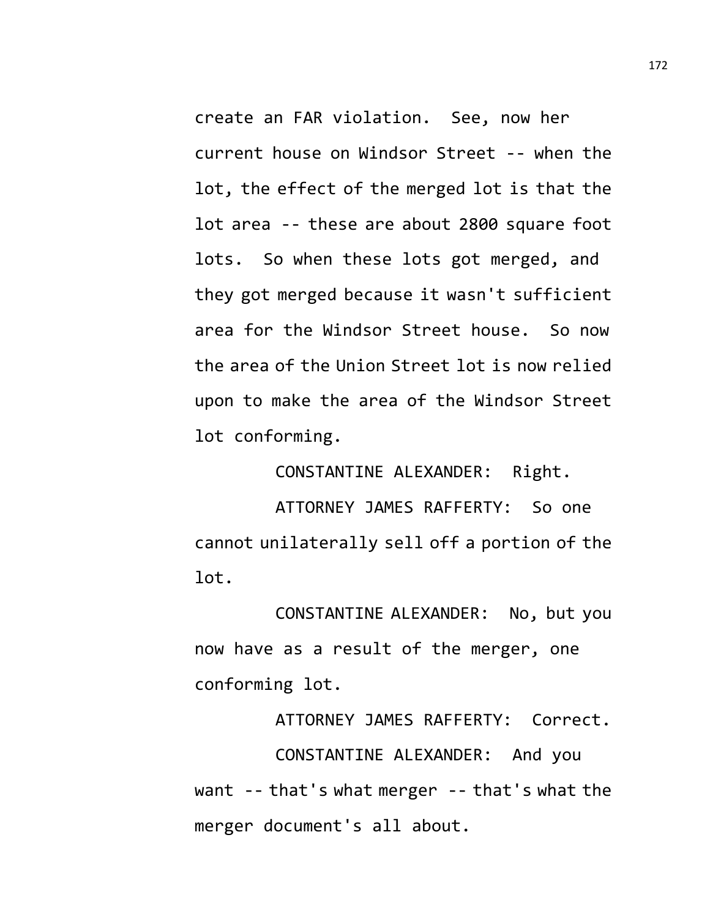create an FAR violation. See, now her current house on Windsor Street -- when the lot, the effect of the merged lot is that the lot area -- these are about 2800 square foot lots. So when these lots got merged, and they got merged because it wasn't sufficient area for the Windsor Street house. So now the area of the Union Street lot is now relied upon to make the area of the Windsor Street lot conforming.

CONSTANTINE ALEXANDER: Right.

ATTORNEY JAMES RAFFERTY: So one cannot unilaterally sell off a portion of the lot.

CONSTANTINE ALEXANDER: No, but you now have as a result of the merger, one conforming lot.

ATTORNEY JAMES RAFFERTY: Correct.

CONSTANTINE ALEXANDER: And you want -- that's what merger -- that's what the merger document's all about.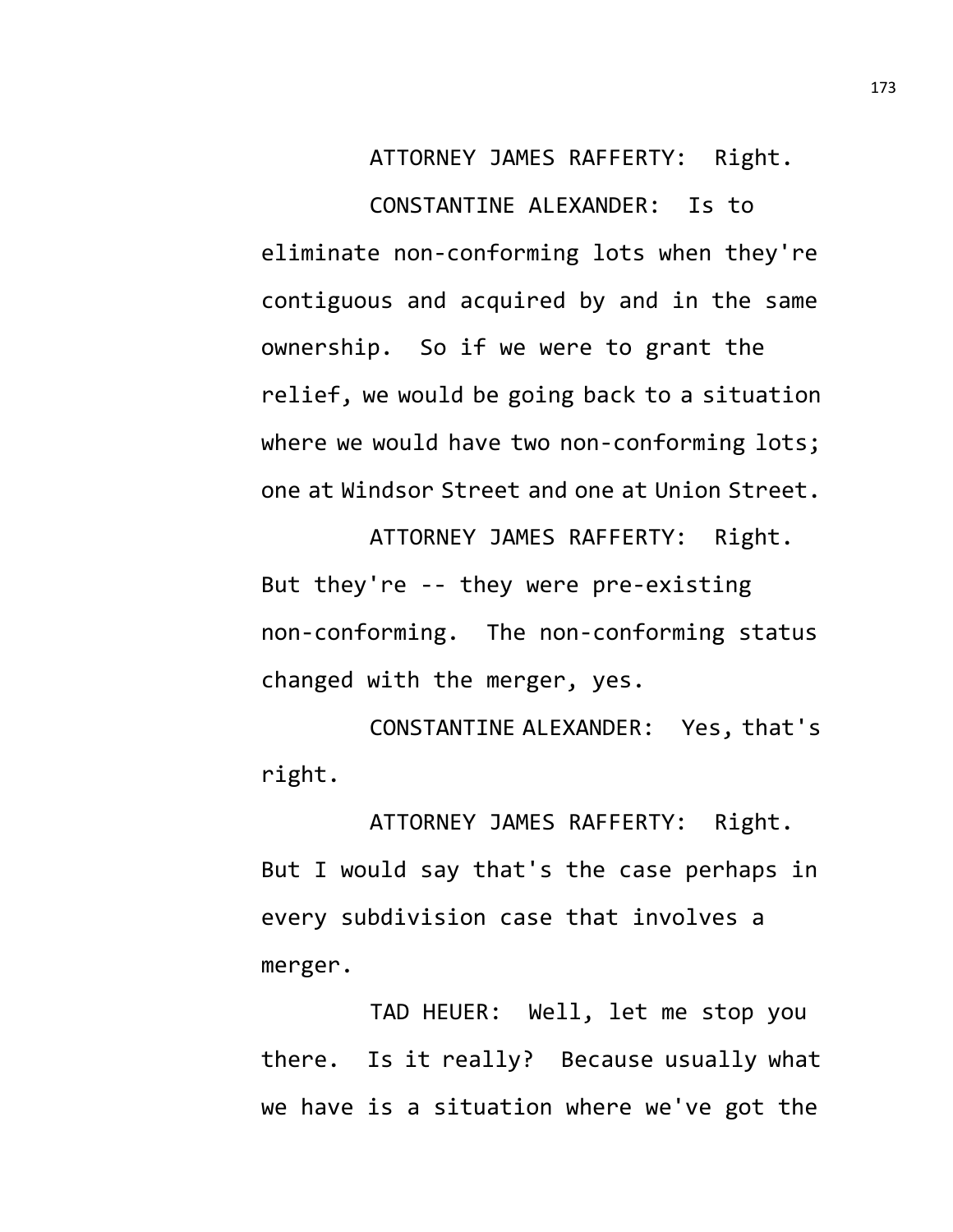ATTORNEY JAMES RAFFERTY: Right.

CONSTANTINE ALEXANDER: Is to eliminate non-conforming lots when they're contiguous and acquired by and in the same ownership. So if we were to grant the relief, we would be going back to a situation where we would have two non-conforming lots; one at Windsor Street and one at Union Street.

ATTORNEY JAMES RAFFERTY: Right. But they're -- they were pre-existing non-conforming. The non-conforming status changed with the merger, yes.

CONSTANTINE ALEXANDER: Yes, that's right.

ATTORNEY JAMES RAFFERTY: Right. But I would say that's the case perhaps in every subdivision case that involves a merger.

TAD HEUER: Well, let me stop you there. Is it really? Because usually what we have is a situation where we've got the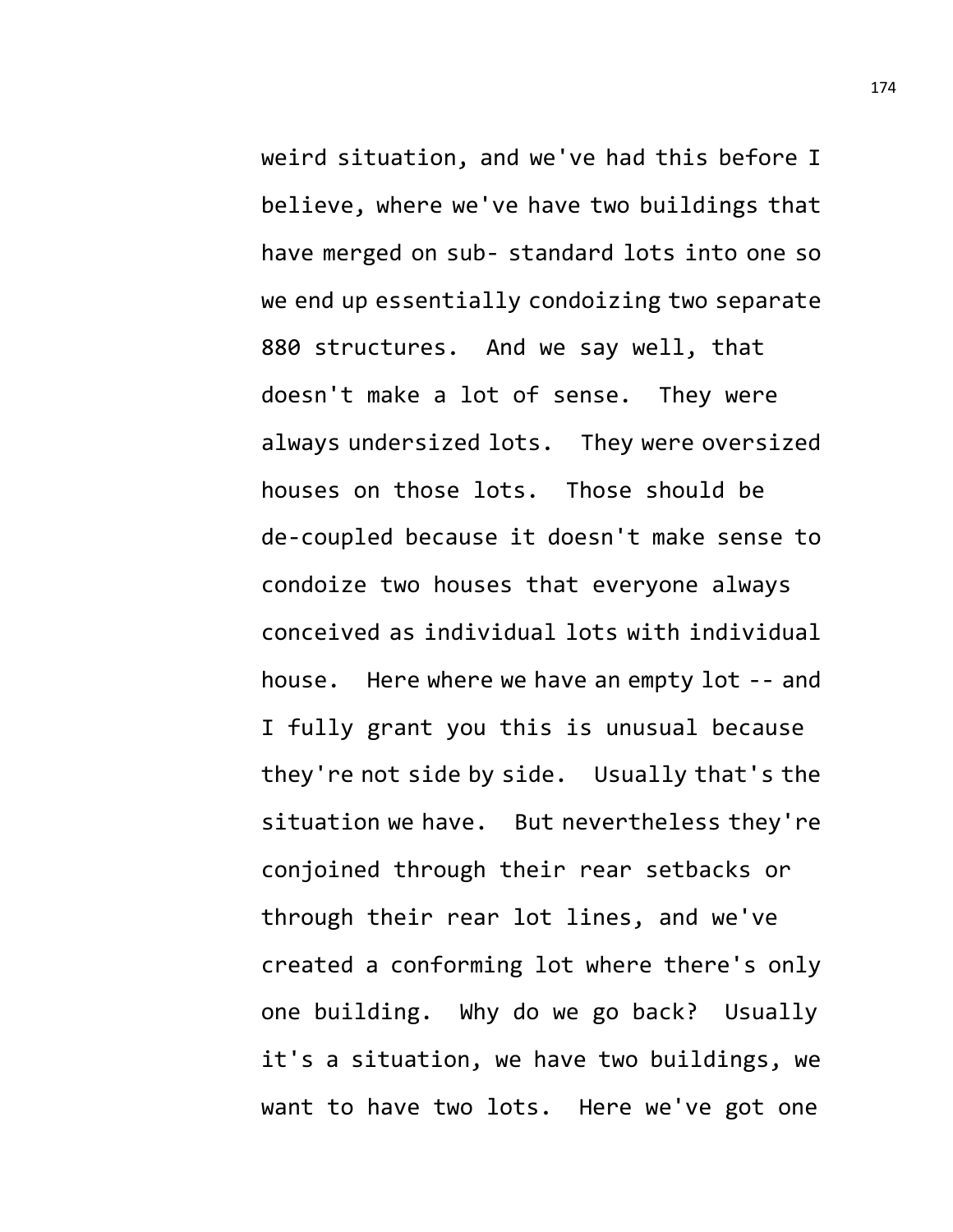weird situation, and we've had this before I believe, where we've have two buildings that have merged on sub- standard lots into one so we end up essentially condoizing two separate 880 structures. And we say well, that doesn't make a lot of sense. They were always undersized lots. They were oversized houses on those lots. Those should be de-coupled because it doesn't make sense to condoize two houses that everyone always conceived as individual lots with individual house. Here where we have an empty lot -- and I fully grant you this is unusual because they're not side by side. Usually that's the situation we have. But nevertheless they're conjoined through their rear setbacks or through their rear lot lines, and we've created a conforming lot where there's only one building. Why do we go back? Usually it's a situation, we have two buildings, we want to have two lots. Here we've got one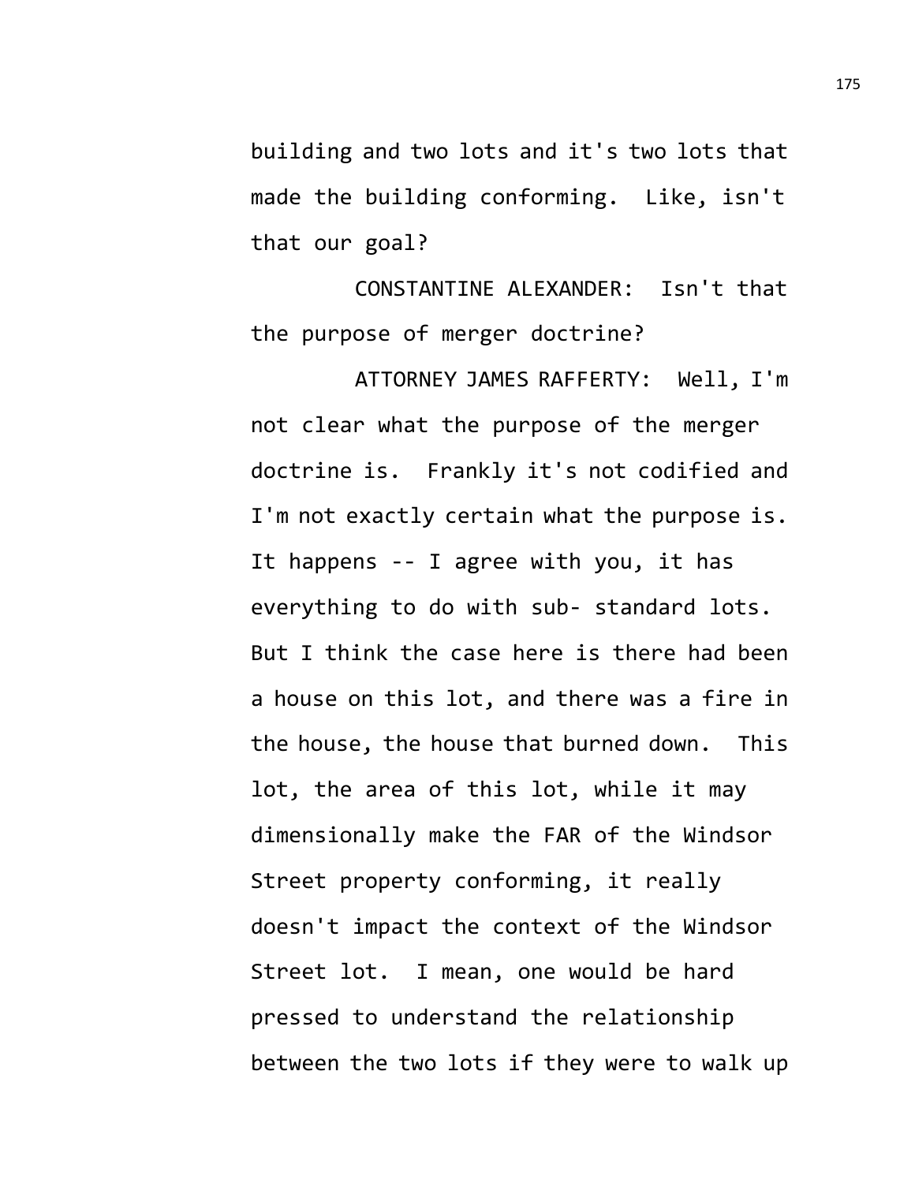building and two lots and it's two lots that made the building conforming. Like, isn't that our goal?

CONSTANTINE ALEXANDER: Isn't that the purpose of merger doctrine?

ATTORNEY JAMES RAFFERTY: Well, I'm not clear what the purpose of the merger doctrine is. Frankly it's not codified and I'm not exactly certain what the purpose is. It happens -- I agree with you, it has everything to do with sub- standard lots. But I think the case here is there had been a house on this lot, and there was a fire in the house, the house that burned down. This lot, the area of this lot, while it may dimensionally make the FAR of the Windsor Street property conforming, it really doesn't impact the context of the Windsor Street lot. I mean, one would be hard pressed to understand the relationship between the two lots if they were to walk up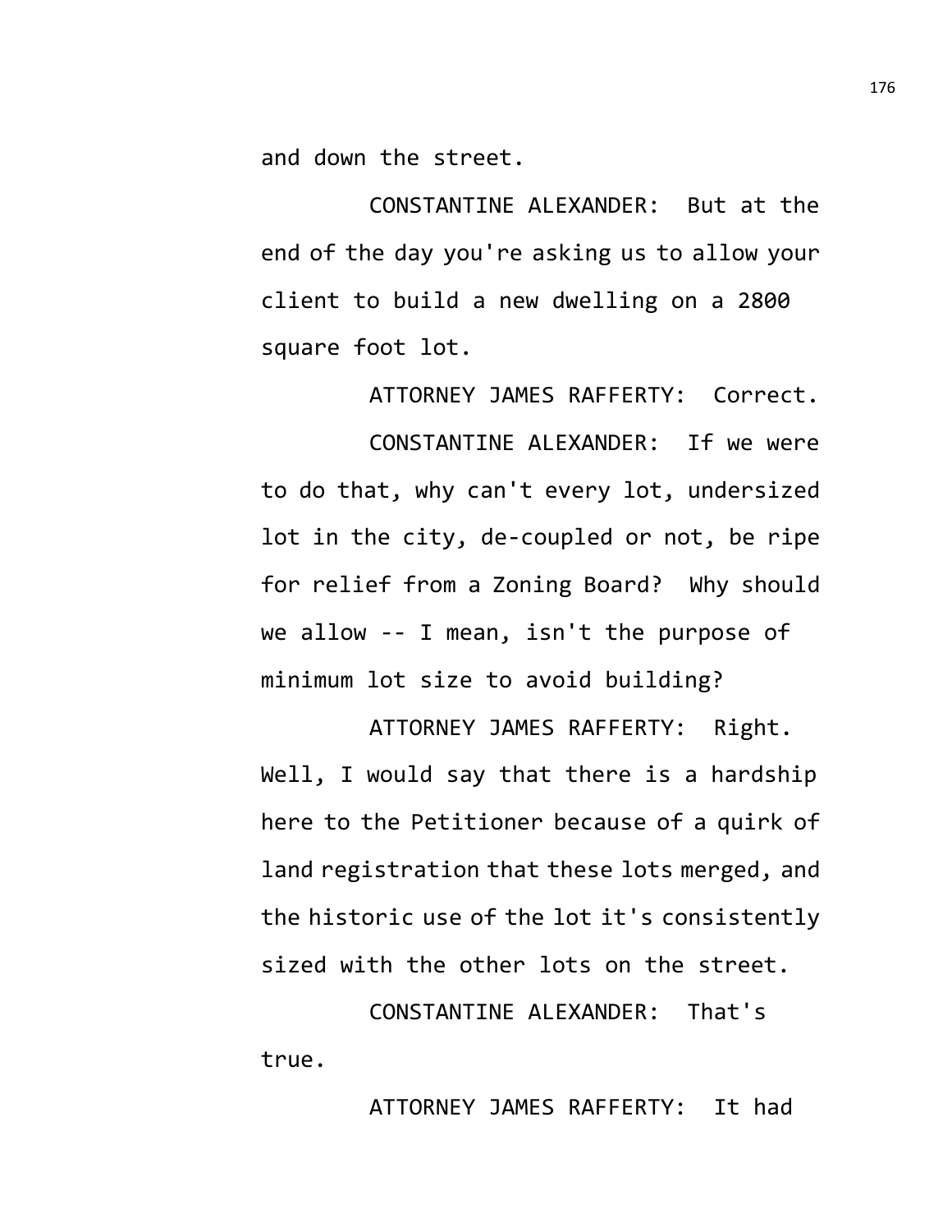and down the street.

CONSTANTINE ALEXANDER: But at the end of the day you're asking us to allow your client to build a new dwelling on a 2800 square foot lot.

ATTORNEY JAMES RAFFERTY: Correct.

CONSTANTINE ALEXANDER: If we were to do that, why can't every lot, undersized lot in the city, de-coupled or not, be ripe for relief from a Zoning Board? Why should we allow -- I mean, isn't the purpose of minimum lot size to avoid building?

ATTORNEY JAMES RAFFERTY: Right. Well, I would say that there is a hardship here to the Petitioner because of a quirk of land registration that these lots merged, and the historic use of the lot it's consistently sized with the other lots on the street.

CONSTANTINE ALEXANDER: That's true.

ATTORNEY JAMES RAFFERTY: It had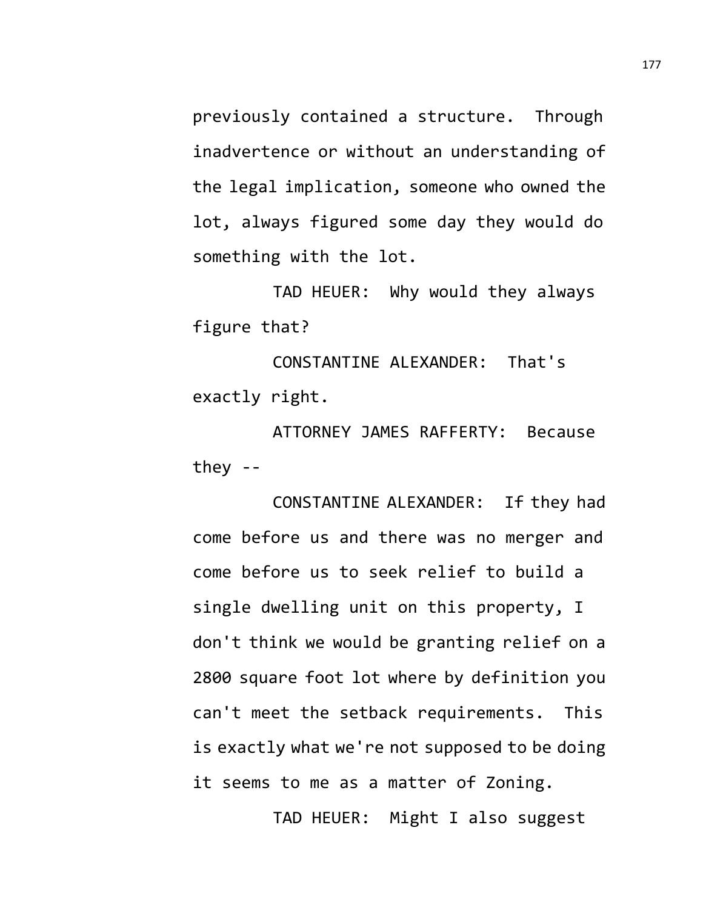previously contained a structure. Through inadvertence or without an understanding of the legal implication, someone who owned the lot, always figured some day they would do something with the lot.

TAD HEUER: Why would they always figure that?

CONSTANTINE ALEXANDER: That's exactly right.

ATTORNEY JAMES RAFFERTY: Because they --

CONSTANTINE ALEXANDER: If they had come before us and there was no merger and come before us to seek relief to build a single dwelling unit on this property, I don't think we would be granting relief on a 2800 square foot lot where by definition you can't meet the setback requirements. This is exactly what we're not supposed to be doing it seems to me as a matter of Zoning.

TAD HEUER: Might I also suggest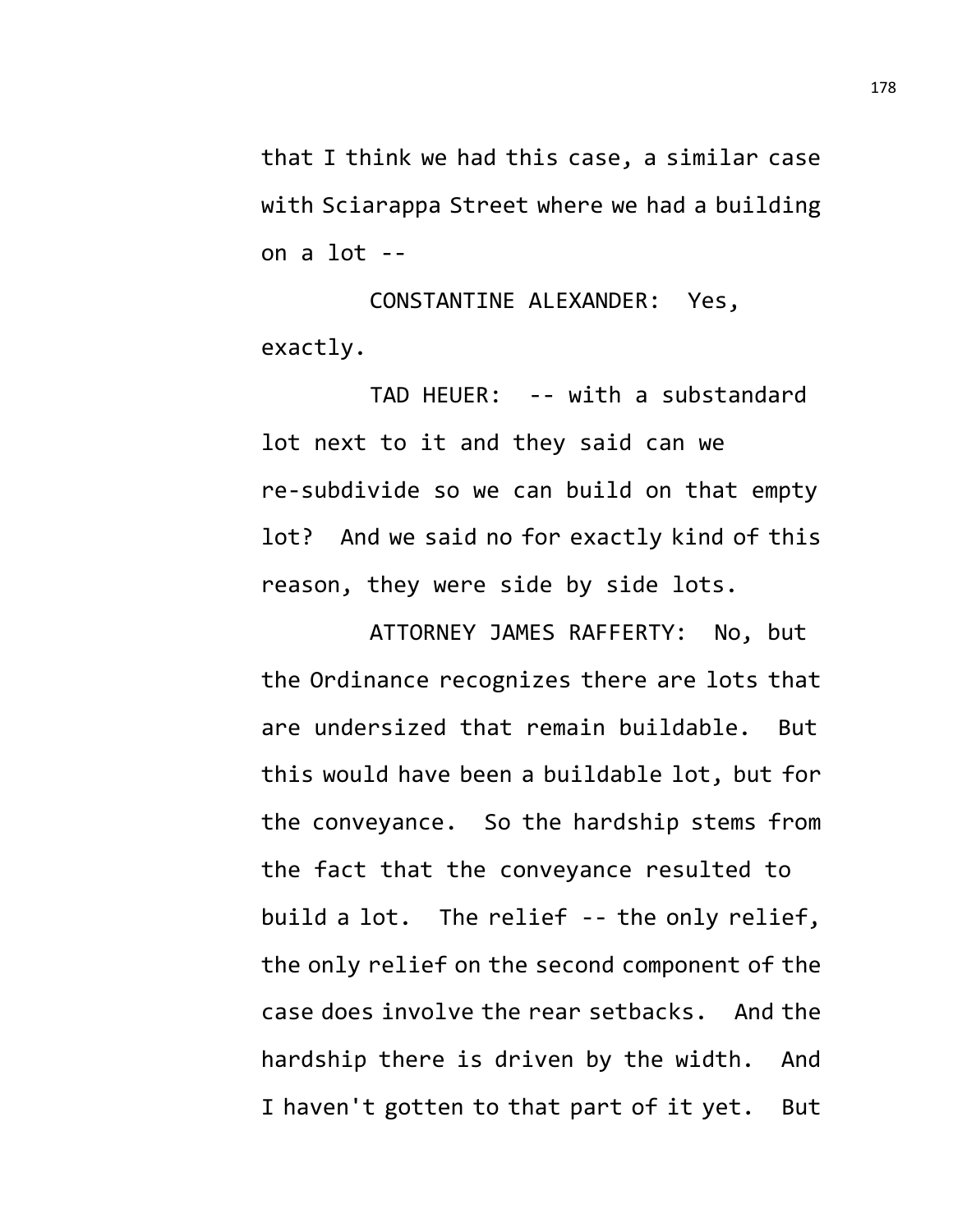that I think we had this case, a similar case with Sciarappa Street where we had a building on a lot --

CONSTANTINE ALEXANDER: Yes, exactly.

TAD HEUER: -- with a substandard lot next to it and they said can we re-subdivide so we can build on that empty lot? And we said no for exactly kind of this reason, they were side by side lots.

ATTORNEY JAMES RAFFERTY: No, but the Ordinance recognizes there are lots that are undersized that remain buildable. But this would have been a buildable lot, but for the conveyance. So the hardship stems from the fact that the conveyance resulted to build a lot. The relief -- the only relief, the only relief on the second component of the case does involve the rear setbacks. And the hardship there is driven by the width. And I haven't gotten to that part of it yet. But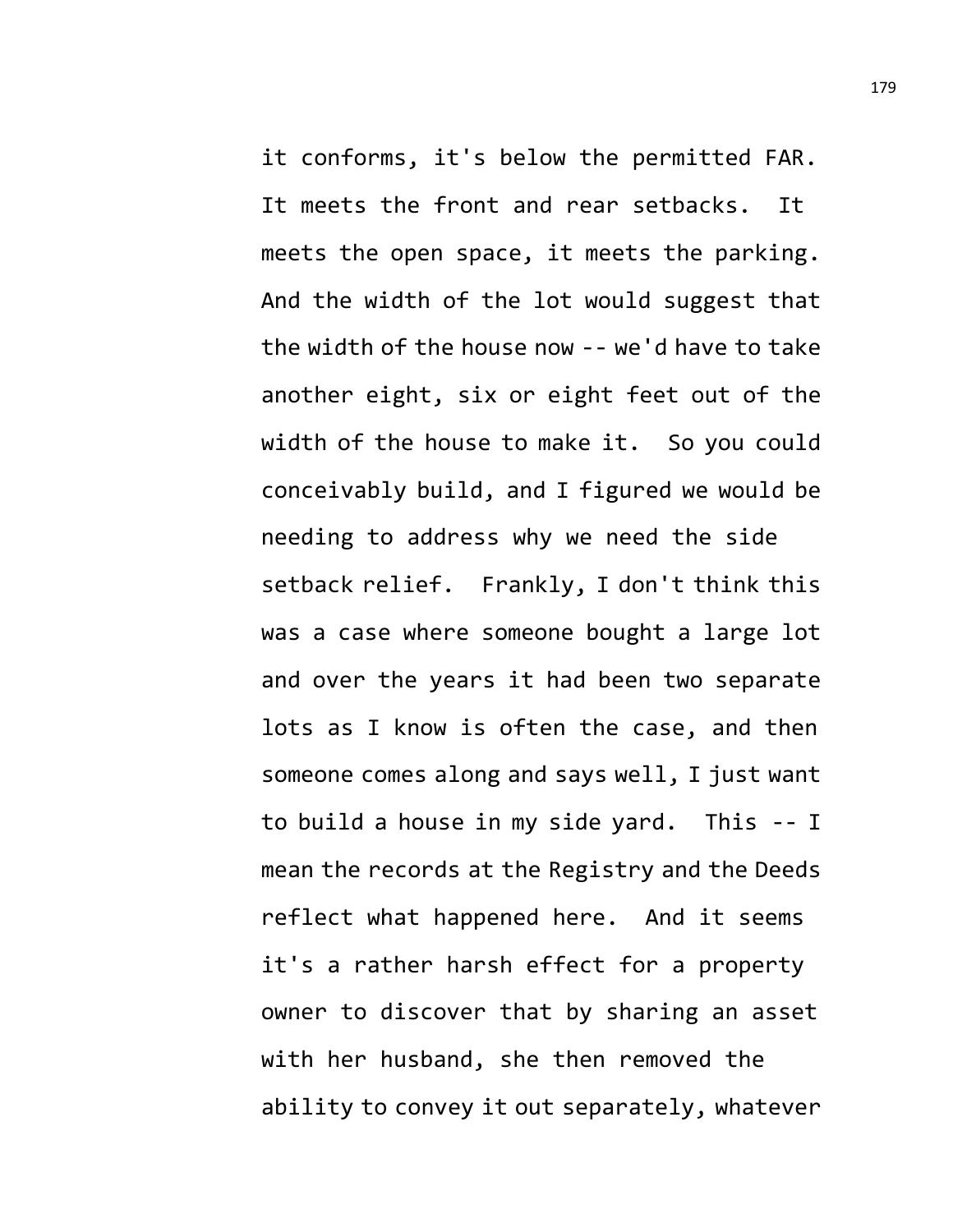it conforms, it's below the permitted FAR. It meets the front and rear setbacks. It meets the open space, it meets the parking. And the width of the lot would suggest that the width of the house now -- we'd have to take another eight, six or eight feet out of the width of the house to make it. So you could conceivably build, and I figured we would be needing to address why we need the side setback relief. Frankly, I don't think this was a case where someone bought a large lot and over the years it had been two separate lots as I know is often the case, and then someone comes along and says well, I just want to build a house in my side yard. This -- I mean the records at the Registry and the Deeds reflect what happened here. And it seems it's a rather harsh effect for a property owner to discover that by sharing an asset with her husband, she then removed the ability to convey it out separately, whatever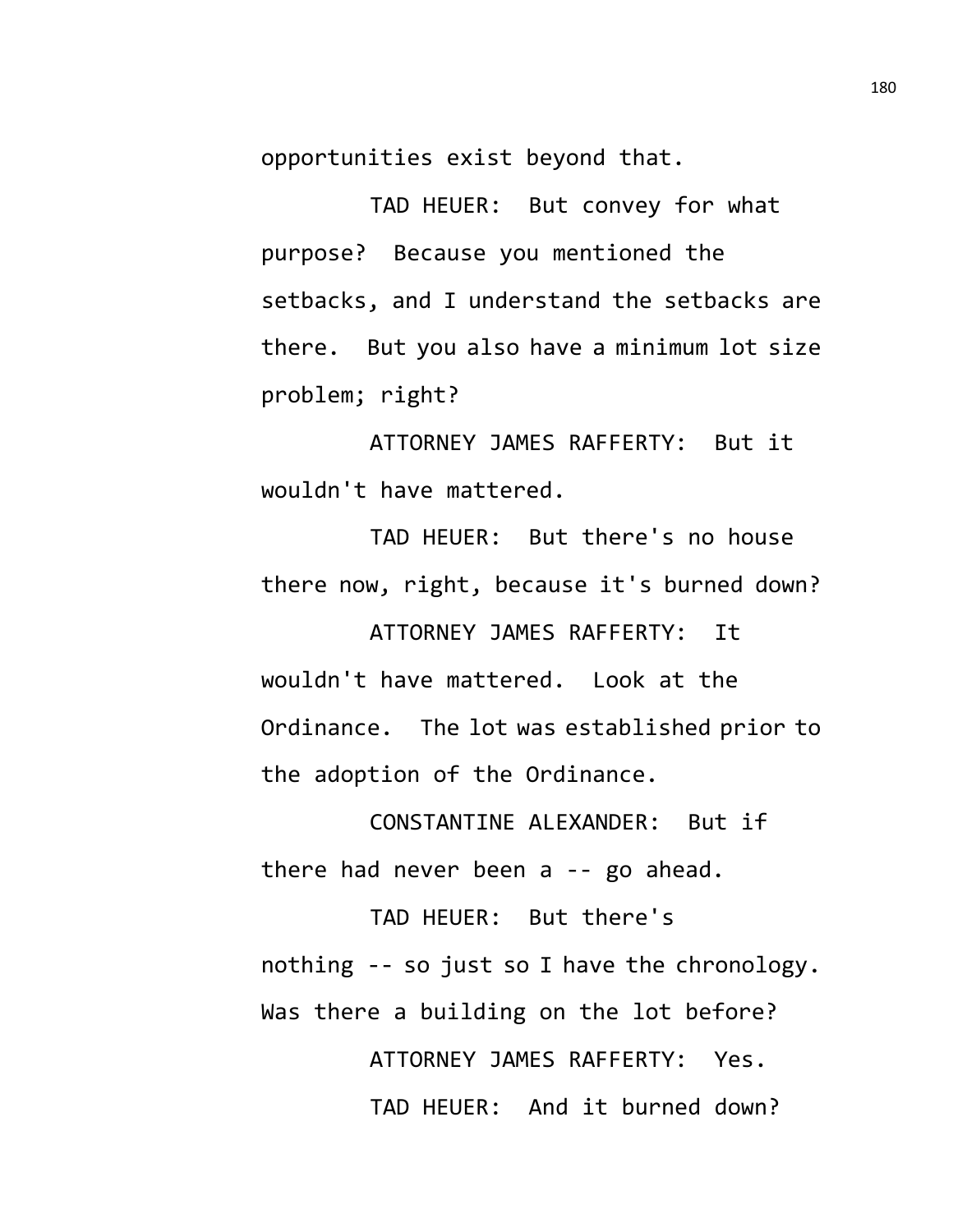opportunities exist beyond that.

TAD HEUER: But convey for what purpose? Because you mentioned the setbacks, and I understand the setbacks are there. But you also have a minimum lot size problem; right?

ATTORNEY JAMES RAFFERTY: But it wouldn't have mattered.

TAD HEUER: But there's no house there now, right, because it's burned down?

ATTORNEY JAMES RAFFERTY: It wouldn't have mattered. Look at the Ordinance. The lot was established prior to the adoption of the Ordinance.

CONSTANTINE ALEXANDER: But if there had never been a -- go ahead.

TAD HEUER: But there's nothing -- so just so I have the chronology. Was there a building on the lot before?

ATTORNEY JAMES RAFFERTY: Yes.

TAD HEUER: And it burned down?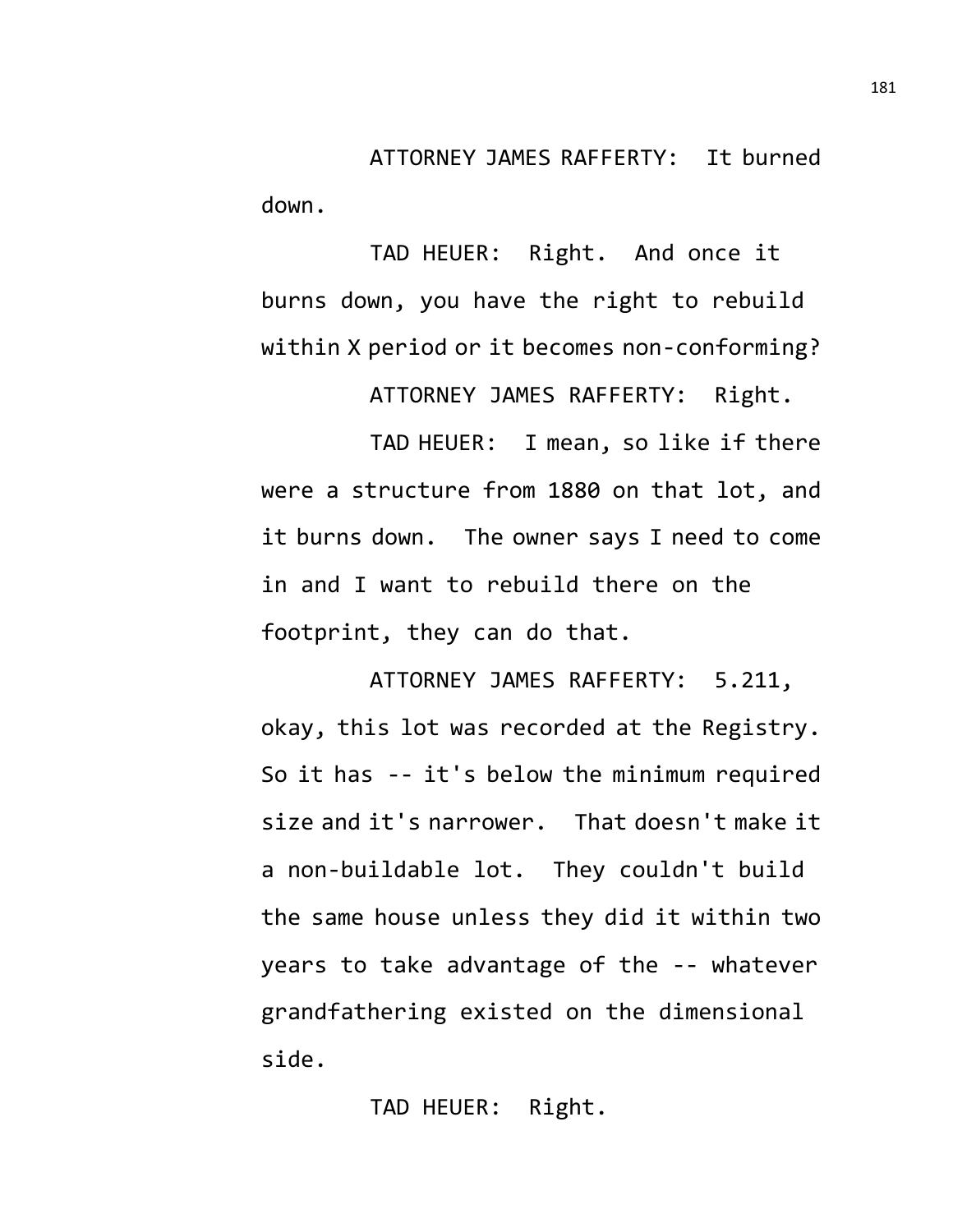ATTORNEY JAMES RAFFERTY: It burned down.

TAD HEUER: Right. And once it burns down, you have the right to rebuild within X period or it becomes non-conforming?

ATTORNEY JAMES RAFFERTY: Right.

TAD HEUER: I mean, so like if there were a structure from 1880 on that lot, and it burns down. The owner says I need to come in and I want to rebuild there on the footprint, they can do that.

ATTORNEY JAMES RAFFERTY: 5.211, okay, this lot was recorded at the Registry. So it has -- it's below the minimum required size and it's narrower. That doesn't make it a non-buildable lot. They couldn't build the same house unless they did it within two years to take advantage of the -- whatever grandfathering existed on the dimensional side.

TAD HEUER: Right.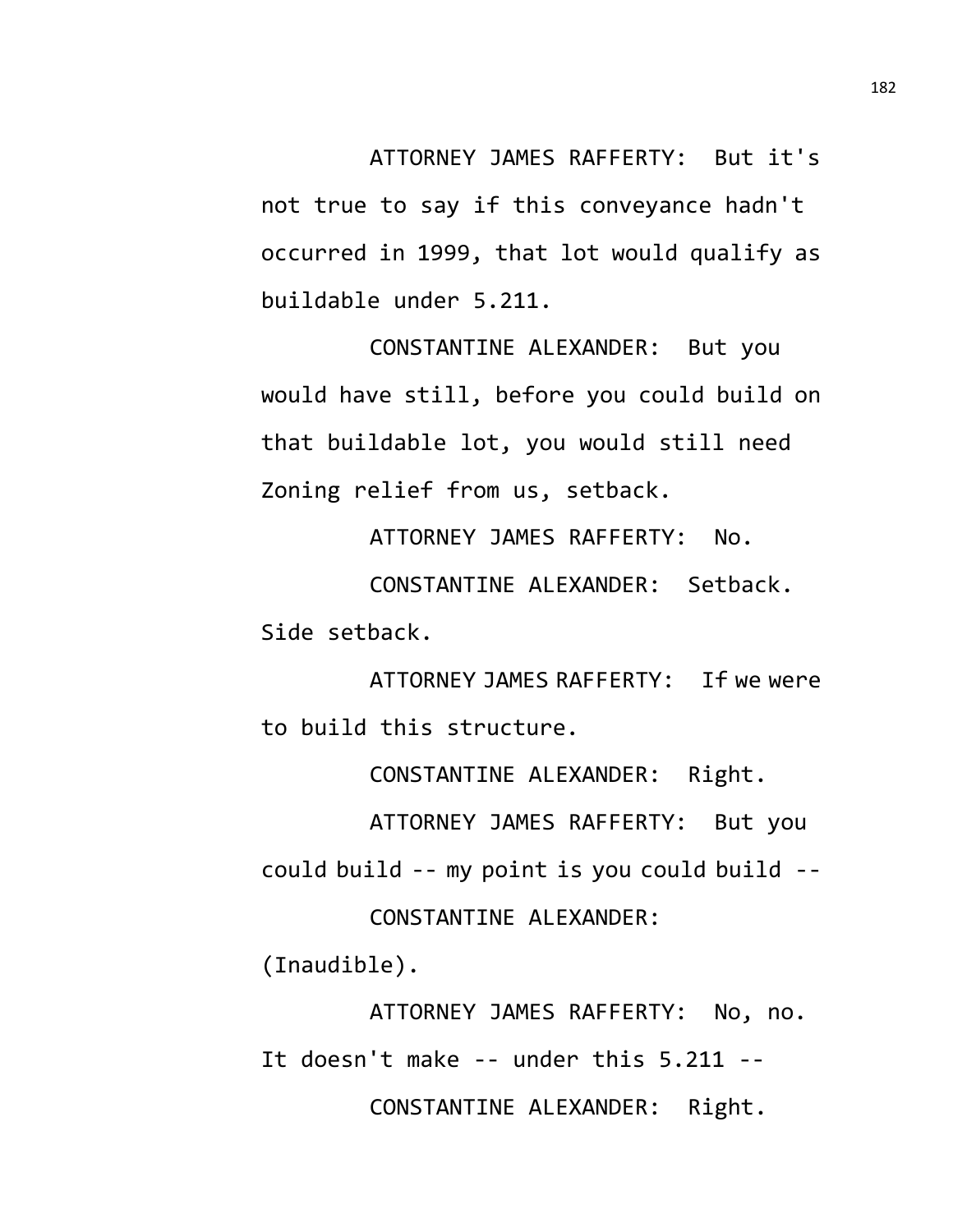ATTORNEY JAMES RAFFERTY: But it's not true to say if this conveyance hadn't occurred in 1999, that lot would qualify as buildable under 5.211.

CONSTANTINE ALEXANDER: But you would have still, before you could build on that buildable lot, you would still need Zoning relief from us, setback.

ATTORNEY JAMES RAFFERTY: No.

CONSTANTINE ALEXANDER: Setback. Side setback.

ATTORNEY JAMES RAFFERTY: If we were to build this structure.

CONSTANTINE ALEXANDER: Right.

ATTORNEY JAMES RAFFERTY: But you could build -- my point is you could build --

CONSTANTINE ALEXANDER: (Inaudible).

ATTORNEY JAMES RAFFERTY: No, no. It doesn't make -- under this 5.211 --

CONSTANTINE ALEXANDER: Right.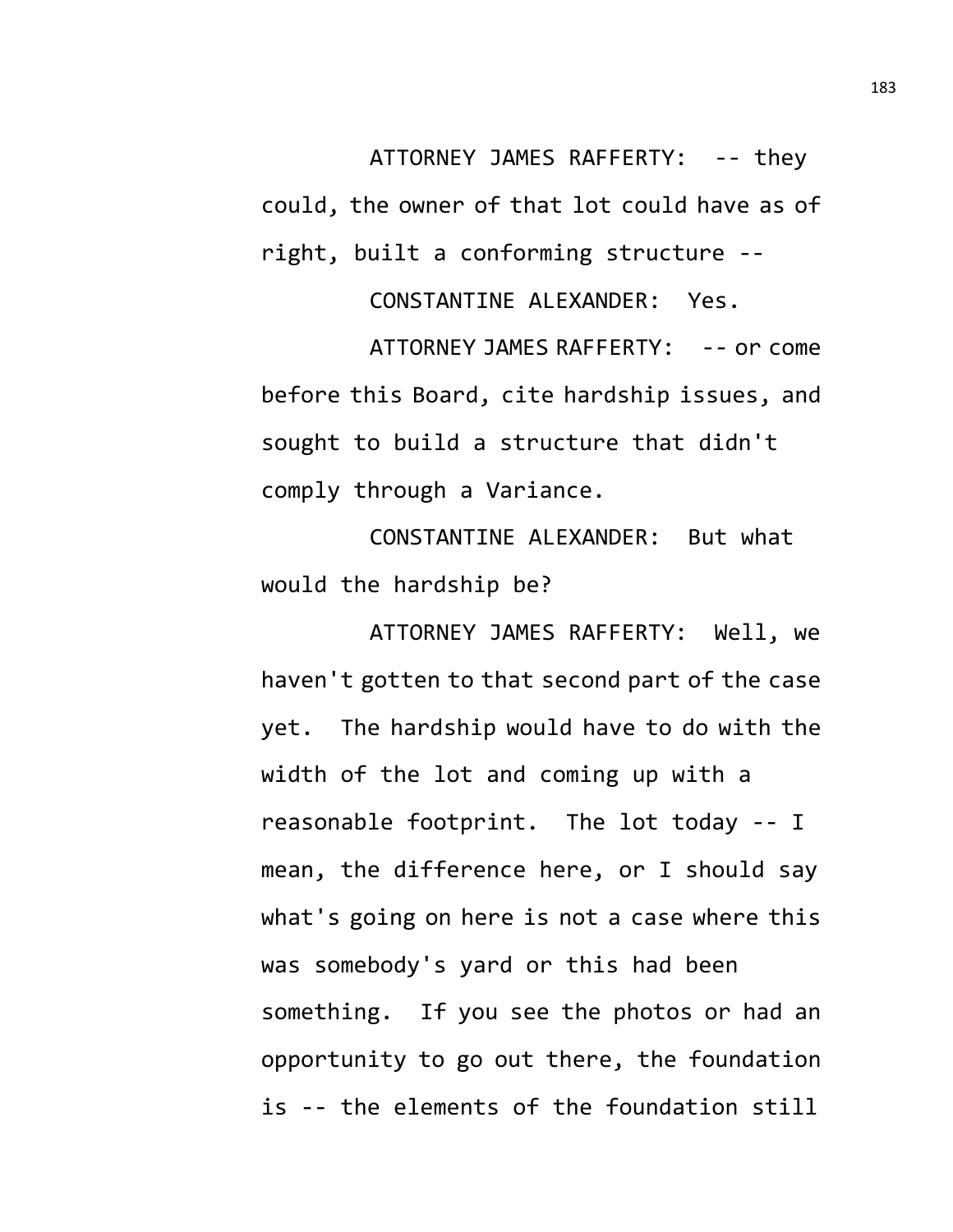ATTORNEY JAMES RAFFERTY: -- they could, the owner of that lot could have as of right, built a conforming structure --

CONSTANTINE ALEXANDER: Yes.

ATTORNEY JAMES RAFFERTY: -- or come before this Board, cite hardship issues, and sought to build a structure that didn't comply through a Variance.

CONSTANTINE ALEXANDER: But what would the hardship be?

ATTORNEY JAMES RAFFERTY: Well, we haven't gotten to that second part of the case yet. The hardship would have to do with the width of the lot and coming up with a reasonable footprint. The lot today -- I mean, the difference here, or I should say what's going on here is not a case where this was somebody's yard or this had been something. If you see the photos or had an opportunity to go out there, the foundation is -- the elements of the foundation still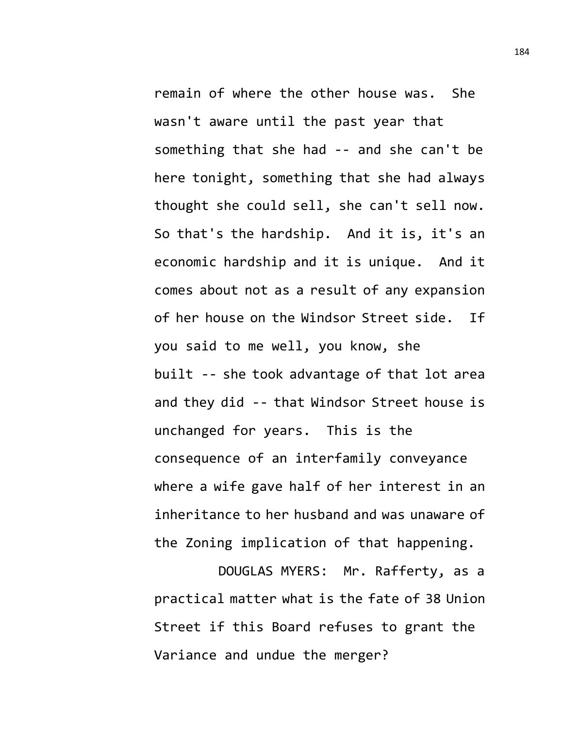remain of where the other house was. She wasn't aware until the past year that something that she had -- and she can't be here tonight, something that she had always thought she could sell, she can't sell now. So that's the hardship. And it is, it's an economic hardship and it is unique. And it comes about not as a result of any expansion of her house on the Windsor Street side. If you said to me well, you know, she built -- she took advantage of that lot area and they did -- that Windsor Street house is unchanged for years. This is the consequence of an interfamily conveyance where a wife gave half of her interest in an inheritance to her husband and was unaware of the Zoning implication of that happening.

DOUGLAS MYERS: Mr. Rafferty, as a practical matter what is the fate of 38 Union Street if this Board refuses to grant the Variance and undue the merger?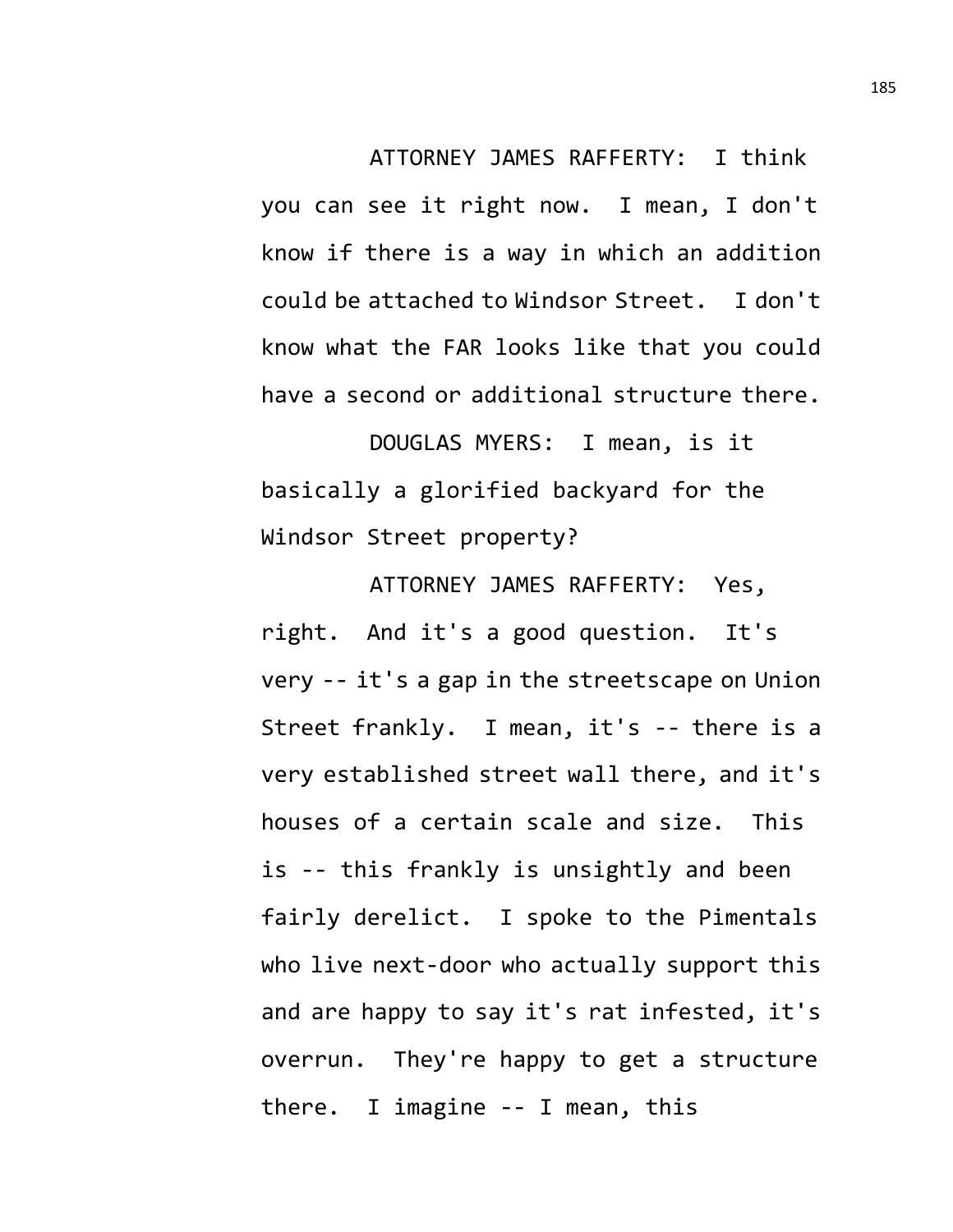ATTORNEY JAMES RAFFERTY: I think you can see it right now. I mean, I don't know if there is a way in which an addition could be attached to Windsor Street. I don't know what the FAR looks like that you could have a second or additional structure there.

DOUGLAS MYERS: I mean, is it basically a glorified backyard for the Windsor Street property?

ATTORNEY JAMES RAFFERTY: Yes, right. And it's a good question. It's very -- it's a gap in the streetscape on Union Street frankly. I mean, it's -- there is a very established street wall there, and it's houses of a certain scale and size. This is -- this frankly is unsightly and been fairly derelict. I spoke to the Pimentals who live next-door who actually support this and are happy to say it's rat infested, it's overrun. They're happy to get a structure there. I imagine -- I mean, this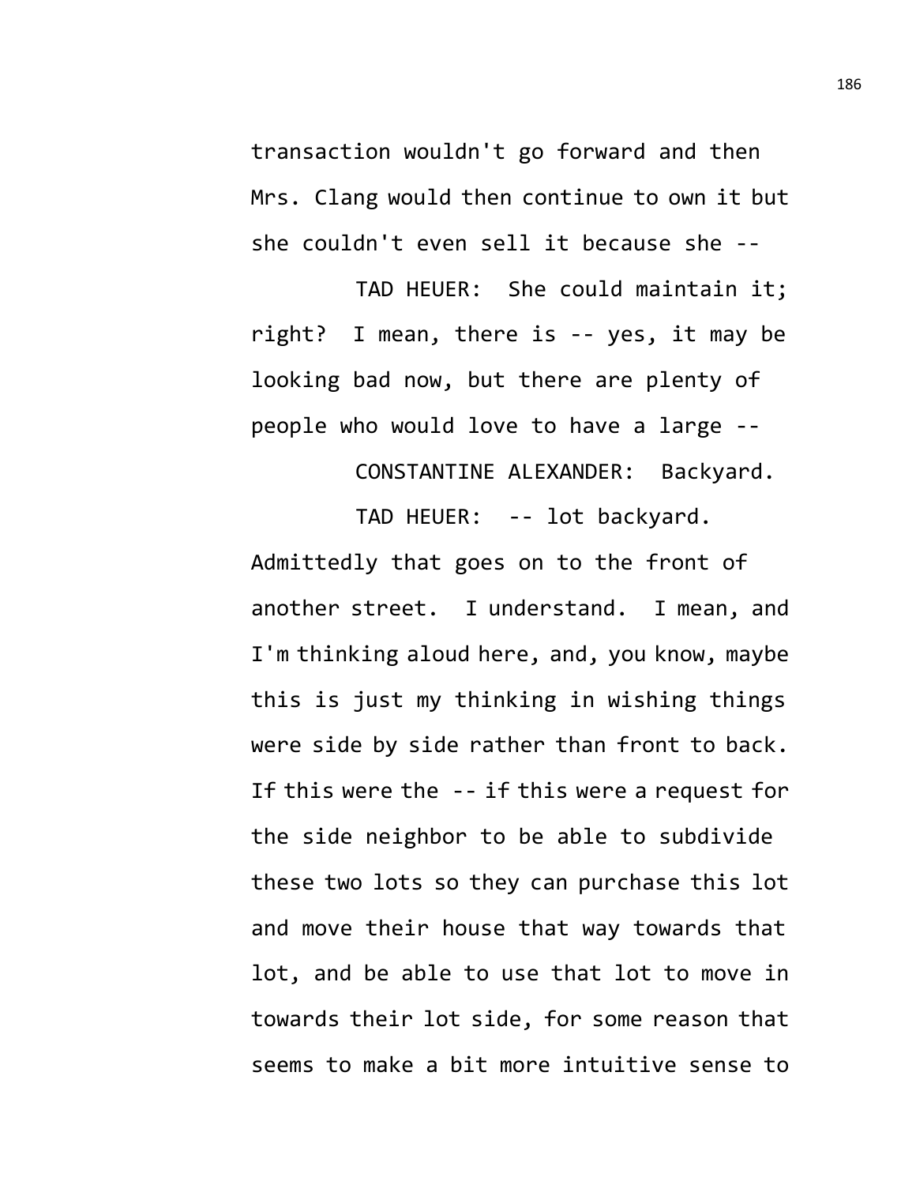transaction wouldn't go forward and then Mrs. Clang would then continue to own it but she couldn't even sell it because she --

TAD HEUER: She could maintain it; right? I mean, there is -- yes, it may be looking bad now, but there are plenty of people who would love to have a large --

CONSTANTINE ALEXANDER: Backyard.

TAD HEUER: -- lot backyard. Admittedly that goes on to the front of another street. I understand. I mean, and I'm thinking aloud here, and, you know, maybe this is just my thinking in wishing things were side by side rather than front to back. If this were the -- if this were a request for the side neighbor to be able to subdivide these two lots so they can purchase this lot and move their house that way towards that lot, and be able to use that lot to move in towards their lot side, for some reason that seems to make a bit more intuitive sense to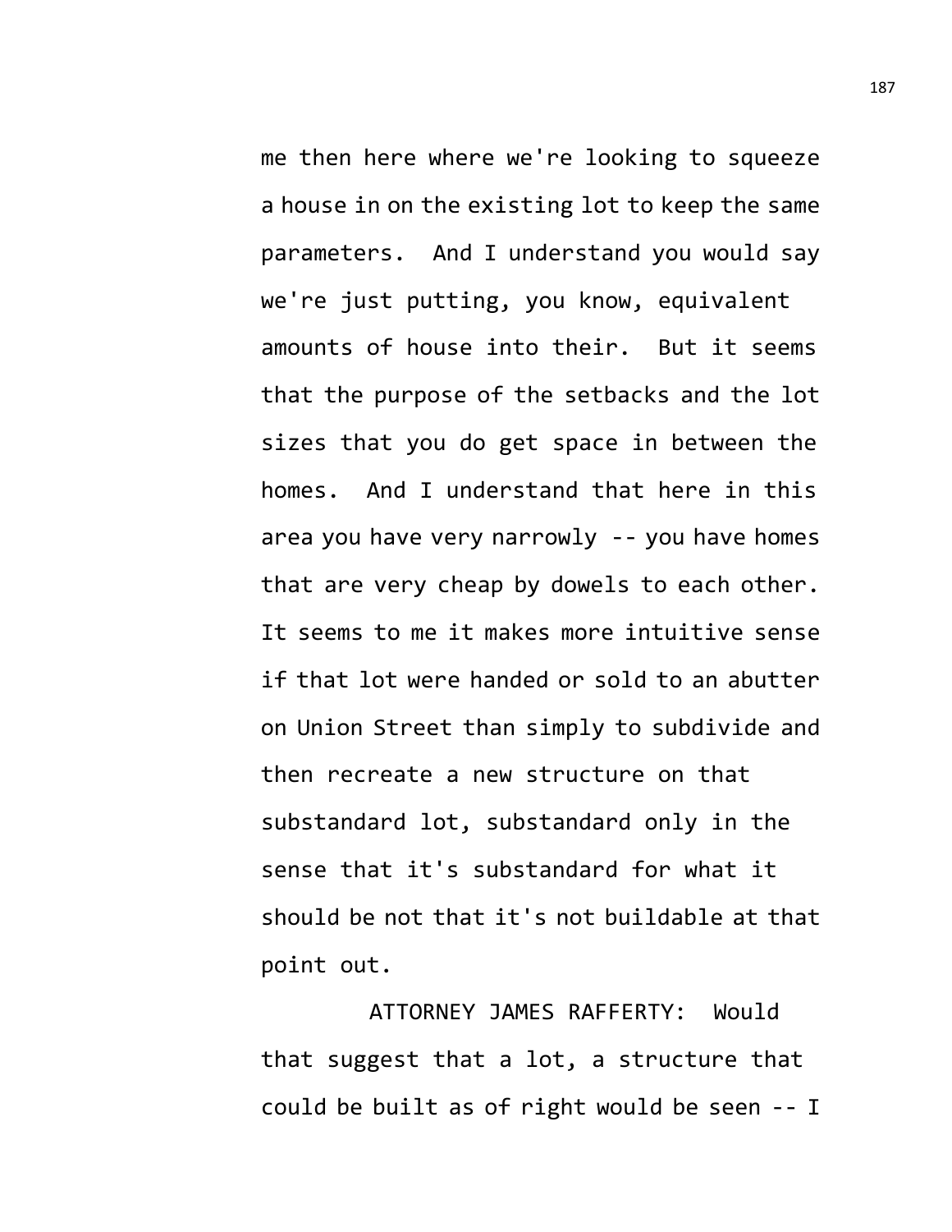me then here where we're looking to squeeze a house in on the existing lot to keep the same parameters. And I understand you would say we're just putting, you know, equivalent amounts of house into their. But it seems that the purpose of the setbacks and the lot sizes that you do get space in between the homes. And I understand that here in this area you have very narrowly -- you have homes that are very cheap by dowels to each other. It seems to me it makes more intuitive sense if that lot were handed or sold to an abutter on Union Street than simply to subdivide and then recreate a new structure on that substandard lot, substandard only in the sense that it's substandard for what it should be not that it's not buildable at that point out.

ATTORNEY JAMES RAFFERTY: Would that suggest that a lot, a structure that could be built as of right would be seen -- I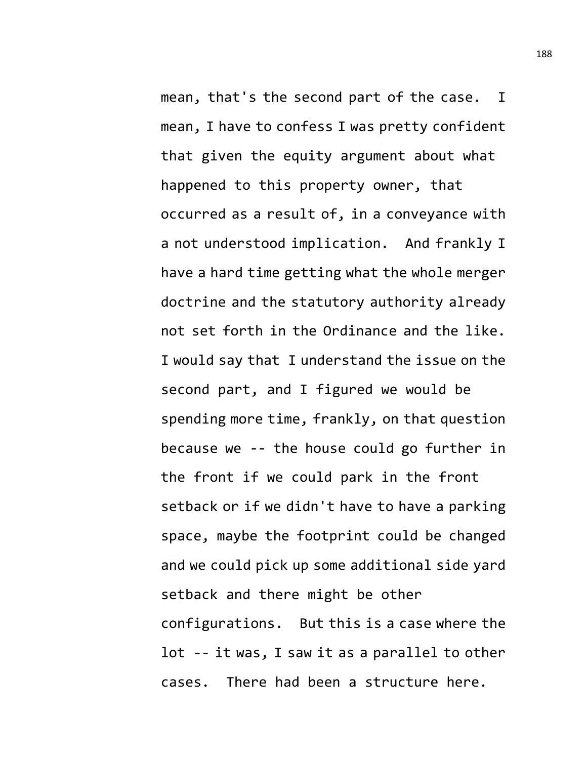mean, that's the second part of the case. I mean, I have to confess I was pretty confident that given the equity argument about what happened to this property owner, that occurred as a result of, in a conveyance with a not understood implication. And frankly I have a hard time getting what the whole merger doctrine and the statutory authority already not set forth in the Ordinance and the like. I would say that I understand the issue on the second part, and I figured we would be spending more time, frankly, on that question because we -- the house could go further in the front if we could park in the front setback or if we didn't have to have a parking space, maybe the footprint could be changed and we could pick up some additional side yard setback and there might be other configurations. But this is a case where the lot -- it was, I saw it as a parallel to other cases. There had been a structure here.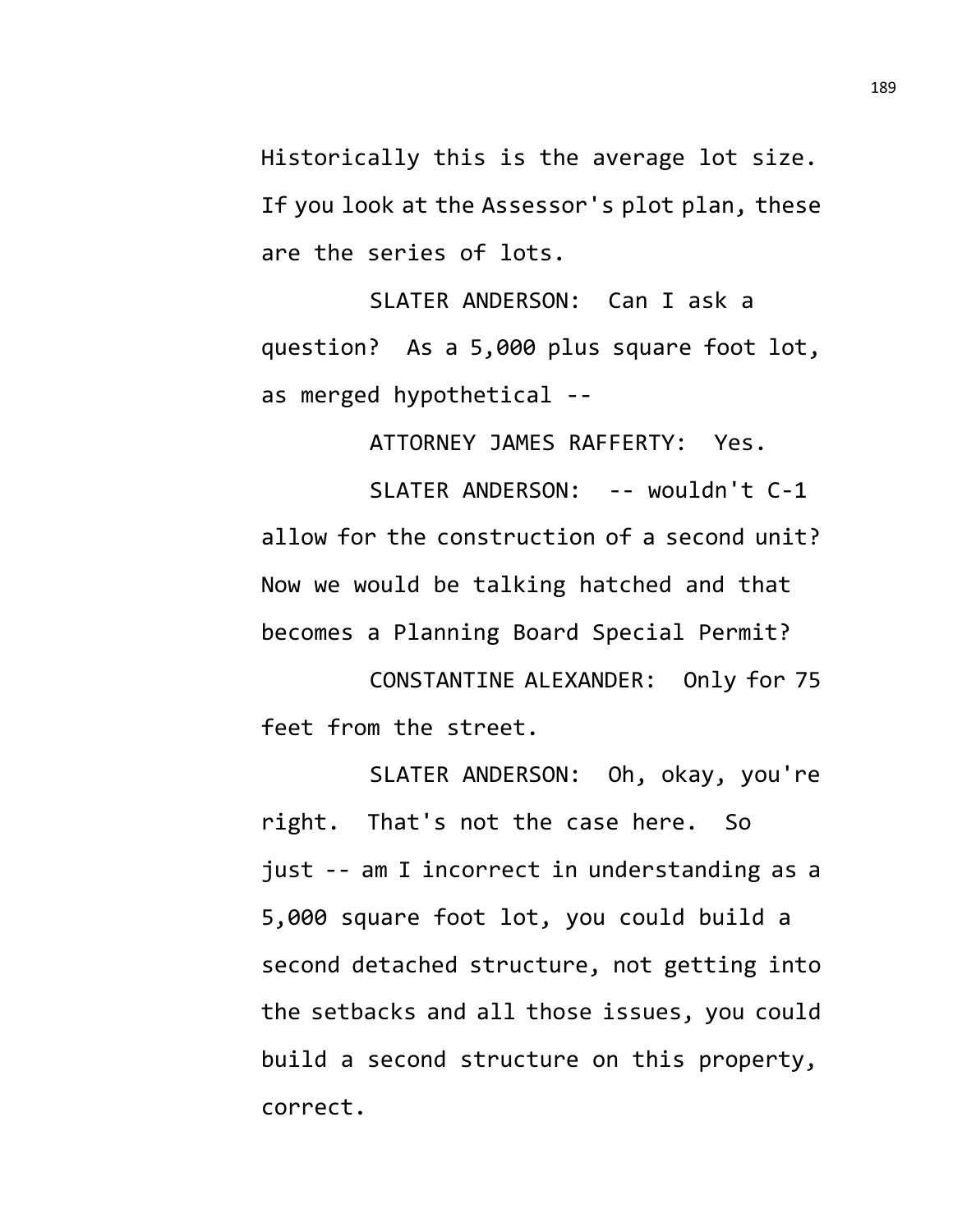Historically this is the average lot size. If you look at the Assessor's plot plan, these are the series of lots.

SLATER ANDERSON: Can I ask a question? As a 5,000 plus square foot lot, as merged hypothetical --

ATTORNEY JAMES RAFFERTY: Yes.

SLATER ANDERSON: -- wouldn't C-1 allow for the construction of a second unit? Now we would be talking hatched and that becomes a Planning Board Special Permit?

CONSTANTINE ALEXANDER: Only for 75 feet from the street.

SLATER ANDERSON: Oh, okay, you're right. That's not the case here. So just -- am I incorrect in understanding as a 5,000 square foot lot, you could build a second detached structure, not getting into the setbacks and all those issues, you could build a second structure on this property, correct.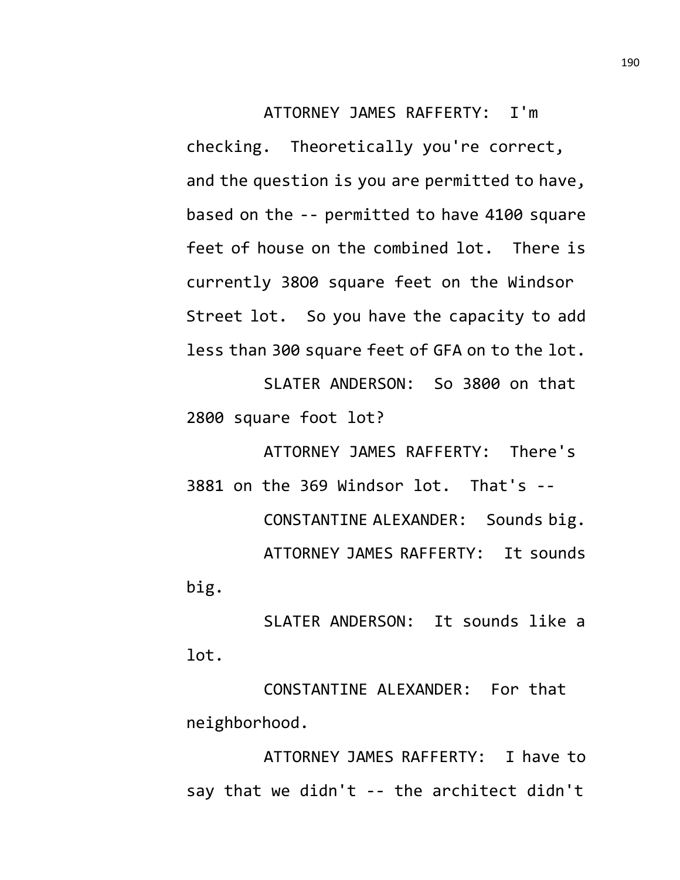ATTORNEY JAMES RAFFERTY: I'm checking. Theoretically you're correct, and the question is you are permitted to have, based on the -- permitted to have 4100 square feet of house on the combined lot. There is currently 38O0 square feet on the Windsor Street lot. So you have the capacity to add less than 300 square feet of GFA on to the lot.

SLATER ANDERSON: So 3800 on that 2800 square foot lot?

ATTORNEY JAMES RAFFERTY: There's 3881 on the 369 Windsor lot. That's --

CONSTANTINE ALEXANDER: Sounds big.

ATTORNEY JAMES RAFFERTY: It sounds big.

SLATER ANDERSON: It sounds like a lot.

CONSTANTINE ALEXANDER: For that neighborhood.

ATTORNEY JAMES RAFFERTY: I have to say that we didn't -- the architect didn't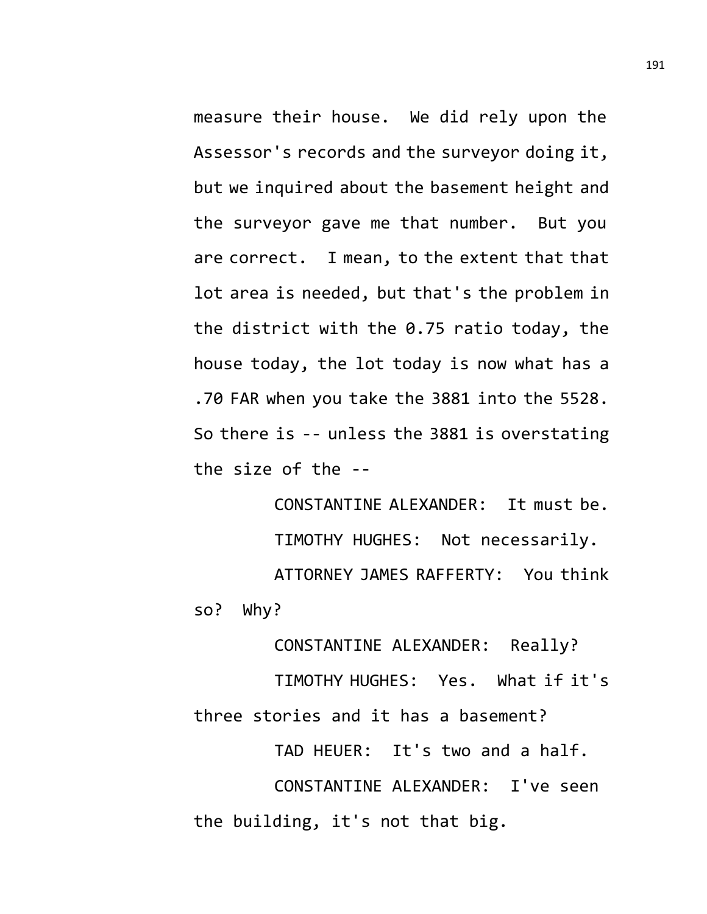measure their house. We did rely upon the Assessor's records and the surveyor doing it, but we inquired about the basement height and the surveyor gave me that number. But you are correct. I mean, to the extent that that lot area is needed, but that's the problem in the district with the 0.75 ratio today, the house today, the lot today is now what has a .70 FAR when you take the 3881 into the 5528. So there is -- unless the 3881 is overstating the size of the --

CONSTANTINE ALEXANDER: It must be.

TIMOTHY HUGHES: Not necessarily.

ATTORNEY JAMES RAFFERTY: You think so? Why?

CONSTANTINE ALEXANDER: Really?

TIMOTHY HUGHES: Yes. What if it's three stories and it has a basement?

TAD HEUER: It's two and a half.

CONSTANTINE ALEXANDER: I've seen the building, it's not that big.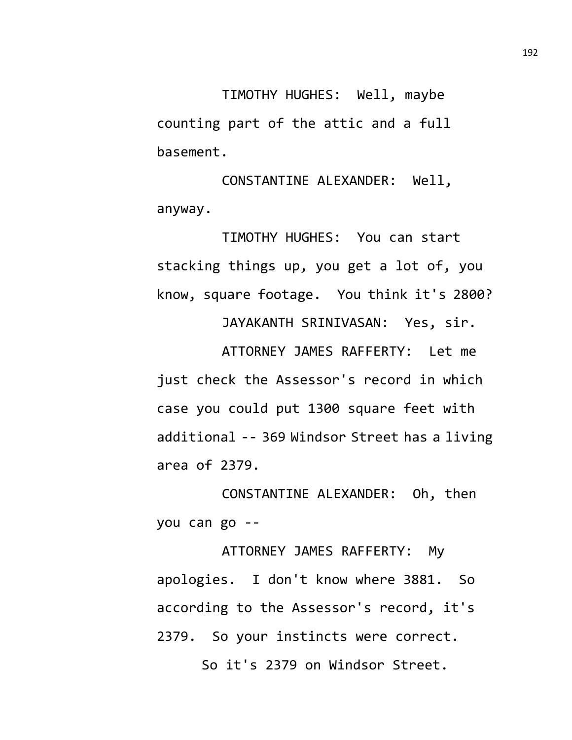TIMOTHY HUGHES: Well, maybe counting part of the attic and a full basement.

CONSTANTINE ALEXANDER: Well, anyway.

TIMOTHY HUGHES: You can start stacking things up, you get a lot of, you know, square footage. You think it's 2800?

JAYAKANTH SRINIVASAN: Yes, sir.

ATTORNEY JAMES RAFFERTY: Let me just check the Assessor's record in which case you could put 1300 square feet with additional -- 369 Windsor Street has a living area of 2379.

CONSTANTINE ALEXANDER: Oh, then you can go --

ATTORNEY JAMES RAFFERTY: My apologies. I don't know where 3881. So according to the Assessor's record, it's 2379. So your instincts were correct.

So it's 2379 on Windsor Street.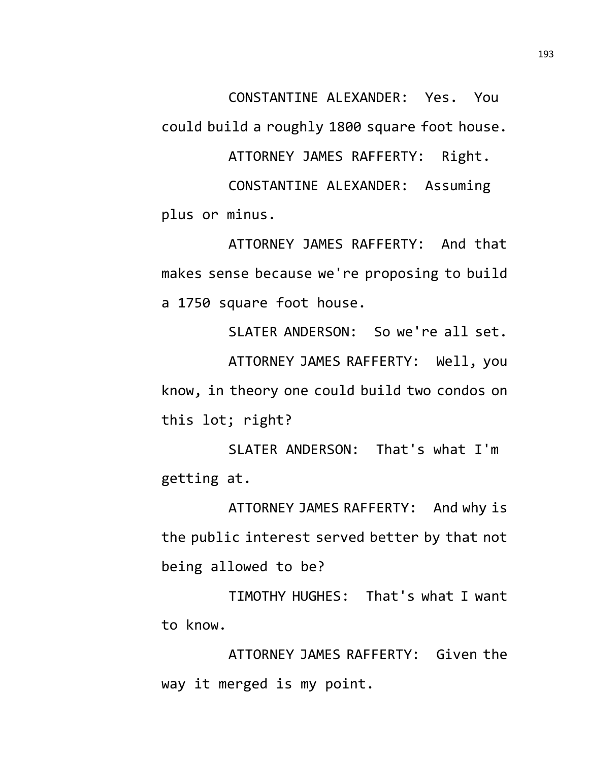CONSTANTINE ALEXANDER: Yes. You could build a roughly 1800 square foot house.

ATTORNEY JAMES RAFFERTY: Right.

CONSTANTINE ALEXANDER: Assuming plus or minus.

ATTORNEY JAMES RAFFERTY: And that makes sense because we're proposing to build a 1750 square foot house.

SLATER ANDERSON: So we're all set.

ATTORNEY JAMES RAFFERTY: Well, you know, in theory one could build two condos on this lot; right?

SLATER ANDERSON: That's what I'm getting at.

ATTORNEY JAMES RAFFERTY: And why is the public interest served better by that not being allowed to be?

TIMOTHY HUGHES: That's what I want to know.

ATTORNEY JAMES RAFFERTY: Given the way it merged is my point.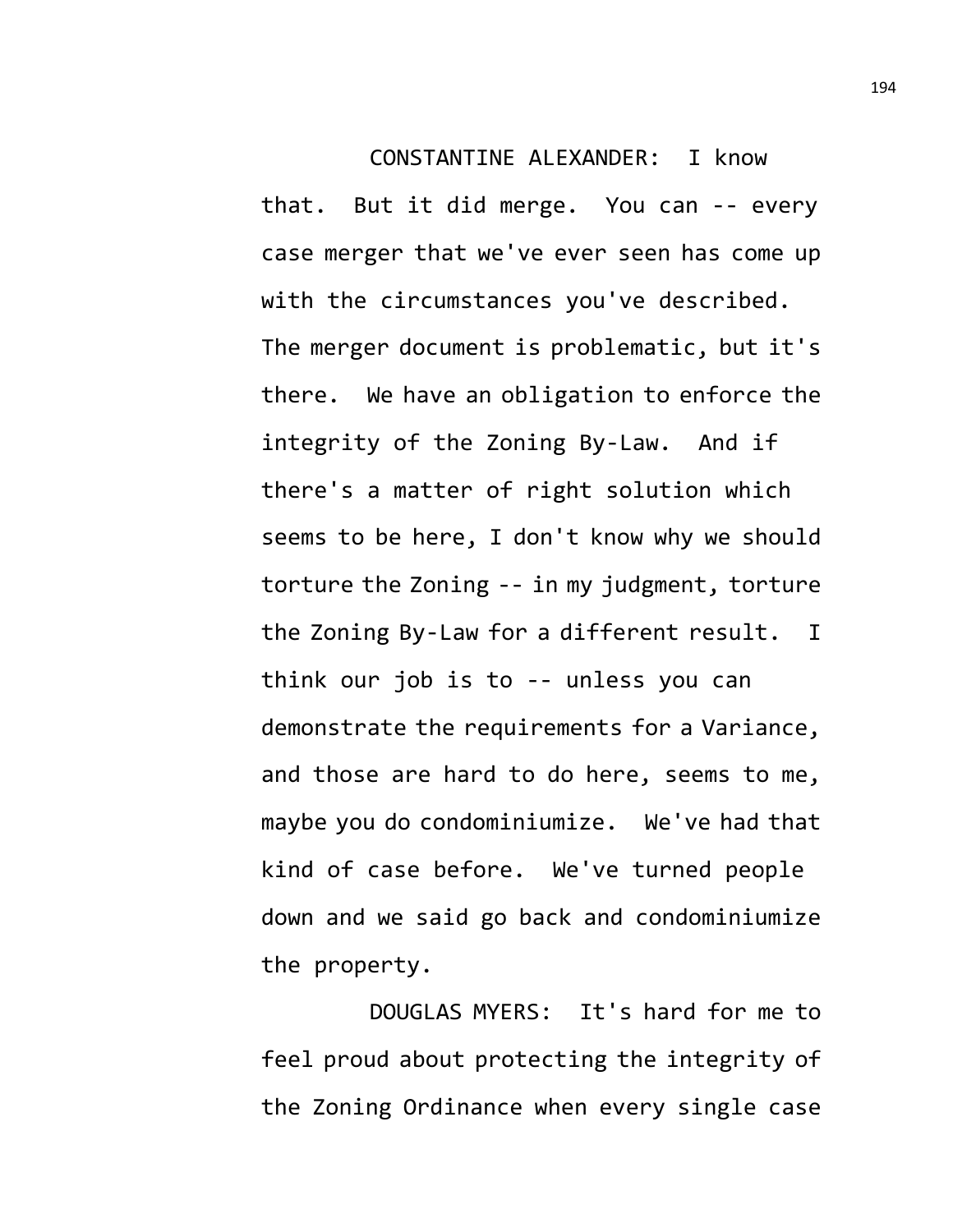CONSTANTINE ALEXANDER: I know that. But it did merge. You can -- every case merger that we've ever seen has come up with the circumstances you've described. The merger document is problematic, but it's there. We have an obligation to enforce the integrity of the Zoning By-Law. And if there's a matter of right solution which seems to be here, I don't know why we should torture the Zoning -- in my judgment, torture the Zoning By-Law for a different result. I think our job is to -- unless you can demonstrate the requirements for a Variance, and those are hard to do here, seems to me, maybe you do condominiumize. We've had that kind of case before. We've turned people down and we said go back and condominiumize the property.

DOUGLAS MYERS: It's hard for me to feel proud about protecting the integrity of the Zoning Ordinance when every single case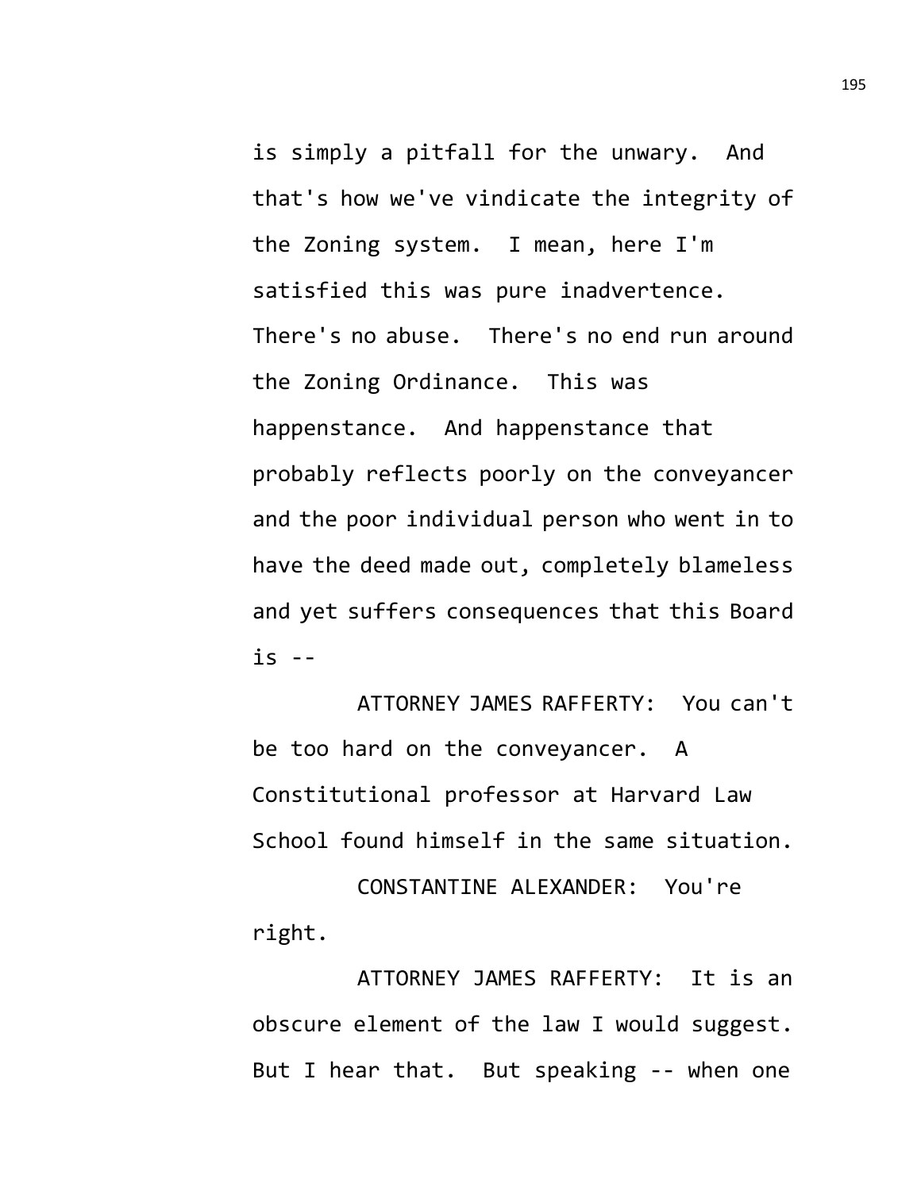is simply a pitfall for the unwary. And that's how we've vindicate the integrity of the Zoning system. I mean, here I'm satisfied this was pure inadvertence. There's no abuse. There's no end run around the Zoning Ordinance. This was happenstance. And happenstance that probably reflects poorly on the conveyancer and the poor individual person who went in to have the deed made out, completely blameless and yet suffers consequences that this Board is --

ATTORNEY JAMES RAFFERTY: You can't be too hard on the conveyancer. A Constitutional professor at Harvard Law School found himself in the same situation.

CONSTANTINE ALEXANDER: You're right.

ATTORNEY JAMES RAFFERTY: It is an obscure element of the law I would suggest. But I hear that. But speaking -- when one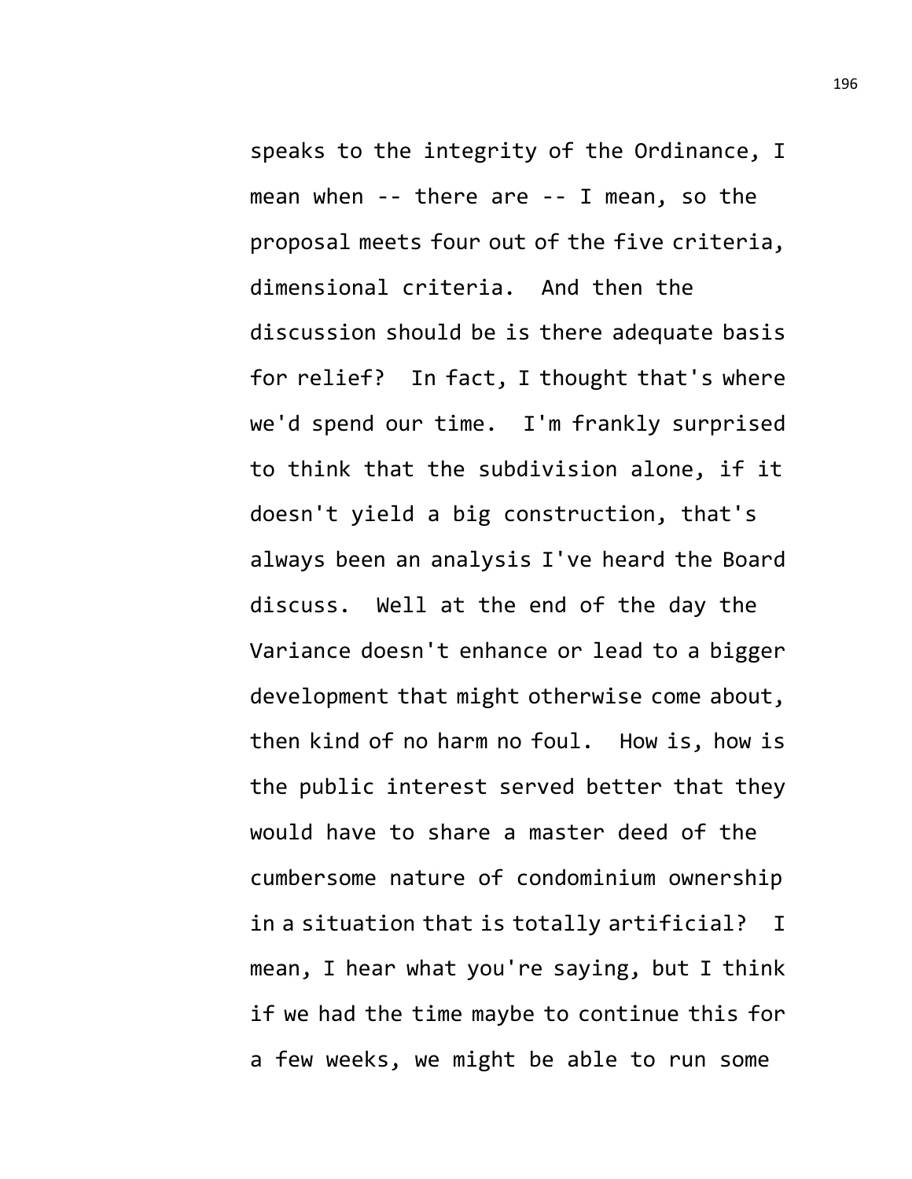speaks to the integrity of the Ordinance, I mean when -- there are -- I mean, so the proposal meets four out of the five criteria, dimensional criteria. And then the discussion should be is there adequate basis for relief? In fact, I thought that's where we'd spend our time. I'm frankly surprised to think that the subdivision alone, if it doesn't yield a big construction, that's always been an analysis I've heard the Board discuss. Well at the end of the day the Variance doesn't enhance or lead to a bigger development that might otherwise come about, then kind of no harm no foul. How is, how is the public interest served better that they would have to share a master deed of the cumbersome nature of condominium ownership in a situation that is totally artificial? I mean, I hear what you're saying, but I think if we had the time maybe to continue this for a few weeks, we might be able to run some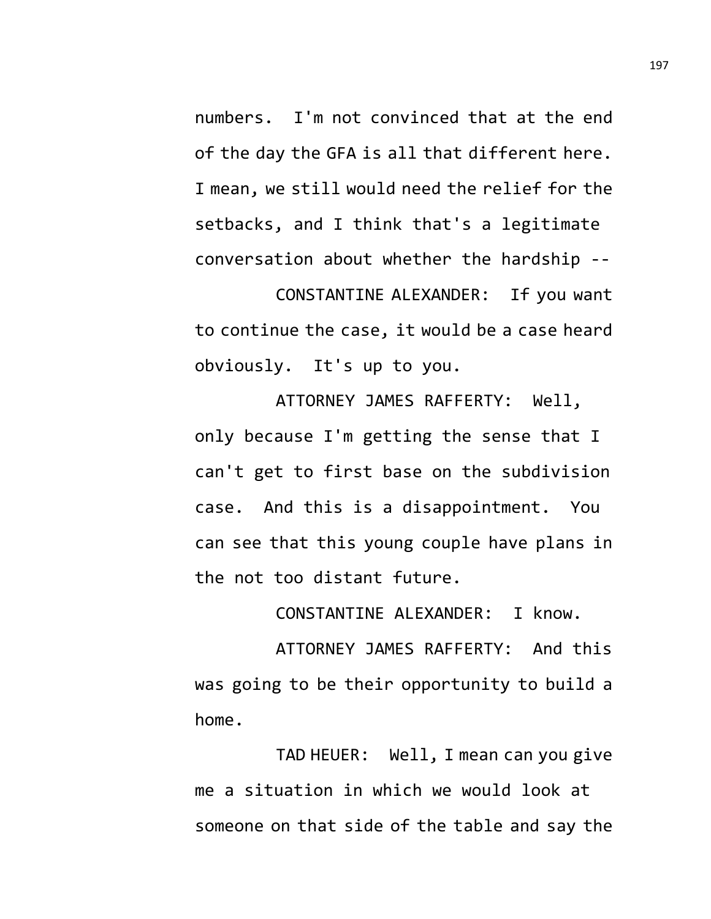numbers. I'm not convinced that at the end of the day the GFA is all that different here. I mean, we still would need the relief for the setbacks, and I think that's a legitimate conversation about whether the hardship --

CONSTANTINE ALEXANDER: If you want to continue the case, it would be a case heard obviously. It's up to you.

ATTORNEY JAMES RAFFERTY: Well, only because I'm getting the sense that I can't get to first base on the subdivision case. And this is a disappointment. You can see that this young couple have plans in the not too distant future.

CONSTANTINE ALEXANDER: I know.

ATTORNEY JAMES RAFFERTY: And this was going to be their opportunity to build a home.

TAD HEUER: Well, I mean can you give me a situation in which we would look at someone on that side of the table and say the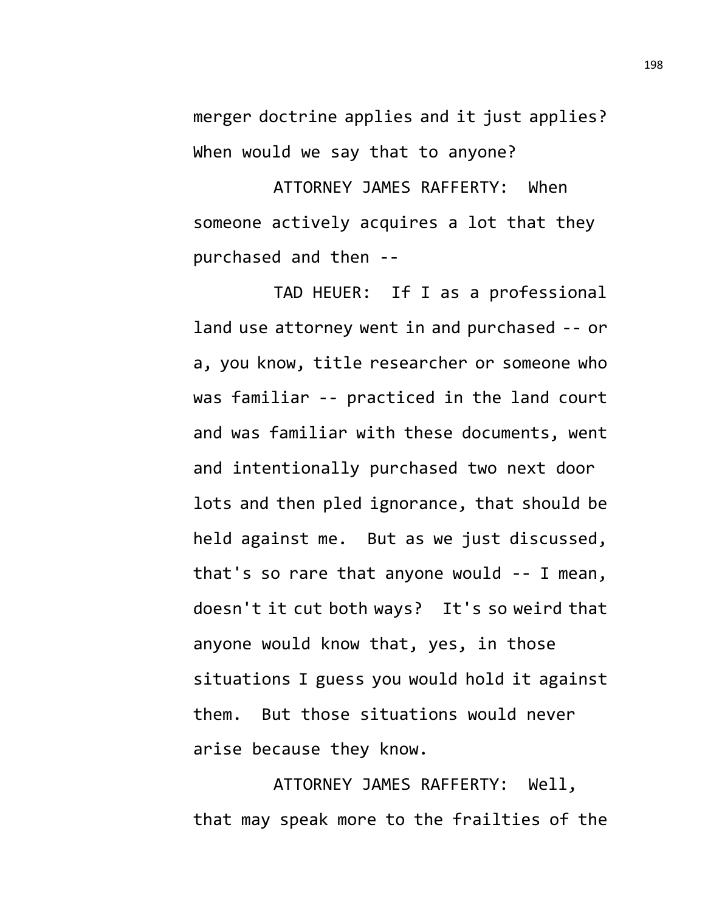merger doctrine applies and it just applies? When would we say that to anyone?

ATTORNEY JAMES RAFFERTY: When someone actively acquires a lot that they purchased and then --

TAD HEUER: If I as a professional land use attorney went in and purchased -- or a, you know, title researcher or someone who was familiar -- practiced in the land court and was familiar with these documents, went and intentionally purchased two next door lots and then pled ignorance, that should be held against me. But as we just discussed, that's so rare that anyone would -- I mean, doesn't it cut both ways? It's so weird that anyone would know that, yes, in those situations I guess you would hold it against them. But those situations would never arise because they know.

ATTORNEY JAMES RAFFERTY: Well, that may speak more to the frailties of the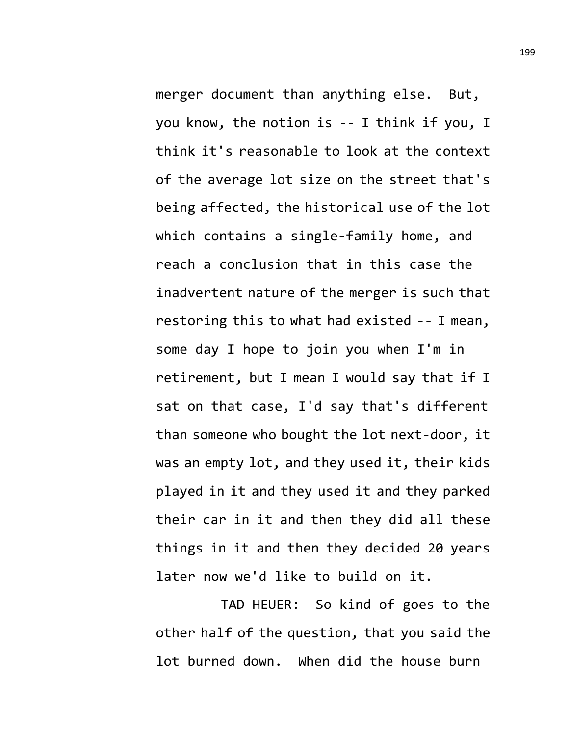merger document than anything else. But, you know, the notion is -- I think if you, I think it's reasonable to look at the context of the average lot size on the street that's being affected, the historical use of the lot which contains a single-family home, and reach a conclusion that in this case the inadvertent nature of the merger is such that restoring this to what had existed -- I mean, some day I hope to join you when I'm in retirement, but I mean I would say that if I sat on that case, I'd say that's different than someone who bought the lot next-door, it was an empty lot, and they used it, their kids played in it and they used it and they parked their car in it and then they did all these things in it and then they decided 20 years later now we'd like to build on it.

TAD HEUER: So kind of goes to the other half of the question, that you said the lot burned down. When did the house burn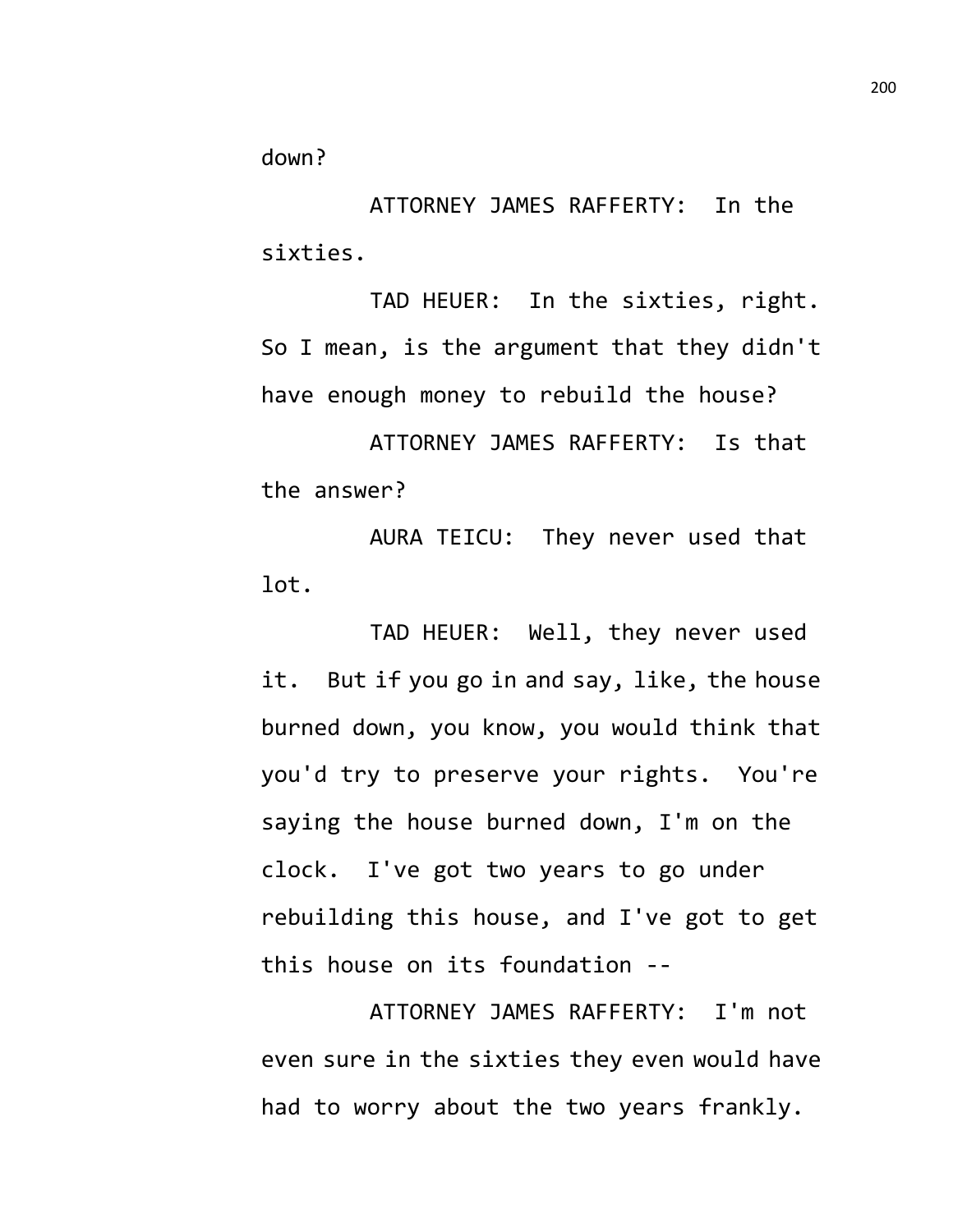down?

ATTORNEY JAMES RAFFERTY: In the sixties.

TAD HEUER: In the sixties, right. So I mean, is the argument that they didn't have enough money to rebuild the house?

ATTORNEY JAMES RAFFERTY: Is that the answer?

AURA TEICU: They never used that lot.

TAD HEUER: Well, they never used it. But if you go in and say, like, the house burned down, you know, you would think that you'd try to preserve your rights. You're saying the house burned down, I'm on the clock. I've got two years to go under rebuilding this house, and I've got to get this house on its foundation --

ATTORNEY JAMES RAFFERTY: I'm not even sure in the sixties they even would have had to worry about the two years frankly.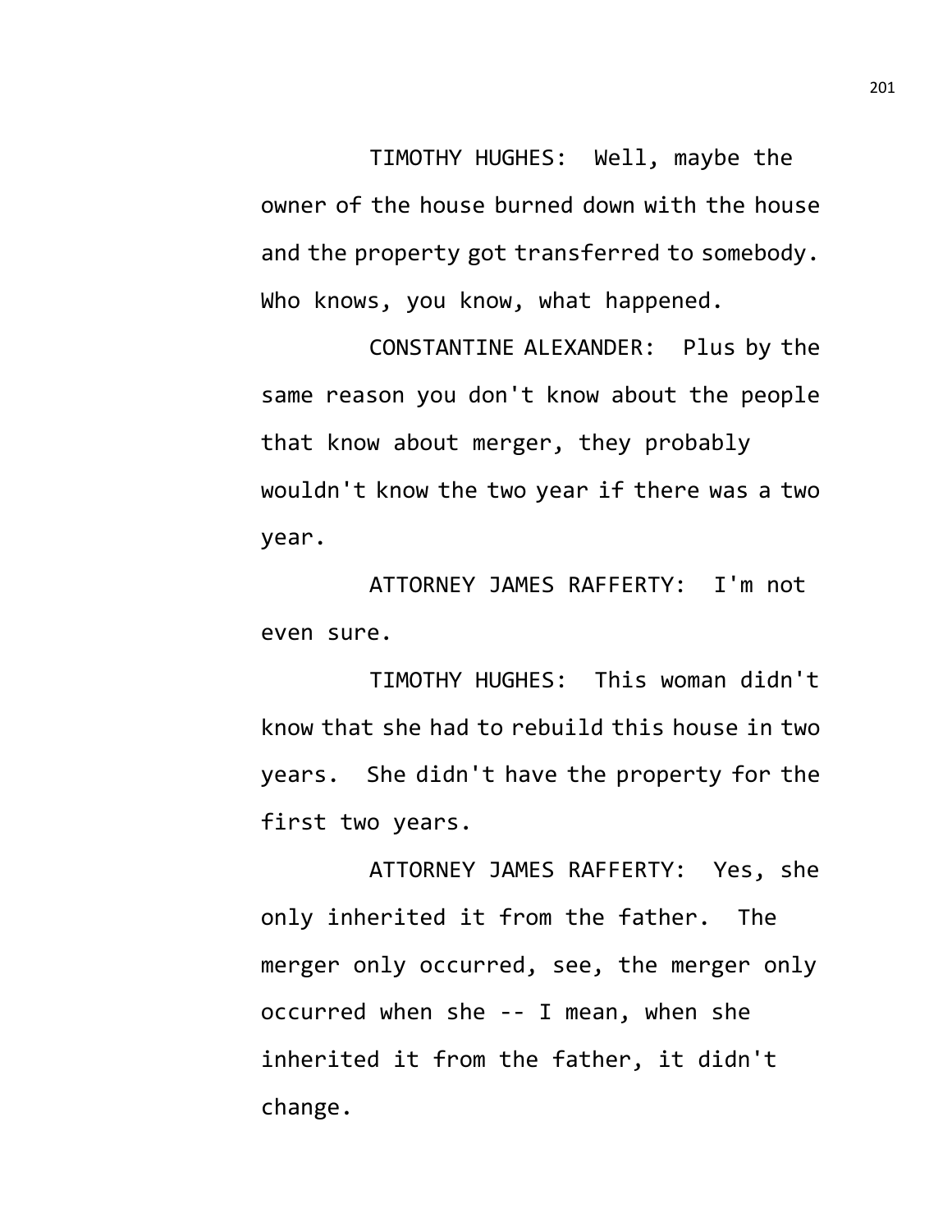TIMOTHY HUGHES: Well, maybe the owner of the house burned down with the house and the property got transferred to somebody. Who knows, you know, what happened.

CONSTANTINE ALEXANDER: Plus by the same reason you don't know about the people that know about merger, they probably wouldn't know the two year if there was a two year.

ATTORNEY JAMES RAFFERTY: I'm not even sure.

TIMOTHY HUGHES: This woman didn't know that she had to rebuild this house in two years. She didn't have the property for the first two years.

ATTORNEY JAMES RAFFERTY: Yes, she only inherited it from the father. The merger only occurred, see, the merger only occurred when she -- I mean, when she inherited it from the father, it didn't change.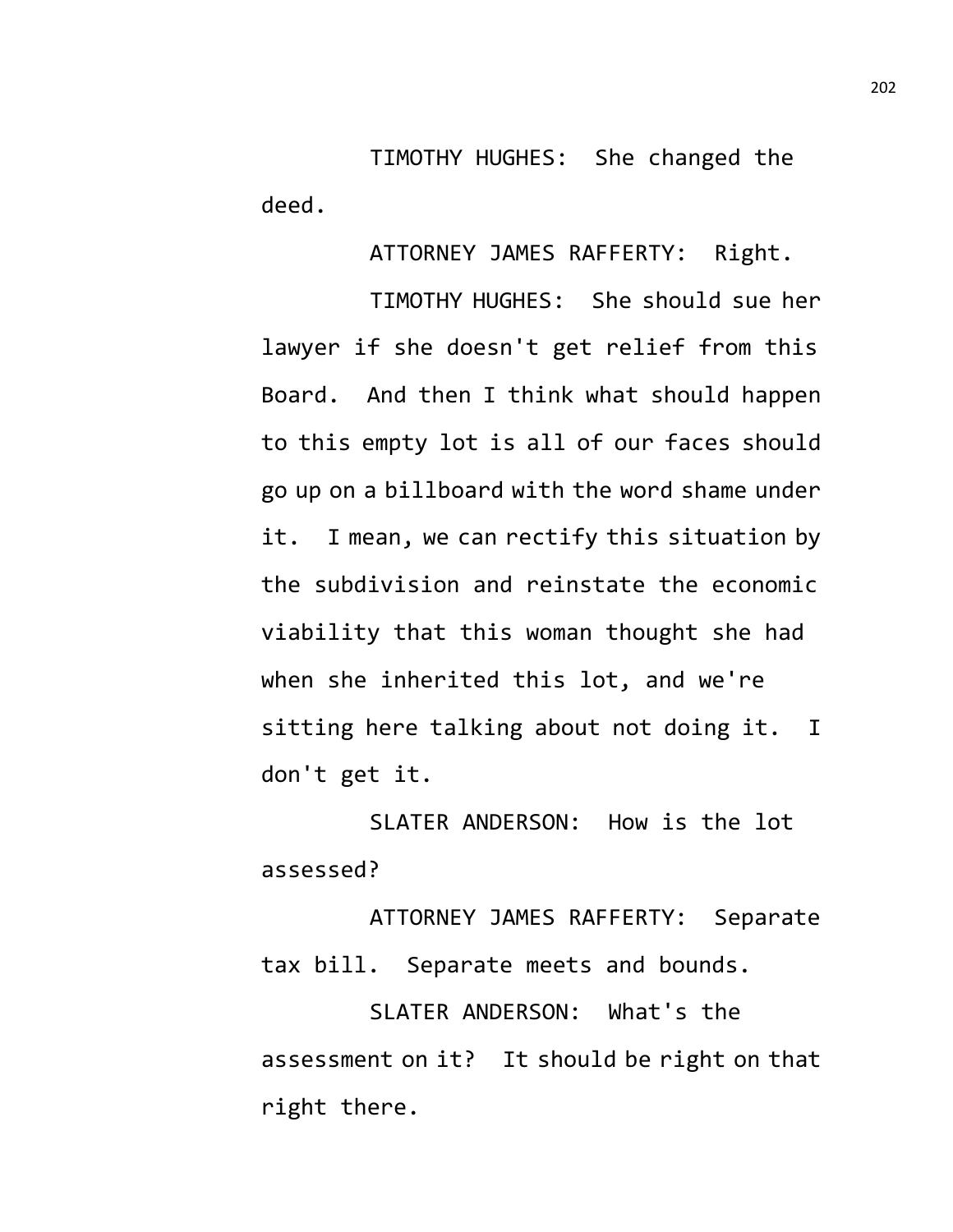TIMOTHY HUGHES: She changed the deed.

ATTORNEY JAMES RAFFERTY: Right.

TIMOTHY HUGHES: She should sue her lawyer if she doesn't get relief from this Board. And then I think what should happen to this empty lot is all of our faces should go up on a billboard with the word shame under it. I mean, we can rectify this situation by the subdivision and reinstate the economic viability that this woman thought she had when she inherited this lot, and we're sitting here talking about not doing it. I don't get it.

SLATER ANDERSON: How is the lot assessed?

ATTORNEY JAMES RAFFERTY: Separate tax bill. Separate meets and bounds.

SLATER ANDERSON: What's the assessment on it? It should be right on that right there.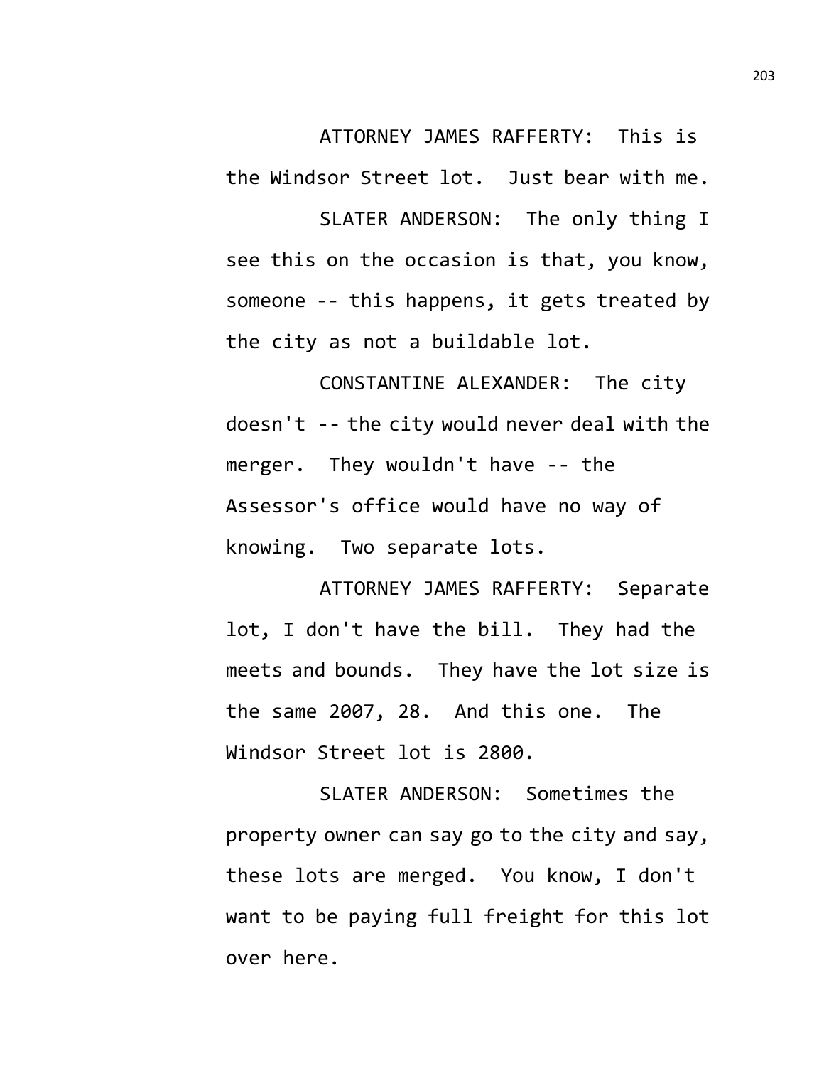ATTORNEY JAMES RAFFERTY: This is the Windsor Street lot. Just bear with me.

SLATER ANDERSON: The only thing I see this on the occasion is that, you know, someone -- this happens, it gets treated by the city as not a buildable lot.

CONSTANTINE ALEXANDER: The city doesn't -- the city would never deal with the merger. They wouldn't have -- the Assessor's office would have no way of knowing. Two separate lots.

ATTORNEY JAMES RAFFERTY: Separate lot, I don't have the bill. They had the meets and bounds. They have the lot size is the same 2007, 28. And this one. The Windsor Street lot is 2800.

SLATER ANDERSON: Sometimes the property owner can say go to the city and say, these lots are merged. You know, I don't want to be paying full freight for this lot over here.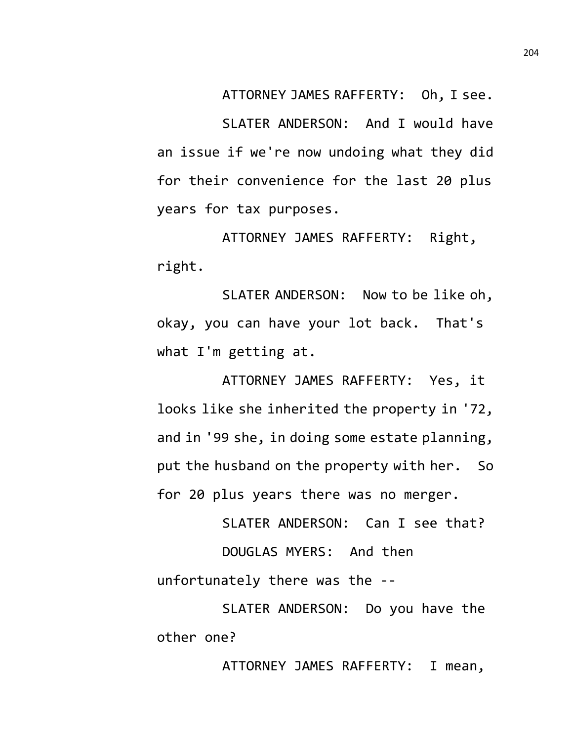ATTORNEY JAMES RAFFERTY: Oh, I see.

SLATER ANDERSON: And I would have an issue if we're now undoing what they did for their convenience for the last 20 plus years for tax purposes.

ATTORNEY JAMES RAFFERTY: Right, right.

SLATER ANDERSON: Now to be like oh, okay, you can have your lot back. That's what I'm getting at.

ATTORNEY JAMES RAFFERTY: Yes, it looks like she inherited the property in '72, and in '99 she, in doing some estate planning, put the husband on the property with her. So for 20 plus years there was no merger.

SLATER ANDERSON: Can I see that?

DOUGLAS MYERS: And then unfortunately there was the --

SLATER ANDERSON: Do you have the other one?

ATTORNEY JAMES RAFFERTY: I mean,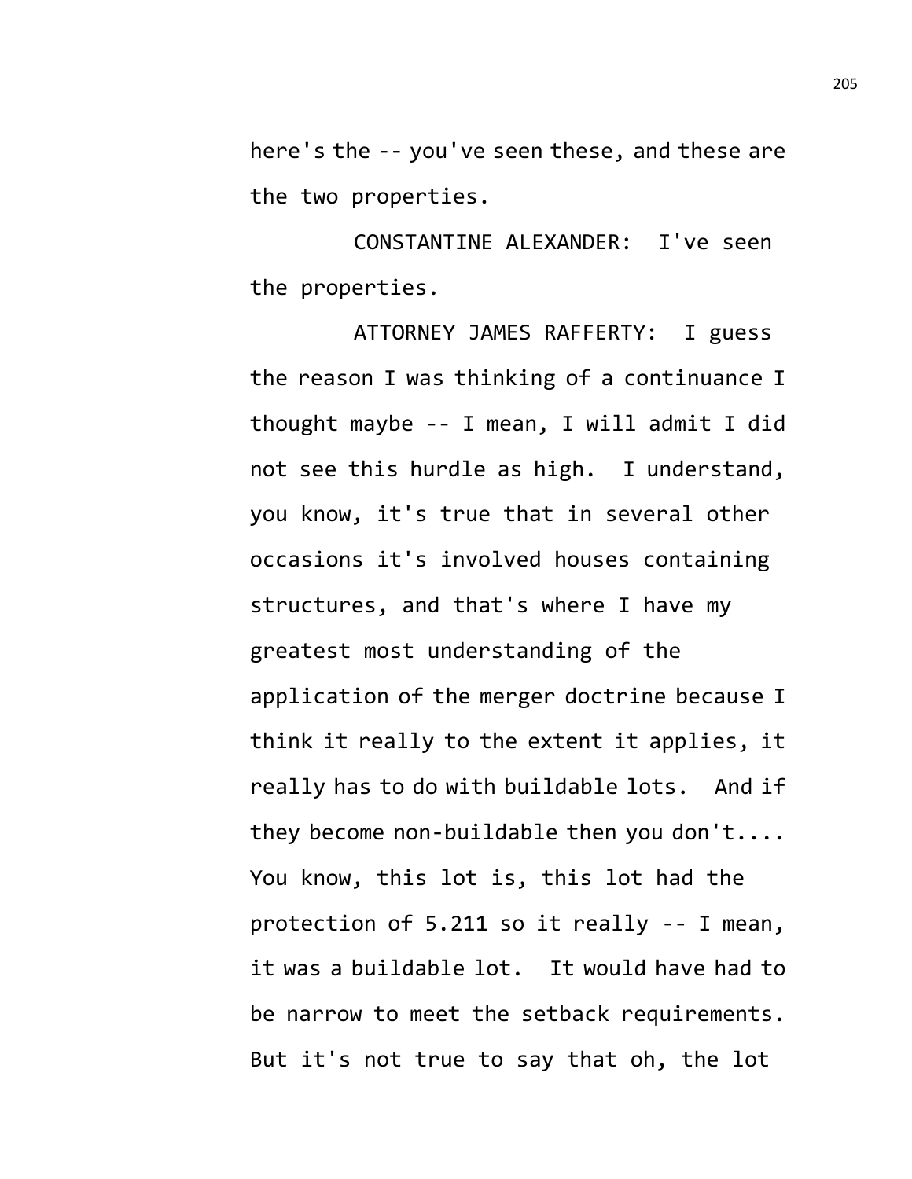here's the -- you've seen these, and these are the two properties.

CONSTANTINE ALEXANDER: I've seen the properties.

ATTORNEY JAMES RAFFERTY: I guess the reason I was thinking of a continuance I thought maybe -- I mean, I will admit I did not see this hurdle as high. I understand, you know, it's true that in several other occasions it's involved houses containing structures, and that's where I have my greatest most understanding of the application of the merger doctrine because I think it really to the extent it applies, it really has to do with buildable lots. And if they become non-buildable then you don't.... You know, this lot is, this lot had the protection of 5.211 so it really -- I mean, it was a buildable lot. It would have had to be narrow to meet the setback requirements. But it's not true to say that oh, the lot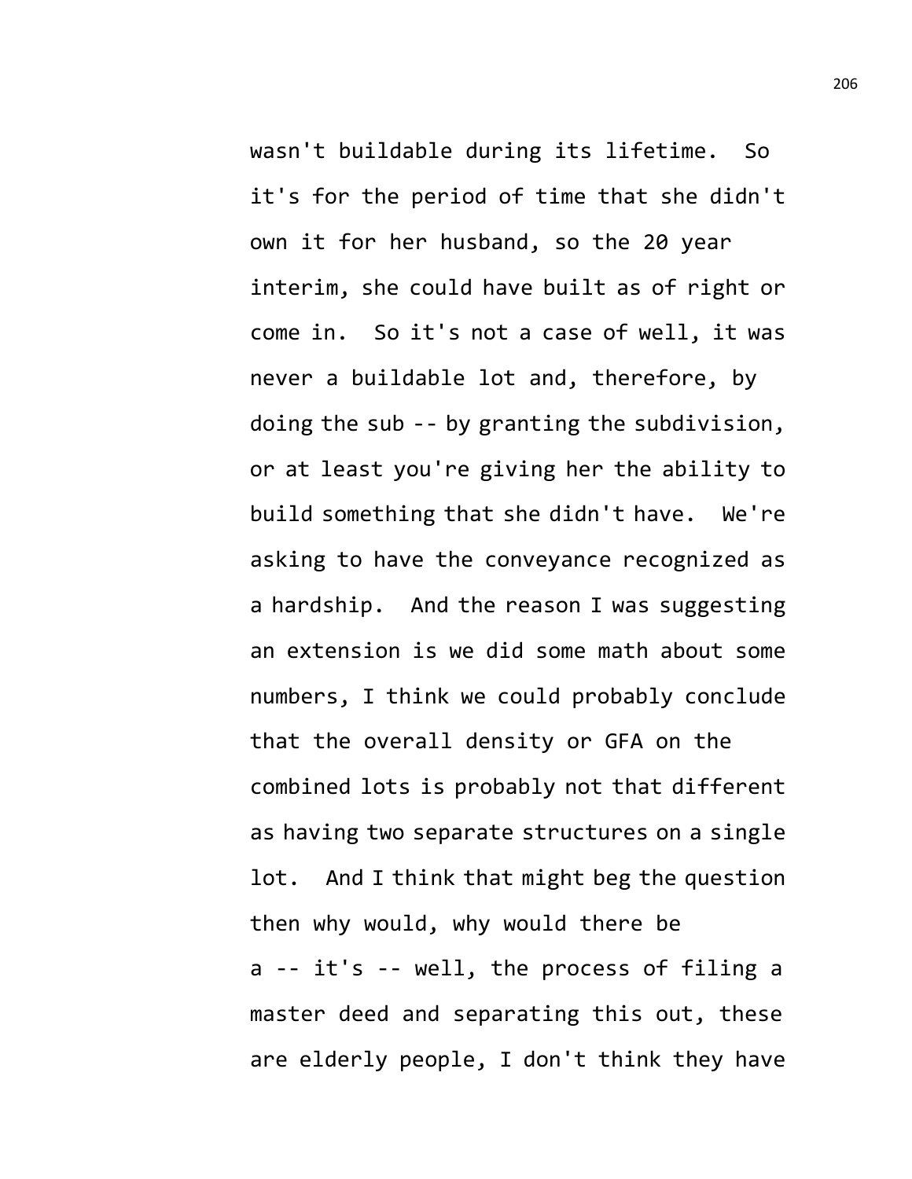wasn't buildable during its lifetime. So it's for the period of time that she didn't own it for her husband, so the 20 year interim, she could have built as of right or come in. So it's not a case of well, it was never a buildable lot and, therefore, by doing the sub -- by granting the subdivision, or at least you're giving her the ability to build something that she didn't have. We're asking to have the conveyance recognized as a hardship. And the reason I was suggesting an extension is we did some math about some numbers, I think we could probably conclude that the overall density or GFA on the combined lots is probably not that different as having two separate structures on a single lot. And I think that might beg the question then why would, why would there be a -- it's -- well, the process of filing a master deed and separating this out, these are elderly people, I don't think they have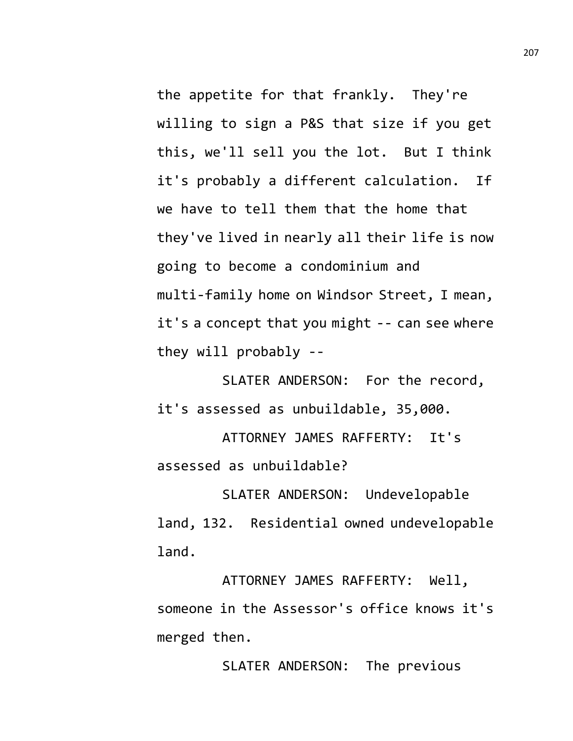the appetite for that frankly. They're willing to sign a P&S that size if you get this, we'll sell you the lot. But I think it's probably a different calculation. If we have to tell them that the home that they've lived in nearly all their life is now going to become a condominium and multi-family home on Windsor Street, I mean, it's a concept that you might -- can see where they will probably --

SLATER ANDERSON: For the record, it's assessed as unbuildable, 35,000.

ATTORNEY JAMES RAFFERTY: It's assessed as unbuildable?

SLATER ANDERSON: Undevelopable land, 132. Residential owned undevelopable land.

ATTORNEY JAMES RAFFERTY: Well, someone in the Assessor's office knows it's merged then.

SLATER ANDERSON: The previous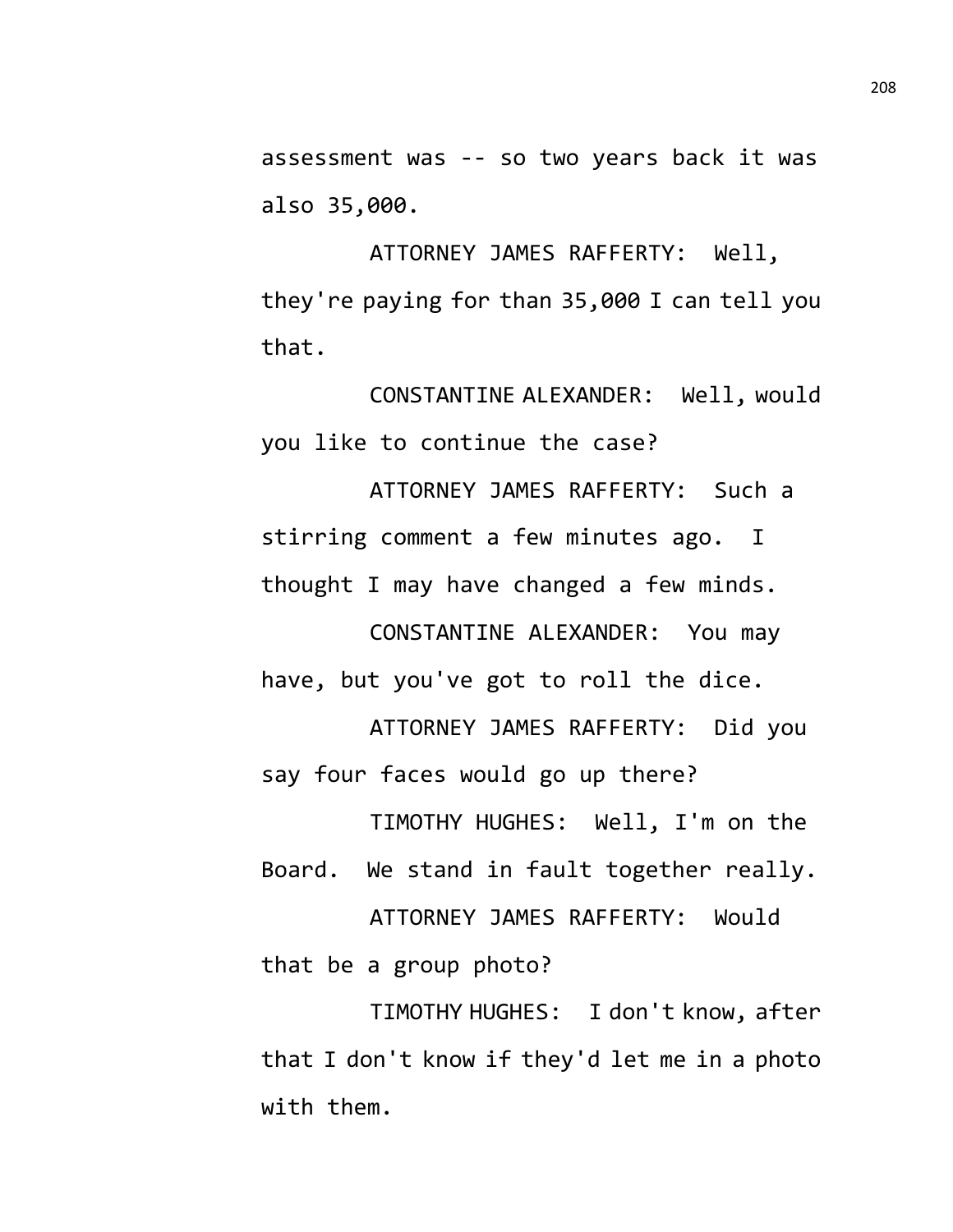assessment was -- so two years back it was also 35,000.

ATTORNEY JAMES RAFFERTY: Well, they're paying for than 35,000 I can tell you that.

CONSTANTINE ALEXANDER: Well, would you like to continue the case?

ATTORNEY JAMES RAFFERTY: Such a stirring comment a few minutes ago. I thought I may have changed a few minds.

CONSTANTINE ALEXANDER: You may have, but you've got to roll the dice.

ATTORNEY JAMES RAFFERTY: Did you say four faces would go up there?

TIMOTHY HUGHES: Well, I'm on the Board. We stand in fault together really.

ATTORNEY JAMES RAFFERTY: Would that be a group photo?

TIMOTHY HUGHES: I don't know, after that I don't know if they'd let me in a photo with them.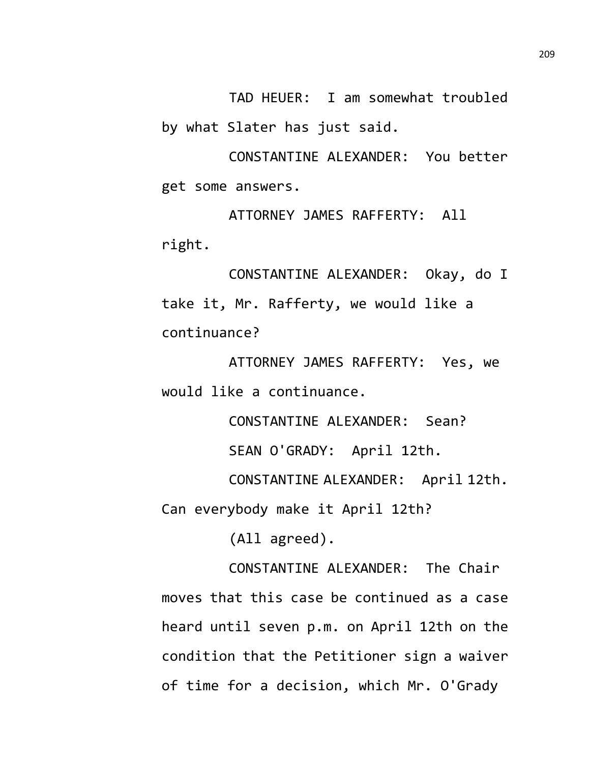TAD HEUER: I am somewhat troubled by what Slater has just said.

CONSTANTINE ALEXANDER: You better get some answers.

ATTORNEY JAMES RAFFERTY: All right.

CONSTANTINE ALEXANDER: Okay, do I take it, Mr. Rafferty, we would like a continuance?

ATTORNEY JAMES RAFFERTY: Yes, we would like a continuance.

CONSTANTINE ALEXANDER: Sean?

SEAN O'GRADY: April 12th.

CONSTANTINE ALEXANDER: April 12th. Can everybody make it April 12th?

(All agreed).

CONSTANTINE ALEXANDER: The Chair moves that this case be continued as a case heard until seven p.m. on April 12th on the condition that the Petitioner sign a waiver of time for a decision, which Mr. O'Grady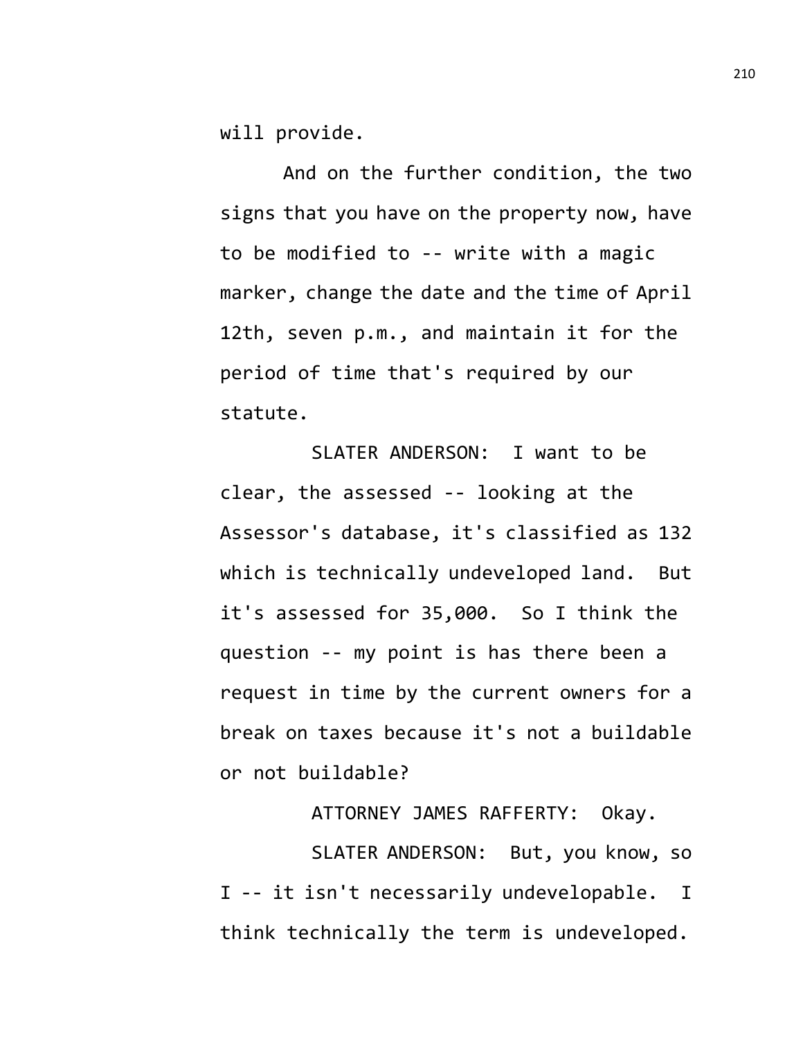will provide.

And on the further condition, the two signs that you have on the property now, have to be modified to -- write with a magic marker, change the date and the time of April 12th, seven p.m., and maintain it for the period of time that's required by our statute.

SLATER ANDERSON: I want to be clear, the assessed -- looking at the Assessor's database, it's classified as 132 which is technically undeveloped land. But it's assessed for 35,000. So I think the question -- my point is has there been a request in time by the current owners for a break on taxes because it's not a buildable or not buildable?

ATTORNEY JAMES RAFFERTY: Okay.

SLATER ANDERSON: But, you know, so I -- it isn't necessarily undevelopable. I think technically the term is undeveloped.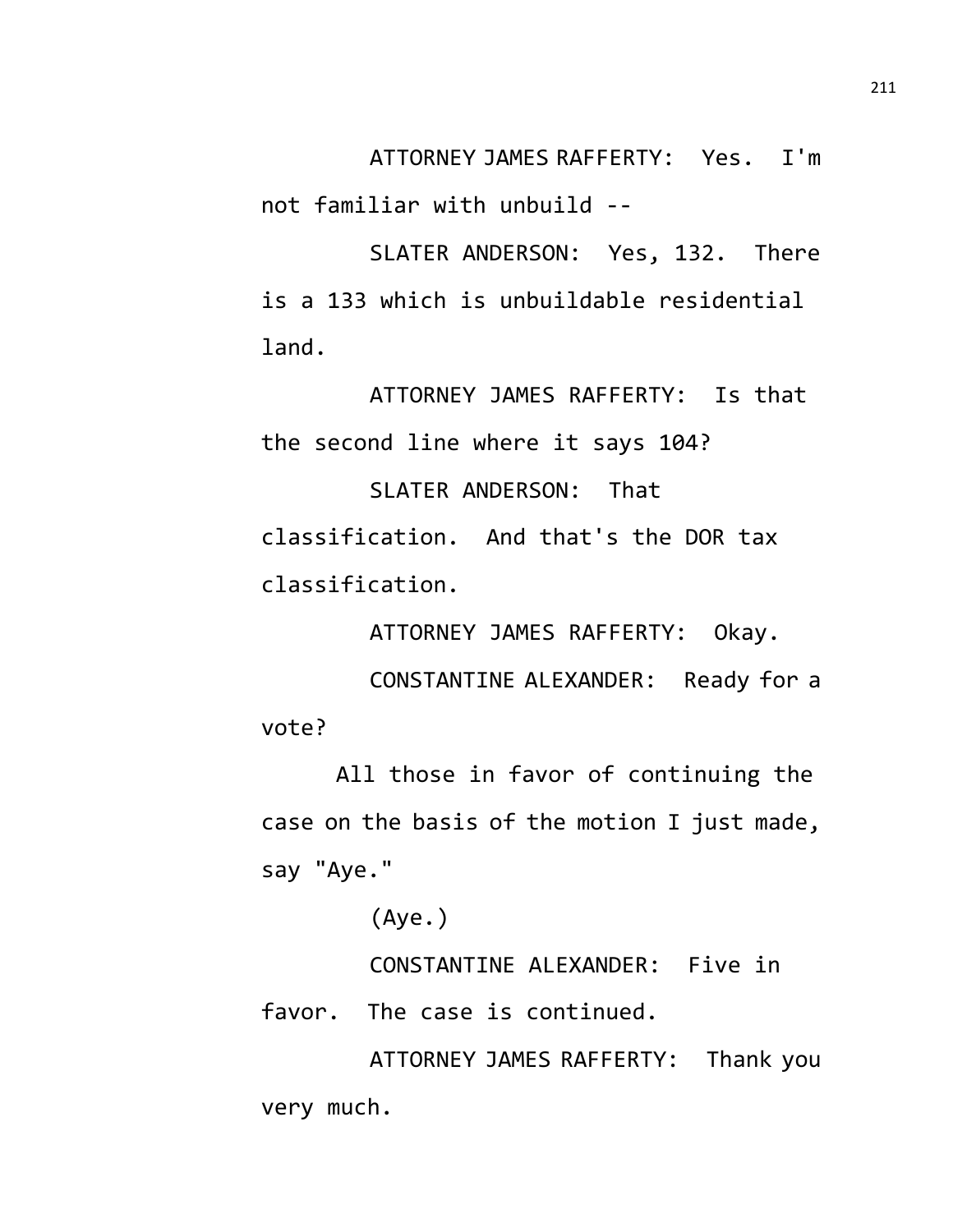ATTORNEY JAMES RAFFERTY: Yes. I'm not familiar with unbuild --

SLATER ANDERSON: Yes, 132. There is a 133 which is unbuildable residential land.

ATTORNEY JAMES RAFFERTY: Is that the second line where it says 104?

SLATER ANDERSON: That classification. And that's the DOR tax classification.

ATTORNEY JAMES RAFFERTY: Okay.

CONSTANTINE ALEXANDER: Ready for a vote?

All those in favor of continuing the case on the basis of the motion I just made, say "Aye."

(Aye.)

CONSTANTINE ALEXANDER: Five in favor. The case is continued.

ATTORNEY JAMES RAFFERTY: Thank you very much.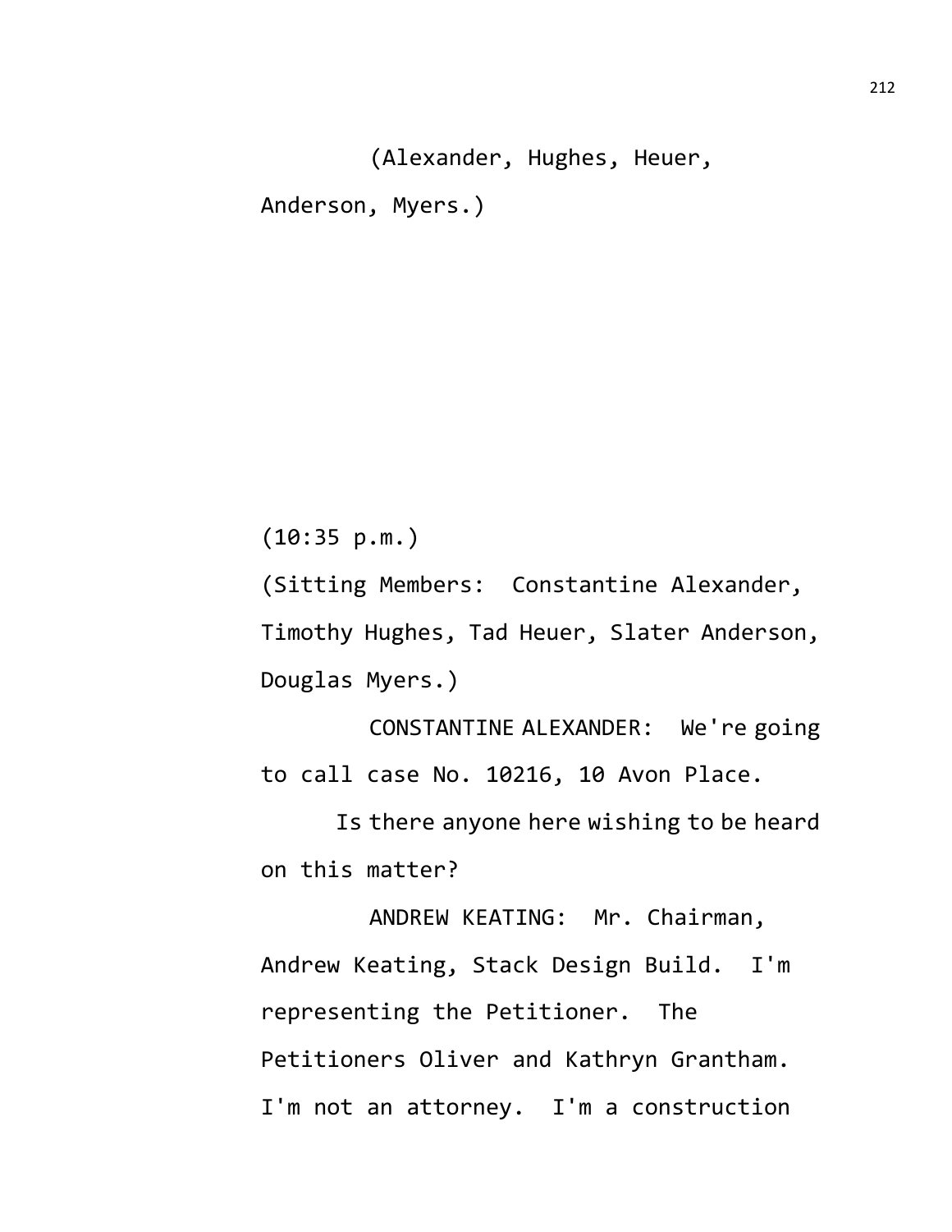(Alexander, Hughes, Heuer, Anderson, Myers.)

(10:35 p.m.)

(Sitting Members: Constantine Alexander, Timothy Hughes, Tad Heuer, Slater Anderson, Douglas Myers.)

CONSTANTINE ALEXANDER: We're going to call case No. 10216, 10 Avon Place.

Is there anyone here wishing to be heard on this matter?

ANDREW KEATING: Mr. Chairman, Andrew Keating, Stack Design Build. I'm representing the Petitioner. The Petitioners Oliver and Kathryn Grantham. I'm not an attorney. I'm a construction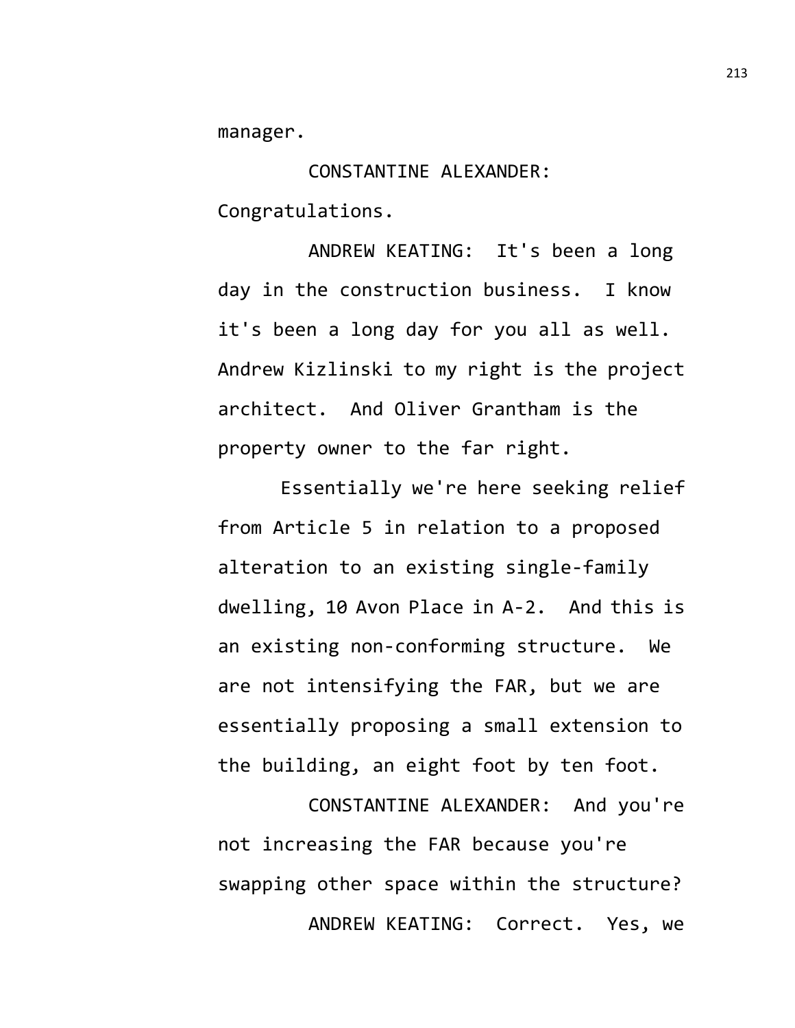manager.

CONSTANTINE ALEXANDER: Congratulations.

ANDREW KEATING: It's been a long day in the construction business. I know it's been a long day for you all as well. Andrew Kizlinski to my right is the project architect. And Oliver Grantham is the property owner to the far right.

Essentially we're here seeking relief from Article 5 in relation to a proposed alteration to an existing single-family dwelling, 10 Avon Place in A-2. And this is an existing non-conforming structure. We are not intensifying the FAR, but we are essentially proposing a small extension to the building, an eight foot by ten foot.

CONSTANTINE ALEXANDER: And you're not increasing the FAR because you're swapping other space within the structure?

ANDREW KEATING: Correct. Yes, we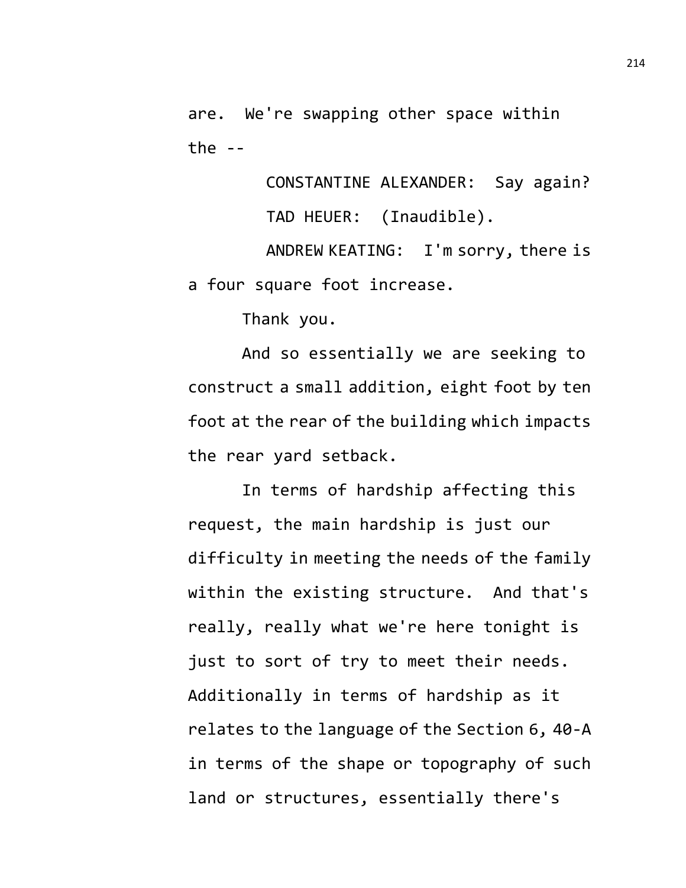are. We're swapping other space within the --

CONSTANTINE ALEXANDER: Say again?

TAD HEUER: (Inaudible).

ANDREW KEATING: I'm sorry, there is a four square foot increase.

Thank you.

And so essentially we are seeking to construct a small addition, eight foot by ten foot at the rear of the building which impacts the rear yard setback.

In terms of hardship affecting this request, the main hardship is just our difficulty in meeting the needs of the family within the existing structure. And that's really, really what we're here tonight is just to sort of try to meet their needs. Additionally in terms of hardship as it relates to the language of the Section 6, 40-A in terms of the shape or topography of such land or structures, essentially there's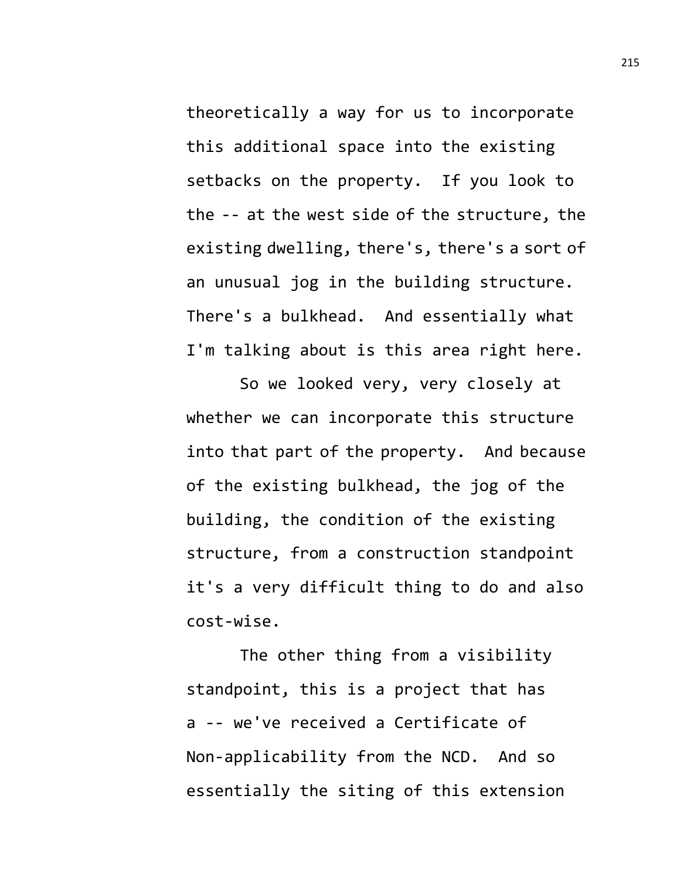theoretically a way for us to incorporate this additional space into the existing setbacks on the property. If you look to the -- at the west side of the structure, the existing dwelling, there's, there's a sort of an unusual jog in the building structure. There's a bulkhead. And essentially what I'm talking about is this area right here.

So we looked very, very closely at whether we can incorporate this structure into that part of the property. And because of the existing bulkhead, the jog of the building, the condition of the existing structure, from a construction standpoint it's a very difficult thing to do and also cost-wise.

The other thing from a visibility standpoint, this is a project that has a -- we've received a Certificate of Non-applicability from the NCD. And so essentially the siting of this extension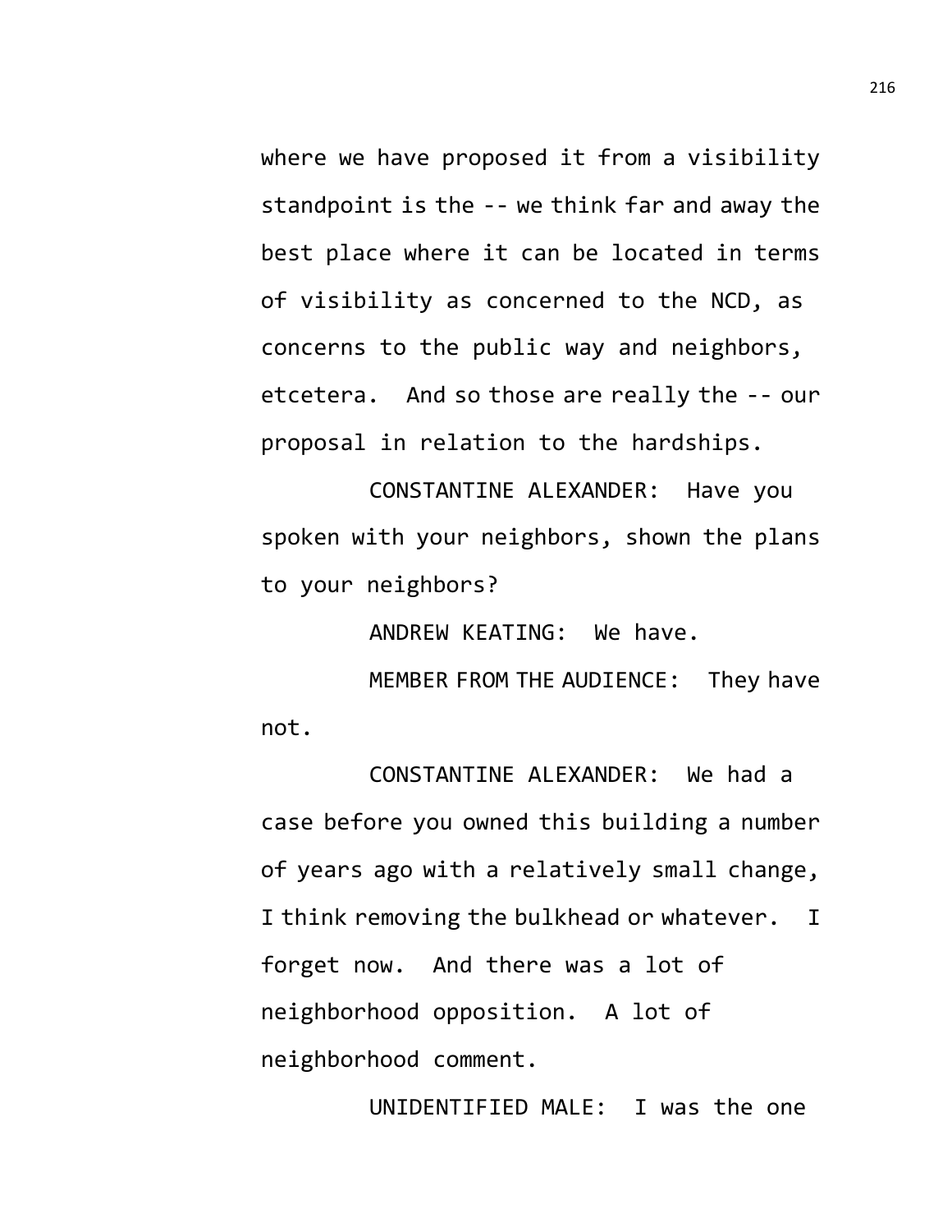where we have proposed it from a visibility standpoint is the -- we think far and away the best place where it can be located in terms of visibility as concerned to the NCD, as concerns to the public way and neighbors, etcetera. And so those are really the -- our proposal in relation to the hardships.

CONSTANTINE ALEXANDER: Have you spoken with your neighbors, shown the plans to your neighbors?

ANDREW KEATING: We have.

MEMBER FROM THE AUDIENCE: They have not.

CONSTANTINE ALEXANDER: We had a case before you owned this building a number of years ago with a relatively small change, I think removing the bulkhead or whatever. I forget now. And there was a lot of neighborhood opposition. A lot of neighborhood comment.

UNIDENTIFIED MALE: I was the one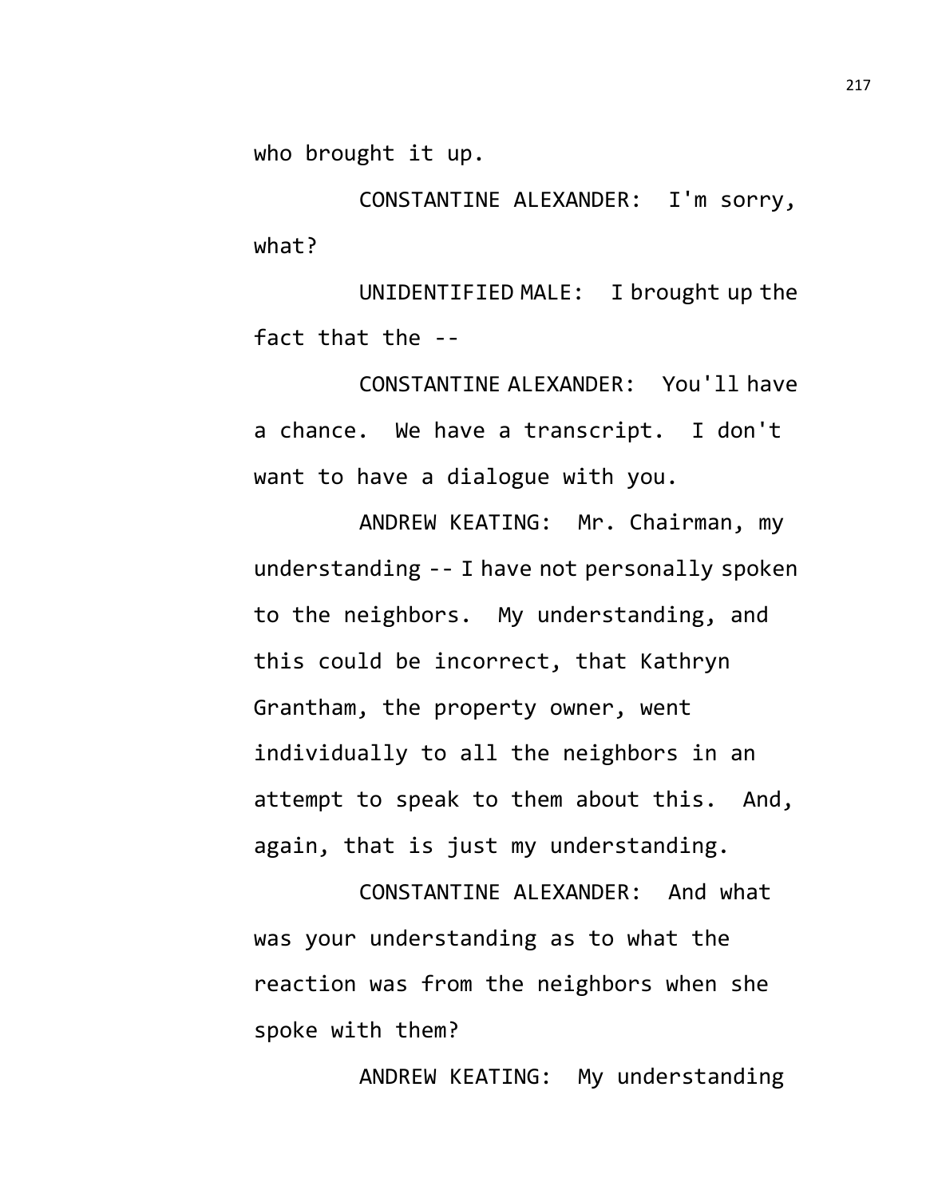who brought it up.

CONSTANTINE ALEXANDER: I'm sorry, what?

UNIDENTIFIED MALE: I brought up the fact that the --

CONSTANTINE ALEXANDER: You'll have a chance. We have a transcript. I don't want to have a dialogue with you.

ANDREW KEATING: Mr. Chairman, my understanding -- I have not personally spoken to the neighbors. My understanding, and this could be incorrect, that Kathryn Grantham, the property owner, went individually to all the neighbors in an attempt to speak to them about this. And, again, that is just my understanding.

CONSTANTINE ALEXANDER: And what was your understanding as to what the reaction was from the neighbors when she spoke with them?

ANDREW KEATING: My understanding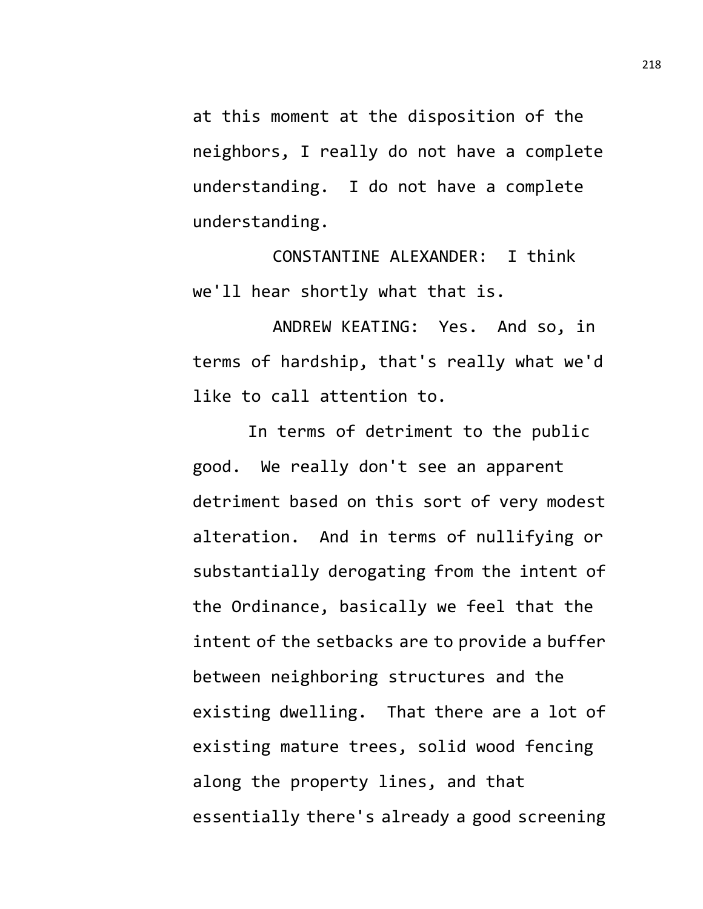at this moment at the disposition of the neighbors, I really do not have a complete understanding. I do not have a complete understanding.

CONSTANTINE ALEXANDER: I think we'll hear shortly what that is.

ANDREW KEATING: Yes. And so, in terms of hardship, that's really what we'd like to call attention to.

In terms of detriment to the public good. We really don't see an apparent detriment based on this sort of very modest alteration. And in terms of nullifying or substantially derogating from the intent of the Ordinance, basically we feel that the intent of the setbacks are to provide a buffer between neighboring structures and the existing dwelling. That there are a lot of existing mature trees, solid wood fencing along the property lines, and that essentially there's already a good screening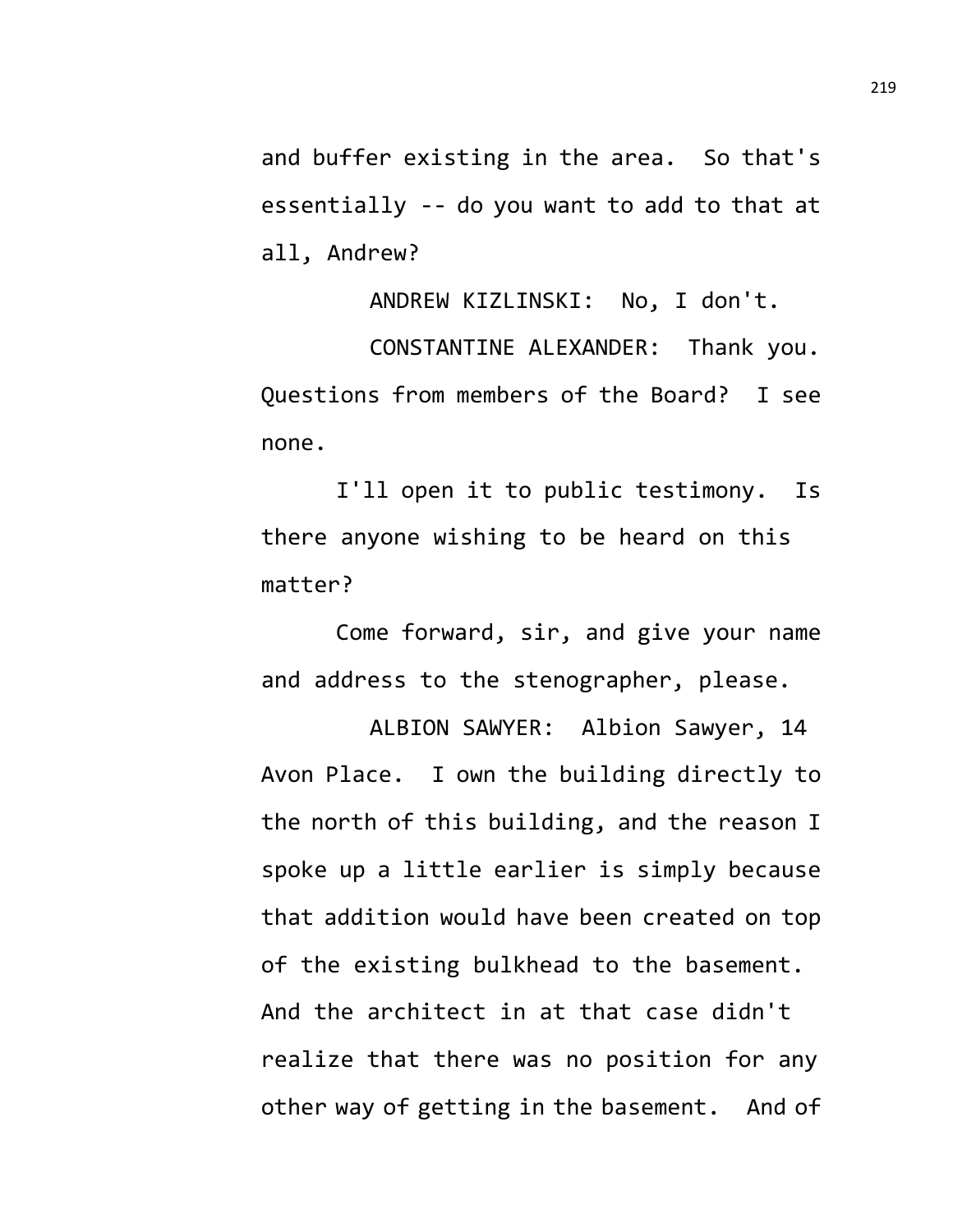and buffer existing in the area. So that's essentially -- do you want to add to that at all, Andrew?

ANDREW KIZLINSKI: No, I don't.

CONSTANTINE ALEXANDER: Thank you. Questions from members of the Board? I see none.

I'll open it to public testimony. Is there anyone wishing to be heard on this matter?

Come forward, sir, and give your name and address to the stenographer, please.

ALBION SAWYER: Albion Sawyer, 14 Avon Place. I own the building directly to the north of this building, and the reason I spoke up a little earlier is simply because that addition would have been created on top of the existing bulkhead to the basement. And the architect in at that case didn't realize that there was no position for any other way of getting in the basement. And of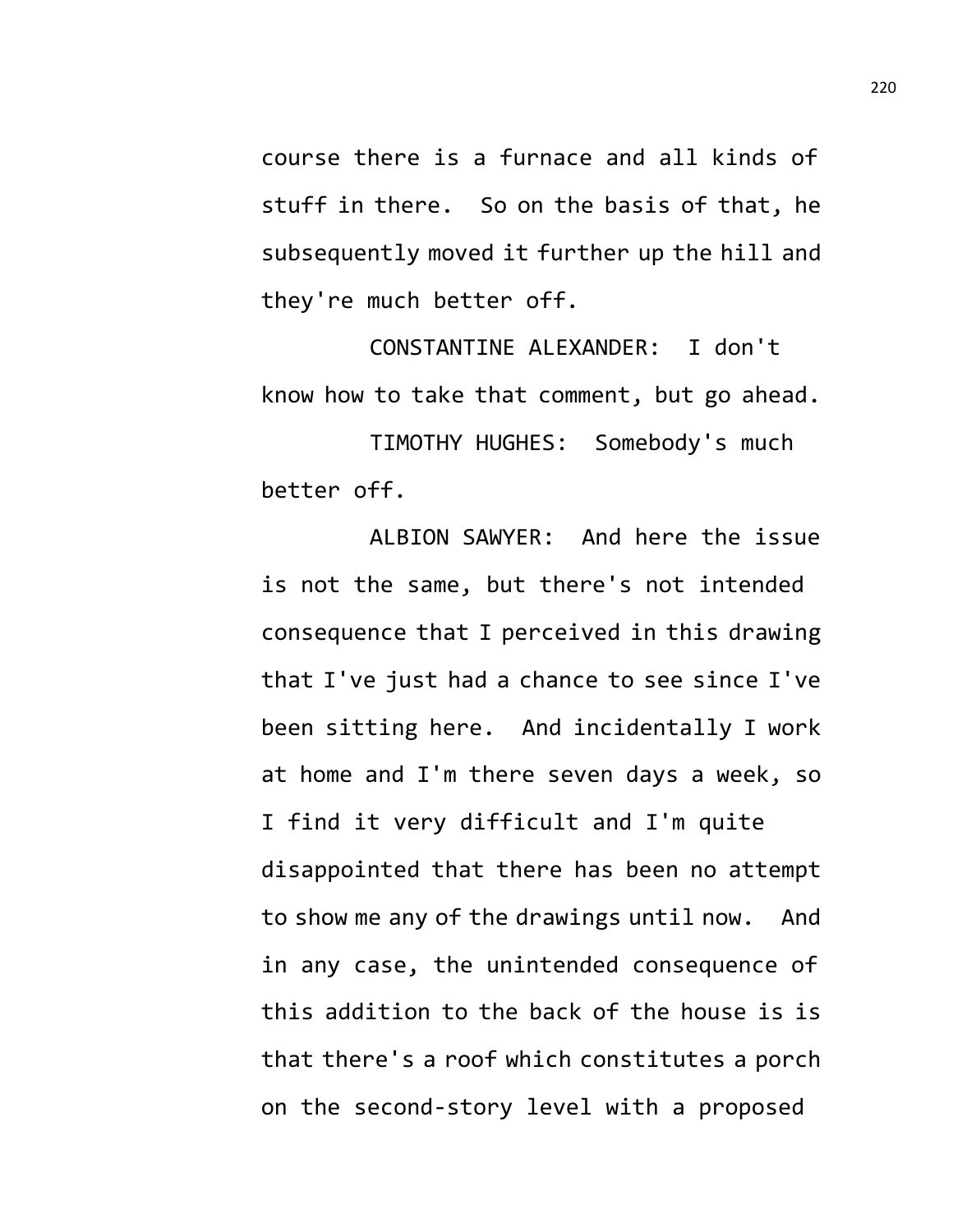course there is a furnace and all kinds of stuff in there. So on the basis of that, he subsequently moved it further up the hill and they're much better off.

CONSTANTINE ALEXANDER: I don't know how to take that comment, but go ahead.

TIMOTHY HUGHES: Somebody's much better off.

ALBION SAWYER: And here the issue is not the same, but there's not intended consequence that I perceived in this drawing that I've just had a chance to see since I've been sitting here. And incidentally I work at home and I'm there seven days a week, so I find it very difficult and I'm quite disappointed that there has been no attempt to show me any of the drawings until now. And in any case, the unintended consequence of this addition to the back of the house is is that there's a roof which constitutes a porch on the second-story level with a proposed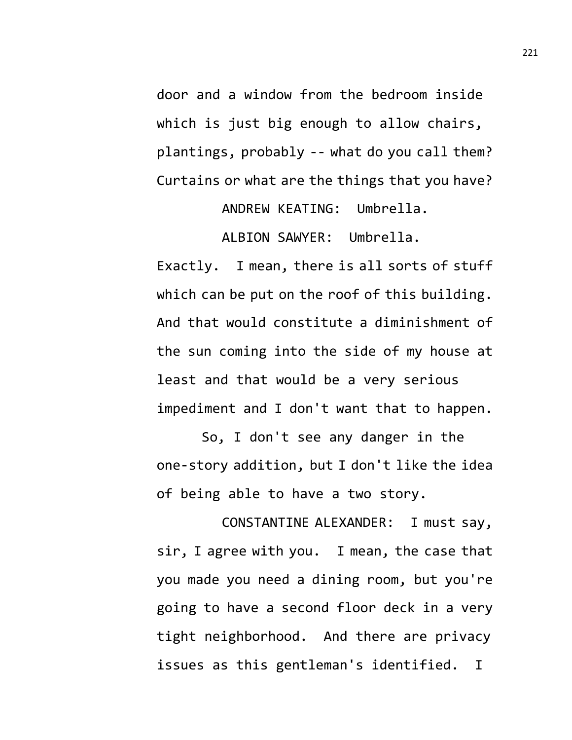door and a window from the bedroom inside which is just big enough to allow chairs, plantings, probably -- what do you call them? Curtains or what are the things that you have?

ANDREW KEATING: Umbrella.

ALBION SAWYER: Umbrella. Exactly. I mean, there is all sorts of stuff which can be put on the roof of this building. And that would constitute a diminishment of the sun coming into the side of my house at least and that would be a very serious impediment and I don't want that to happen.

So, I don't see any danger in the one-story addition, but I don't like the idea of being able to have a two story.

CONSTANTINE ALEXANDER: I must say, sir, I agree with you. I mean, the case that you made you need a dining room, but you're going to have a second floor deck in a very tight neighborhood. And there are privacy issues as this gentleman's identified. I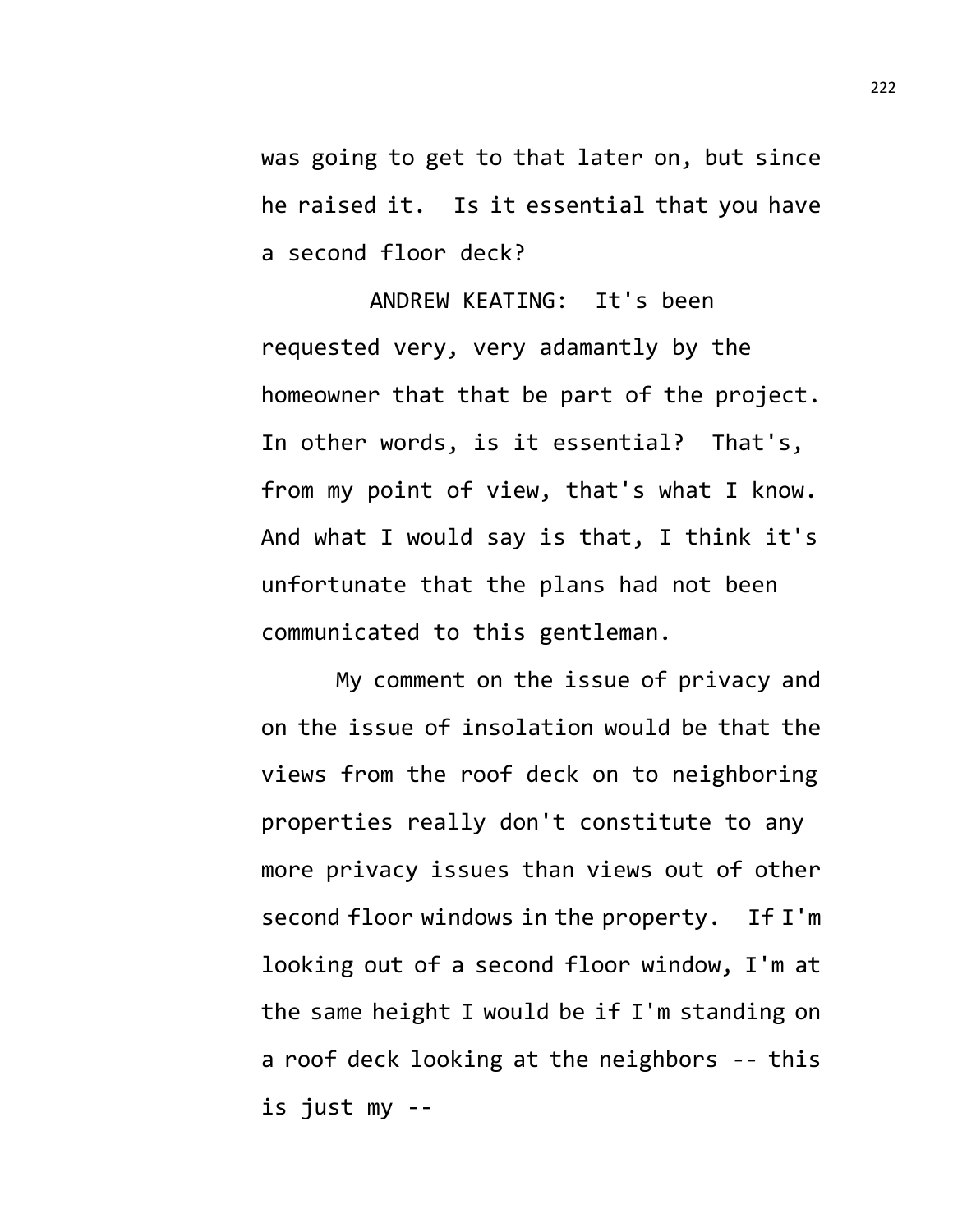was going to get to that later on, but since he raised it. Is it essential that you have a second floor deck?

ANDREW KEATING: It's been requested very, very adamantly by the homeowner that that be part of the project. In other words, is it essential? That's, from my point of view, that's what I know. And what I would say is that, I think it's unfortunate that the plans had not been communicated to this gentleman.

My comment on the issue of privacy and on the issue of insolation would be that the views from the roof deck on to neighboring properties really don't constitute to any more privacy issues than views out of other second floor windows in the property. If I'm looking out of a second floor window, I'm at the same height I would be if I'm standing on a roof deck looking at the neighbors -- this is just my --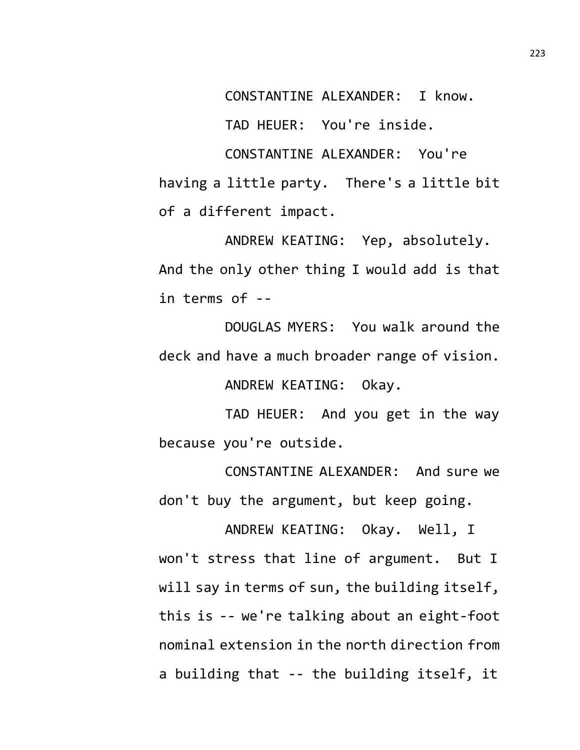CONSTANTINE ALEXANDER: I know.

TAD HEUER: You're inside.

CONSTANTINE ALEXANDER: You're having a little party. There's a little bit of a different impact.

ANDREW KEATING: Yep, absolutely. And the only other thing I would add is that in terms of --

DOUGLAS MYERS: You walk around the deck and have a much broader range of vision.

ANDREW KEATING: Okay.

TAD HEUER: And you get in the way because you're outside.

CONSTANTINE ALEXANDER: And sure we don't buy the argument, but keep going.

ANDREW KEATING: Okay. Well, I won't stress that line of argument. But I will say in terms of sun, the building itself, this is -- we're talking about an eight-foot nominal extension in the north direction from a building that -- the building itself, it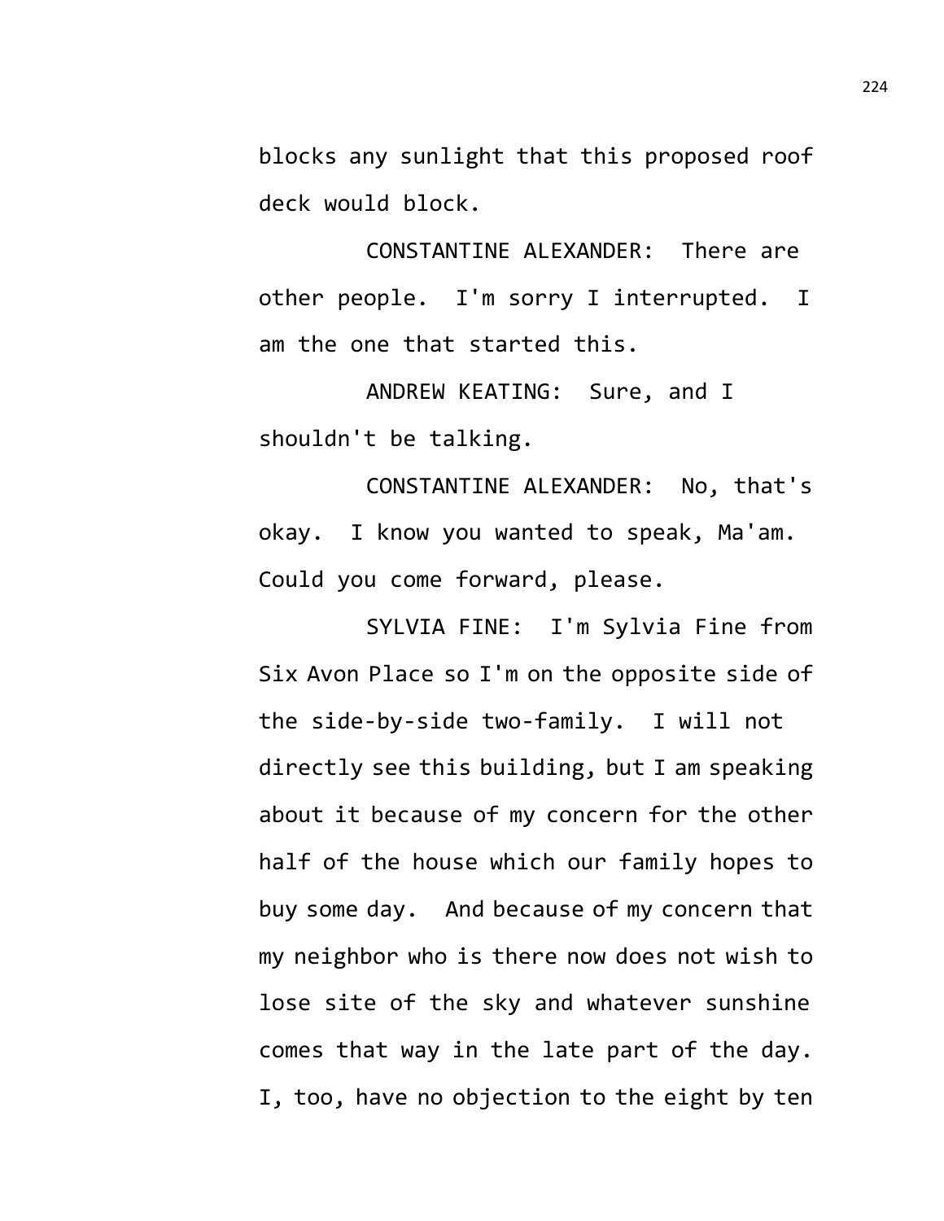blocks any sunlight that this proposed roof deck would block.

CONSTANTINE ALEXANDER: There are other people. I'm sorry I interrupted. I am the one that started this.

ANDREW KEATING: Sure, and I shouldn't be talking.

CONSTANTINE ALEXANDER: No, that's okay. I know you wanted to speak, Ma'am. Could you come forward, please.

SYLVIA FINE: I'm Sylvia Fine from Six Avon Place so I'm on the opposite side of the side-by-side two-family. I will not directly see this building, but I am speaking about it because of my concern for the other half of the house which our family hopes to buy some day. And because of my concern that my neighbor who is there now does not wish to lose site of the sky and whatever sunshine comes that way in the late part of the day. I, too, have no objection to the eight by ten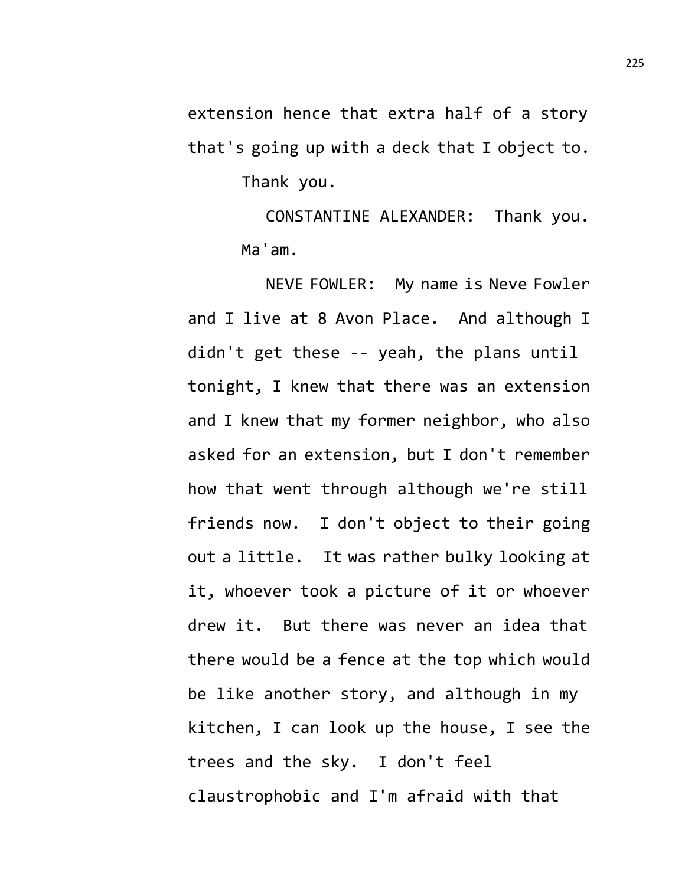extension hence that extra half of a story that's going up with a deck that I object to.

Thank you.

CONSTANTINE ALEXANDER: Thank you. Ma'am.

NEVE FOWLER: My name is Neve Fowler and I live at 8 Avon Place. And although I didn't get these -- yeah, the plans until tonight, I knew that there was an extension and I knew that my former neighbor, who also asked for an extension, but I don't remember how that went through although we're still friends now. I don't object to their going out a little. It was rather bulky looking at it, whoever took a picture of it or whoever drew it. But there was never an idea that there would be a fence at the top which would be like another story, and although in my kitchen, I can look up the house, I see the trees and the sky. I don't feel claustrophobic and I'm afraid with that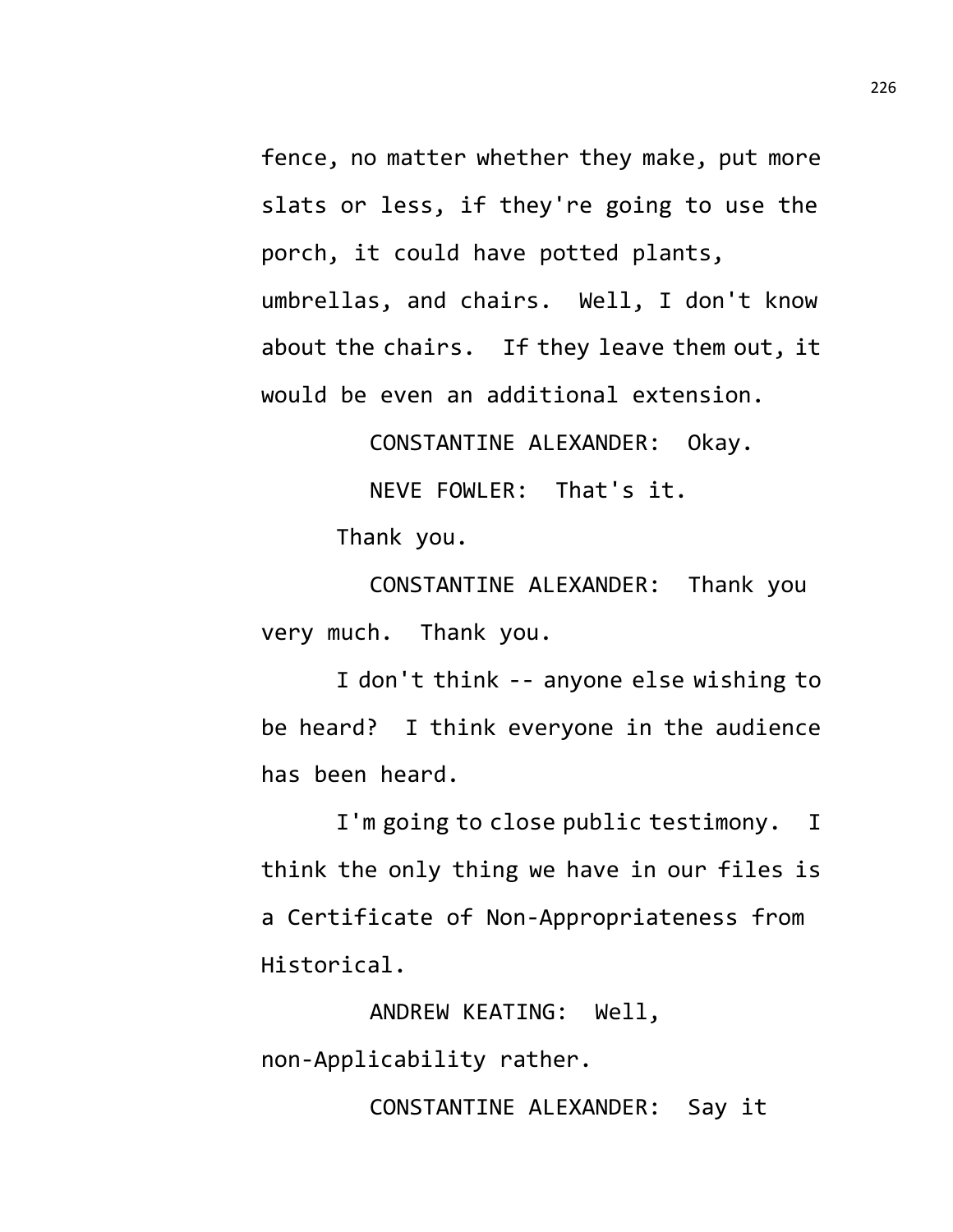fence, no matter whether they make, put more slats or less, if they're going to use the porch, it could have potted plants, umbrellas, and chairs. Well, I don't know about the chairs. If they leave them out, it would be even an additional extension.

CONSTANTINE ALEXANDER: Okay.

NEVE FOWLER: That's it.

Thank you.

CONSTANTINE ALEXANDER: Thank you very much. Thank you.

I don't think -- anyone else wishing to be heard? I think everyone in the audience has been heard.

I'm going to close public testimony. I think the only thing we have in our files is a Certificate of Non-Appropriateness from Historical.

ANDREW KEATING: Well, non-Applicability rather.

CONSTANTINE ALEXANDER: Say it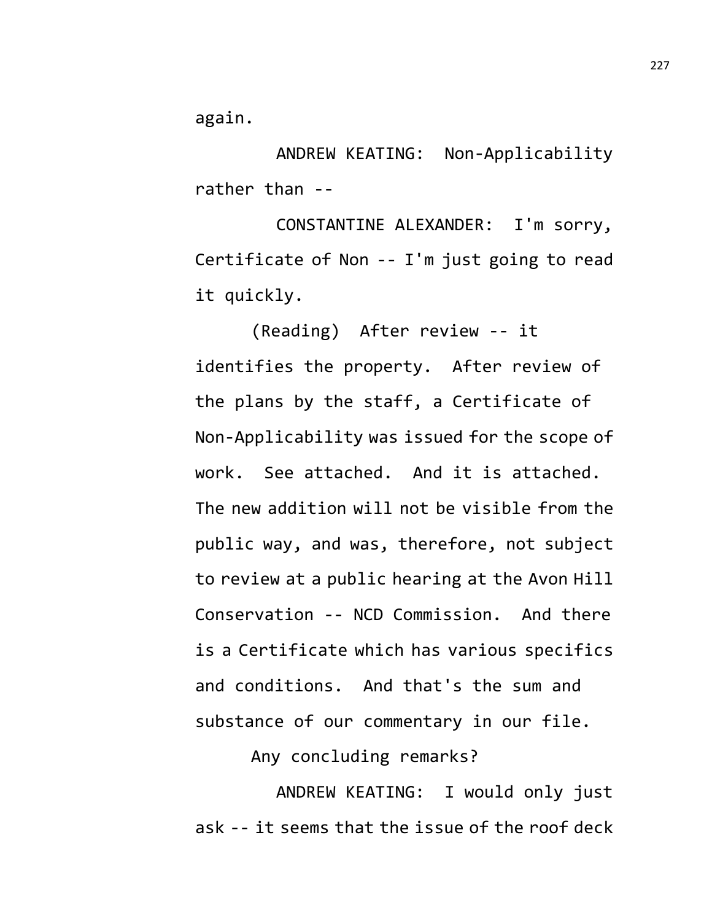again.

ANDREW KEATING: Non-Applicability rather than --

CONSTANTINE ALEXANDER: I'm sorry, Certificate of Non -- I'm just going to read it quickly.

(Reading) After review -- it identifies the property. After review of the plans by the staff, a Certificate of Non-Applicability was issued for the scope of work. See attached. And it is attached. The new addition will not be visible from the public way, and was, therefore, not subject to review at a public hearing at the Avon Hill Conservation -- NCD Commission. And there is a Certificate which has various specifics and conditions. And that's the sum and substance of our commentary in our file.

Any concluding remarks?

ANDREW KEATING: I would only just ask -- it seems that the issue of the roof deck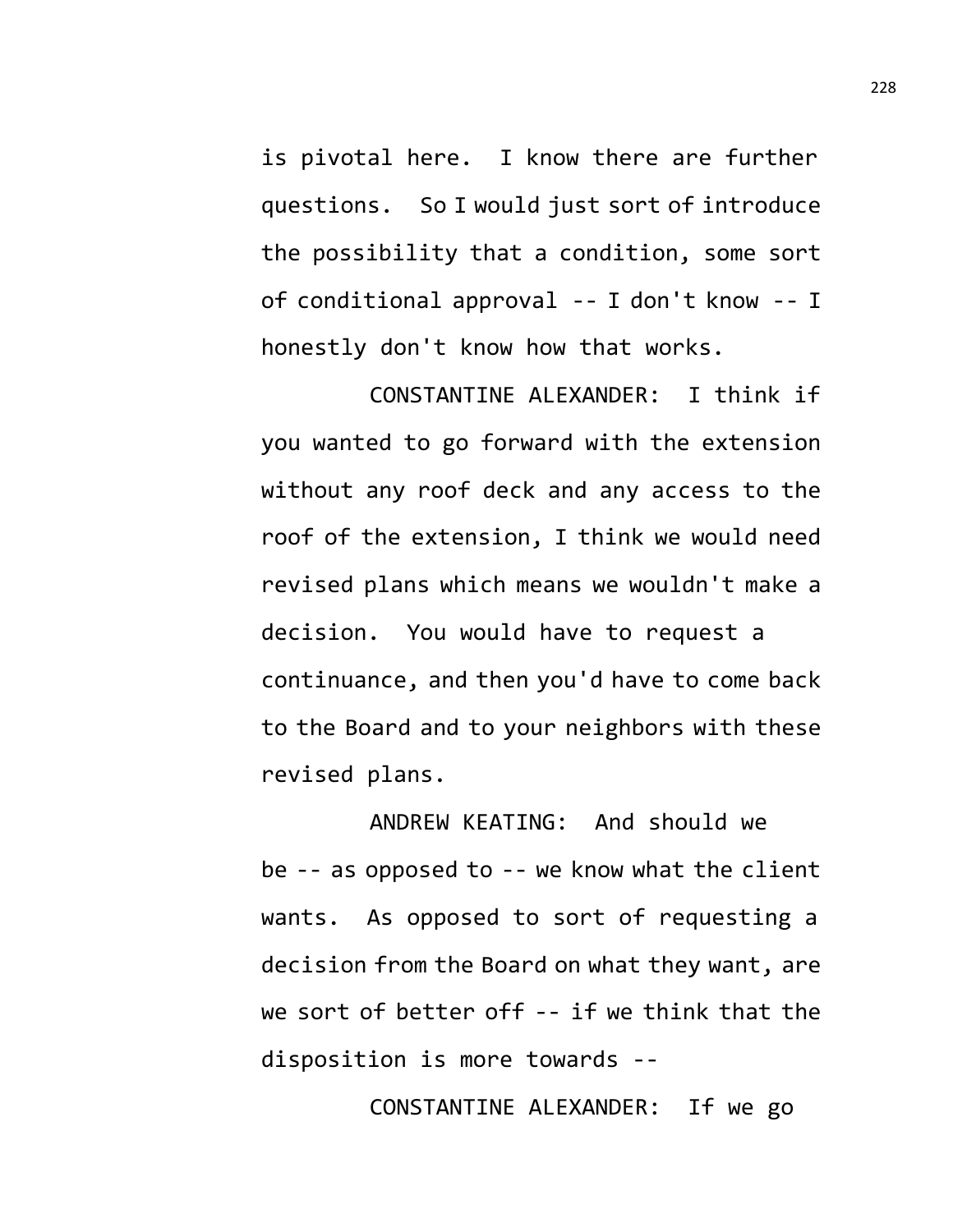is pivotal here. I know there are further questions. So I would just sort of introduce the possibility that a condition, some sort of conditional approval -- I don't know -- I honestly don't know how that works.

CONSTANTINE ALEXANDER: I think if you wanted to go forward with the extension without any roof deck and any access to the roof of the extension, I think we would need revised plans which means we wouldn't make a decision. You would have to request a continuance, and then you'd have to come back to the Board and to your neighbors with these revised plans.

ANDREW KEATING: And should we be -- as opposed to -- we know what the client wants. As opposed to sort of requesting a decision from the Board on what they want, are we sort of better off -- if we think that the disposition is more towards --

CONSTANTINE ALEXANDER: If we go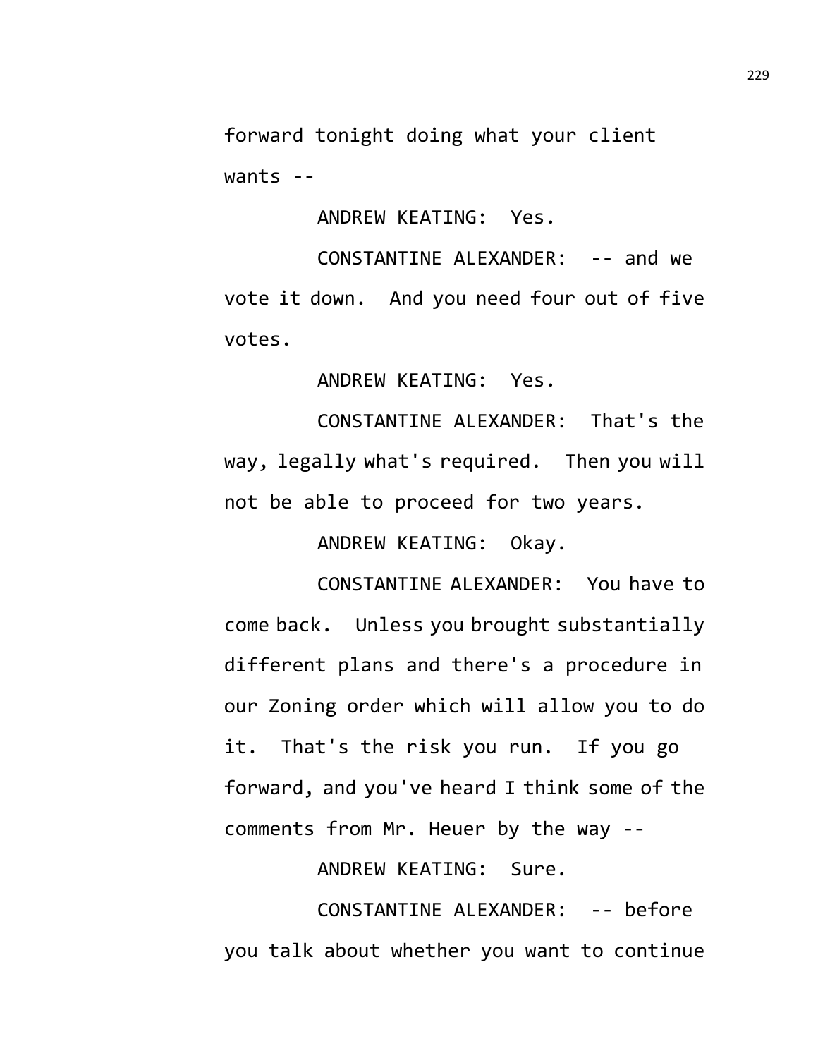forward tonight doing what your client wants --

ANDREW KEATING: Yes.

CONSTANTINE ALEXANDER: -- and we vote it down. And you need four out of five votes.

ANDREW KEATING: Yes.

CONSTANTINE ALEXANDER: That's the way, legally what's required. Then you will not be able to proceed for two years.

ANDREW KEATING: Okay.

CONSTANTINE ALEXANDER: You have to come back. Unless you brought substantially different plans and there's a procedure in our Zoning order which will allow you to do it. That's the risk you run. If you go forward, and you've heard I think some of the comments from Mr. Heuer by the way --

ANDREW KEATING: Sure.

CONSTANTINE ALEXANDER: -- before you talk about whether you want to continue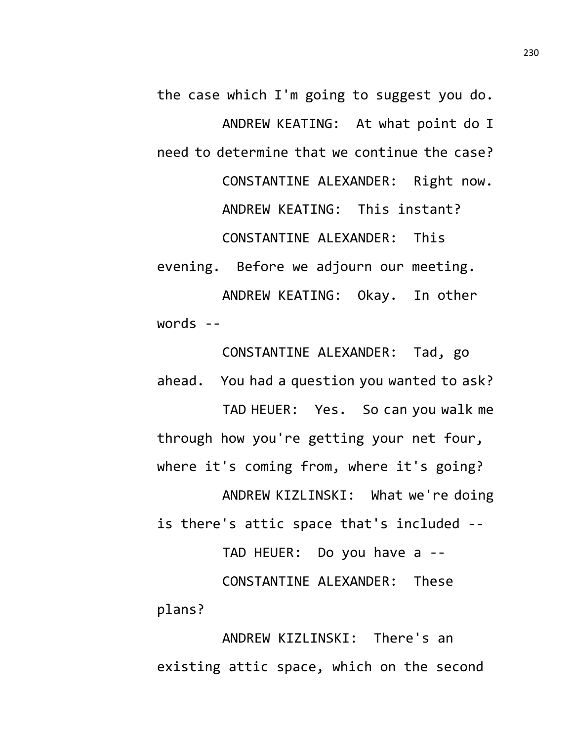the case which I'm going to suggest you do.

ANDREW KEATING: At what point do I need to determine that we continue the case?

CONSTANTINE ALEXANDER: Right now.

ANDREW KEATING: This instant?

CONSTANTINE ALEXANDER: This evening. Before we adjourn our meeting.

ANDREW KEATING: Okay. In other words --

CONSTANTINE ALEXANDER: Tad, go ahead. You had a question you wanted to ask?

TAD HEUER: Yes. So can you walk me through how you're getting your net four, where it's coming from, where it's going?

ANDREW KIZLINSKI: What we're doing is there's attic space that's included --

TAD HEUER: Do you have a --

CONSTANTINE ALEXANDER: These plans?

ANDREW KIZLINSKI: There's an existing attic space, which on the second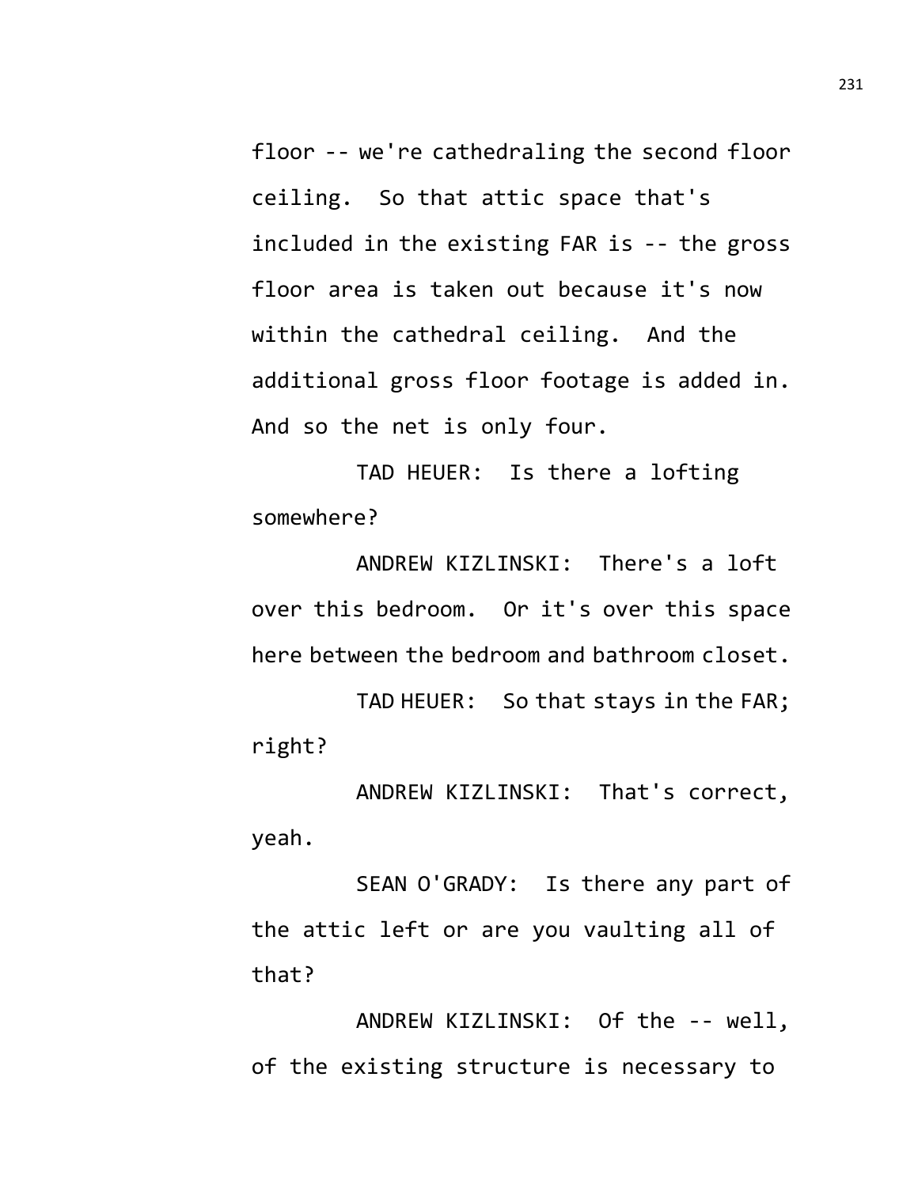floor -- we're cathedraling the second floor ceiling. So that attic space that's included in the existing FAR is -- the gross floor area is taken out because it's now within the cathedral ceiling. And the additional gross floor footage is added in. And so the net is only four.

TAD HEUER: Is there a lofting somewhere?

ANDREW KIZLINSKI: There's a loft over this bedroom. Or it's over this space here between the bedroom and bathroom closet.

TAD HEUER: So that stays in the FAR; right?

ANDREW KIZLINSKI: That's correct, yeah.

SEAN O'GRADY: Is there any part of the attic left or are you vaulting all of that?

ANDREW KIZLINSKI: Of the -- well, of the existing structure is necessary to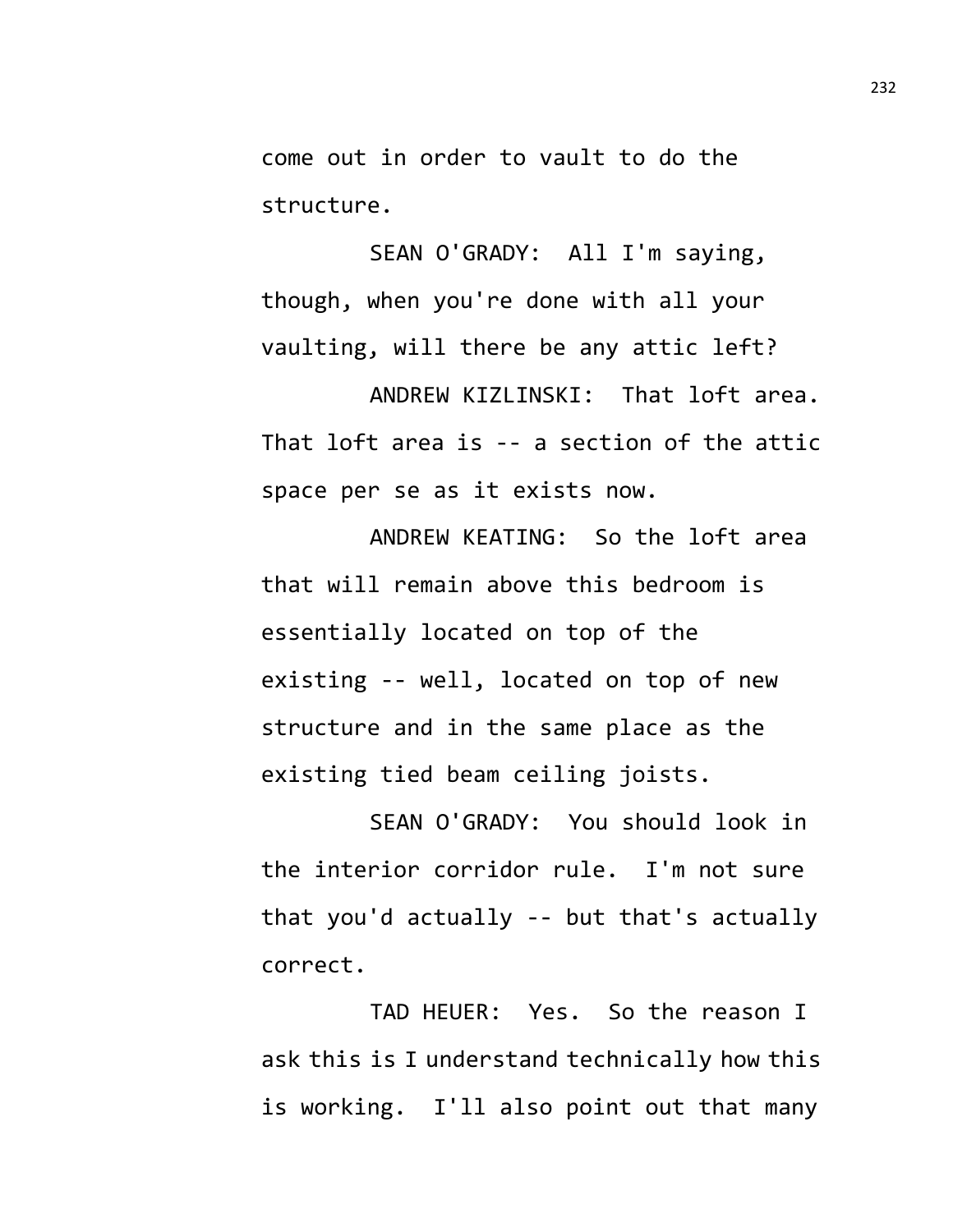come out in order to vault to do the structure.

SEAN O'GRADY: All I'm saying, though, when you're done with all your vaulting, will there be any attic left?

ANDREW KIZLINSKI: That loft area. That loft area is -- a section of the attic space per se as it exists now.

ANDREW KEATING: So the loft area that will remain above this bedroom is essentially located on top of the existing -- well, located on top of new structure and in the same place as the existing tied beam ceiling joists.

SEAN O'GRADY: You should look in the interior corridor rule. I'm not sure that you'd actually -- but that's actually correct.

TAD HEUER: Yes. So the reason I ask this is I understand technically how this is working. I'll also point out that many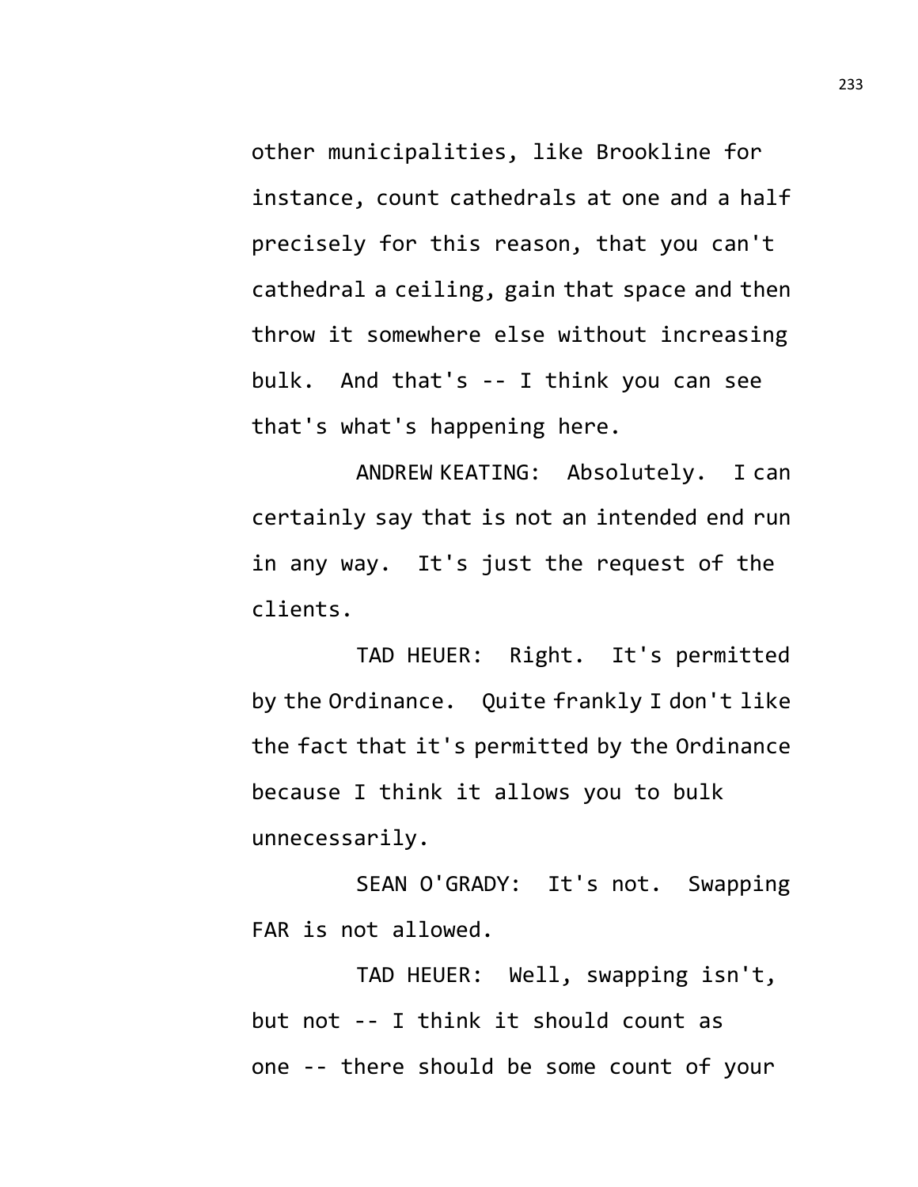other municipalities, like Brookline for instance, count cathedrals at one and a half precisely for this reason, that you can't cathedral a ceiling, gain that space and then throw it somewhere else without increasing bulk. And that's -- I think you can see that's what's happening here.

ANDREW KEATING: Absolutely. I can certainly say that is not an intended end run in any way. It's just the request of the clients.

TAD HEUER: Right. It's permitted by the Ordinance. Quite frankly I don't like the fact that it's permitted by the Ordinance because I think it allows you to bulk unnecessarily.

SEAN O'GRADY: It's not. Swapping FAR is not allowed.

TAD HEUER: Well, swapping isn't, but not -- I think it should count as one -- there should be some count of your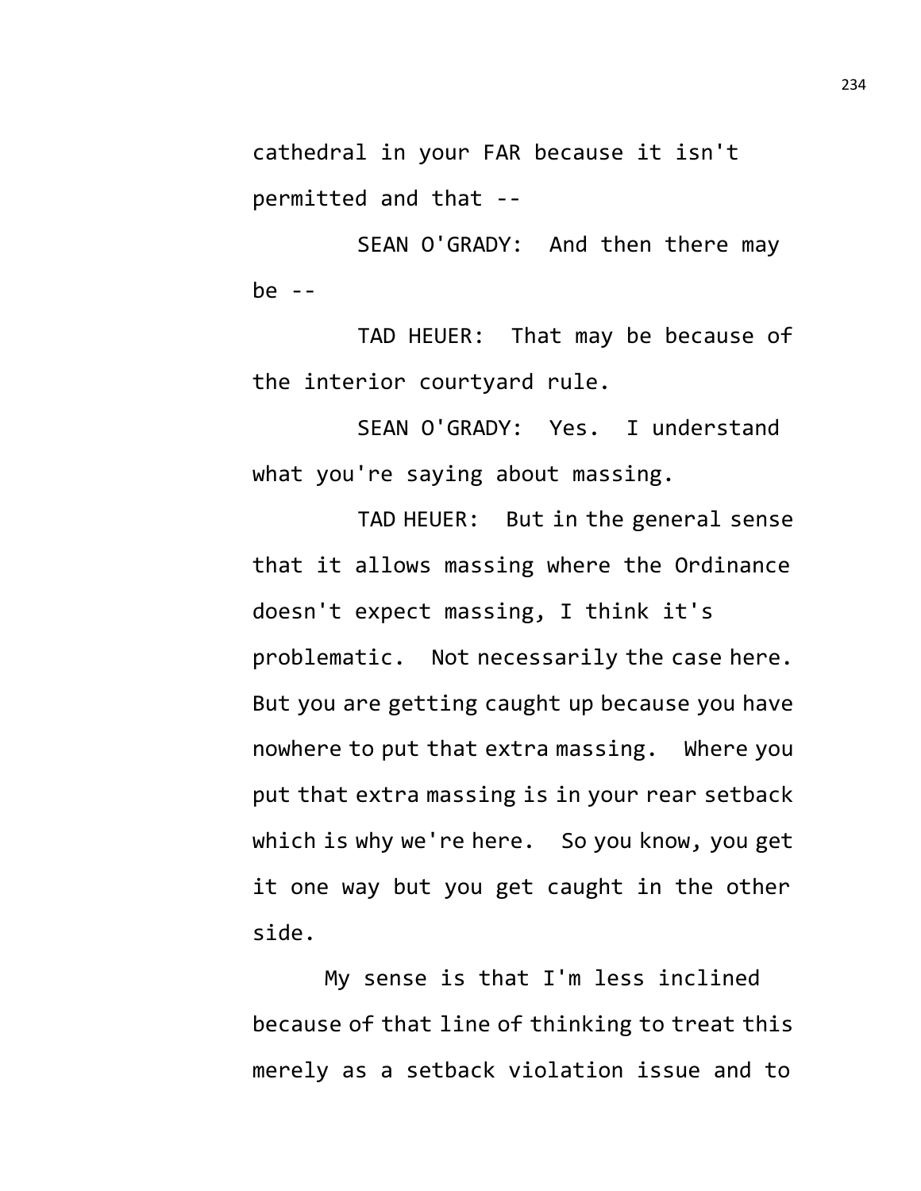cathedral in your FAR because it isn't permitted and that --

SEAN O'GRADY: And then there may be --

TAD HEUER: That may be because of the interior courtyard rule.

SEAN O'GRADY: Yes. I understand what you're saying about massing.

TAD HEUER: But in the general sense that it allows massing where the Ordinance doesn't expect massing, I think it's problematic. Not necessarily the case here. But you are getting caught up because you have nowhere to put that extra massing. Where you put that extra massing is in your rear setback which is why we're here. So you know, you get it one way but you get caught in the other side.

My sense is that I'm less inclined because of that line of thinking to treat this merely as a setback violation issue and to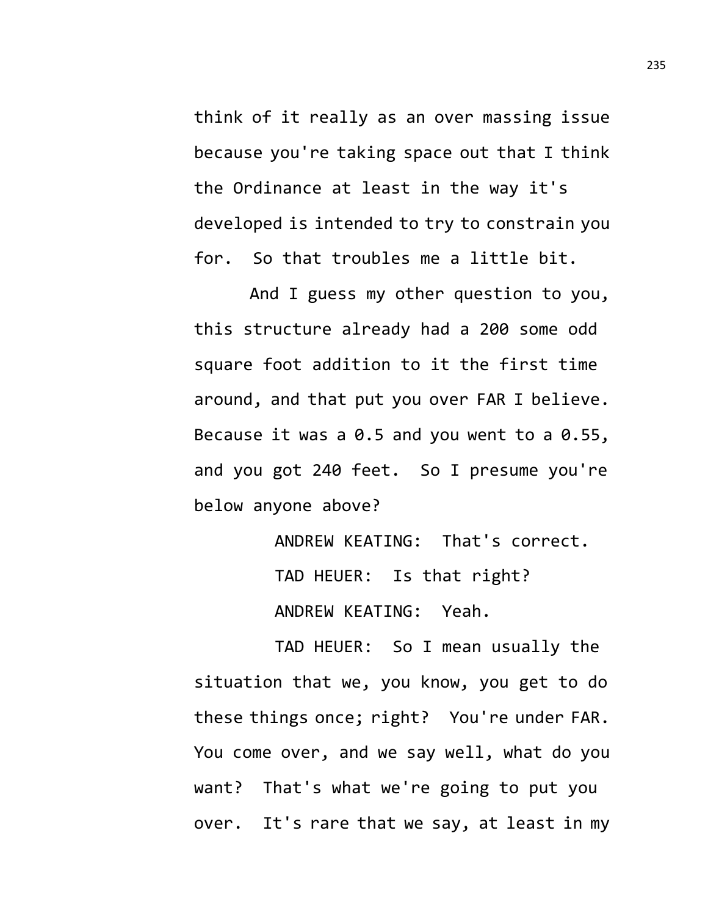think of it really as an over massing issue because you're taking space out that I think the Ordinance at least in the way it's developed is intended to try to constrain you for. So that troubles me a little bit.

And I guess my other question to you, this structure already had a 200 some odd square foot addition to it the first time around, and that put you over FAR I believe. Because it was a 0.5 and you went to a 0.55, and you got 240 feet. So I presume you're below anyone above?

ANDREW KEATING: That's correct.

TAD HEUER: Is that right?

ANDREW KEATING: Yeah.

TAD HEUER: So I mean usually the situation that we, you know, you get to do these things once; right? You're under FAR. You come over, and we say well, what do you want? That's what we're going to put you over. It's rare that we say, at least in my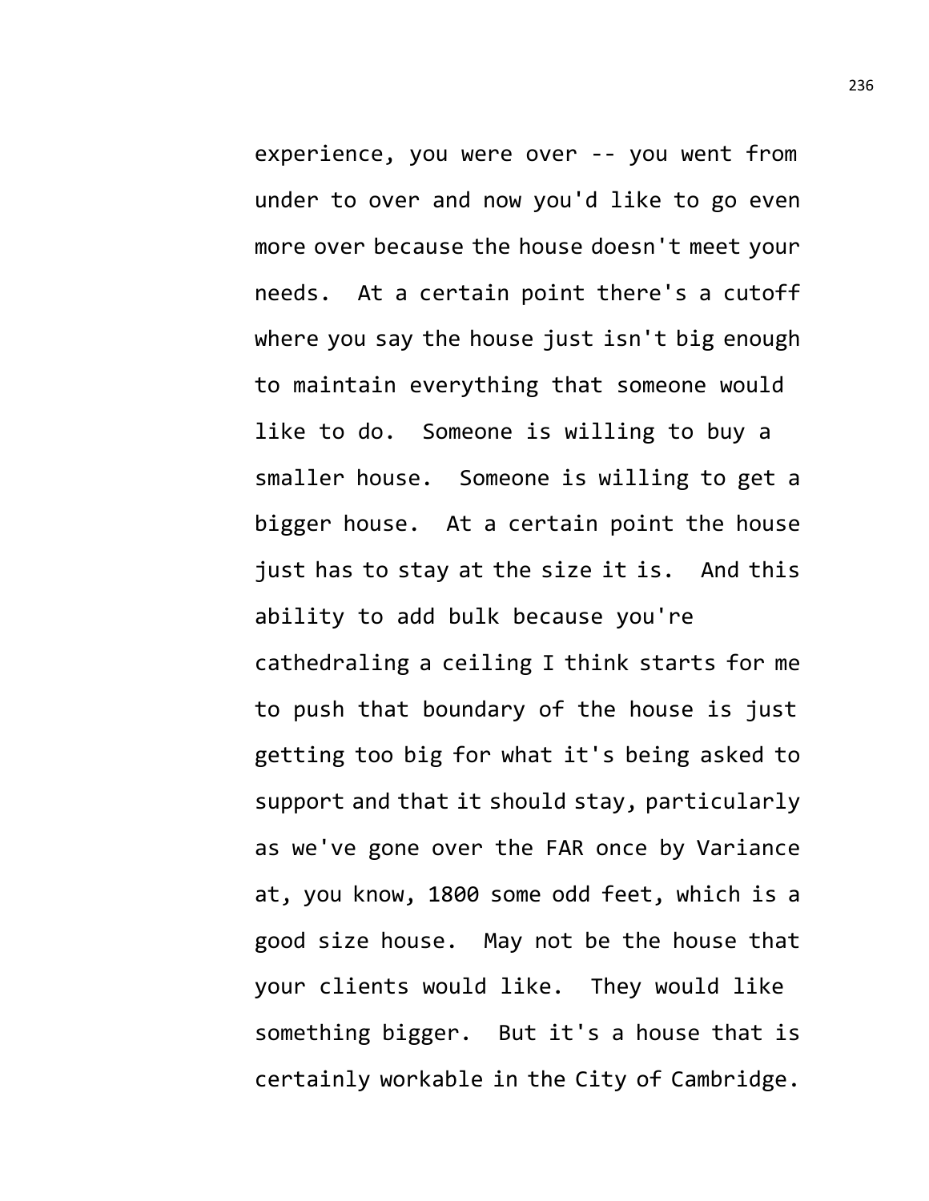experience, you were over -- you went from under to over and now you'd like to go even more over because the house doesn't meet your needs. At a certain point there's a cutoff where you say the house just isn't big enough to maintain everything that someone would like to do. Someone is willing to buy a smaller house. Someone is willing to get a bigger house. At a certain point the house just has to stay at the size it is. And this ability to add bulk because you're cathedraling a ceiling I think starts for me to push that boundary of the house is just getting too big for what it's being asked to support and that it should stay, particularly as we've gone over the FAR once by Variance at, you know, 1800 some odd feet, which is a good size house. May not be the house that your clients would like. They would like something bigger. But it's a house that is certainly workable in the City of Cambridge.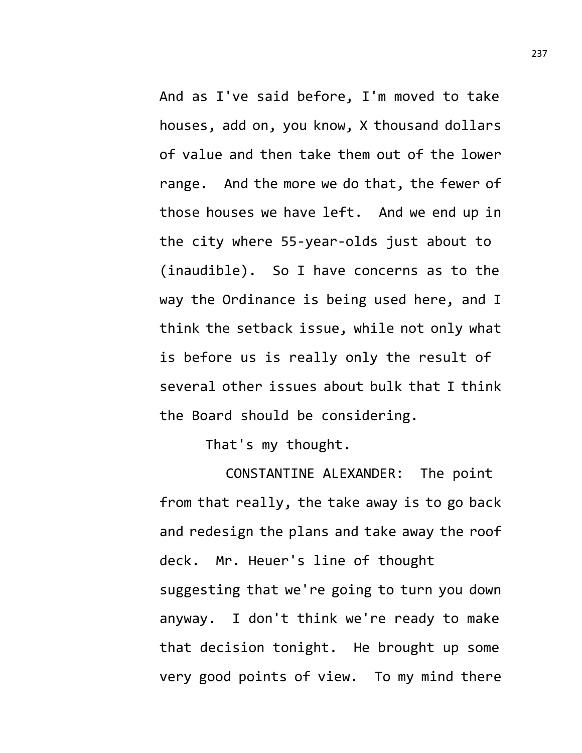And as I've said before, I'm moved to take houses, add on, you know, X thousand dollars of value and then take them out of the lower range. And the more we do that, the fewer of those houses we have left. And we end up in the city where 55-year-olds just about to (inaudible). So I have concerns as to the way the Ordinance is being used here, and I think the setback issue, while not only what is before us is really only the result of several other issues about bulk that I think the Board should be considering.

That's my thought.

CONSTANTINE ALEXANDER: The point from that really, the take away is to go back and redesign the plans and take away the roof deck. Mr. Heuer's line of thought suggesting that we're going to turn you down anyway. I don't think we're ready to make that decision tonight. He brought up some very good points of view. To my mind there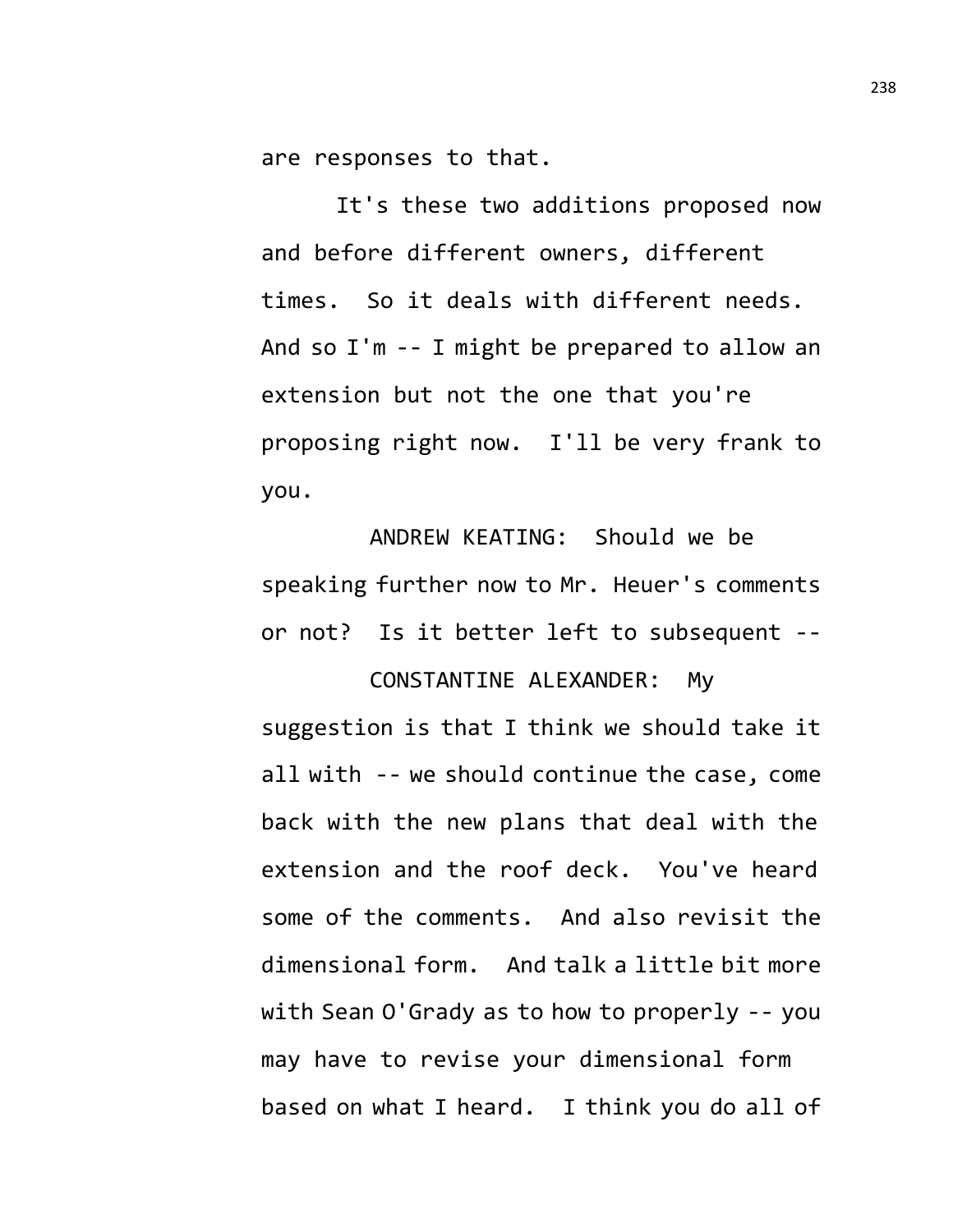are responses to that.

It's these two additions proposed now and before different owners, different times. So it deals with different needs. And so I'm -- I might be prepared to allow an extension but not the one that you're proposing right now. I'll be very frank to you.

ANDREW KEATING: Should we be speaking further now to Mr. Heuer's comments or not? Is it better left to subsequent --

CONSTANTINE ALEXANDER: My suggestion is that I think we should take it all with -- we should continue the case, come back with the new plans that deal with the extension and the roof deck. You've heard some of the comments. And also revisit the dimensional form. And talk a little bit more with Sean O'Grady as to how to properly -- you may have to revise your dimensional form based on what I heard. I think you do all of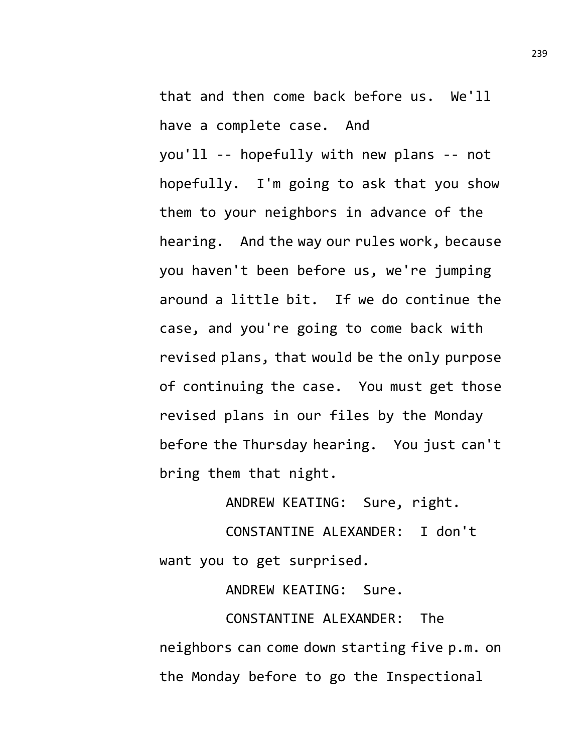that and then come back before us. We'll have a complete case. And you'll -- hopefully with new plans -- not hopefully. I'm going to ask that you show them to your neighbors in advance of the hearing. And the way our rules work, because you haven't been before us, we're jumping around a little bit. If we do continue the case, and you're going to come back with revised plans, that would be the only purpose of continuing the case. You must get those revised plans in our files by the Monday before the Thursday hearing. You just can't bring them that night.

ANDREW KEATING: Sure, right.

CONSTANTINE ALEXANDER: I don't want you to get surprised.

ANDREW KEATING: Sure.

CONSTANTINE ALEXANDER: The neighbors can come down starting five p.m. on the Monday before to go the Inspectional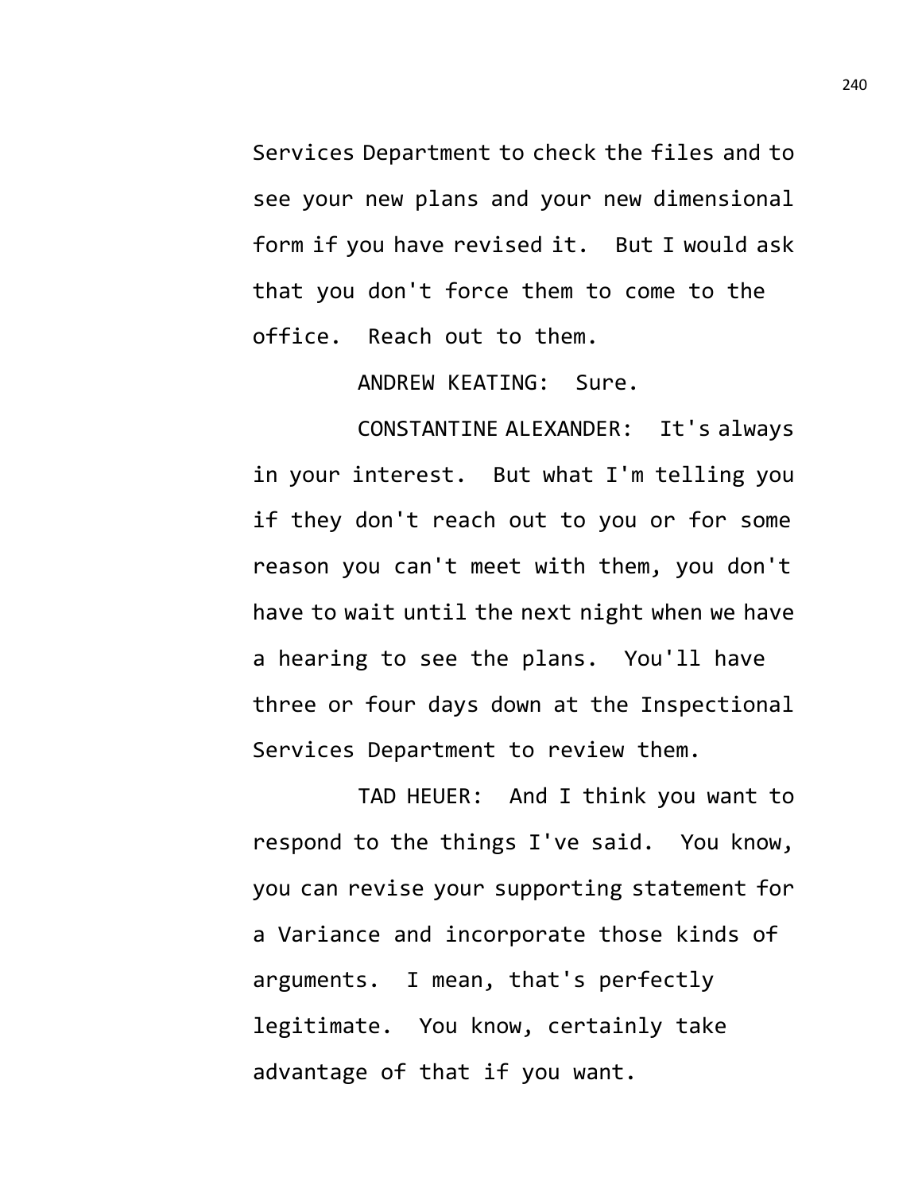Services Department to check the files and to see your new plans and your new dimensional form if you have revised it. But I would ask that you don't force them to come to the office. Reach out to them.

ANDREW KEATING: Sure.

CONSTANTINE ALEXANDER: It's always in your interest. But what I'm telling you if they don't reach out to you or for some reason you can't meet with them, you don't have to wait until the next night when we have a hearing to see the plans. You'll have three or four days down at the Inspectional Services Department to review them.

TAD HEUER: And I think you want to respond to the things I've said. You know, you can revise your supporting statement for a Variance and incorporate those kinds of arguments. I mean, that's perfectly legitimate. You know, certainly take advantage of that if you want.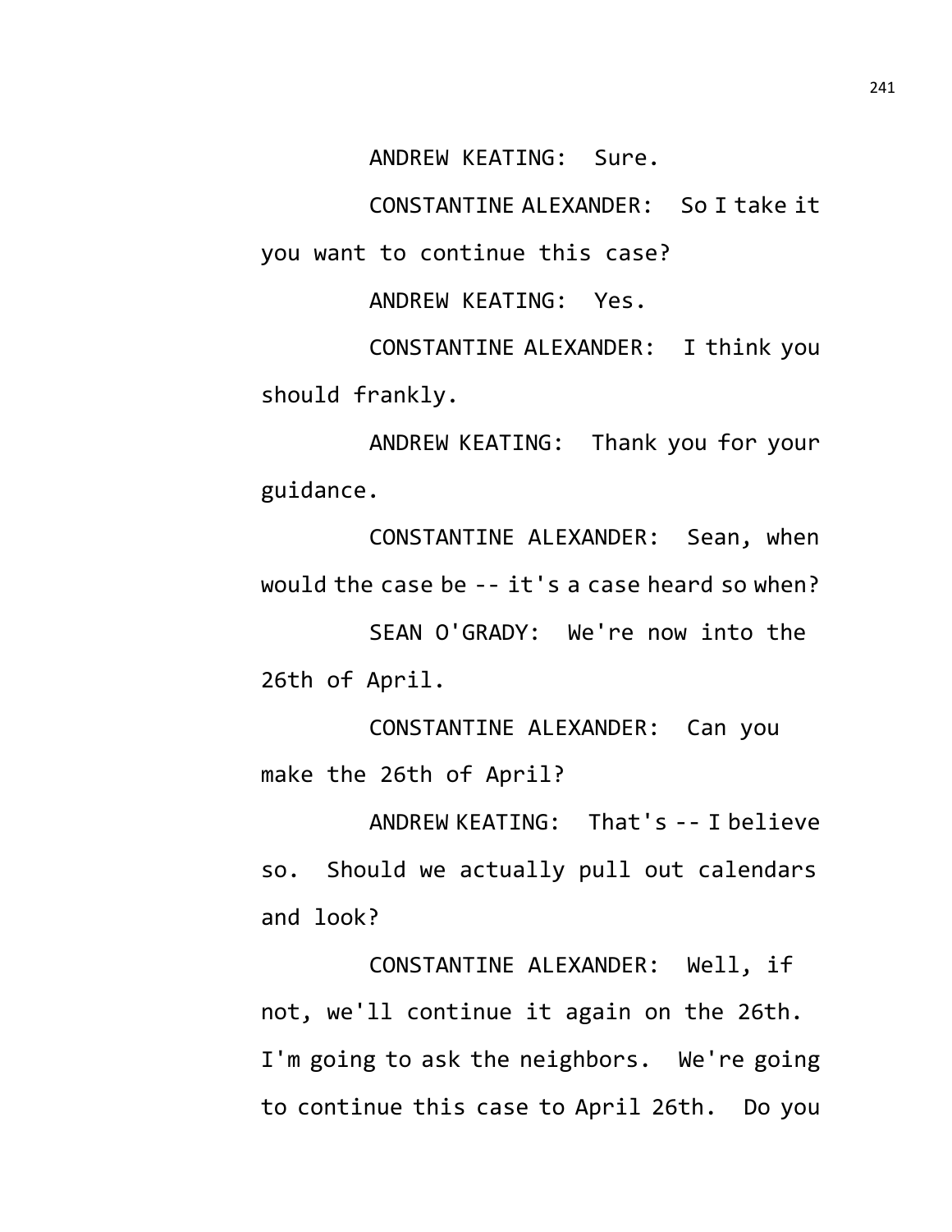ANDREW KEATING: Sure.

CONSTANTINE ALEXANDER: So I take it you want to continue this case?

ANDREW KEATING: Yes.

CONSTANTINE ALEXANDER: I think you should frankly.

ANDREW KEATING: Thank you for your guidance.

CONSTANTINE ALEXANDER: Sean, when would the case be -- it's a case heard so when?

SEAN O'GRADY: We're now into the 26th of April.

CONSTANTINE ALEXANDER: Can you make the 26th of April?

ANDREW KEATING: That's -- I believe so. Should we actually pull out calendars and look?

CONSTANTINE ALEXANDER: Well, if not, we'll continue it again on the 26th. I'm going to ask the neighbors. We're going to continue this case to April 26th. Do you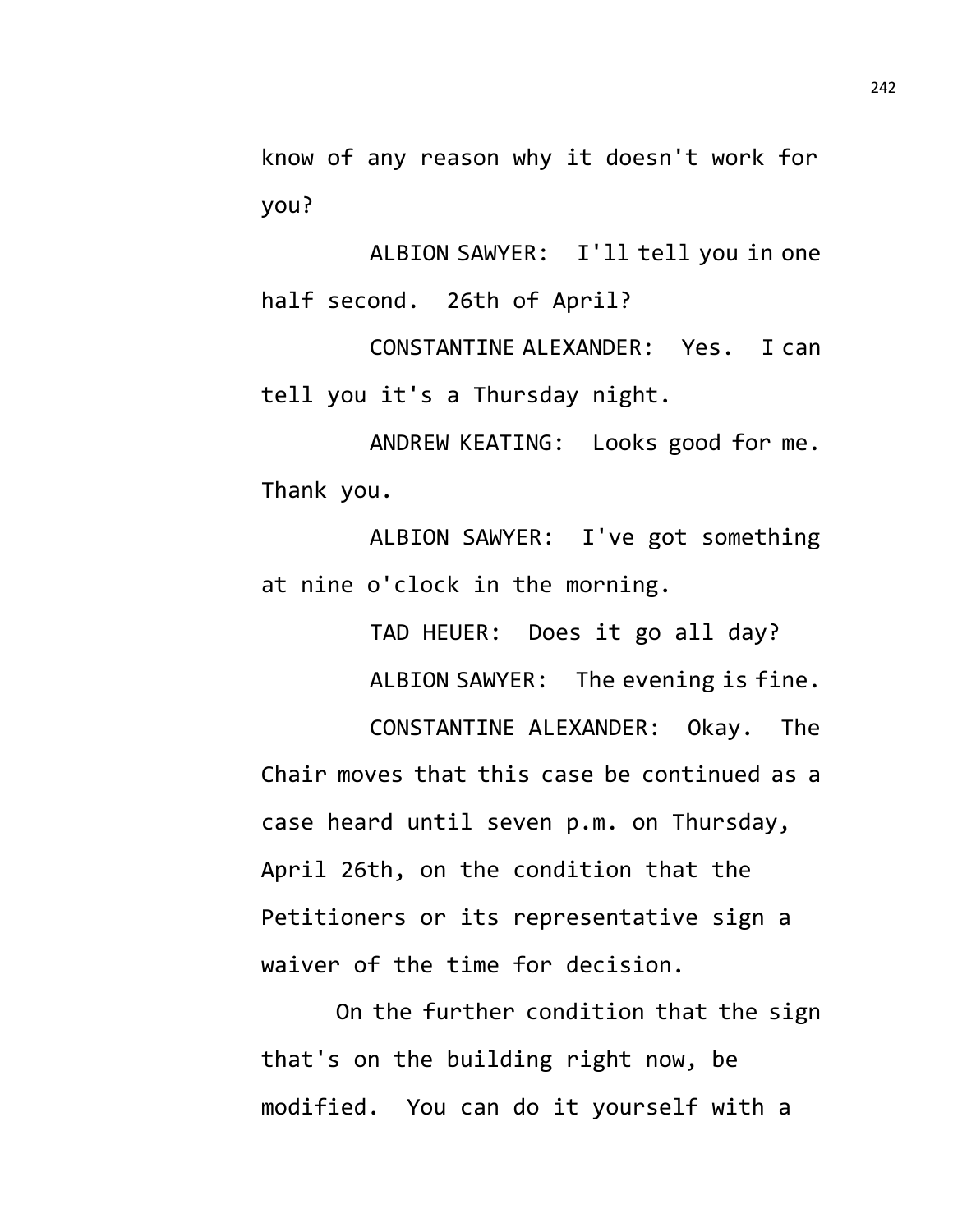know of any reason why it doesn't work for you?

ALBION SAWYER: I'll tell you in one half second. 26th of April?

CONSTANTINE ALEXANDER: Yes. I can tell you it's a Thursday night.

ANDREW KEATING: Looks good for me. Thank you.

ALBION SAWYER: I've got something at nine o'clock in the morning.

TAD HEUER: Does it go all day?

ALBION SAWYER: The evening is fine.

CONSTANTINE ALEXANDER: Okay. The Chair moves that this case be continued as a case heard until seven p.m. on Thursday, April 26th, on the condition that the Petitioners or its representative sign a waiver of the time for decision.

On the further condition that the sign that's on the building right now, be modified. You can do it yourself with a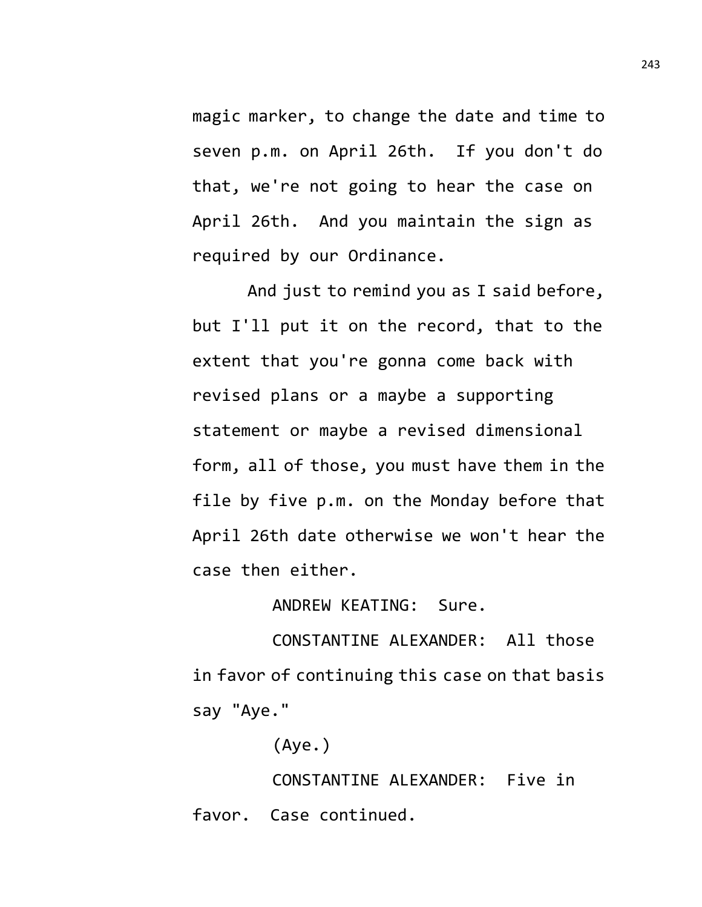magic marker, to change the date and time to seven p.m. on April 26th. If you don't do that, we're not going to hear the case on April 26th. And you maintain the sign as required by our Ordinance.

And just to remind you as I said before, but I'll put it on the record, that to the extent that you're gonna come back with revised plans or a maybe a supporting statement or maybe a revised dimensional form, all of those, you must have them in the file by five p.m. on the Monday before that April 26th date otherwise we won't hear the case then either.

ANDREW KEATING: Sure.

CONSTANTINE ALEXANDER: All those in favor of continuing this case on that basis say "Aye."

(Aye.)

CONSTANTINE ALEXANDER: Five in favor. Case continued.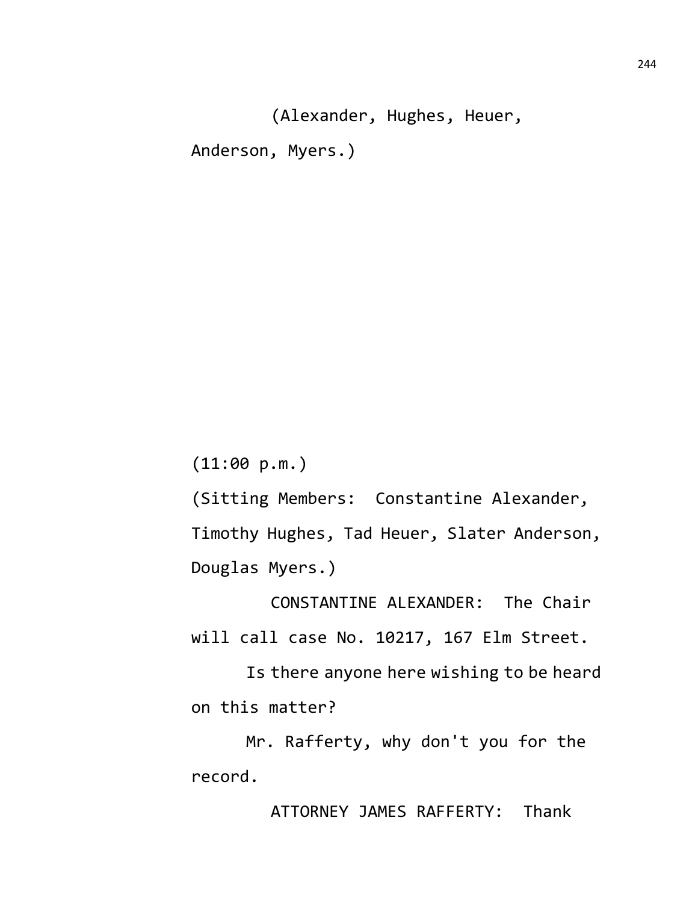(Alexander, Hughes, Heuer, Anderson, Myers.)

(11:00 p.m.)

(Sitting Members: Constantine Alexander, Timothy Hughes, Tad Heuer, Slater Anderson, Douglas Myers.)

CONSTANTINE ALEXANDER: The Chair will call case No. 10217, 167 Elm Street.

Is there anyone here wishing to be heard on this matter?

Mr. Rafferty, why don't you for the record.

ATTORNEY JAMES RAFFERTY: Thank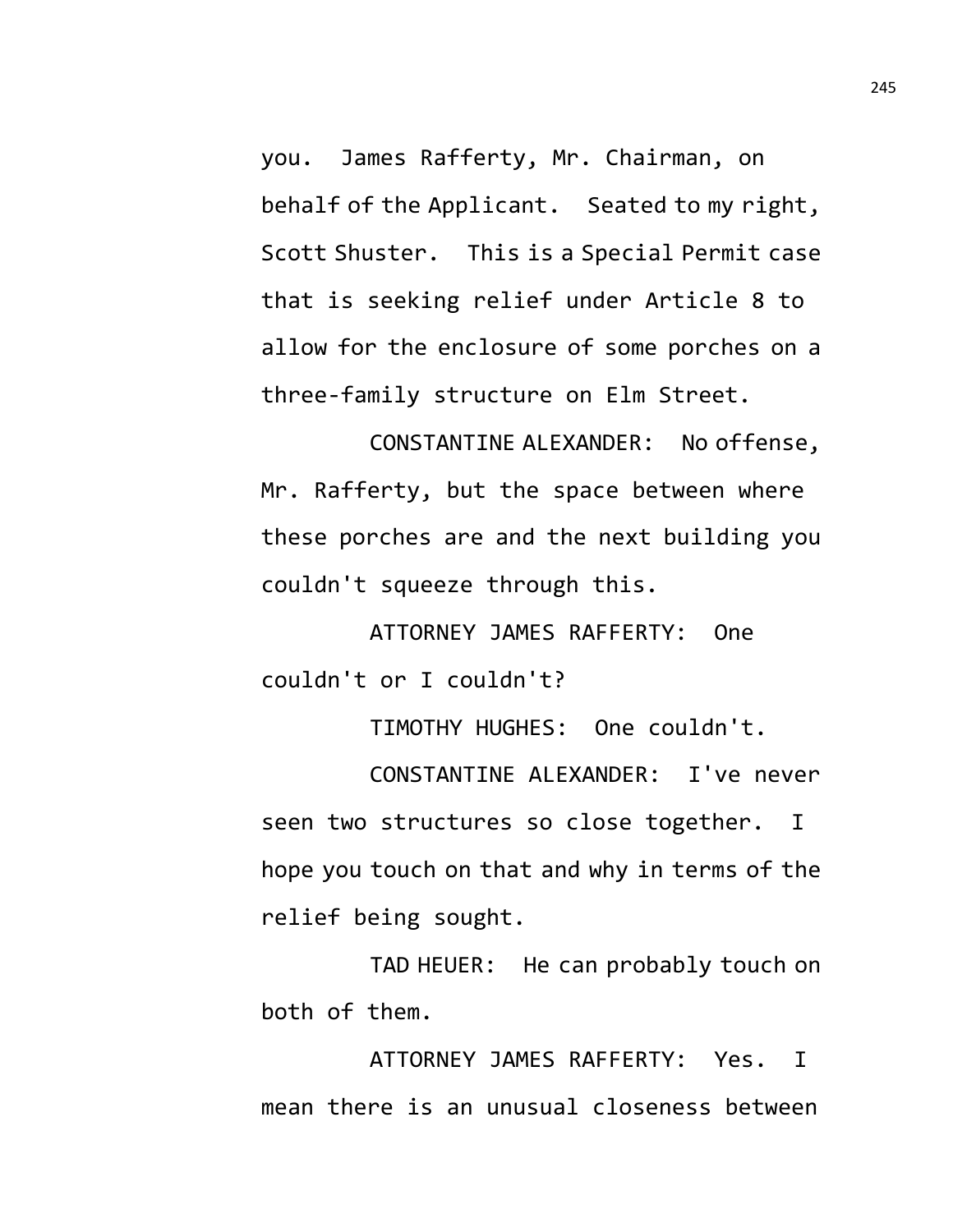you. James Rafferty, Mr. Chairman, on behalf of the Applicant. Seated to my right, Scott Shuster. This is a Special Permit case that is seeking relief under Article 8 to allow for the enclosure of some porches on a three-family structure on Elm Street.

CONSTANTINE ALEXANDER: No offense, Mr. Rafferty, but the space between where these porches are and the next building you couldn't squeeze through this.

ATTORNEY JAMES RAFFERTY: One couldn't or I couldn't?

TIMOTHY HUGHES: One couldn't.

CONSTANTINE ALEXANDER: I've never seen two structures so close together. I hope you touch on that and why in terms of the relief being sought.

TAD HEUER: He can probably touch on both of them.

ATTORNEY JAMES RAFFERTY: Yes. I mean there is an unusual closeness between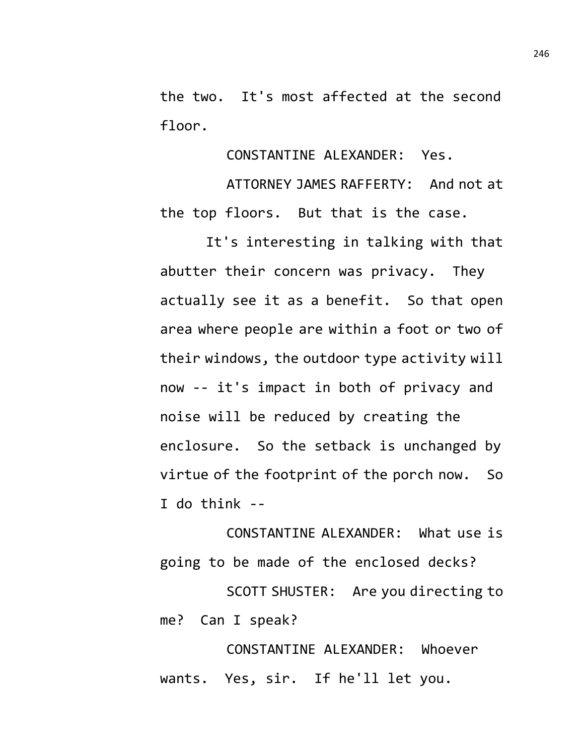the two. It's most affected at the second floor.

CONSTANTINE ALEXANDER: Yes.

ATTORNEY JAMES RAFFERTY: And not at the top floors. But that is the case.

It's interesting in talking with that abutter their concern was privacy. They actually see it as a benefit. So that open area where people are within a foot or two of their windows, the outdoor type activity will now -- it's impact in both of privacy and noise will be reduced by creating the enclosure. So the setback is unchanged by virtue of the footprint of the porch now. So I do think --

CONSTANTINE ALEXANDER: What use is going to be made of the enclosed decks?

SCOTT SHUSTER: Are you directing to me? Can I speak?

CONSTANTINE ALEXANDER: Whoever wants. Yes, sir. If he'll let you.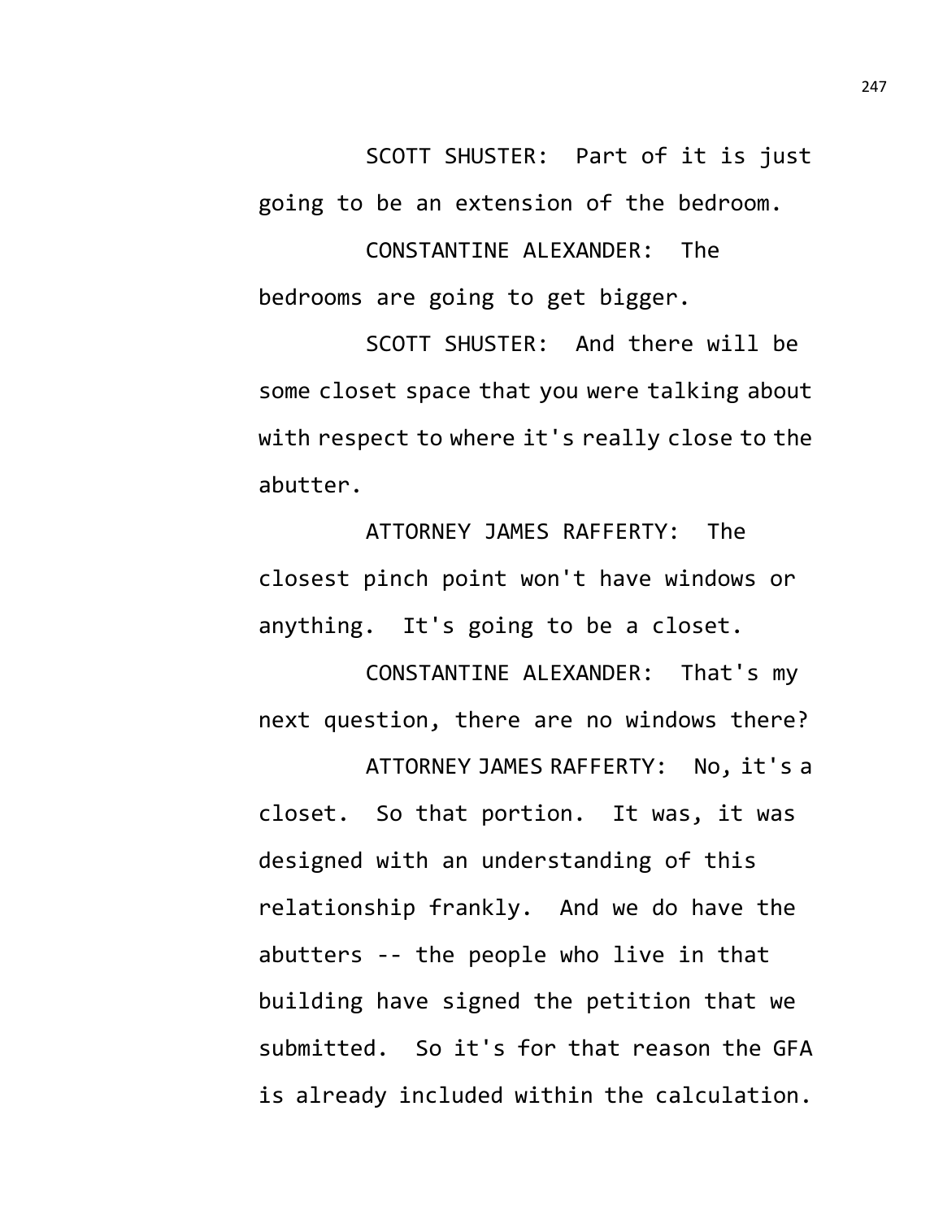SCOTT SHUSTER: Part of it is just going to be an extension of the bedroom.

CONSTANTINE ALEXANDER: The bedrooms are going to get bigger.

SCOTT SHUSTER: And there will be some closet space that you were talking about with respect to where it's really close to the abutter.

ATTORNEY JAMES RAFFERTY: The closest pinch point won't have windows or anything. It's going to be a closet.

CONSTANTINE ALEXANDER: That's my next question, there are no windows there?

ATTORNEY JAMES RAFFERTY: No, it's a closet. So that portion. It was, it was designed with an understanding of this relationship frankly. And we do have the abutters -- the people who live in that building have signed the petition that we submitted. So it's for that reason the GFA is already included within the calculation.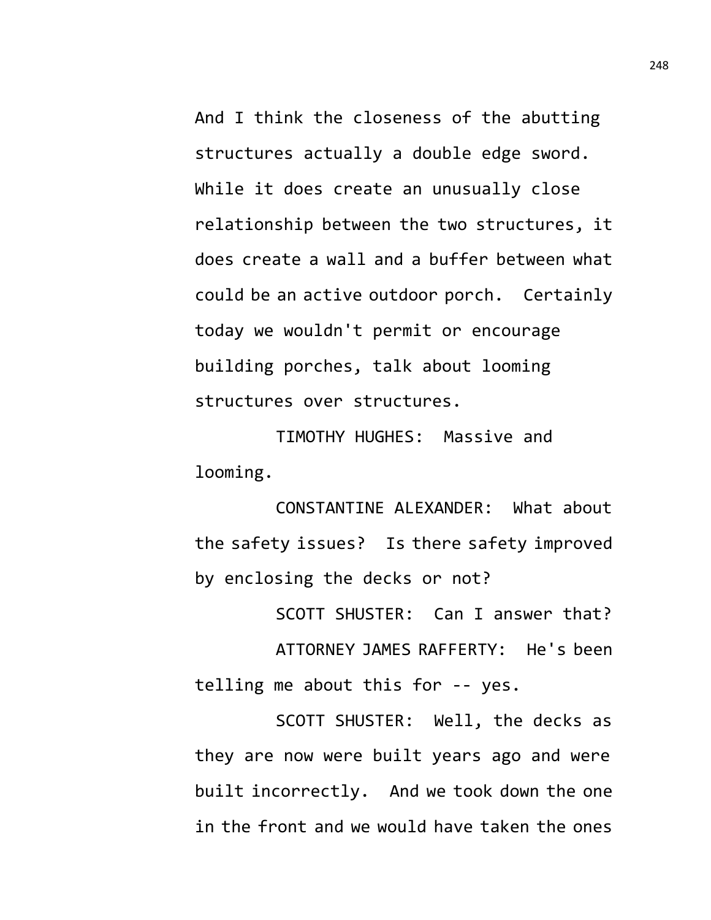And I think the closeness of the abutting structures actually a double edge sword. While it does create an unusually close relationship between the two structures, it does create a wall and a buffer between what could be an active outdoor porch. Certainly today we wouldn't permit or encourage building porches, talk about looming structures over structures.

TIMOTHY HUGHES: Massive and looming.

CONSTANTINE ALEXANDER: What about the safety issues? Is there safety improved by enclosing the decks or not?

SCOTT SHUSTER: Can I answer that?

ATTORNEY JAMES RAFFERTY: He's been telling me about this for -- yes.

SCOTT SHUSTER: Well, the decks as they are now were built years ago and were built incorrectly. And we took down the one in the front and we would have taken the ones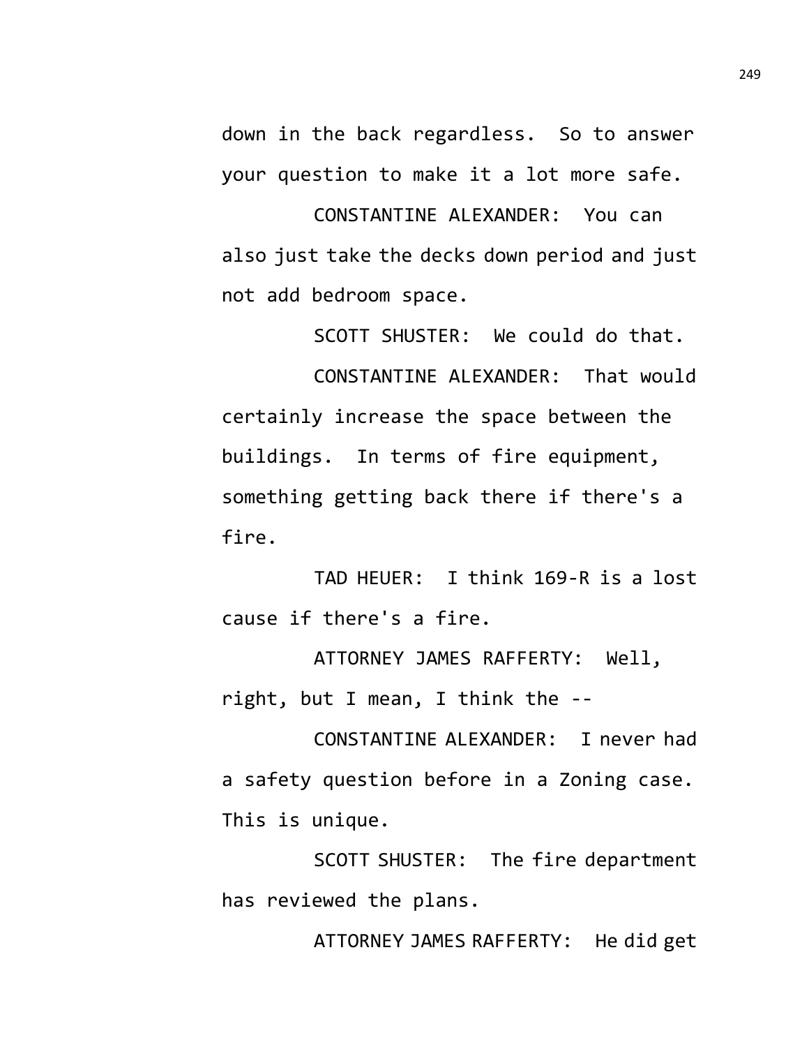down in the back regardless. So to answer your question to make it a lot more safe.

CONSTANTINE ALEXANDER: You can also just take the decks down period and just not add bedroom space.

SCOTT SHUSTER: We could do that.

CONSTANTINE ALEXANDER: That would certainly increase the space between the buildings. In terms of fire equipment, something getting back there if there's a fire.

TAD HEUER: I think 169-R is a lost cause if there's a fire.

ATTORNEY JAMES RAFFERTY: Well, right, but I mean, I think the --

CONSTANTINE ALEXANDER: I never had a safety question before in a Zoning case. This is unique.

SCOTT SHUSTER: The fire department has reviewed the plans.

ATTORNEY JAMES RAFFERTY: He did get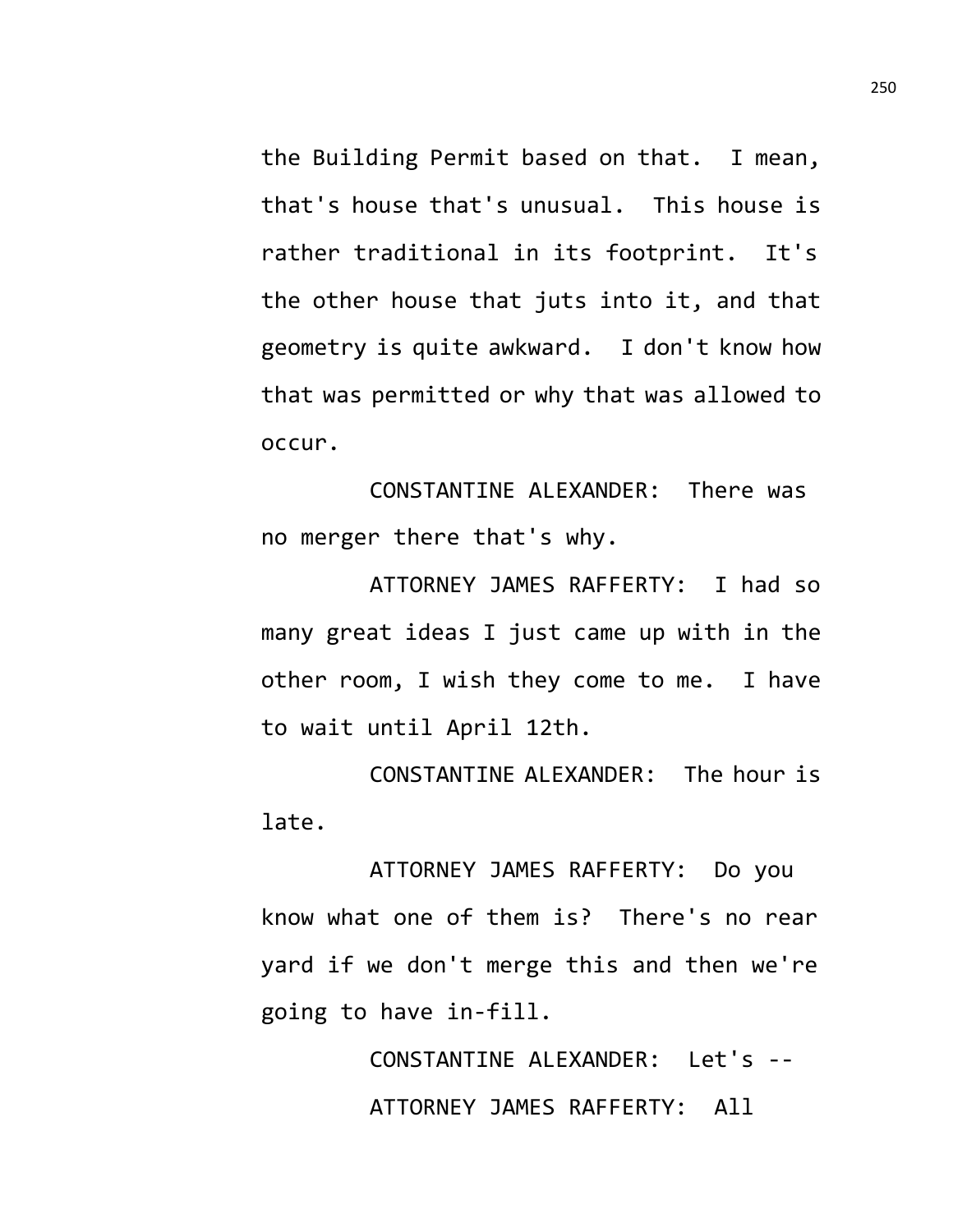the Building Permit based on that. I mean, that's house that's unusual. This house is rather traditional in its footprint. It's the other house that juts into it, and that geometry is quite awkward. I don't know how that was permitted or why that was allowed to occur.

CONSTANTINE ALEXANDER: There was no merger there that's why.

ATTORNEY JAMES RAFFERTY: I had so many great ideas I just came up with in the other room, I wish they come to me. I have to wait until April 12th.

CONSTANTINE ALEXANDER: The hour is late.

ATTORNEY JAMES RAFFERTY: Do you know what one of them is? There's no rear yard if we don't merge this and then we're going to have in-fill.

CONSTANTINE ALEXANDER: Let's --

ATTORNEY JAMES RAFFERTY: All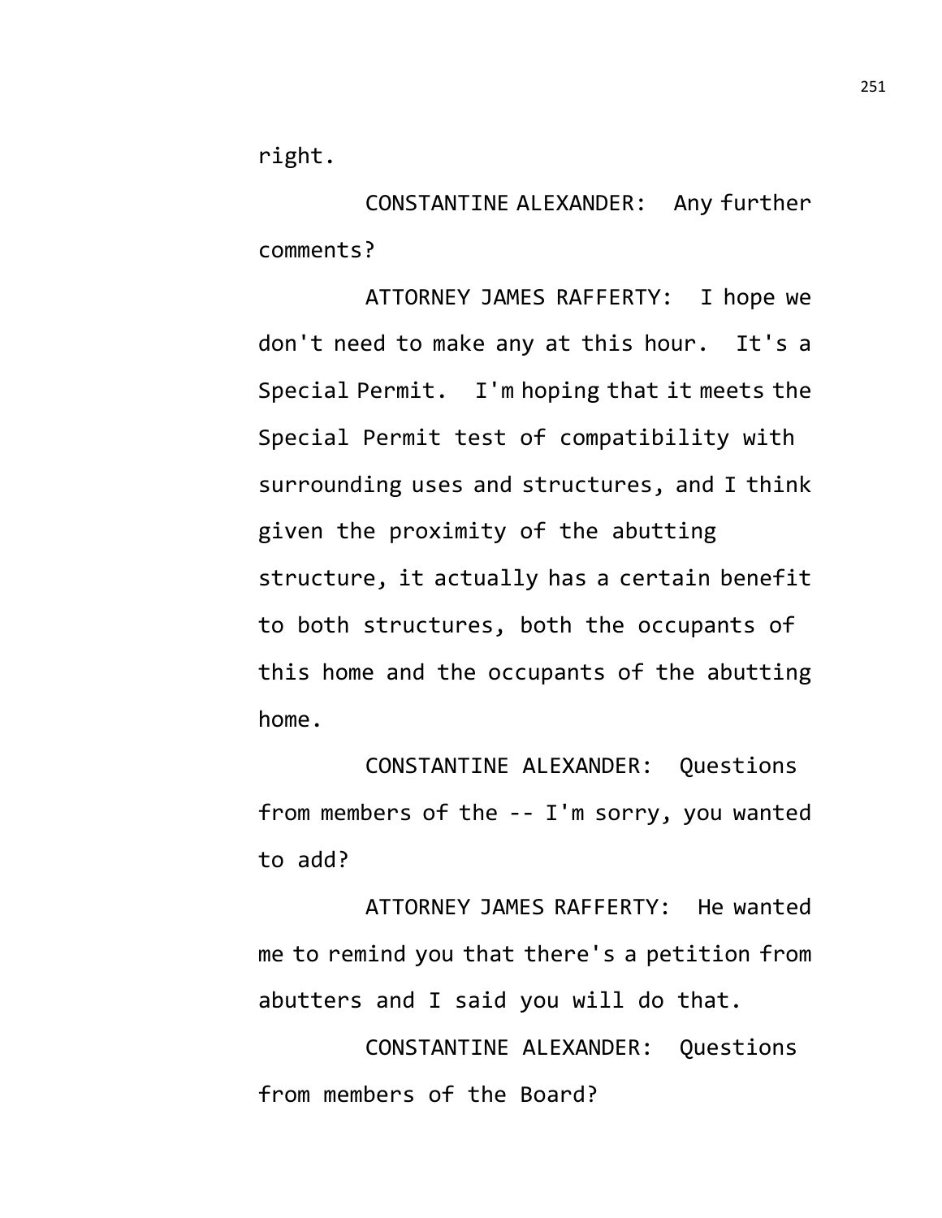right.

CONSTANTINE ALEXANDER: Any further comments?

ATTORNEY JAMES RAFFERTY: I hope we don't need to make any at this hour. It's a Special Permit. I'm hoping that it meets the Special Permit test of compatibility with surrounding uses and structures, and I think given the proximity of the abutting structure, it actually has a certain benefit to both structures, both the occupants of this home and the occupants of the abutting home.

CONSTANTINE ALEXANDER: Questions from members of the -- I'm sorry, you wanted to add?

ATTORNEY JAMES RAFFERTY: He wanted me to remind you that there's a petition from abutters and I said you will do that.

CONSTANTINE ALEXANDER: Questions from members of the Board?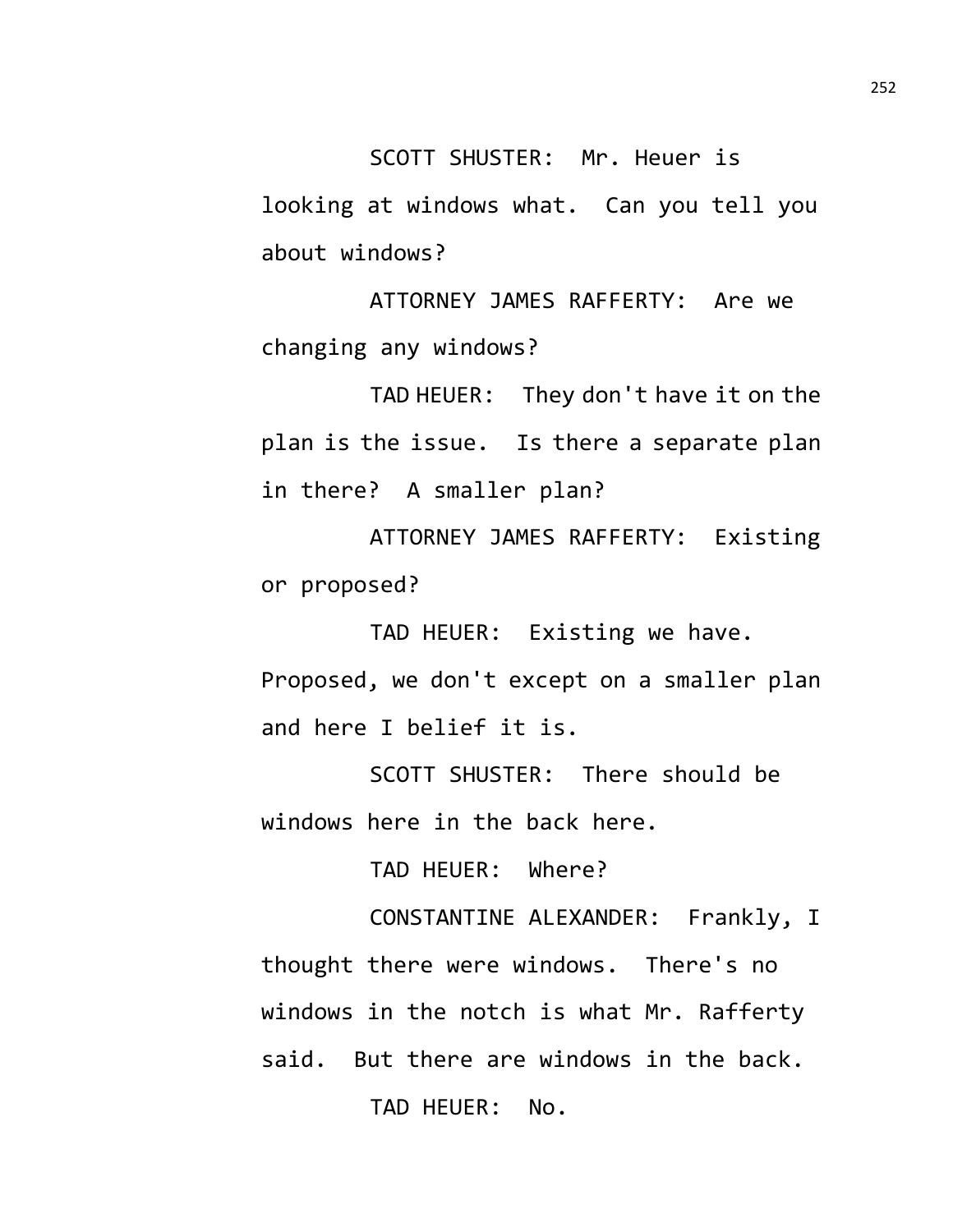SCOTT SHUSTER: Mr. Heuer is looking at windows what. Can you tell you about windows?

ATTORNEY JAMES RAFFERTY: Are we changing any windows?

TAD HEUER: They don't have it on the plan is the issue. Is there a separate plan in there? A smaller plan?

ATTORNEY JAMES RAFFERTY: Existing or proposed?

TAD HEUER: Existing we have. Proposed, we don't except on a smaller plan and here I belief it is.

SCOTT SHUSTER: There should be windows here in the back here.

TAD HEUER: Where?

CONSTANTINE ALEXANDER: Frankly, I thought there were windows. There's no windows in the notch is what Mr. Rafferty said. But there are windows in the back.

TAD HEUER: No.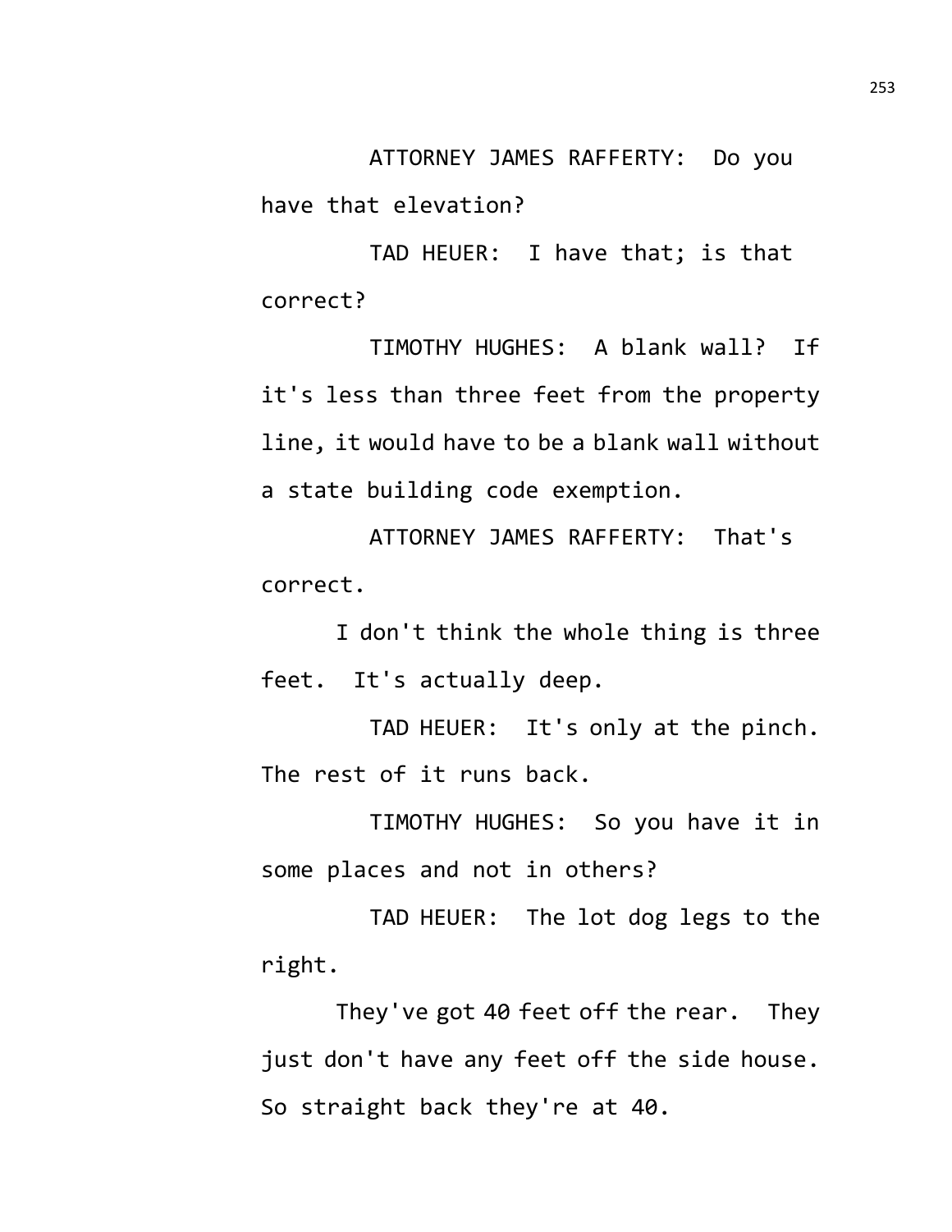ATTORNEY JAMES RAFFERTY: Do you have that elevation?

TAD HEUER: I have that; is that correct?

TIMOTHY HUGHES: A blank wall? If it's less than three feet from the property line, it would have to be a blank wall without a state building code exemption.

ATTORNEY JAMES RAFFERTY: That's correct.

I don't think the whole thing is three feet. It's actually deep.

TAD HEUER: It's only at the pinch. The rest of it runs back.

TIMOTHY HUGHES: So you have it in some places and not in others?

TAD HEUER: The lot dog legs to the right.

They've got 40 feet off the rear. They just don't have any feet off the side house. So straight back they're at 40.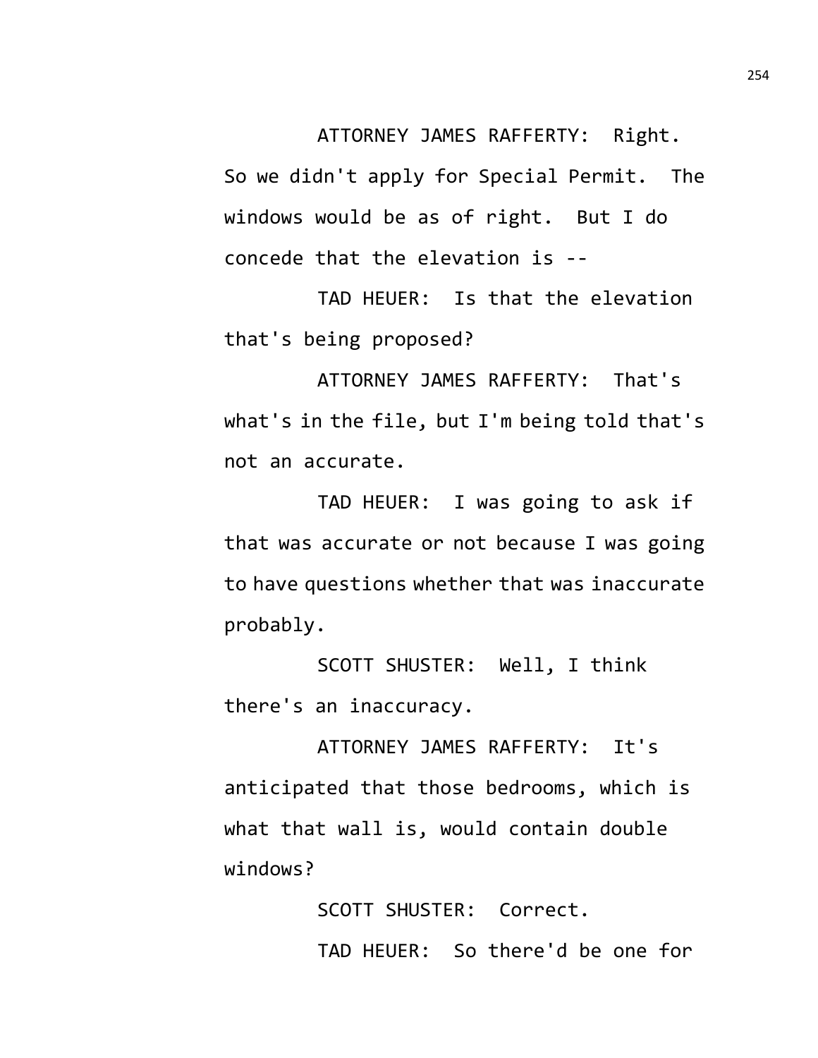ATTORNEY JAMES RAFFERTY: Right. So we didn't apply for Special Permit. The windows would be as of right. But I do concede that the elevation is --

TAD HEUER: Is that the elevation that's being proposed?

ATTORNEY JAMES RAFFERTY: That's what's in the file, but I'm being told that's not an accurate.

TAD HEUER: I was going to ask if that was accurate or not because I was going to have questions whether that was inaccurate probably.

SCOTT SHUSTER: Well, I think there's an inaccuracy.

ATTORNEY JAMES RAFFERTY: It's anticipated that those bedrooms, which is what that wall is, would contain double windows?

SCOTT SHUSTER: Correct.

TAD HEUER: So there'd be one for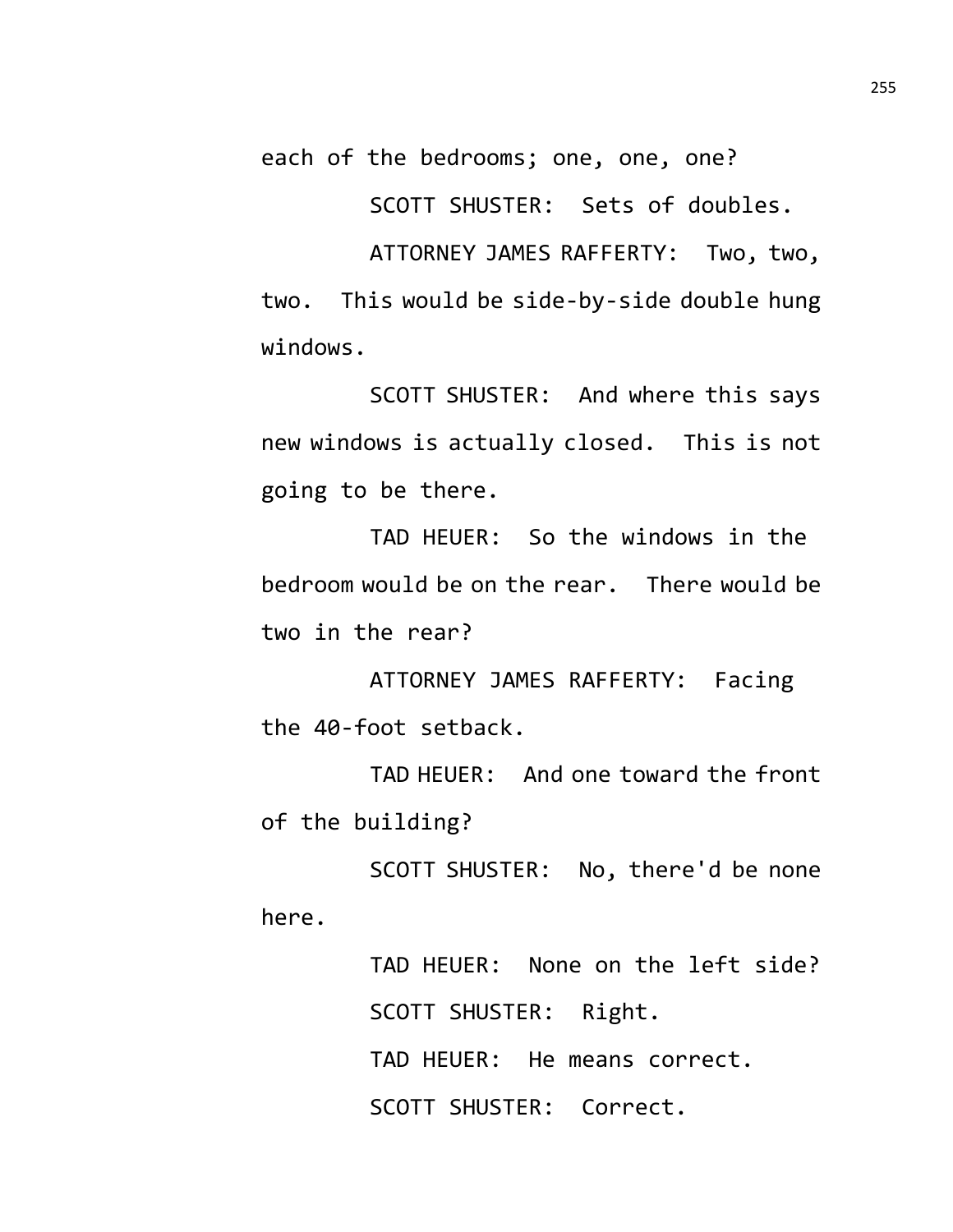each of the bedrooms; one, one, one?

SCOTT SHUSTER: Sets of doubles.

ATTORNEY JAMES RAFFERTY: Two, two, two. This would be side-by-side double hung windows.

SCOTT SHUSTER: And where this says new windows is actually closed. This is not going to be there.

TAD HEUER: So the windows in the bedroom would be on the rear. There would be two in the rear?

ATTORNEY JAMES RAFFERTY: Facing the 40-foot setback.

TAD HEUER: And one toward the front of the building?

SCOTT SHUSTER: No, there'd be none here.

TAD HEUER: None on the left side?

SCOTT SHUSTER: Right.

TAD HEUER: He means correct.

SCOTT SHUSTER: Correct.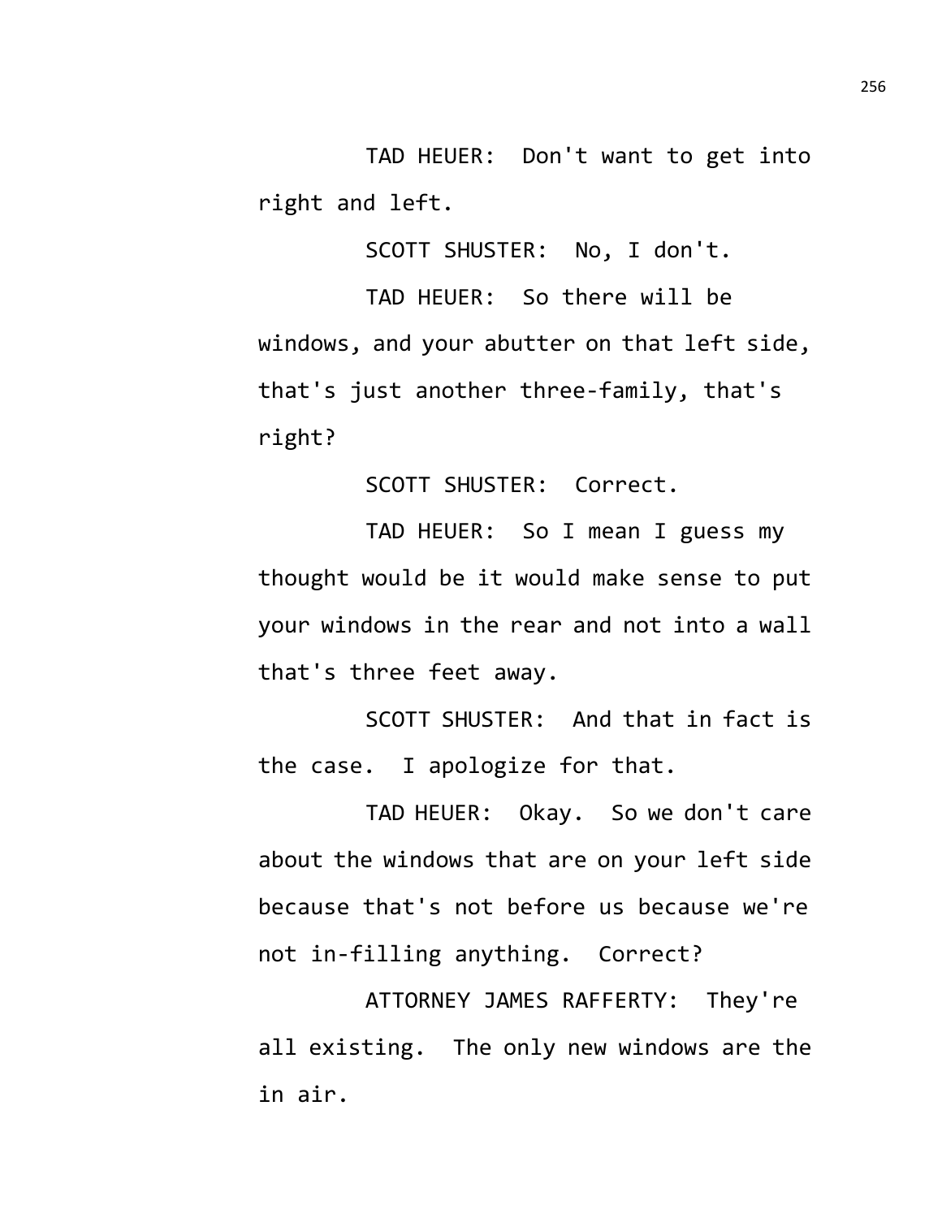TAD HEUER: Don't want to get into right and left.

SCOTT SHUSTER: No, I don't.

TAD HEUER: So there will be windows, and your abutter on that left side, that's just another three-family, that's right?

SCOTT SHUSTER: Correct.

TAD HEUER: So I mean I guess my thought would be it would make sense to put your windows in the rear and not into a wall that's three feet away.

SCOTT SHUSTER: And that in fact is the case. I apologize for that.

TAD HEUER: Okay. So we don't care about the windows that are on your left side because that's not before us because we're not in-filling anything. Correct?

ATTORNEY JAMES RAFFERTY: They're all existing. The only new windows are the in air.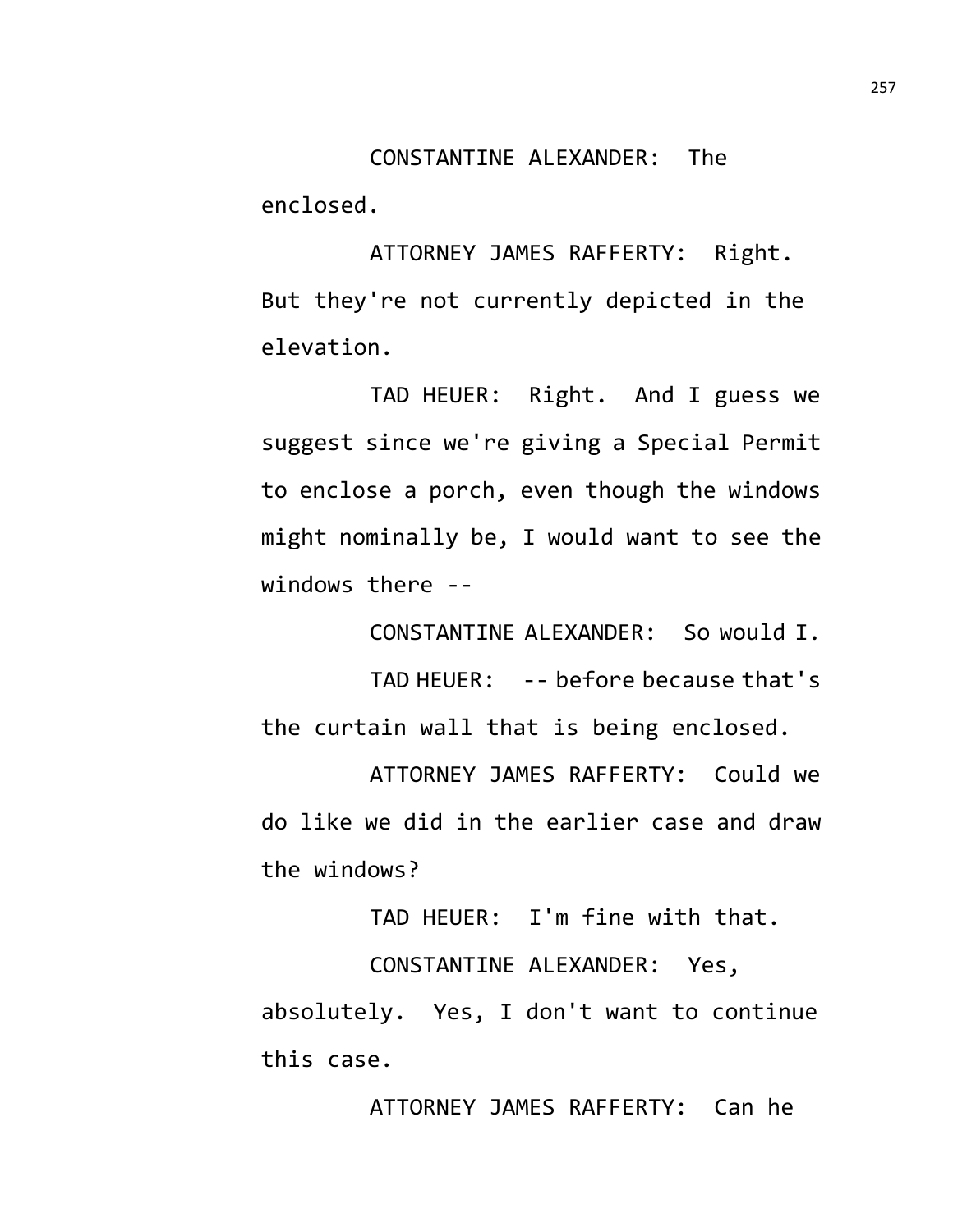CONSTANTINE ALEXANDER: The enclosed.

ATTORNEY JAMES RAFFERTY: Right. But they're not currently depicted in the elevation.

TAD HEUER: Right. And I guess we suggest since we're giving a Special Permit to enclose a porch, even though the windows might nominally be, I would want to see the windows there --

CONSTANTINE ALEXANDER: So would I.

TAD HEUER: -- before because that's the curtain wall that is being enclosed.

ATTORNEY JAMES RAFFERTY: Could we do like we did in the earlier case and draw the windows?

TAD HEUER: I'm fine with that.

CONSTANTINE ALEXANDER: Yes, absolutely. Yes, I don't want to continue this case.

ATTORNEY JAMES RAFFERTY: Can he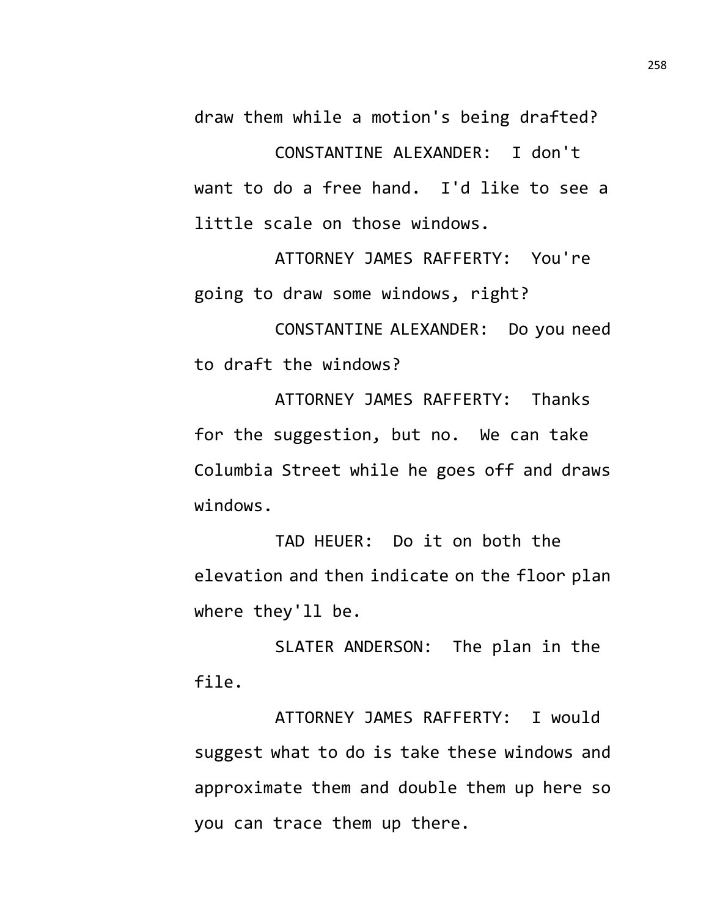draw them while a motion's being drafted?

CONSTANTINE ALEXANDER: I don't want to do a free hand. I'd like to see a little scale on those windows.

ATTORNEY JAMES RAFFERTY: You're going to draw some windows, right?

CONSTANTINE ALEXANDER: Do you need to draft the windows?

ATTORNEY JAMES RAFFERTY: Thanks for the suggestion, but no. We can take Columbia Street while he goes off and draws windows.

TAD HEUER: Do it on both the elevation and then indicate on the floor plan where they'll be.

SLATER ANDERSON: The plan in the file.

ATTORNEY JAMES RAFFERTY: I would suggest what to do is take these windows and approximate them and double them up here so you can trace them up there.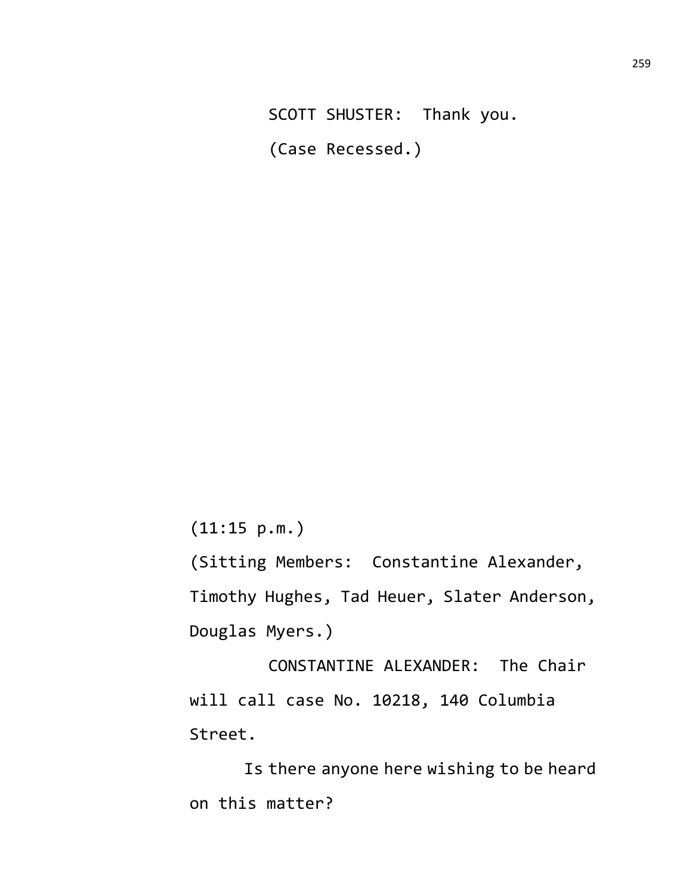SCOTT SHUSTER: Thank you.

(Case Recessed.)

(11:15 p.m.)

(Sitting Members: Constantine Alexander, Timothy Hughes, Tad Heuer, Slater Anderson, Douglas Myers.)

CONSTANTINE ALEXANDER: The Chair will call case No. 10218, 140 Columbia Street.

Is there anyone here wishing to be heard on this matter?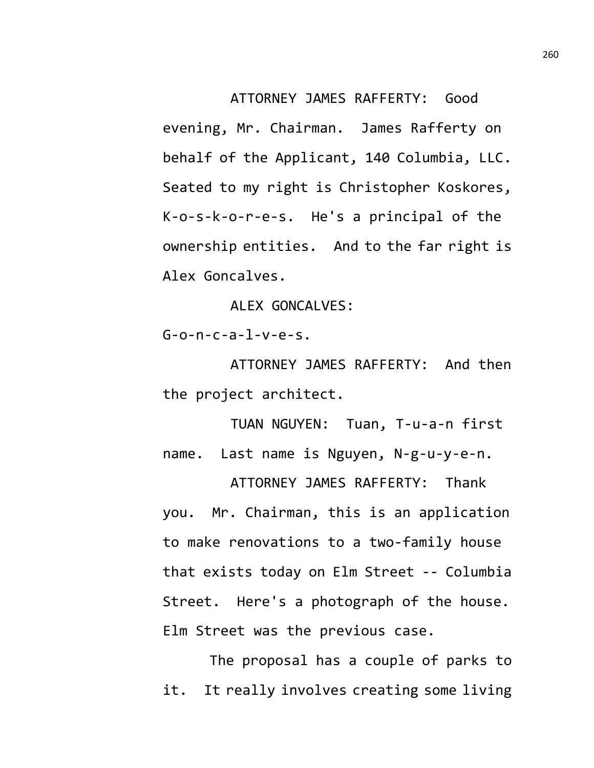ATTORNEY JAMES RAFFERTY: Good evening, Mr. Chairman. James Rafferty on behalf of the Applicant, 140 Columbia, LLC. Seated to my right is Christopher Koskores, K-o-s-k-o-r-e-s. He's a principal of the ownership entities. And to the far right is Alex Goncalves.

ALEX GONCALVES: G-o-n-c-a-l-v-e-s.

ATTORNEY JAMES RAFFERTY: And then the project architect.

TUAN NGUYEN: Tuan, T-u-a-n first name. Last name is Nguyen, N-g-u-y-e-n.

ATTORNEY JAMES RAFFERTY: Thank you. Mr. Chairman, this is an application to make renovations to a two-family house that exists today on Elm Street -- Columbia Street. Here's a photograph of the house. Elm Street was the previous case.

The proposal has a couple of parks to it. It really involves creating some living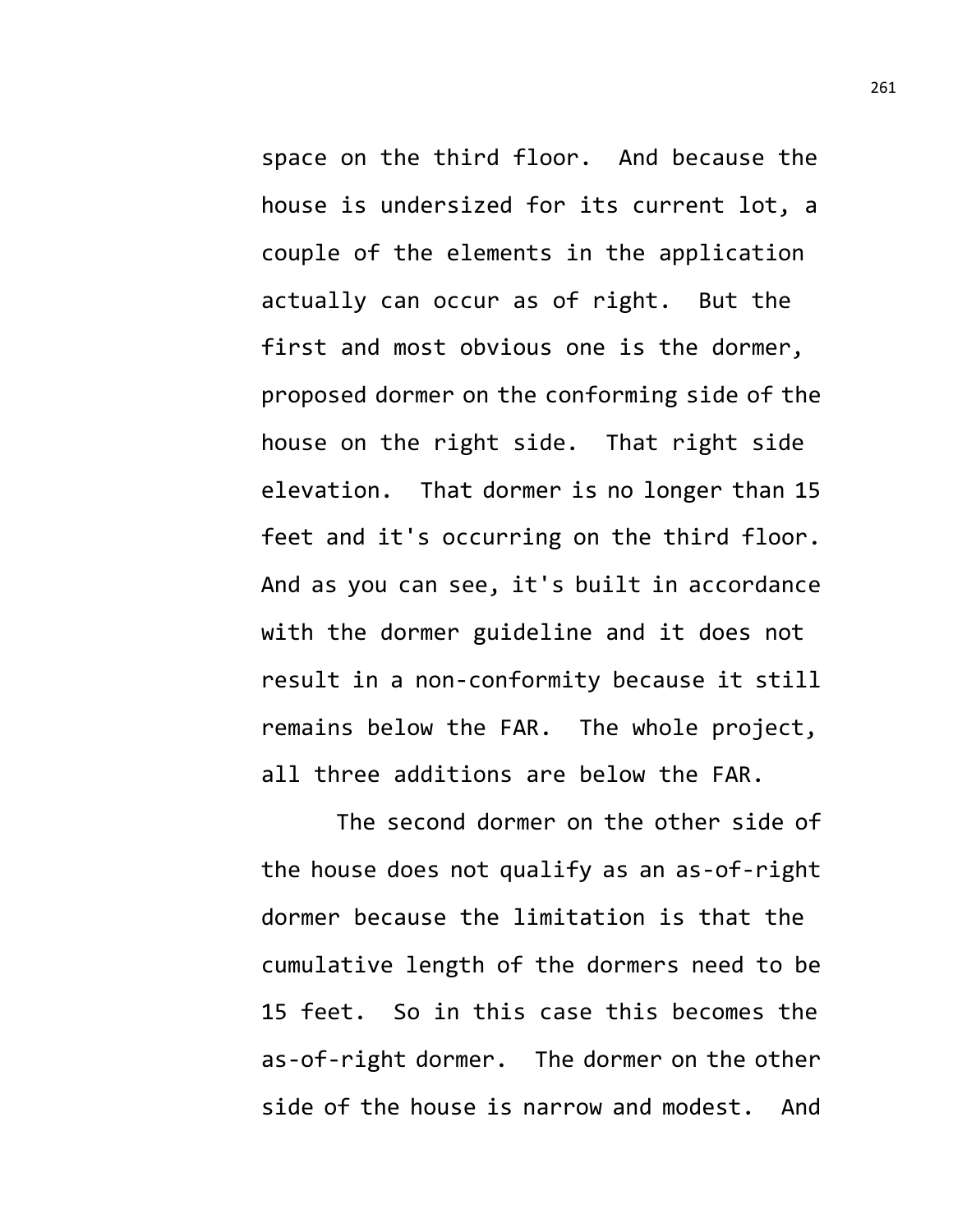space on the third floor. And because the house is undersized for its current lot, a couple of the elements in the application actually can occur as of right. But the first and most obvious one is the dormer, proposed dormer on the conforming side of the house on the right side. That right side elevation. That dormer is no longer than 15 feet and it's occurring on the third floor. And as you can see, it's built in accordance with the dormer guideline and it does not result in a non-conformity because it still remains below the FAR. The whole project, all three additions are below the FAR.

The second dormer on the other side of the house does not qualify as an as-of-right dormer because the limitation is that the cumulative length of the dormers need to be 15 feet. So in this case this becomes the as-of-right dormer. The dormer on the other side of the house is narrow and modest. And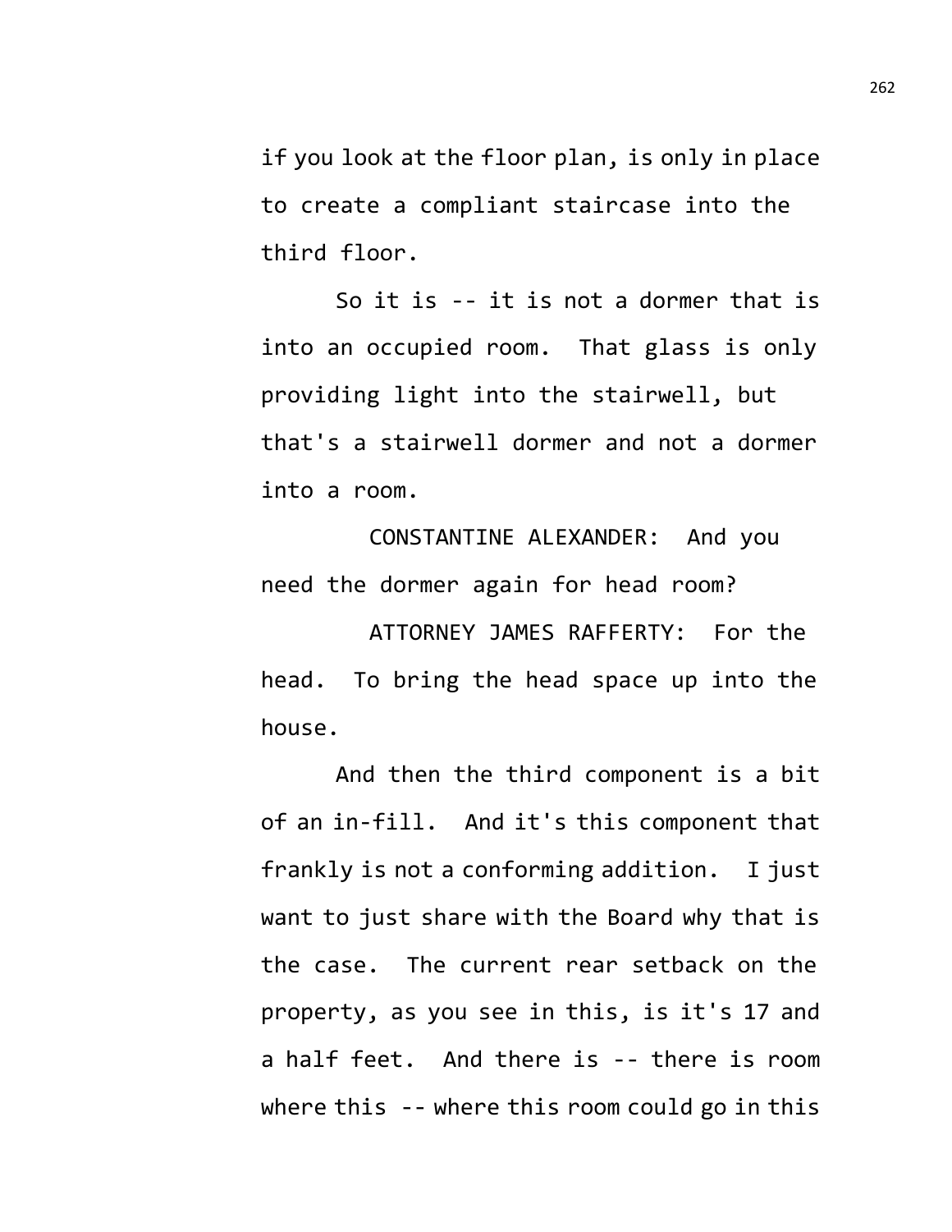if you look at the floor plan, is only in place to create a compliant staircase into the third floor.

So it is -- it is not a dormer that is into an occupied room. That glass is only providing light into the stairwell, but that's a stairwell dormer and not a dormer into a room.

CONSTANTINE ALEXANDER: And you need the dormer again for head room?

ATTORNEY JAMES RAFFERTY: For the head. To bring the head space up into the house.

And then the third component is a bit of an in-fill. And it's this component that frankly is not a conforming addition. I just want to just share with the Board why that is the case. The current rear setback on the property, as you see in this, is it's 17 and a half feet. And there is -- there is room where this -- where this room could go in this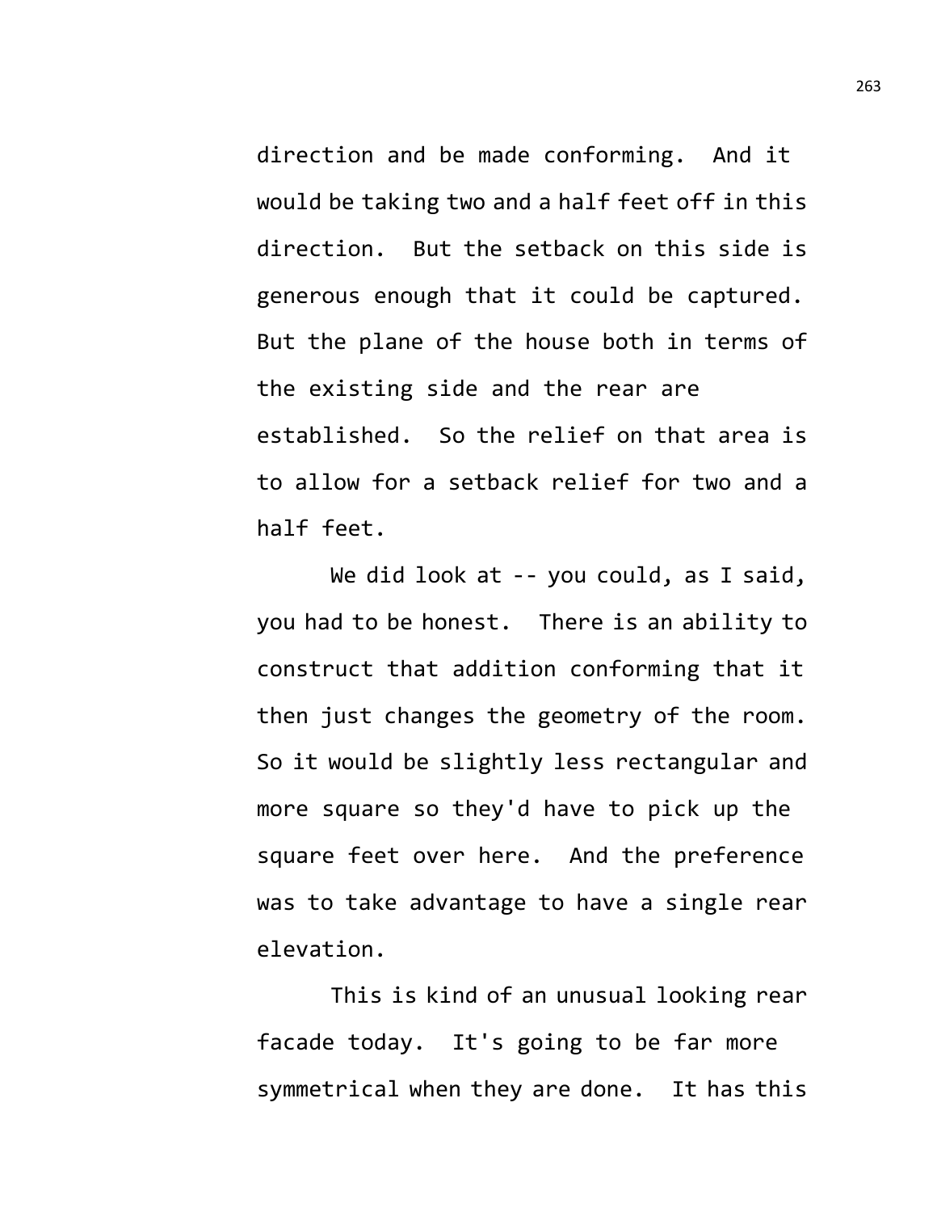direction and be made conforming. And it would be taking two and a half feet off in this direction. But the setback on this side is generous enough that it could be captured. But the plane of the house both in terms of the existing side and the rear are established. So the relief on that area is to allow for a setback relief for two and a half feet.

We did look at -- you could, as I said, you had to be honest. There is an ability to construct that addition conforming that it then just changes the geometry of the room. So it would be slightly less rectangular and more square so they'd have to pick up the square feet over here. And the preference was to take advantage to have a single rear elevation.

This is kind of an unusual looking rear facade today. It's going to be far more symmetrical when they are done. It has this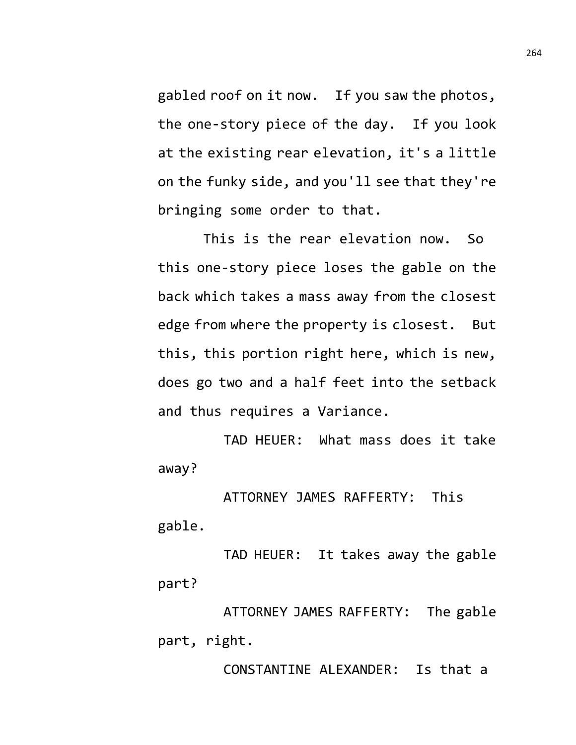gabled roof on it now. If you saw the photos, the one-story piece of the day. If you look at the existing rear elevation, it's a little on the funky side, and you'll see that they're bringing some order to that.

This is the rear elevation now. So this one-story piece loses the gable on the back which takes a mass away from the closest edge from where the property is closest. But this, this portion right here, which is new, does go two and a half feet into the setback and thus requires a Variance.

TAD HEUER: What mass does it take away?

ATTORNEY JAMES RAFFERTY: This gable.

TAD HEUER: It takes away the gable part?

ATTORNEY JAMES RAFFERTY: The gable part, right.

CONSTANTINE ALEXANDER: Is that a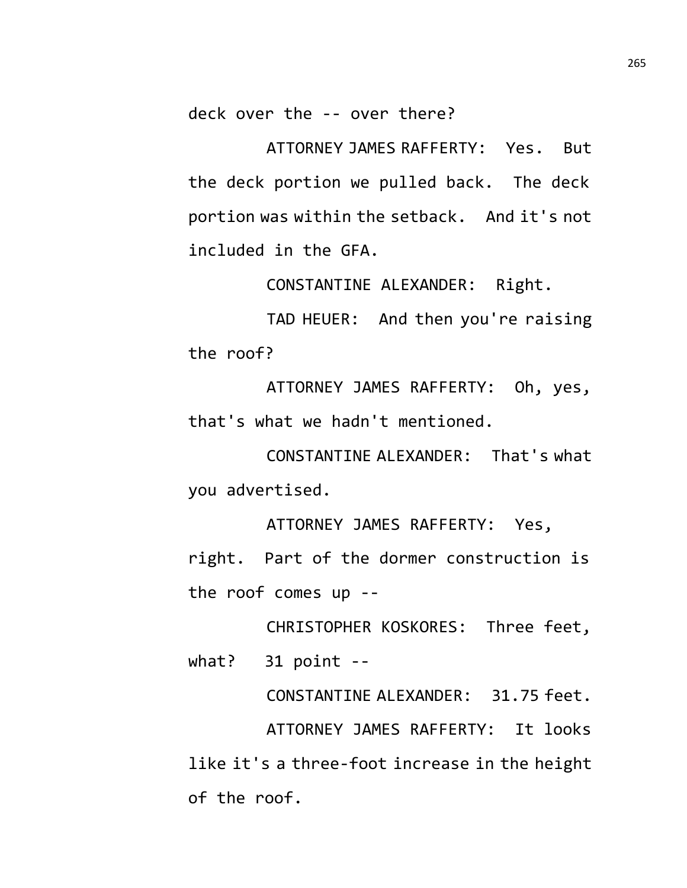deck over the -- over there?

ATTORNEY JAMES RAFFERTY: Yes. But the deck portion we pulled back. The deck portion was within the setback. And it's not included in the GFA.

CONSTANTINE ALEXANDER: Right.

TAD HEUER: And then you're raising the roof?

ATTORNEY JAMES RAFFERTY: Oh, yes, that's what we hadn't mentioned.

CONSTANTINE ALEXANDER: That's what you advertised.

ATTORNEY JAMES RAFFERTY: Yes, right. Part of the dormer construction is the roof comes up --

CHRISTOPHER KOSKORES: Three feet, what? 31 point --

CONSTANTINE ALEXANDER: 31.75 feet.

ATTORNEY JAMES RAFFERTY: It looks like it's a three-foot increase in the height of the roof.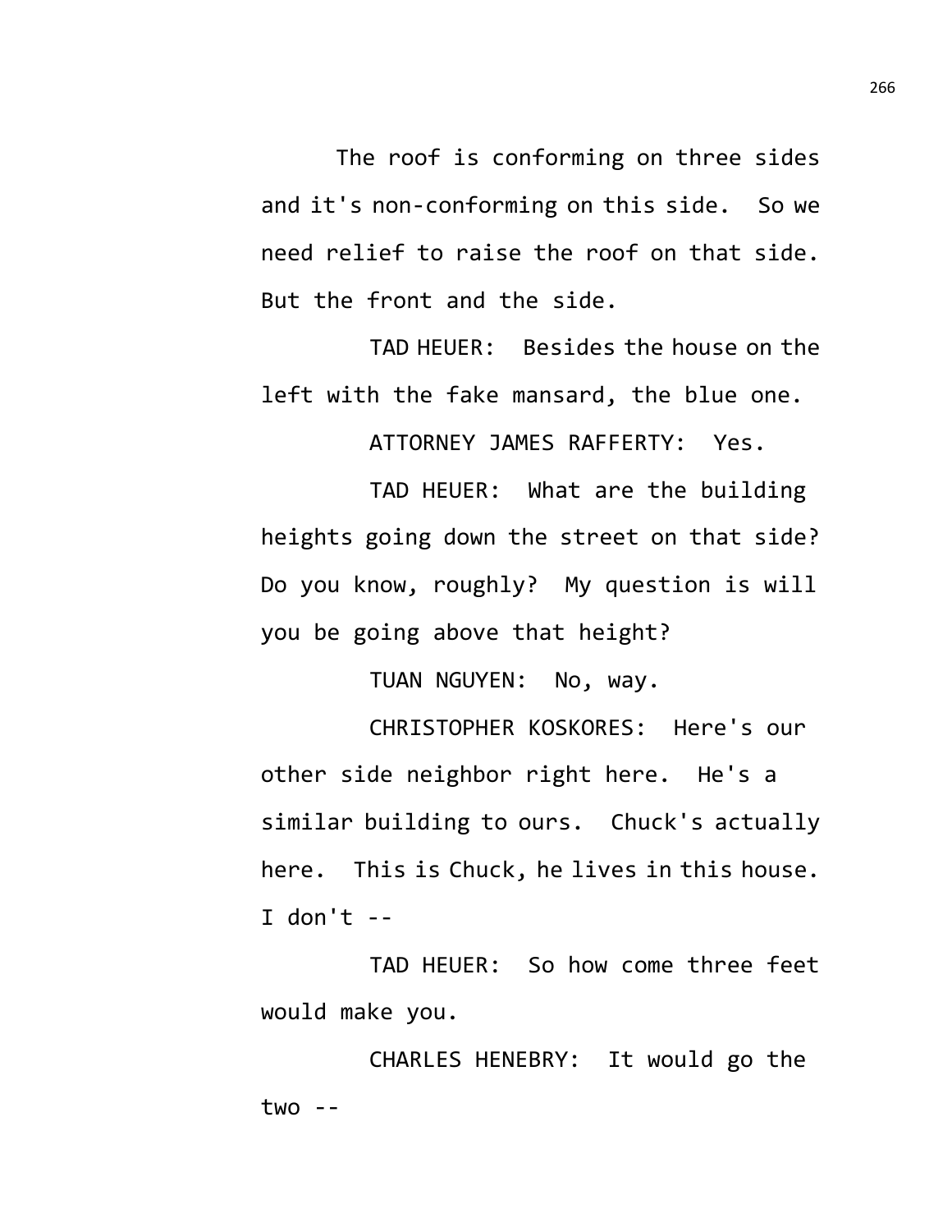The roof is conforming on three sides and it's non-conforming on this side. So we need relief to raise the roof on that side. But the front and the side.

TAD HEUER: Besides the house on the left with the fake mansard, the blue one.

ATTORNEY JAMES RAFFERTY: Yes.

TAD HEUER: What are the building heights going down the street on that side? Do you know, roughly? My question is will you be going above that height?

TUAN NGUYEN: No, way.

CHRISTOPHER KOSKORES: Here's our other side neighbor right here. He's a similar building to ours. Chuck's actually here. This is Chuck, he lives in this house. I don't --

TAD HEUER: So how come three feet would make you.

CHARLES HENEBRY: It would go the two --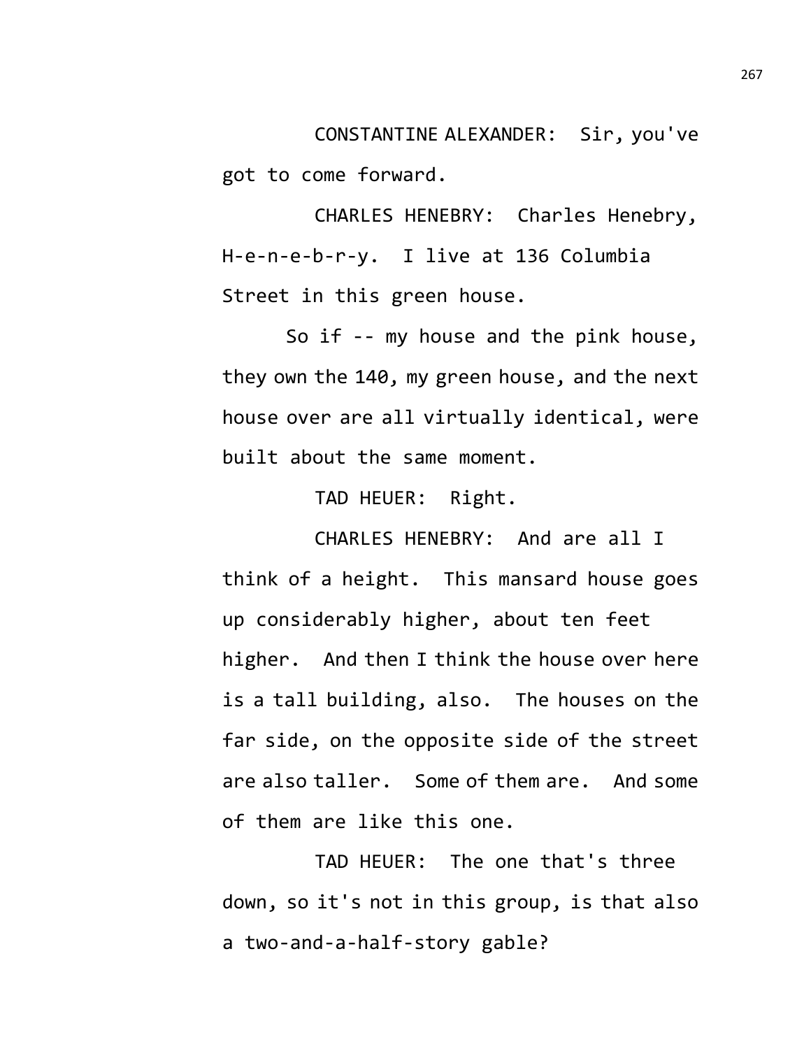CONSTANTINE ALEXANDER: Sir, you've got to come forward.

CHARLES HENEBRY: Charles Henebry, H-e-n-e-b-r-y. I live at 136 Columbia Street in this green house.

So if -- my house and the pink house, they own the 140, my green house, and the next house over are all virtually identical, were built about the same moment.

TAD HEUER: Right.

CHARLES HENEBRY: And are all I think of a height. This mansard house goes up considerably higher, about ten feet higher. And then I think the house over here is a tall building, also. The houses on the far side, on the opposite side of the street are also taller. Some of them are. And some of them are like this one.

TAD HEUER: The one that's three down, so it's not in this group, is that also a two-and-a-half-story gable?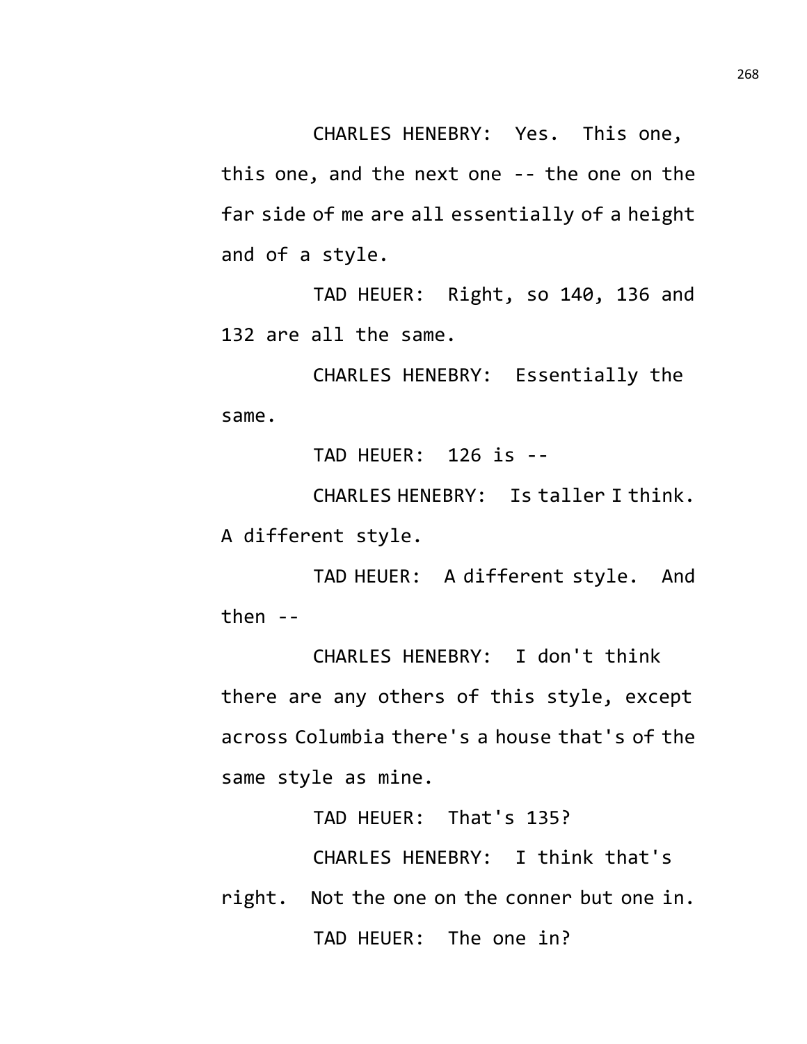CHARLES HENEBRY: Yes. This one, this one, and the next one -- the one on the far side of me are all essentially of a height and of a style.

TAD HEUER: Right, so 140, 136 and 132 are all the same.

CHARLES HENEBRY: Essentially the same.

TAD HEUER: 126 is --

CHARLES HENEBRY: Is taller I think. A different style.

TAD HEUER: A different style. And then --

CHARLES HENEBRY: I don't think there are any others of this style, except across Columbia there's a house that's of the same style as mine.

TAD HEUER: That's 135?

CHARLES HENEBRY: I think that's right. Not the one on the conner but one in.

TAD HEUER: The one in?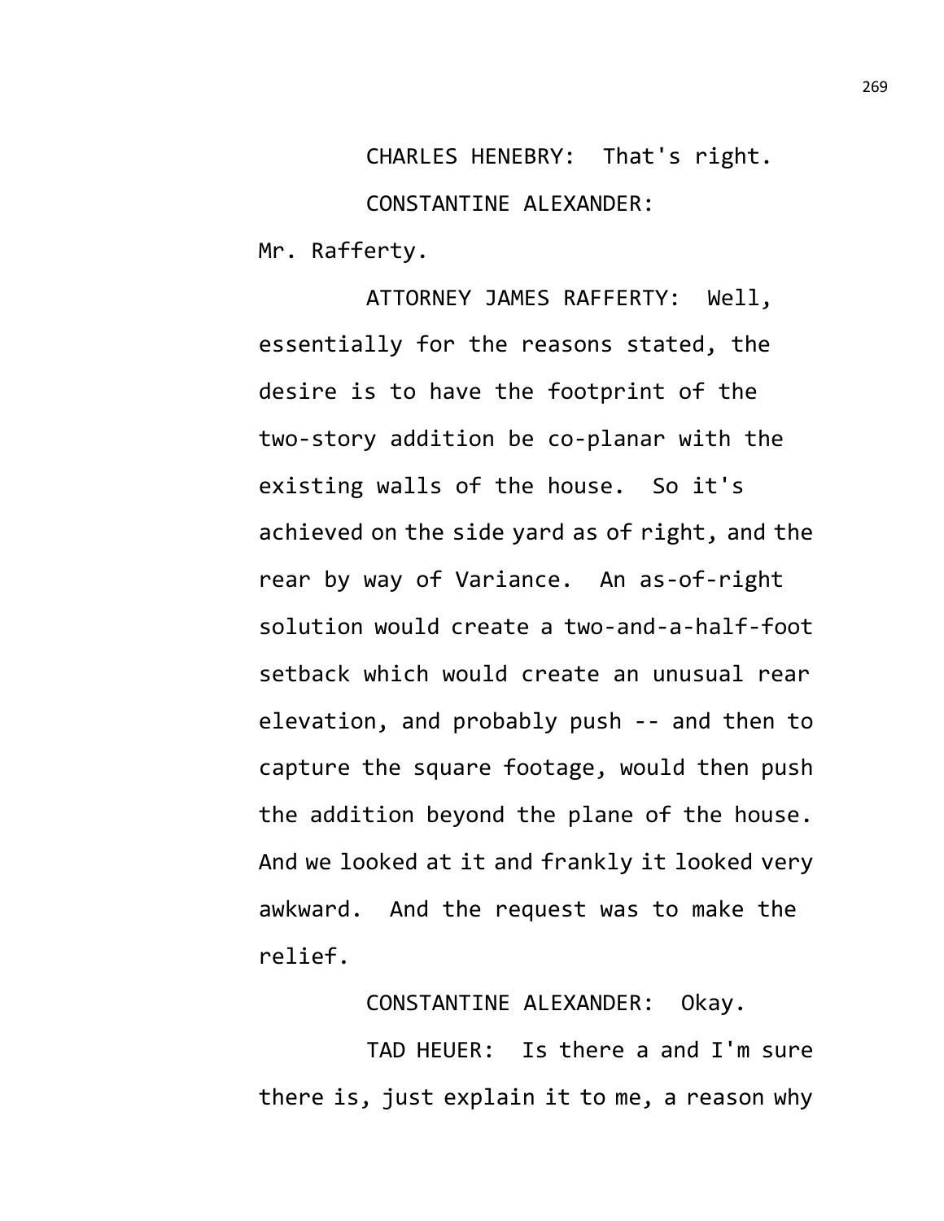CHARLES HENEBRY: That's right.

CONSTANTINE ALEXANDER: Mr. Rafferty.

ATTORNEY JAMES RAFFERTY: Well, essentially for the reasons stated, the desire is to have the footprint of the two-story addition be co-planar with the existing walls of the house. So it's achieved on the side yard as of right, and the rear by way of Variance. An as-of-right solution would create a two-and-a-half-foot setback which would create an unusual rear elevation, and probably push -- and then to capture the square footage, would then push the addition beyond the plane of the house. And we looked at it and frankly it looked very awkward. And the request was to make the relief.

CONSTANTINE ALEXANDER: Okay.

TAD HEUER: Is there a and I'm sure there is, just explain it to me, a reason why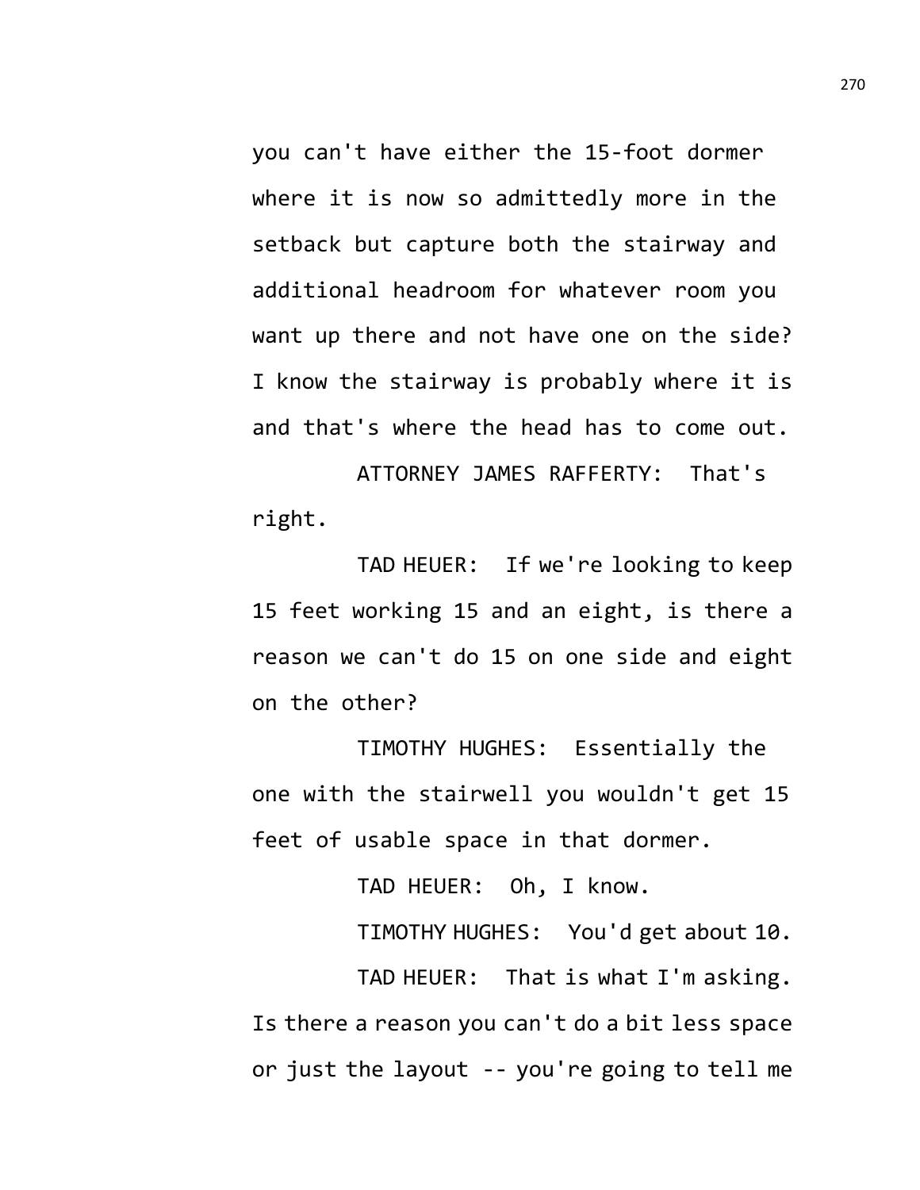you can't have either the 15-foot dormer where it is now so admittedly more in the setback but capture both the stairway and additional headroom for whatever room you want up there and not have one on the side? I know the stairway is probably where it is and that's where the head has to come out.

ATTORNEY JAMES RAFFERTY: That's right.

TAD HEUER: If we're looking to keep 15 feet working 15 and an eight, is there a reason we can't do 15 on one side and eight on the other?

TIMOTHY HUGHES: Essentially the one with the stairwell you wouldn't get 15 feet of usable space in that dormer.

TAD HEUER: Oh, I know.

TIMOTHY HUGHES: You'd get about 10.

TAD HEUER: That is what I'm asking. Is there a reason you can't do a bit less space or just the layout -- you're going to tell me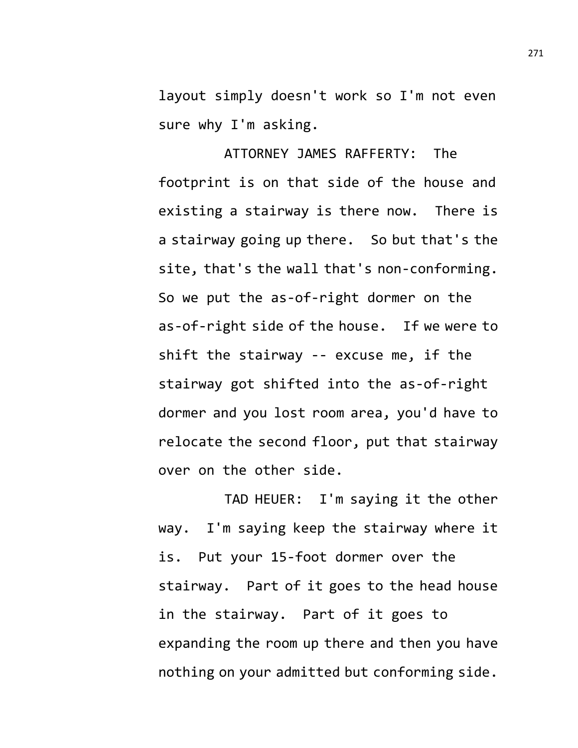layout simply doesn't work so I'm not even sure why I'm asking.

ATTORNEY JAMES RAFFERTY: The footprint is on that side of the house and existing a stairway is there now. There is a stairway going up there. So but that's the site, that's the wall that's non-conforming. So we put the as-of-right dormer on the as-of-right side of the house. If we were to shift the stairway -- excuse me, if the stairway got shifted into the as-of-right dormer and you lost room area, you'd have to relocate the second floor, put that stairway over on the other side.

TAD HEUER: I'm saying it the other way. I'm saying keep the stairway where it is. Put your 15-foot dormer over the stairway. Part of it goes to the head house in the stairway. Part of it goes to expanding the room up there and then you have nothing on your admitted but conforming side.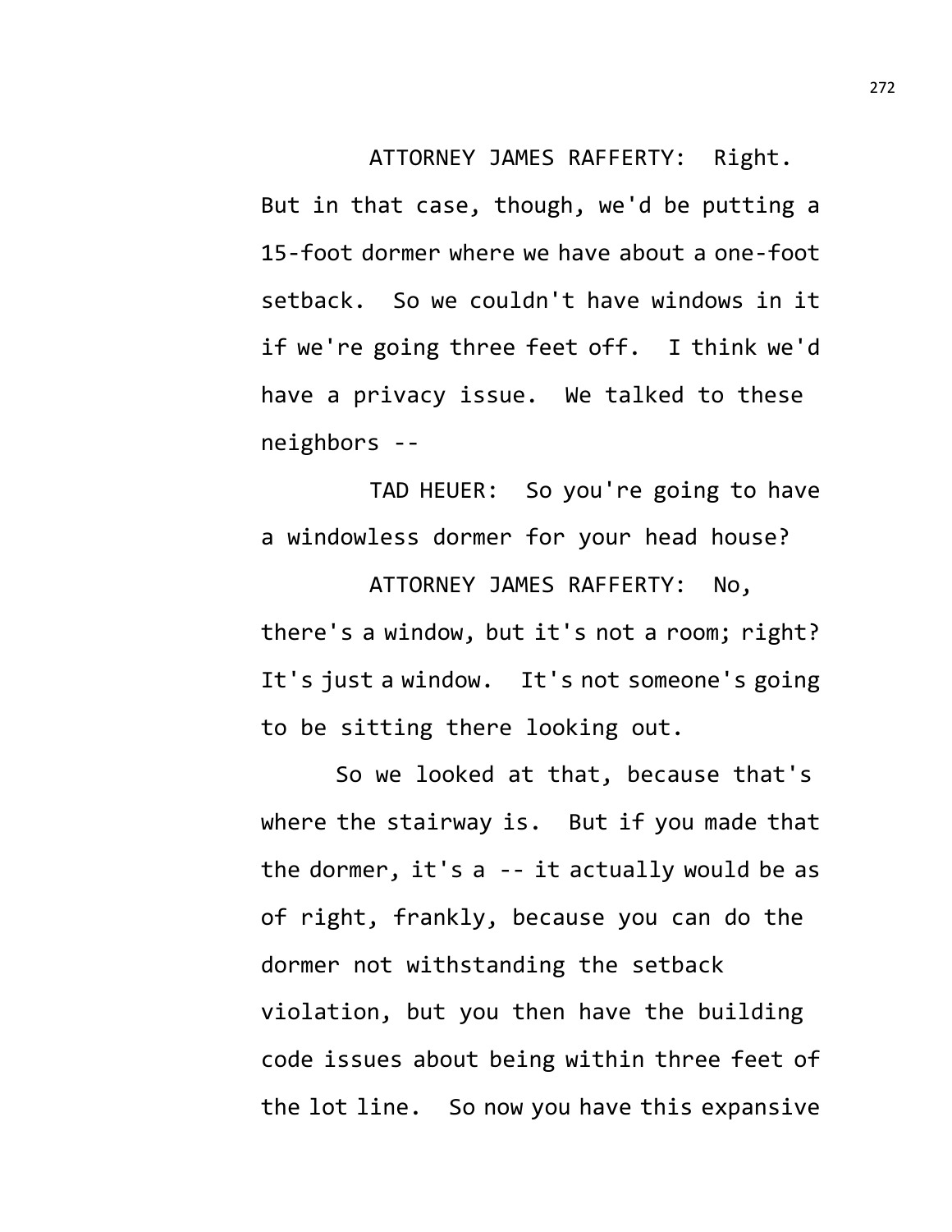ATTORNEY JAMES RAFFERTY: Right. But in that case, though, we'd be putting a 15-foot dormer where we have about a one-foot setback. So we couldn't have windows in it if we're going three feet off. I think we'd have a privacy issue. We talked to these neighbors --

TAD HEUER: So you're going to have a windowless dormer for your head house?

ATTORNEY JAMES RAFFERTY: No, there's a window, but it's not a room; right? It's just a window. It's not someone's going to be sitting there looking out.

So we looked at that, because that's where the stairway is. But if you made that the dormer, it's a -- it actually would be as of right, frankly, because you can do the dormer not withstanding the setback violation, but you then have the building code issues about being within three feet of the lot line. So now you have this expansive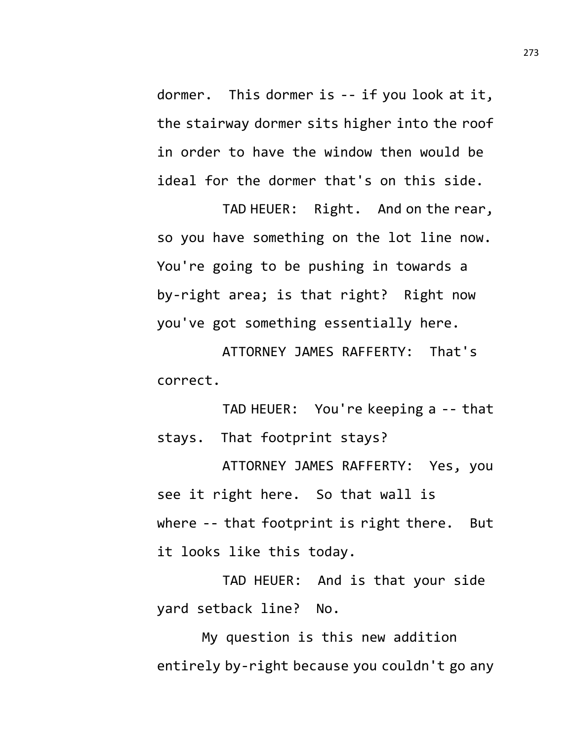dormer. This dormer is -- if you look at it, the stairway dormer sits higher into the roof in order to have the window then would be ideal for the dormer that's on this side.

TAD HEUER: Right. And on the rear, so you have something on the lot line now. You're going to be pushing in towards a by-right area; is that right? Right now you've got something essentially here.

ATTORNEY JAMES RAFFERTY: That's correct.

TAD HEUER: You're keeping a -- that stays. That footprint stays?

ATTORNEY JAMES RAFFERTY: Yes, you see it right here. So that wall is where -- that footprint is right there. But it looks like this today.

TAD HEUER: And is that your side yard setback line? No.

My question is this new addition entirely by-right because you couldn't go any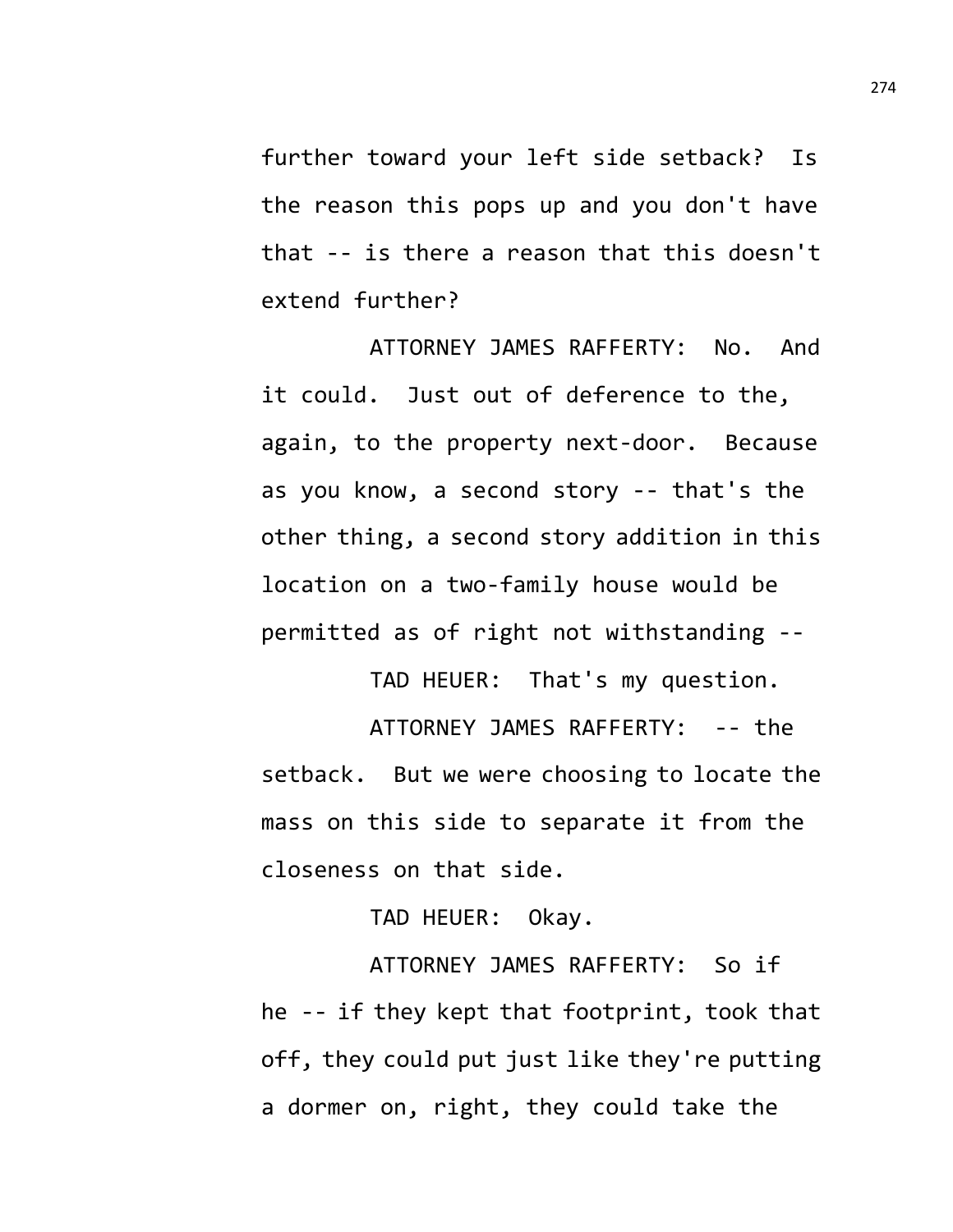further toward your left side setback? Is the reason this pops up and you don't have that -- is there a reason that this doesn't extend further?

ATTORNEY JAMES RAFFERTY: No. And it could. Just out of deference to the, again, to the property next-door. Because as you know, a second story -- that's the other thing, a second story addition in this location on a two-family house would be permitted as of right not withstanding --

TAD HEUER: That's my question.

ATTORNEY JAMES RAFFERTY: -- the setback. But we were choosing to locate the mass on this side to separate it from the closeness on that side.

TAD HEUER: Okay.

ATTORNEY JAMES RAFFERTY: So if he -- if they kept that footprint, took that off, they could put just like they're putting a dormer on, right, they could take the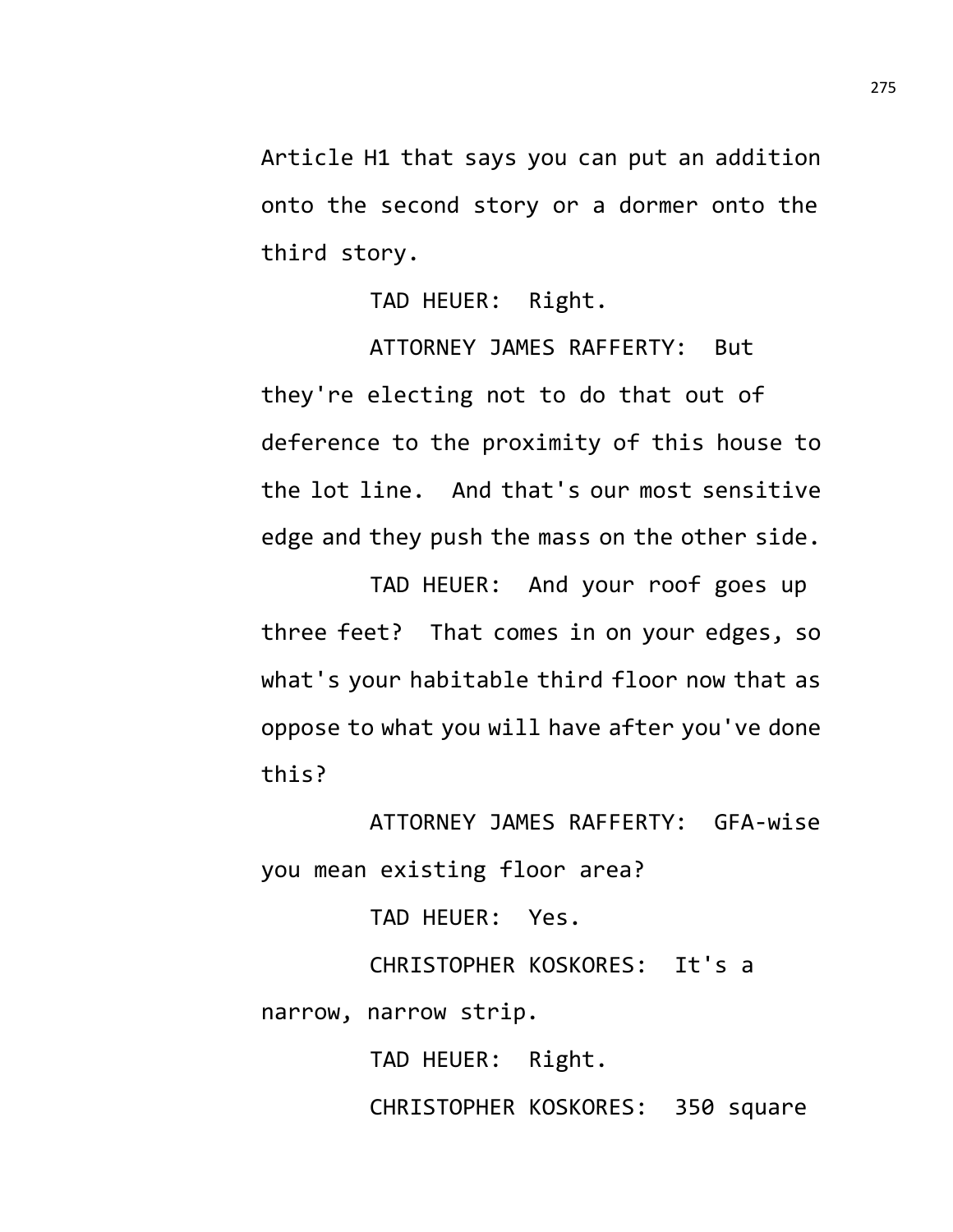Article H1 that says you can put an addition onto the second story or a dormer onto the third story.

TAD HEUER: Right.

ATTORNEY JAMES RAFFERTY: But they're electing not to do that out of deference to the proximity of this house to the lot line. And that's our most sensitive edge and they push the mass on the other side.

TAD HEUER: And your roof goes up three feet? That comes in on your edges, so what's your habitable third floor now that as oppose to what you will have after you've done this?

ATTORNEY JAMES RAFFERTY: GFA-wise you mean existing floor area?

TAD HEUER: Yes.

CHRISTOPHER KOSKORES: It's a narrow, narrow strip.

TAD HEUER: Right.

CHRISTOPHER KOSKORES: 350 square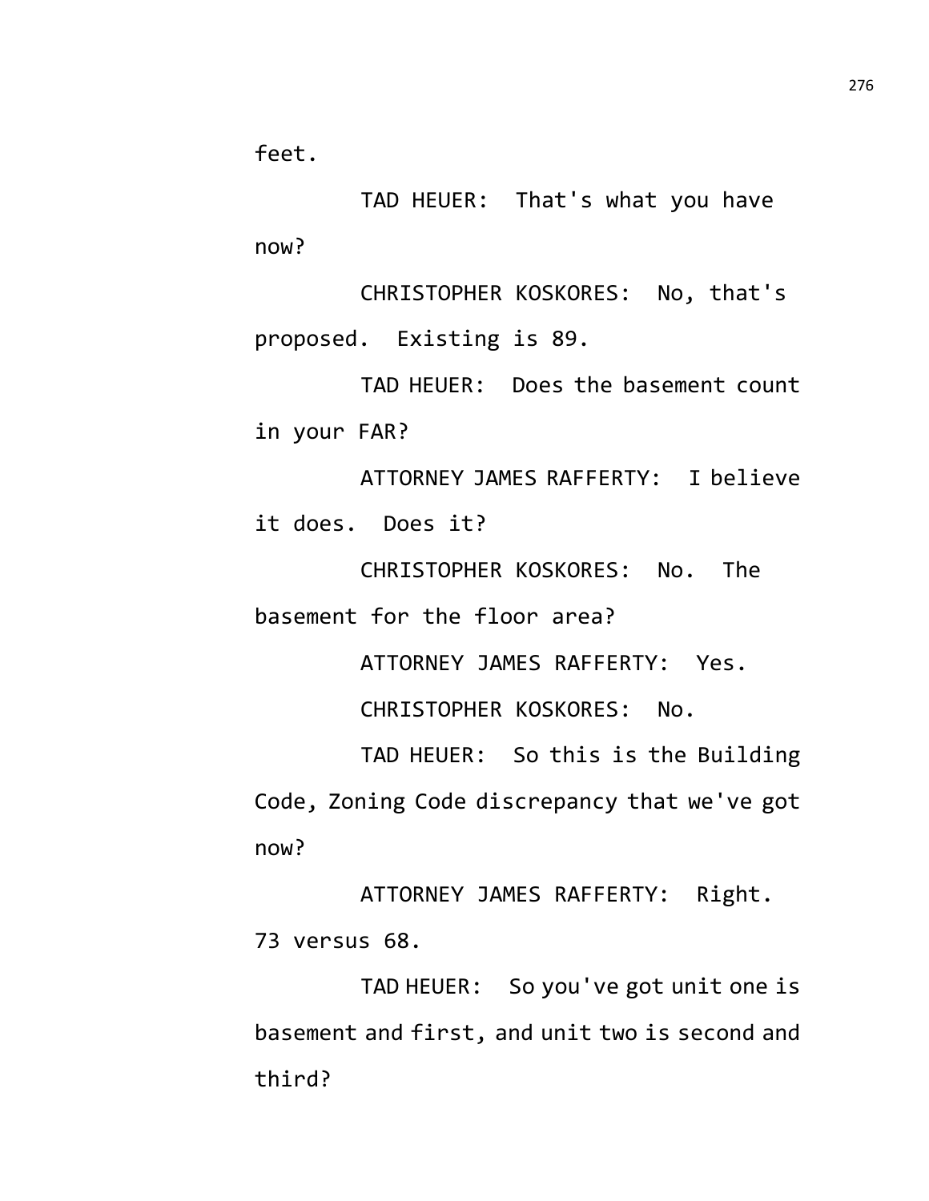feet.

TAD HEUER: That's what you have now?

CHRISTOPHER KOSKORES: No, that's proposed. Existing is 89.

TAD HEUER: Does the basement count in your FAR?

ATTORNEY JAMES RAFFERTY: I believe it does. Does it?

CHRISTOPHER KOSKORES: No. The basement for the floor area?

ATTORNEY JAMES RAFFERTY: Yes.

CHRISTOPHER KOSKORES: No.

TAD HEUER: So this is the Building Code, Zoning Code discrepancy that we've got now?

ATTORNEY JAMES RAFFERTY: Right. 73 versus 68.

TAD HEUER: So you've got unit one is basement and first, and unit two is second and third?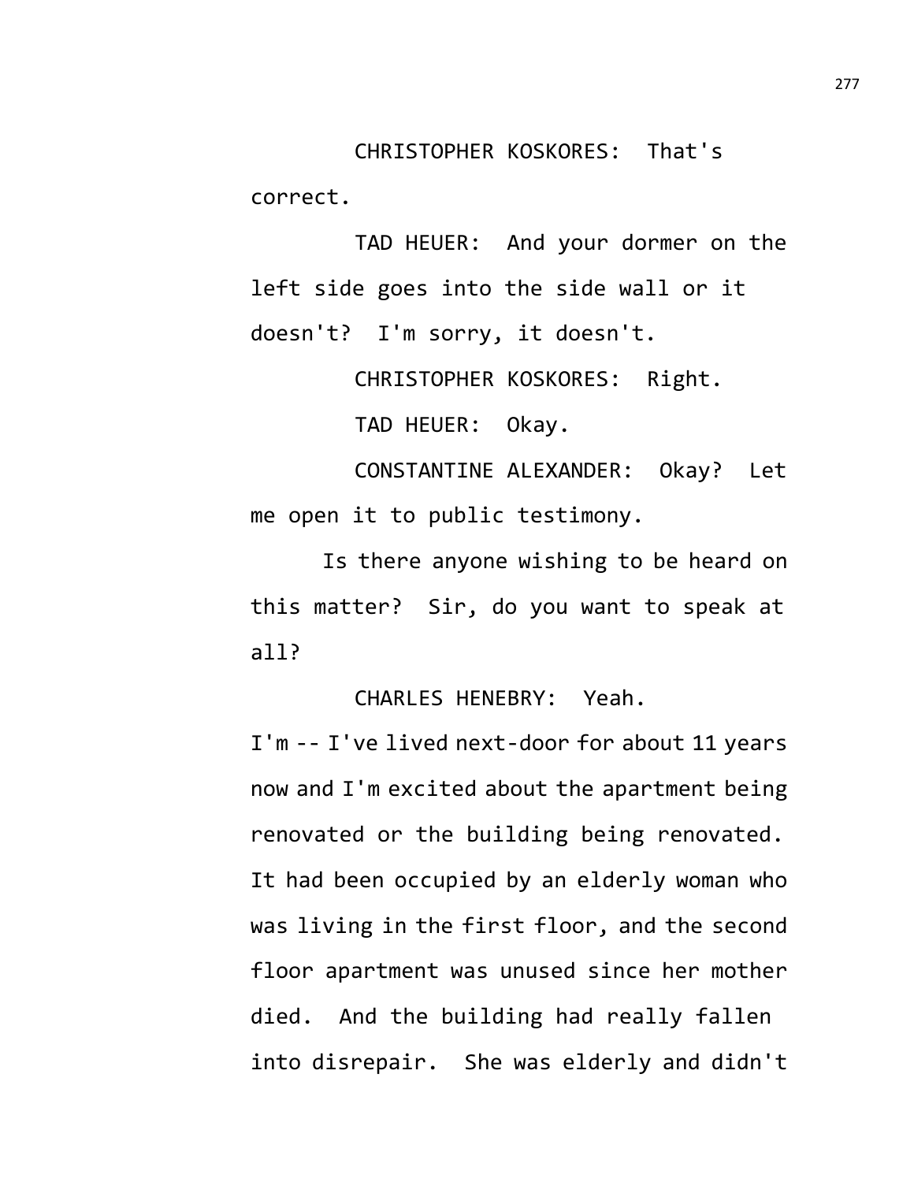CHRISTOPHER KOSKORES: That's correct.

TAD HEUER: And your dormer on the left side goes into the side wall or it doesn't? I'm sorry, it doesn't.

CHRISTOPHER KOSKORES: Right.

TAD HEUER: Okay.

CONSTANTINE ALEXANDER: Okay? Let me open it to public testimony.

Is there anyone wishing to be heard on this matter? Sir, do you want to speak at all?

CHARLES HENEBRY: Yeah.
I'm -- I've lived next-door for about 11 years now and I'm excited about the apartment being renovated or the building being renovated. It had been occupied by an elderly woman who was living in the first floor, and the second floor apartment was unused since her mother died. And the building had really fallen into disrepair. She was elderly and didn't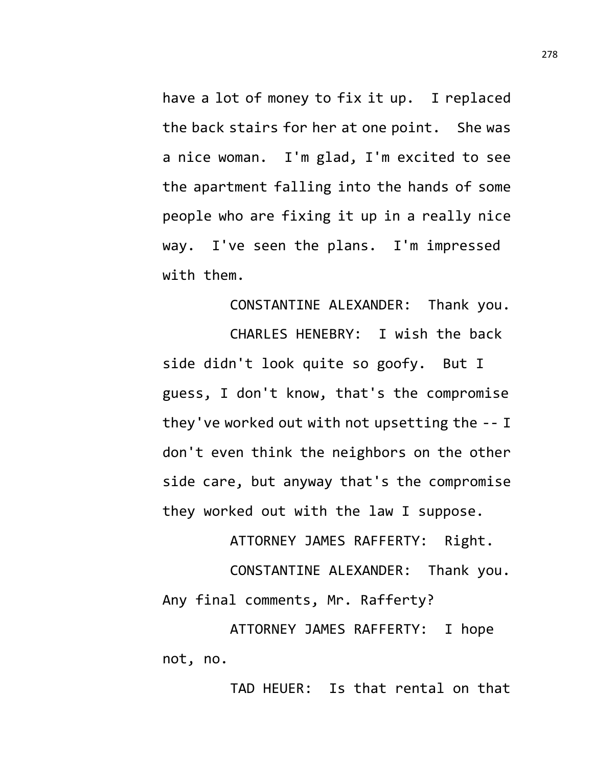have a lot of money to fix it up. I replaced the back stairs for her at one point. She was a nice woman. I'm glad, I'm excited to see the apartment falling into the hands of some people who are fixing it up in a really nice way. I've seen the plans. I'm impressed with them.

CONSTANTINE ALEXANDER: Thank you.

CHARLES HENEBRY: I wish the back side didn't look quite so goofy. But I guess, I don't know, that's the compromise they've worked out with not upsetting the -- I don't even think the neighbors on the other side care, but anyway that's the compromise they worked out with the law I suppose.

ATTORNEY JAMES RAFFERTY: Right.

CONSTANTINE ALEXANDER: Thank you. Any final comments, Mr. Rafferty?

ATTORNEY JAMES RAFFERTY: I hope not, no.

TAD HEUER: Is that rental on that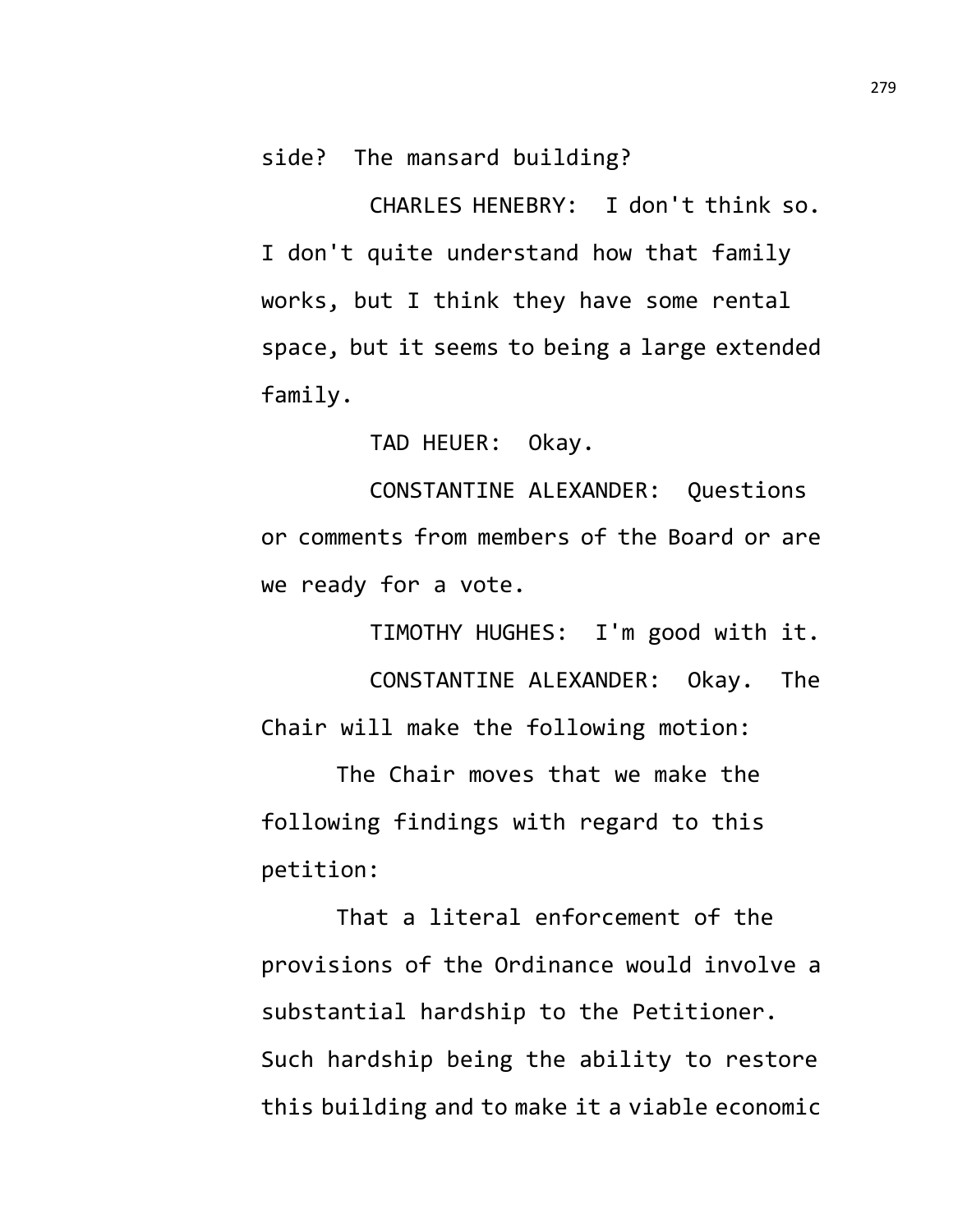side? The mansard building?

CHARLES HENEBRY: I don't think so. I don't quite understand how that family works, but I think they have some rental space, but it seems to being a large extended family.

TAD HEUER: Okay.

CONSTANTINE ALEXANDER: Questions or comments from members of the Board or are we ready for a vote.

TIMOTHY HUGHES: I'm good with it.

CONSTANTINE ALEXANDER: Okay. The Chair will make the following motion:

The Chair moves that we make the following findings with regard to this petition:

That a literal enforcement of the provisions of the Ordinance would involve a substantial hardship to the Petitioner. Such hardship being the ability to restore this building and to make it a viable economic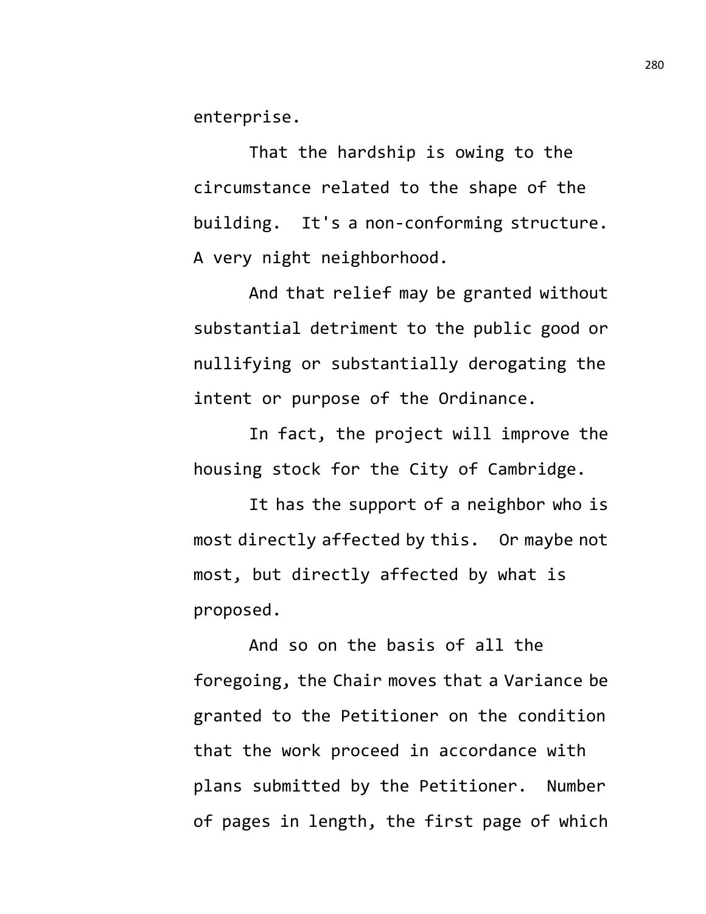enterprise.

That the hardship is owing to the circumstance related to the shape of the building. It's a non-conforming structure. A very night neighborhood.

And that relief may be granted without substantial detriment to the public good or nullifying or substantially derogating the intent or purpose of the Ordinance.

In fact, the project will improve the housing stock for the City of Cambridge.

It has the support of a neighbor who is most directly affected by this. Or maybe not most, but directly affected by what is proposed.

And so on the basis of all the foregoing, the Chair moves that a Variance be granted to the Petitioner on the condition that the work proceed in accordance with plans submitted by the Petitioner. Number of pages in length, the first page of which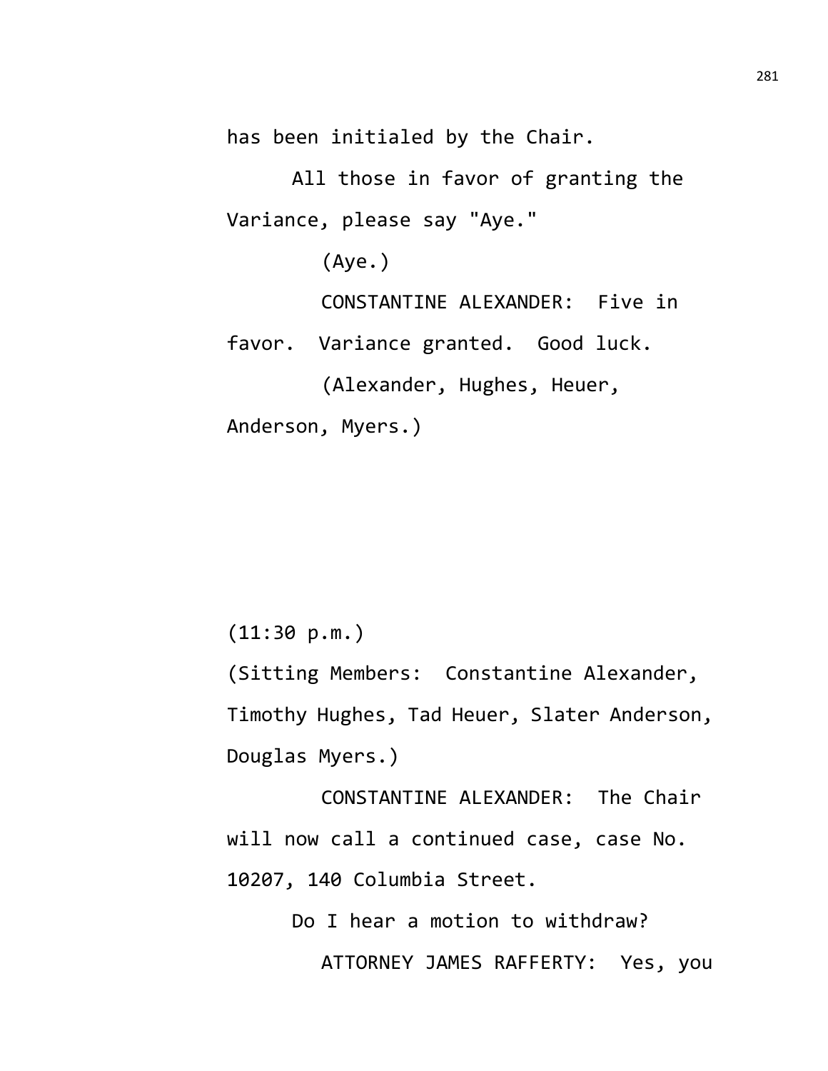has been initialed by the Chair.

All those in favor of granting the Variance, please say "Aye."

(Aye.)

CONSTANTINE ALEXANDER: Five in favor. Variance granted. Good luck.

(Alexander, Hughes, Heuer, Anderson, Myers.)

(11:30 p.m.)

(Sitting Members: Constantine Alexander, Timothy Hughes, Tad Heuer, Slater Anderson, Douglas Myers.)

CONSTANTINE ALEXANDER: The Chair will now call a continued case, case No. 10207, 140 Columbia Street.

Do I hear a motion to withdraw?

ATTORNEY JAMES RAFFERTY: Yes, you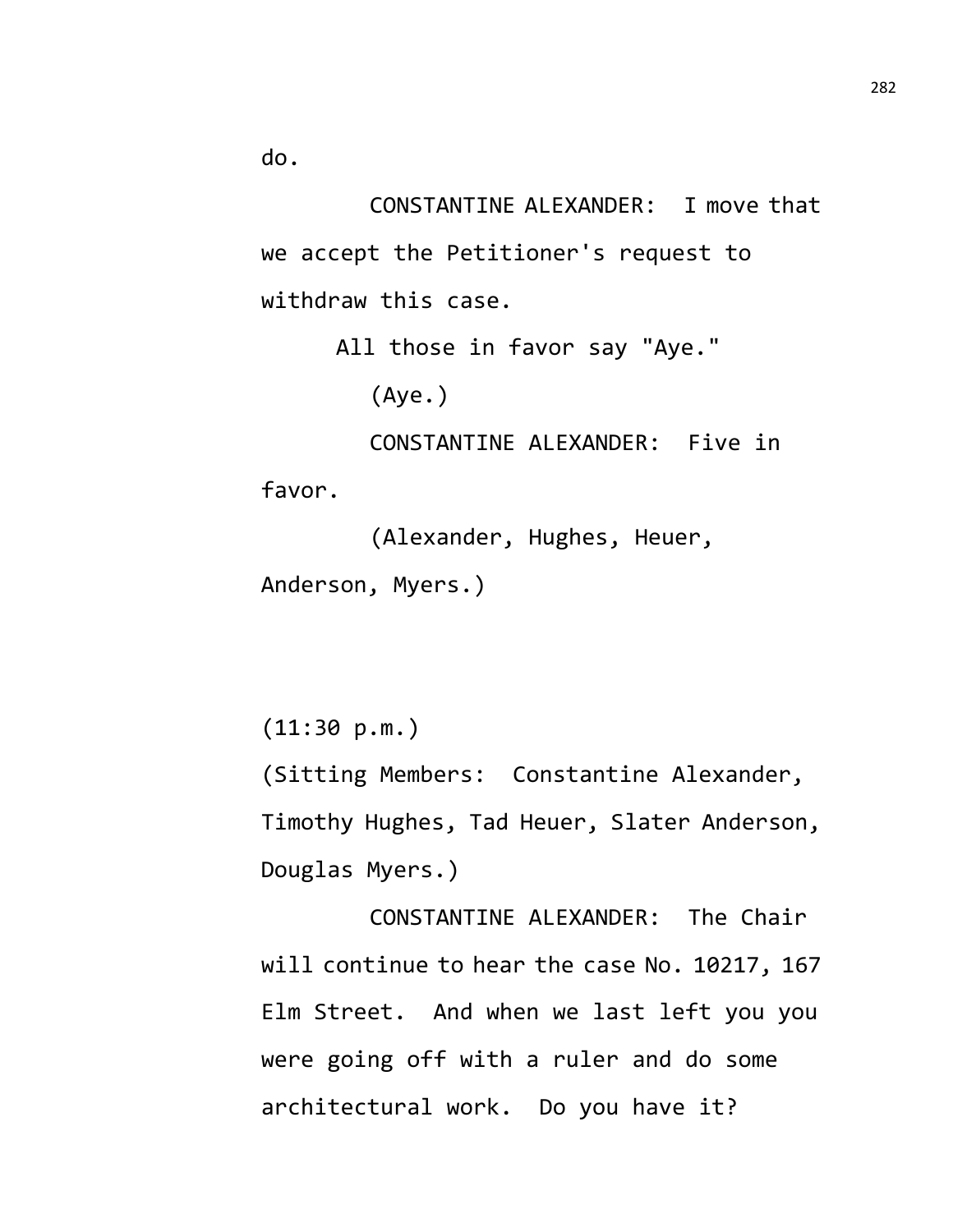do.

CONSTANTINE ALEXANDER: I move that we accept the Petitioner's request to withdraw this case.

All those in favor say "Aye."

(Aye.)

CONSTANTINE ALEXANDER: Five in favor.

(Alexander, Hughes, Heuer, Anderson, Myers.)

(11:30 p.m.)

(Sitting Members: Constantine Alexander, Timothy Hughes, Tad Heuer, Slater Anderson, Douglas Myers.)

CONSTANTINE ALEXANDER: The Chair will continue to hear the case No. 10217, 167 Elm Street. And when we last left you you were going off with a ruler and do some architectural work. Do you have it?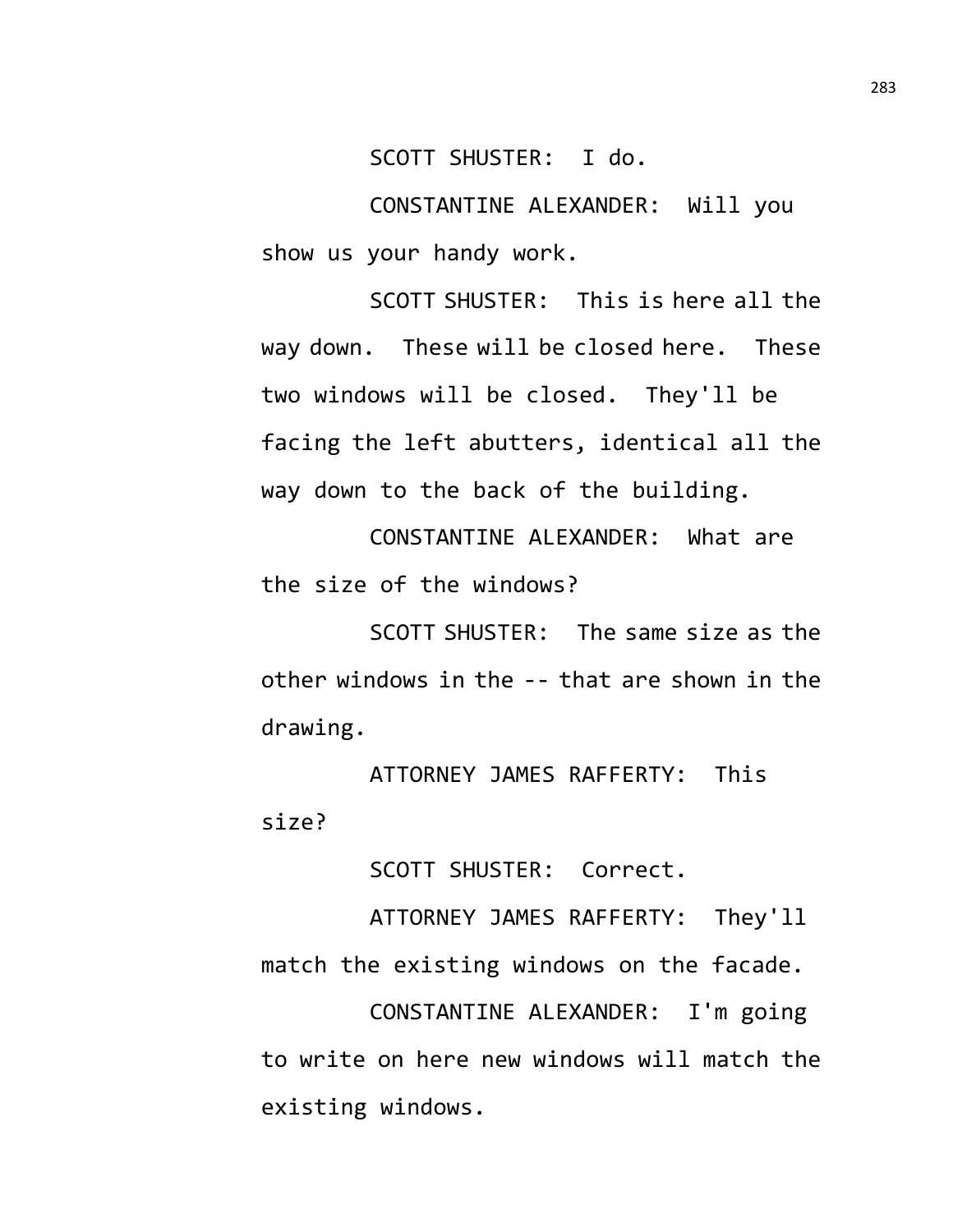SCOTT SHUSTER: I do.

CONSTANTINE ALEXANDER: Will you show us your handy work.

SCOTT SHUSTER: This is here all the way down. These will be closed here. These two windows will be closed. They'll be facing the left abutters, identical all the way down to the back of the building.

CONSTANTINE ALEXANDER: What are the size of the windows?

SCOTT SHUSTER: The same size as the other windows in the -- that are shown in the drawing.

ATTORNEY JAMES RAFFERTY: This size?

SCOTT SHUSTER: Correct.

ATTORNEY JAMES RAFFERTY: They'll match the existing windows on the facade.

CONSTANTINE ALEXANDER: I'm going to write on here new windows will match the existing windows.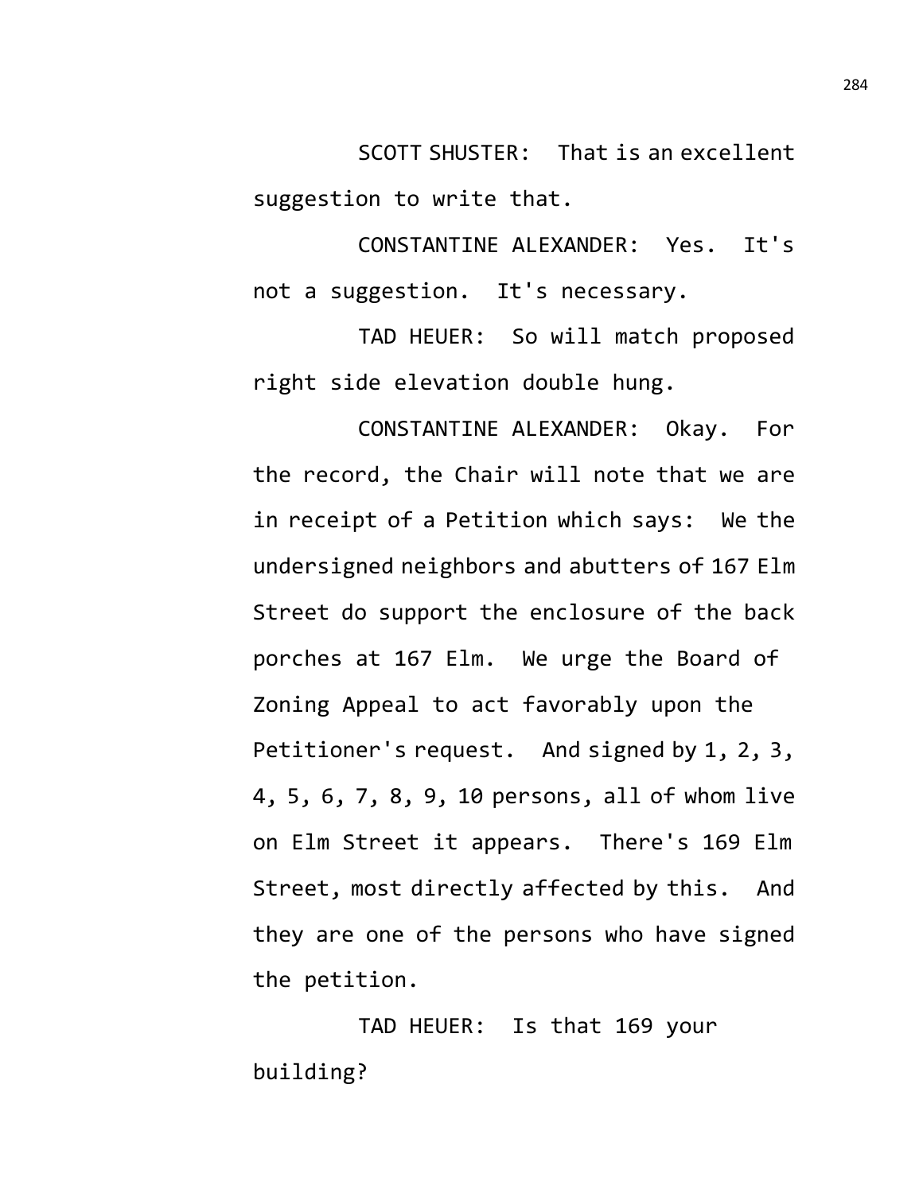SCOTT SHUSTER: That is an excellent suggestion to write that.

CONSTANTINE ALEXANDER: Yes. It's not a suggestion. It's necessary.

TAD HEUER: So will match proposed right side elevation double hung.

CONSTANTINE ALEXANDER: Okay. For the record, the Chair will note that we are in receipt of a Petition which says: We the undersigned neighbors and abutters of 167 Elm Street do support the enclosure of the back porches at 167 Elm. We urge the Board of Zoning Appeal to act favorably upon the Petitioner's request. And signed by 1, 2, 3, 4, 5, 6, 7, 8, 9, 10 persons, all of whom live on Elm Street it appears. There's 169 Elm Street, most directly affected by this. And they are one of the persons who have signed the petition.

TAD HEUER: Is that 169 your building?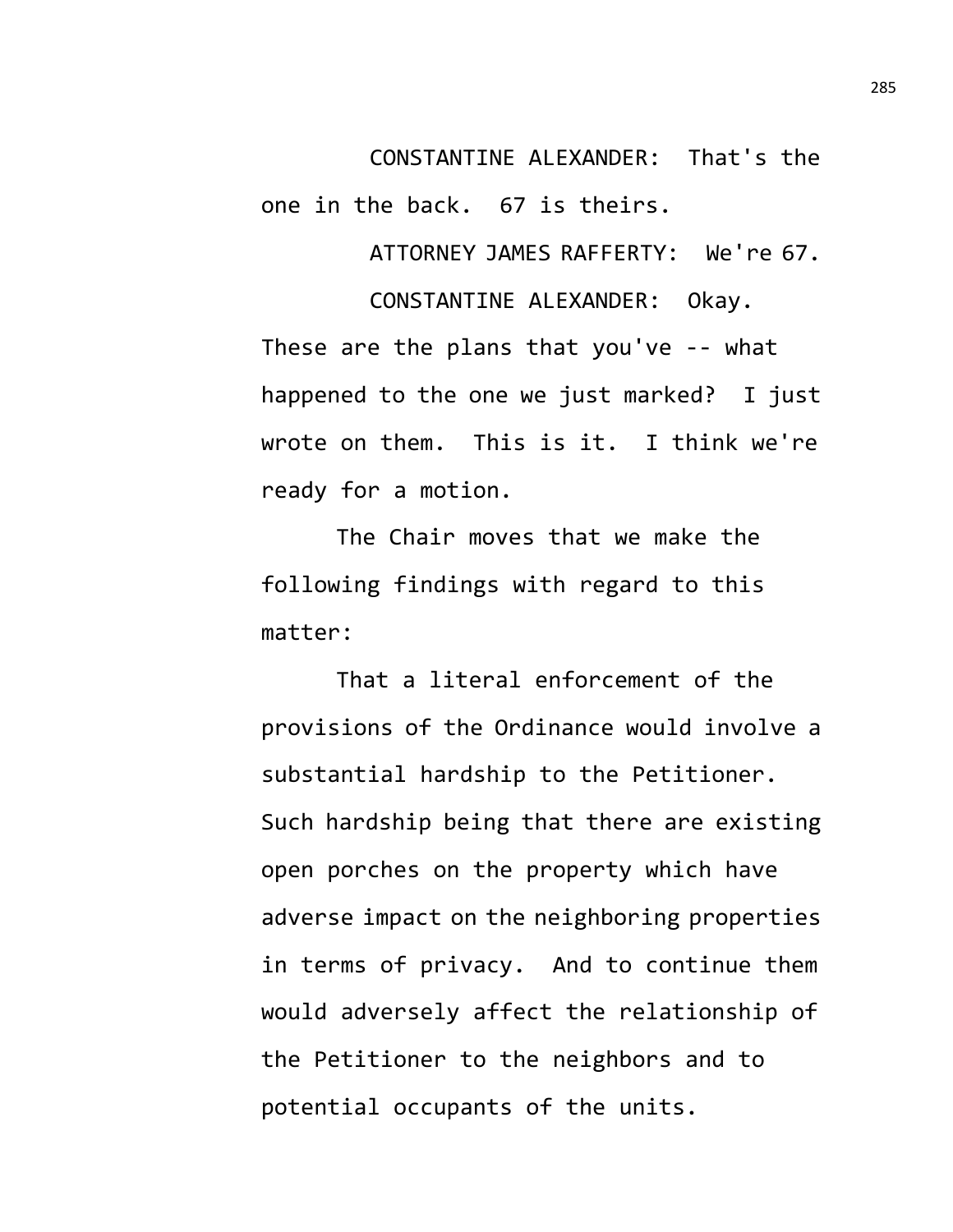CONSTANTINE ALEXANDER: That's the one in the back. 67 is theirs.

ATTORNEY JAMES RAFFERTY: We're 67.

CONSTANTINE ALEXANDER: Okay. These are the plans that you've -- what happened to the one we just marked? I just wrote on them. This is it. I think we're ready for a motion.

The Chair moves that we make the following findings with regard to this matter:

That a literal enforcement of the provisions of the Ordinance would involve a substantial hardship to the Petitioner. Such hardship being that there are existing open porches on the property which have adverse impact on the neighboring properties in terms of privacy. And to continue them would adversely affect the relationship of the Petitioner to the neighbors and to potential occupants of the units.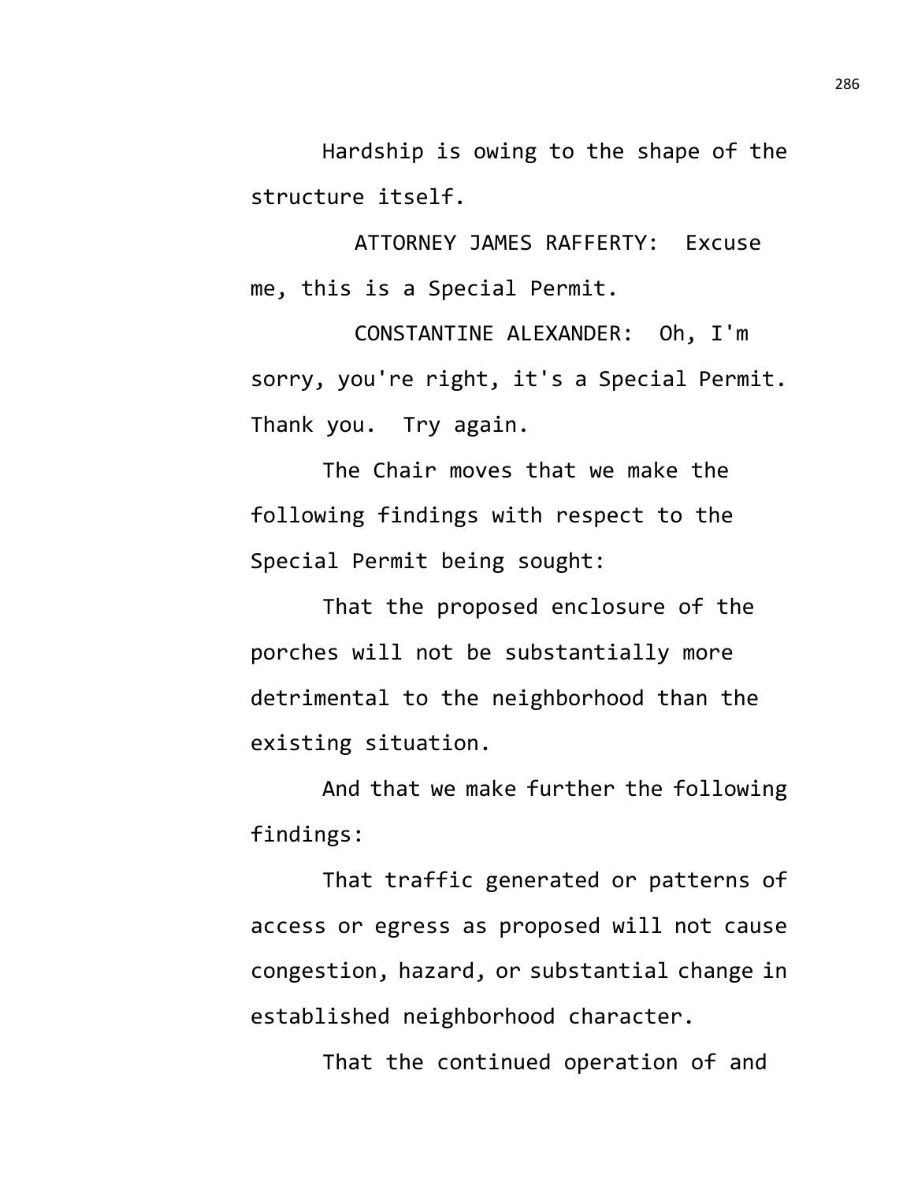Hardship is owing to the shape of the structure itself.

ATTORNEY JAMES RAFFERTY: Excuse me, this is a Special Permit.

CONSTANTINE ALEXANDER: Oh, I'm sorry, you're right, it's a Special Permit. Thank you. Try again.

The Chair moves that we make the following findings with respect to the Special Permit being sought:

That the proposed enclosure of the porches will not be substantially more detrimental to the neighborhood than the existing situation.

And that we make further the following findings:

That traffic generated or patterns of access or egress as proposed will not cause congestion, hazard, or substantial change in established neighborhood character.

That the continued operation of and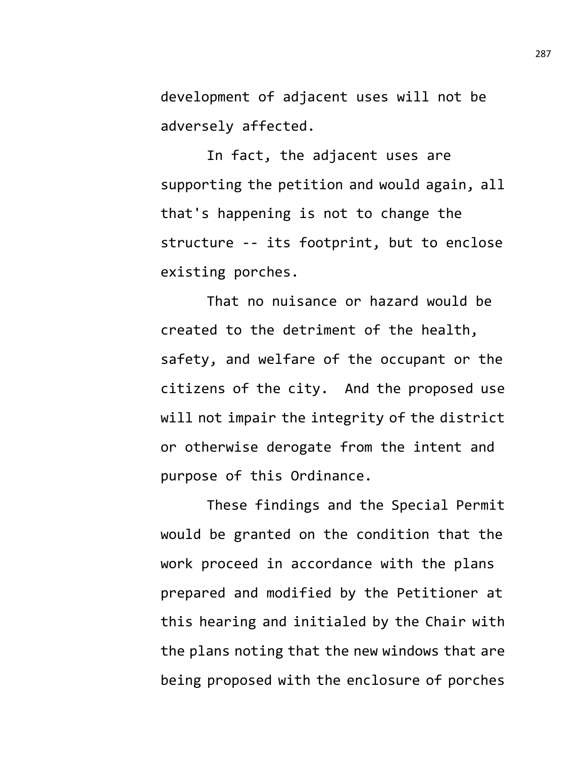development of adjacent uses will not be adversely affected.

In fact, the adjacent uses are supporting the petition and would again, all that's happening is not to change the structure -- its footprint, but to enclose existing porches.

That no nuisance or hazard would be created to the detriment of the health, safety, and welfare of the occupant or the citizens of the city. And the proposed use will not impair the integrity of the district or otherwise derogate from the intent and purpose of this Ordinance.

These findings and the Special Permit would be granted on the condition that the work proceed in accordance with the plans prepared and modified by the Petitioner at this hearing and initialed by the Chair with the plans noting that the new windows that are being proposed with the enclosure of porches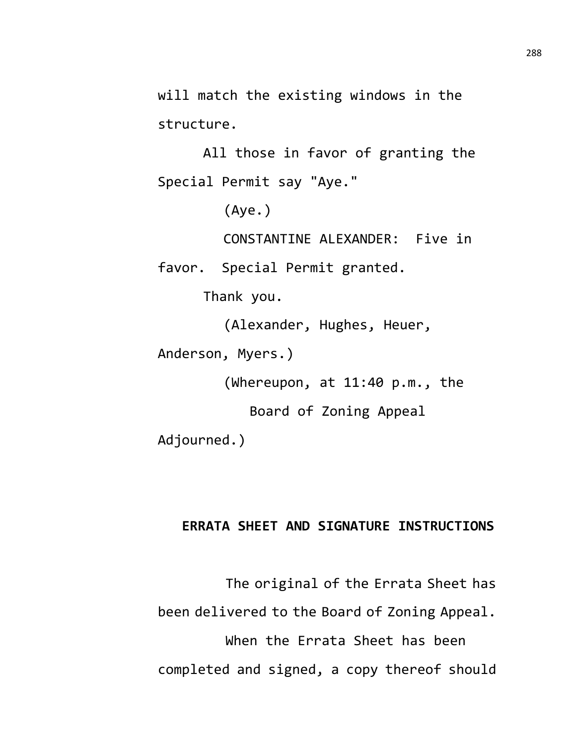will match the existing windows in the structure.

All those in favor of granting the Special Permit say "Aye."

(Aye.)

CONSTANTINE ALEXANDER: Five in favor. Special Permit granted.

Thank you.

(Alexander, Hughes, Heuer, Anderson, Myers.)

(Whereupon, at 11:40 p.m., the Board of Zoning Appeal Adjourned.)

**ERRATA SHEET AND SIGNATURE INSTRUCTIONS**

The original of the Errata Sheet has been delivered to the Board of Zoning Appeal.

When the Errata Sheet has been completed and signed, a copy thereof should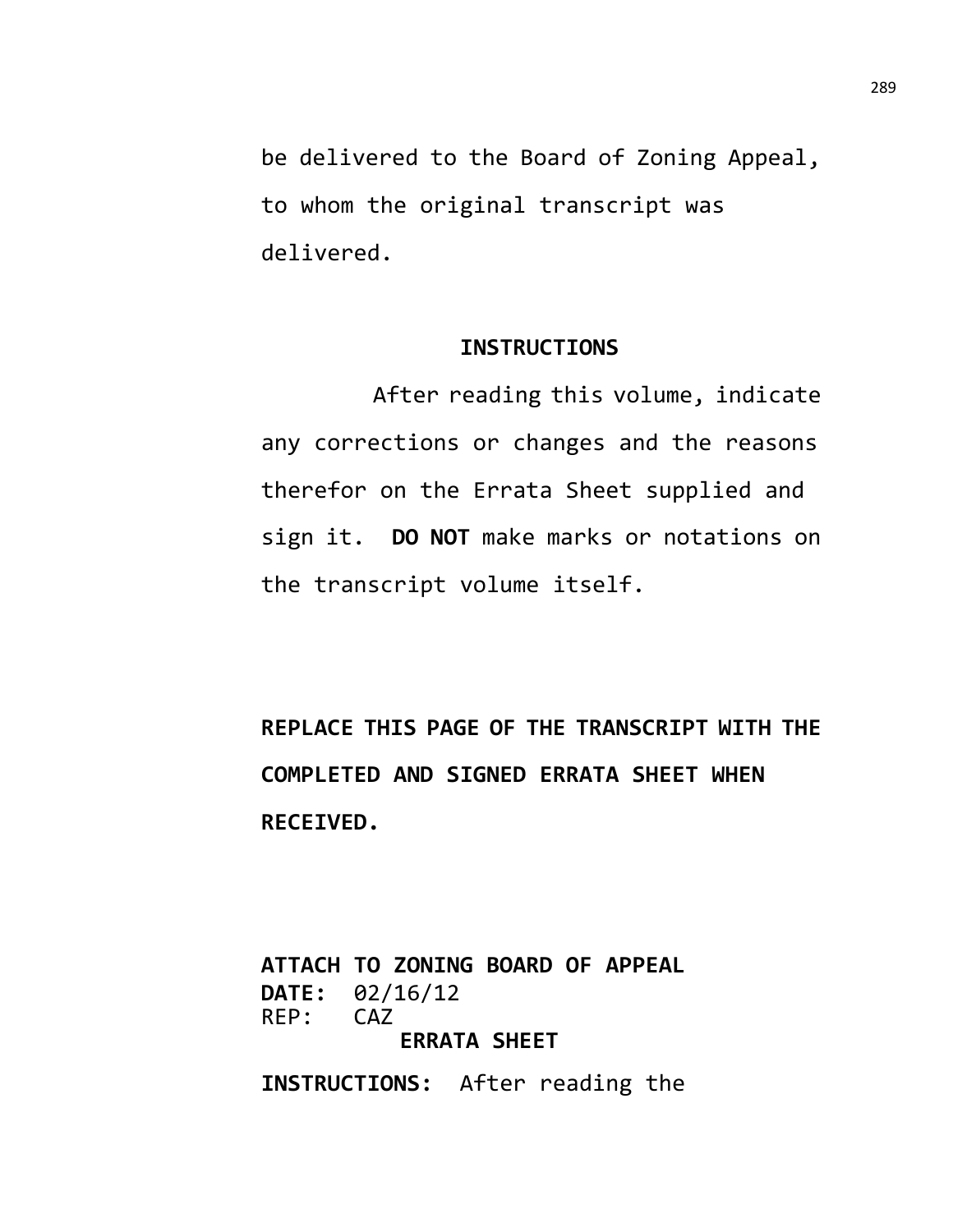be delivered to the Board of Zoning Appeal, to whom the original transcript was delivered.

**INSTRUCTIONS**

After reading this volume, indicate any corrections or changes and the reasons therefor on the Errata Sheet supplied and sign it. **DO NOT** make marks or notations on the transcript volume itself.

**REPLACE THIS PAGE OF THE TRANSCRIPT WITH THE COMPLETED AND SIGNED ERRATA SHEET WHEN RECEIVED.**

**ATTACH TO ZONING BOARD OF APPEAL**
**DATE:** 02/16/12
REP: CAZ

**ERRATA SHEET**

**INSTRUCTIONS:** After reading the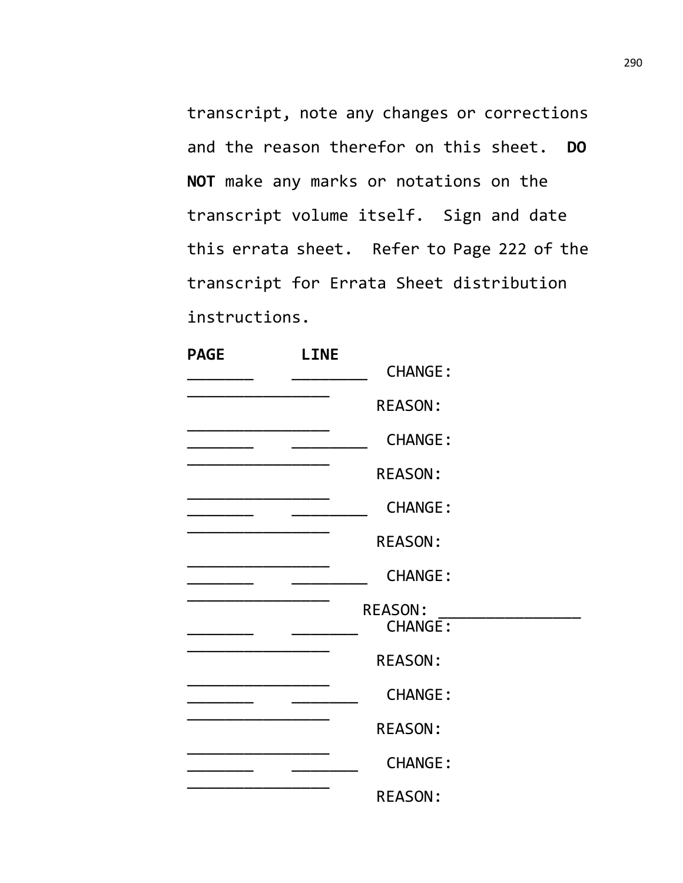transcript, note any changes or corrections and the reason therefor on this sheet. **DO NOT** make any marks or notations on the transcript volume itself. Sign and date this errata sheet. Refer to Page 222 of the transcript for Errata Sheet distribution instructions.

**PAGE** **LINE**

_______ ________ CHANGE: _______________

REASON: _______________

_______ ________ CHANGE: _______________

REASON: _______________

_______ ________ CHANGE: _______________

REASON: _______________

_______ ________ CHANGE: _______________

REASON: _______________

_______ _______ CHANGE: _______________

REASON: _______________

_______ _______ CHANGE: _______________

REASON: _______________

_______ _______ CHANGE: _______________

REASON: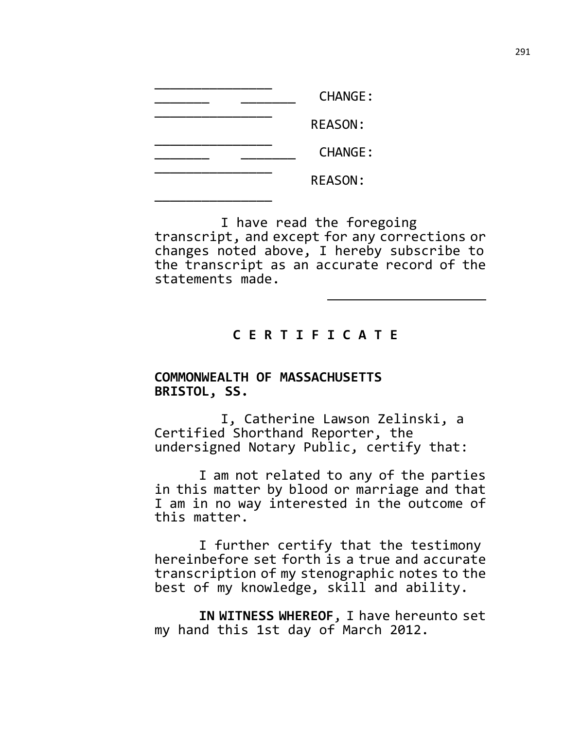_______________
_______ _______ CHANGE:
_______________
REASON:
_______________
_______ _______ CHANGE:
_______________
REASON:
_______________

I have read the foregoing transcript, and except for any corrections or changes noted above, I hereby subscribe to the transcript as an accurate record of the statements made.

_____________________

**C E R T I F I C A T E**

**COMMONWEALTH OF MASSACHUSETTS**
**BRISTOL, SS.**

I, Catherine Lawson Zelinski, a Certified Shorthand Reporter, the undersigned Notary Public, certify that:

I am not related to any of the parties in this matter by blood or marriage and that I am in no way interested in the outcome of this matter.

I further certify that the testimony hereinbefore set forth is a true and accurate transcription of my stenographic notes to the best of my knowledge, skill and ability.

**IN WITNESS WHEREOF**, I have hereunto set my hand this 1st day of March 2012.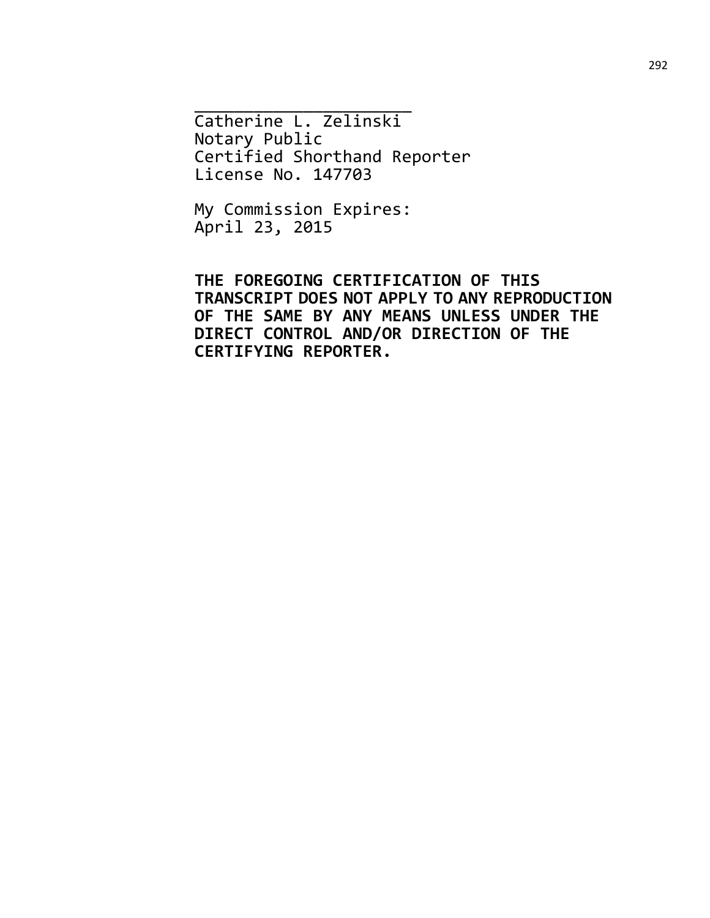\_\_\_\_\_\_\_\_\_\_\_\_\_\_\_\_\_\_\_\_\_\_\_

Catherine L. Zelinski
Notary Public
Certified Shorthand Reporter
License No. 147703

My Commission Expires:
April 23, 2015

**THE FOREGOING CERTIFICATION OF THIS TRANSCRIPT DOES NOT APPLY TO ANY REPRODUCTION OF THE SAME BY ANY MEANS UNLESS UNDER THE DIRECT CONTROL AND/OR DIRECTION OF THE CERTIFYING REPORTER.**